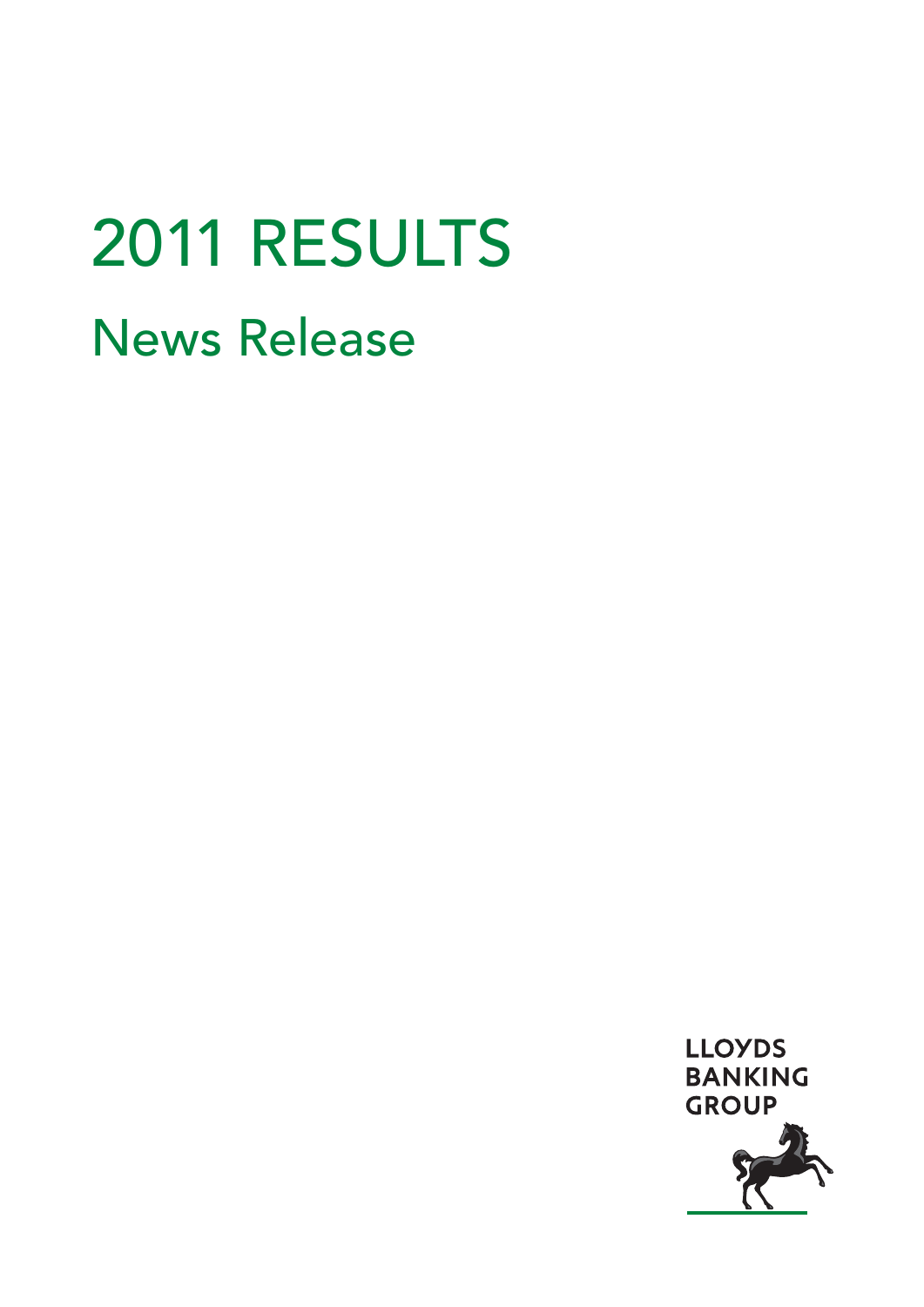# 2011 RESULTS

## News Release

LLOYDS BANKING GROUP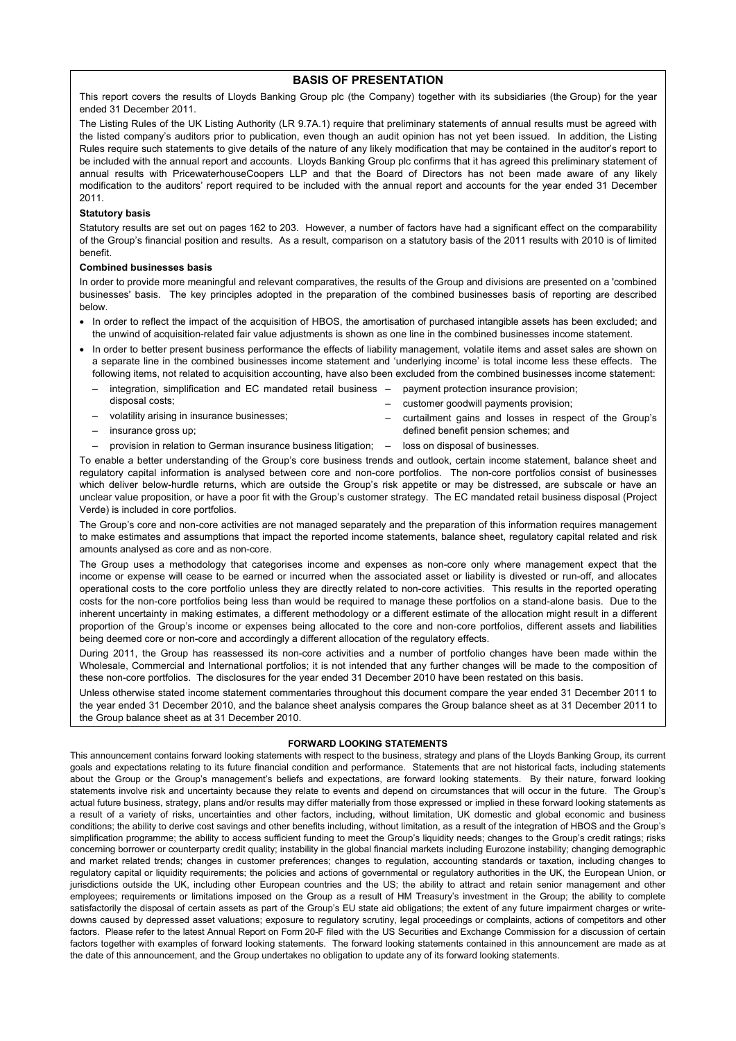## BASIS OF PRESENTATION

This report covers the results of Lloyds Banking Group plc (the Company) together with its subsidiaries (the Group) for the year ended 31 December 2011.

The Listing Rules of the UK Listing Authority (LR 9.7A.1) require that preliminary statements of annual results must be agreed with the listed company's auditors prior to publication, even though an audit opinion has not yet been issued. In addition, the Listing Rules require such statements to give details of the nature of any likely modification that may be contained in the auditor's report to be included with the annual report and accounts. Lloyds Banking Group plc confirms that it has agreed this preliminary statement of annual results with PricewaterhouseCoopers LLP and that the Board of Directors has not been made aware of any likely modification to the auditors' report required to be included with the annual report and accounts for the year ended 31 December 2011.

**Statutory basis**

Statutory results are set out on pages 162 to 203. However, a number of factors have had a significant effect on the comparability of the Group's financial position and results. As a result, comparison on a statutory basis of the 2011 results with 2010 is of limited benefit.

**Combined businesses basis**

In order to provide more meaningful and relevant comparatives, the results of the Group and divisions are presented on a 'combined businesses' basis. The key principles adopted in the preparation of the combined businesses basis of reporting are described below.

- In order to reflect the impact of the acquisition of HBOS, the amortisation of purchased intangible assets has been excluded; and the unwind of acquisition-related fair value adjustments is shown as one line in the combined businesses income statement.
- In order to better present business performance the effects of liability management, volatile items and asset sales are shown on a separate line in the combined businesses income statement and 'underlying income' is total income less these effects. The following items, not related to acquisition accounting, have also been excluded from the combined businesses income statement:
  - integration, simplification and EC mandated retail business disposal costs;
  - volatility arising in insurance businesses;
  - insurance gross up;
  - provision in relation to German insurance business litigation;
  - payment protection insurance provision;
  - customer goodwill payments provision;
  - curtailment gains and losses in respect of the Group's defined benefit pension schemes; and
  - loss on disposal of businesses.

To enable a better understanding of the Group's core business trends and outlook, certain income statement, balance sheet and regulatory capital information is analysed between core and non-core portfolios. The non-core portfolios consist of businesses which deliver below-hurdle returns, which are outside the Group's risk appetite or may be distressed, are subscale or have an unclear value proposition, or have a poor fit with the Group's customer strategy. The EC mandated retail business disposal (Project Verde) is included in core portfolios.

The Group's core and non-core activities are not managed separately and the preparation of this information requires management to make estimates and assumptions that impact the reported income statements, balance sheet, regulatory capital related and risk amounts analysed as core and as non-core.

The Group uses a methodology that categorises income and expenses as non-core only where management expect that the income or expense will cease to be earned or incurred when the associated asset or liability is divested or run-off, and allocates operational costs to the core portfolio unless they are directly related to non-core activities. This results in the reported operating costs for the non-core portfolios being less than would be required to manage these portfolios on a stand-alone basis. Due to the inherent uncertainty in making estimates, a different methodology or a different estimate of the allocation might result in a different proportion of the Group's income or expenses being allocated to the core and non-core portfolios, different assets and liabilities being deemed core or non-core and accordingly a different allocation of the regulatory effects.

During 2011, the Group has reassessed its non-core activities and a number of portfolio changes have been made within the Wholesale, Commercial and International portfolios; it is not intended that any further changes will be made to the composition of these non-core portfolios. The disclosures for the year ended 31 December 2010 have been restated on this basis.

Unless otherwise stated income statement commentaries throughout this document compare the year ended 31 December 2011 to the year ended 31 December 2010, and the balance sheet analysis compares the Group balance sheet as at 31 December 2011 to the Group balance sheet as at 31 December 2010.

### FORWARD LOOKING STATEMENTS

This announcement contains forward looking statements with respect to the business, strategy and plans of the Lloyds Banking Group, its current goals and expectations relating to its future financial condition and performance. Statements that are not historical facts, including statements about the Group or the Group's management's beliefs and expectations, are forward looking statements. By their nature, forward looking statements involve risk and uncertainty because they relate to events and depend on circumstances that will occur in the future. The Group's actual future business, strategy, plans and/or results may differ materially from those expressed or implied in these forward looking statements as a result of a variety of risks, uncertainties and other factors, including, without limitation, UK domestic and global economic and business conditions; the ability to derive cost savings and other benefits including, without limitation, as a result of the integration of HBOS and the Group's simplification programme; the ability to access sufficient funding to meet the Group's liquidity needs; changes to the Group's credit ratings; risks concerning borrower or counterparty credit quality; instability in the global financial markets including Eurozone instability; changing demographic and market related trends; changes in customer preferences; changes to regulation, accounting standards or taxation, including changes to regulatory capital or liquidity requirements; the policies and actions of governmental or regulatory authorities in the UK, the European Union, or jurisdictions outside the UK, including other European countries and the US; the ability to attract and retain senior management and other employees; requirements or limitations imposed on the Group as a result of HM Treasury's investment in the Group; the ability to complete satisfactorily the disposal of certain assets as part of the Group's EU state aid obligations; the extent of any future impairment charges or write-downs caused by depressed asset valuations; exposure to regulatory scrutiny, legal proceedings or complaints, actions of competitors and other factors. Please refer to the latest Annual Report on Form 20-F filed with the US Securities and Exchange Commission for a discussion of certain factors together with examples of forward looking statements. The forward looking statements contained in this announcement are made as at the date of this announcement, and the Group undertakes no obligation to update any of its forward looking statements.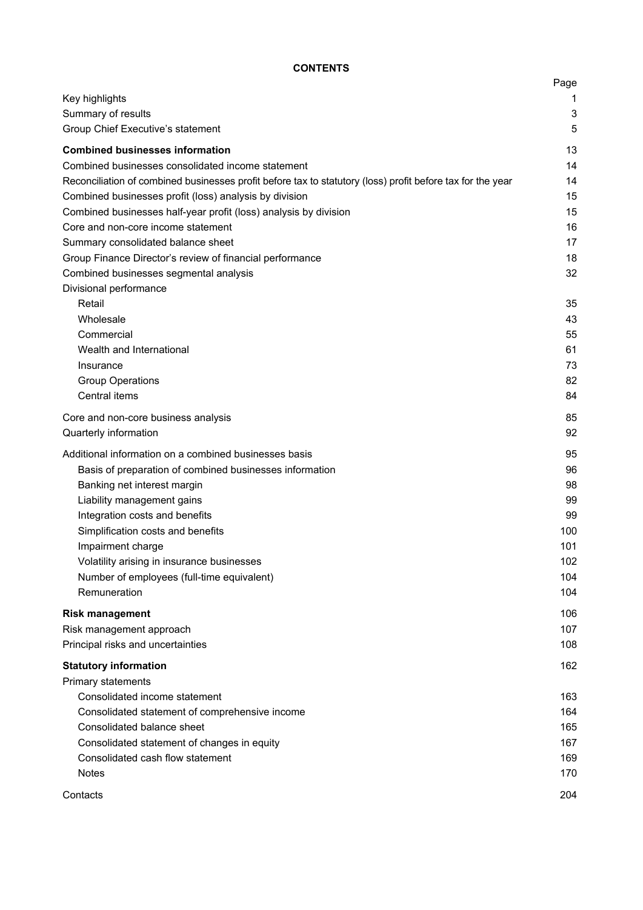# CONTENTS

| | Page |
|---|---|
| Key highlights | 1 |
| Summary of results | 3 |
| Group Chief Executive's statement | 5 |
| **Combined businesses information** | 13 |
| Combined businesses consolidated income statement | 14 |
| Reconciliation of combined businesses profit before tax to statutory (loss) profit before tax for the year | 14 |
| Combined businesses profit (loss) analysis by division | 15 |
| Combined businesses half-year profit (loss) analysis by division | 15 |
| Core and non-core income statement | 16 |
| Summary consolidated balance sheet | 17 |
| Group Finance Director's review of financial performance | 18 |
| Combined businesses segmental analysis | 32 |
| Divisional performance | |
| Retail | 35 |
| Wholesale | 43 |
| Commercial | 55 |
| Wealth and International | 61 |
| Insurance | 73 |
| Group Operations | 82 |
| Central items | 84 |
| Core and non-core business analysis | 85 |
| Quarterly information | 92 |
| Additional information on a combined businesses basis | 95 |
| Basis of preparation of combined businesses information | 96 |
| Banking net interest margin | 98 |
| Liability management gains | 99 |
| Integration costs and benefits | 99 |
| Simplification costs and benefits | 100 |
| Impairment charge | 101 |
| Volatility arising in insurance businesses | 102 |
| Number of employees (full-time equivalent) | 104 |
| Remuneration | 104 |
| **Risk management** | 106 |
| Risk management approach | 107 |
| Principal risks and uncertainties | 108 |
| **Statutory information** | 162 |
| Primary statements | |
| Consolidated income statement | 163 |
| Consolidated statement of comprehensive income | 164 |
| Consolidated balance sheet | 165 |
| Consolidated statement of changes in equity | 167 |
| Consolidated cash flow statement | 169 |
| Notes | 170 |
| Contacts | 204 |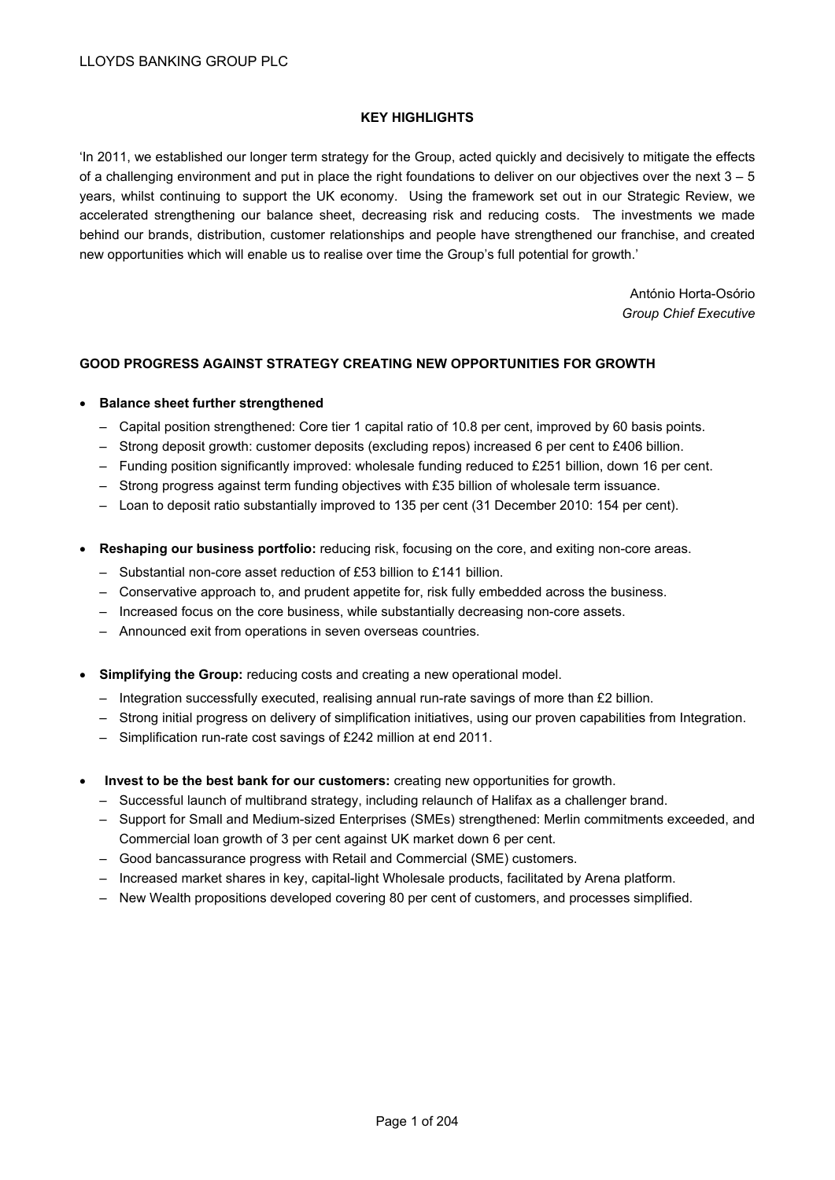## KEY HIGHLIGHTS

'In 2011, we established our longer term strategy for the Group, acted quickly and decisively to mitigate the effects of a challenging environment and put in place the right foundations to deliver on our objectives over the next 3 – 5 years, whilst continuing to support the UK economy. Using the framework set out in our Strategic Review, we accelerated strengthening our balance sheet, decreasing risk and reducing costs. The investments we made behind our brands, distribution, customer relationships and people have strengthened our franchise, and created new opportunities which will enable us to realise over time the Group's full potential for growth.'

António Horta-Osório
*Group Chief Executive*

### GOOD PROGRESS AGAINST STRATEGY CREATING NEW OPPORTUNITIES FOR GROWTH

- **Balance sheet further strengthened**
  - Capital position strengthened: Core tier 1 capital ratio of 10.8 per cent, improved by 60 basis points.
  - Strong deposit growth: customer deposits (excluding repos) increased 6 per cent to £406 billion.
  - Funding position significantly improved: wholesale funding reduced to £251 billion, down 16 per cent.
  - Strong progress against term funding objectives with £35 billion of wholesale term issuance.
  - Loan to deposit ratio substantially improved to 135 per cent (31 December 2010: 154 per cent).

- **Reshaping our business portfolio:** reducing risk, focusing on the core, and exiting non-core areas.
  - Substantial non-core asset reduction of £53 billion to £141 billion.
  - Conservative approach to, and prudent appetite for, risk fully embedded across the business.
  - Increased focus on the core business, while substantially decreasing non-core assets.
  - Announced exit from operations in seven overseas countries.

- **Simplifying the Group:** reducing costs and creating a new operational model.
  - Integration successfully executed, realising annual run-rate savings of more than £2 billion.
  - Strong initial progress on delivery of simplification initiatives, using our proven capabilities from Integration.
  - Simplification run-rate cost savings of £242 million at end 2011.

- **Invest to be the best bank for our customers:** creating new opportunities for growth.
  - Successful launch of multibrand strategy, including relaunch of Halifax as a challenger brand.
  - Support for Small and Medium-sized Enterprises (SMEs) strengthened: Merlin commitments exceeded, and Commercial loan growth of 3 per cent against UK market down 6 per cent.
  - Good bancassurance progress with Retail and Commercial (SME) customers.
  - Increased market shares in key, capital-light Wholesale products, facilitated by Arena platform.
  - New Wealth propositions developed covering 80 per cent of customers, and processes simplified.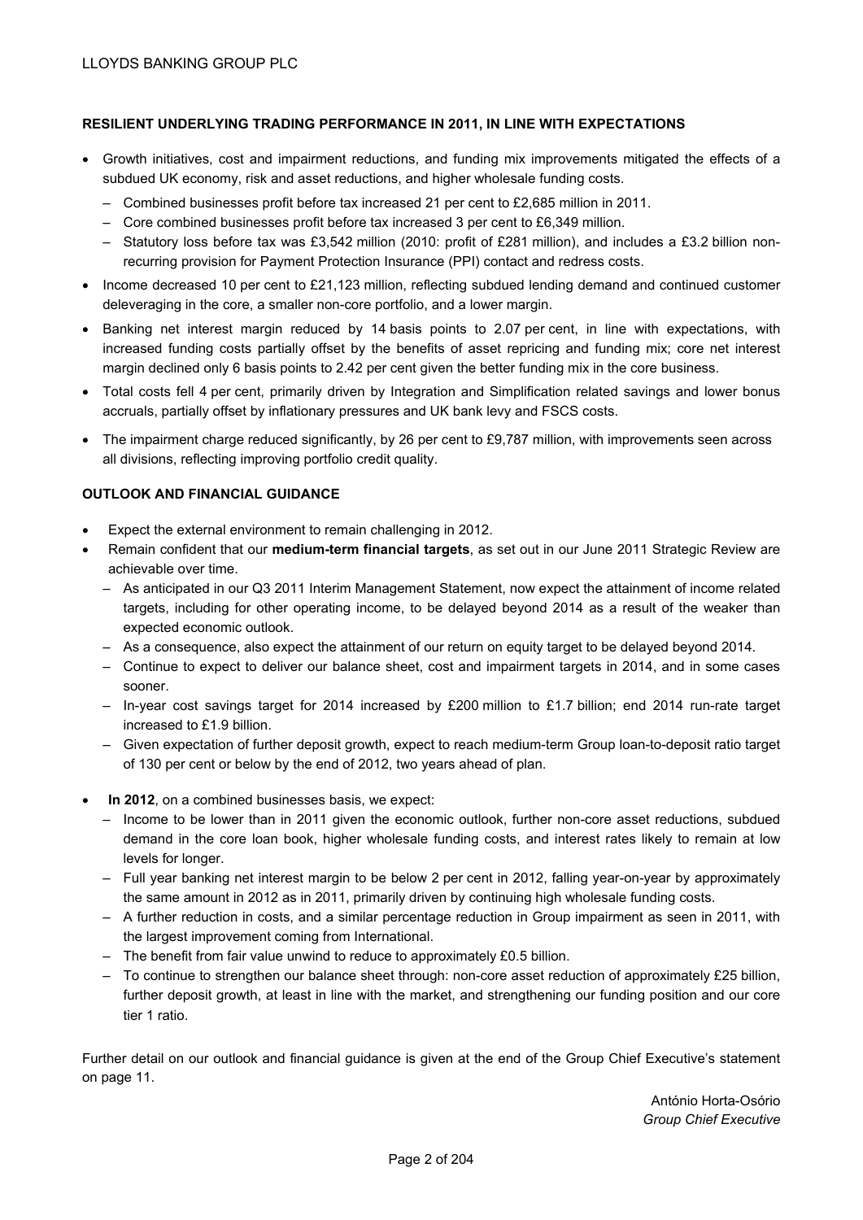## RESILIENT UNDERLYING TRADING PERFORMANCE IN 2011, IN LINE WITH EXPECTATIONS

- Growth initiatives, cost and impairment reductions, and funding mix improvements mitigated the effects of a subdued UK economy, risk and asset reductions, and higher wholesale funding costs.
  - Combined businesses profit before tax increased 21 per cent to £2,685 million in 2011.
  - Core combined businesses profit before tax increased 3 per cent to £6,349 million.
  - Statutory loss before tax was £3,542 million (2010: profit of £281 million), and includes a £3.2 billion non-recurring provision for Payment Protection Insurance (PPI) contact and redress costs.
- Income decreased 10 per cent to £21,123 million, reflecting subdued lending demand and continued customer deleveraging in the core, a smaller non-core portfolio, and a lower margin.
- Banking net interest margin reduced by 14 basis points to 2.07 per cent, in line with expectations, with increased funding costs partially offset by the benefits of asset repricing and funding mix; core net interest margin declined only 6 basis points to 2.42 per cent given the better funding mix in the core business.
- Total costs fell 4 per cent, primarily driven by Integration and Simplification related savings and lower bonus accruals, partially offset by inflationary pressures and UK bank levy and FSCS costs.
- The impairment charge reduced significantly, by 26 per cent to £9,787 million, with improvements seen across all divisions, reflecting improving portfolio credit quality.

## OUTLOOK AND FINANCIAL GUIDANCE

- Expect the external environment to remain challenging in 2012.
- Remain confident that our **medium-term financial targets**, as set out in our June 2011 Strategic Review are achievable over time.
  - As anticipated in our Q3 2011 Interim Management Statement, now expect the attainment of income related targets, including for other operating income, to be delayed beyond 2014 as a result of the weaker than expected economic outlook.
  - As a consequence, also expect the attainment of our return on equity target to be delayed beyond 2014.
  - Continue to expect to deliver our balance sheet, cost and impairment targets in 2014, and in some cases sooner.
  - In-year cost savings target for 2014 increased by £200 million to £1.7 billion; end 2014 run-rate target increased to £1.9 billion.
  - Given expectation of further deposit growth, expect to reach medium-term Group loan-to-deposit ratio target of 130 per cent or below by the end of 2012, two years ahead of plan.
- **In 2012**, on a combined businesses basis, we expect:
  - Income to be lower than in 2011 given the economic outlook, further non-core asset reductions, subdued demand in the core loan book, higher wholesale funding costs, and interest rates likely to remain at low levels for longer.
  - Full year banking net interest margin to be below 2 per cent in 2012, falling year-on-year by approximately the same amount in 2012 as in 2011, primarily driven by continuing high wholesale funding costs.
  - A further reduction in costs, and a similar percentage reduction in Group impairment as seen in 2011, with the largest improvement coming from International.
  - The benefit from fair value unwind to reduce to approximately £0.5 billion.
  - To continue to strengthen our balance sheet through: non-core asset reduction of approximately £25 billion, further deposit growth, at least in line with the market, and strengthening our funding position and our core tier 1 ratio.

Further detail on our outlook and financial guidance is given at the end of the Group Chief Executive's statement on page 11.

António Horta-Osório
*Group Chief Executive*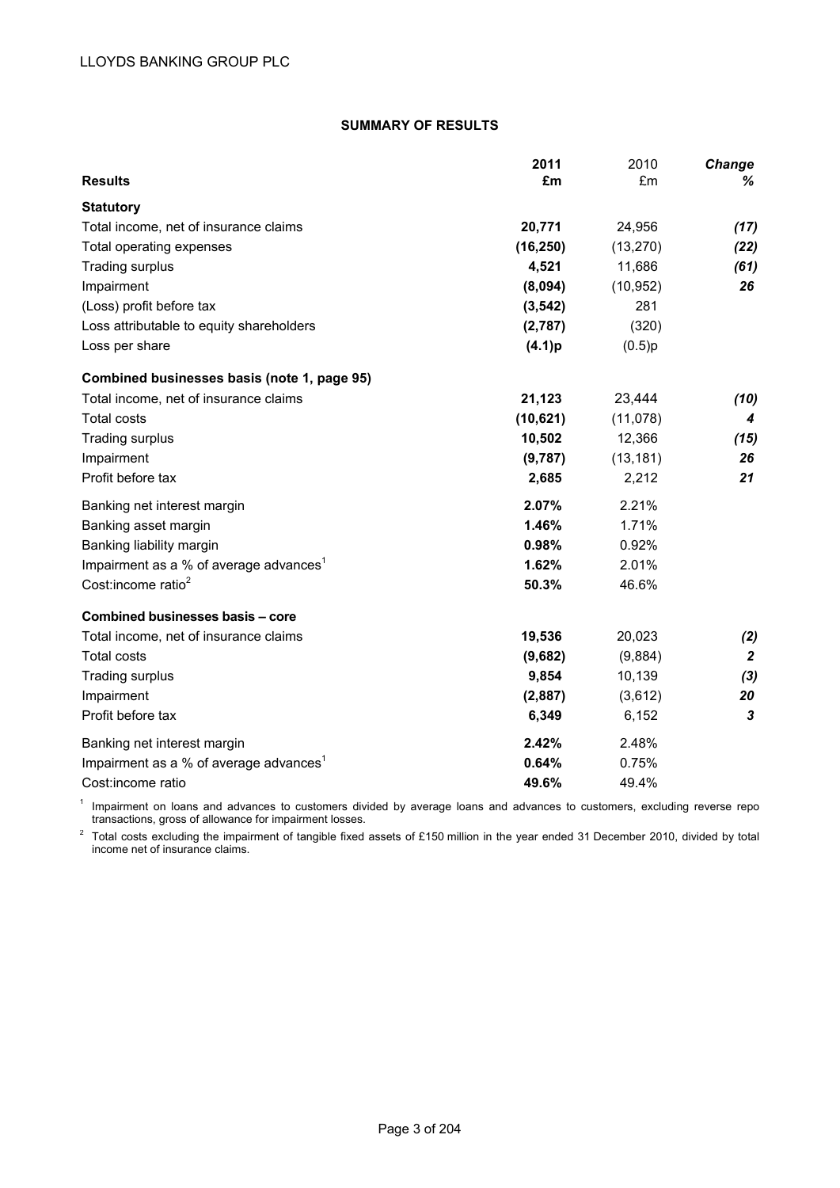## SUMMARY OF RESULTS

| Results | 2011 £m | 2010 £m | Change % |
|---|---|---|---|
| **Statutory** | | | |
| Total income, net of insurance claims | **20,771** | 24,956 | *(17)* |
| Total operating expenses | **(16,250)** | (13,270) | *(22)* |
| Trading surplus | **4,521** | 11,686 | *(61)* |
| Impairment | **(8,094)** | (10,952) | *26* |
| (Loss) profit before tax | **(3,542)** | 281 | |
| Loss attributable to equity shareholders | **(2,787)** | (320) | |
| Loss per share | **(4.1)p** | (0.5)p | |
| **Combined businesses basis (note 1, page 95)** | | | |
| Total income, net of insurance claims | **21,123** | 23,444 | *(10)* |
| Total costs | **(10,621)** | (11,078) | *4* |
| Trading surplus | **10,502** | 12,366 | *(15)* |
| Impairment | **(9,787)** | (13,181) | *26* |
| Profit before tax | **2,685** | 2,212 | *21* |
| Banking net interest margin | **2.07%** | 2.21% | |
| Banking asset margin | **1.46%** | 1.71% | |
| Banking liability margin | **0.98%** | 0.92% | |
| Impairment as a % of average advances[1] | **1.62%** | 2.01% | |
| Cost:income ratio[2] | **50.3%** | 46.6% | |
| **Combined businesses basis – core** | | | |
| Total income, net of insurance claims | **19,536** | 20,023 | *(2)* |
| Total costs | **(9,682)** | (9,884) | *2* |
| Trading surplus | **9,854** | 10,139 | *(3)* |
| Impairment | **(2,887)** | (3,612) | *20* |
| Profit before tax | **6,349** | 6,152 | *3* |
| Banking net interest margin | **2.42%** | 2.48% | |
| Impairment as a % of average advances[1] | **0.64%** | 0.75% | |
| Cost:income ratio | **49.6%** | 49.4% | |

[1] Impairment on loans and advances to customers divided by average loans and advances to customers, excluding reverse repo transactions, gross of allowance for impairment losses.

[2] Total costs excluding the impairment of tangible fixed assets of £150 million in the year ended 31 December 2010, divided by total income net of insurance claims.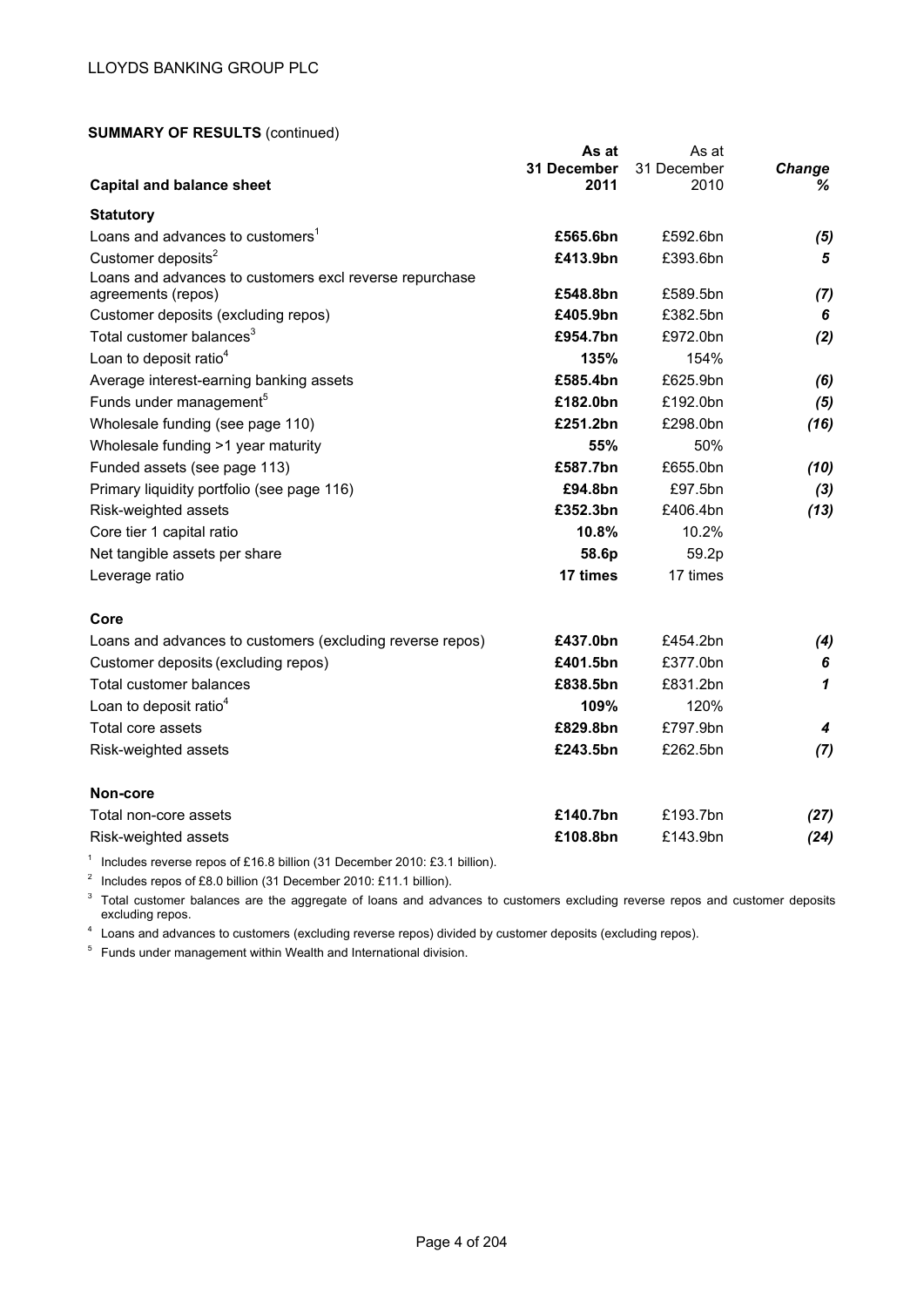**SUMMARY OF RESULTS** (continued)

| Capital and balance sheet | As at 31 December 2011 | As at 31 December 2010 | Change % |
|---|---|---|---|
| **Statutory** | | | |
| Loans and advances to customers[1] | **£565.6bn** | £592.6bn | *(5)* |
| Customer deposits[2] | **£413.9bn** | £393.6bn | *5* |
| Loans and advances to customers excl reverse repurchase agreements (repos) | **£548.8bn** | £589.5bn | *(7)* |
| Customer deposits (excluding repos) | **£405.9bn** | £382.5bn | *6* |
| Total customer balances[3] | **£954.7bn** | £972.0bn | *(2)* |
| Loan to deposit ratio[4] | **135%** | 154% | |
| Average interest-earning banking assets | **£585.4bn** | £625.9bn | *(6)* |
| Funds under management[5] | **£182.0bn** | £192.0bn | *(5)* |
| Wholesale funding (see page 110) | **£251.2bn** | £298.0bn | *(16)* |
| Wholesale funding >1 year maturity | **55%** | 50% | |
| Funded assets (see page 113) | **£587.7bn** | £655.0bn | *(10)* |
| Primary liquidity portfolio (see page 116) | **£94.8bn** | £97.5bn | *(3)* |
| Risk-weighted assets | **£352.3bn** | £406.4bn | *(13)* |
| Core tier 1 capital ratio | **10.8%** | 10.2% | |
| Net tangible assets per share | **58.6p** | 59.2p | |
| Leverage ratio | **17 times** | 17 times | |
| **Core** | | | |
| Loans and advances to customers (excluding reverse repos) | **£437.0bn** | £454.2bn | *(4)* |
| Customer deposits (excluding repos) | **£401.5bn** | £377.0bn | *6* |
| Total customer balances | **£838.5bn** | £831.2bn | *1* |
| Loan to deposit ratio[4] | **109%** | 120% | |
| Total core assets | **£829.8bn** | £797.9bn | *4* |
| Risk-weighted assets | **£243.5bn** | £262.5bn | *(7)* |
| **Non-core** | | | |
| Total non-core assets | **£140.7bn** | £193.7bn | *(27)* |
| Risk-weighted assets | **£108.8bn** | £143.9bn | *(24)* |

[1] Includes reverse repos of £16.8 billion (31 December 2010: £3.1 billion).

[2] Includes repos of £8.0 billion (31 December 2010: £11.1 billion).

[3] Total customer balances are the aggregate of loans and advances to customers excluding reverse repos and customer deposits excluding repos.

[4] Loans and advances to customers (excluding reverse repos) divided by customer deposits (excluding repos).

[5] Funds under management within Wealth and International division.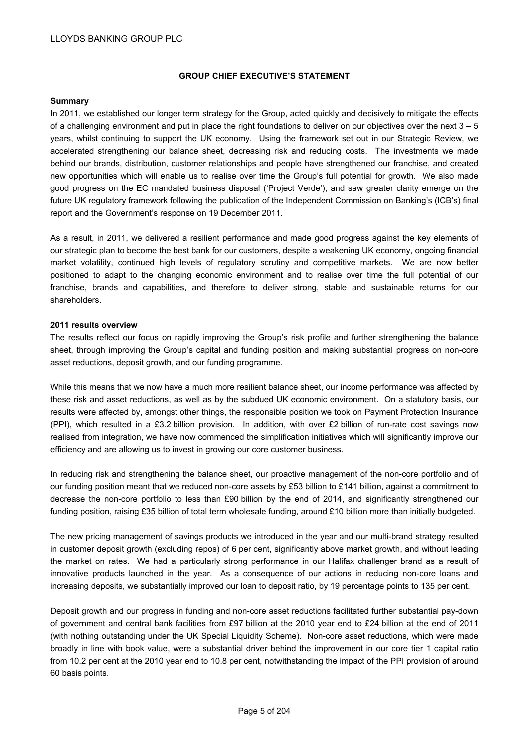## GROUP CHIEF EXECUTIVE'S STATEMENT

**Summary**

In 2011, we established our longer term strategy for the Group, acted quickly and decisively to mitigate the effects of a challenging environment and put in place the right foundations to deliver on our objectives over the next 3 – 5 years, whilst continuing to support the UK economy. Using the framework set out in our Strategic Review, we accelerated strengthening our balance sheet, decreasing risk and reducing costs. The investments we made behind our brands, distribution, customer relationships and people have strengthened our franchise, and created new opportunities which will enable us to realise over time the Group's full potential for growth. We also made good progress on the EC mandated business disposal ('Project Verde'), and saw greater clarity emerge on the future UK regulatory framework following the publication of the Independent Commission on Banking's (ICB's) final report and the Government's response on 19 December 2011.

As a result, in 2011, we delivered a resilient performance and made good progress against the key elements of our strategic plan to become the best bank for our customers, despite a weakening UK economy, ongoing financial market volatility, continued high levels of regulatory scrutiny and competitive markets. We are now better positioned to adapt to the changing economic environment and to realise over time the full potential of our franchise, brands and capabilities, and therefore to deliver strong, stable and sustainable returns for our shareholders.

**2011 results overview**

The results reflect our focus on rapidly improving the Group's risk profile and further strengthening the balance sheet, through improving the Group's capital and funding position and making substantial progress on non-core asset reductions, deposit growth, and our funding programme.

While this means that we now have a much more resilient balance sheet, our income performance was affected by these risk and asset reductions, as well as by the subdued UK economic environment. On a statutory basis, our results were affected by, amongst other things, the responsible position we took on Payment Protection Insurance (PPI), which resulted in a £3.2 billion provision. In addition, with over £2 billion of run-rate cost savings now realised from integration, we have now commenced the simplification initiatives which will significantly improve our efficiency and are allowing us to invest in growing our core customer business.

In reducing risk and strengthening the balance sheet, our proactive management of the non-core portfolio and of our funding position meant that we reduced non-core assets by £53 billion to £141 billion, against a commitment to decrease the non-core portfolio to less than £90 billion by the end of 2014, and significantly strengthened our funding position, raising £35 billion of total term wholesale funding, around £10 billion more than initially budgeted.

The new pricing management of savings products we introduced in the year and our multi-brand strategy resulted in customer deposit growth (excluding repos) of 6 per cent, significantly above market growth, and without leading the market on rates. We had a particularly strong performance in our Halifax challenger brand as a result of innovative products launched in the year. As a consequence of our actions in reducing non-core loans and increasing deposits, we substantially improved our loan to deposit ratio, by 19 percentage points to 135 per cent.

Deposit growth and our progress in funding and non-core asset reductions facilitated further substantial pay-down of government and central bank facilities from £97 billion at the 2010 year end to £24 billion at the end of 2011 (with nothing outstanding under the UK Special Liquidity Scheme). Non-core asset reductions, which were made broadly in line with book value, were a substantial driver behind the improvement in our core tier 1 capital ratio from 10.2 per cent at the 2010 year end to 10.8 per cent, notwithstanding the impact of the PPI provision of around 60 basis points.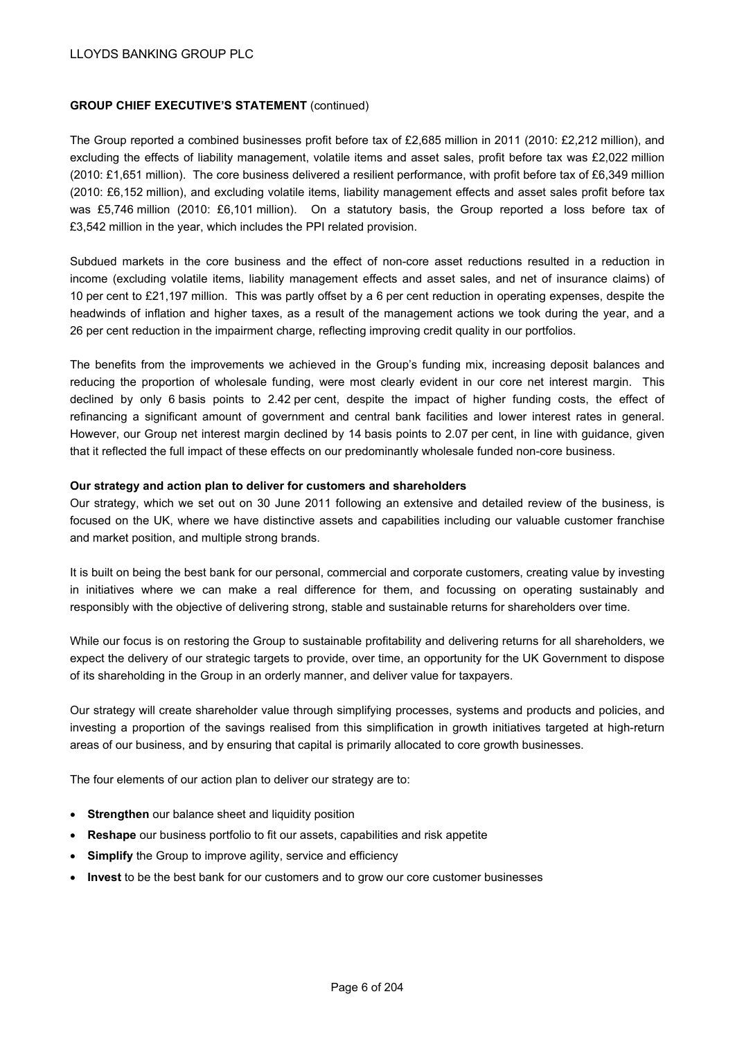**GROUP CHIEF EXECUTIVE'S STATEMENT** (continued)

The Group reported a combined businesses profit before tax of £2,685 million in 2011 (2010: £2,212 million), and excluding the effects of liability management, volatile items and asset sales, profit before tax was £2,022 million (2010: £1,651 million). The core business delivered a resilient performance, with profit before tax of £6,349 million (2010: £6,152 million), and excluding volatile items, liability management effects and asset sales profit before tax was £5,746 million (2010: £6,101 million). On a statutory basis, the Group reported a loss before tax of £3,542 million in the year, which includes the PPI related provision.

Subdued markets in the core business and the effect of non-core asset reductions resulted in a reduction in income (excluding volatile items, liability management effects and asset sales, and net of insurance claims) of 10 per cent to £21,197 million. This was partly offset by a 6 per cent reduction in operating expenses, despite the headwinds of inflation and higher taxes, as a result of the management actions we took during the year, and a 26 per cent reduction in the impairment charge, reflecting improving credit quality in our portfolios.

The benefits from the improvements we achieved in the Group's funding mix, increasing deposit balances and reducing the proportion of wholesale funding, were most clearly evident in our core net interest margin. This declined by only 6 basis points to 2.42 per cent, despite the impact of higher funding costs, the effect of refinancing a significant amount of government and central bank facilities and lower interest rates in general. However, our Group net interest margin declined by 14 basis points to 2.07 per cent, in line with guidance, given that it reflected the full impact of these effects on our predominantly wholesale funded non-core business.

**Our strategy and action plan to deliver for customers and shareholders**

Our strategy, which we set out on 30 June 2011 following an extensive and detailed review of the business, is focused on the UK, where we have distinctive assets and capabilities including our valuable customer franchise and market position, and multiple strong brands.

It is built on being the best bank for our personal, commercial and corporate customers, creating value by investing in initiatives where we can make a real difference for them, and focussing on operating sustainably and responsibly with the objective of delivering strong, stable and sustainable returns for shareholders over time.

While our focus is on restoring the Group to sustainable profitability and delivering returns for all shareholders, we expect the delivery of our strategic targets to provide, over time, an opportunity for the UK Government to dispose of its shareholding in the Group in an orderly manner, and deliver value for taxpayers.

Our strategy will create shareholder value through simplifying processes, systems and products and policies, and investing a proportion of the savings realised from this simplification in growth initiatives targeted at high-return areas of our business, and by ensuring that capital is primarily allocated to core growth businesses.

The four elements of our action plan to deliver our strategy are to:

- **Strengthen** our balance sheet and liquidity position
- **Reshape** our business portfolio to fit our assets, capabilities and risk appetite
- **Simplify** the Group to improve agility, service and efficiency
- **Invest** to be the best bank for our customers and to grow our core customer businesses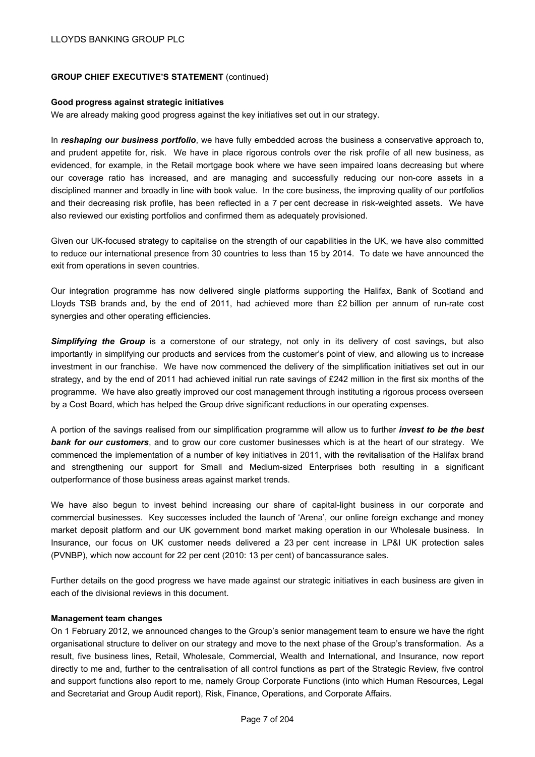**GROUP CHIEF EXECUTIVE'S STATEMENT** (continued)

**Good progress against strategic initiatives**

We are already making good progress against the key initiatives set out in our strategy.

In ***reshaping our business portfolio***, we have fully embedded across the business a conservative approach to, and prudent appetite for, risk. We have in place rigorous controls over the risk profile of all new business, as evidenced, for example, in the Retail mortgage book where we have seen impaired loans decreasing but where our coverage ratio has increased, and are managing and successfully reducing our non-core assets in a disciplined manner and broadly in line with book value. In the core business, the improving quality of our portfolios and their decreasing risk profile, has been reflected in a 7 per cent decrease in risk-weighted assets. We have also reviewed our existing portfolios and confirmed them as adequately provisioned.

Given our UK-focused strategy to capitalise on the strength of our capabilities in the UK, we have also committed to reduce our international presence from 30 countries to less than 15 by 2014. To date we have announced the exit from operations in seven countries.

Our integration programme has now delivered single platforms supporting the Halifax, Bank of Scotland and Lloyds TSB brands and, by the end of 2011, had achieved more than £2 billion per annum of run-rate cost synergies and other operating efficiencies.

***Simplifying the Group*** is a cornerstone of our strategy, not only in its delivery of cost savings, but also importantly in simplifying our products and services from the customer's point of view, and allowing us to increase investment in our franchise. We have now commenced the delivery of the simplification initiatives set out in our strategy, and by the end of 2011 had achieved initial run rate savings of £242 million in the first six months of the programme. We have also greatly improved our cost management through instituting a rigorous process overseen by a Cost Board, which has helped the Group drive significant reductions in our operating expenses.

A portion of the savings realised from our simplification programme will allow us to further ***invest to be the best bank for our customers***, and to grow our core customer businesses which is at the heart of our strategy. We commenced the implementation of a number of key initiatives in 2011, with the revitalisation of the Halifax brand and strengthening our support for Small and Medium-sized Enterprises both resulting in a significant outperformance of those business areas against market trends.

We have also begun to invest behind increasing our share of capital-light business in our corporate and commercial businesses. Key successes included the launch of 'Arena', our online foreign exchange and money market deposit platform and our UK government bond market making operation in our Wholesale business. In Insurance, our focus on UK customer needs delivered a 23 per cent increase in LP&I UK protection sales (PVNBP), which now account for 22 per cent (2010: 13 per cent) of bancassurance sales.

Further details on the good progress we have made against our strategic initiatives in each business are given in each of the divisional reviews in this document.

**Management team changes**

On 1 February 2012, we announced changes to the Group's senior management team to ensure we have the right organisational structure to deliver on our strategy and move to the next phase of the Group's transformation. As a result, five business lines, Retail, Wholesale, Commercial, Wealth and International, and Insurance, now report directly to me and, further to the centralisation of all control functions as part of the Strategic Review, five control and support functions also report to me, namely Group Corporate Functions (into which Human Resources, Legal and Secretariat and Group Audit report), Risk, Finance, Operations, and Corporate Affairs.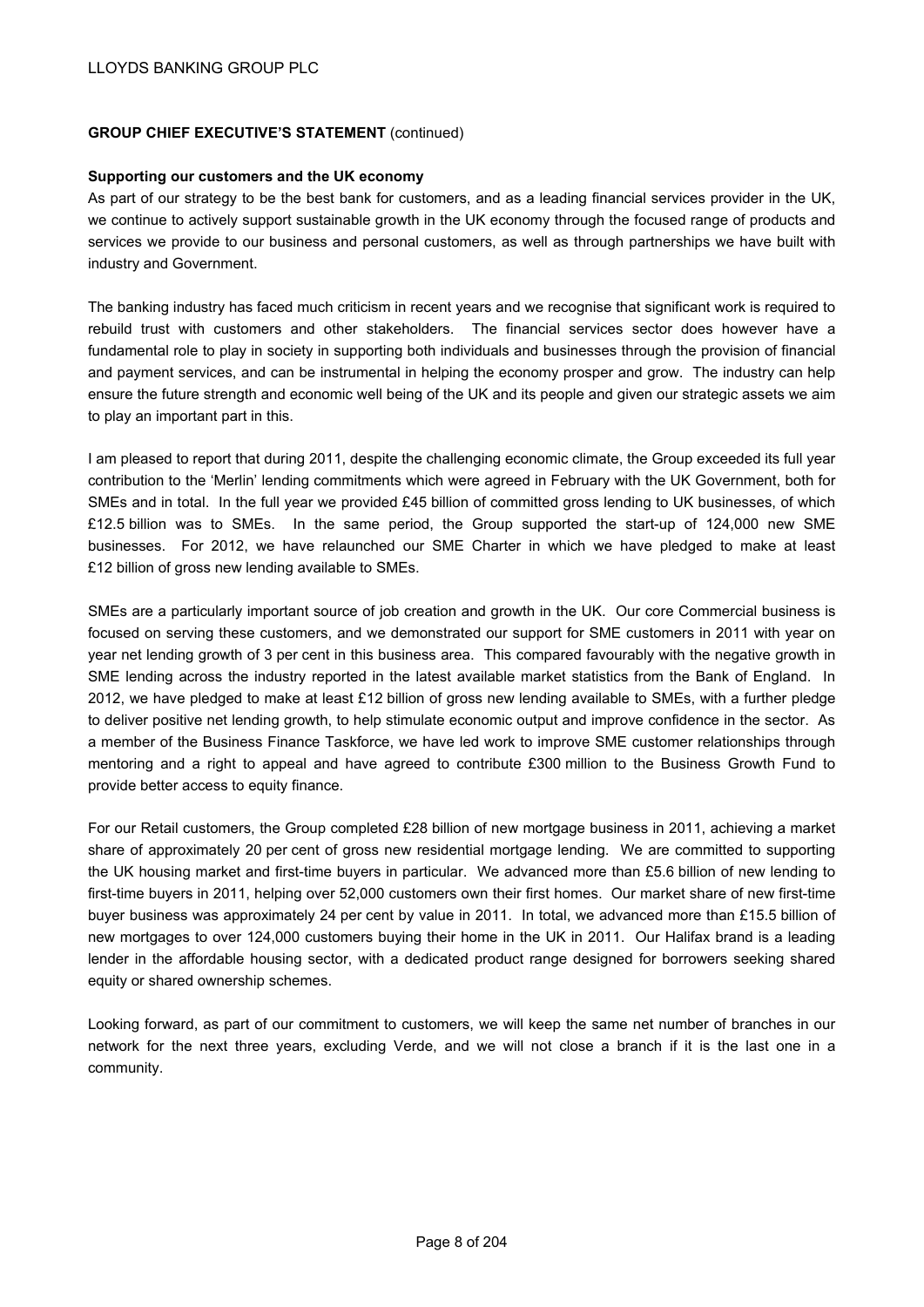**GROUP CHIEF EXECUTIVE'S STATEMENT** (continued)

**Supporting our customers and the UK economy**

As part of our strategy to be the best bank for customers, and as a leading financial services provider in the UK, we continue to actively support sustainable growth in the UK economy through the focused range of products and services we provide to our business and personal customers, as well as through partnerships we have built with industry and Government.

The banking industry has faced much criticism in recent years and we recognise that significant work is required to rebuild trust with customers and other stakeholders. The financial services sector does however have a fundamental role to play in society in supporting both individuals and businesses through the provision of financial and payment services, and can be instrumental in helping the economy prosper and grow. The industry can help ensure the future strength and economic well being of the UK and its people and given our strategic assets we aim to play an important part in this.

I am pleased to report that during 2011, despite the challenging economic climate, the Group exceeded its full year contribution to the 'Merlin' lending commitments which were agreed in February with the UK Government, both for SMEs and in total. In the full year we provided £45 billion of committed gross lending to UK businesses, of which £12.5 billion was to SMEs. In the same period, the Group supported the start-up of 124,000 new SME businesses. For 2012, we have relaunched our SME Charter in which we have pledged to make at least £12 billion of gross new lending available to SMEs.

SMEs are a particularly important source of job creation and growth in the UK. Our core Commercial business is focused on serving these customers, and we demonstrated our support for SME customers in 2011 with year on year net lending growth of 3 per cent in this business area. This compared favourably with the negative growth in SME lending across the industry reported in the latest available market statistics from the Bank of England. In 2012, we have pledged to make at least £12 billion of gross new lending available to SMEs, with a further pledge to deliver positive net lending growth, to help stimulate economic output and improve confidence in the sector. As a member of the Business Finance Taskforce, we have led work to improve SME customer relationships through mentoring and a right to appeal and have agreed to contribute £300 million to the Business Growth Fund to provide better access to equity finance.

For our Retail customers, the Group completed £28 billion of new mortgage business in 2011, achieving a market share of approximately 20 per cent of gross new residential mortgage lending. We are committed to supporting the UK housing market and first-time buyers in particular. We advanced more than £5.6 billion of new lending to first-time buyers in 2011, helping over 52,000 customers own their first homes. Our market share of new first-time buyer business was approximately 24 per cent by value in 2011. In total, we advanced more than £15.5 billion of new mortgages to over 124,000 customers buying their home in the UK in 2011. Our Halifax brand is a leading lender in the affordable housing sector, with a dedicated product range designed for borrowers seeking shared equity or shared ownership schemes.

Looking forward, as part of our commitment to customers, we will keep the same net number of branches in our network for the next three years, excluding Verde, and we will not close a branch if it is the last one in a community.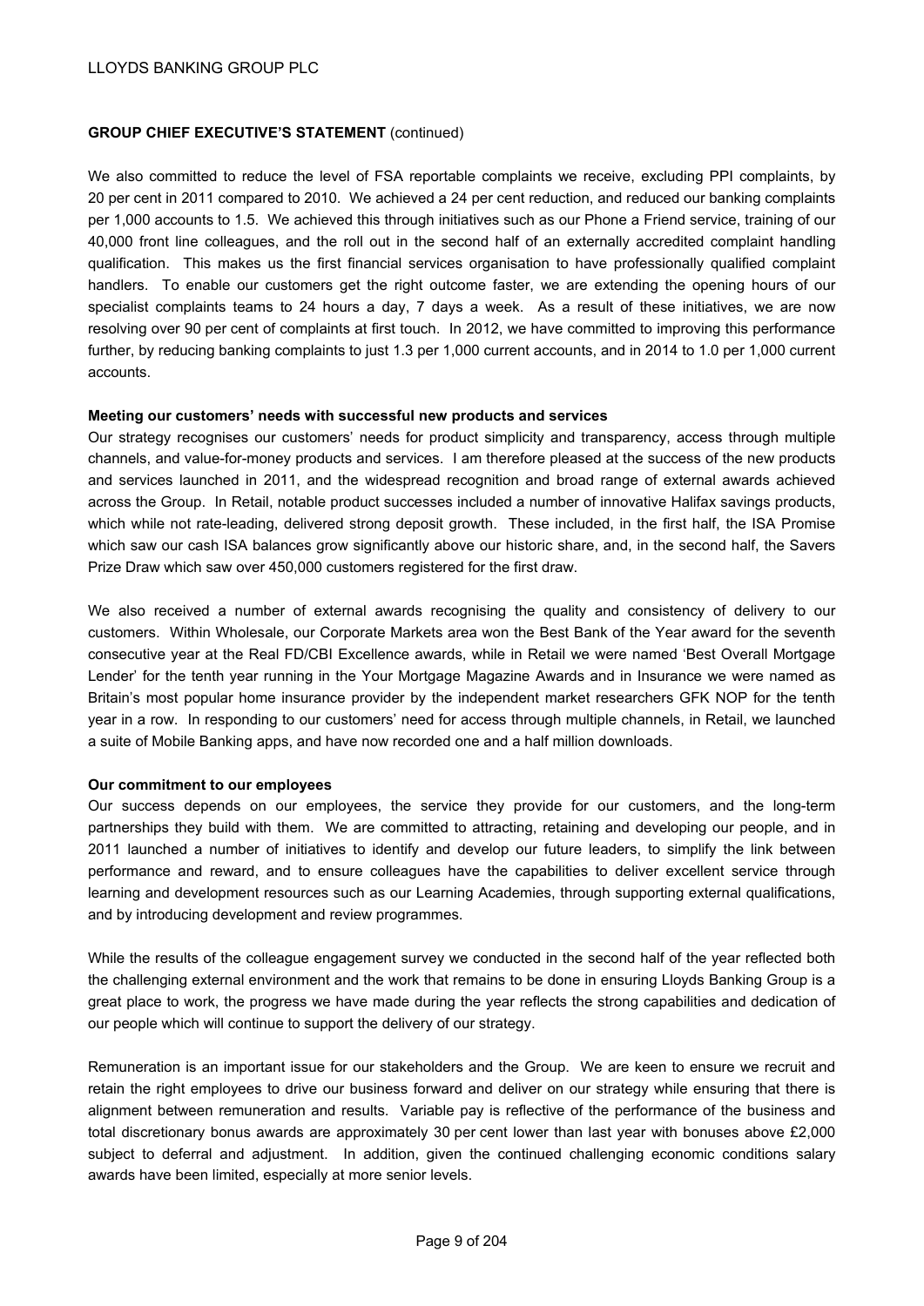## GROUP CHIEF EXECUTIVE'S STATEMENT (continued)

We also committed to reduce the level of FSA reportable complaints we receive, excluding PPI complaints, by 20 per cent in 2011 compared to 2010. We achieved a 24 per cent reduction, and reduced our banking complaints per 1,000 accounts to 1.5. We achieved this through initiatives such as our Phone a Friend service, training of our 40,000 front line colleagues, and the roll out in the second half of an externally accredited complaint handling qualification. This makes us the first financial services organisation to have professionally qualified complaint handlers. To enable our customers get the right outcome faster, we are extending the opening hours of our specialist complaints teams to 24 hours a day, 7 days a week. As a result of these initiatives, we are now resolving over 90 per cent of complaints at first touch. In 2012, we have committed to improving this performance further, by reducing banking complaints to just 1.3 per 1,000 current accounts, and in 2014 to 1.0 per 1,000 current accounts.

**Meeting our customers' needs with successful new products and services**

Our strategy recognises our customers' needs for product simplicity and transparency, access through multiple channels, and value-for-money products and services. I am therefore pleased at the success of the new products and services launched in 2011, and the widespread recognition and broad range of external awards achieved across the Group. In Retail, notable product successes included a number of innovative Halifax savings products, which while not rate-leading, delivered strong deposit growth. These included, in the first half, the ISA Promise which saw our cash ISA balances grow significantly above our historic share, and, in the second half, the Savers Prize Draw which saw over 450,000 customers registered for the first draw.

We also received a number of external awards recognising the quality and consistency of delivery to our customers. Within Wholesale, our Corporate Markets area won the Best Bank of the Year award for the seventh consecutive year at the Real FD/CBI Excellence awards, while in Retail we were named 'Best Overall Mortgage Lender' for the tenth year running in the Your Mortgage Magazine Awards and in Insurance we were named as Britain's most popular home insurance provider by the independent market researchers GFK NOP for the tenth year in a row. In responding to our customers' need for access through multiple channels, in Retail, we launched a suite of Mobile Banking apps, and have now recorded one and a half million downloads.

**Our commitment to our employees**

Our success depends on our employees, the service they provide for our customers, and the long-term partnerships they build with them. We are committed to attracting, retaining and developing our people, and in 2011 launched a number of initiatives to identify and develop our future leaders, to simplify the link between performance and reward, and to ensure colleagues have the capabilities to deliver excellent service through learning and development resources such as our Learning Academies, through supporting external qualifications, and by introducing development and review programmes.

While the results of the colleague engagement survey we conducted in the second half of the year reflected both the challenging external environment and the work that remains to be done in ensuring Lloyds Banking Group is a great place to work, the progress we have made during the year reflects the strong capabilities and dedication of our people which will continue to support the delivery of our strategy.

Remuneration is an important issue for our stakeholders and the Group. We are keen to ensure we recruit and retain the right employees to drive our business forward and deliver on our strategy while ensuring that there is alignment between remuneration and results. Variable pay is reflective of the performance of the business and total discretionary bonus awards are approximately 30 per cent lower than last year with bonuses above £2,000 subject to deferral and adjustment. In addition, given the continued challenging economic conditions salary awards have been limited, especially at more senior levels.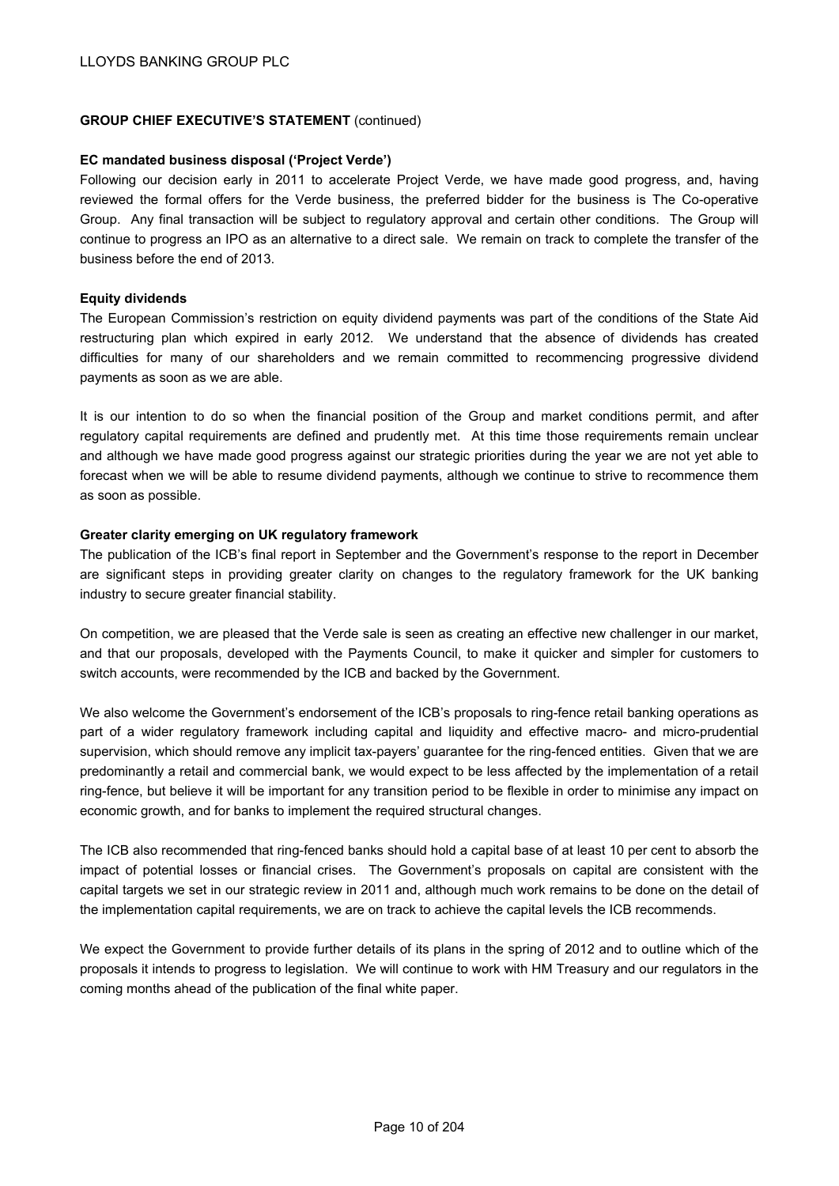## GROUP CHIEF EXECUTIVE'S STATEMENT (continued)

**EC mandated business disposal ('Project Verde')**

Following our decision early in 2011 to accelerate Project Verde, we have made good progress, and, having reviewed the formal offers for the Verde business, the preferred bidder for the business is The Co-operative Group. Any final transaction will be subject to regulatory approval and certain other conditions. The Group will continue to progress an IPO as an alternative to a direct sale. We remain on track to complete the transfer of the business before the end of 2013.

**Equity dividends**

The European Commission's restriction on equity dividend payments was part of the conditions of the State Aid restructuring plan which expired in early 2012. We understand that the absence of dividends has created difficulties for many of our shareholders and we remain committed to recommencing progressive dividend payments as soon as we are able.

It is our intention to do so when the financial position of the Group and market conditions permit, and after regulatory capital requirements are defined and prudently met. At this time those requirements remain unclear and although we have made good progress against our strategic priorities during the year we are not yet able to forecast when we will be able to resume dividend payments, although we continue to strive to recommence them as soon as possible.

**Greater clarity emerging on UK regulatory framework**

The publication of the ICB's final report in September and the Government's response to the report in December are significant steps in providing greater clarity on changes to the regulatory framework for the UK banking industry to secure greater financial stability.

On competition, we are pleased that the Verde sale is seen as creating an effective new challenger in our market, and that our proposals, developed with the Payments Council, to make it quicker and simpler for customers to switch accounts, were recommended by the ICB and backed by the Government.

We also welcome the Government's endorsement of the ICB's proposals to ring-fence retail banking operations as part of a wider regulatory framework including capital and liquidity and effective macro- and micro-prudential supervision, which should remove any implicit tax-payers' guarantee for the ring-fenced entities. Given that we are predominantly a retail and commercial bank, we would expect to be less affected by the implementation of a retail ring-fence, but believe it will be important for any transition period to be flexible in order to minimise any impact on economic growth, and for banks to implement the required structural changes.

The ICB also recommended that ring-fenced banks should hold a capital base of at least 10 per cent to absorb the impact of potential losses or financial crises. The Government's proposals on capital are consistent with the capital targets we set in our strategic review in 2011 and, although much work remains to be done on the detail of the implementation capital requirements, we are on track to achieve the capital levels the ICB recommends.

We expect the Government to provide further details of its plans in the spring of 2012 and to outline which of the proposals it intends to progress to legislation. We will continue to work with HM Treasury and our regulators in the coming months ahead of the publication of the final white paper.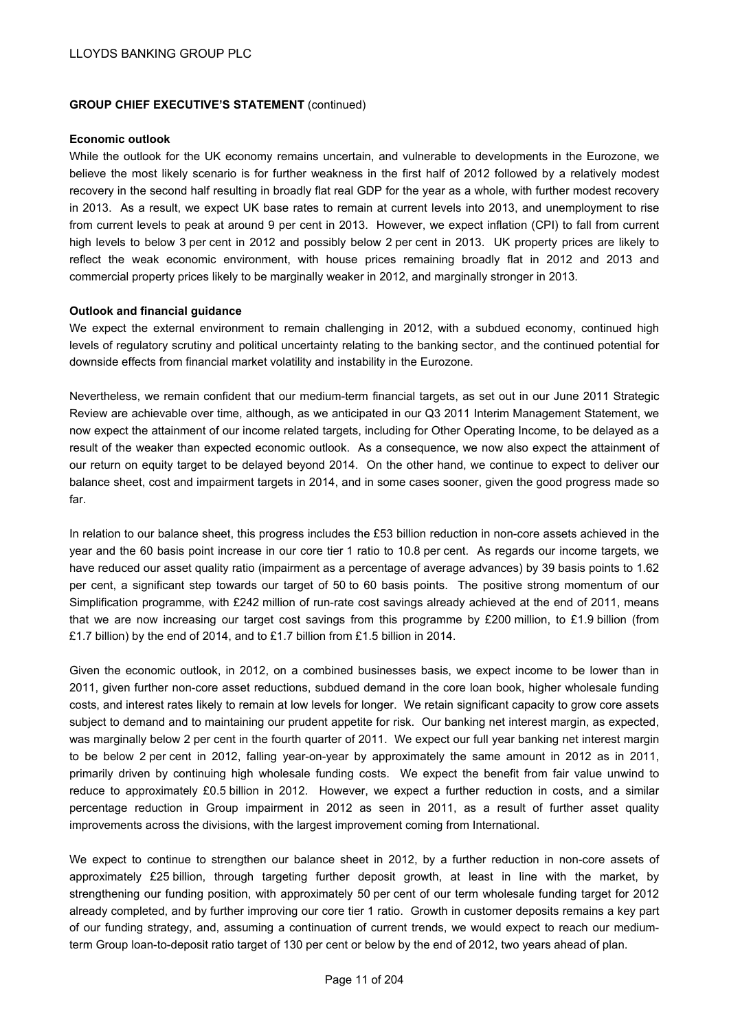**GROUP CHIEF EXECUTIVE'S STATEMENT** (continued)

**Economic outlook**

While the outlook for the UK economy remains uncertain, and vulnerable to developments in the Eurozone, we believe the most likely scenario is for further weakness in the first half of 2012 followed by a relatively modest recovery in the second half resulting in broadly flat real GDP for the year as a whole, with further modest recovery in 2013. As a result, we expect UK base rates to remain at current levels into 2013, and unemployment to rise from current levels to peak at around 9 per cent in 2013. However, we expect inflation (CPI) to fall from current high levels to below 3 per cent in 2012 and possibly below 2 per cent in 2013. UK property prices are likely to reflect the weak economic environment, with house prices remaining broadly flat in 2012 and 2013 and commercial property prices likely to be marginally weaker in 2012, and marginally stronger in 2013.

**Outlook and financial guidance**

We expect the external environment to remain challenging in 2012, with a subdued economy, continued high levels of regulatory scrutiny and political uncertainty relating to the banking sector, and the continued potential for downside effects from financial market volatility and instability in the Eurozone.

Nevertheless, we remain confident that our medium-term financial targets, as set out in our June 2011 Strategic Review are achievable over time, although, as we anticipated in our Q3 2011 Interim Management Statement, we now expect the attainment of our income related targets, including for Other Operating Income, to be delayed as a result of the weaker than expected economic outlook. As a consequence, we now also expect the attainment of our return on equity target to be delayed beyond 2014. On the other hand, we continue to expect to deliver our balance sheet, cost and impairment targets in 2014, and in some cases sooner, given the good progress made so far.

In relation to our balance sheet, this progress includes the £53 billion reduction in non-core assets achieved in the year and the 60 basis point increase in our core tier 1 ratio to 10.8 per cent. As regards our income targets, we have reduced our asset quality ratio (impairment as a percentage of average advances) by 39 basis points to 1.62 per cent, a significant step towards our target of 50 to 60 basis points. The positive strong momentum of our Simplification programme, with £242 million of run-rate cost savings already achieved at the end of 2011, means that we are now increasing our target cost savings from this programme by £200 million, to £1.9 billion (from £1.7 billion) by the end of 2014, and to £1.7 billion from £1.5 billion in 2014.

Given the economic outlook, in 2012, on a combined businesses basis, we expect income to be lower than in 2011, given further non-core asset reductions, subdued demand in the core loan book, higher wholesale funding costs, and interest rates likely to remain at low levels for longer. We retain significant capacity to grow core assets subject to demand and to maintaining our prudent appetite for risk. Our banking net interest margin, as expected, was marginally below 2 per cent in the fourth quarter of 2011. We expect our full year banking net interest margin to be below 2 per cent in 2012, falling year-on-year by approximately the same amount in 2012 as in 2011, primarily driven by continuing high wholesale funding costs. We expect the benefit from fair value unwind to reduce to approximately £0.5 billion in 2012. However, we expect a further reduction in costs, and a similar percentage reduction in Group impairment in 2012 as seen in 2011, as a result of further asset quality improvements across the divisions, with the largest improvement coming from International.

We expect to continue to strengthen our balance sheet in 2012, by a further reduction in non-core assets of approximately £25 billion, through targeting further deposit growth, at least in line with the market, by strengthening our funding position, with approximately 50 per cent of our term wholesale funding target for 2012 already completed, and by further improving our core tier 1 ratio. Growth in customer deposits remains a key part of our funding strategy, and, assuming a continuation of current trends, we would expect to reach our medium-term Group loan-to-deposit ratio target of 130 per cent or below by the end of 2012, two years ahead of plan.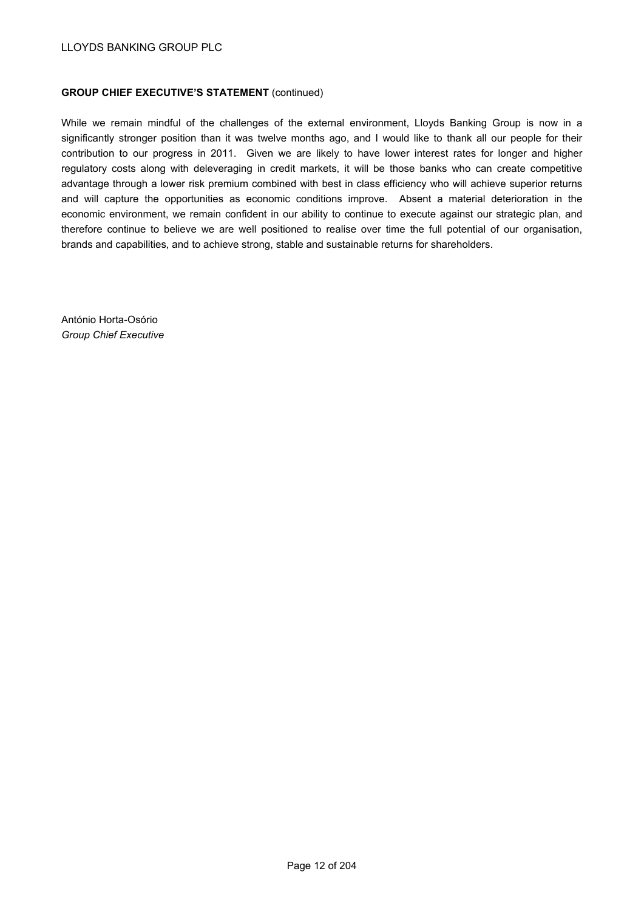**GROUP CHIEF EXECUTIVE'S STATEMENT** (continued)

While we remain mindful of the challenges of the external environment, Lloyds Banking Group is now in a significantly stronger position than it was twelve months ago, and I would like to thank all our people for their contribution to our progress in 2011. Given we are likely to have lower interest rates for longer and higher regulatory costs along with deleveraging in credit markets, it will be those banks who can create competitive advantage through a lower risk premium combined with best in class efficiency who will achieve superior returns and will capture the opportunities as economic conditions improve. Absent a material deterioration in the economic environment, we remain confident in our ability to continue to execute against our strategic plan, and therefore continue to believe we are well positioned to realise over time the full potential of our organisation, brands and capabilities, and to achieve strong, stable and sustainable returns for shareholders.

António Horta-Osório
*Group Chief Executive*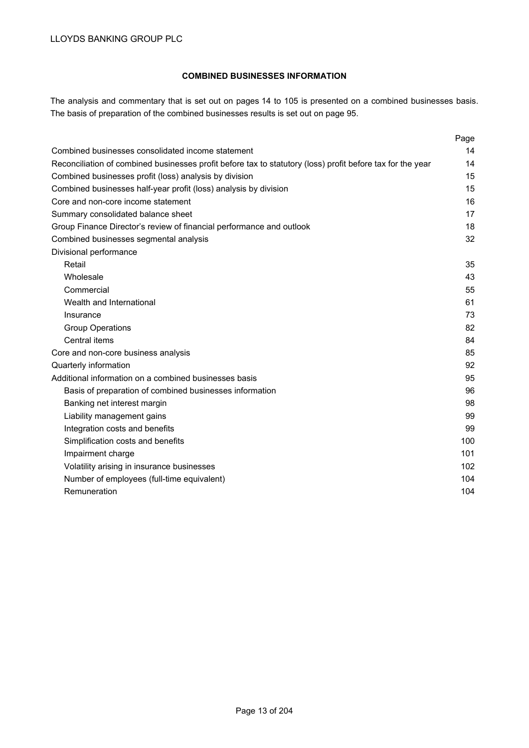## COMBINED BUSINESSES INFORMATION

The analysis and commentary that is set out on pages 14 to 105 is presented on a combined businesses basis. The basis of preparation of the combined businesses results is set out on page 95.

| | Page |
|---|---|
| Combined businesses consolidated income statement | 14 |
| Reconciliation of combined businesses profit before tax to statutory (loss) profit before tax for the year | 14 |
| Combined businesses profit (loss) analysis by division | 15 |
| Combined businesses half-year profit (loss) analysis by division | 15 |
| Core and non-core income statement | 16 |
| Summary consolidated balance sheet | 17 |
| Group Finance Director's review of financial performance and outlook | 18 |
| Combined businesses segmental analysis | 32 |
| Divisional performance | |
| Retail | 35 |
| Wholesale | 43 |
| Commercial | 55 |
| Wealth and International | 61 |
| Insurance | 73 |
| Group Operations | 82 |
| Central items | 84 |
| Core and non-core business analysis | 85 |
| Quarterly information | 92 |
| Additional information on a combined businesses basis | 95 |
| Basis of preparation of combined businesses information | 96 |
| Banking net interest margin | 98 |
| Liability management gains | 99 |
| Integration costs and benefits | 99 |
| Simplification costs and benefits | 100 |
| Impairment charge | 101 |
| Volatility arising in insurance businesses | 102 |
| Number of employees (full-time equivalent) | 104 |
| Remuneration | 104 |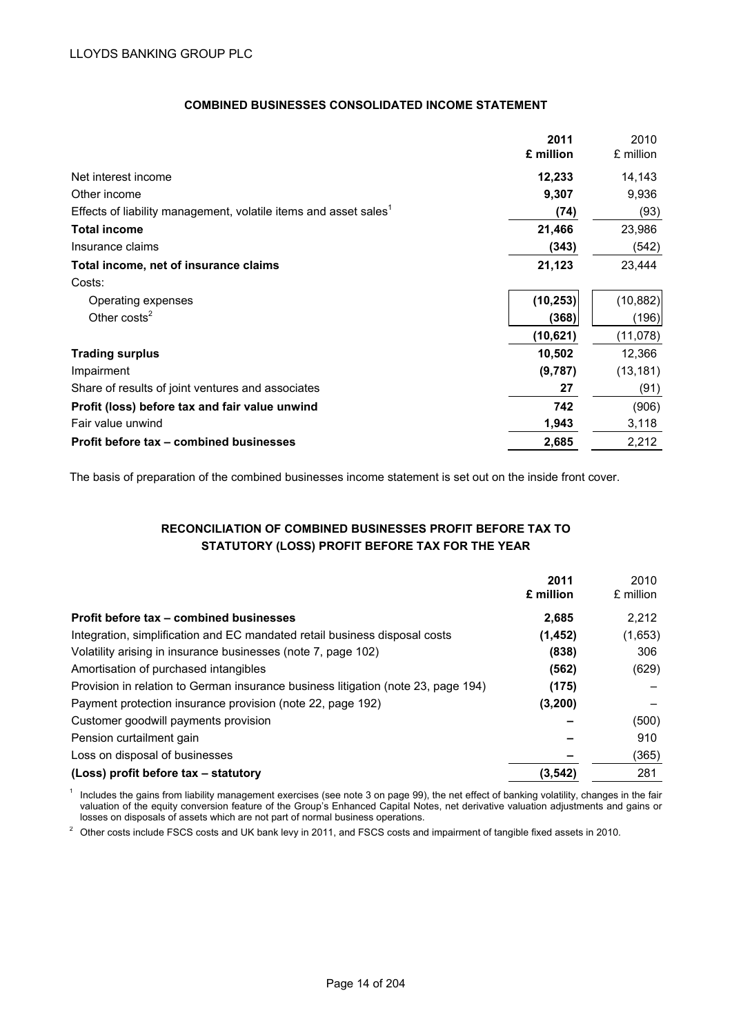LLOYDS BANKING GROUP PLC

## COMBINED BUSINESSES CONSOLIDATED INCOME STATEMENT

| | 2011 £ million | 2010 £ million |
|---|---|---|
| Net interest income | **12,233** | 14,143 |
| Other income | **9,307** | 9,936 |
| Effects of liability management, volatile items and asset sales[1] | **(74)** | (93) |
| **Total income** | **21,466** | 23,986 |
| Insurance claims | **(343)** | (542) |
| **Total income, net of insurance claims** | **21,123** | 23,444 |
| Costs: | | |
| Operating expenses | **(10,253)** | (10,882) |
| Other costs[2] | **(368)** | (196) |
| | **(10,621)** | (11,078) |
| **Trading surplus** | **10,502** | 12,366 |
| Impairment | **(9,787)** | (13,181) |
| Share of results of joint ventures and associates | **27** | (91) |
| **Profit (loss) before tax and fair value unwind** | **742** | (906) |
| Fair value unwind | **1,943** | 3,118 |
| **Profit before tax – combined businesses** | **2,685** | 2,212 |

The basis of preparation of the combined businesses income statement is set out on the inside front cover.

## RECONCILIATION OF COMBINED BUSINESSES PROFIT BEFORE TAX TO STATUTORY (LOSS) PROFIT BEFORE TAX FOR THE YEAR

| | 2011 £ million | 2010 £ million |
|---|---|---|
| **Profit before tax – combined businesses** | **2,685** | 2,212 |
| Integration, simplification and EC mandated retail business disposal costs | **(1,452)** | (1,653) |
| Volatility arising in insurance businesses (note 7, page 102) | **(838)** | 306 |
| Amortisation of purchased intangibles | **(562)** | (629) |
| Provision in relation to German insurance business litigation (note 23, page 194) | **(175)** | – |
| Payment protection insurance provision (note 22, page 192) | **(3,200)** | – |
| Customer goodwill payments provision | **–** | (500) |
| Pension curtailment gain | **–** | 910 |
| Loss on disposal of businesses | **–** | (365) |
| **(Loss) profit before tax – statutory** | **(3,542)** | 281 |

[1] Includes the gains from liability management exercises (see note 3 on page 99), the net effect of banking volatility, changes in the fair valuation of the equity conversion feature of the Group's Enhanced Capital Notes, net derivative valuation adjustments and gains or losses on disposals of assets which are not part of normal business operations.

[2] Other costs include FSCS costs and UK bank levy in 2011, and FSCS costs and impairment of tangible fixed assets in 2010.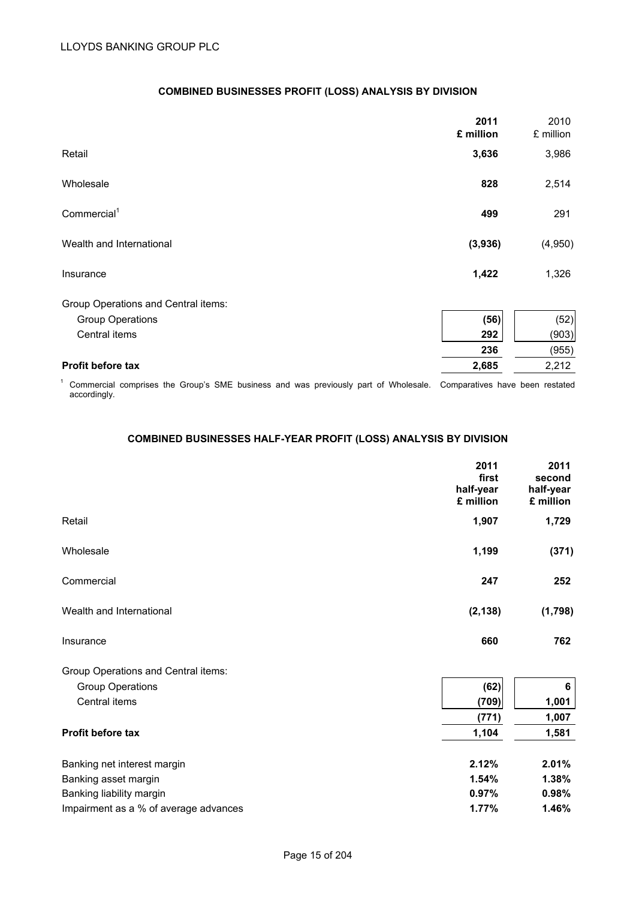## COMBINED BUSINESSES PROFIT (LOSS) ANALYSIS BY DIVISION

| | 2011 £ million | 2010 £ million |
|---|---|---|
| Retail | **3,636** | 3,986 |
| Wholesale | **828** | 2,514 |
| Commercial[1] | **499** | 291 |
| Wealth and International | **(3,936)** | (4,950) |
| Insurance | **1,422** | 1,326 |
| Group Operations and Central items: | | |
| Group Operations | **(56)** | (52) |
| Central items | **292** | (903) |
| | **236** | (955) |
| **Profit before tax** | **2,685** | 2,212 |

[1] Commercial comprises the Group's SME business and was previously part of Wholesale. Comparatives have been restated accordingly.

## COMBINED BUSINESSES HALF-YEAR PROFIT (LOSS) ANALYSIS BY DIVISION

| | 2011 first half-year £ million | 2011 second half-year £ million |
|---|---|---|
| Retail | **1,907** | **1,729** |
| Wholesale | **1,199** | **(371)** |
| Commercial | **247** | **252** |
| Wealth and International | **(2,138)** | **(1,798)** |
| Insurance | **660** | **762** |
| Group Operations and Central items: | | |
| Group Operations | **(62)** | **6** |
| Central items | **(709)** | **1,001** |
| | **(771)** | **1,007** |
| **Profit before tax** | **1,104** | **1,581** |
| Banking net interest margin | **2.12%** | **2.01%** |
| Banking asset margin | **1.54%** | **1.38%** |
| Banking liability margin | **0.97%** | **0.98%** |
| Impairment as a % of average advances | **1.77%** | **1.46%** |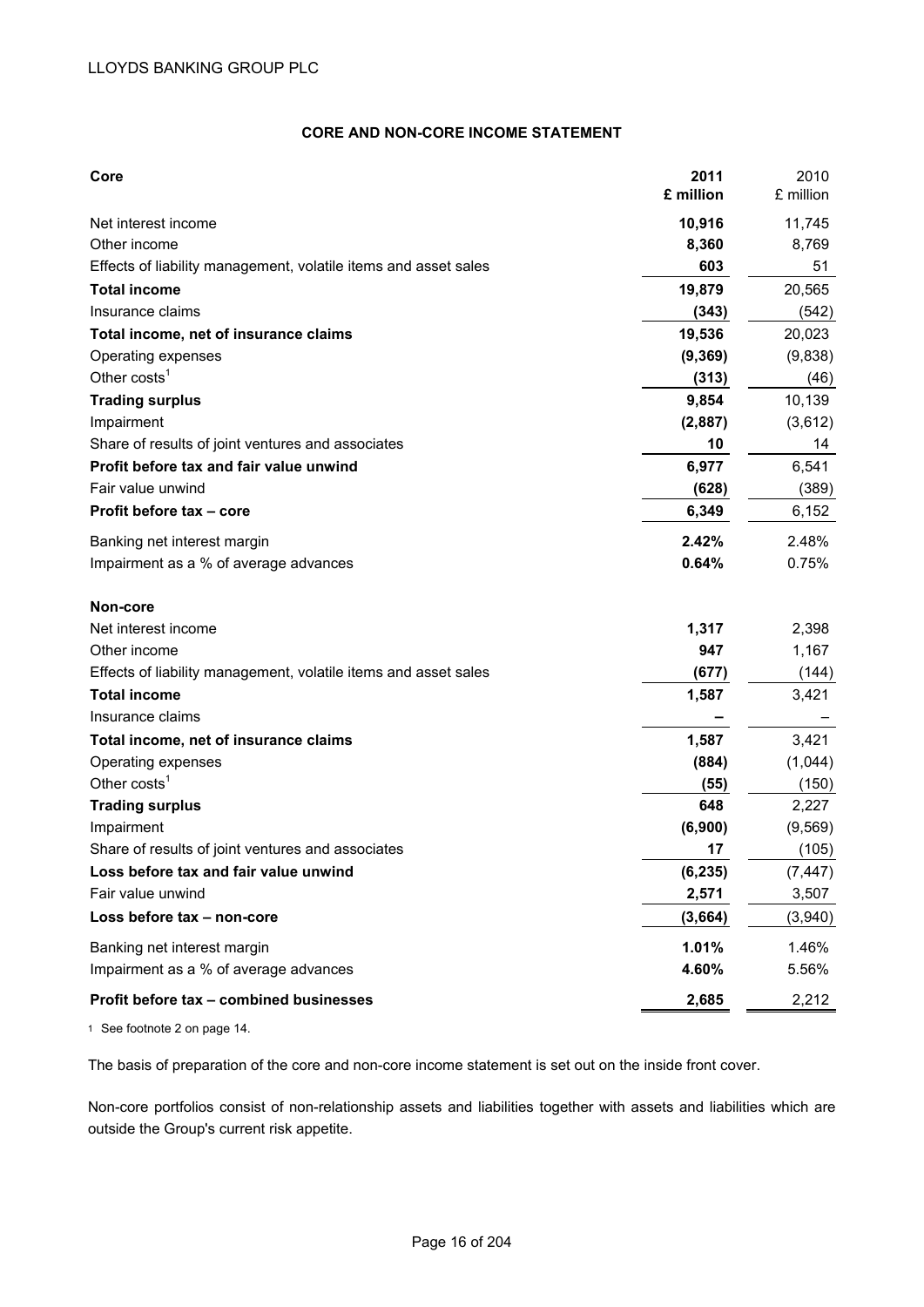## CORE AND NON-CORE INCOME STATEMENT

| Core | 2011 £ million | 2010 £ million |
|---|---|---|
| Net interest income | **10,916** | 11,745 |
| Other income | **8,360** | 8,769 |
| Effects of liability management, volatile items and asset sales | **603** | 51 |
| **Total income** | **19,879** | 20,565 |
| Insurance claims | **(343)** | (542) |
| **Total income, net of insurance claims** | **19,536** | 20,023 |
| Operating expenses | **(9,369)** | (9,838) |
| Other costs[1] | **(313)** | (46) |
| **Trading surplus** | **9,854** | 10,139 |
| Impairment | **(2,887)** | (3,612) |
| Share of results of joint ventures and associates | **10** | 14 |
| **Profit before tax and fair value unwind** | **6,977** | 6,541 |
| Fair value unwind | **(628)** | (389) |
| **Profit before tax – core** | **6,349** | 6,152 |
| Banking net interest margin | **2.42%** | 2.48% |
| Impairment as a % of average advances | **0.64%** | 0.75% |
| | | |
| **Non-core** | | |
| Net interest income | **1,317** | 2,398 |
| Other income | **947** | 1,167 |
| Effects of liability management, volatile items and asset sales | **(677)** | (144) |
| **Total income** | **1,587** | 3,421 |
| Insurance claims | **–** | – |
| **Total income, net of insurance claims** | **1,587** | 3,421 |
| Operating expenses | **(884)** | (1,044) |
| Other costs[1] | **(55)** | (150) |
| **Trading surplus** | **648** | 2,227 |
| Impairment | **(6,900)** | (9,569) |
| Share of results of joint ventures and associates | **17** | (105) |
| **Loss before tax and fair value unwind** | **(6,235)** | (7,447) |
| Fair value unwind | **2,571** | 3,507 |
| **Loss before tax – non-core** | **(3,664)** | (3,940) |
| Banking net interest margin | **1.01%** | 1.46% |
| Impairment as a % of average advances | **4.60%** | 5.56% |
| **Profit before tax – combined businesses** | **2,685** | 2,212 |

[1] See footnote 2 on page 14.

The basis of preparation of the core and non-core income statement is set out on the inside front cover.

Non-core portfolios consist of non-relationship assets and liabilities together with assets and liabilities which are outside the Group's current risk appetite.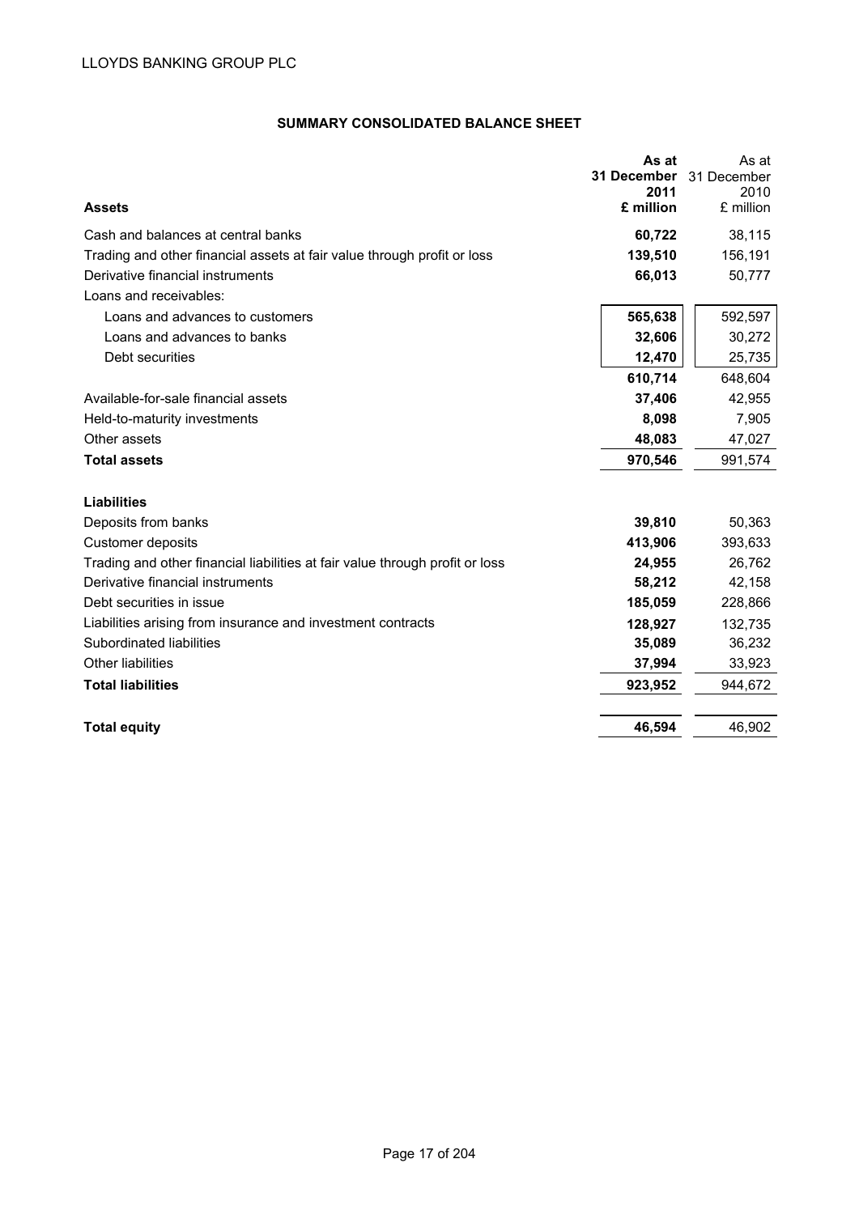LLOYDS BANKING GROUP PLC

## SUMMARY CONSOLIDATED BALANCE SHEET

| **Assets** | **As at 31 December 2011 £ million** | As at 31 December 2010 £ million |
|---|---|---|
| Cash and balances at central banks | **60,722** | 38,115 |
| Trading and other financial assets at fair value through profit or loss | **139,510** | 156,191 |
| Derivative financial instruments | **66,013** | 50,777 |
| Loans and receivables: | | |
| Loans and advances to customers | **565,638** | 592,597 |
| Loans and advances to banks | **32,606** | 30,272 |
| Debt securities | **12,470** | 25,735 |
| | **610,714** | 648,604 |
| Available-for-sale financial assets | **37,406** | 42,955 |
| Held-to-maturity investments | **8,098** | 7,905 |
| Other assets | **48,083** | 47,027 |
| **Total assets** | **970,546** | 991,574 |
| | | |
| **Liabilities** | | |
| Deposits from banks | **39,810** | 50,363 |
| Customer deposits | **413,906** | 393,633 |
| Trading and other financial liabilities at fair value through profit or loss | **24,955** | 26,762 |
| Derivative financial instruments | **58,212** | 42,158 |
| Debt securities in issue | **185,059** | 228,866 |
| Liabilities arising from insurance and investment contracts | **128,927** | 132,735 |
| Subordinated liabilities | **35,089** | 36,232 |
| Other liabilities | **37,994** | 33,923 |
| **Total liabilities** | **923,952** | 944,672 |
| | | |
| **Total equity** | **46,594** | 46,902 |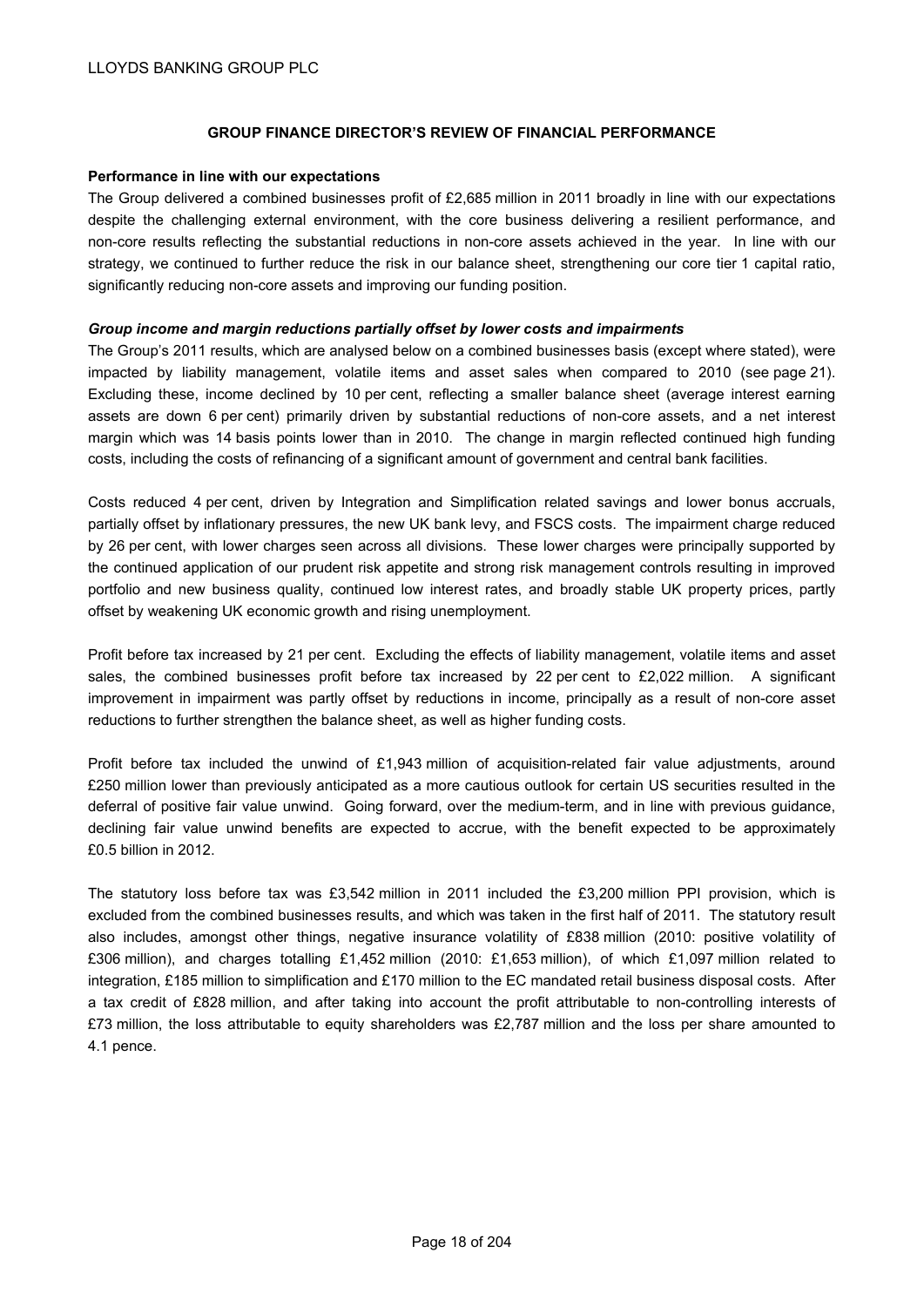## GROUP FINANCE DIRECTOR'S REVIEW OF FINANCIAL PERFORMANCE

**Performance in line with our expectations**

The Group delivered a combined businesses profit of £2,685 million in 2011 broadly in line with our expectations despite the challenging external environment, with the core business delivering a resilient performance, and non-core results reflecting the substantial reductions in non-core assets achieved in the year. In line with our strategy, we continued to further reduce the risk in our balance sheet, strengthening our core tier 1 capital ratio, significantly reducing non-core assets and improving our funding position.

***Group income and margin reductions partially offset by lower costs and impairments***

The Group's 2011 results, which are analysed below on a combined businesses basis (except where stated), were impacted by liability management, volatile items and asset sales when compared to 2010 (see page 21). Excluding these, income declined by 10 per cent, reflecting a smaller balance sheet (average interest earning assets are down 6 per cent) primarily driven by substantial reductions of non-core assets, and a net interest margin which was 14 basis points lower than in 2010. The change in margin reflected continued high funding costs, including the costs of refinancing of a significant amount of government and central bank facilities.

Costs reduced 4 per cent, driven by Integration and Simplification related savings and lower bonus accruals, partially offset by inflationary pressures, the new UK bank levy, and FSCS costs. The impairment charge reduced by 26 per cent, with lower charges seen across all divisions. These lower charges were principally supported by the continued application of our prudent risk appetite and strong risk management controls resulting in improved portfolio and new business quality, continued low interest rates, and broadly stable UK property prices, partly offset by weakening UK economic growth and rising unemployment.

Profit before tax increased by 21 per cent. Excluding the effects of liability management, volatile items and asset sales, the combined businesses profit before tax increased by 22 per cent to £2,022 million. A significant improvement in impairment was partly offset by reductions in income, principally as a result of non-core asset reductions to further strengthen the balance sheet, as well as higher funding costs.

Profit before tax included the unwind of £1,943 million of acquisition-related fair value adjustments, around £250 million lower than previously anticipated as a more cautious outlook for certain US securities resulted in the deferral of positive fair value unwind. Going forward, over the medium-term, and in line with previous guidance, declining fair value unwind benefits are expected to accrue, with the benefit expected to be approximately £0.5 billion in 2012.

The statutory loss before tax was £3,542 million in 2011 included the £3,200 million PPI provision, which is excluded from the combined businesses results, and which was taken in the first half of 2011. The statutory result also includes, amongst other things, negative insurance volatility of £838 million (2010: positive volatility of £306 million), and charges totalling £1,452 million (2010: £1,653 million), of which £1,097 million related to integration, £185 million to simplification and £170 million to the EC mandated retail business disposal costs. After a tax credit of £828 million, and after taking into account the profit attributable to non-controlling interests of £73 million, the loss attributable to equity shareholders was £2,787 million and the loss per share amounted to 4.1 pence.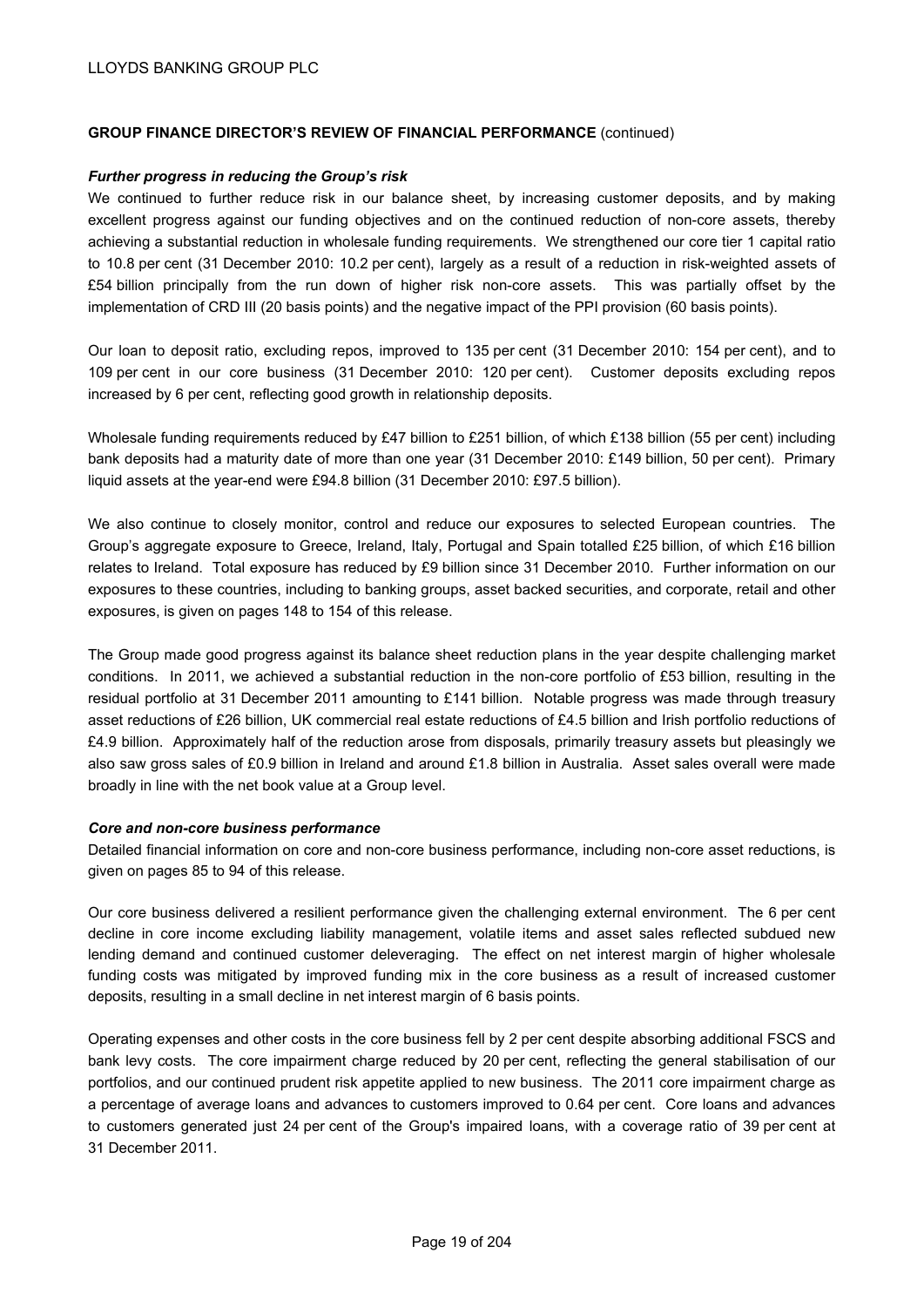**GROUP FINANCE DIRECTOR'S REVIEW OF FINANCIAL PERFORMANCE** (continued)

***Further progress in reducing the Group's risk***

We continued to further reduce risk in our balance sheet, by increasing customer deposits, and by making excellent progress against our funding objectives and on the continued reduction of non-core assets, thereby achieving a substantial reduction in wholesale funding requirements. We strengthened our core tier 1 capital ratio to 10.8 per cent (31 December 2010: 10.2 per cent), largely as a result of a reduction in risk-weighted assets of £54 billion principally from the run down of higher risk non-core assets. This was partially offset by the implementation of CRD III (20 basis points) and the negative impact of the PPI provision (60 basis points).

Our loan to deposit ratio, excluding repos, improved to 135 per cent (31 December 2010: 154 per cent), and to 109 per cent in our core business (31 December 2010: 120 per cent). Customer deposits excluding repos increased by 6 per cent, reflecting good growth in relationship deposits.

Wholesale funding requirements reduced by £47 billion to £251 billion, of which £138 billion (55 per cent) including bank deposits had a maturity date of more than one year (31 December 2010: £149 billion, 50 per cent). Primary liquid assets at the year-end were £94.8 billion (31 December 2010: £97.5 billion).

We also continue to closely monitor, control and reduce our exposures to selected European countries. The Group's aggregate exposure to Greece, Ireland, Italy, Portugal and Spain totalled £25 billion, of which £16 billion relates to Ireland. Total exposure has reduced by £9 billion since 31 December 2010. Further information on our exposures to these countries, including to banking groups, asset backed securities, and corporate, retail and other exposures, is given on pages 148 to 154 of this release.

The Group made good progress against its balance sheet reduction plans in the year despite challenging market conditions. In 2011, we achieved a substantial reduction in the non-core portfolio of £53 billion, resulting in the residual portfolio at 31 December 2011 amounting to £141 billion. Notable progress was made through treasury asset reductions of £26 billion, UK commercial real estate reductions of £4.5 billion and Irish portfolio reductions of £4.9 billion. Approximately half of the reduction arose from disposals, primarily treasury assets but pleasingly we also saw gross sales of £0.9 billion in Ireland and around £1.8 billion in Australia. Asset sales overall were made broadly in line with the net book value at a Group level.

***Core and non-core business performance***

Detailed financial information on core and non-core business performance, including non-core asset reductions, is given on pages 85 to 94 of this release.

Our core business delivered a resilient performance given the challenging external environment. The 6 per cent decline in core income excluding liability management, volatile items and asset sales reflected subdued new lending demand and continued customer deleveraging. The effect on net interest margin of higher wholesale funding costs was mitigated by improved funding mix in the core business as a result of increased customer deposits, resulting in a small decline in net interest margin of 6 basis points.

Operating expenses and other costs in the core business fell by 2 per cent despite absorbing additional FSCS and bank levy costs. The core impairment charge reduced by 20 per cent, reflecting the general stabilisation of our portfolios, and our continued prudent risk appetite applied to new business. The 2011 core impairment charge as a percentage of average loans and advances to customers improved to 0.64 per cent. Core loans and advances to customers generated just 24 per cent of the Group's impaired loans, with a coverage ratio of 39 per cent at 31 December 2011.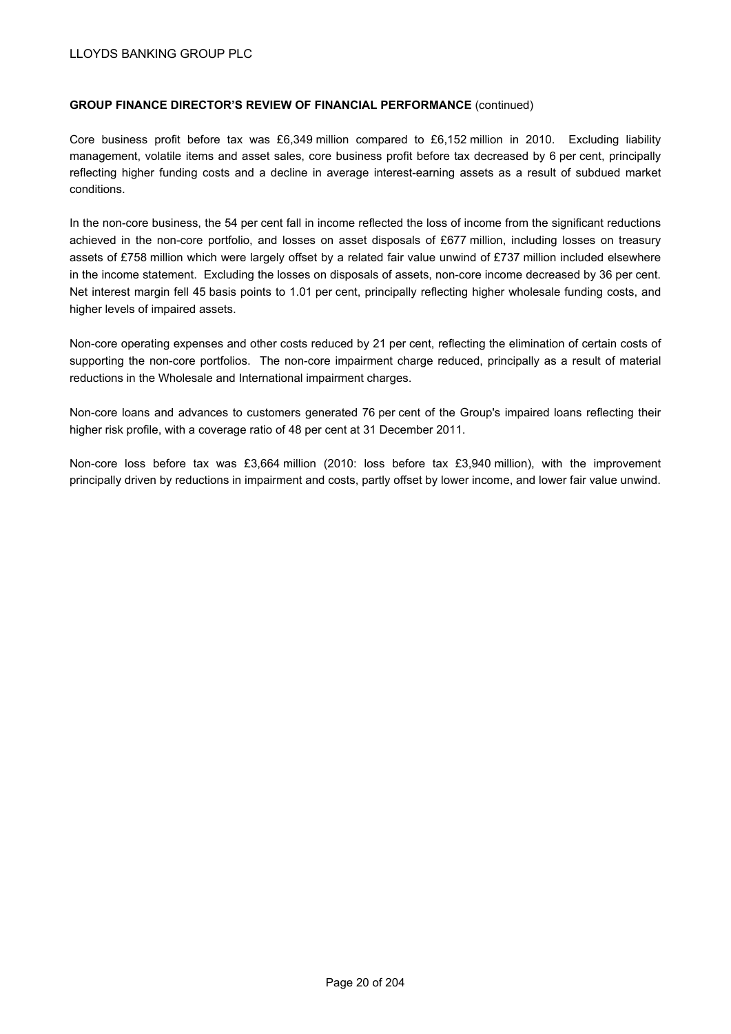**GROUP FINANCE DIRECTOR'S REVIEW OF FINANCIAL PERFORMANCE** (continued)

Core business profit before tax was £6,349 million compared to £6,152 million in 2010. Excluding liability management, volatile items and asset sales, core business profit before tax decreased by 6 per cent, principally reflecting higher funding costs and a decline in average interest-earning assets as a result of subdued market conditions.

In the non-core business, the 54 per cent fall in income reflected the loss of income from the significant reductions achieved in the non-core portfolio, and losses on asset disposals of £677 million, including losses on treasury assets of £758 million which were largely offset by a related fair value unwind of £737 million included elsewhere in the income statement. Excluding the losses on disposals of assets, non-core income decreased by 36 per cent. Net interest margin fell 45 basis points to 1.01 per cent, principally reflecting higher wholesale funding costs, and higher levels of impaired assets.

Non-core operating expenses and other costs reduced by 21 per cent, reflecting the elimination of certain costs of supporting the non-core portfolios. The non-core impairment charge reduced, principally as a result of material reductions in the Wholesale and International impairment charges.

Non-core loans and advances to customers generated 76 per cent of the Group's impaired loans reflecting their higher risk profile, with a coverage ratio of 48 per cent at 31 December 2011.

Non-core loss before tax was £3,664 million (2010: loss before tax £3,940 million), with the improvement principally driven by reductions in impairment and costs, partly offset by lower income, and lower fair value unwind.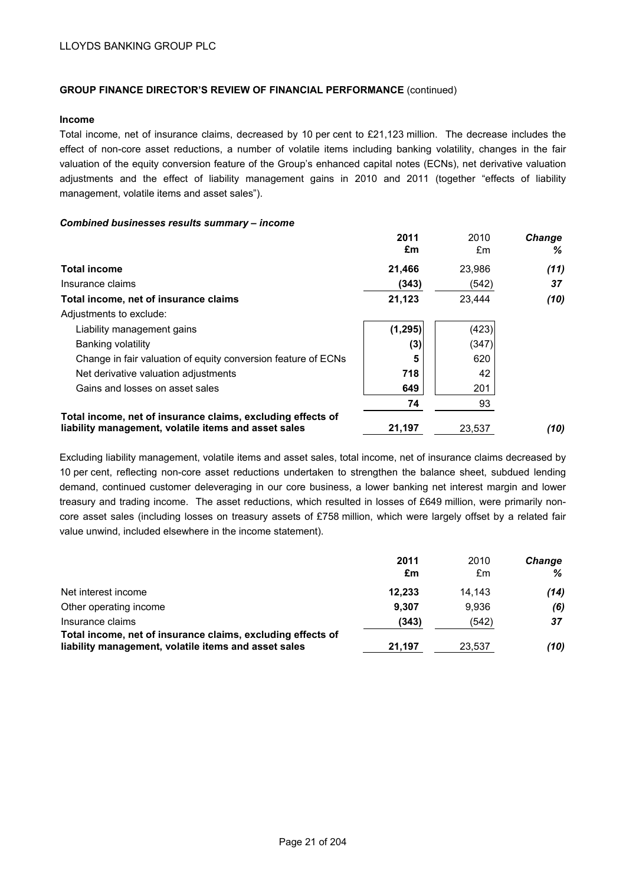LLOYDS BANKING GROUP PLC

**GROUP FINANCE DIRECTOR'S REVIEW OF FINANCIAL PERFORMANCE** (continued)

**Income**

Total income, net of insurance claims, decreased by 10 per cent to £21,123 million. The decrease includes the effect of non-core asset reductions, a number of volatile items including banking volatility, changes in the fair valuation of the equity conversion feature of the Group's enhanced capital notes (ECNs), net derivative valuation adjustments and the effect of liability management gains in 2010 and 2011 (together "effects of liability management, volatile items and asset sales").

***Combined businesses results summary – income***

| | **2011 £m** | 2010 £m | ***Change %*** |
|---|---|---|---|
| **Total income** | **21,466** | 23,986 | ***(11)*** |
| Insurance claims | **(343)** | (542) | ***37*** |
| **Total income, net of insurance claims** | **21,123** | 23,444 | ***(10)*** |
| Adjustments to exclude: | | | |
| Liability management gains | **(1,295)** | (423) | |
| Banking volatility | **(3)** | (347) | |
| Change in fair valuation of equity conversion feature of ECNs | **5** | 620 | |
| Net derivative valuation adjustments | **718** | 42 | |
| Gains and losses on asset sales | **649** | 201 | |
| | **74** | 93 | |
| **Total income, net of insurance claims, excluding effects of liability management, volatile items and asset sales** | **21,197** | 23,537 | ***(10)*** |

Excluding liability management, volatile items and asset sales, total income, net of insurance claims decreased by 10 per cent, reflecting non-core asset reductions undertaken to strengthen the balance sheet, subdued lending demand, continued customer deleveraging in our core business, a lower banking net interest margin and lower treasury and trading income. The asset reductions, which resulted in losses of £649 million, were primarily non-core asset sales (including losses on treasury assets of £758 million, which were largely offset by a related fair value unwind, included elsewhere in the income statement).

| | **2011 £m** | 2010 £m | ***Change %*** |
|---|---|---|---|
| Net interest income | **12,233** | 14,143 | ***(14)*** |
| Other operating income | **9,307** | 9,936 | ***(6)*** |
| Insurance claims | **(343)** | (542) | ***37*** |
| **Total income, net of insurance claims, excluding effects of liability management, volatile items and asset sales** | **21,197** | 23,537 | ***(10)*** |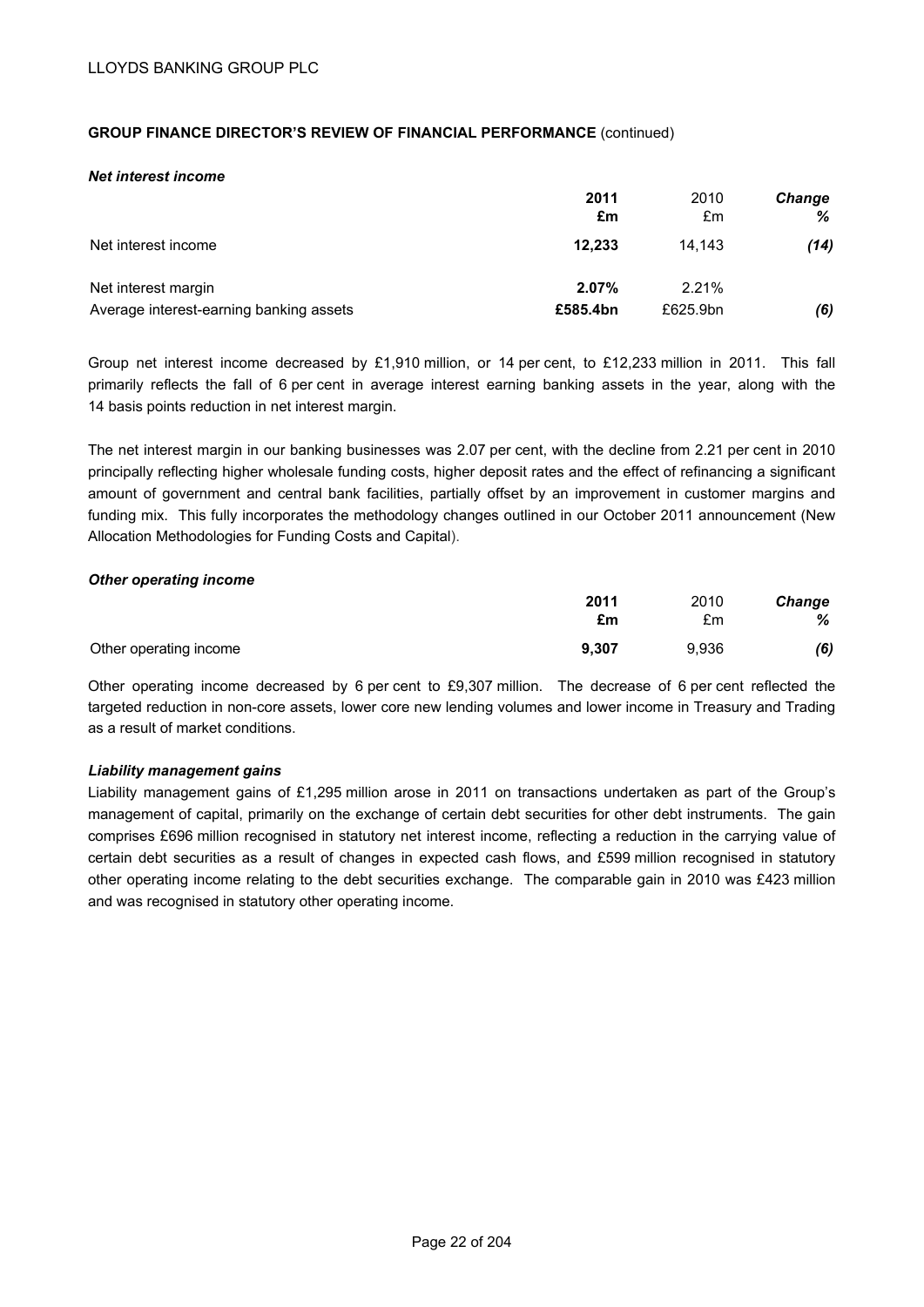**GROUP FINANCE DIRECTOR'S REVIEW OF FINANCIAL PERFORMANCE** (continued)

***Net interest income***

| | **2011** | 2010 | ***Change*** |
|---|---|---|---|
| | **£m** | £m | ***%*** |
| Net interest income | **12,233** | 14,143 | ***(14)*** |
| | | | |
| Net interest margin | **2.07%** | 2.21% | |
| Average interest-earning banking assets | **£585.4bn** | £625.9bn | ***(6)*** |

Group net interest income decreased by £1,910 million, or 14 per cent, to £12,233 million in 2011. This fall primarily reflects the fall of 6 per cent in average interest earning banking assets in the year, along with the 14 basis points reduction in net interest margin.

The net interest margin in our banking businesses was 2.07 per cent, with the decline from 2.21 per cent in 2010 principally reflecting higher wholesale funding costs, higher deposit rates and the effect of refinancing a significant amount of government and central bank facilities, partially offset by an improvement in customer margins and funding mix. This fully incorporates the methodology changes outlined in our October 2011 announcement (New Allocation Methodologies for Funding Costs and Capital).

***Other operating income***

| | **2011** | 2010 | ***Change*** |
|---|---|---|---|
| | **£m** | £m | ***%*** |
| Other operating income | **9,307** | 9,936 | ***(6)*** |

Other operating income decreased by 6 per cent to £9,307 million. The decrease of 6 per cent reflected the targeted reduction in non-core assets, lower core new lending volumes and lower income in Treasury and Trading as a result of market conditions.

***Liability management gains***

Liability management gains of £1,295 million arose in 2011 on transactions undertaken as part of the Group's management of capital, primarily on the exchange of certain debt securities for other debt instruments. The gain comprises £696 million recognised in statutory net interest income, reflecting a reduction in the carrying value of certain debt securities as a result of changes in expected cash flows, and £599 million recognised in statutory other operating income relating to the debt securities exchange. The comparable gain in 2010 was £423 million and was recognised in statutory other operating income.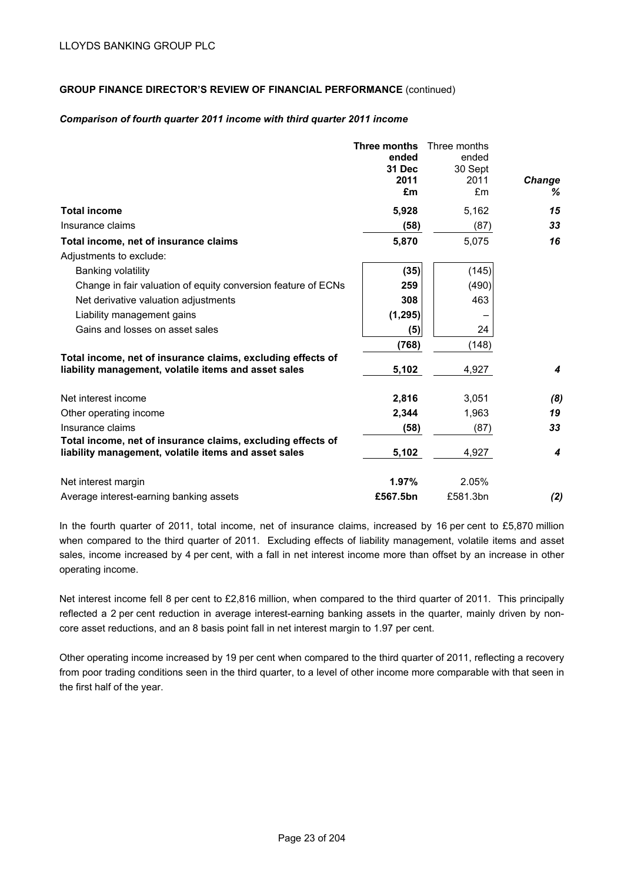**GROUP FINANCE DIRECTOR'S REVIEW OF FINANCIAL PERFORMANCE** (continued)

***Comparison of fourth quarter 2011 income with third quarter 2011 income***

| | **Three months ended 31 Dec 2011 £m** | Three months ended 30 Sept 2011 £m | ***Change %*** |
|---|---|---|---|
| **Total income** | **5,928** | 5,162 | ***15*** |
| Insurance claims | **(58)** | (87) | ***33*** |
| **Total income, net of insurance claims** | **5,870** | 5,075 | ***16*** |
| Adjustments to exclude: | | | |
| Banking volatility | **(35)** | (145) | |
| Change in fair valuation of equity conversion feature of ECNs | **259** | (490) | |
| Net derivative valuation adjustments | **308** | 463 | |
| Liability management gains | **(1,295)** | – | |
| Gains and losses on asset sales | **(5)** | 24 | |
| | **(768)** | (148) | |
| **Total income, net of insurance claims, excluding effects of liability management, volatile items and asset sales** | **5,102** | 4,927 | ***4*** |
| | | | |
| Net interest income | **2,816** | 3,051 | ***(8)*** |
| Other operating income | **2,344** | 1,963 | ***19*** |
| Insurance claims | **(58)** | (87) | ***33*** |
| **Total income, net of insurance claims, excluding effects of liability management, volatile items and asset sales** | **5,102** | 4,927 | ***4*** |
| | | | |
| Net interest margin | **1.97%** | 2.05% | |
| Average interest-earning banking assets | **£567.5bn** | £581.3bn | ***(2)*** |

In the fourth quarter of 2011, total income, net of insurance claims, increased by 16 per cent to £5,870 million when compared to the third quarter of 2011. Excluding effects of liability management, volatile items and asset sales, income increased by 4 per cent, with a fall in net interest income more than offset by an increase in other operating income.

Net interest income fell 8 per cent to £2,816 million, when compared to the third quarter of 2011. This principally reflected a 2 per cent reduction in average interest-earning banking assets in the quarter, mainly driven by non-core asset reductions, and an 8 basis point fall in net interest margin to 1.97 per cent.

Other operating income increased by 19 per cent when compared to the third quarter of 2011, reflecting a recovery from poor trading conditions seen in the third quarter, to a level of other income more comparable with that seen in the first half of the year.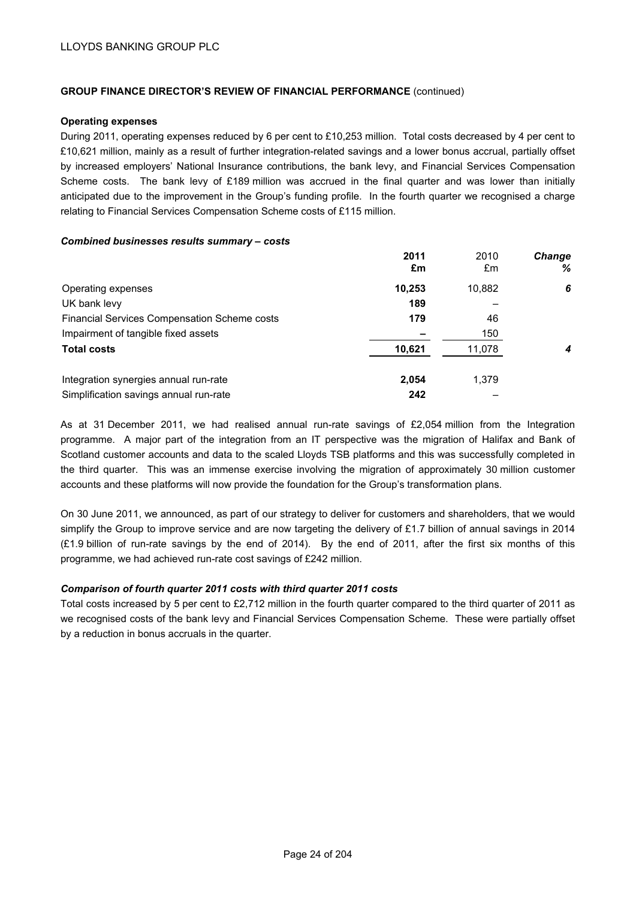LLOYDS BANKING GROUP PLC

**GROUP FINANCE DIRECTOR'S REVIEW OF FINANCIAL PERFORMANCE** (continued)

**Operating expenses**

During 2011, operating expenses reduced by 6 per cent to £10,253 million. Total costs decreased by 4 per cent to £10,621 million, mainly as a result of further integration-related savings and a lower bonus accrual, partially offset by increased employers' National Insurance contributions, the bank levy, and Financial Services Compensation Scheme costs. The bank levy of £189 million was accrued in the final quarter and was lower than initially anticipated due to the improvement in the Group's funding profile. In the fourth quarter we recognised a charge relating to Financial Services Compensation Scheme costs of £115 million.

***Combined businesses results summary – costs***

| | **2011 £m** | 2010 £m | ***Change %*** |
|---|---|---|---|
| Operating expenses | **10,253** | 10,882 | ***6*** |
| UK bank levy | **189** | – | |
| Financial Services Compensation Scheme costs | **179** | 46 | |
| Impairment of tangible fixed assets | **–** | 150 | |
| **Total costs** | **10,621** | 11,078 | ***4*** |
| | | | |
| Integration synergies annual run-rate | **2,054** | 1,379 | |
| Simplification savings annual run-rate | **242** | – | |

As at 31 December 2011, we had realised annual run-rate savings of £2,054 million from the Integration programme. A major part of the integration from an IT perspective was the migration of Halifax and Bank of Scotland customer accounts and data to the scaled Lloyds TSB platforms and this was successfully completed in the third quarter. This was an immense exercise involving the migration of approximately 30 million customer accounts and these platforms will now provide the foundation for the Group's transformation plans.

On 30 June 2011, we announced, as part of our strategy to deliver for customers and shareholders, that we would simplify the Group to improve service and are now targeting the delivery of £1.7 billion of annual savings in 2014 (£1.9 billion of run-rate savings by the end of 2014). By the end of 2011, after the first six months of this programme, we had achieved run-rate cost savings of £242 million.

***Comparison of fourth quarter 2011 costs with third quarter 2011 costs***

Total costs increased by 5 per cent to £2,712 million in the fourth quarter compared to the third quarter of 2011 as we recognised costs of the bank levy and Financial Services Compensation Scheme. These were partially offset by a reduction in bonus accruals in the quarter.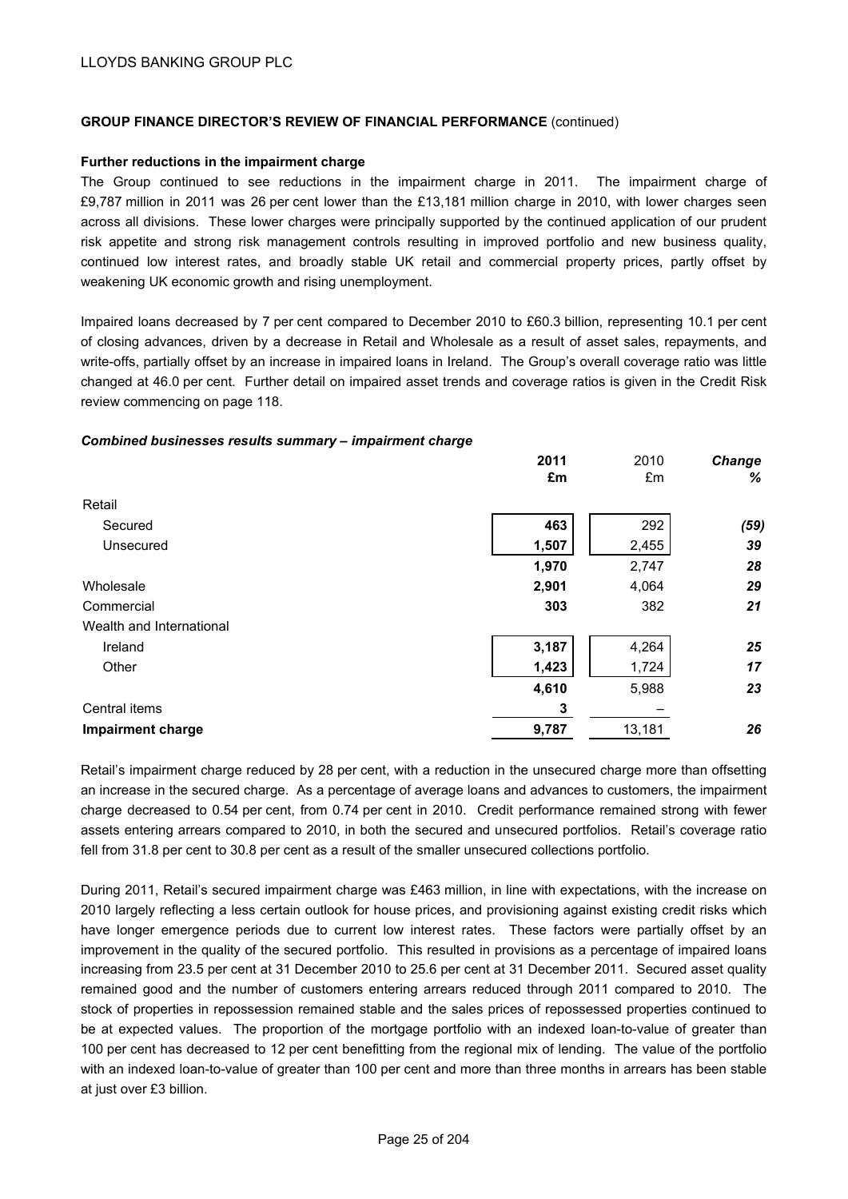**GROUP FINANCE DIRECTOR'S REVIEW OF FINANCIAL PERFORMANCE** (continued)

**Further reductions in the impairment charge**

The Group continued to see reductions in the impairment charge in 2011. The impairment charge of £9,787 million in 2011 was 26 per cent lower than the £13,181 million charge in 2010, with lower charges seen across all divisions. These lower charges were principally supported by the continued application of our prudent risk appetite and strong risk management controls resulting in improved portfolio and new business quality, continued low interest rates, and broadly stable UK retail and commercial property prices, partly offset by weakening UK economic growth and rising unemployment.

Impaired loans decreased by 7 per cent compared to December 2010 to £60.3 billion, representing 10.1 per cent of closing advances, driven by a decrease in Retail and Wholesale as a result of asset sales, repayments, and write-offs, partially offset by an increase in impaired loans in Ireland. The Group's overall coverage ratio was little changed at 46.0 per cent. Further detail on impaired asset trends and coverage ratios is given in the Credit Risk review commencing on page 118.

***Combined businesses results summary – impairment charge***

| | **2011 £m** | 2010 £m | ***Change %*** |
|---|---|---|---|
| Retail | | | |
| Secured | **463** | 292 | ***(59)*** |
| Unsecured | **1,507** | 2,455 | ***39*** |
| | **1,970** | 2,747 | ***28*** |
| Wholesale | **2,901** | 4,064 | ***29*** |
| Commercial | **303** | 382 | ***21*** |
| Wealth and International | | | |
| Ireland | **3,187** | 4,264 | ***25*** |
| Other | **1,423** | 1,724 | ***17*** |
| | **4,610** | 5,988 | ***23*** |
| Central items | **3** | – | |
| **Impairment charge** | **9,787** | 13,181 | ***26*** |

Retail's impairment charge reduced by 28 per cent, with a reduction in the unsecured charge more than offsetting an increase in the secured charge. As a percentage of average loans and advances to customers, the impairment charge decreased to 0.54 per cent, from 0.74 per cent in 2010. Credit performance remained strong with fewer assets entering arrears compared to 2010, in both the secured and unsecured portfolios. Retail's coverage ratio fell from 31.8 per cent to 30.8 per cent as a result of the smaller unsecured collections portfolio.

During 2011, Retail's secured impairment charge was £463 million, in line with expectations, with the increase on 2010 largely reflecting a less certain outlook for house prices, and provisioning against existing credit risks which have longer emergence periods due to current low interest rates. These factors were partially offset by an improvement in the quality of the secured portfolio. This resulted in provisions as a percentage of impaired loans increasing from 23.5 per cent at 31 December 2010 to 25.6 per cent at 31 December 2011. Secured asset quality remained good and the number of customers entering arrears reduced through 2011 compared to 2010. The stock of properties in repossession remained stable and the sales prices of repossessed properties continued to be at expected values. The proportion of the mortgage portfolio with an indexed loan-to-value of greater than 100 per cent has decreased to 12 per cent benefitting from the regional mix of lending. The value of the portfolio with an indexed loan-to-value of greater than 100 per cent and more than three months in arrears has been stable at just over £3 billion.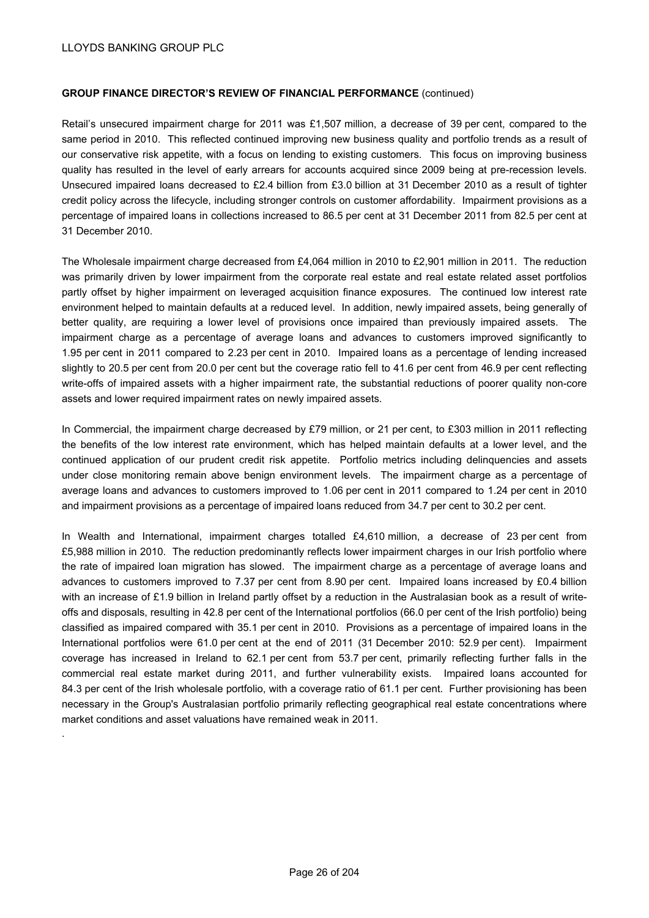**GROUP FINANCE DIRECTOR'S REVIEW OF FINANCIAL PERFORMANCE** (continued)

Retail's unsecured impairment charge for 2011 was £1,507 million, a decrease of 39 per cent, compared to the same period in 2010. This reflected continued improving new business quality and portfolio trends as a result of our conservative risk appetite, with a focus on lending to existing customers. This focus on improving business quality has resulted in the level of early arrears for accounts acquired since 2009 being at pre-recession levels. Unsecured impaired loans decreased to £2.4 billion from £3.0 billion at 31 December 2010 as a result of tighter credit policy across the lifecycle, including stronger controls on customer affordability. Impairment provisions as a percentage of impaired loans in collections increased to 86.5 per cent at 31 December 2011 from 82.5 per cent at 31 December 2010.

The Wholesale impairment charge decreased from £4,064 million in 2010 to £2,901 million in 2011. The reduction was primarily driven by lower impairment from the corporate real estate and real estate related asset portfolios partly offset by higher impairment on leveraged acquisition finance exposures. The continued low interest rate environment helped to maintain defaults at a reduced level. In addition, newly impaired assets, being generally of better quality, are requiring a lower level of provisions once impaired than previously impaired assets. The impairment charge as a percentage of average loans and advances to customers improved significantly to 1.95 per cent in 2011 compared to 2.23 per cent in 2010. Impaired loans as a percentage of lending increased slightly to 20.5 per cent from 20.0 per cent but the coverage ratio fell to 41.6 per cent from 46.9 per cent reflecting write-offs of impaired assets with a higher impairment rate, the substantial reductions of poorer quality non-core assets and lower required impairment rates on newly impaired assets.

In Commercial, the impairment charge decreased by £79 million, or 21 per cent, to £303 million in 2011 reflecting the benefits of the low interest rate environment, which has helped maintain defaults at a lower level, and the continued application of our prudent credit risk appetite. Portfolio metrics including delinquencies and assets under close monitoring remain above benign environment levels. The impairment charge as a percentage of average loans and advances to customers improved to 1.06 per cent in 2011 compared to 1.24 per cent in 2010 and impairment provisions as a percentage of impaired loans reduced from 34.7 per cent to 30.2 per cent.

In Wealth and International, impairment charges totalled £4,610 million, a decrease of 23 per cent from £5,988 million in 2010. The reduction predominantly reflects lower impairment charges in our Irish portfolio where the rate of impaired loan migration has slowed. The impairment charge as a percentage of average loans and advances to customers improved to 7.37 per cent from 8.90 per cent. Impaired loans increased by £0.4 billion with an increase of £1.9 billion in Ireland partly offset by a reduction in the Australasian book as a result of write-offs and disposals, resulting in 42.8 per cent of the International portfolios (66.0 per cent of the Irish portfolio) being classified as impaired compared with 35.1 per cent in 2010. Provisions as a percentage of impaired loans in the International portfolios were 61.0 per cent at the end of 2011 (31 December 2010: 52.9 per cent). Impairment coverage has increased in Ireland to 62.1 per cent from 53.7 per cent, primarily reflecting further falls in the commercial real estate market during 2011, and further vulnerability exists. Impaired loans accounted for 84.3 per cent of the Irish wholesale portfolio, with a coverage ratio of 61.1 per cent. Further provisioning has been necessary in the Group's Australasian portfolio primarily reflecting geographical real estate concentrations where market conditions and asset valuations have remained weak in 2011.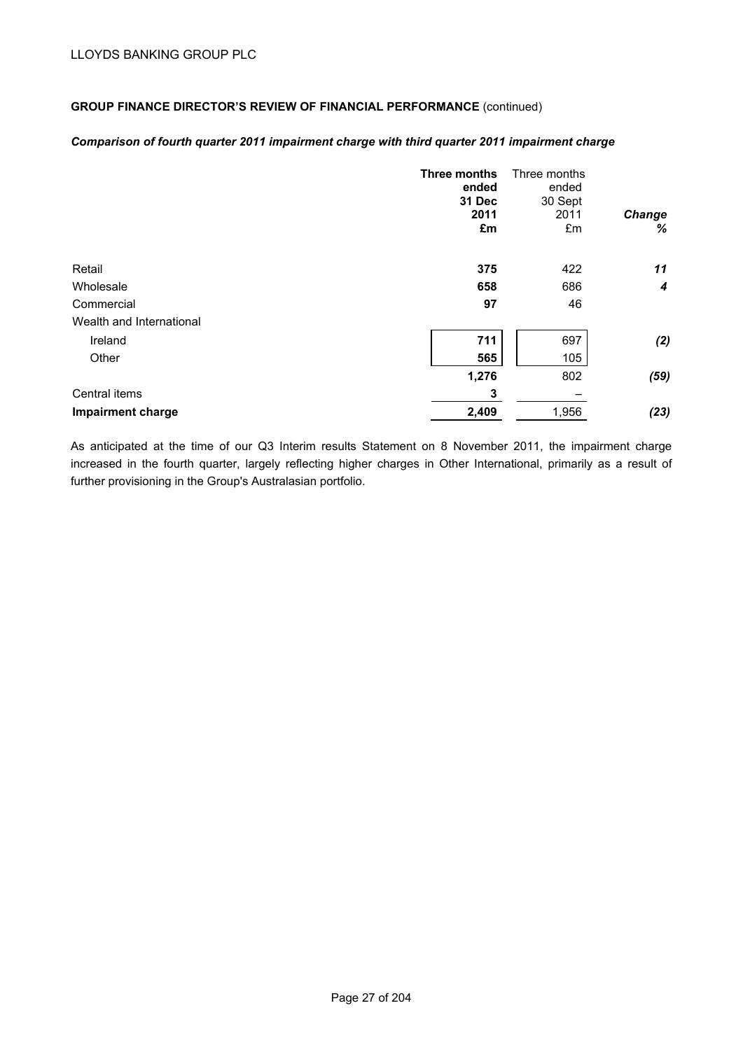LLOYDS BANKING GROUP PLC

**GROUP FINANCE DIRECTOR'S REVIEW OF FINANCIAL PERFORMANCE** (continued)

***Comparison of fourth quarter 2011 impairment charge with third quarter 2011 impairment charge***

| | **Three months ended 31 Dec 2011 £m** | Three months ended 30 Sept 2011 £m | ***Change %*** |
|---|---|---|---|
| Retail | **375** | 422 | ***11*** |
| Wholesale | **658** | 686 | ***4*** |
| Commercial | **97** | 46 | |
| Wealth and International | | | |
| Ireland | **711** | 697 | ***(2)*** |
| Other | **565** | 105 | |
| | **1,276** | 802 | ***(59)*** |
| Central items | **3** | – | |
| **Impairment charge** | **2,409** | 1,956 | ***(23)*** |

As anticipated at the time of our Q3 Interim results Statement on 8 November 2011, the impairment charge increased in the fourth quarter, largely reflecting higher charges in Other International, primarily as a result of further provisioning in the Group's Australasian portfolio.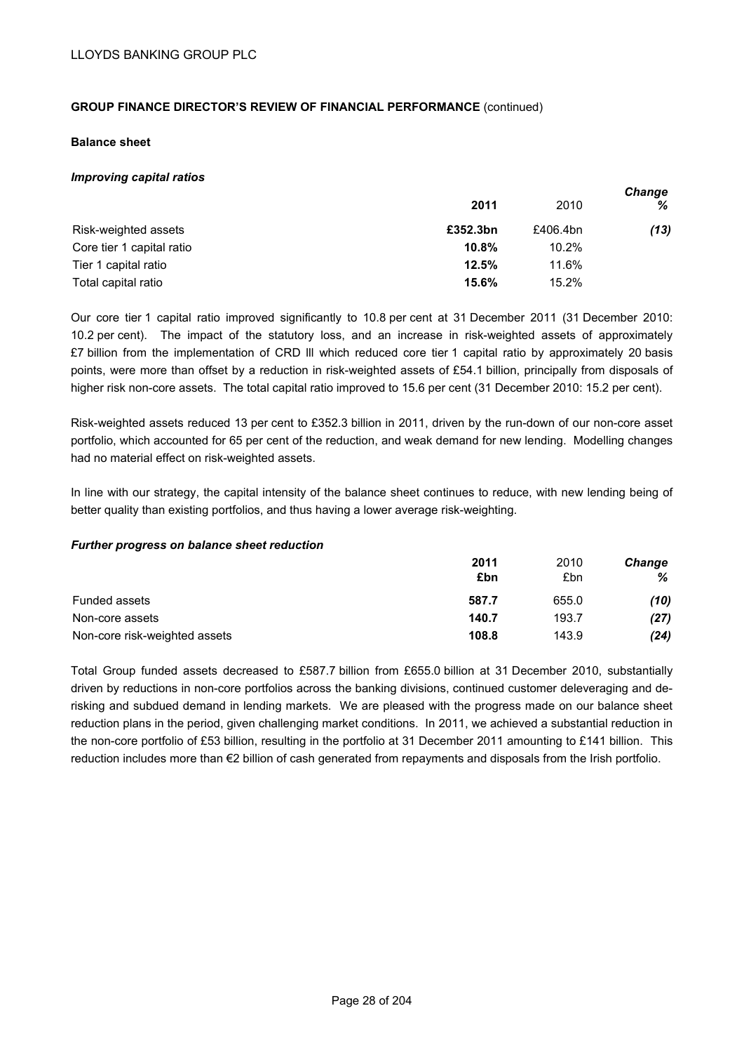**GROUP FINANCE DIRECTOR'S REVIEW OF FINANCIAL PERFORMANCE** (continued)

**Balance sheet**

***Improving capital ratios***

| | **2011** | 2010 | ***Change %*** |
|---|---|---|---|
| Risk-weighted assets | **£352.3bn** | £406.4bn | ***(13)*** |
| Core tier 1 capital ratio | **10.8%** | 10.2% | |
| Tier 1 capital ratio | **12.5%** | 11.6% | |
| Total capital ratio | **15.6%** | 15.2% | |

Our core tier 1 capital ratio improved significantly to 10.8 per cent at 31 December 2011 (31 December 2010: 10.2 per cent). The impact of the statutory loss, and an increase in risk-weighted assets of approximately £7 billion from the implementation of CRD III which reduced core tier 1 capital ratio by approximately 20 basis points, were more than offset by a reduction in risk-weighted assets of £54.1 billion, principally from disposals of higher risk non-core assets. The total capital ratio improved to 15.6 per cent (31 December 2010: 15.2 per cent).

Risk-weighted assets reduced 13 per cent to £352.3 billion in 2011, driven by the run-down of our non-core asset portfolio, which accounted for 65 per cent of the reduction, and weak demand for new lending. Modelling changes had no material effect on risk-weighted assets.

In line with our strategy, the capital intensity of the balance sheet continues to reduce, with new lending being of better quality than existing portfolios, and thus having a lower average risk-weighting.

***Further progress on balance sheet reduction***

| | **2011 £bn** | 2010 £bn | ***Change %*** |
|---|---|---|---|
| Funded assets | **587.7** | 655.0 | ***(10)*** |
| Non-core assets | **140.7** | 193.7 | ***(27)*** |
| Non-core risk-weighted assets | **108.8** | 143.9 | ***(24)*** |

Total Group funded assets decreased to £587.7 billion from £655.0 billion at 31 December 2010, substantially driven by reductions in non-core portfolios across the banking divisions, continued customer deleveraging and de-risking and subdued demand in lending markets. We are pleased with the progress made on our balance sheet reduction plans in the period, given challenging market conditions. In 2011, we achieved a substantial reduction in the non-core portfolio of £53 billion, resulting in the portfolio at 31 December 2011 amounting to £141 billion. This reduction includes more than €2 billion of cash generated from repayments and disposals from the Irish portfolio.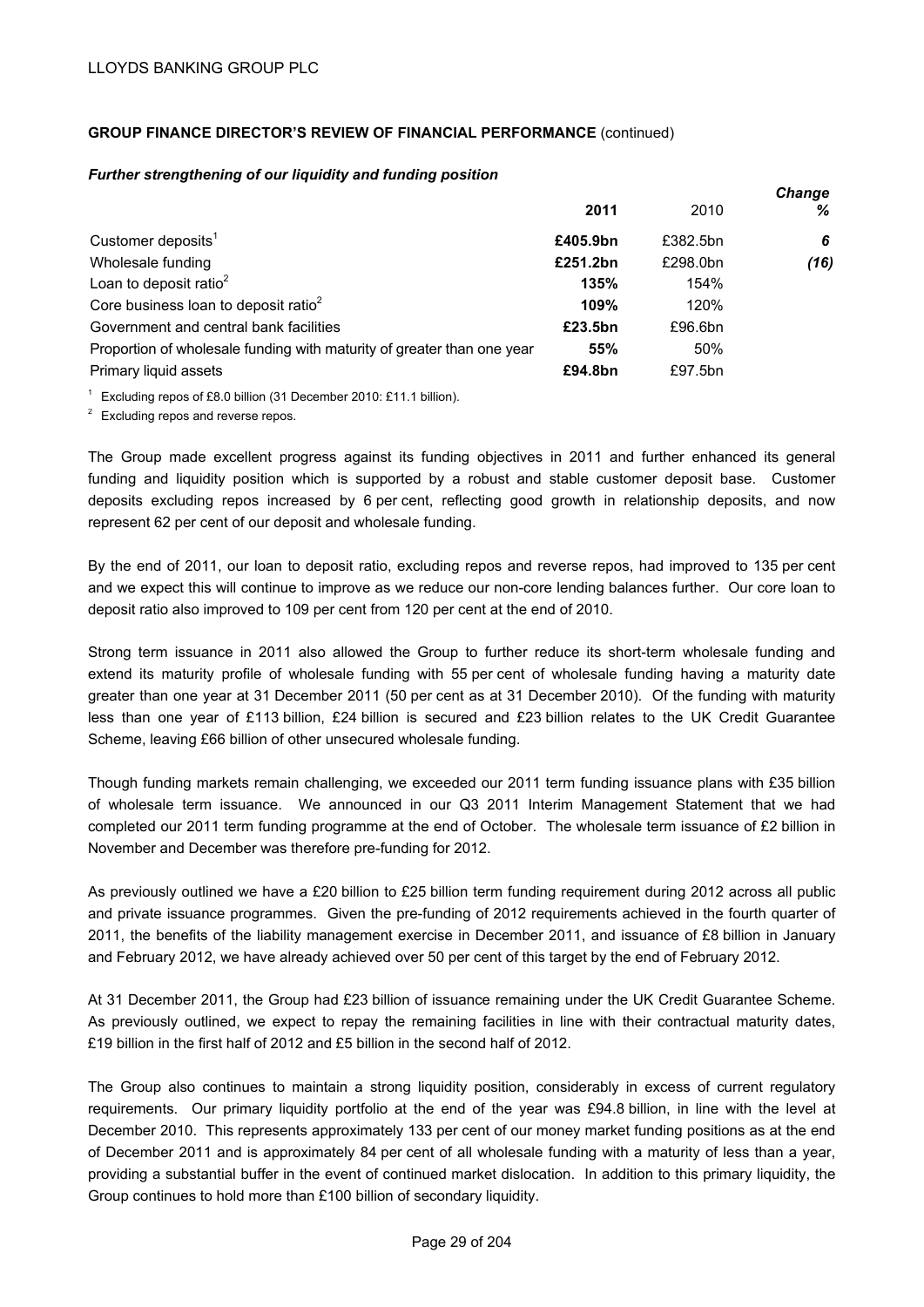**GROUP FINANCE DIRECTOR'S REVIEW OF FINANCIAL PERFORMANCE** (continued)

***Further strengthening of our liquidity and funding position***

| | **2011** | 2010 | ***Change %*** |
|---|---|---|---|
| Customer deposits[1] | **£405.9bn** | £382.5bn | ***6*** |
| Wholesale funding | **£251.2bn** | £298.0bn | ***(16)*** |
| Loan to deposit ratio[2] | **135%** | 154% | |
| Core business loan to deposit ratio[2] | **109%** | 120% | |
| Government and central bank facilities | **£23.5bn** | £96.6bn | |
| Proportion of wholesale funding with maturity of greater than one year | **55%** | 50% | |
| Primary liquid assets | **£94.8bn** | £97.5bn | |

[1] Excluding repos of £8.0 billion (31 December 2010: £11.1 billion).

[2] Excluding repos and reverse repos.

The Group made excellent progress against its funding objectives in 2011 and further enhanced its general funding and liquidity position which is supported by a robust and stable customer deposit base. Customer deposits excluding repos increased by 6 per cent, reflecting good growth in relationship deposits, and now represent 62 per cent of our deposit and wholesale funding.

By the end of 2011, our loan to deposit ratio, excluding repos and reverse repos, had improved to 135 per cent and we expect this will continue to improve as we reduce our non-core lending balances further. Our core loan to deposit ratio also improved to 109 per cent from 120 per cent at the end of 2010.

Strong term issuance in 2011 also allowed the Group to further reduce its short-term wholesale funding and extend its maturity profile of wholesale funding with 55 per cent of wholesale funding having a maturity date greater than one year at 31 December 2011 (50 per cent as at 31 December 2010). Of the funding with maturity less than one year of £113 billion, £24 billion is secured and £23 billion relates to the UK Credit Guarantee Scheme, leaving £66 billion of other unsecured wholesale funding.

Though funding markets remain challenging, we exceeded our 2011 term funding issuance plans with £35 billion of wholesale term issuance. We announced in our Q3 2011 Interim Management Statement that we had completed our 2011 term funding programme at the end of October. The wholesale term issuance of £2 billion in November and December was therefore pre-funding for 2012.

As previously outlined we have a £20 billion to £25 billion term funding requirement during 2012 across all public and private issuance programmes. Given the pre-funding of 2012 requirements achieved in the fourth quarter of 2011, the benefits of the liability management exercise in December 2011, and issuance of £8 billion in January and February 2012, we have already achieved over 50 per cent of this target by the end of February 2012.

At 31 December 2011, the Group had £23 billion of issuance remaining under the UK Credit Guarantee Scheme. As previously outlined, we expect to repay the remaining facilities in line with their contractual maturity dates, £19 billion in the first half of 2012 and £5 billion in the second half of 2012.

The Group also continues to maintain a strong liquidity position, considerably in excess of current regulatory requirements. Our primary liquidity portfolio at the end of the year was £94.8 billion, in line with the level at December 2010. This represents approximately 133 per cent of our money market funding positions as at the end of December 2011 and is approximately 84 per cent of all wholesale funding with a maturity of less than a year, providing a substantial buffer in the event of continued market dislocation. In addition to this primary liquidity, the Group continues to hold more than £100 billion of secondary liquidity.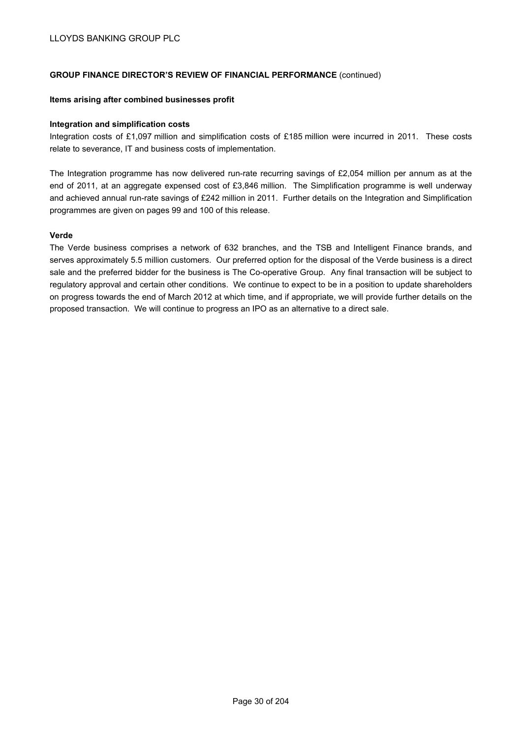**GROUP FINANCE DIRECTOR'S REVIEW OF FINANCIAL PERFORMANCE** (continued)

**Items arising after combined businesses profit**

**Integration and simplification costs**

Integration costs of £1,097 million and simplification costs of £185 million were incurred in 2011. These costs relate to severance, IT and business costs of implementation.

The Integration programme has now delivered run-rate recurring savings of £2,054 million per annum as at the end of 2011, at an aggregate expensed cost of £3,846 million. The Simplification programme is well underway and achieved annual run-rate savings of £242 million in 2011. Further details on the Integration and Simplification programmes are given on pages 99 and 100 of this release.

**Verde**

The Verde business comprises a network of 632 branches, and the TSB and Intelligent Finance brands, and serves approximately 5.5 million customers. Our preferred option for the disposal of the Verde business is a direct sale and the preferred bidder for the business is The Co-operative Group. Any final transaction will be subject to regulatory approval and certain other conditions. We continue to expect to be in a position to update shareholders on progress towards the end of March 2012 at which time, and if appropriate, we will provide further details on the proposed transaction. We will continue to progress an IPO as an alternative to a direct sale.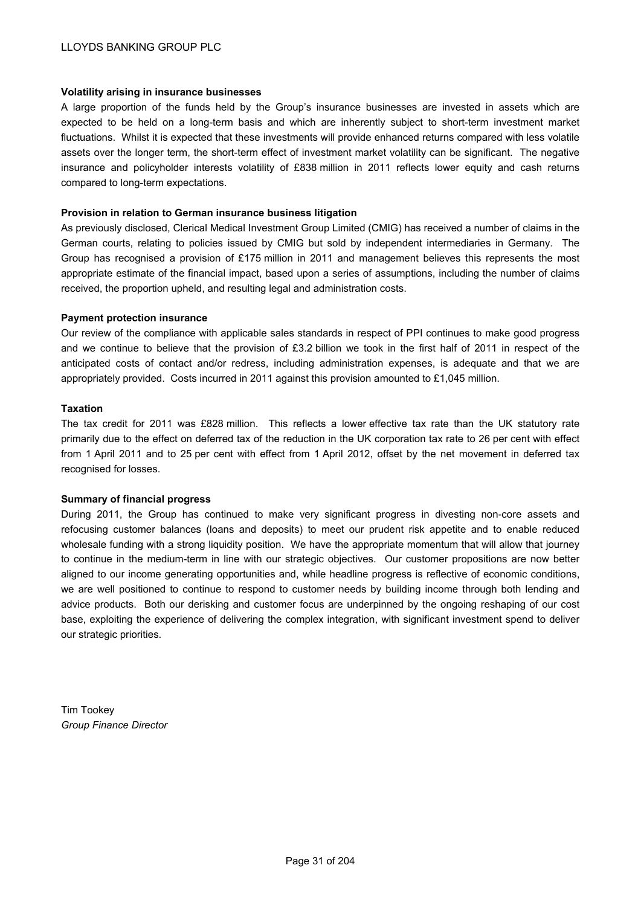**Volatility arising in insurance businesses**

A large proportion of the funds held by the Group's insurance businesses are invested in assets which are expected to be held on a long-term basis and which are inherently subject to short-term investment market fluctuations. Whilst it is expected that these investments will provide enhanced returns compared with less volatile assets over the longer term, the short-term effect of investment market volatility can be significant. The negative insurance and policyholder interests volatility of £838 million in 2011 reflects lower equity and cash returns compared to long-term expectations.

**Provision in relation to German insurance business litigation**

As previously disclosed, Clerical Medical Investment Group Limited (CMIG) has received a number of claims in the German courts, relating to policies issued by CMIG but sold by independent intermediaries in Germany. The Group has recognised a provision of £175 million in 2011 and management believes this represents the most appropriate estimate of the financial impact, based upon a series of assumptions, including the number of claims received, the proportion upheld, and resulting legal and administration costs.

**Payment protection insurance**

Our review of the compliance with applicable sales standards in respect of PPI continues to make good progress and we continue to believe that the provision of £3.2 billion we took in the first half of 2011 in respect of the anticipated costs of contact and/or redress, including administration expenses, is adequate and that we are appropriately provided. Costs incurred in 2011 against this provision amounted to £1,045 million.

**Taxation**

The tax credit for 2011 was £828 million. This reflects a lower effective tax rate than the UK statutory rate primarily due to the effect on deferred tax of the reduction in the UK corporation tax rate to 26 per cent with effect from 1 April 2011 and to 25 per cent with effect from 1 April 2012, offset by the net movement in deferred tax recognised for losses.

**Summary of financial progress**

During 2011, the Group has continued to make very significant progress in divesting non-core assets and refocusing customer balances (loans and deposits) to meet our prudent risk appetite and to enable reduced wholesale funding with a strong liquidity position. We have the appropriate momentum that will allow that journey to continue in the medium-term in line with our strategic objectives. Our customer propositions are now better aligned to our income generating opportunities and, while headline progress is reflective of economic conditions, we are well positioned to continue to respond to customer needs by building income through both lending and advice products. Both our derisking and customer focus are underpinned by the ongoing reshaping of our cost base, exploiting the experience of delivering the complex integration, with significant investment spend to deliver our strategic priorities.

Tim Tookey
*Group Finance Director*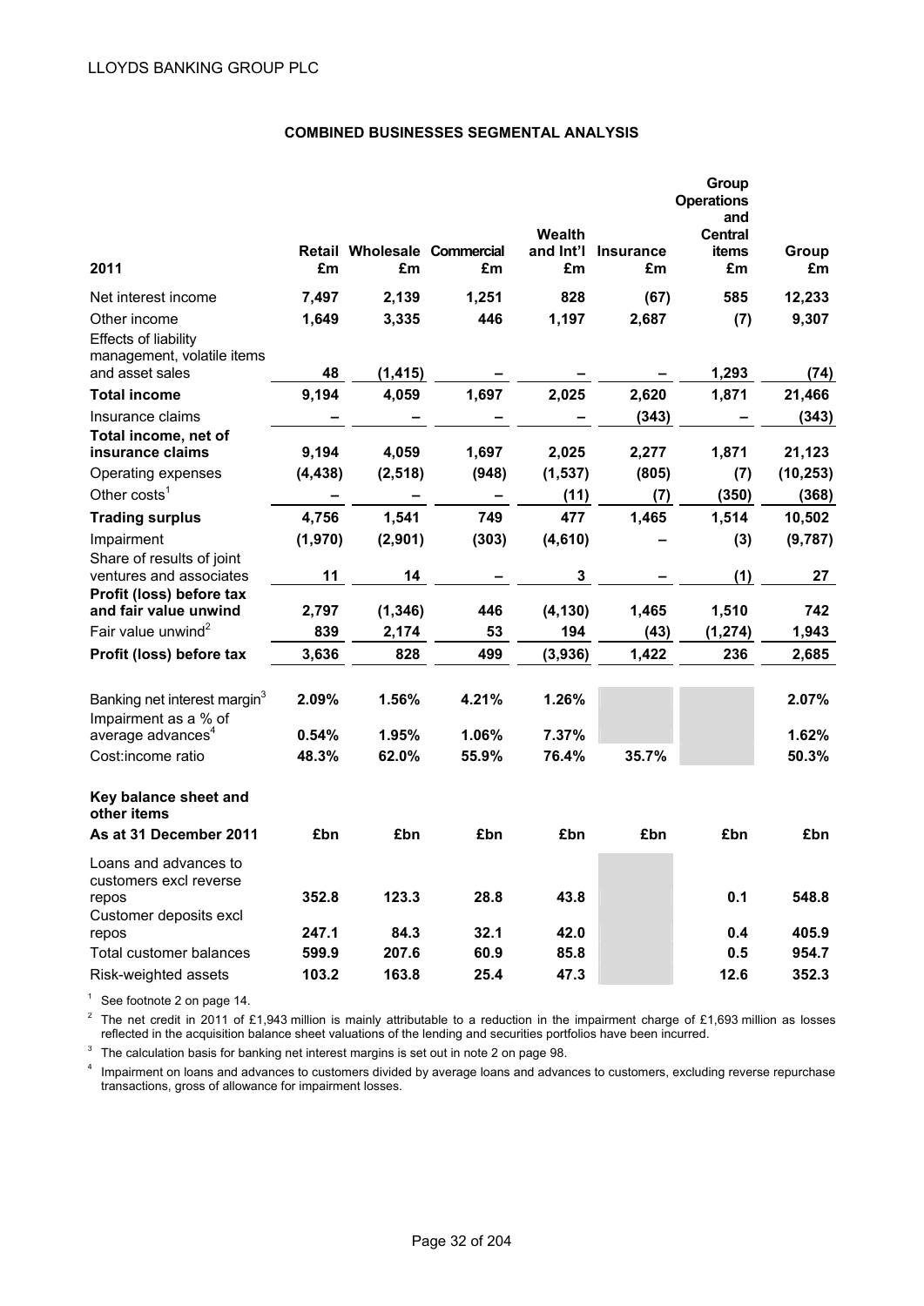## COMBINED BUSINESSES SEGMENTAL ANALYSIS

| 2011 | Retail £m | Wholesale £m | Commercial £m | Wealth and Int'l £m | Insurance £m | Group Operations and Central items £m | Group £m |
|---|---|---|---|---|---|---|---|
| Net interest income | 7,497 | 2,139 | 1,251 | 828 | (67) | 585 | 12,233 |
| Other income | 1,649 | 3,335 | 446 | 1,197 | 2,687 | (7) | 9,307 |
| Effects of liability management, volatile items and asset sales | 48 | (1,415) | – | – | – | 1,293 | (74) |
| **Total income** | 9,194 | 4,059 | 1,697 | 2,025 | 2,620 | 1,871 | 21,466 |
| Insurance claims | – | – | – | – | (343) | – | (343) |
| **Total income, net of insurance claims** | 9,194 | 4,059 | 1,697 | 2,025 | 2,277 | 1,871 | 21,123 |
| Operating expenses | (4,438) | (2,518) | (948) | (1,537) | (805) | (7) | (10,253) |
| Other costs[1] | – | – | – | (11) | (7) | (350) | (368) |
| **Trading surplus** | 4,756 | 1,541 | 749 | 477 | 1,465 | 1,514 | 10,502 |
| Impairment | (1,970) | (2,901) | (303) | (4,610) | – | (3) | (9,787) |
| Share of results of joint ventures and associates | 11 | 14 | – | 3 | – | (1) | 27 |
| **Profit (loss) before tax and fair value unwind** | 2,797 | (1,346) | 446 | (4,130) | 1,465 | 1,510 | 742 |
| Fair value unwind[2] | 839 | 2,174 | 53 | 194 | (43) | (1,274) | 1,943 |
| **Profit (loss) before tax** | 3,636 | 828 | 499 | (3,936) | 1,422 | 236 | 2,685 |
| | | | | | | | |
| Banking net interest margin[3] | 2.09% | 1.56% | 4.21% | 1.26% | | | 2.07% |
| Impairment as a % of average advances[4] | 0.54% | 1.95% | 1.06% | 7.37% | | | 1.62% |
| Cost:income ratio | 48.3% | 62.0% | 55.9% | 76.4% | 35.7% | | 50.3% |
| | | | | | | | |
| **Key balance sheet and other items** | | | | | | | |
| **As at 31 December 2011** | £bn | £bn | £bn | £bn | £bn | £bn | £bn |
| Loans and advances to customers excl reverse repos | 352.8 | 123.3 | 28.8 | 43.8 | | 0.1 | 548.8 |
| Customer deposits excl repos | 247.1 | 84.3 | 32.1 | 42.0 | | 0.4 | 405.9 |
| Total customer balances | 599.9 | 207.6 | 60.9 | 85.8 | | 0.5 | 954.7 |
| Risk-weighted assets | 103.2 | 163.8 | 25.4 | 47.3 | | 12.6 | 352.3 |

[1] See footnote 2 on page 14.

[2] The net credit in 2011 of £1,943 million is mainly attributable to a reduction in the impairment charge of £1,693 million as losses reflected in the acquisition balance sheet valuations of the lending and securities portfolios have been incurred.

[3] The calculation basis for banking net interest margins is set out in note 2 on page 98.

[4] Impairment on loans and advances to customers divided by average loans and advances to customers, excluding reverse repurchase transactions, gross of allowance for impairment losses.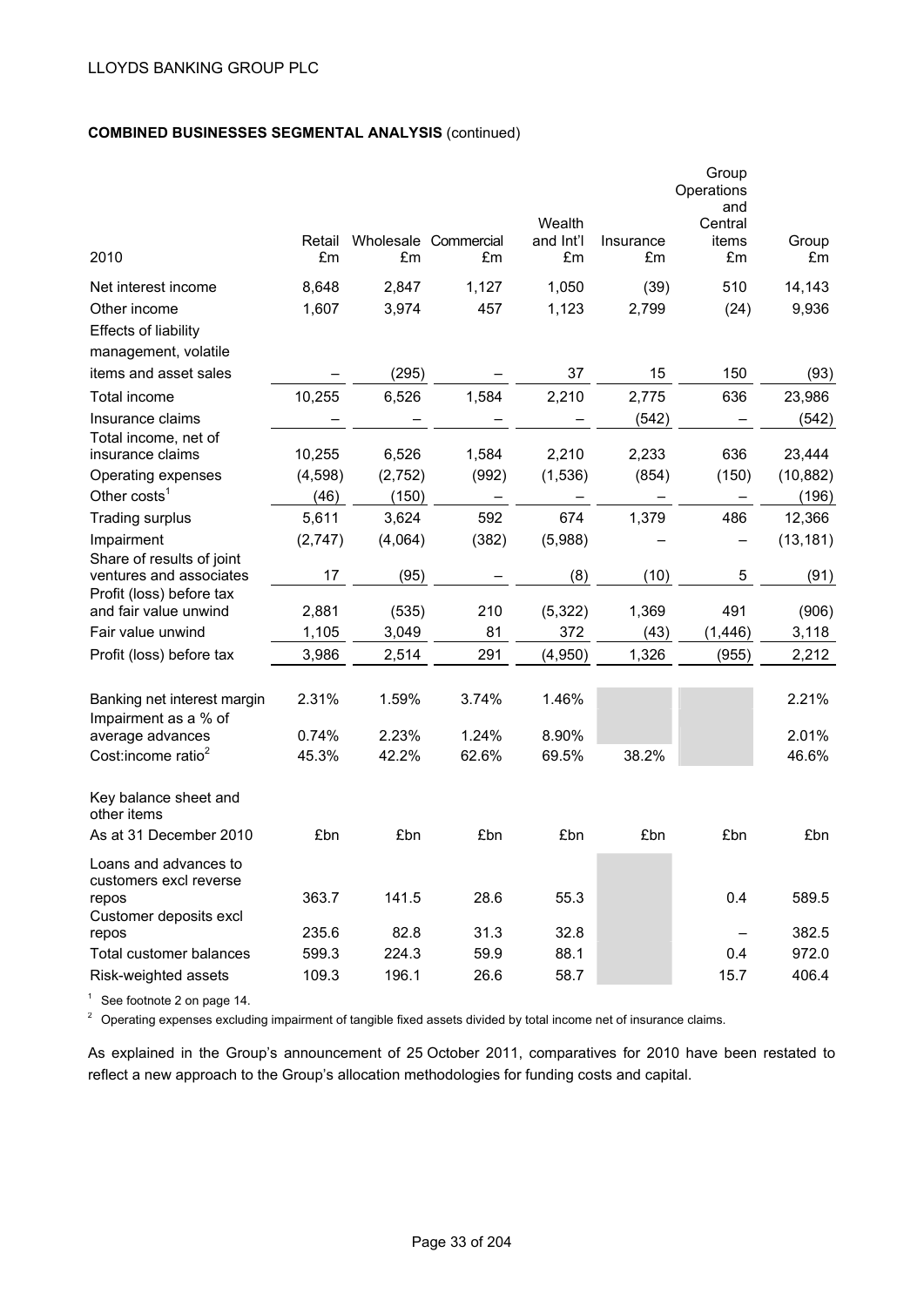## COMBINED BUSINESSES SEGMENTAL ANALYSIS (continued)

| 2010 | Retail £m | Wholesale £m | Commercial £m | Wealth and Int'l £m | Insurance £m | Group Operations and Central items £m | Group £m |
|---|---|---|---|---|---|---|---|
| Net interest income | 8,648 | 2,847 | 1,127 | 1,050 | (39) | 510 | 14,143 |
| Other income | 1,607 | 3,974 | 457 | 1,123 | 2,799 | (24) | 9,936 |
| Effects of liability management, volatile items and asset sales | – | (295) | – | 37 | 15 | 150 | (93) |
| Total income | 10,255 | 6,526 | 1,584 | 2,210 | 2,775 | 636 | 23,986 |
| Insurance claims | – | – | – | – | (542) | – | (542) |
| Total income, net of insurance claims | 10,255 | 6,526 | 1,584 | 2,210 | 2,233 | 636 | 23,444 |
| Operating expenses | (4,598) | (2,752) | (992) | (1,536) | (854) | (150) | (10,882) |
| Other costs[1] | (46) | (150) | – | – | – | – | (196) |
| Trading surplus | 5,611 | 3,624 | 592 | 674 | 1,379 | 486 | 12,366 |
| Impairment | (2,747) | (4,064) | (382) | (5,988) | – | – | (13,181) |
| Share of results of joint ventures and associates | 17 | (95) | – | (8) | (10) | 5 | (91) |
| Profit (loss) before tax and fair value unwind | 2,881 | (535) | 210 | (5,322) | 1,369 | 491 | (906) |
| Fair value unwind | 1,105 | 3,049 | 81 | 372 | (43) | (1,446) | 3,118 |
| Profit (loss) before tax | 3,986 | 2,514 | 291 | (4,950) | 1,326 | (955) | 2,212 |
| | | | | | | | |
| Banking net interest margin | 2.31% | 1.59% | 3.74% | 1.46% | | | 2.21% |
| Impairment as a % of average advances | 0.74% | 2.23% | 1.24% | 8.90% | | | 2.01% |
| Cost:income ratio[2] | 45.3% | 42.2% | 62.6% | 69.5% | 38.2% | | 46.6% |
| | | | | | | | |
| Key balance sheet and other items | | | | | | | |
| As at 31 December 2010 | £bn | £bn | £bn | £bn | £bn | £bn | £bn |
| Loans and advances to customers excl reverse repos | 363.7 | 141.5 | 28.6 | 55.3 | | 0.4 | 589.5 |
| Customer deposits excl repos | 235.6 | 82.8 | 31.3 | 32.8 | | – | 382.5 |
| Total customer balances | 599.3 | 224.3 | 59.9 | 88.1 | | 0.4 | 972.0 |
| Risk-weighted assets | 109.3 | 196.1 | 26.6 | 58.7 | | 15.7 | 406.4 |

[1] See footnote 2 on page 14.

[2] Operating expenses excluding impairment of tangible fixed assets divided by total income net of insurance claims.

As explained in the Group's announcement of 25 October 2011, comparatives for 2010 have been restated to reflect a new approach to the Group's allocation methodologies for funding costs and capital.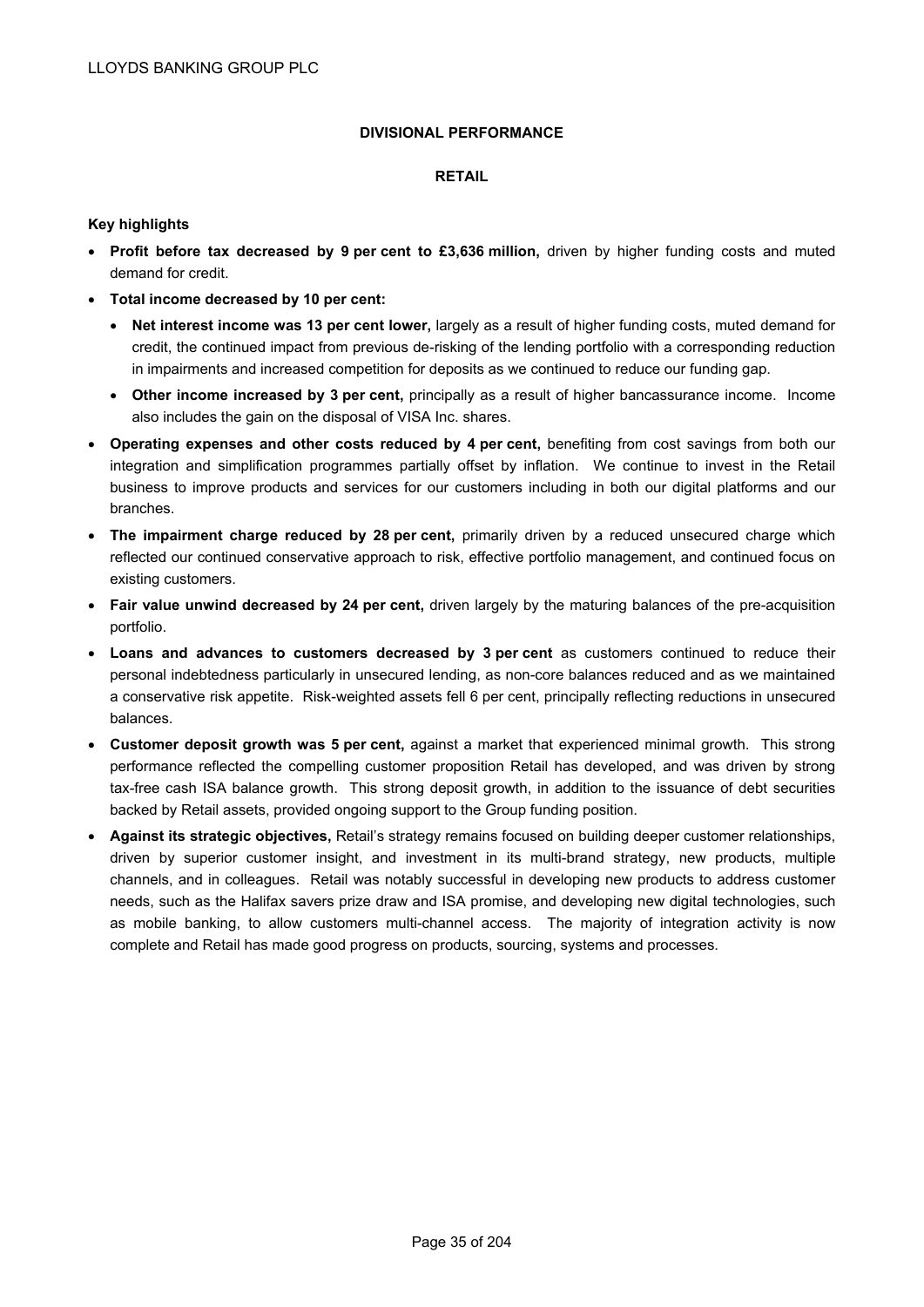# DIVISIONAL PERFORMANCE

## RETAIL

**Key highlights**

- **Profit before tax decreased by 9 per cent to £3,636 million,** driven by higher funding costs and muted demand for credit.
- **Total income decreased by 10 per cent:**
  - **Net interest income was 13 per cent lower,** largely as a result of higher funding costs, muted demand for credit, the continued impact from previous de-risking of the lending portfolio with a corresponding reduction in impairments and increased competition for deposits as we continued to reduce our funding gap.
  - **Other income increased by 3 per cent,** principally as a result of higher bancassurance income. Income also includes the gain on the disposal of VISA Inc. shares.
- **Operating expenses and other costs reduced by 4 per cent,** benefiting from cost savings from both our integration and simplification programmes partially offset by inflation. We continue to invest in the Retail business to improve products and services for our customers including in both our digital platforms and our branches.
- **The impairment charge reduced by 28 per cent,** primarily driven by a reduced unsecured charge which reflected our continued conservative approach to risk, effective portfolio management, and continued focus on existing customers.
- **Fair value unwind decreased by 24 per cent,** driven largely by the maturing balances of the pre-acquisition portfolio.
- **Loans and advances to customers decreased by 3 per cent** as customers continued to reduce their personal indebtedness particularly in unsecured lending, as non-core balances reduced and as we maintained a conservative risk appetite. Risk-weighted assets fell 6 per cent, principally reflecting reductions in unsecured balances.
- **Customer deposit growth was 5 per cent,** against a market that experienced minimal growth. This strong performance reflected the compelling customer proposition Retail has developed, and was driven by strong tax-free cash ISA balance growth. This strong deposit growth, in addition to the issuance of debt securities backed by Retail assets, provided ongoing support to the Group funding position.
- **Against its strategic objectives,** Retail's strategy remains focused on building deeper customer relationships, driven by superior customer insight, and investment in its multi-brand strategy, new products, multiple channels, and in colleagues. Retail was notably successful in developing new products to address customer needs, such as the Halifax savers prize draw and ISA promise, and developing new digital technologies, such as mobile banking, to allow customers multi-channel access. The majority of integration activity is now complete and Retail has made good progress on products, sourcing, systems and processes.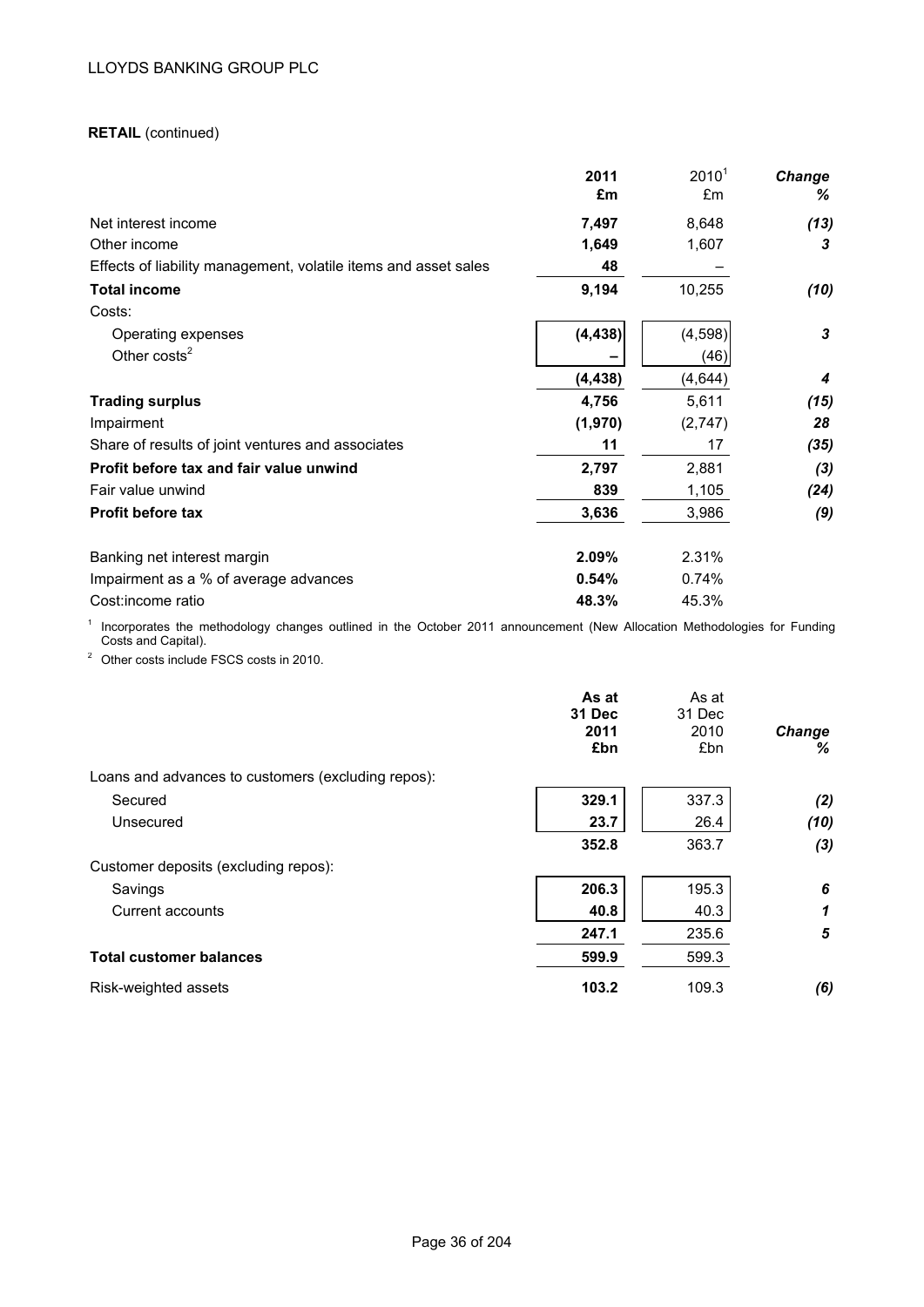**RETAIL** (continued)

| | 2011 £m | 2010[1] £m | *Change %* |
|---|---|---|---|
| Net interest income | **7,497** | 8,648 | ***(13)*** |
| Other income | **1,649** | 1,607 | ***3*** |
| Effects of liability management, volatile items and asset sales | **48** | – | |
| **Total income** | **9,194** | 10,255 | ***(10)*** |
| Costs: | | | |
| Operating expenses | **(4,438)** | (4,598) | ***3*** |
| Other costs[2] | **–** | (46) | |
| | **(4,438)** | (4,644) | ***4*** |
| **Trading surplus** | **4,756** | 5,611 | ***(15)*** |
| Impairment | **(1,970)** | (2,747) | ***28*** |
| Share of results of joint ventures and associates | **11** | 17 | ***(35)*** |
| **Profit before tax and fair value unwind** | **2,797** | 2,881 | ***(3)*** |
| Fair value unwind | **839** | 1,105 | ***(24)*** |
| **Profit before tax** | **3,636** | 3,986 | ***(9)*** |
| | | | |
| Banking net interest margin | **2.09%** | 2.31% | |
| Impairment as a % of average advances | **0.54%** | 0.74% | |
| Cost:income ratio | **48.3%** | 45.3% | |

[1] Incorporates the methodology changes outlined in the October 2011 announcement (New Allocation Methodologies for Funding Costs and Capital).

[2] Other costs include FSCS costs in 2010.

| | As at 31 Dec 2011 £bn | As at 31 Dec 2010 £bn | *Change %* |
|---|---|---|---|
| Loans and advances to customers (excluding repos): | | | |
| Secured | **329.1** | 337.3 | ***(2)*** |
| Unsecured | **23.7** | 26.4 | ***(10)*** |
| | **352.8** | 363.7 | ***(3)*** |
| Customer deposits (excluding repos): | | | |
| Savings | **206.3** | 195.3 | ***6*** |
| Current accounts | **40.8** | 40.3 | ***1*** |
| | **247.1** | 235.6 | ***5*** |
| **Total customer balances** | **599.9** | 599.3 | |
| Risk-weighted assets | **103.2** | 109.3 | ***(6)*** |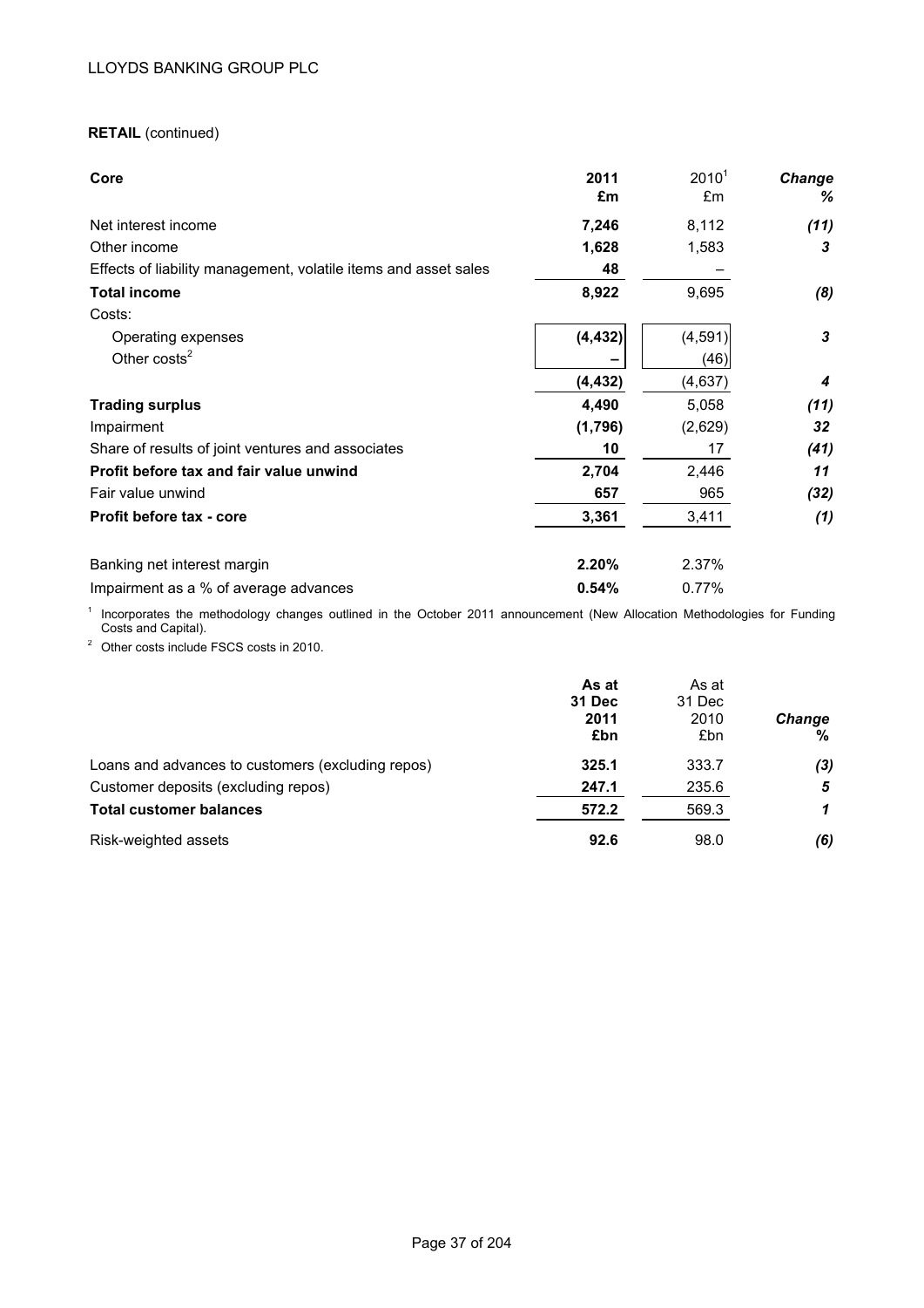LLOYDS BANKING GROUP PLC

**RETAIL** (continued)

| **Core** | **2011 £m** | 2010[1] £m | ***Change %*** |
|---|---|---|---|
| Net interest income | **7,246** | 8,112 | ***(11)*** |
| Other income | **1,628** | 1,583 | ***3*** |
| Effects of liability management, volatile items and asset sales | **48** | – | |
| **Total income** | **8,922** | 9,695 | ***(8)*** |
| Costs: | | | |
| Operating expenses | **(4,432)** | (4,591) | ***3*** |
| Other costs[2] | **–** | (46) | |
| | **(4,432)** | (4,637) | ***4*** |
| **Trading surplus** | **4,490** | 5,058 | ***(11)*** |
| Impairment | **(1,796)** | (2,629) | ***32*** |
| Share of results of joint ventures and associates | **10** | 17 | ***(41)*** |
| **Profit before tax and fair value unwind** | **2,704** | 2,446 | ***11*** |
| Fair value unwind | **657** | 965 | ***(32)*** |
| **Profit before tax - core** | **3,361** | 3,411 | ***(1)*** |
| | | | |
| Banking net interest margin | **2.20%** | 2.37% | |
| Impairment as a % of average advances | **0.54%** | 0.77% | |

[1] Incorporates the methodology changes outlined in the October 2011 announcement (New Allocation Methodologies for Funding Costs and Capital).

[2] Other costs include FSCS costs in 2010.

| | **As at 31 Dec 2011 £bn** | As at 31 Dec 2010 £bn | ***Change %*** |
|---|---|---|---|
| Loans and advances to customers (excluding repos) | **325.1** | 333.7 | ***(3)*** |
| Customer deposits (excluding repos) | **247.1** | 235.6 | ***5*** |
| **Total customer balances** | **572.2** | 569.3 | ***1*** |
| Risk-weighted assets | **92.6** | 98.0 | ***(6)*** |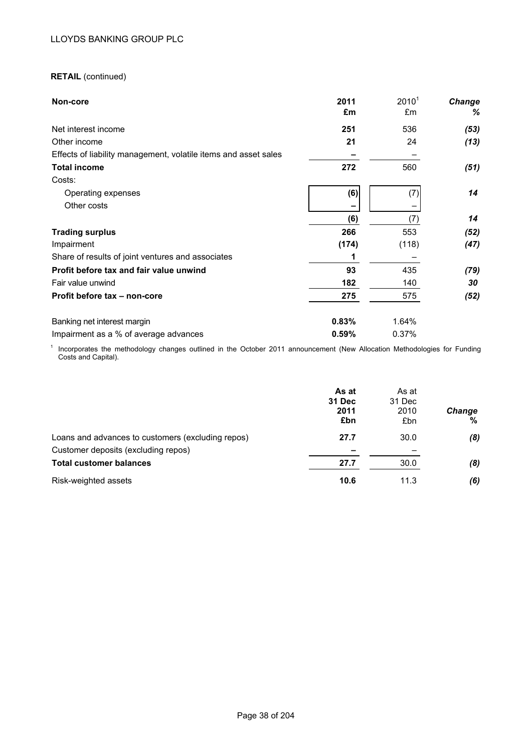**RETAIL** (continued)

| Non-core | 2011 £m | 2010[1] £m | Change % |
|---|---|---|---|
| Net interest income | **251** | 536 | *(53)* |
| Other income | **21** | 24 | *(13)* |
| Effects of liability management, volatile items and asset sales | **–** | – | |
| **Total income** | **272** | 560 | *(51)* |
| Costs: | | | |
| Operating expenses | **(6)** | (7) | *14* |
| Other costs | **–** | – | |
| | **(6)** | (7) | *14* |
| **Trading surplus** | **266** | 553 | *(52)* |
| Impairment | **(174)** | (118) | *(47)* |
| Share of results of joint ventures and associates | **1** | – | |
| **Profit before tax and fair value unwind** | **93** | 435 | *(79)* |
| Fair value unwind | **182** | 140 | *30* |
| **Profit before tax – non-core** | **275** | 575 | *(52)* |
| | | | |
| Banking net interest margin | **0.83%** | 1.64% | |
| Impairment as a % of average advances | **0.59%** | 0.37% | |

[1] Incorporates the methodology changes outlined in the October 2011 announcement (New Allocation Methodologies for Funding Costs and Capital).

| | As at 31 Dec 2011 £bn | As at 31 Dec 2010 £bn | Change % |
|---|---|---|---|
| Loans and advances to customers (excluding repos) | **27.7** | 30.0 | *(8)* |
| Customer deposits (excluding repos) | **–** | – | |
| **Total customer balances** | **27.7** | 30.0 | *(8)* |
| Risk-weighted assets | **10.6** | 11.3 | *(6)* |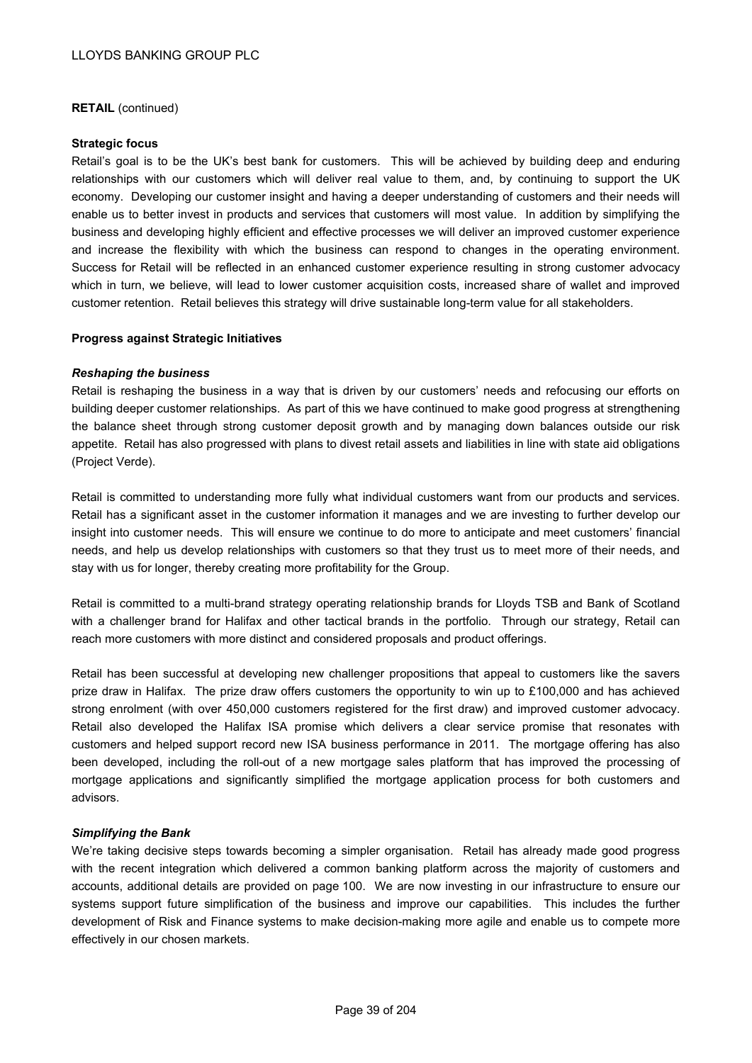**RETAIL** (continued)

**Strategic focus**

Retail's goal is to be the UK's best bank for customers. This will be achieved by building deep and enduring relationships with our customers which will deliver real value to them, and, by continuing to support the UK economy. Developing our customer insight and having a deeper understanding of customers and their needs will enable us to better invest in products and services that customers will most value. In addition by simplifying the business and developing highly efficient and effective processes we will deliver an improved customer experience and increase the flexibility with which the business can respond to changes in the operating environment. Success for Retail will be reflected in an enhanced customer experience resulting in strong customer advocacy which in turn, we believe, will lead to lower customer acquisition costs, increased share of wallet and improved customer retention. Retail believes this strategy will drive sustainable long-term value for all stakeholders.

**Progress against Strategic Initiatives**

***Reshaping the business***

Retail is reshaping the business in a way that is driven by our customers' needs and refocusing our efforts on building deeper customer relationships. As part of this we have continued to make good progress at strengthening the balance sheet through strong customer deposit growth and by managing down balances outside our risk appetite. Retail has also progressed with plans to divest retail assets and liabilities in line with state aid obligations (Project Verde).

Retail is committed to understanding more fully what individual customers want from our products and services. Retail has a significant asset in the customer information it manages and we are investing to further develop our insight into customer needs. This will ensure we continue to do more to anticipate and meet customers' financial needs, and help us develop relationships with customers so that they trust us to meet more of their needs, and stay with us for longer, thereby creating more profitability for the Group.

Retail is committed to a multi-brand strategy operating relationship brands for Lloyds TSB and Bank of Scotland with a challenger brand for Halifax and other tactical brands in the portfolio. Through our strategy, Retail can reach more customers with more distinct and considered proposals and product offerings.

Retail has been successful at developing new challenger propositions that appeal to customers like the savers prize draw in Halifax. The prize draw offers customers the opportunity to win up to £100,000 and has achieved strong enrolment (with over 450,000 customers registered for the first draw) and improved customer advocacy. Retail also developed the Halifax ISA promise which delivers a clear service promise that resonates with customers and helped support record new ISA business performance in 2011. The mortgage offering has also been developed, including the roll-out of a new mortgage sales platform that has improved the processing of mortgage applications and significantly simplified the mortgage application process for both customers and advisors.

***Simplifying the Bank***

We're taking decisive steps towards becoming a simpler organisation. Retail has already made good progress with the recent integration which delivered a common banking platform across the majority of customers and accounts, additional details are provided on page 100. We are now investing in our infrastructure to ensure our systems support future simplification of the business and improve our capabilities. This includes the further development of Risk and Finance systems to make decision-making more agile and enable us to compete more effectively in our chosen markets.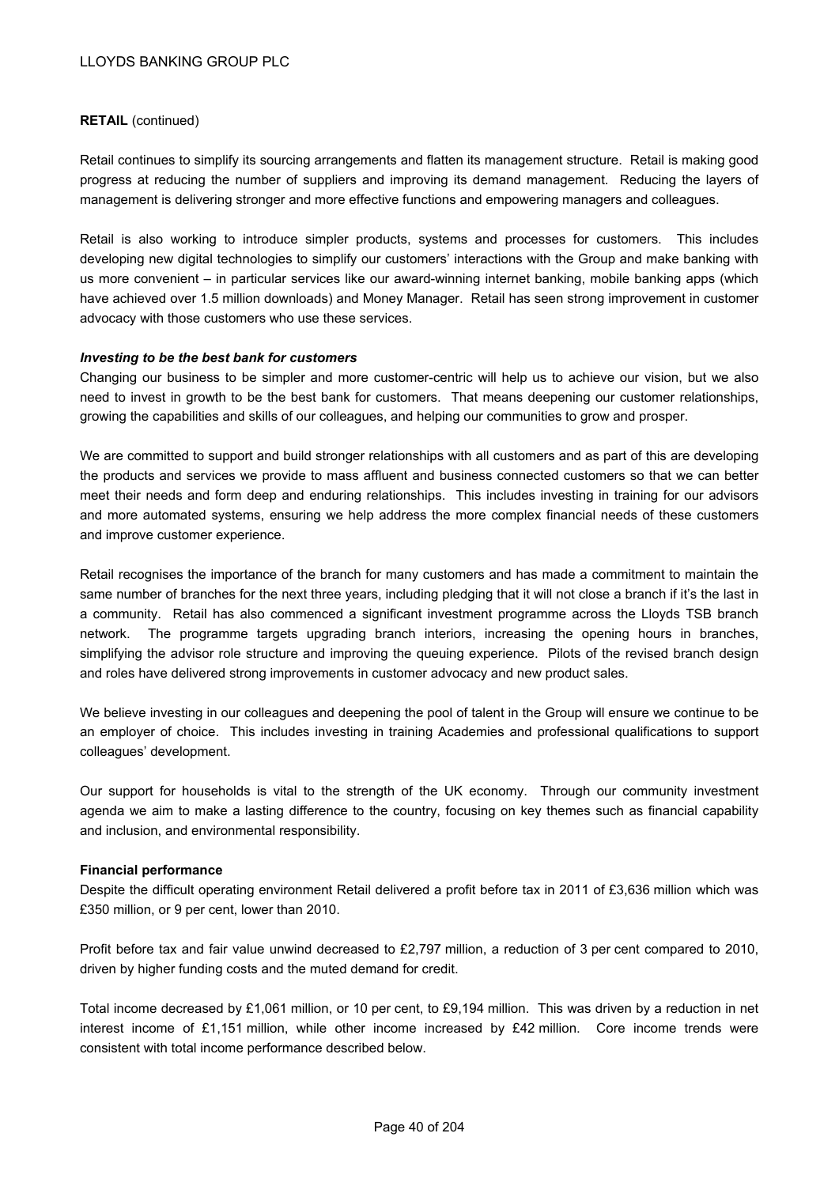**RETAIL** (continued)

Retail continues to simplify its sourcing arrangements and flatten its management structure. Retail is making good progress at reducing the number of suppliers and improving its demand management. Reducing the layers of management is delivering stronger and more effective functions and empowering managers and colleagues.

Retail is also working to introduce simpler products, systems and processes for customers. This includes developing new digital technologies to simplify our customers' interactions with the Group and make banking with us more convenient – in particular services like our award-winning internet banking, mobile banking apps (which have achieved over 1.5 million downloads) and Money Manager. Retail has seen strong improvement in customer advocacy with those customers who use these services.

***Investing to be the best bank for customers***

Changing our business to be simpler and more customer-centric will help us to achieve our vision, but we also need to invest in growth to be the best bank for customers. That means deepening our customer relationships, growing the capabilities and skills of our colleagues, and helping our communities to grow and prosper.

We are committed to support and build stronger relationships with all customers and as part of this are developing the products and services we provide to mass affluent and business connected customers so that we can better meet their needs and form deep and enduring relationships. This includes investing in training for our advisors and more automated systems, ensuring we help address the more complex financial needs of these customers and improve customer experience.

Retail recognises the importance of the branch for many customers and has made a commitment to maintain the same number of branches for the next three years, including pledging that it will not close a branch if it's the last in a community. Retail has also commenced a significant investment programme across the Lloyds TSB branch network. The programme targets upgrading branch interiors, increasing the opening hours in branches, simplifying the advisor role structure and improving the queuing experience. Pilots of the revised branch design and roles have delivered strong improvements in customer advocacy and new product sales.

We believe investing in our colleagues and deepening the pool of talent in the Group will ensure we continue to be an employer of choice. This includes investing in training Academies and professional qualifications to support colleagues' development.

Our support for households is vital to the strength of the UK economy. Through our community investment agenda we aim to make a lasting difference to the country, focusing on key themes such as financial capability and inclusion, and environmental responsibility.

**Financial performance**

Despite the difficult operating environment Retail delivered a profit before tax in 2011 of £3,636 million which was £350 million, or 9 per cent, lower than 2010.

Profit before tax and fair value unwind decreased to £2,797 million, a reduction of 3 per cent compared to 2010, driven by higher funding costs and the muted demand for credit.

Total income decreased by £1,061 million, or 10 per cent, to £9,194 million. This was driven by a reduction in net interest income of £1,151 million, while other income increased by £42 million. Core income trends were consistent with total income performance described below.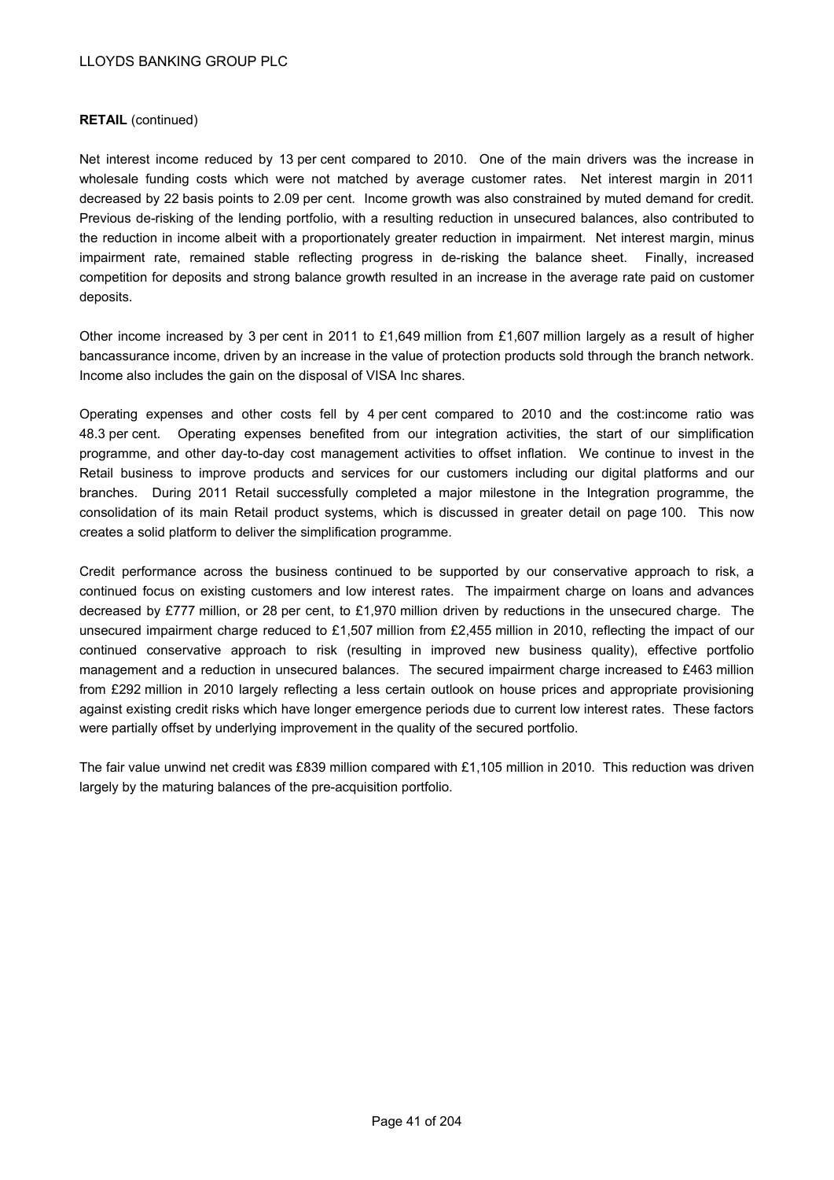**RETAIL** (continued)

Net interest income reduced by 13 per cent compared to 2010. One of the main drivers was the increase in wholesale funding costs which were not matched by average customer rates. Net interest margin in 2011 decreased by 22 basis points to 2.09 per cent. Income growth was also constrained by muted demand for credit. Previous de-risking of the lending portfolio, with a resulting reduction in unsecured balances, also contributed to the reduction in income albeit with a proportionately greater reduction in impairment. Net interest margin, minus impairment rate, remained stable reflecting progress in de-risking the balance sheet. Finally, increased competition for deposits and strong balance growth resulted in an increase in the average rate paid on customer deposits.

Other income increased by 3 per cent in 2011 to £1,649 million from £1,607 million largely as a result of higher bancassurance income, driven by an increase in the value of protection products sold through the branch network. Income also includes the gain on the disposal of VISA Inc shares.

Operating expenses and other costs fell by 4 per cent compared to 2010 and the cost:income ratio was 48.3 per cent. Operating expenses benefited from our integration activities, the start of our simplification programme, and other day-to-day cost management activities to offset inflation. We continue to invest in the Retail business to improve products and services for our customers including our digital platforms and our branches. During 2011 Retail successfully completed a major milestone in the Integration programme, the consolidation of its main Retail product systems, which is discussed in greater detail on page 100. This now creates a solid platform to deliver the simplification programme.

Credit performance across the business continued to be supported by our conservative approach to risk, a continued focus on existing customers and low interest rates. The impairment charge on loans and advances decreased by £777 million, or 28 per cent, to £1,970 million driven by reductions in the unsecured charge. The unsecured impairment charge reduced to £1,507 million from £2,455 million in 2010, reflecting the impact of our continued conservative approach to risk (resulting in improved new business quality), effective portfolio management and a reduction in unsecured balances. The secured impairment charge increased to £463 million from £292 million in 2010 largely reflecting a less certain outlook on house prices and appropriate provisioning against existing credit risks which have longer emergence periods due to current low interest rates. These factors were partially offset by underlying improvement in the quality of the secured portfolio.

The fair value unwind net credit was £839 million compared with £1,105 million in 2010. This reduction was driven largely by the maturing balances of the pre-acquisition portfolio.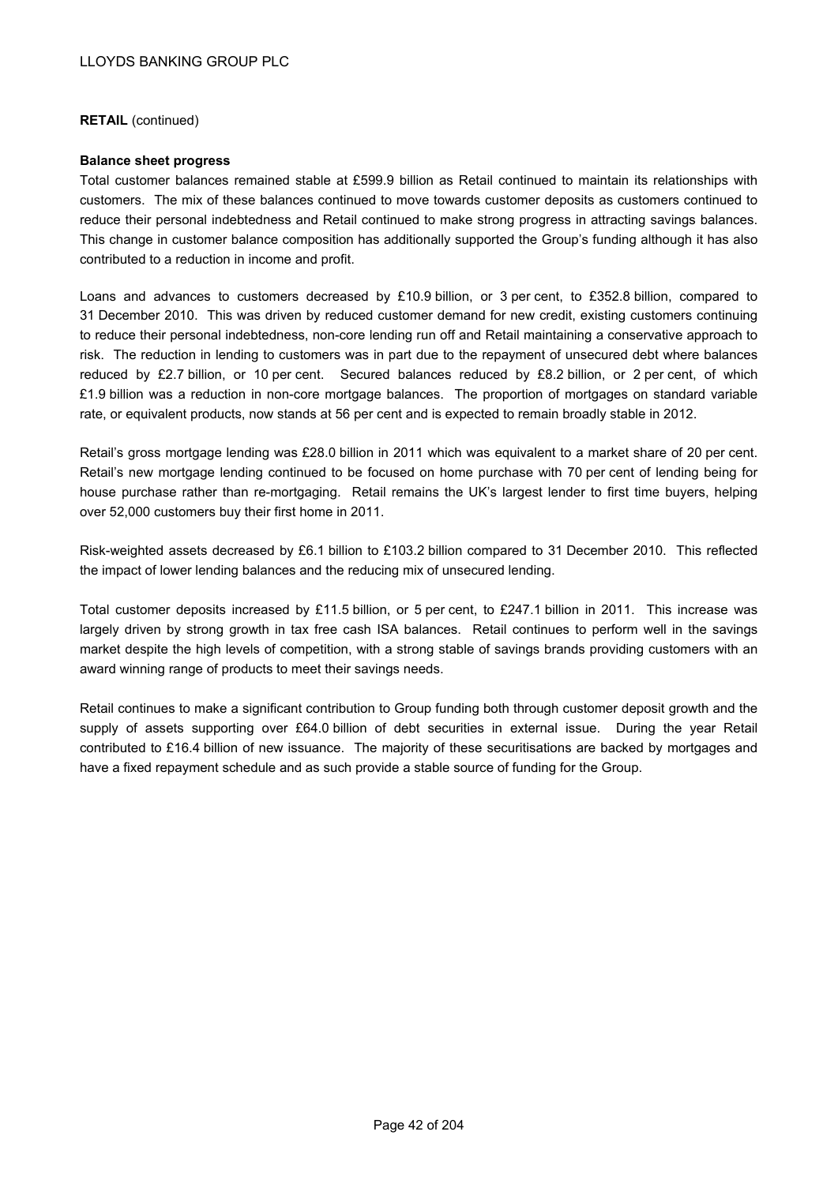**RETAIL** (continued)

**Balance sheet progress**

Total customer balances remained stable at £599.9 billion as Retail continued to maintain its relationships with customers. The mix of these balances continued to move towards customer deposits as customers continued to reduce their personal indebtedness and Retail continued to make strong progress in attracting savings balances. This change in customer balance composition has additionally supported the Group's funding although it has also contributed to a reduction in income and profit.

Loans and advances to customers decreased by £10.9 billion, or 3 per cent, to £352.8 billion, compared to 31 December 2010. This was driven by reduced customer demand for new credit, existing customers continuing to reduce their personal indebtedness, non-core lending run off and Retail maintaining a conservative approach to risk. The reduction in lending to customers was in part due to the repayment of unsecured debt where balances reduced by £2.7 billion, or 10 per cent. Secured balances reduced by £8.2 billion, or 2 per cent, of which £1.9 billion was a reduction in non-core mortgage balances. The proportion of mortgages on standard variable rate, or equivalent products, now stands at 56 per cent and is expected to remain broadly stable in 2012.

Retail's gross mortgage lending was £28.0 billion in 2011 which was equivalent to a market share of 20 per cent. Retail's new mortgage lending continued to be focused on home purchase with 70 per cent of lending being for house purchase rather than re-mortgaging. Retail remains the UK's largest lender to first time buyers, helping over 52,000 customers buy their first home in 2011.

Risk-weighted assets decreased by £6.1 billion to £103.2 billion compared to 31 December 2010. This reflected the impact of lower lending balances and the reducing mix of unsecured lending.

Total customer deposits increased by £11.5 billion, or 5 per cent, to £247.1 billion in 2011. This increase was largely driven by strong growth in tax free cash ISA balances. Retail continues to perform well in the savings market despite the high levels of competition, with a strong stable of savings brands providing customers with an award winning range of products to meet their savings needs.

Retail continues to make a significant contribution to Group funding both through customer deposit growth and the supply of assets supporting over £64.0 billion of debt securities in external issue. During the year Retail contributed to £16.4 billion of new issuance. The majority of these securitisations are backed by mortgages and have a fixed repayment schedule and as such provide a stable source of funding for the Group.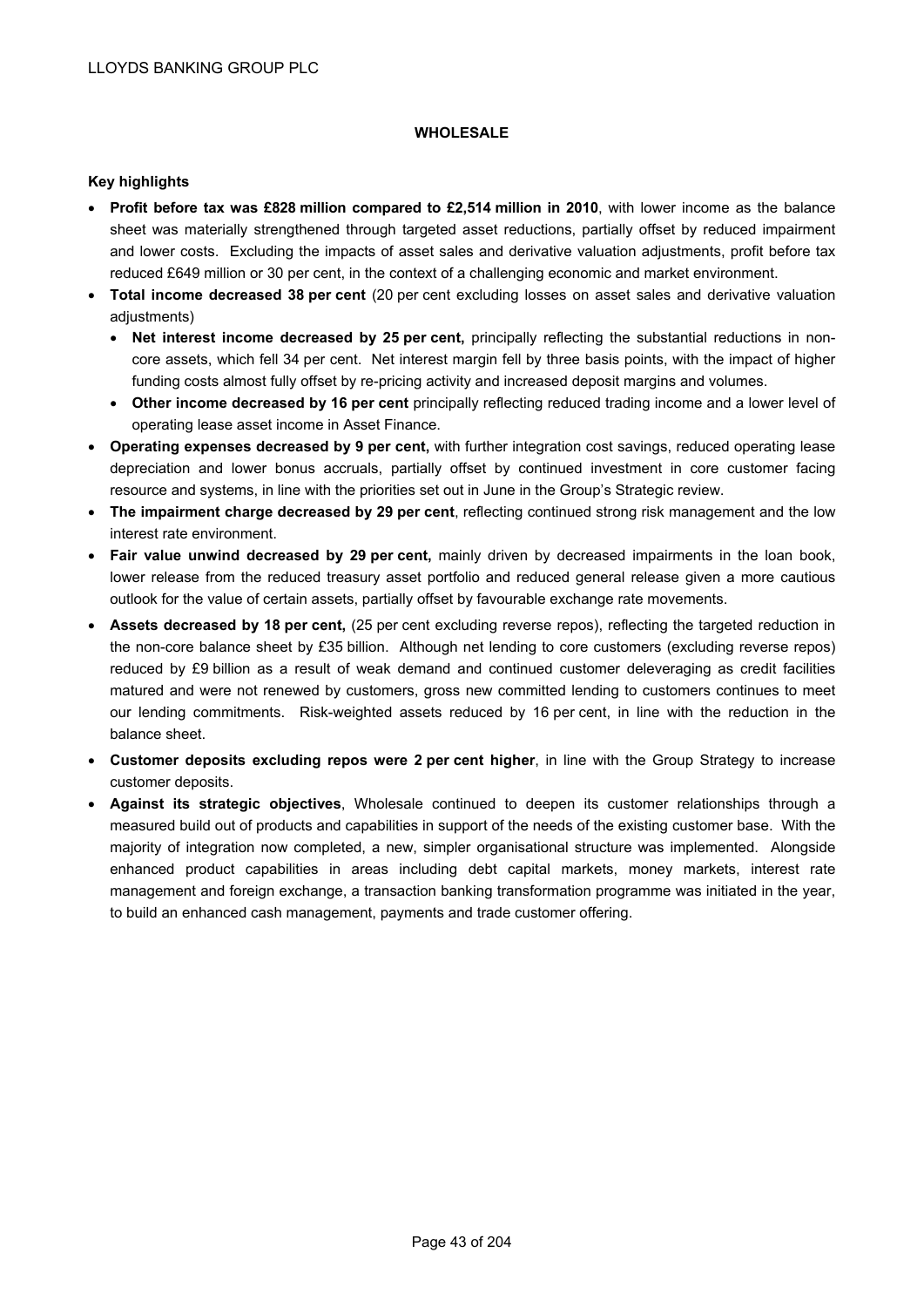## WHOLESALE

### Key highlights

- **Profit before tax was £828 million compared to £2,514 million in 2010**, with lower income as the balance sheet was materially strengthened through targeted asset reductions, partially offset by reduced impairment and lower costs. Excluding the impacts of asset sales and derivative valuation adjustments, profit before tax reduced £649 million or 30 per cent, in the context of a challenging economic and market environment.
- **Total income decreased 38 per cent** (20 per cent excluding losses on asset sales and derivative valuation adjustments)
  - **Net interest income decreased by 25 per cent,** principally reflecting the substantial reductions in non-core assets, which fell 34 per cent. Net interest margin fell by three basis points, with the impact of higher funding costs almost fully offset by re-pricing activity and increased deposit margins and volumes.
  - **Other income decreased by 16 per cent** principally reflecting reduced trading income and a lower level of operating lease asset income in Asset Finance.
- **Operating expenses decreased by 9 per cent,** with further integration cost savings, reduced operating lease depreciation and lower bonus accruals, partially offset by continued investment in core customer facing resource and systems, in line with the priorities set out in June in the Group's Strategic review.
- **The impairment charge decreased by 29 per cent**, reflecting continued strong risk management and the low interest rate environment.
- **Fair value unwind decreased by 29 per cent,** mainly driven by decreased impairments in the loan book, lower release from the reduced treasury asset portfolio and reduced general release given a more cautious outlook for the value of certain assets, partially offset by favourable exchange rate movements.
- **Assets decreased by 18 per cent,** (25 per cent excluding reverse repos), reflecting the targeted reduction in the non-core balance sheet by £35 billion. Although net lending to core customers (excluding reverse repos) reduced by £9 billion as a result of weak demand and continued customer deleveraging as credit facilities matured and were not renewed by customers, gross new committed lending to customers continues to meet our lending commitments. Risk-weighted assets reduced by 16 per cent, in line with the reduction in the balance sheet.
- **Customer deposits excluding repos were 2 per cent higher**, in line with the Group Strategy to increase customer deposits.
- **Against its strategic objectives**, Wholesale continued to deepen its customer relationships through a measured build out of products and capabilities in support of the needs of the existing customer base. With the majority of integration now completed, a new, simpler organisational structure was implemented. Alongside enhanced product capabilities in areas including debt capital markets, money markets, interest rate management and foreign exchange, a transaction banking transformation programme was initiated in the year, to build an enhanced cash management, payments and trade customer offering.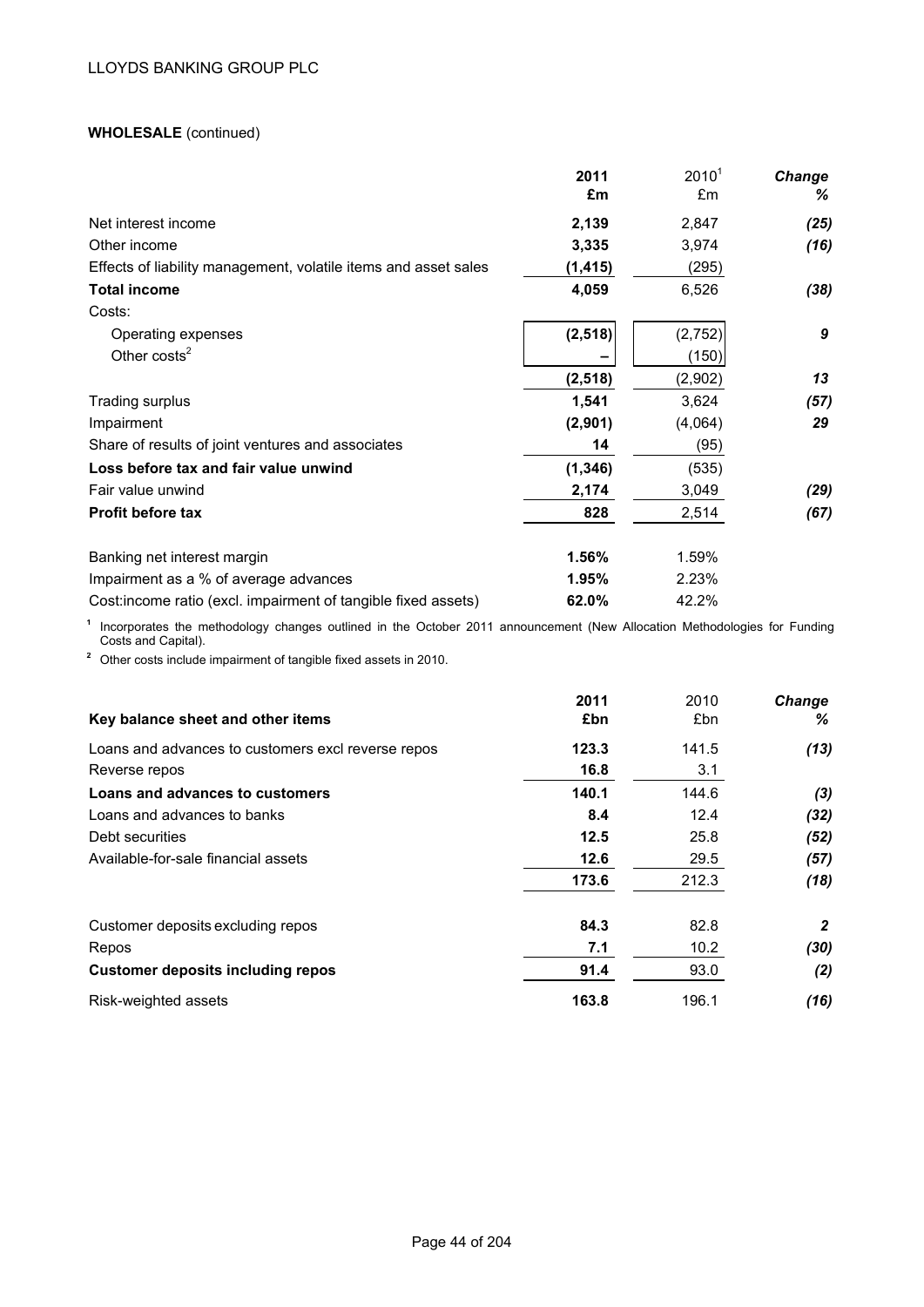LLOYDS BANKING GROUP PLC

**WHOLESALE** (continued)

| | **2011** **£m** | 2010[1] £m | ***Change*** ***%*** |
|---|---|---|---|
| Net interest income | **2,139** | 2,847 | ***(25)*** |
| Other income | **3,335** | 3,974 | ***(16)*** |
| Effects of liability management, volatile items and asset sales | **(1,415)** | (295) | |
| **Total income** | **4,059** | 6,526 | ***(38)*** |
| Costs: | | | |
| Operating expenses | **(2,518)** | (2,752) | ***9*** |
| Other costs[2] | **–** | (150) | |
| | **(2,518)** | (2,902) | ***13*** |
| Trading surplus | **1,541** | 3,624 | ***(57)*** |
| Impairment | **(2,901)** | (4,064) | ***29*** |
| Share of results of joint ventures and associates | **14** | (95) | |
| **Loss before tax and fair value unwind** | **(1,346)** | (535) | |
| Fair value unwind | **2,174** | 3,049 | ***(29)*** |
| **Profit before tax** | **828** | 2,514 | ***(67)*** |
| | | | |
| Banking net interest margin | **1.56%** | 1.59% | |
| Impairment as a % of average advances | **1.95%** | 2.23% | |
| Cost:income ratio (excl. impairment of tangible fixed assets) | **62.0%** | 42.2% | |

[1] Incorporates the methodology changes outlined in the October 2011 announcement (New Allocation Methodologies for Funding Costs and Capital).

[2] Other costs include impairment of tangible fixed assets in 2010.

| **Key balance sheet and other items** | **2011** **£bn** | 2010 £bn | ***Change*** ***%*** |
|---|---|---|---|
| Loans and advances to customers excl reverse repos | **123.3** | 141.5 | ***(13)*** |
| Reverse repos | **16.8** | 3.1 | |
| **Loans and advances to customers** | **140.1** | 144.6 | ***(3)*** |
| Loans and advances to banks | **8.4** | 12.4 | ***(32)*** |
| Debt securities | **12.5** | 25.8 | ***(52)*** |
| Available-for-sale financial assets | **12.6** | 29.5 | ***(57)*** |
| | **173.6** | 212.3 | ***(18)*** |
| | | | |
| Customer deposits excluding repos | **84.3** | 82.8 | ***2*** |
| Repos | **7.1** | 10.2 | ***(30)*** |
| **Customer deposits including repos** | **91.4** | 93.0 | ***(2)*** |
| Risk-weighted assets | **163.8** | 196.1 | ***(16)*** |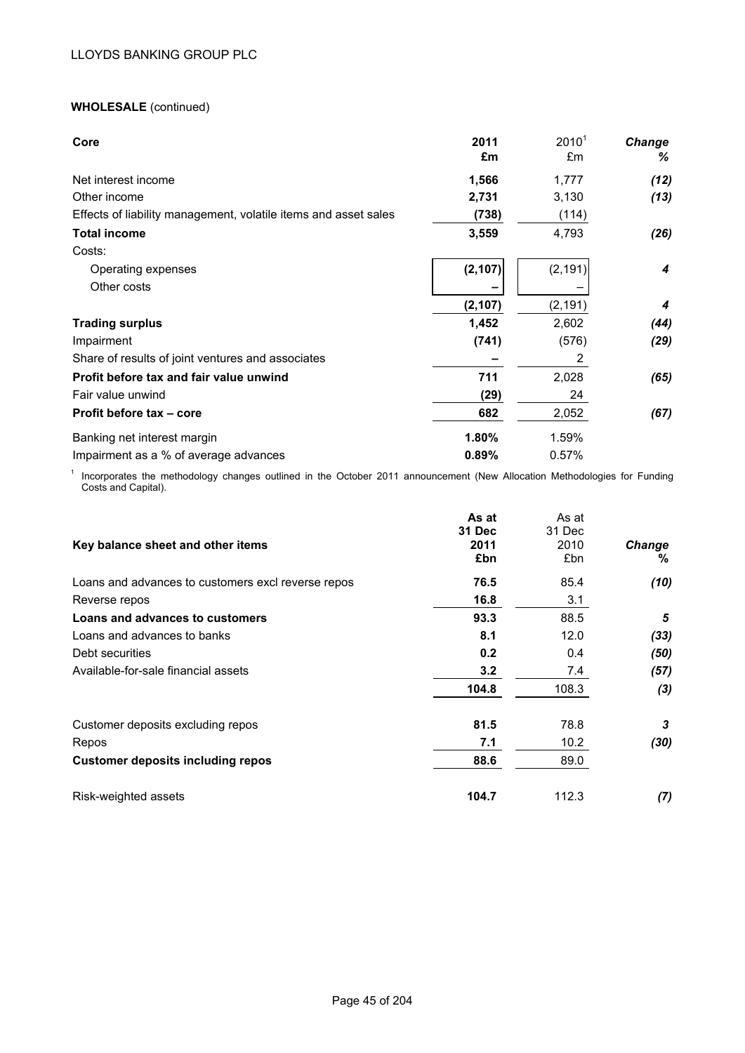**WHOLESALE** (continued)

| Core | 2011 £m | 2010[1] £m | *Change %* |
|---|---|---|---|
| Net interest income | **1,566** | 1,777 | *(12)* |
| Other income | **2,731** | 3,130 | *(13)* |
| Effects of liability management, volatile items and asset sales | **(738)** | (114) | |
| **Total income** | **3,559** | 4,793 | *(26)* |
| Costs: | | | |
| Operating expenses | **(2,107)** | (2,191) | *4* |
| Other costs | **–** | – | |
| | **(2,107)** | (2,191) | *4* |
| **Trading surplus** | **1,452** | 2,602 | *(44)* |
| Impairment | **(741)** | (576) | *(29)* |
| Share of results of joint ventures and associates | **–** | 2 | |
| **Profit before tax and fair value unwind** | **711** | 2,028 | *(65)* |
| Fair value unwind | **(29)** | 24 | |
| **Profit before tax – core** | **682** | 2,052 | *(67)* |
| Banking net interest margin | **1.80%** | 1.59% | |
| Impairment as a % of average advances | **0.89%** | 0.57% | |

[1] Incorporates the methodology changes outlined in the October 2011 announcement (New Allocation Methodologies for Funding Costs and Capital).

| Key balance sheet and other items | As at 31 Dec 2011 £bn | As at 31 Dec 2010 £bn | *Change %* |
|---|---|---|---|
| Loans and advances to customers excl reverse repos | **76.5** | 85.4 | *(10)* |
| Reverse repos | **16.8** | 3.1 | |
| **Loans and advances to customers** | **93.3** | 88.5 | *5* |
| Loans and advances to banks | **8.1** | 12.0 | *(33)* |
| Debt securities | **0.2** | 0.4 | *(50)* |
| Available-for-sale financial assets | **3.2** | 7.4 | *(57)* |
| | **104.8** | 108.3 | *(3)* |
| Customer deposits excluding repos | **81.5** | 78.8 | *3* |
| Repos | **7.1** | 10.2 | *(30)* |
| **Customer deposits including repos** | **88.6** | 89.0 | |
| Risk-weighted assets | **104.7** | 112.3 | *(7)* |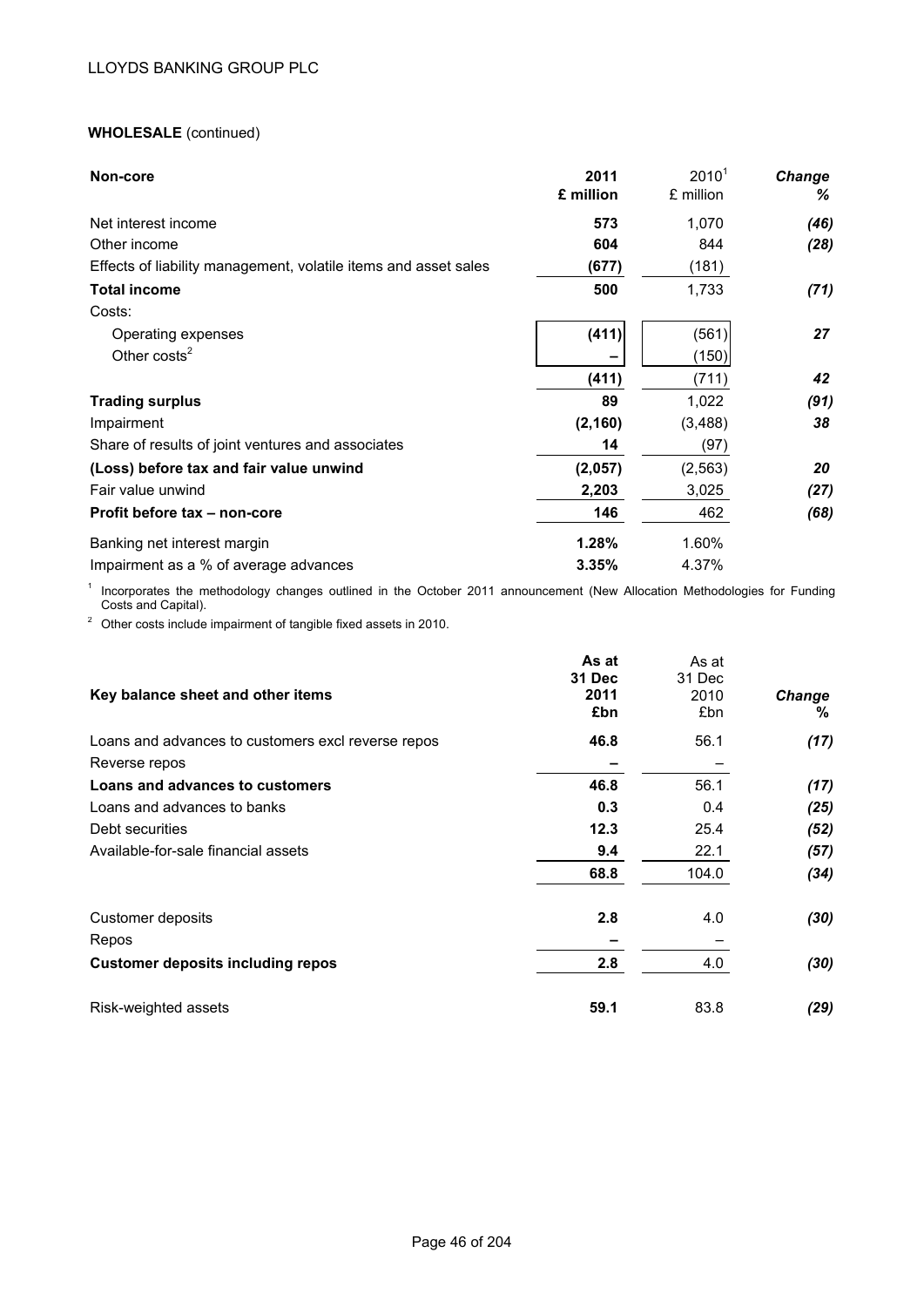LLOYDS BANKING GROUP PLC

**WHOLESALE** (continued)

| **Non-core** | **2011 £ million** | 2010[1] £ million | ***Change %*** |
|---|---|---|---|
| Net interest income | **573** | 1,070 | ***(46)*** |
| Other income | **604** | 844 | ***(28)*** |
| Effects of liability management, volatile items and asset sales | **(677)** | (181) | |
| **Total income** | **500** | 1,733 | ***(71)*** |
| Costs: | | | |
| Operating expenses | **(411)** | (561) | ***27*** |
| Other costs[2] | **–** | (150) | |
| | **(411)** | (711) | ***42*** |
| **Trading surplus** | **89** | 1,022 | ***(91)*** |
| Impairment | **(2,160)** | (3,488) | ***38*** |
| Share of results of joint ventures and associates | **14** | (97) | |
| **(Loss) before tax and fair value unwind** | **(2,057)** | (2,563) | ***20*** |
| Fair value unwind | **2,203** | 3,025 | ***(27)*** |
| **Profit before tax – non-core** | **146** | 462 | ***(68)*** |
| Banking net interest margin | **1.28%** | 1.60% | |
| Impairment as a % of average advances | **3.35%** | 4.37% | |

[1] Incorporates the methodology changes outlined in the October 2011 announcement (New Allocation Methodologies for Funding Costs and Capital).

[2] Other costs include impairment of tangible fixed assets in 2010.

| **Key balance sheet and other items** | **As at 31 Dec 2011 £bn** | As at 31 Dec 2010 £bn | ***Change %*** |
|---|---|---|---|
| Loans and advances to customers excl reverse repos | **46.8** | 56.1 | ***(17)*** |
| Reverse repos | **–** | – | |
| **Loans and advances to customers** | **46.8** | 56.1 | ***(17)*** |
| Loans and advances to banks | **0.3** | 0.4 | ***(25)*** |
| Debt securities | **12.3** | 25.4 | ***(52)*** |
| Available-for-sale financial assets | **9.4** | 22.1 | ***(57)*** |
| | **68.8** | 104.0 | ***(34)*** |
| Customer deposits | **2.8** | 4.0 | ***(30)*** |
| Repos | **–** | – | |
| **Customer deposits including repos** | **2.8** | 4.0 | ***(30)*** |
| Risk-weighted assets | **59.1** | 83.8 | ***(29)*** |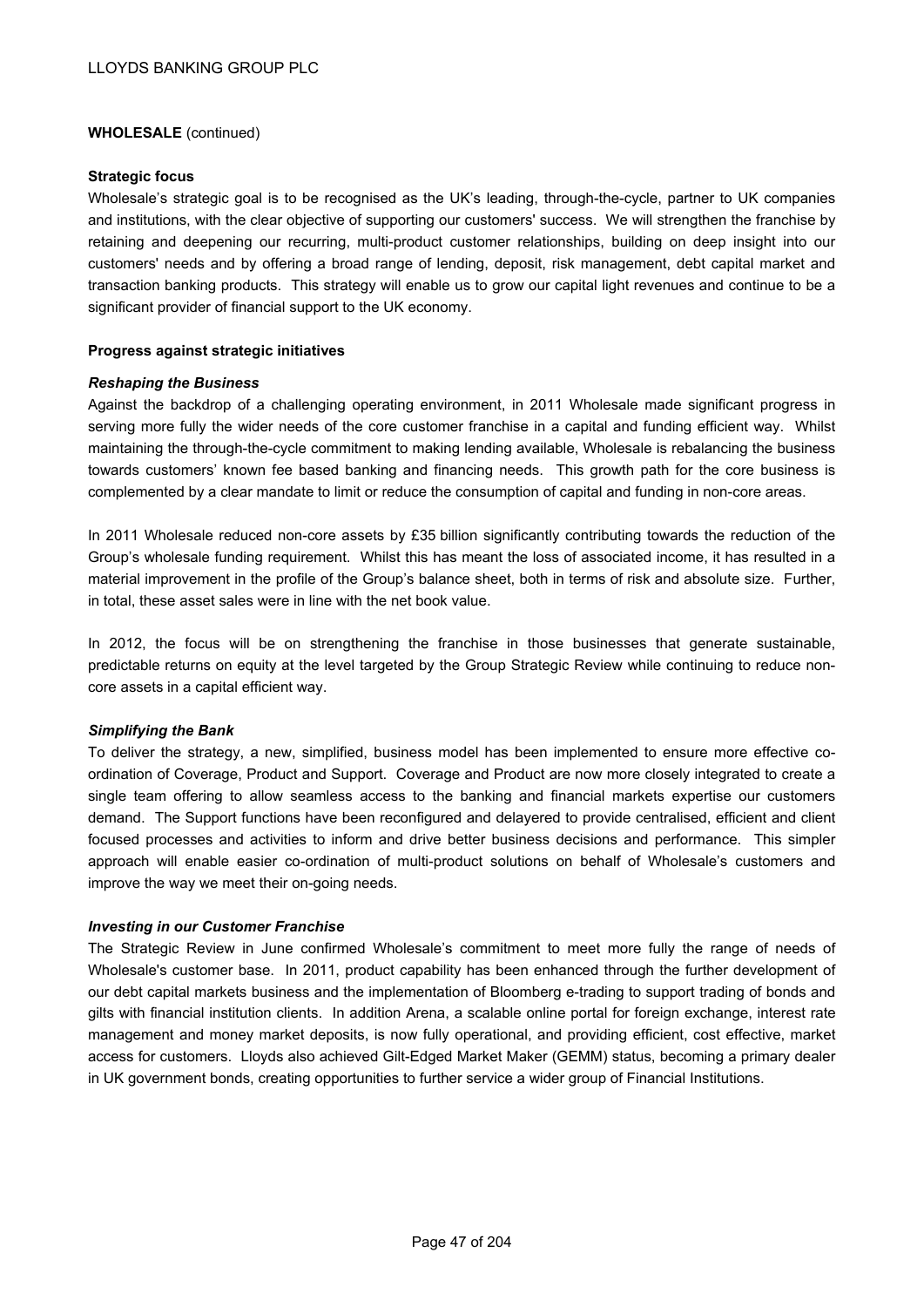**WHOLESALE** (continued)

**Strategic focus**

Wholesale's strategic goal is to be recognised as the UK's leading, through-the-cycle, partner to UK companies and institutions, with the clear objective of supporting our customers' success. We will strengthen the franchise by retaining and deepening our recurring, multi-product customer relationships, building on deep insight into our customers' needs and by offering a broad range of lending, deposit, risk management, debt capital market and transaction banking products. This strategy will enable us to grow our capital light revenues and continue to be a significant provider of financial support to the UK economy.

**Progress against strategic initiatives**

***Reshaping the Business***

Against the backdrop of a challenging operating environment, in 2011 Wholesale made significant progress in serving more fully the wider needs of the core customer franchise in a capital and funding efficient way. Whilst maintaining the through-the-cycle commitment to making lending available, Wholesale is rebalancing the business towards customers' known fee based banking and financing needs. This growth path for the core business is complemented by a clear mandate to limit or reduce the consumption of capital and funding in non-core areas.

In 2011 Wholesale reduced non-core assets by £35 billion significantly contributing towards the reduction of the Group's wholesale funding requirement. Whilst this has meant the loss of associated income, it has resulted in a material improvement in the profile of the Group's balance sheet, both in terms of risk and absolute size. Further, in total, these asset sales were in line with the net book value.

In 2012, the focus will be on strengthening the franchise in those businesses that generate sustainable, predictable returns on equity at the level targeted by the Group Strategic Review while continuing to reduce non-core assets in a capital efficient way.

***Simplifying the Bank***

To deliver the strategy, a new, simplified, business model has been implemented to ensure more effective co-ordination of Coverage, Product and Support. Coverage and Product are now more closely integrated to create a single team offering to allow seamless access to the banking and financial markets expertise our customers demand. The Support functions have been reconfigured and delayered to provide centralised, efficient and client focused processes and activities to inform and drive better business decisions and performance. This simpler approach will enable easier co-ordination of multi-product solutions on behalf of Wholesale's customers and improve the way we meet their on-going needs.

***Investing in our Customer Franchise***

The Strategic Review in June confirmed Wholesale's commitment to meet more fully the range of needs of Wholesale's customer base. In 2011, product capability has been enhanced through the further development of our debt capital markets business and the implementation of Bloomberg e-trading to support trading of bonds and gilts with financial institution clients. In addition Arena, a scalable online portal for foreign exchange, interest rate management and money market deposits, is now fully operational, and providing efficient, cost effective, market access for customers. Lloyds also achieved Gilt-Edged Market Maker (GEMM) status, becoming a primary dealer in UK government bonds, creating opportunities to further service a wider group of Financial Institutions.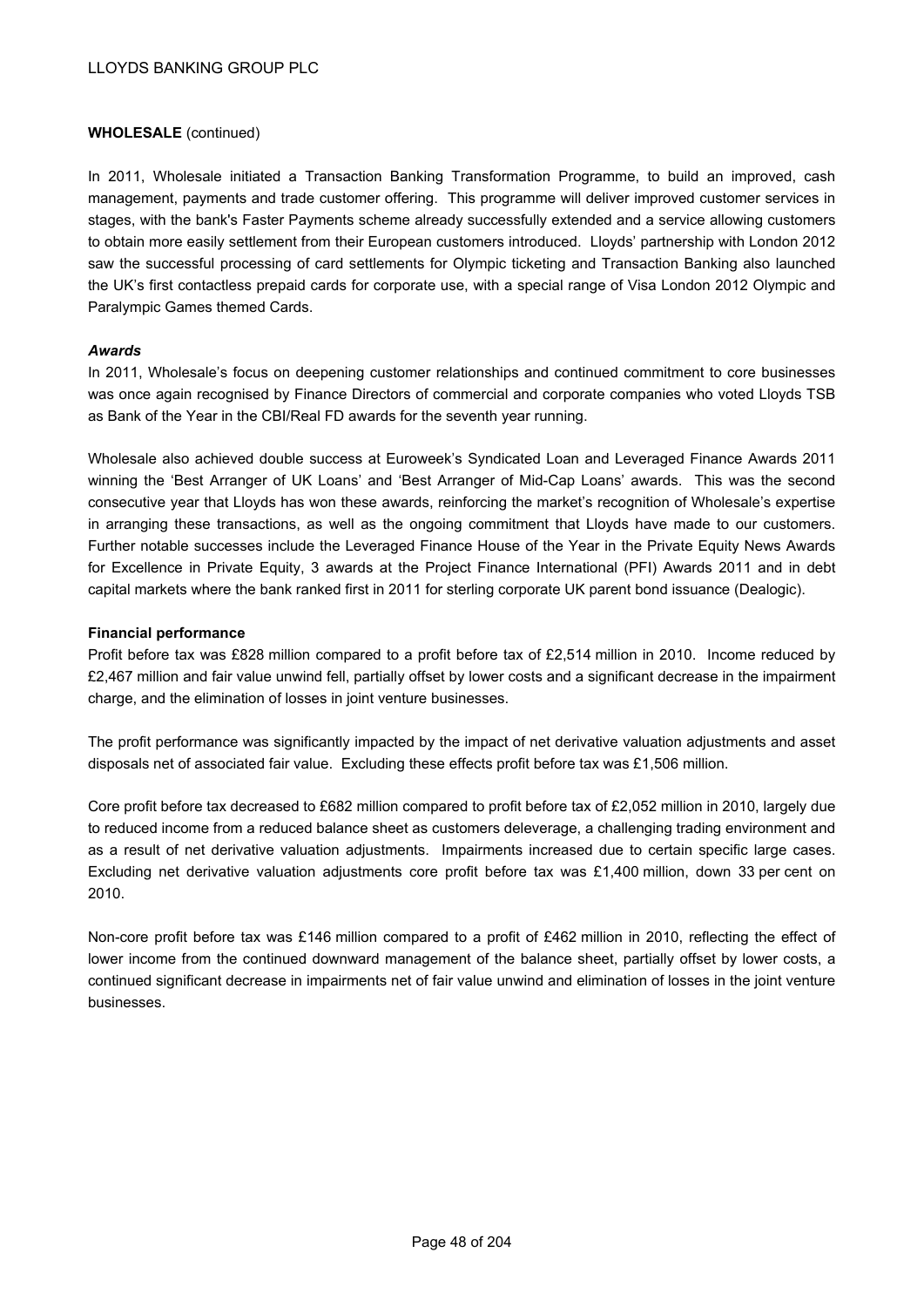**WHOLESALE** (continued)

In 2011, Wholesale initiated a Transaction Banking Transformation Programme, to build an improved, cash management, payments and trade customer offering. This programme will deliver improved customer services in stages, with the bank's Faster Payments scheme already successfully extended and a service allowing customers to obtain more easily settlement from their European customers introduced. Lloyds' partnership with London 2012 saw the successful processing of card settlements for Olympic ticketing and Transaction Banking also launched the UK's first contactless prepaid cards for corporate use, with a special range of Visa London 2012 Olympic and Paralympic Games themed Cards.

***Awards***

In 2011, Wholesale's focus on deepening customer relationships and continued commitment to core businesses was once again recognised by Finance Directors of commercial and corporate companies who voted Lloyds TSB as Bank of the Year in the CBI/Real FD awards for the seventh year running.

Wholesale also achieved double success at Euroweek's Syndicated Loan and Leveraged Finance Awards 2011 winning the 'Best Arranger of UK Loans' and 'Best Arranger of Mid-Cap Loans' awards. This was the second consecutive year that Lloyds has won these awards, reinforcing the market's recognition of Wholesale's expertise in arranging these transactions, as well as the ongoing commitment that Lloyds have made to our customers. Further notable successes include the Leveraged Finance House of the Year in the Private Equity News Awards for Excellence in Private Equity, 3 awards at the Project Finance International (PFI) Awards 2011 and in debt capital markets where the bank ranked first in 2011 for sterling corporate UK parent bond issuance (Dealogic).

**Financial performance**

Profit before tax was £828 million compared to a profit before tax of £2,514 million in 2010. Income reduced by £2,467 million and fair value unwind fell, partially offset by lower costs and a significant decrease in the impairment charge, and the elimination of losses in joint venture businesses.

The profit performance was significantly impacted by the impact of net derivative valuation adjustments and asset disposals net of associated fair value. Excluding these effects profit before tax was £1,506 million.

Core profit before tax decreased to £682 million compared to profit before tax of £2,052 million in 2010, largely due to reduced income from a reduced balance sheet as customers deleverage, a challenging trading environment and as a result of net derivative valuation adjustments. Impairments increased due to certain specific large cases. Excluding net derivative valuation adjustments core profit before tax was £1,400 million, down 33 per cent on 2010.

Non-core profit before tax was £146 million compared to a profit of £462 million in 2010, reflecting the effect of lower income from the continued downward management of the balance sheet, partially offset by lower costs, a continued significant decrease in impairments net of fair value unwind and elimination of losses in the joint venture businesses.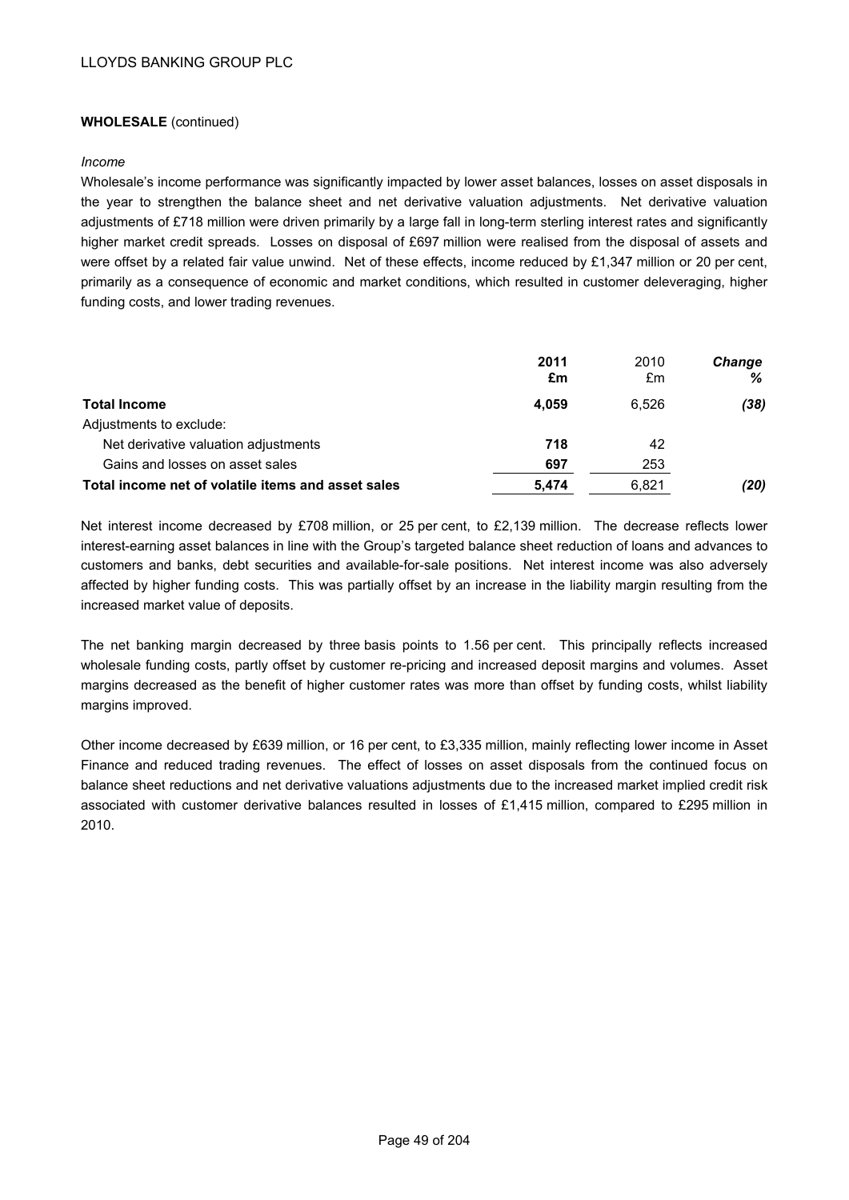**WHOLESALE** (continued)

*Income*

Wholesale's income performance was significantly impacted by lower asset balances, losses on asset disposals in the year to strengthen the balance sheet and net derivative valuation adjustments. Net derivative valuation adjustments of £718 million were driven primarily by a large fall in long-term sterling interest rates and significantly higher market credit spreads. Losses on disposal of £697 million were realised from the disposal of assets and were offset by a related fair value unwind. Net of these effects, income reduced by £1,347 million or 20 per cent, primarily as a consequence of economic and market conditions, which resulted in customer deleveraging, higher funding costs, and lower trading revenues.

| | **2011 £m** | 2010 £m | ***Change %*** |
|---|---|---|---|
| **Total Income** | **4,059** | 6,526 | ***(38)*** |
| Adjustments to exclude: | | | |
| Net derivative valuation adjustments | **718** | 42 | |
| Gains and losses on asset sales | **697** | 253 | |
| **Total income net of volatile items and asset sales** | **5,474** | 6,821 | ***(20)*** |

Net interest income decreased by £708 million, or 25 per cent, to £2,139 million. The decrease reflects lower interest-earning asset balances in line with the Group's targeted balance sheet reduction of loans and advances to customers and banks, debt securities and available-for-sale positions. Net interest income was also adversely affected by higher funding costs. This was partially offset by an increase in the liability margin resulting from the increased market value of deposits.

The net banking margin decreased by three basis points to 1.56 per cent. This principally reflects increased wholesale funding costs, partly offset by customer re-pricing and increased deposit margins and volumes. Asset margins decreased as the benefit of higher customer rates was more than offset by funding costs, whilst liability margins improved.

Other income decreased by £639 million, or 16 per cent, to £3,335 million, mainly reflecting lower income in Asset Finance and reduced trading revenues. The effect of losses on asset disposals from the continued focus on balance sheet reductions and net derivative valuations adjustments due to the increased market implied credit risk associated with customer derivative balances resulted in losses of £1,415 million, compared to £295 million in 2010.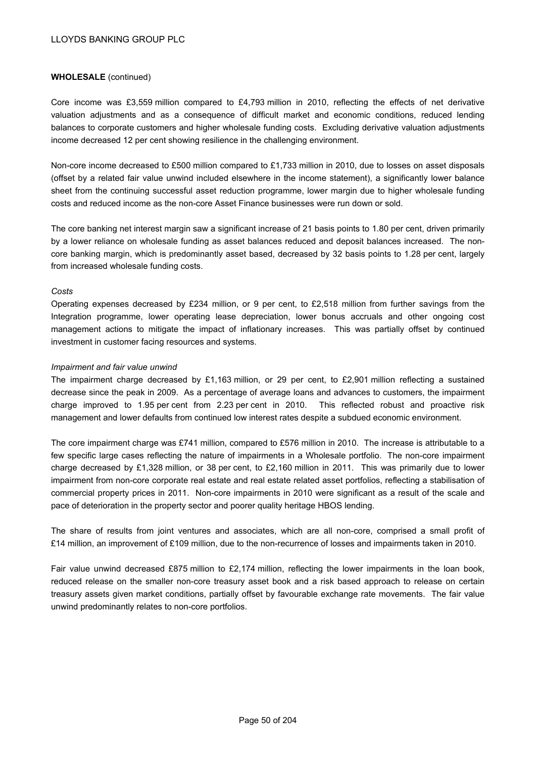**WHOLESALE** (continued)

Core income was £3,559 million compared to £4,793 million in 2010, reflecting the effects of net derivative valuation adjustments and as a consequence of difficult market and economic conditions, reduced lending balances to corporate customers and higher wholesale funding costs. Excluding derivative valuation adjustments income decreased 12 per cent showing resilience in the challenging environment.

Non-core income decreased to £500 million compared to £1,733 million in 2010, due to losses on asset disposals (offset by a related fair value unwind included elsewhere in the income statement), a significantly lower balance sheet from the continuing successful asset reduction programme, lower margin due to higher wholesale funding costs and reduced income as the non-core Asset Finance businesses were run down or sold.

The core banking net interest margin saw a significant increase of 21 basis points to 1.80 per cent, driven primarily by a lower reliance on wholesale funding as asset balances reduced and deposit balances increased. The non-core banking margin, which is predominantly asset based, decreased by 32 basis points to 1.28 per cent, largely from increased wholesale funding costs.

*Costs*

Operating expenses decreased by £234 million, or 9 per cent, to £2,518 million from further savings from the Integration programme, lower operating lease depreciation, lower bonus accruals and other ongoing cost management actions to mitigate the impact of inflationary increases. This was partially offset by continued investment in customer facing resources and systems.

*Impairment and fair value unwind*

The impairment charge decreased by £1,163 million, or 29 per cent, to £2,901 million reflecting a sustained decrease since the peak in 2009. As a percentage of average loans and advances to customers, the impairment charge improved to 1.95 per cent from 2.23 per cent in 2010. This reflected robust and proactive risk management and lower defaults from continued low interest rates despite a subdued economic environment.

The core impairment charge was £741 million, compared to £576 million in 2010. The increase is attributable to a few specific large cases reflecting the nature of impairments in a Wholesale portfolio. The non-core impairment charge decreased by £1,328 million, or 38 per cent, to £2,160 million in 2011. This was primarily due to lower impairment from non-core corporate real estate and real estate related asset portfolios, reflecting a stabilisation of commercial property prices in 2011. Non-core impairments in 2010 were significant as a result of the scale and pace of deterioration in the property sector and poorer quality heritage HBOS lending.

The share of results from joint ventures and associates, which are all non-core, comprised a small profit of £14 million, an improvement of £109 million, due to the non-recurrence of losses and impairments taken in 2010.

Fair value unwind decreased £875 million to £2,174 million, reflecting the lower impairments in the loan book, reduced release on the smaller non-core treasury asset book and a risk based approach to release on certain treasury assets given market conditions, partially offset by favourable exchange rate movements. The fair value unwind predominantly relates to non-core portfolios.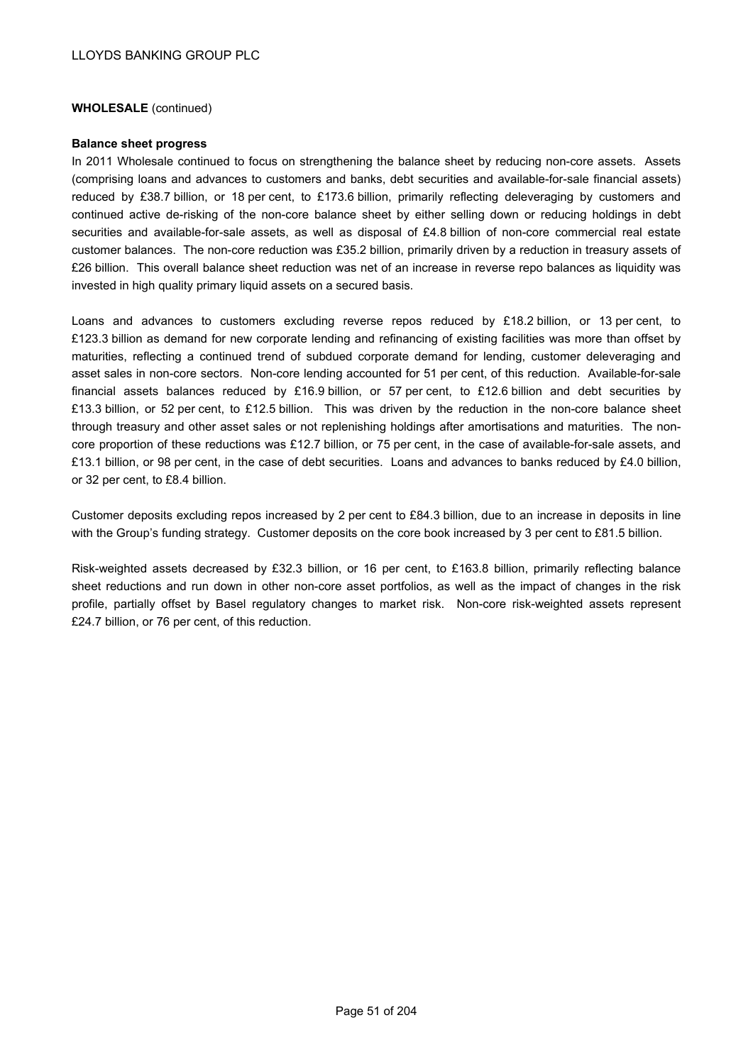**WHOLESALE** (continued)

**Balance sheet progress**

In 2011 Wholesale continued to focus on strengthening the balance sheet by reducing non-core assets. Assets (comprising loans and advances to customers and banks, debt securities and available-for-sale financial assets) reduced by £38.7 billion, or 18 per cent, to £173.6 billion, primarily reflecting deleveraging by customers and continued active de-risking of the non-core balance sheet by either selling down or reducing holdings in debt securities and available-for-sale assets, as well as disposal of £4.8 billion of non-core commercial real estate customer balances. The non-core reduction was £35.2 billion, primarily driven by a reduction in treasury assets of £26 billion. This overall balance sheet reduction was net of an increase in reverse repo balances as liquidity was invested in high quality primary liquid assets on a secured basis.

Loans and advances to customers excluding reverse repos reduced by £18.2 billion, or 13 per cent, to £123.3 billion as demand for new corporate lending and refinancing of existing facilities was more than offset by maturities, reflecting a continued trend of subdued corporate demand for lending, customer deleveraging and asset sales in non-core sectors. Non-core lending accounted for 51 per cent, of this reduction. Available-for-sale financial assets balances reduced by £16.9 billion, or 57 per cent, to £12.6 billion and debt securities by £13.3 billion, or 52 per cent, to £12.5 billion. This was driven by the reduction in the non-core balance sheet through treasury and other asset sales or not replenishing holdings after amortisations and maturities. The non-core proportion of these reductions was £12.7 billion, or 75 per cent, in the case of available-for-sale assets, and £13.1 billion, or 98 per cent, in the case of debt securities. Loans and advances to banks reduced by £4.0 billion, or 32 per cent, to £8.4 billion.

Customer deposits excluding repos increased by 2 per cent to £84.3 billion, due to an increase in deposits in line with the Group's funding strategy. Customer deposits on the core book increased by 3 per cent to £81.5 billion.

Risk-weighted assets decreased by £32.3 billion, or 16 per cent, to £163.8 billion, primarily reflecting balance sheet reductions and run down in other non-core asset portfolios, as well as the impact of changes in the risk profile, partially offset by Basel regulatory changes to market risk. Non-core risk-weighted assets represent £24.7 billion, or 76 per cent, of this reduction.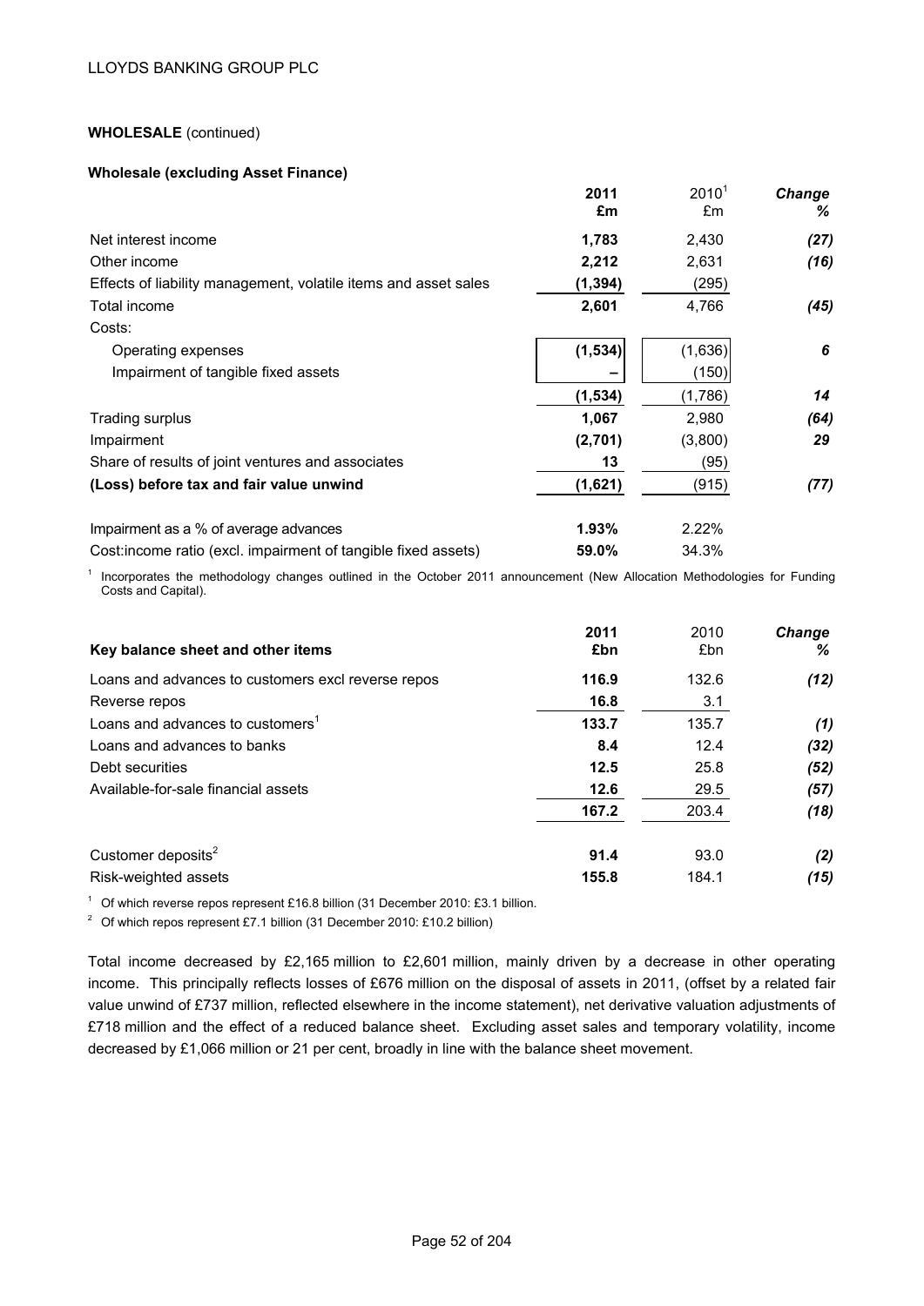LLOYDS BANKING GROUP PLC

**WHOLESALE** (continued)

**Wholesale (excluding Asset Finance)**

| | **2011 £m** | 2010[1] £m | ***Change %*** |
|---|---|---|---|
| Net interest income | **1,783** | 2,430 | ***(27)*** |
| Other income | **2,212** | 2,631 | ***(16)*** |
| Effects of liability management, volatile items and asset sales | **(1,394)** | (295) | |
| Total income | **2,601** | 4,766 | ***(45)*** |
| Costs: | | | |
| Operating expenses | **(1,534)** | (1,636) | ***6*** |
| Impairment of tangible fixed assets | **–** | (150) | |
| | **(1,534)** | (1,786) | ***14*** |
| Trading surplus | **1,067** | 2,980 | ***(64)*** |
| Impairment | **(2,701)** | (3,800) | ***29*** |
| Share of results of joint ventures and associates | **13** | (95) | |
| **(Loss) before tax and fair value unwind** | **(1,621)** | (915) | ***(77)*** |
| | | | |
| Impairment as a % of average advances | **1.93%** | 2.22% | |
| Cost:income ratio (excl. impairment of tangible fixed assets) | **59.0%** | 34.3% | |

[1] Incorporates the methodology changes outlined in the October 2011 announcement (New Allocation Methodologies for Funding Costs and Capital).

| **Key balance sheet and other items** | **2011 £bn** | 2010 £bn | ***Change %*** |
|---|---|---|---|
| Loans and advances to customers excl reverse repos | **116.9** | 132.6 | ***(12)*** |
| Reverse repos | **16.8** | 3.1 | |
| Loans and advances to customers[1] | **133.7** | 135.7 | ***(1)*** |
| Loans and advances to banks | **8.4** | 12.4 | ***(32)*** |
| Debt securities | **12.5** | 25.8 | ***(52)*** |
| Available-for-sale financial assets | **12.6** | 29.5 | ***(57)*** |
| | **167.2** | 203.4 | ***(18)*** |
| | | | |
| Customer deposits[2] | **91.4** | 93.0 | ***(2)*** |
| Risk-weighted assets | **155.8** | 184.1 | ***(15)*** |

[1] Of which reverse repos represent £16.8 billion (31 December 2010: £3.1 billion.

[2] Of which repos represent £7.1 billion (31 December 2010: £10.2 billion)

Total income decreased by £2,165 million to £2,601 million, mainly driven by a decrease in other operating income. This principally reflects losses of £676 million on the disposal of assets in 2011, (offset by a related fair value unwind of £737 million, reflected elsewhere in the income statement), net derivative valuation adjustments of £718 million and the effect of a reduced balance sheet. Excluding asset sales and temporary volatility, income decreased by £1,066 million or 21 per cent, broadly in line with the balance sheet movement.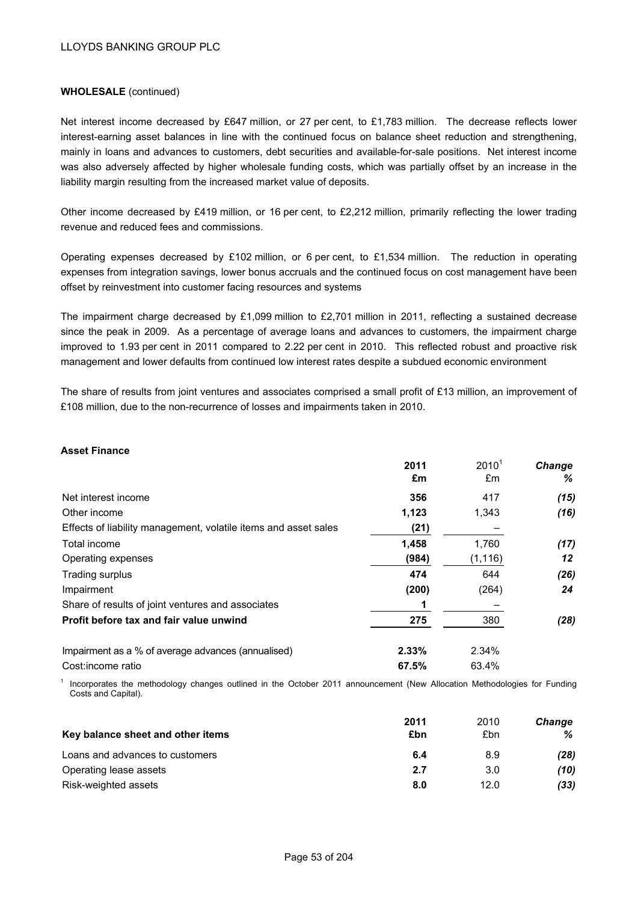**WHOLESALE** (continued)

Net interest income decreased by £647 million, or 27 per cent, to £1,783 million. The decrease reflects lower interest-earning asset balances in line with the continued focus on balance sheet reduction and strengthening, mainly in loans and advances to customers, debt securities and available-for-sale positions. Net interest income was also adversely affected by higher wholesale funding costs, which was partially offset by an increase in the liability margin resulting from the increased market value of deposits.

Other income decreased by £419 million, or 16 per cent, to £2,212 million, primarily reflecting the lower trading revenue and reduced fees and commissions.

Operating expenses decreased by £102 million, or 6 per cent, to £1,534 million. The reduction in operating expenses from integration savings, lower bonus accruals and the continued focus on cost management have been offset by reinvestment into customer facing resources and systems

The impairment charge decreased by £1,099 million to £2,701 million in 2011, reflecting a sustained decrease since the peak in 2009. As a percentage of average loans and advances to customers, the impairment charge improved to 1.93 per cent in 2011 compared to 2.22 per cent in 2010. This reflected robust and proactive risk management and lower defaults from continued low interest rates despite a subdued economic environment

The share of results from joint ventures and associates comprised a small profit of £13 million, an improvement of £108 million, due to the non-recurrence of losses and impairments taken in 2010.

**Asset Finance**

| | **2011 £m** | 2010[1] £m | ***Change %*** |
|---|---|---|---|
| Net interest income | **356** | 417 | ***(15)*** |
| Other income | **1,123** | 1,343 | ***(16)*** |
| Effects of liability management, volatile items and asset sales | **(21)** | – | |
| Total income | **1,458** | 1,760 | ***(17)*** |
| Operating expenses | **(984)** | (1,116) | ***12*** |
| Trading surplus | **474** | 644 | ***(26)*** |
| Impairment | **(200)** | (264) | ***24*** |
| Share of results of joint ventures and associates | **1** | – | |
| **Profit before tax and fair value unwind** | **275** | 380 | ***(28)*** |
| Impairment as a % of average advances (annualised) | **2.33%** | 2.34% | |
| Cost:income ratio | **67.5%** | 63.4% | |

[1] Incorporates the methodology changes outlined in the October 2011 announcement (New Allocation Methodologies for Funding Costs and Capital).

| **Key balance sheet and other items** | **2011 £bn** | 2010 £bn | ***Change %*** |
|---|---|---|---|
| Loans and advances to customers | **6.4** | 8.9 | ***(28)*** |
| Operating lease assets | **2.7** | 3.0 | ***(10)*** |
| Risk-weighted assets | **8.0** | 12.0 | ***(33)*** |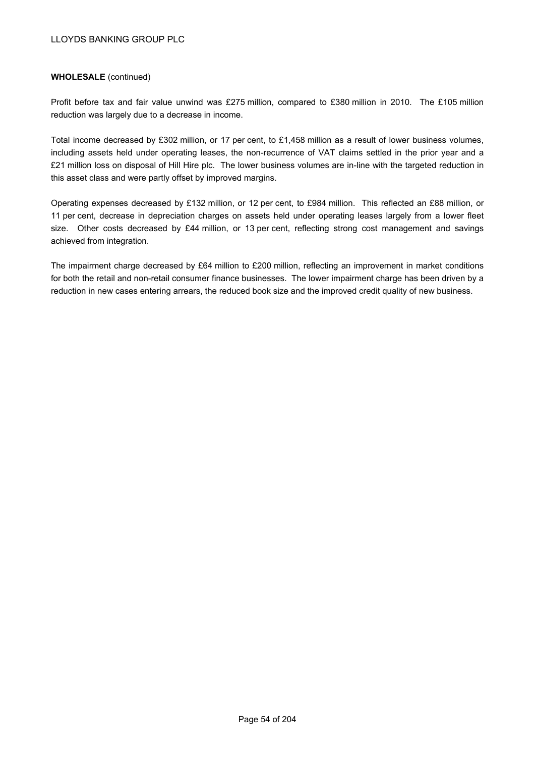**WHOLESALE** (continued)

Profit before tax and fair value unwind was £275 million, compared to £380 million in 2010. The £105 million reduction was largely due to a decrease in income.

Total income decreased by £302 million, or 17 per cent, to £1,458 million as a result of lower business volumes, including assets held under operating leases, the non-recurrence of VAT claims settled in the prior year and a £21 million loss on disposal of Hill Hire plc. The lower business volumes are in-line with the targeted reduction in this asset class and were partly offset by improved margins.

Operating expenses decreased by £132 million, or 12 per cent, to £984 million. This reflected an £88 million, or 11 per cent, decrease in depreciation charges on assets held under operating leases largely from a lower fleet size. Other costs decreased by £44 million, or 13 per cent, reflecting strong cost management and savings achieved from integration.

The impairment charge decreased by £64 million to £200 million, reflecting an improvement in market conditions for both the retail and non-retail consumer finance businesses. The lower impairment charge has been driven by a reduction in new cases entering arrears, the reduced book size and the improved credit quality of new business.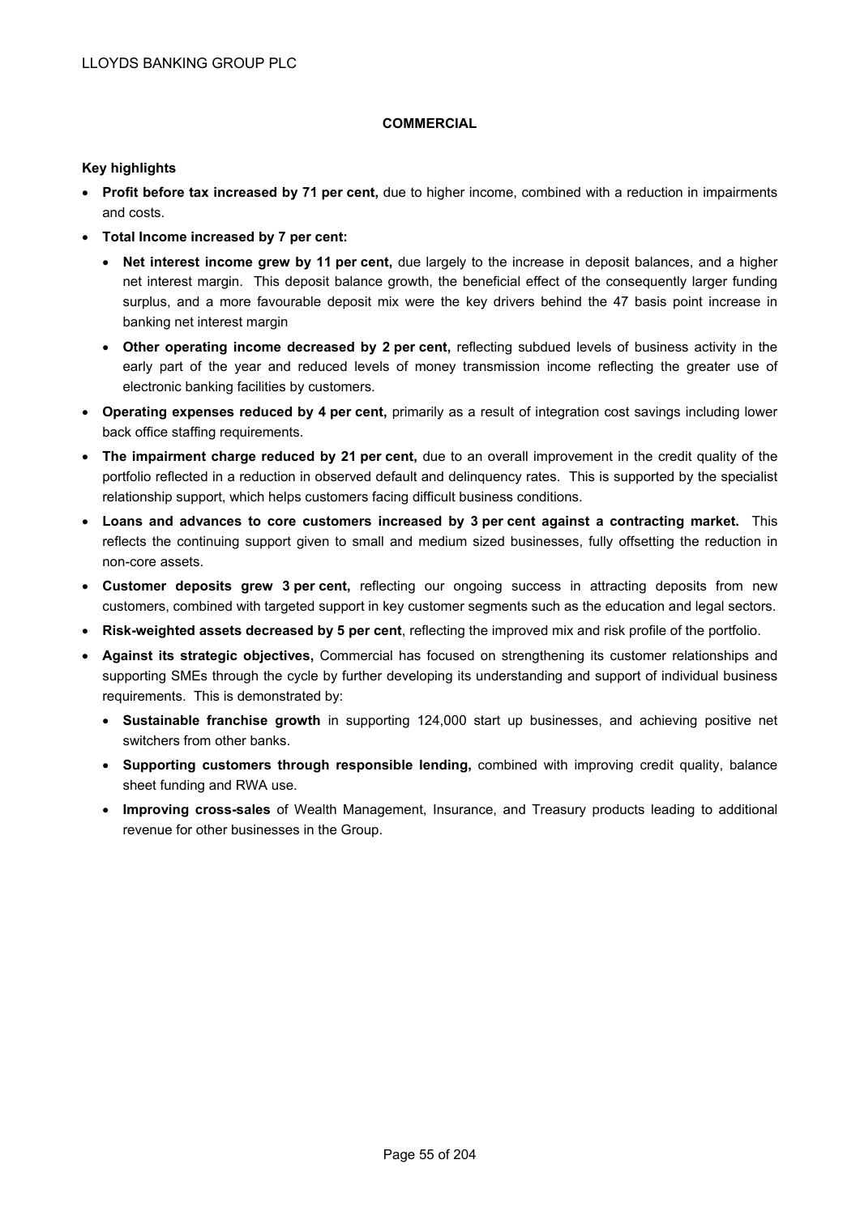## COMMERCIAL

**Key highlights**

- **Profit before tax increased by 71 per cent,** due to higher income, combined with a reduction in impairments and costs.
- **Total Income increased by 7 per cent:**
  - **Net interest income grew by 11 per cent,** due largely to the increase in deposit balances, and a higher net interest margin. This deposit balance growth, the beneficial effect of the consequently larger funding surplus, and a more favourable deposit mix were the key drivers behind the 47 basis point increase in banking net interest margin
  - **Other operating income decreased by 2 per cent,** reflecting subdued levels of business activity in the early part of the year and reduced levels of money transmission income reflecting the greater use of electronic banking facilities by customers.
- **Operating expenses reduced by 4 per cent,** primarily as a result of integration cost savings including lower back office staffing requirements.
- **The impairment charge reduced by 21 per cent,** due to an overall improvement in the credit quality of the portfolio reflected in a reduction in observed default and delinquency rates. This is supported by the specialist relationship support, which helps customers facing difficult business conditions.
- **Loans and advances to core customers increased by 3 per cent against a contracting market.** This reflects the continuing support given to small and medium sized businesses, fully offsetting the reduction in non-core assets.
- **Customer deposits grew 3 per cent,** reflecting our ongoing success in attracting deposits from new customers, combined with targeted support in key customer segments such as the education and legal sectors.
- **Risk-weighted assets decreased by 5 per cent**, reflecting the improved mix and risk profile of the portfolio.
- **Against its strategic objectives,** Commercial has focused on strengthening its customer relationships and supporting SMEs through the cycle by further developing its understanding and support of individual business requirements. This is demonstrated by:
  - **Sustainable franchise growth** in supporting 124,000 start up businesses, and achieving positive net switchers from other banks.
  - **Supporting customers through responsible lending,** combined with improving credit quality, balance sheet funding and RWA use.
  - **Improving cross-sales** of Wealth Management, Insurance, and Treasury products leading to additional revenue for other businesses in the Group.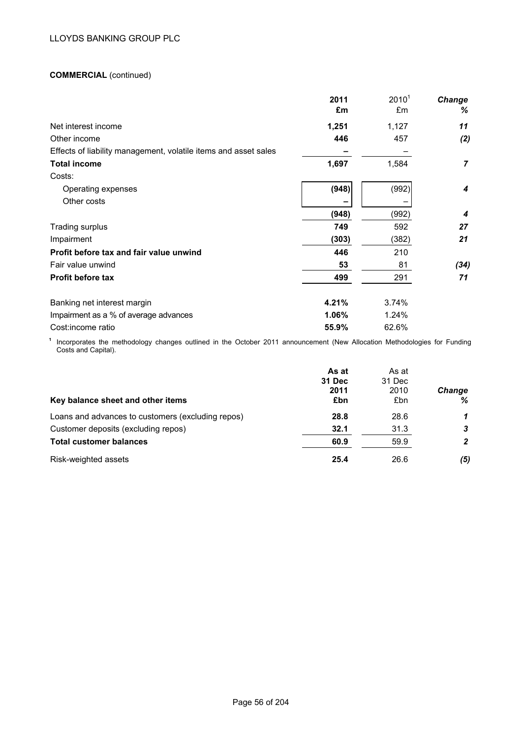**COMMERCIAL** (continued)

| | 2011 £m | 2010[1] £m | Change % |
|---|---|---|---|
| Net interest income | **1,251** | 1,127 | ***11*** |
| Other income | **446** | 457 | ***(2)*** |
| Effects of liability management, volatile items and asset sales | **–** | – | |
| **Total income** | **1,697** | 1,584 | ***7*** |
| Costs: | | | |
| Operating expenses | **(948)** | (992) | ***4*** |
| Other costs | **–** | – | |
| | **(948)** | (992) | ***4*** |
| Trading surplus | **749** | 592 | ***27*** |
| Impairment | **(303)** | (382) | ***21*** |
| **Profit before tax and fair value unwind** | **446** | 210 | |
| Fair value unwind | **53** | 81 | ***(34)*** |
| **Profit before tax** | **499** | 291 | ***71*** |
| | | | |
| Banking net interest margin | **4.21%** | 3.74% | |
| Impairment as a % of average advances | **1.06%** | 1.24% | |
| Cost:income ratio | **55.9%** | 62.6% | |

[1] Incorporates the methodology changes outlined in the October 2011 announcement (New Allocation Methodologies for Funding Costs and Capital).

| Key balance sheet and other items | As at 31 Dec 2011 £bn | As at 31 Dec 2010 £bn | Change % |
|---|---|---|---|
| Loans and advances to customers (excluding repos) | **28.8** | 28.6 | ***1*** |
| Customer deposits (excluding repos) | **32.1** | 31.3 | ***3*** |
| **Total customer balances** | **60.9** | 59.9 | ***2*** |
| Risk-weighted assets | **25.4** | 26.6 | ***(5)*** |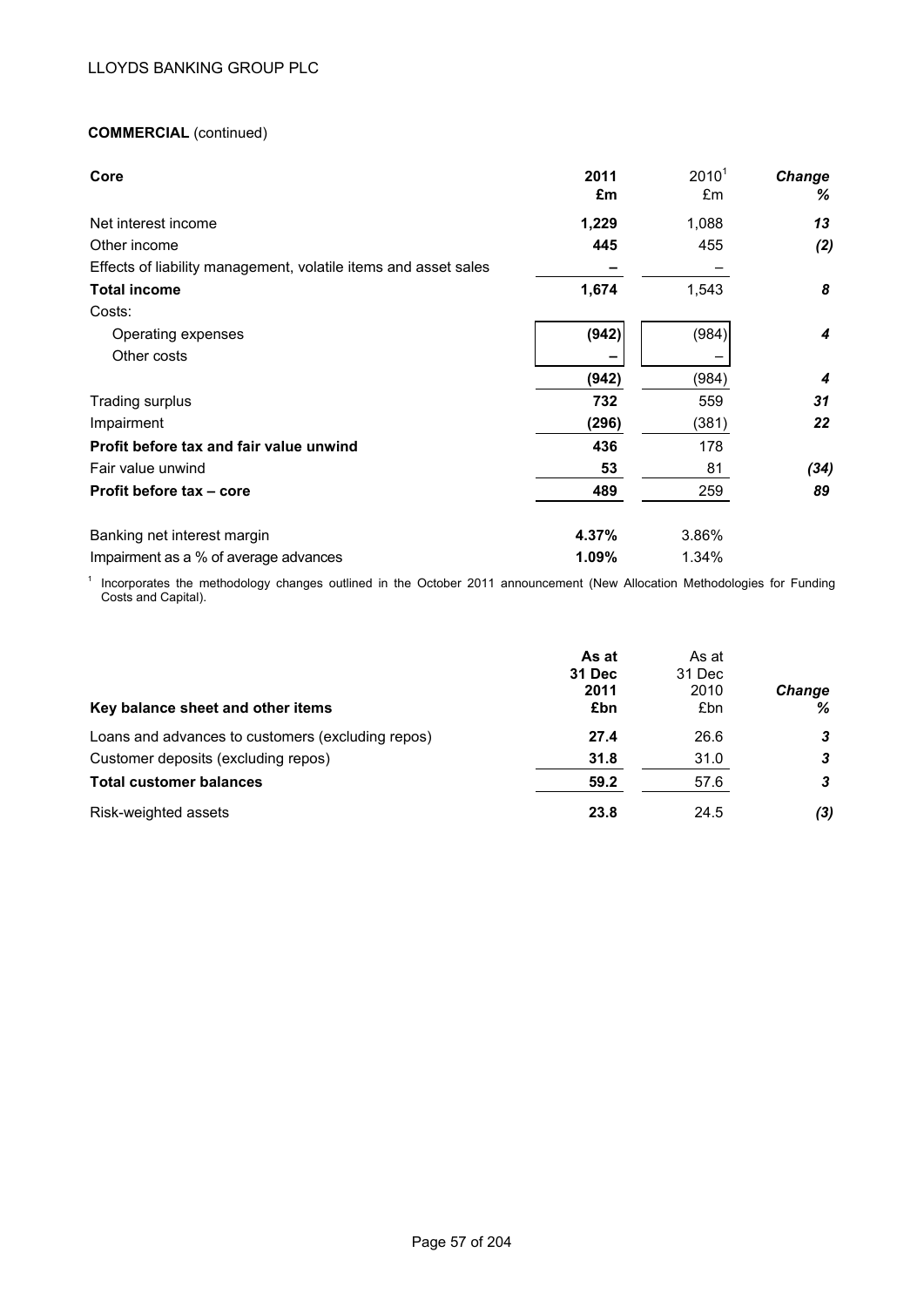**COMMERCIAL** (continued)

| Core | 2011 £m | 2010[1] £m | Change % |
|---|---|---|---|
| Net interest income | **1,229** | 1,088 | *13* |
| Other income | **445** | 455 | *(2)* |
| Effects of liability management, volatile items and asset sales | **–** | – | |
| **Total income** | **1,674** | 1,543 | *8* |
| Costs: | | | |
| Operating expenses | **(942)** | (984) | *4* |
| Other costs | **–** | – | |
| | **(942)** | (984) | *4* |
| Trading surplus | **732** | 559 | *31* |
| Impairment | **(296)** | (381) | *22* |
| **Profit before tax and fair value unwind** | **436** | 178 | |
| Fair value unwind | **53** | 81 | *(34)* |
| **Profit before tax – core** | **489** | 259 | *89* |
| | | | |
| Banking net interest margin | **4.37%** | 3.86% | |
| Impairment as a % of average advances | **1.09%** | 1.34% | |

[1] Incorporates the methodology changes outlined in the October 2011 announcement (New Allocation Methodologies for Funding Costs and Capital).

| Key balance sheet and other items | As at 31 Dec 2011 £bn | As at 31 Dec 2010 £bn | Change % |
|---|---|---|---|
| Loans and advances to customers (excluding repos) | **27.4** | 26.6 | *3* |
| Customer deposits (excluding repos) | **31.8** | 31.0 | *3* |
| **Total customer balances** | **59.2** | 57.6 | *3* |
| Risk-weighted assets | **23.8** | 24.5 | *(3)* |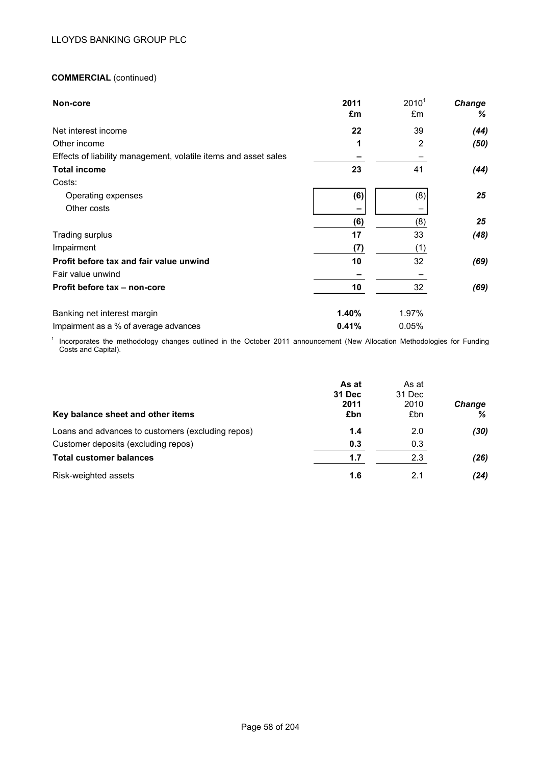**COMMERCIAL** (continued)

| **Non-core** | **2011 £m** | 2010[1] £m | ***Change %*** |
|---|---|---|---|
| Net interest income | **22** | 39 | ***(44)*** |
| Other income | **1** | 2 | ***(50)*** |
| Effects of liability management, volatile items and asset sales | **–** | – | |
| **Total income** | **23** | 41 | ***(44)*** |
| Costs: | | | |
| Operating expenses | **(6)** | (8) | ***25*** |
| Other costs | **–** | – | |
| | **(6)** | (8) | ***25*** |
| Trading surplus | **17** | 33 | ***(48)*** |
| Impairment | **(7)** | (1) | |
| **Profit before tax and fair value unwind** | **10** | 32 | ***(69)*** |
| Fair value unwind | **–** | – | |
| **Profit before tax – non-core** | **10** | 32 | ***(69)*** |
| | | | |
| Banking net interest margin | **1.40%** | 1.97% | |
| Impairment as a % of average advances | **0.41%** | 0.05% | |

[1] Incorporates the methodology changes outlined in the October 2011 announcement (New Allocation Methodologies for Funding Costs and Capital).

| **Key balance sheet and other items** | **As at 31 Dec 2011 £bn** | As at 31 Dec 2010 £bn | ***Change %*** |
|---|---|---|---|
| Loans and advances to customers (excluding repos) | **1.4** | 2.0 | ***(30)*** |
| Customer deposits (excluding repos) | **0.3** | 0.3 | |
| **Total customer balances** | **1.7** | 2.3 | ***(26)*** |
| Risk-weighted assets | **1.6** | 2.1 | ***(24)*** |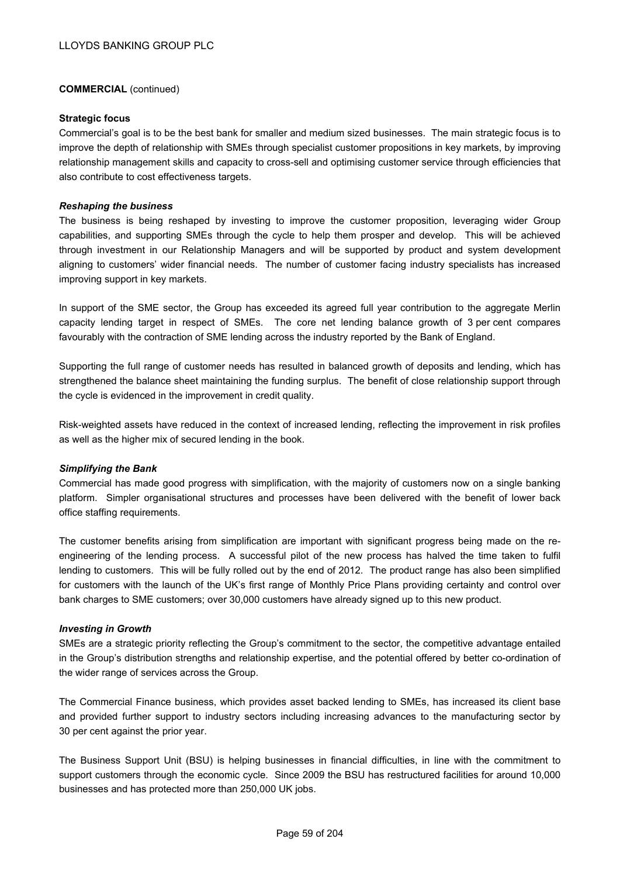**COMMERCIAL** (continued)

**Strategic focus**

Commercial's goal is to be the best bank for smaller and medium sized businesses. The main strategic focus is to improve the depth of relationship with SMEs through specialist customer propositions in key markets, by improving relationship management skills and capacity to cross-sell and optimising customer service through efficiencies that also contribute to cost effectiveness targets.

***Reshaping the business***

The business is being reshaped by investing to improve the customer proposition, leveraging wider Group capabilities, and supporting SMEs through the cycle to help them prosper and develop. This will be achieved through investment in our Relationship Managers and will be supported by product and system development aligning to customers' wider financial needs. The number of customer facing industry specialists has increased improving support in key markets.

In support of the SME sector, the Group has exceeded its agreed full year contribution to the aggregate Merlin capacity lending target in respect of SMEs. The core net lending balance growth of 3 per cent compares favourably with the contraction of SME lending across the industry reported by the Bank of England.

Supporting the full range of customer needs has resulted in balanced growth of deposits and lending, which has strengthened the balance sheet maintaining the funding surplus. The benefit of close relationship support through the cycle is evidenced in the improvement in credit quality.

Risk-weighted assets have reduced in the context of increased lending, reflecting the improvement in risk profiles as well as the higher mix of secured lending in the book.

***Simplifying the Bank***

Commercial has made good progress with simplification, with the majority of customers now on a single banking platform. Simpler organisational structures and processes have been delivered with the benefit of lower back office staffing requirements.

The customer benefits arising from simplification are important with significant progress being made on the re-engineering of the lending process. A successful pilot of the new process has halved the time taken to fulfil lending to customers. This will be fully rolled out by the end of 2012. The product range has also been simplified for customers with the launch of the UK's first range of Monthly Price Plans providing certainty and control over bank charges to SME customers; over 30,000 customers have already signed up to this new product.

***Investing in Growth***

SMEs are a strategic priority reflecting the Group's commitment to the sector, the competitive advantage entailed in the Group's distribution strengths and relationship expertise, and the potential offered by better co-ordination of the wider range of services across the Group.

The Commercial Finance business, which provides asset backed lending to SMEs, has increased its client base and provided further support to industry sectors including increasing advances to the manufacturing sector by 30 per cent against the prior year.

The Business Support Unit (BSU) is helping businesses in financial difficulties, in line with the commitment to support customers through the economic cycle. Since 2009 the BSU has restructured facilities for around 10,000 businesses and has protected more than 250,000 UK jobs.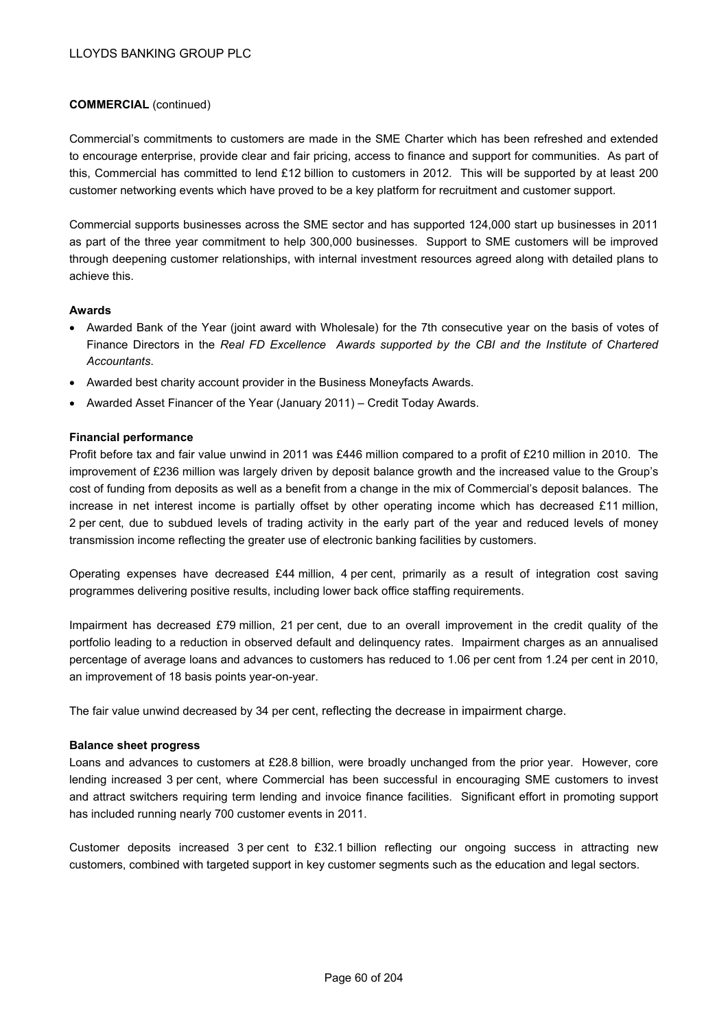**COMMERCIAL** (continued)

Commercial's commitments to customers are made in the SME Charter which has been refreshed and extended to encourage enterprise, provide clear and fair pricing, access to finance and support for communities. As part of this, Commercial has committed to lend £12 billion to customers in 2012. This will be supported by at least 200 customer networking events which have proved to be a key platform for recruitment and customer support.

Commercial supports businesses across the SME sector and has supported 124,000 start up businesses in 2011 as part of the three year commitment to help 300,000 businesses. Support to SME customers will be improved through deepening customer relationships, with internal investment resources agreed along with detailed plans to achieve this.

**Awards**

- Awarded Bank of the Year (joint award with Wholesale) for the 7th consecutive year on the basis of votes of Finance Directors in the *Real FD Excellence Awards supported by the CBI and the Institute of Chartered Accountants*.
- Awarded best charity account provider in the Business Moneyfacts Awards.
- Awarded Asset Financer of the Year (January 2011) – Credit Today Awards.

**Financial performance**

Profit before tax and fair value unwind in 2011 was £446 million compared to a profit of £210 million in 2010. The improvement of £236 million was largely driven by deposit balance growth and the increased value to the Group's cost of funding from deposits as well as a benefit from a change in the mix of Commercial's deposit balances. The increase in net interest income is partially offset by other operating income which has decreased £11 million, 2 per cent, due to subdued levels of trading activity in the early part of the year and reduced levels of money transmission income reflecting the greater use of electronic banking facilities by customers.

Operating expenses have decreased £44 million, 4 per cent, primarily as a result of integration cost saving programmes delivering positive results, including lower back office staffing requirements.

Impairment has decreased £79 million, 21 per cent, due to an overall improvement in the credit quality of the portfolio leading to a reduction in observed default and delinquency rates. Impairment charges as an annualised percentage of average loans and advances to customers has reduced to 1.06 per cent from 1.24 per cent in 2010, an improvement of 18 basis points year-on-year.

The fair value unwind decreased by 34 per cent, reflecting the decrease in impairment charge.

**Balance sheet progress**

Loans and advances to customers at £28.8 billion, were broadly unchanged from the prior year. However, core lending increased 3 per cent, where Commercial has been successful in encouraging SME customers to invest and attract switchers requiring term lending and invoice finance facilities. Significant effort in promoting support has included running nearly 700 customer events in 2011.

Customer deposits increased 3 per cent to £32.1 billion reflecting our ongoing success in attracting new customers, combined with targeted support in key customer segments such as the education and legal sectors.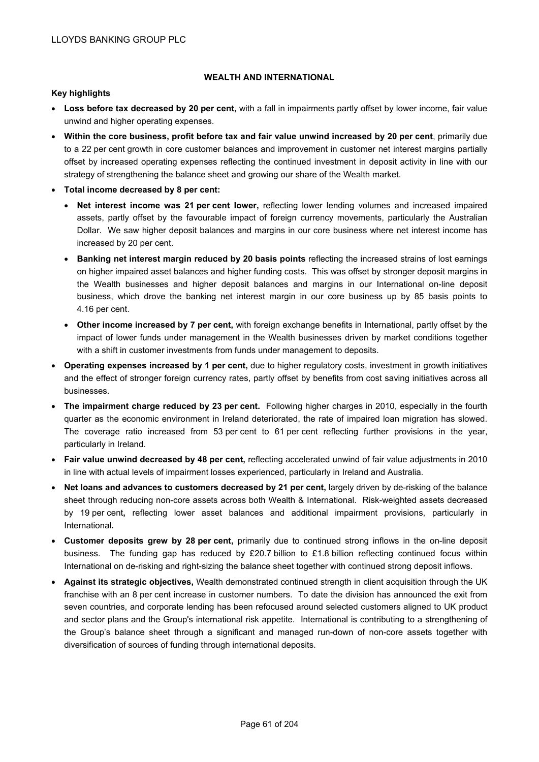## WEALTH AND INTERNATIONAL

**Key highlights**

- **Loss before tax decreased by 20 per cent,** with a fall in impairments partly offset by lower income, fair value unwind and higher operating expenses.
- **Within the core business, profit before tax and fair value unwind increased by 20 per cent**, primarily due to a 22 per cent growth in core customer balances and improvement in customer net interest margins partially offset by increased operating expenses reflecting the continued investment in deposit activity in line with our strategy of strengthening the balance sheet and growing our share of the Wealth market.
- **Total income decreased by 8 per cent:**
  - **Net interest income was 21 per cent lower,** reflecting lower lending volumes and increased impaired assets, partly offset by the favourable impact of foreign currency movements, particularly the Australian Dollar. We saw higher deposit balances and margins in our core business where net interest income has increased by 20 per cent.
  - **Banking net interest margin reduced by 20 basis points** reflecting the increased strains of lost earnings on higher impaired asset balances and higher funding costs. This was offset by stronger deposit margins in the Wealth businesses and higher deposit balances and margins in our International on-line deposit business, which drove the banking net interest margin in our core business up by 85 basis points to 4.16 per cent.
  - **Other income increased by 7 per cent,** with foreign exchange benefits in International, partly offset by the impact of lower funds under management in the Wealth businesses driven by market conditions together with a shift in customer investments from funds under management to deposits.
- **Operating expenses increased by 1 per cent,** due to higher regulatory costs, investment in growth initiatives and the effect of stronger foreign currency rates, partly offset by benefits from cost saving initiatives across all businesses.
- **The impairment charge reduced by 23 per cent.** Following higher charges in 2010, especially in the fourth quarter as the economic environment in Ireland deteriorated, the rate of impaired loan migration has slowed. The coverage ratio increased from 53 per cent to 61 per cent reflecting further provisions in the year, particularly in Ireland.
- **Fair value unwind decreased by 48 per cent,** reflecting accelerated unwind of fair value adjustments in 2010 in line with actual levels of impairment losses experienced, particularly in Ireland and Australia.
- **Net loans and advances to customers decreased by 21 per cent,** largely driven by de-risking of the balance sheet through reducing non-core assets across both Wealth & International. Risk-weighted assets decreased by 19 per cent**,** reflecting lower asset balances and additional impairment provisions, particularly in International**.**
- **Customer deposits grew by 28 per cent,** primarily due to continued strong inflows in the on-line deposit business. The funding gap has reduced by £20.7 billion to £1.8 billion reflecting continued focus within International on de-risking and right-sizing the balance sheet together with continued strong deposit inflows.
- **Against its strategic objectives,** Wealth demonstrated continued strength in client acquisition through the UK franchise with an 8 per cent increase in customer numbers. To date the division has announced the exit from seven countries, and corporate lending has been refocused around selected customers aligned to UK product and sector plans and the Group's international risk appetite. International is contributing to a strengthening of the Group's balance sheet through a significant and managed run-down of non-core assets together with diversification of sources of funding through international deposits.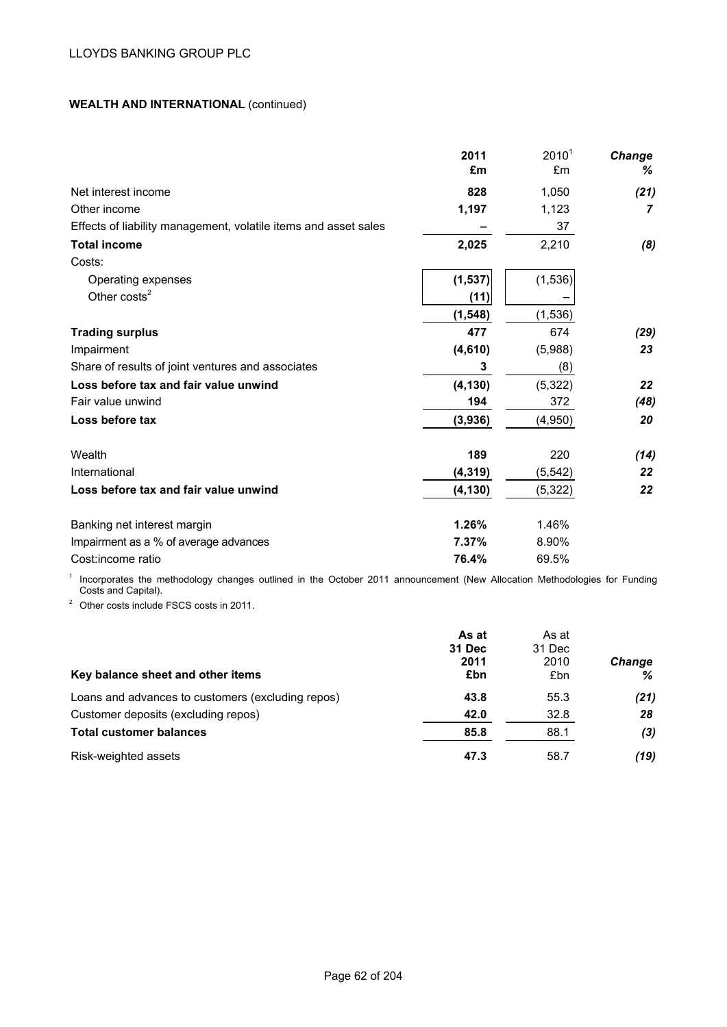**WEALTH AND INTERNATIONAL** (continued)

| | 2011 £m | 2010[1] £m | Change % |
|---|---|---|---|
| Net interest income | **828** | 1,050 | *(21)* |
| Other income | **1,197** | 1,123 | *7* |
| Effects of liability management, volatile items and asset sales | **–** | 37 | |
| **Total income** | **2,025** | 2,210 | *(8)* |
| Costs: | | | |
| Operating expenses | **(1,537)** | (1,536) | |
| Other costs[2] | **(11)** | – | |
| | **(1,548)** | (1,536) | |
| **Trading surplus** | **477** | 674 | *(29)* |
| Impairment | **(4,610)** | (5,988) | *23* |
| Share of results of joint ventures and associates | **3** | (8) | |
| **Loss before tax and fair value unwind** | **(4,130)** | (5,322) | *22* |
| Fair value unwind | **194** | 372 | *(48)* |
| **Loss before tax** | **(3,936)** | (4,950) | *20* |
| | | | |
| Wealth | **189** | 220 | *(14)* |
| International | **(4,319)** | (5,542) | *22* |
| **Loss before tax and fair value unwind** | **(4,130)** | (5,322) | *22* |
| | | | |
| Banking net interest margin | **1.26%** | 1.46% | |
| Impairment as a % of average advances | **7.37%** | 8.90% | |
| Cost:income ratio | **76.4%** | 69.5% | |

[1] Incorporates the methodology changes outlined in the October 2011 announcement (New Allocation Methodologies for Funding Costs and Capital).

[2] Other costs include FSCS costs in 2011.

| Key balance sheet and other items | As at 31 Dec 2011 £bn | As at 31 Dec 2010 £bn | Change % |
|---|---|---|---|
| Loans and advances to customers (excluding repos) | **43.8** | 55.3 | *(21)* |
| Customer deposits (excluding repos) | **42.0** | 32.8 | *28* |
| **Total customer balances** | **85.8** | 88.1 | *(3)* |
| Risk-weighted assets | **47.3** | 58.7 | *(19)* |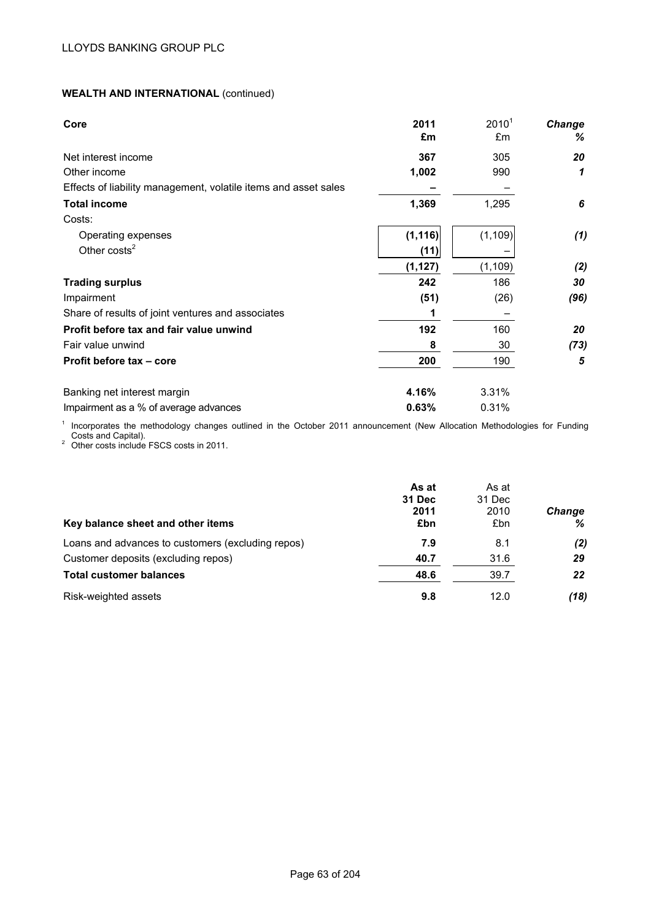**WEALTH AND INTERNATIONAL** (continued)

| **Core** | **2011 £m** | 2010[1] £m | ***Change %*** |
|---|---|---|---|
| Net interest income | **367** | 305 | ***20*** |
| Other income | **1,002** | 990 | ***1*** |
| Effects of liability management, volatile items and asset sales | **–** | – | |
| **Total income** | **1,369** | 1,295 | ***6*** |
| Costs: | | | |
| Operating expenses | **(1,116)** | (1,109) | ***(1)*** |
| Other costs[2] | **(11)** | – | |
| | **(1,127)** | (1,109) | ***(2)*** |
| **Trading surplus** | **242** | 186 | ***30*** |
| Impairment | **(51)** | (26) | ***(96)*** |
| Share of results of joint ventures and associates | **1** | – | |
| **Profit before tax and fair value unwind** | **192** | 160 | ***20*** |
| Fair value unwind | **8** | 30 | ***(73)*** |
| **Profit before tax – core** | **200** | 190 | ***5*** |
| Banking net interest margin | **4.16%** | 3.31% | |
| Impairment as a % of average advances | **0.63%** | 0.31% | |

[1] Incorporates the methodology changes outlined in the October 2011 announcement (New Allocation Methodologies for Funding Costs and Capital).
[2] Other costs include FSCS costs in 2011.

| **Key balance sheet and other items** | **As at 31 Dec 2011 £bn** | As at 31 Dec 2010 £bn | ***Change %*** |
|---|---|---|---|
| Loans and advances to customers (excluding repos) | **7.9** | 8.1 | ***(2)*** |
| Customer deposits (excluding repos) | **40.7** | 31.6 | ***29*** |
| **Total customer balances** | **48.6** | 39.7 | ***22*** |
| Risk-weighted assets | **9.8** | 12.0 | ***(18)*** |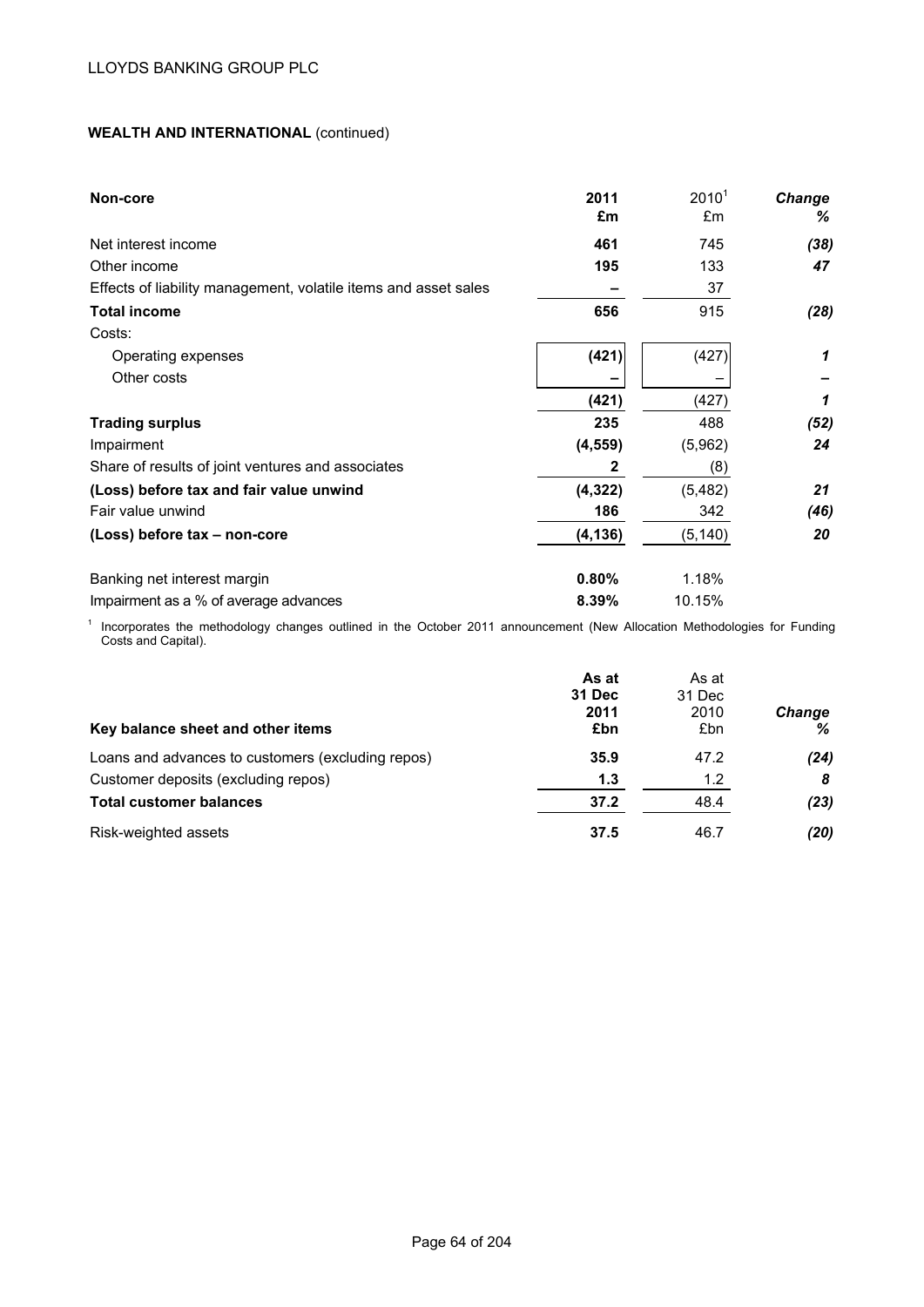LLOYDS BANKING GROUP PLC

**WEALTH AND INTERNATIONAL** (continued)

| **Non-core** | **2011 £m** | 2010[1] £m | ***Change %*** |
|---|---|---|---|
| Net interest income | **461** | 745 | ***(38)*** |
| Other income | **195** | 133 | ***47*** |
| Effects of liability management, volatile items and asset sales | **–** | 37 | |
| **Total income** | **656** | 915 | ***(28)*** |
| Costs: | | | |
| Operating expenses | **(421)** | (427) | ***1*** |
| Other costs | **–** | – | ***–*** |
| | **(421)** | (427) | ***1*** |
| **Trading surplus** | **235** | 488 | ***(52)*** |
| Impairment | **(4,559)** | (5,962) | ***24*** |
| Share of results of joint ventures and associates | **2** | (8) | |
| **(Loss) before tax and fair value unwind** | **(4,322)** | (5,482) | ***21*** |
| Fair value unwind | **186** | 342 | ***(46)*** |
| **(Loss) before tax – non-core** | **(4,136)** | (5,140) | ***20*** |
| Banking net interest margin | **0.80%** | 1.18% | |
| Impairment as a % of average advances | **8.39%** | 10.15% | |

[1] Incorporates the methodology changes outlined in the October 2011 announcement (New Allocation Methodologies for Funding Costs and Capital).

| **Key balance sheet and other items** | **As at 31 Dec 2011 £bn** | As at 31 Dec 2010 £bn | ***Change %*** |
|---|---|---|---|
| Loans and advances to customers (excluding repos) | **35.9** | 47.2 | ***(24)*** |
| Customer deposits (excluding repos) | **1.3** | 1.2 | ***8*** |
| **Total customer balances** | **37.2** | 48.4 | ***(23)*** |
| Risk-weighted assets | **37.5** | 46.7 | ***(20)*** |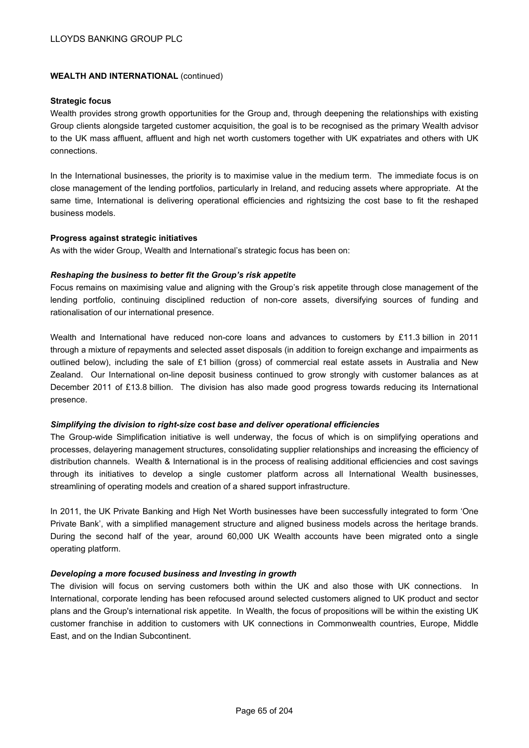**WEALTH AND INTERNATIONAL** (continued)

**Strategic focus**

Wealth provides strong growth opportunities for the Group and, through deepening the relationships with existing Group clients alongside targeted customer acquisition, the goal is to be recognised as the primary Wealth advisor to the UK mass affluent, affluent and high net worth customers together with UK expatriates and others with UK connections.

In the International businesses, the priority is to maximise value in the medium term. The immediate focus is on close management of the lending portfolios, particularly in Ireland, and reducing assets where appropriate. At the same time, International is delivering operational efficiencies and rightsizing the cost base to fit the reshaped business models.

**Progress against strategic initiatives**

As with the wider Group, Wealth and International's strategic focus has been on:

***Reshaping the business to better fit the Group's risk appetite***

Focus remains on maximising value and aligning with the Group's risk appetite through close management of the lending portfolio, continuing disciplined reduction of non-core assets, diversifying sources of funding and rationalisation of our international presence.

Wealth and International have reduced non-core loans and advances to customers by £11.3 billion in 2011 through a mixture of repayments and selected asset disposals (in addition to foreign exchange and impairments as outlined below), including the sale of £1 billion (gross) of commercial real estate assets in Australia and New Zealand. Our International on-line deposit business continued to grow strongly with customer balances as at December 2011 of £13.8 billion. The division has also made good progress towards reducing its International presence.

***Simplifying the division to right-size cost base and deliver operational efficiencies***

The Group-wide Simplification initiative is well underway, the focus of which is on simplifying operations and processes, delayering management structures, consolidating supplier relationships and increasing the efficiency of distribution channels. Wealth & International is in the process of realising additional efficiencies and cost savings through its initiatives to develop a single customer platform across all International Wealth businesses, streamlining of operating models and creation of a shared support infrastructure.

In 2011, the UK Private Banking and High Net Worth businesses have been successfully integrated to form 'One Private Bank', with a simplified management structure and aligned business models across the heritage brands. During the second half of the year, around 60,000 UK Wealth accounts have been migrated onto a single operating platform.

***Developing a more focused business and Investing in growth***

The division will focus on serving customers both within the UK and also those with UK connections. In International, corporate lending has been refocused around selected customers aligned to UK product and sector plans and the Group's international risk appetite. In Wealth, the focus of propositions will be within the existing UK customer franchise in addition to customers with UK connections in Commonwealth countries, Europe, Middle East, and on the Indian Subcontinent.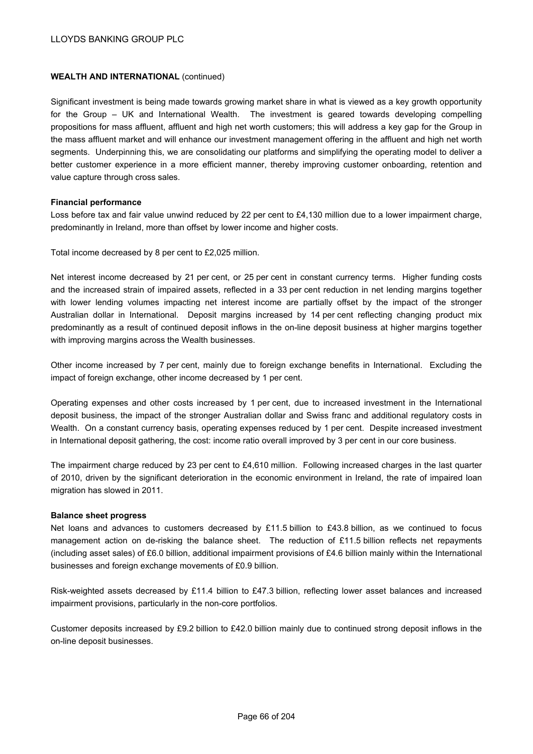**WEALTH AND INTERNATIONAL** (continued)

Significant investment is being made towards growing market share in what is viewed as a key growth opportunity for the Group – UK and International Wealth. The investment is geared towards developing compelling propositions for mass affluent, affluent and high net worth customers; this will address a key gap for the Group in the mass affluent market and will enhance our investment management offering in the affluent and high net worth segments. Underpinning this, we are consolidating our platforms and simplifying the operating model to deliver a better customer experience in a more efficient manner, thereby improving customer onboarding, retention and value capture through cross sales.

**Financial performance**

Loss before tax and fair value unwind reduced by 22 per cent to £4,130 million due to a lower impairment charge, predominantly in Ireland, more than offset by lower income and higher costs.

Total income decreased by 8 per cent to £2,025 million.

Net interest income decreased by 21 per cent, or 25 per cent in constant currency terms. Higher funding costs and the increased strain of impaired assets, reflected in a 33 per cent reduction in net lending margins together with lower lending volumes impacting net interest income are partially offset by the impact of the stronger Australian dollar in International. Deposit margins increased by 14 per cent reflecting changing product mix predominantly as a result of continued deposit inflows in the on-line deposit business at higher margins together with improving margins across the Wealth businesses.

Other income increased by 7 per cent, mainly due to foreign exchange benefits in International. Excluding the impact of foreign exchange, other income decreased by 1 per cent.

Operating expenses and other costs increased by 1 per cent, due to increased investment in the International deposit business, the impact of the stronger Australian dollar and Swiss franc and additional regulatory costs in Wealth. On a constant currency basis, operating expenses reduced by 1 per cent. Despite increased investment in International deposit gathering, the cost: income ratio overall improved by 3 per cent in our core business.

The impairment charge reduced by 23 per cent to £4,610 million. Following increased charges in the last quarter of 2010, driven by the significant deterioration in the economic environment in Ireland, the rate of impaired loan migration has slowed in 2011.

**Balance sheet progress**

Net loans and advances to customers decreased by £11.5 billion to £43.8 billion, as we continued to focus management action on de-risking the balance sheet. The reduction of £11.5 billion reflects net repayments (including asset sales) of £6.0 billion, additional impairment provisions of £4.6 billion mainly within the International businesses and foreign exchange movements of £0.9 billion.

Risk-weighted assets decreased by £11.4 billion to £47.3 billion, reflecting lower asset balances and increased impairment provisions, particularly in the non-core portfolios.

Customer deposits increased by £9.2 billion to £42.0 billion mainly due to continued strong deposit inflows in the on-line deposit businesses.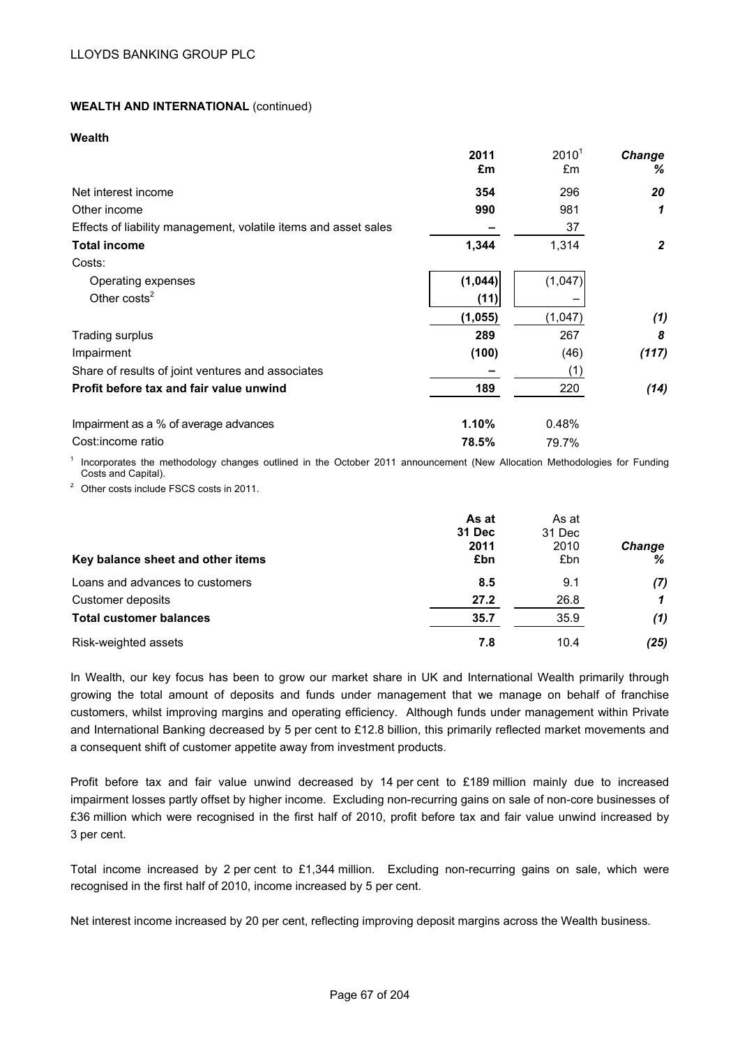LLOYDS BANKING GROUP PLC

**WEALTH AND INTERNATIONAL** (continued)

**Wealth**

| | **2011 £m** | 2010[1] £m | ***Change %*** |
|---|---|---|---|
| Net interest income | **354** | 296 | ***20*** |
| Other income | **990** | 981 | ***1*** |
| Effects of liability management, volatile items and asset sales | **–** | 37 | |
| **Total income** | **1,344** | 1,314 | ***2*** |
| Costs: | | | |
| Operating expenses | **(1,044)** | (1,047) | |
| Other costs[2] | **(11)** | – | |
| | **(1,055)** | (1,047) | ***(1)*** |
| Trading surplus | **289** | 267 | ***8*** |
| Impairment | **(100)** | (46) | ***(117)*** |
| Share of results of joint ventures and associates | **–** | (1) | |
| **Profit before tax and fair value unwind** | **189** | 220 | ***(14)*** |
| Impairment as a % of average advances | **1.10%** | 0.48% | |
| Cost:income ratio | **78.5%** | 79.7% | |

[1] Incorporates the methodology changes outlined in the October 2011 announcement (New Allocation Methodologies for Funding Costs and Capital).

[2] Other costs include FSCS costs in 2011.

| **Key balance sheet and other items** | **As at 31 Dec 2011 £bn** | As at 31 Dec 2010 £bn | ***Change %*** |
|---|---|---|---|
| Loans and advances to customers | **8.5** | 9.1 | ***(7)*** |
| Customer deposits | **27.2** | 26.8 | ***1*** |
| **Total customer balances** | **35.7** | 35.9 | ***(1)*** |
| Risk-weighted assets | **7.8** | 10.4 | ***(25)*** |

In Wealth, our key focus has been to grow our market share in UK and International Wealth primarily through growing the total amount of deposits and funds under management that we manage on behalf of franchise customers, whilst improving margins and operating efficiency. Although funds under management within Private and International Banking decreased by 5 per cent to £12.8 billion, this primarily reflected market movements and a consequent shift of customer appetite away from investment products.

Profit before tax and fair value unwind decreased by 14 per cent to £189 million mainly due to increased impairment losses partly offset by higher income. Excluding non-recurring gains on sale of non-core businesses of £36 million which were recognised in the first half of 2010, profit before tax and fair value unwind increased by 3 per cent.

Total income increased by 2 per cent to £1,344 million. Excluding non-recurring gains on sale, which were recognised in the first half of 2010, income increased by 5 per cent.

Net interest income increased by 20 per cent, reflecting improving deposit margins across the Wealth business.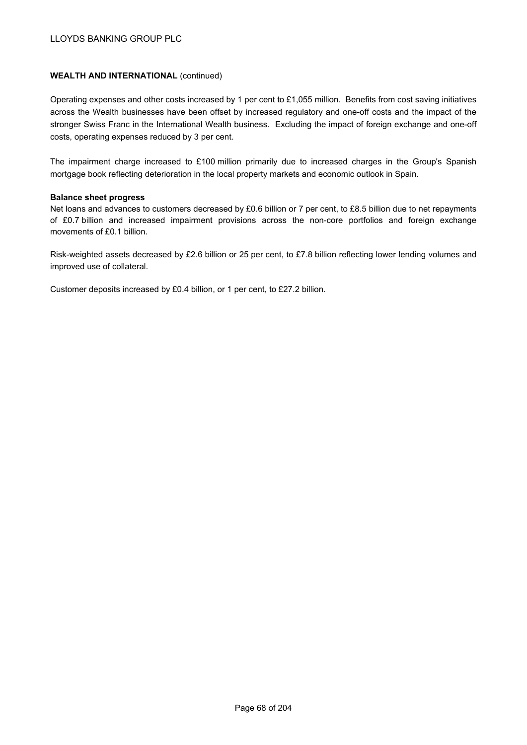**WEALTH AND INTERNATIONAL** (continued)

Operating expenses and other costs increased by 1 per cent to £1,055 million. Benefits from cost saving initiatives across the Wealth businesses have been offset by increased regulatory and one-off costs and the impact of the stronger Swiss Franc in the International Wealth business. Excluding the impact of foreign exchange and one-off costs, operating expenses reduced by 3 per cent.

The impairment charge increased to £100 million primarily due to increased charges in the Group's Spanish mortgage book reflecting deterioration in the local property markets and economic outlook in Spain.

**Balance sheet progress**

Net loans and advances to customers decreased by £0.6 billion or 7 per cent, to £8.5 billion due to net repayments of £0.7 billion and increased impairment provisions across the non-core portfolios and foreign exchange movements of £0.1 billion.

Risk-weighted assets decreased by £2.6 billion or 25 per cent, to £7.8 billion reflecting lower lending volumes and improved use of collateral.

Customer deposits increased by £0.4 billion, or 1 per cent, to £27.2 billion.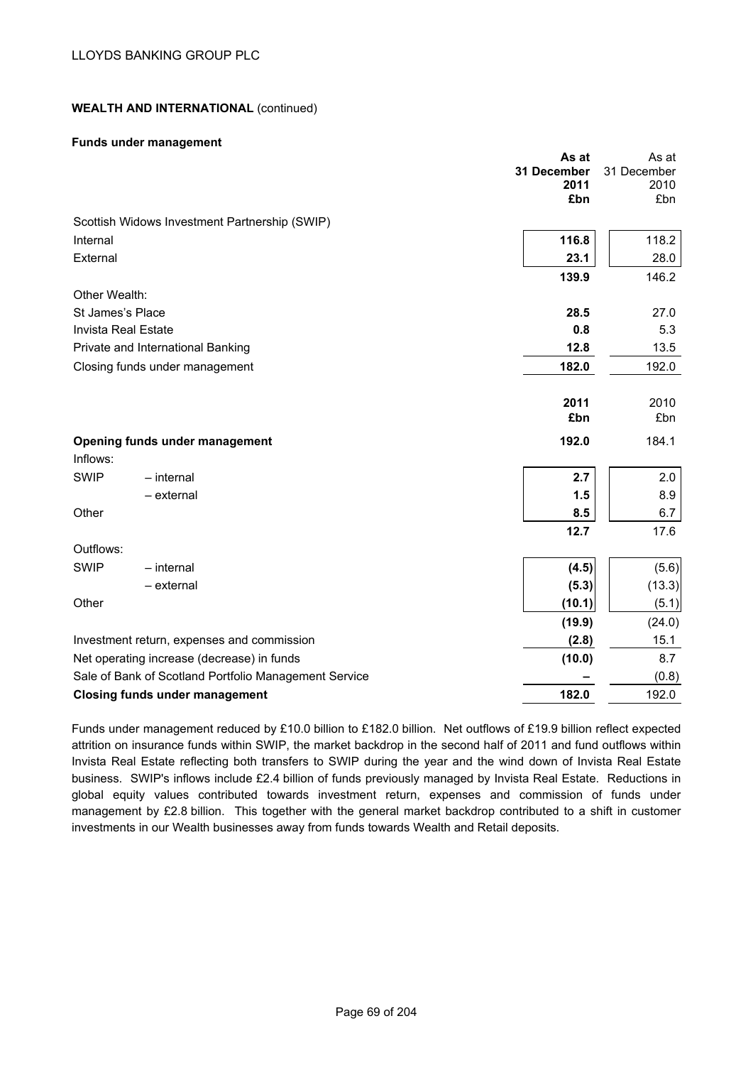**WEALTH AND INTERNATIONAL** (continued)

**Funds under management**

| | As at 31 December 2011 £bn | As at 31 December 2010 £bn |
|---|---|---|
| Scottish Widows Investment Partnership (SWIP) | | |
| Internal | **116.8** | 118.2 |
| External | **23.1** | 28.0 |
| | **139.9** | 146.2 |
| Other Wealth: | | |
| St James's Place | **28.5** | 27.0 |
| Invista Real Estate | **0.8** | 5.3 |
| Private and International Banking | **12.8** | 13.5 |
| Closing funds under management | **182.0** | 192.0 |

| | 2011 £bn | 2010 £bn |
|---|---|---|
| **Opening funds under management** | **192.0** | 184.1 |
| Inflows: | | |
| SWIP – internal | **2.7** | 2.0 |
| SWIP – external | **1.5** | 8.9 |
| Other | **8.5** | 6.7 |
| | **12.7** | 17.6 |
| Outflows: | | |
| SWIP – internal | **(4.5)** | (5.6) |
| SWIP – external | **(5.3)** | (13.3) |
| Other | **(10.1)** | (5.1) |
| | **(19.9)** | (24.0) |
| Investment return, expenses and commission | **(2.8)** | 15.1 |
| Net operating increase (decrease) in funds | **(10.0)** | 8.7 |
| Sale of Bank of Scotland Portfolio Management Service | **–** | (0.8) |
| **Closing funds under management** | **182.0** | 192.0 |

Funds under management reduced by £10.0 billion to £182.0 billion. Net outflows of £19.9 billion reflect expected attrition on insurance funds within SWIP, the market backdrop in the second half of 2011 and fund outflows within Invista Real Estate reflecting both transfers to SWIP during the year and the wind down of Invista Real Estate business. SWIP's inflows include £2.4 billion of funds previously managed by Invista Real Estate. Reductions in global equity values contributed towards investment return, expenses and commission of funds under management by £2.8 billion. This together with the general market backdrop contributed to a shift in customer investments in our Wealth businesses away from funds towards Wealth and Retail deposits.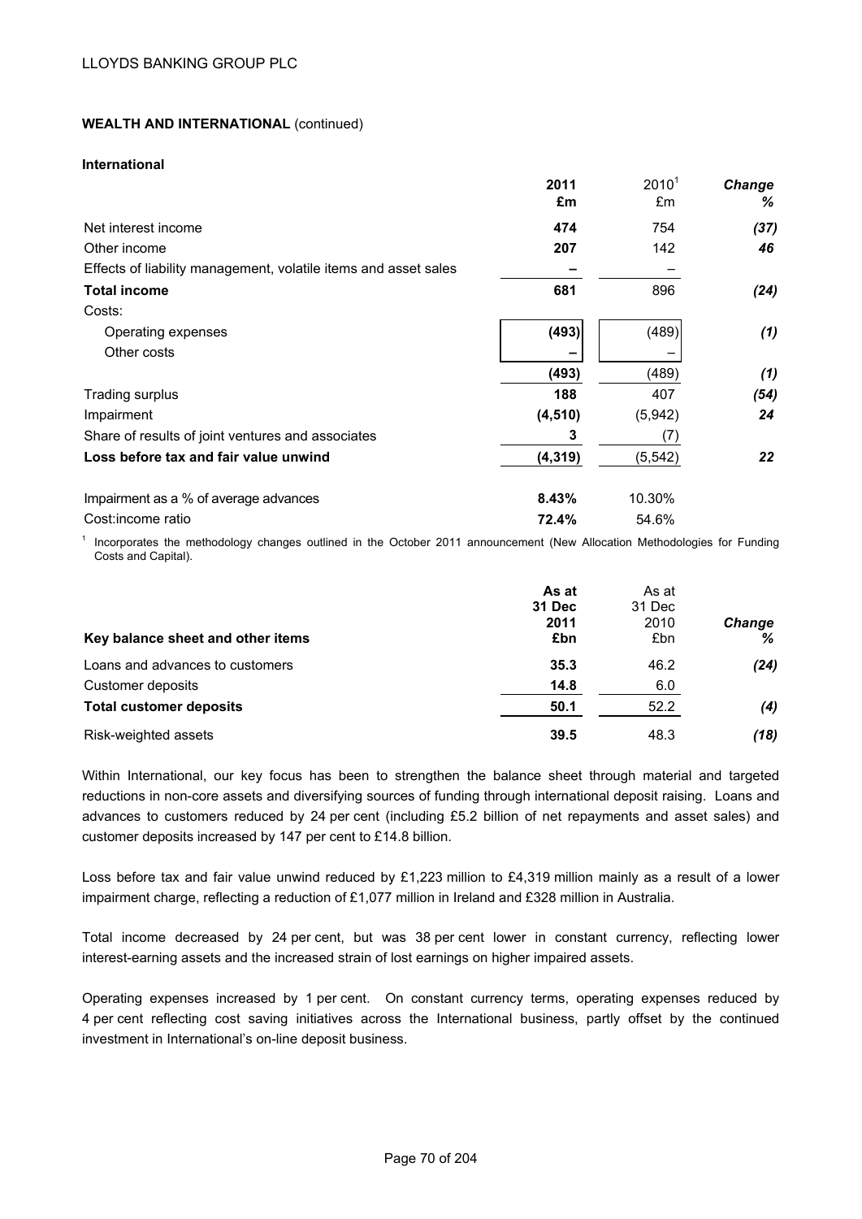**WEALTH AND INTERNATIONAL** (continued)

**International**

| | **2011** **£m** | 2010[1] £m | ***Change*** ***%*** |
|---|---|---|---|
| Net interest income | **474** | 754 | ***(37)*** |
| Other income | **207** | 142 | ***46*** |
| Effects of liability management, volatile items and asset sales | **–** | – | |
| **Total income** | **681** | 896 | ***(24)*** |
| Costs: | | | |
| Operating expenses | **(493)** | (489) | ***(1)*** |
| Other costs | **–** | – | |
| | **(493)** | (489) | ***(1)*** |
| Trading surplus | **188** | 407 | ***(54)*** |
| Impairment | **(4,510)** | (5,942) | ***24*** |
| Share of results of joint ventures and associates | **3** | (7) | |
| **Loss before tax and fair value unwind** | **(4,319)** | (5,542) | ***22*** |
| Impairment as a % of average advances | **8.43%** | 10.30% | |
| Cost:income ratio | **72.4%** | 54.6% | |

[1] Incorporates the methodology changes outlined in the October 2011 announcement (New Allocation Methodologies for Funding Costs and Capital).

| **Key balance sheet and other items** | **As at 31 Dec 2011 £bn** | As at 31 Dec 2010 £bn | ***Change %*** |
|---|---|---|---|
| Loans and advances to customers | **35.3** | 46.2 | ***(24)*** |
| Customer deposits | **14.8** | 6.0 | |
| **Total customer deposits** | **50.1** | 52.2 | ***(4)*** |
| Risk-weighted assets | **39.5** | 48.3 | ***(18)*** |

Within International, our key focus has been to strengthen the balance sheet through material and targeted reductions in non-core assets and diversifying sources of funding through international deposit raising. Loans and advances to customers reduced by 24 per cent (including £5.2 billion of net repayments and asset sales) and customer deposits increased by 147 per cent to £14.8 billion.

Loss before tax and fair value unwind reduced by £1,223 million to £4,319 million mainly as a result of a lower impairment charge, reflecting a reduction of £1,077 million in Ireland and £328 million in Australia.

Total income decreased by 24 per cent, but was 38 per cent lower in constant currency, reflecting lower interest-earning assets and the increased strain of lost earnings on higher impaired assets.

Operating expenses increased by 1 per cent. On constant currency terms, operating expenses reduced by 4 per cent reflecting cost saving initiatives across the International business, partly offset by the continued investment in International's on-line deposit business.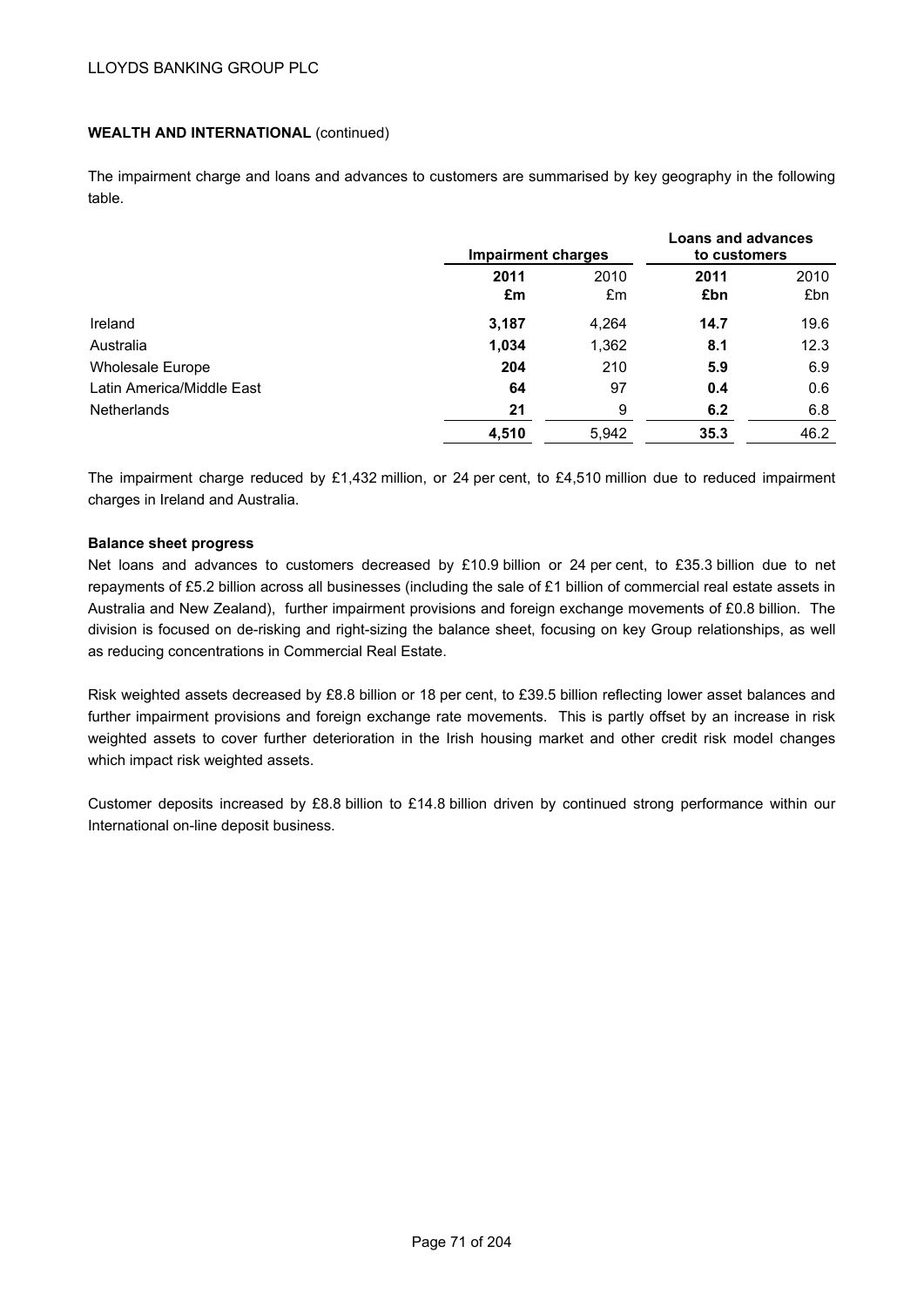**WEALTH AND INTERNATIONAL** (continued)

The impairment charge and loans and advances to customers are summarised by key geography in the following table.

| | **Impairment charges** | | **Loans and advances to customers** | |
|---|---|---|---|---|
| | **2011** **£m** | 2010 £m | **2011** **£bn** | 2010 £bn |
| Ireland | **3,187** | 4,264 | **14.7** | 19.6 |
| Australia | **1,034** | 1,362 | **8.1** | 12.3 |
| Wholesale Europe | **204** | 210 | **5.9** | 6.9 |
| Latin America/Middle East | **64** | 97 | **0.4** | 0.6 |
| Netherlands | **21** | 9 | **6.2** | 6.8 |
| | **4,510** | 5,942 | **35.3** | 46.2 |

The impairment charge reduced by £1,432 million, or 24 per cent, to £4,510 million due to reduced impairment charges in Ireland and Australia.

**Balance sheet progress**

Net loans and advances to customers decreased by £10.9 billion or 24 per cent, to £35.3 billion due to net repayments of £5.2 billion across all businesses (including the sale of £1 billion of commercial real estate assets in Australia and New Zealand), further impairment provisions and foreign exchange movements of £0.8 billion. The division is focused on de-risking and right-sizing the balance sheet, focusing on key Group relationships, as well as reducing concentrations in Commercial Real Estate.

Risk weighted assets decreased by £8.8 billion or 18 per cent, to £39.5 billion reflecting lower asset balances and further impairment provisions and foreign exchange rate movements. This is partly offset by an increase in risk weighted assets to cover further deterioration in the Irish housing market and other credit risk model changes which impact risk weighted assets.

Customer deposits increased by £8.8 billion to £14.8 billion driven by continued strong performance within our International on-line deposit business.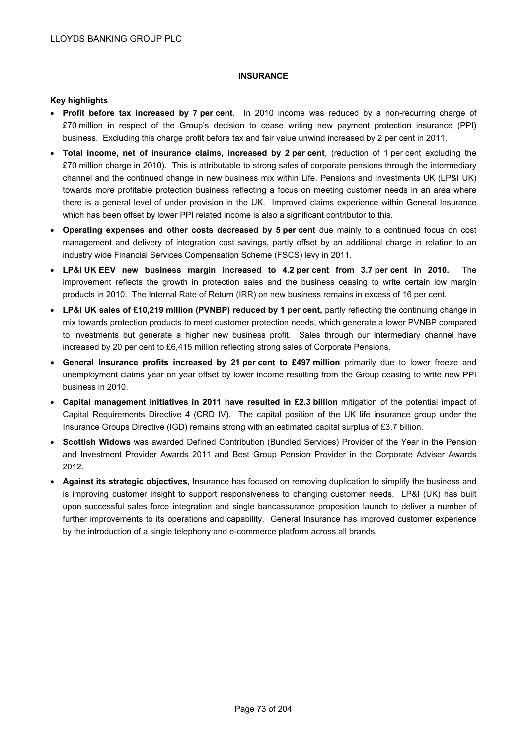## INSURANCE

### Key highlights

- **Profit before tax increased by 7 per cent**. In 2010 income was reduced by a non-recurring charge of £70 million in respect of the Group's decision to cease writing new payment protection insurance (PPI) business. Excluding this charge profit before tax and fair value unwind increased by 2 per cent in 2011.
- **Total income, net of insurance claims, increased by 2 per cent**, (reduction of 1 per cent excluding the £70 million charge in 2010). This is attributable to strong sales of corporate pensions through the intermediary channel and the continued change in new business mix within Life, Pensions and Investments UK (LP&I UK) towards more profitable protection business reflecting a focus on meeting customer needs in an area where there is a general level of under provision in the UK. Improved claims experience within General Insurance which has been offset by lower PPI related income is also a significant contributor to this.
- **Operating expenses and other costs decreased by 5 per cent** due mainly to a continued focus on cost management and delivery of integration cost savings, partly offset by an additional charge in relation to an industry wide Financial Services Compensation Scheme (FSCS) levy in 2011.
- **LP&I UK EEV new business margin increased to 4.2 per cent from 3.7 per cent in 2010.** The improvement reflects the growth in protection sales and the business ceasing to write certain low margin products in 2010. The Internal Rate of Return (IRR) on new business remains in excess of 16 per cent.
- **LP&I UK sales of £10,219 million (PVNBP) reduced by 1 per cent,** partly reflecting the continuing change in mix towards protection products to meet customer protection needs, which generate a lower PVNBP compared to investments but generate a higher new business profit. Sales through our Intermediary channel have increased by 20 per cent to £6,415 million reflecting strong sales of Corporate Pensions.
- **General Insurance profits increased by 21 per cent to £497 million** primarily due to lower freeze and unemployment claims year on year offset by lower income resulting from the Group ceasing to write new PPI business in 2010.
- **Capital management initiatives in 2011 have resulted in £2.3 billion** mitigation of the potential impact of Capital Requirements Directive 4 (CRD IV). The capital position of the UK life insurance group under the Insurance Groups Directive (IGD) remains strong with an estimated capital surplus of £3.7 billion.
- **Scottish Widows** was awarded Defined Contribution (Bundled Services) Provider of the Year in the Pension and Investment Provider Awards 2011 and Best Group Pension Provider in the Corporate Adviser Awards 2012.
- **Against its strategic objectives,** Insurance has focused on removing duplication to simplify the business and is improving customer insight to support responsiveness to changing customer needs. LP&I (UK) has built upon successful sales force integration and single bancassurance proposition launch to deliver a number of further improvements to its operations and capability. General Insurance has improved customer experience by the introduction of a single telephony and e-commerce platform across all brands.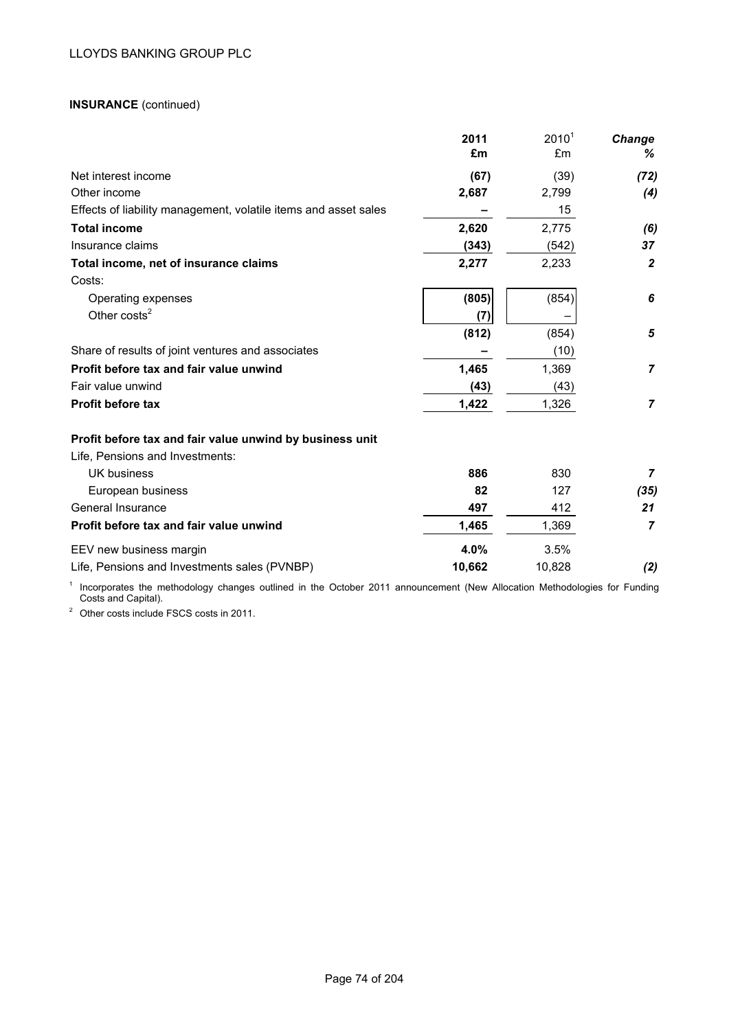**INSURANCE** (continued)

| | 2011 £m | 2010[1] £m | Change % |
|---|---|---|---|
| Net interest income | **(67)** | (39) | ***(72)*** |
| Other income | **2,687** | 2,799 | ***(4)*** |
| Effects of liability management, volatile items and asset sales | **–** | 15 | |
| **Total income** | **2,620** | 2,775 | ***(6)*** |
| Insurance claims | **(343)** | (542) | ***37*** |
| **Total income, net of insurance claims** | **2,277** | 2,233 | ***2*** |
| Costs: | | | |
| Operating expenses | **(805)** | (854) | ***6*** |
| Other costs[2] | **(7)** | – | |
| | **(812)** | (854) | ***5*** |
| Share of results of joint ventures and associates | **–** | (10) | |
| **Profit before tax and fair value unwind** | **1,465** | 1,369 | ***7*** |
| Fair value unwind | **(43)** | (43) | |
| **Profit before tax** | **1,422** | 1,326 | ***7*** |
| | | | |
| **Profit before tax and fair value unwind by business unit** | | | |
| Life, Pensions and Investments: | | | |
| UK business | **886** | 830 | ***7*** |
| European business | **82** | 127 | ***(35)*** |
| General Insurance | **497** | 412 | ***21*** |
| **Profit before tax and fair value unwind** | **1,465** | 1,369 | ***7*** |
| EEV new business margin | **4.0%** | 3.5% | |
| Life, Pensions and Investments sales (PVNBP) | **10,662** | 10,828 | ***(2)*** |

[1] Incorporates the methodology changes outlined in the October 2011 announcement (New Allocation Methodologies for Funding Costs and Capital).

[2] Other costs include FSCS costs in 2011.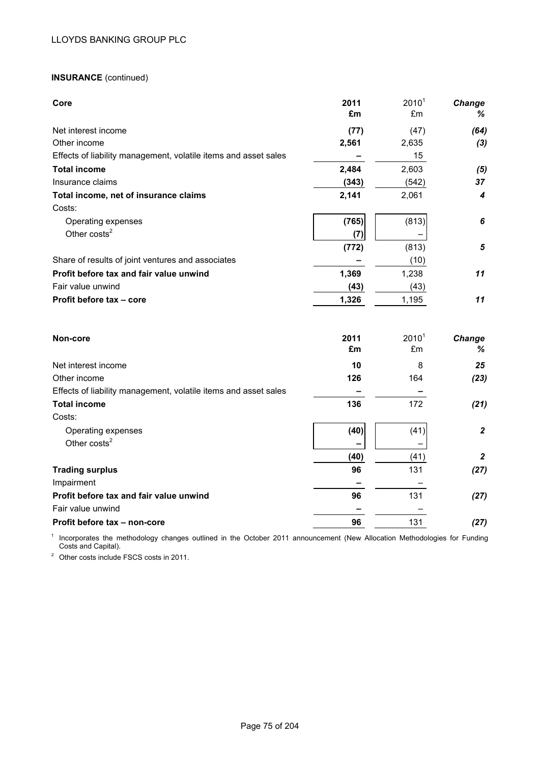**INSURANCE** (continued)

| Core | 2011 £m | 2010[1] £m | *Change %* |
|---|---|---|---|
| Net interest income | **(77)** | (47) | ***(64)*** |
| Other income | **2,561** | 2,635 | ***(3)*** |
| Effects of liability management, volatile items and asset sales | **–** | 15 | |
| **Total income** | **2,484** | 2,603 | ***(5)*** |
| Insurance claims | **(343)** | (542) | ***37*** |
| **Total income, net of insurance claims** | **2,141** | 2,061 | ***4*** |
| Costs: | | | |
| Operating expenses | **(765)** | (813) | ***6*** |
| Other costs[2] | **(7)** | – | |
| | **(772)** | (813) | ***5*** |
| Share of results of joint ventures and associates | **–** | (10) | |
| **Profit before tax and fair value unwind** | **1,369** | 1,238 | ***11*** |
| Fair value unwind | **(43)** | (43) | |
| **Profit before tax – core** | **1,326** | 1,195 | ***11*** |

| Non-core | 2011 £m | 2010[1] £m | *Change %* |
|---|---|---|---|
| Net interest income | **10** | 8 | ***25*** |
| Other income | **126** | 164 | ***(23)*** |
| Effects of liability management, volatile items and asset sales | **–** | – | |
| **Total income** | **136** | 172 | ***(21)*** |
| Costs: | | | |
| Operating expenses | **(40)** | (41) | ***2*** |
| Other costs[2] | **–** | – | |
| | **(40)** | (41) | ***2*** |
| **Trading surplus** | **96** | 131 | ***(27)*** |
| Impairment | **–** | – | |
| **Profit before tax and fair value unwind** | **96** | 131 | ***(27)*** |
| Fair value unwind | **–** | – | |
| **Profit before tax – non-core** | **96** | 131 | ***(27)*** |

[1] Incorporates the methodology changes outlined in the October 2011 announcement (New Allocation Methodologies for Funding Costs and Capital).

[2] Other costs include FSCS costs in 2011.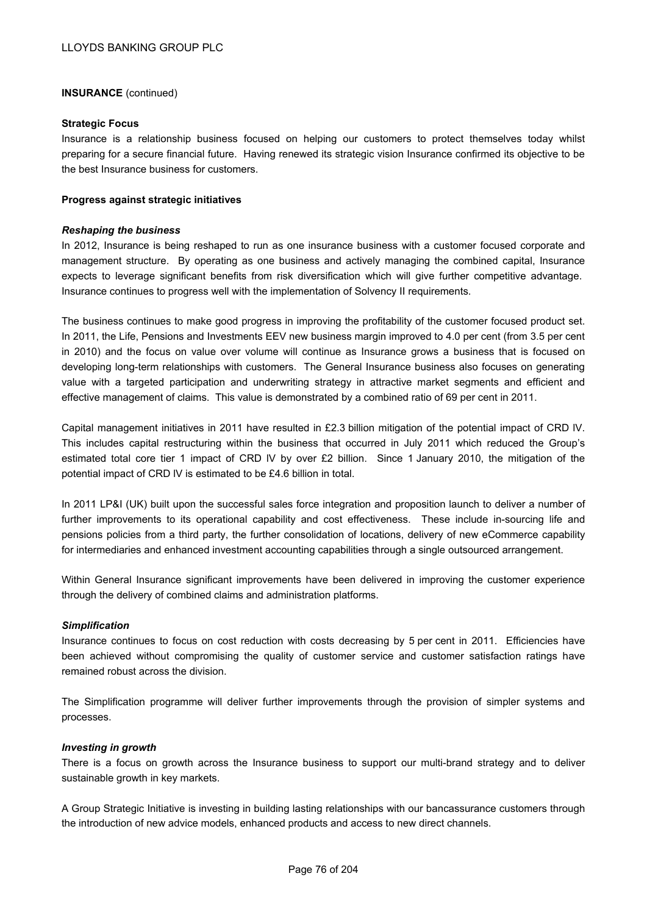**INSURANCE** (continued)

**Strategic Focus**

Insurance is a relationship business focused on helping our customers to protect themselves today whilst preparing for a secure financial future. Having renewed its strategic vision Insurance confirmed its objective to be the best Insurance business for customers.

**Progress against strategic initiatives**

***Reshaping the business***

In 2012, Insurance is being reshaped to run as one insurance business with a customer focused corporate and management structure. By operating as one business and actively managing the combined capital, Insurance expects to leverage significant benefits from risk diversification which will give further competitive advantage. Insurance continues to progress well with the implementation of Solvency II requirements.

The business continues to make good progress in improving the profitability of the customer focused product set. In 2011, the Life, Pensions and Investments EEV new business margin improved to 4.0 per cent (from 3.5 per cent in 2010) and the focus on value over volume will continue as Insurance grows a business that is focused on developing long-term relationships with customers. The General Insurance business also focuses on generating value with a targeted participation and underwriting strategy in attractive market segments and efficient and effective management of claims. This value is demonstrated by a combined ratio of 69 per cent in 2011.

Capital management initiatives in 2011 have resulted in £2.3 billion mitigation of the potential impact of CRD IV. This includes capital restructuring within the business that occurred in July 2011 which reduced the Group's estimated total core tier 1 impact of CRD IV by over £2 billion. Since 1 January 2010, the mitigation of the potential impact of CRD IV is estimated to be £4.6 billion in total.

In 2011 LP&I (UK) built upon the successful sales force integration and proposition launch to deliver a number of further improvements to its operational capability and cost effectiveness. These include in-sourcing life and pensions policies from a third party, the further consolidation of locations, delivery of new eCommerce capability for intermediaries and enhanced investment accounting capabilities through a single outsourced arrangement.

Within General Insurance significant improvements have been delivered in improving the customer experience through the delivery of combined claims and administration platforms.

***Simplification***

Insurance continues to focus on cost reduction with costs decreasing by 5 per cent in 2011. Efficiencies have been achieved without compromising the quality of customer service and customer satisfaction ratings have remained robust across the division.

The Simplification programme will deliver further improvements through the provision of simpler systems and processes.

***Investing in growth***

There is a focus on growth across the Insurance business to support our multi-brand strategy and to deliver sustainable growth in key markets.

A Group Strategic Initiative is investing in building lasting relationships with our bancassurance customers through the introduction of new advice models, enhanced products and access to new direct channels.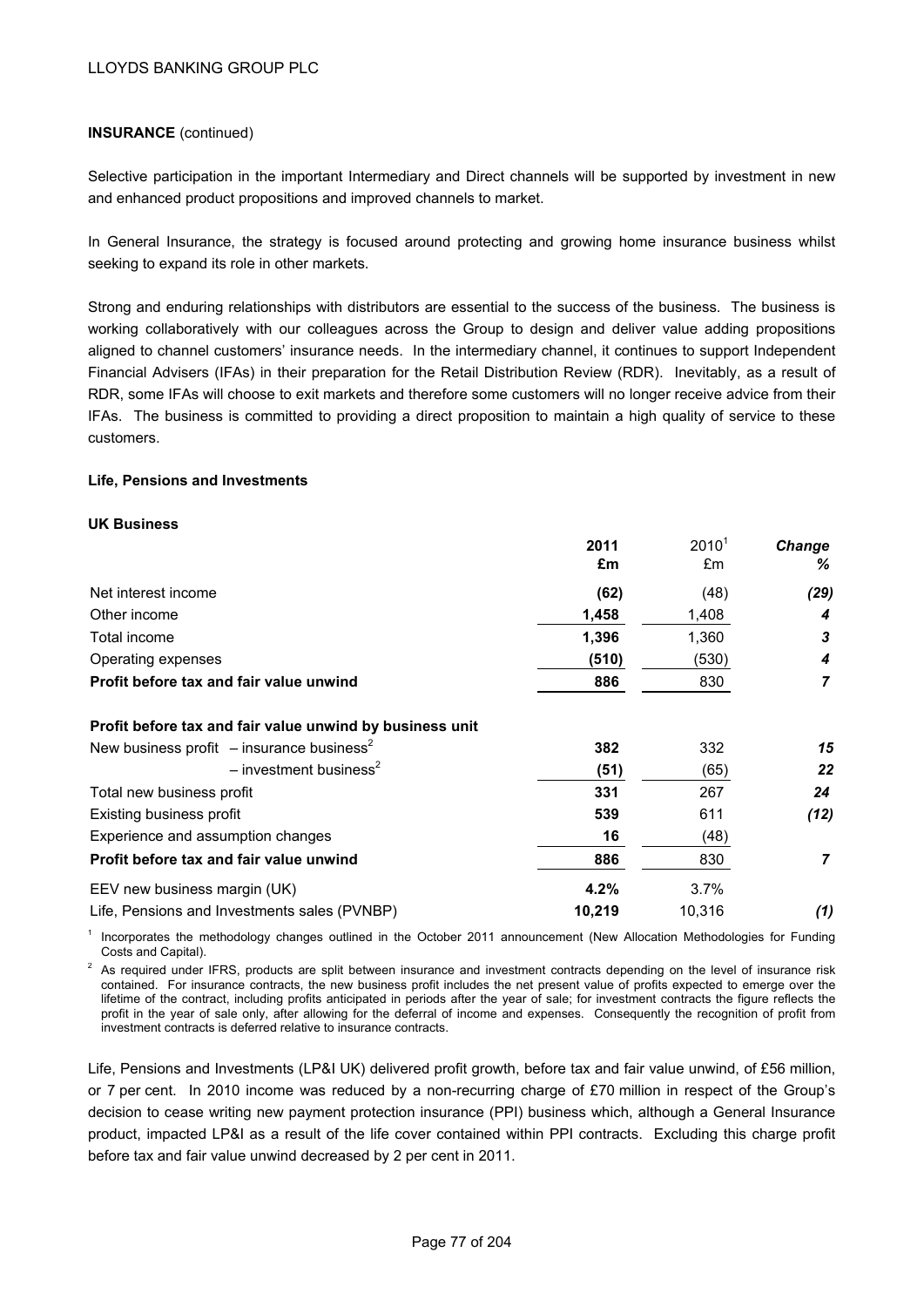**INSURANCE** (continued)

Selective participation in the important Intermediary and Direct channels will be supported by investment in new and enhanced product propositions and improved channels to market.

In General Insurance, the strategy is focused around protecting and growing home insurance business whilst seeking to expand its role in other markets.

Strong and enduring relationships with distributors are essential to the success of the business. The business is working collaboratively with our colleagues across the Group to design and deliver value adding propositions aligned to channel customers' insurance needs. In the intermediary channel, it continues to support Independent Financial Advisers (IFAs) in their preparation for the Retail Distribution Review (RDR). Inevitably, as a result of RDR, some IFAs will choose to exit markets and therefore some customers will no longer receive advice from their IFAs. The business is committed to providing a direct proposition to maintain a high quality of service to these customers.

**Life, Pensions and Investments**

**UK Business**

| | **2011** **£m** | 2010[1] £m | ***Change*** ***%*** |
|---|---|---|---|
| Net interest income | **(62)** | (48) | ***(29)*** |
| Other income | **1,458** | 1,408 | ***4*** |
| Total income | **1,396** | 1,360 | ***3*** |
| Operating expenses | **(510)** | (530) | ***4*** |
| **Profit before tax and fair value unwind** | **886** | 830 | ***7*** |
| **Profit before tax and fair value unwind by business unit** | | | |
| New business profit – insurance business[2] | **382** | 332 | ***15*** |
| – investment business[2] | **(51)** | (65) | ***22*** |
| Total new business profit | **331** | 267 | ***24*** |
| Existing business profit | **539** | 611 | ***(12)*** |
| Experience and assumption changes | **16** | (48) | |
| **Profit before tax and fair value unwind** | **886** | 830 | ***7*** |
| EEV new business margin (UK) | **4.2%** | 3.7% | |
| Life, Pensions and Investments sales (PVNBP) | **10,219** | 10,316 | ***(1)*** |

[1] Incorporates the methodology changes outlined in the October 2011 announcement (New Allocation Methodologies for Funding Costs and Capital).

[2] As required under IFRS, products are split between insurance and investment contracts depending on the level of insurance risk contained. For insurance contracts, the new business profit includes the net present value of profits expected to emerge over the lifetime of the contract, including profits anticipated in periods after the year of sale; for investment contracts the figure reflects the profit in the year of sale only, after allowing for the deferral of income and expenses. Consequently the recognition of profit from investment contracts is deferred relative to insurance contracts.

Life, Pensions and Investments (LP&I UK) delivered profit growth, before tax and fair value unwind, of £56 million, or 7 per cent. In 2010 income was reduced by a non-recurring charge of £70 million in respect of the Group's decision to cease writing new payment protection insurance (PPI) business which, although a General Insurance product, impacted LP&I as a result of the life cover contained within PPI contracts. Excluding this charge profit before tax and fair value unwind decreased by 2 per cent in 2011.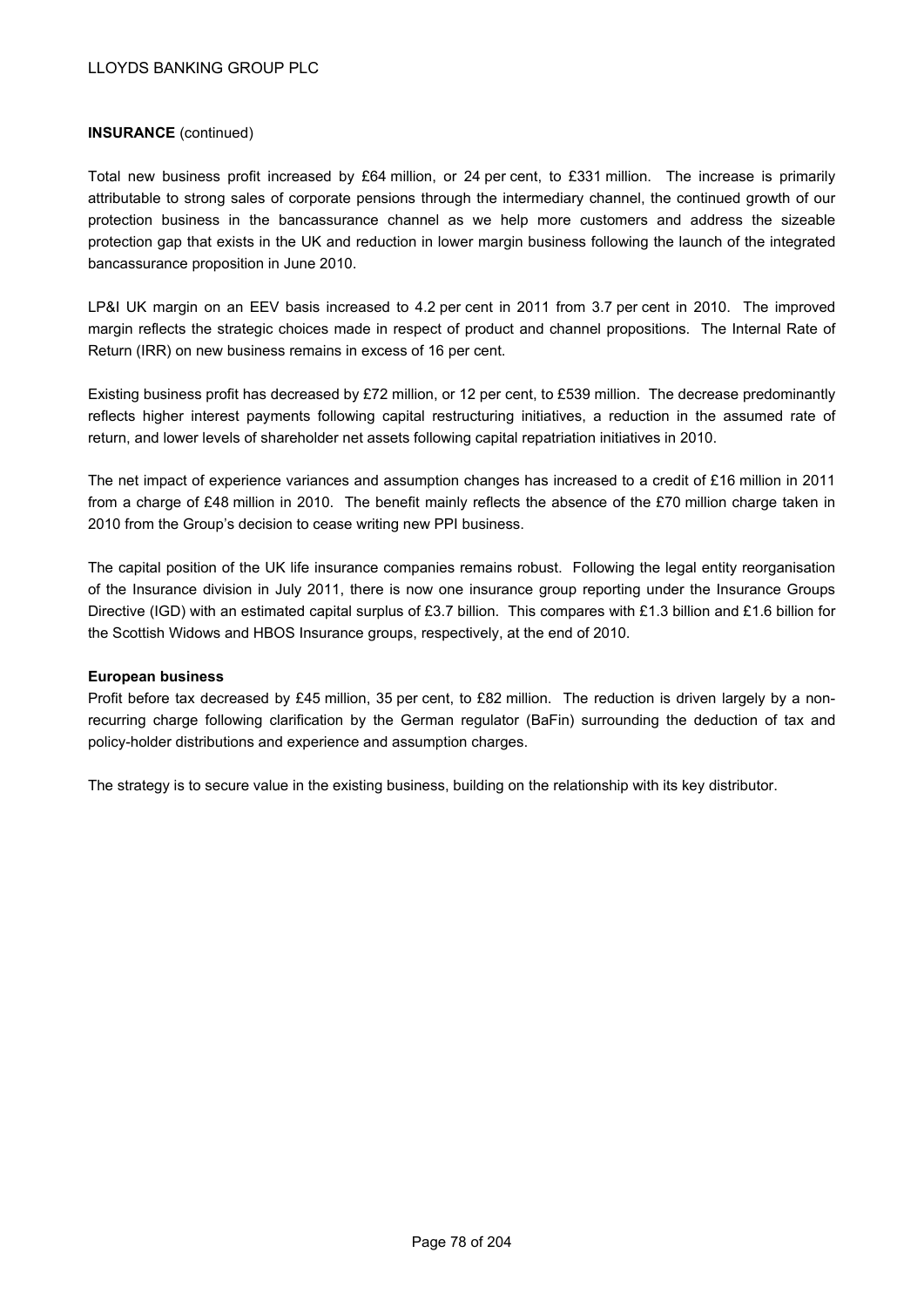**INSURANCE** (continued)

Total new business profit increased by £64 million, or 24 per cent, to £331 million. The increase is primarily attributable to strong sales of corporate pensions through the intermediary channel, the continued growth of our protection business in the bancassurance channel as we help more customers and address the sizeable protection gap that exists in the UK and reduction in lower margin business following the launch of the integrated bancassurance proposition in June 2010.

LP&I UK margin on an EEV basis increased to 4.2 per cent in 2011 from 3.7 per cent in 2010. The improved margin reflects the strategic choices made in respect of product and channel propositions. The Internal Rate of Return (IRR) on new business remains in excess of 16 per cent.

Existing business profit has decreased by £72 million, or 12 per cent, to £539 million. The decrease predominantly reflects higher interest payments following capital restructuring initiatives, a reduction in the assumed rate of return, and lower levels of shareholder net assets following capital repatriation initiatives in 2010.

The net impact of experience variances and assumption changes has increased to a credit of £16 million in 2011 from a charge of £48 million in 2010. The benefit mainly reflects the absence of the £70 million charge taken in 2010 from the Group's decision to cease writing new PPI business.

The capital position of the UK life insurance companies remains robust. Following the legal entity reorganisation of the Insurance division in July 2011, there is now one insurance group reporting under the Insurance Groups Directive (IGD) with an estimated capital surplus of £3.7 billion. This compares with £1.3 billion and £1.6 billion for the Scottish Widows and HBOS Insurance groups, respectively, at the end of 2010.

**European business**

Profit before tax decreased by £45 million, 35 per cent, to £82 million. The reduction is driven largely by a non-recurring charge following clarification by the German regulator (BaFin) surrounding the deduction of tax and policy-holder distributions and experience and assumption charges.

The strategy is to secure value in the existing business, building on the relationship with its key distributor.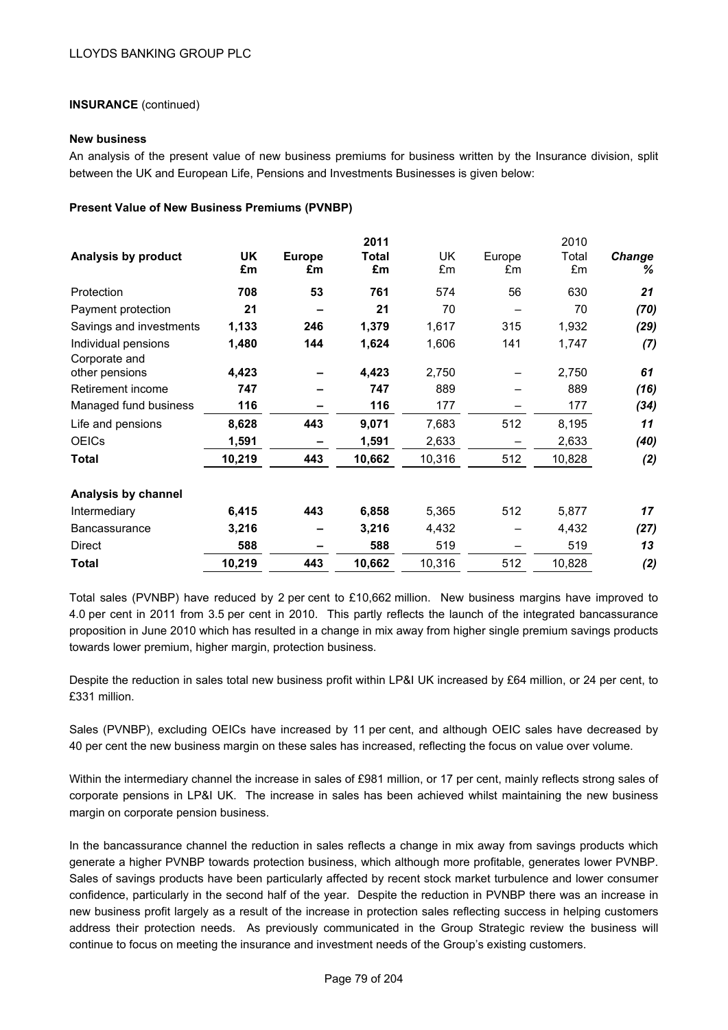**INSURANCE** (continued)

**New business**

An analysis of the present value of new business premiums for business written by the Insurance division, split between the UK and European Life, Pensions and Investments Businesses is given below:

**Present Value of New Business Premiums (PVNBP)**

| Analysis by product | UK £m | Europe £m | 2011 Total £m | UK £m | Europe £m | 2010 Total £m | Change % |
|---|---|---|---|---|---|---|---|
| Protection | **708** | **53** | **761** | 574 | 56 | 630 | ***21*** |
| Payment protection | **21** | **–** | **21** | 70 | – | 70 | ***(70)*** |
| Savings and investments | **1,133** | **246** | **1,379** | 1,617 | 315 | 1,932 | ***(29)*** |
| Individual pensions | **1,480** | **144** | **1,624** | 1,606 | 141 | 1,747 | ***(7)*** |
| Corporate and other pensions | **4,423** | **–** | **4,423** | 2,750 | – | 2,750 | ***61*** |
| Retirement income | **747** | **–** | **747** | 889 | – | 889 | ***(16)*** |
| Managed fund business | **116** | **–** | **116** | 177 | – | 177 | ***(34)*** |
| Life and pensions | **8,628** | **443** | **9,071** | 7,683 | 512 | 8,195 | ***11*** |
| OEICs | **1,591** | **–** | **1,591** | 2,633 | – | 2,633 | ***(40)*** |
| **Total** | **10,219** | **443** | **10,662** | 10,316 | 512 | 10,828 | ***(2)*** |
| **Analysis by channel** | | | | | | | |
| Intermediary | **6,415** | **443** | **6,858** | 5,365 | 512 | 5,877 | ***17*** |
| Bancassurance | **3,216** | **–** | **3,216** | 4,432 | – | 4,432 | ***(27)*** |
| Direct | **588** | **–** | **588** | 519 | – | 519 | ***13*** |
| **Total** | **10,219** | **443** | **10,662** | 10,316 | 512 | 10,828 | ***(2)*** |

Total sales (PVNBP) have reduced by 2 per cent to £10,662 million. New business margins have improved to 4.0 per cent in 2011 from 3.5 per cent in 2010. This partly reflects the launch of the integrated bancassurance proposition in June 2010 which has resulted in a change in mix away from higher single premium savings products towards lower premium, higher margin, protection business.

Despite the reduction in sales total new business profit within LP&I UK increased by £64 million, or 24 per cent, to £331 million.

Sales (PVNBP), excluding OEICs have increased by 11 per cent, and although OEIC sales have decreased by 40 per cent the new business margin on these sales has increased, reflecting the focus on value over volume.

Within the intermediary channel the increase in sales of £981 million, or 17 per cent, mainly reflects strong sales of corporate pensions in LP&I UK. The increase in sales has been achieved whilst maintaining the new business margin on corporate pension business.

In the bancassurance channel the reduction in sales reflects a change in mix away from savings products which generate a higher PVNBP towards protection business, which although more profitable, generates lower PVNBP. Sales of savings products have been particularly affected by recent stock market turbulence and lower consumer confidence, particularly in the second half of the year. Despite the reduction in PVNBP there was an increase in new business profit largely as a result of the increase in protection sales reflecting success in helping customers address their protection needs. As previously communicated in the Group Strategic review the business will continue to focus on meeting the insurance and investment needs of the Group's existing customers.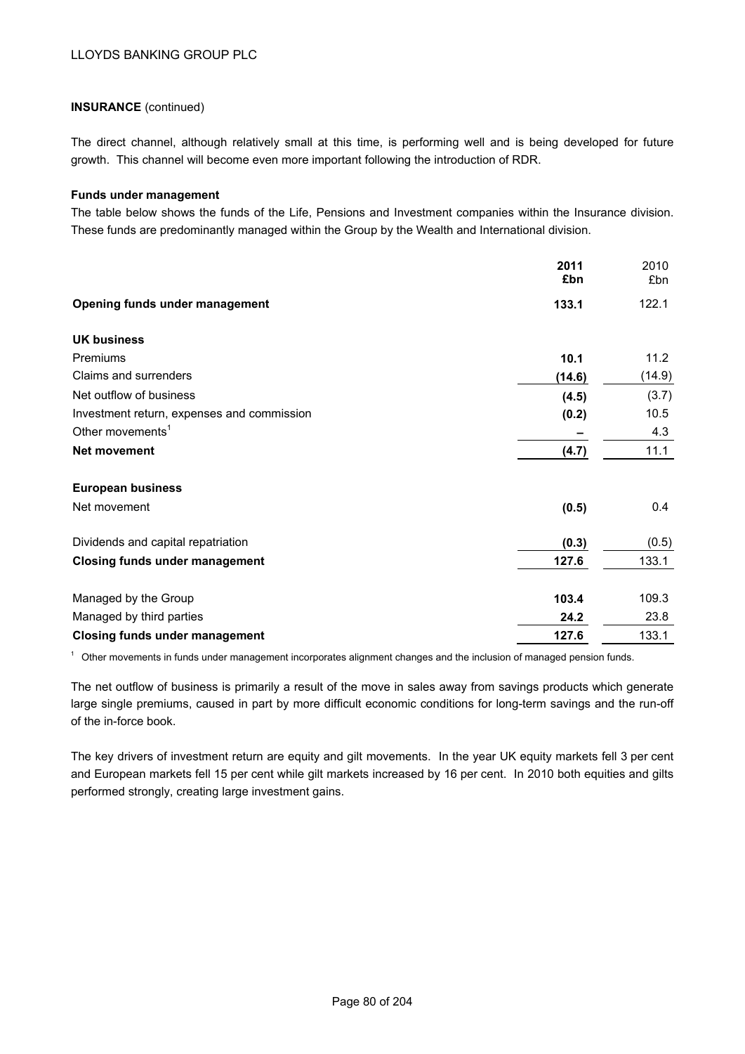**INSURANCE** (continued)

The direct channel, although relatively small at this time, is performing well and is being developed for future growth. This channel will become even more important following the introduction of RDR.

**Funds under management**

The table below shows the funds of the Life, Pensions and Investment companies within the Insurance division. These funds are predominantly managed within the Group by the Wealth and International division.

| | 2011 £bn | 2010 £bn |
|---|---|---|
| **Opening funds under management** | **133.1** | 122.1 |
| **UK business** | | |
| Premiums | **10.1** | 11.2 |
| Claims and surrenders | **(14.6)** | (14.9) |
| Net outflow of business | **(4.5)** | (3.7) |
| Investment return, expenses and commission | **(0.2)** | 10.5 |
| Other movements[1] | **–** | 4.3 |
| **Net movement** | **(4.7)** | 11.1 |
| **European business** | | |
| Net movement | **(0.5)** | 0.4 |
| Dividends and capital repatriation | **(0.3)** | (0.5) |
| **Closing funds under management** | **127.6** | 133.1 |
| Managed by the Group | **103.4** | 109.3 |
| Managed by third parties | **24.2** | 23.8 |
| **Closing funds under management** | **127.6** | 133.1 |

[1] Other movements in funds under management incorporates alignment changes and the inclusion of managed pension funds.

The net outflow of business is primarily a result of the move in sales away from savings products which generate large single premiums, caused in part by more difficult economic conditions for long-term savings and the run-off of the in-force book.

The key drivers of investment return are equity and gilt movements. In the year UK equity markets fell 3 per cent and European markets fell 15 per cent while gilt markets increased by 16 per cent. In 2010 both equities and gilts performed strongly, creating large investment gains.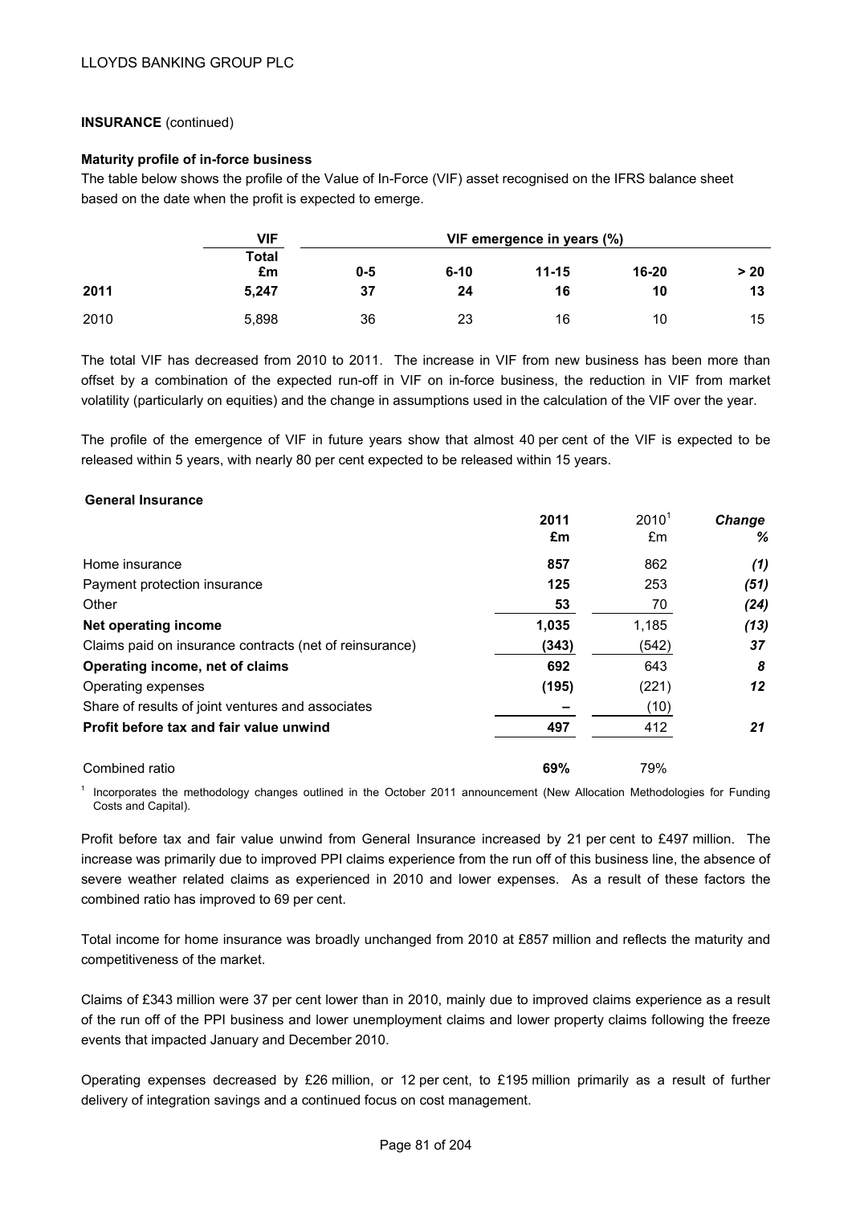**INSURANCE** (continued)

**Maturity profile of in-force business**

The table below shows the profile of the Value of In-Force (VIF) asset recognised on the IFRS balance sheet based on the date when the profit is expected to emerge.

| | VIF | VIF emergence in years (%) | | | | |
|---|---|---|---|---|---|---|
| | Total £m | 0-5 | 6-10 | 11-15 | 16-20 | > 20 |
| **2011** | **5,247** | **37** | **24** | **16** | **10** | **13** |
| 2010 | 5,898 | 36 | 23 | 16 | 10 | 15 |

The total VIF has decreased from 2010 to 2011. The increase in VIF from new business has been more than offset by a combination of the expected run-off in VIF on in-force business, the reduction in VIF from market volatility (particularly on equities) and the change in assumptions used in the calculation of the VIF over the year.

The profile of the emergence of VIF in future years show that almost 40 per cent of the VIF is expected to be released within 5 years, with nearly 80 per cent expected to be released within 15 years.

**General Insurance**

| | 2011 £m | 2010[1] £m | Change % |
|---|---|---|---|
| Home insurance | **857** | 862 | *(1)* |
| Payment protection insurance | **125** | 253 | *(51)* |
| Other | **53** | 70 | *(24)* |
| **Net operating income** | **1,035** | 1,185 | *(13)* |
| Claims paid on insurance contracts (net of reinsurance) | **(343)** | (542) | *37* |
| **Operating income, net of claims** | **692** | 643 | *8* |
| Operating expenses | **(195)** | (221) | *12* |
| Share of results of joint ventures and associates | **–** | (10) | |
| **Profit before tax and fair value unwind** | **497** | 412 | *21* |
| | | | |
| Combined ratio | **69%** | 79% | |

[1] Incorporates the methodology changes outlined in the October 2011 announcement (New Allocation Methodologies for Funding Costs and Capital).

Profit before tax and fair value unwind from General Insurance increased by 21 per cent to £497 million. The increase was primarily due to improved PPI claims experience from the run off of this business line, the absence of severe weather related claims as experienced in 2010 and lower expenses. As a result of these factors the combined ratio has improved to 69 per cent.

Total income for home insurance was broadly unchanged from 2010 at £857 million and reflects the maturity and competitiveness of the market.

Claims of £343 million were 37 per cent lower than in 2010, mainly due to improved claims experience as a result of the run off of the PPI business and lower unemployment claims and lower property claims following the freeze events that impacted January and December 2010.

Operating expenses decreased by £26 million, or 12 per cent, to £195 million primarily as a result of further delivery of integration savings and a continued focus on cost management.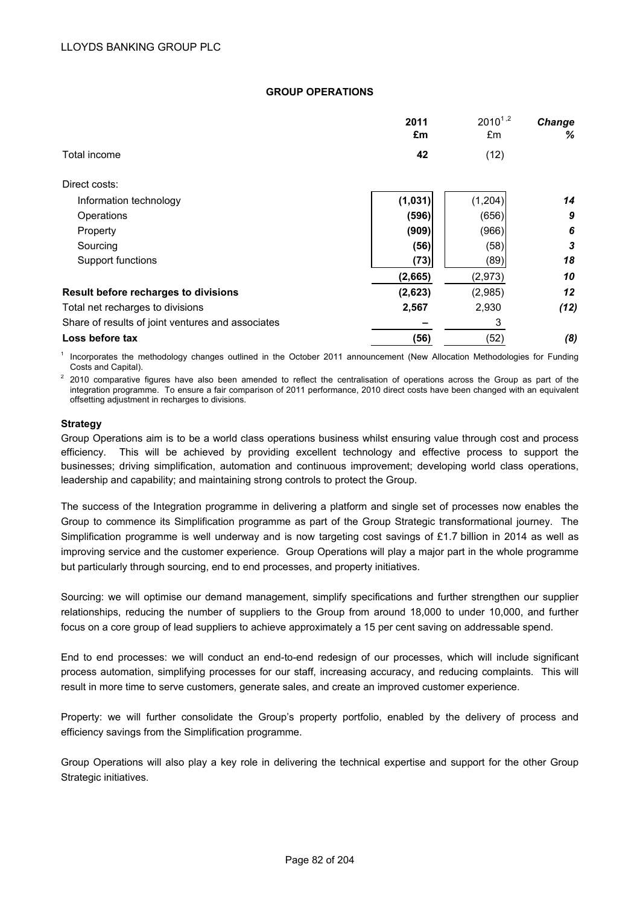## GROUP OPERATIONS

| | 2011 £m | 2010[1,2] £m | Change % |
|---|---|---|---|
| Total income | **42** | (12) | |
| Direct costs: | | | |
| Information technology | **(1,031)** | (1,204) | ***14*** |
| Operations | **(596)** | (656) | ***9*** |
| Property | **(909)** | (966) | ***6*** |
| Sourcing | **(56)** | (58) | ***3*** |
| Support functions | **(73)** | (89) | ***18*** |
| | **(2,665)** | (2,973) | ***10*** |
| **Result before recharges to divisions** | **(2,623)** | (2,985) | ***12*** |
| Total net recharges to divisions | **2,567** | 2,930 | ***(12)*** |
| Share of results of joint ventures and associates | **–** | 3 | |
| **Loss before tax** | **(56)** | (52) | ***(8)*** |

[1] Incorporates the methodology changes outlined in the October 2011 announcement (New Allocation Methodologies for Funding Costs and Capital).

[2] 2010 comparative figures have also been amended to reflect the centralisation of operations across the Group as part of the integration programme. To ensure a fair comparison of 2011 performance, 2010 direct costs have been changed with an equivalent offsetting adjustment in recharges to divisions.

**Strategy**

Group Operations aim is to be a world class operations business whilst ensuring value through cost and process efficiency. This will be achieved by providing excellent technology and effective process to support the businesses; driving simplification, automation and continuous improvement; developing world class operations, leadership and capability; and maintaining strong controls to protect the Group.

The success of the Integration programme in delivering a platform and single set of processes now enables the Group to commence its Simplification programme as part of the Group Strategic transformational journey. The Simplification programme is well underway and is now targeting cost savings of £1.7 billion in 2014 as well as improving service and the customer experience. Group Operations will play a major part in the whole programme but particularly through sourcing, end to end processes, and property initiatives.

Sourcing: we will optimise our demand management, simplify specifications and further strengthen our supplier relationships, reducing the number of suppliers to the Group from around 18,000 to under 10,000, and further focus on a core group of lead suppliers to achieve approximately a 15 per cent saving on addressable spend.

End to end processes: we will conduct an end-to-end redesign of our processes, which will include significant process automation, simplifying processes for our staff, increasing accuracy, and reducing complaints. This will result in more time to serve customers, generate sales, and create an improved customer experience.

Property: we will further consolidate the Group's property portfolio, enabled by the delivery of process and efficiency savings from the Simplification programme.

Group Operations will also play a key role in delivering the technical expertise and support for the other Group Strategic initiatives.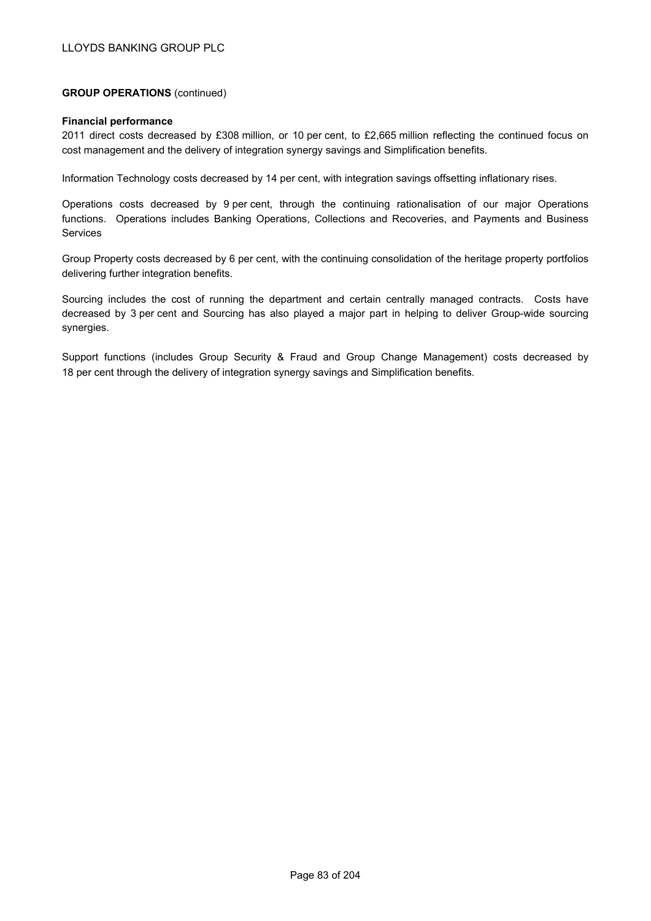**GROUP OPERATIONS** (continued)

**Financial performance**

2011 direct costs decreased by £308 million, or 10 per cent, to £2,665 million reflecting the continued focus on cost management and the delivery of integration synergy savings and Simplification benefits.

Information Technology costs decreased by 14 per cent, with integration savings offsetting inflationary rises.

Operations costs decreased by 9 per cent, through the continuing rationalisation of our major Operations functions. Operations includes Banking Operations, Collections and Recoveries, and Payments and Business Services

Group Property costs decreased by 6 per cent, with the continuing consolidation of the heritage property portfolios delivering further integration benefits.

Sourcing includes the cost of running the department and certain centrally managed contracts. Costs have decreased by 3 per cent and Sourcing has also played a major part in helping to deliver Group-wide sourcing synergies.

Support functions (includes Group Security & Fraud and Group Change Management) costs decreased by 18 per cent through the delivery of integration synergy savings and Simplification benefits.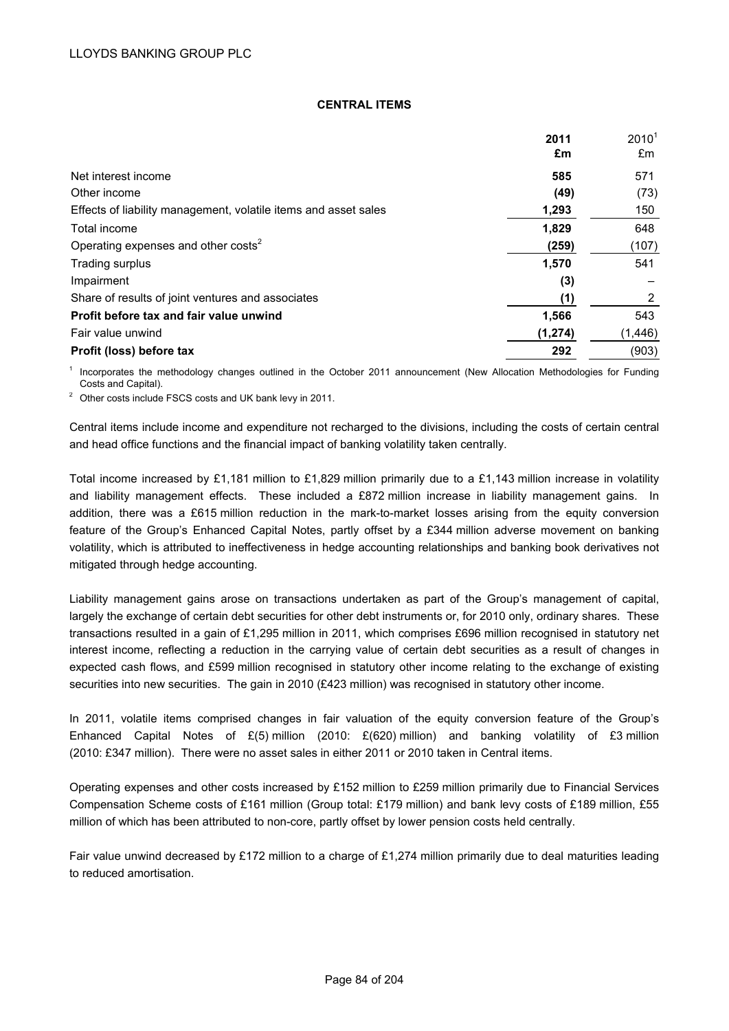## CENTRAL ITEMS

| | 2011 £m | 2010[1] £m |
|---|---|---|
| Net interest income | **585** | 571 |
| Other income | **(49)** | (73) |
| Effects of liability management, volatile items and asset sales | **1,293** | 150 |
| Total income | **1,829** | 648 |
| Operating expenses and other costs[2] | **(259)** | (107) |
| Trading surplus | **1,570** | 541 |
| Impairment | **(3)** | – |
| Share of results of joint ventures and associates | **(1)** | 2 |
| **Profit before tax and fair value unwind** | **1,566** | 543 |
| Fair value unwind | **(1,274)** | (1,446) |
| **Profit (loss) before tax** | **292** | (903) |

[1] Incorporates the methodology changes outlined in the October 2011 announcement (New Allocation Methodologies for Funding Costs and Capital).

[2] Other costs include FSCS costs and UK bank levy in 2011.

Central items include income and expenditure not recharged to the divisions, including the costs of certain central and head office functions and the financial impact of banking volatility taken centrally.

Total income increased by £1,181 million to £1,829 million primarily due to a £1,143 million increase in volatility and liability management effects. These included a £872 million increase in liability management gains. In addition, there was a £615 million reduction in the mark-to-market losses arising from the equity conversion feature of the Group's Enhanced Capital Notes, partly offset by a £344 million adverse movement on banking volatility, which is attributed to ineffectiveness in hedge accounting relationships and banking book derivatives not mitigated through hedge accounting.

Liability management gains arose on transactions undertaken as part of the Group's management of capital, largely the exchange of certain debt securities for other debt instruments or, for 2010 only, ordinary shares. These transactions resulted in a gain of £1,295 million in 2011, which comprises £696 million recognised in statutory net interest income, reflecting a reduction in the carrying value of certain debt securities as a result of changes in expected cash flows, and £599 million recognised in statutory other income relating to the exchange of existing securities into new securities. The gain in 2010 (£423 million) was recognised in statutory other income.

In 2011, volatile items comprised changes in fair valuation of the equity conversion feature of the Group's Enhanced Capital Notes of £(5) million (2010: £(620) million) and banking volatility of £3 million (2010: £347 million). There were no asset sales in either 2011 or 2010 taken in Central items.

Operating expenses and other costs increased by £152 million to £259 million primarily due to Financial Services Compensation Scheme costs of £161 million (Group total: £179 million) and bank levy costs of £189 million, £55 million of which has been attributed to non-core, partly offset by lower pension costs held centrally.

Fair value unwind decreased by £172 million to a charge of £1,274 million primarily due to deal maturities leading to reduced amortisation.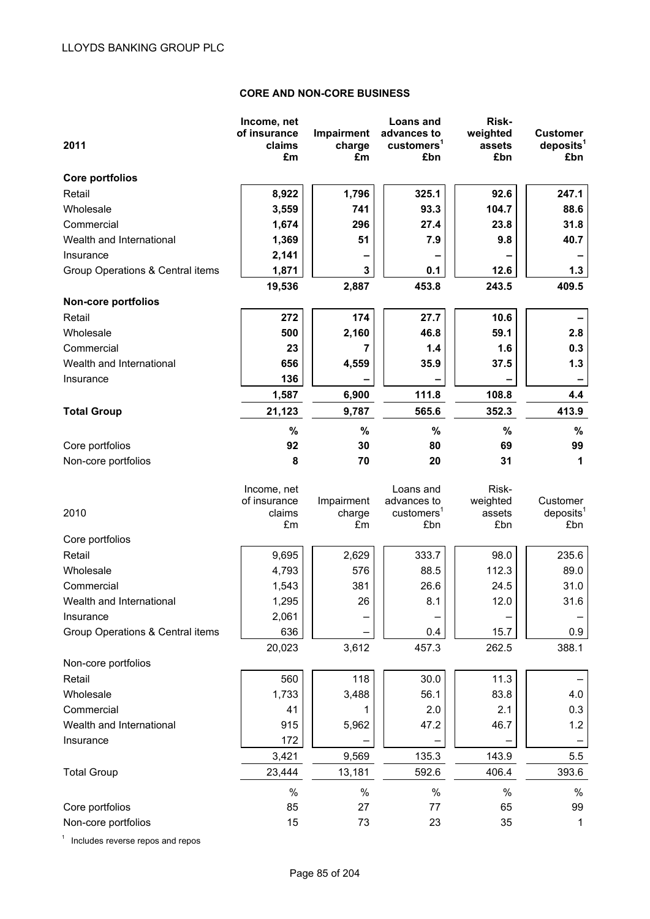LLOYDS BANKING GROUP PLC

## CORE AND NON-CORE BUSINESS

| **2011** | **Income, net of insurance claims £m** | **Impairment charge £m** | **Loans and advances to customers[1] £bn** | **Risk-weighted assets £bn** | **Customer deposits[1] £bn** |
|---|---|---|---|---|---|
| **Core portfolios** | | | | | |
| Retail | **8,922** | **1,796** | **325.1** | **92.6** | **247.1** |
| Wholesale | **3,559** | **741** | **93.3** | **104.7** | **88.6** |
| Commercial | **1,674** | **296** | **27.4** | **23.8** | **31.8** |
| Wealth and International | **1,369** | **51** | **7.9** | **9.8** | **40.7** |
| Insurance | **2,141** | **–** | **–** | **–** | **–** |
| Group Operations & Central items | **1,871** | **3** | **0.1** | **12.6** | **1.3** |
| | **19,536** | **2,887** | **453.8** | **243.5** | **409.5** |
| **Non-core portfolios** | | | | | |
| Retail | **272** | **174** | **27.7** | **10.6** | **–** |
| Wholesale | **500** | **2,160** | **46.8** | **59.1** | **2.8** |
| Commercial | **23** | **7** | **1.4** | **1.6** | **0.3** |
| Wealth and International | **656** | **4,559** | **35.9** | **37.5** | **1.3** |
| Insurance | **136** | **–** | **–** | **–** | **–** |
| | **1,587** | **6,900** | **111.8** | **108.8** | **4.4** |
| **Total Group** | **21,123** | **9,787** | **565.6** | **352.3** | **413.9** |
| | **%** | **%** | **%** | **%** | **%** |
| Core portfolios | **92** | **30** | **80** | **69** | **99** |
| Non-core portfolios | **8** | **70** | **20** | **31** | **1** |

| 2010 | Income, net of insurance claims £m | Impairment charge £m | Loans and advances to customers[1] £bn | Risk-weighted assets £bn | Customer deposits[1] £bn |
|---|---|---|---|---|---|
| Core portfolios | | | | | |
| Retail | 9,695 | 2,629 | 333.7 | 98.0 | 235.6 |
| Wholesale | 4,793 | 576 | 88.5 | 112.3 | 89.0 |
| Commercial | 1,543 | 381 | 26.6 | 24.5 | 31.0 |
| Wealth and International | 1,295 | 26 | 8.1 | 12.0 | 31.6 |
| Insurance | 2,061 | – | – | – | – |
| Group Operations & Central items | 636 | – | 0.4 | 15.7 | 0.9 |
| | 20,023 | 3,612 | 457.3 | 262.5 | 388.1 |
| Non-core portfolios | | | | | |
| Retail | 560 | 118 | 30.0 | 11.3 | – |
| Wholesale | 1,733 | 3,488 | 56.1 | 83.8 | 4.0 |
| Commercial | 41 | 1 | 2.0 | 2.1 | 0.3 |
| Wealth and International | 915 | 5,962 | 47.2 | 46.7 | 1.2 |
| Insurance | 172 | – | – | – | – |
| | 3,421 | 9,569 | 135.3 | 143.9 | 5.5 |
| Total Group | 23,444 | 13,181 | 592.6 | 406.4 | 393.6 |
| | % | % | % | % | % |
| Core portfolios | 85 | 27 | 77 | 65 | 99 |
| Non-core portfolios | 15 | 73 | 23 | 35 | 1 |

[1] Includes reverse repos and repos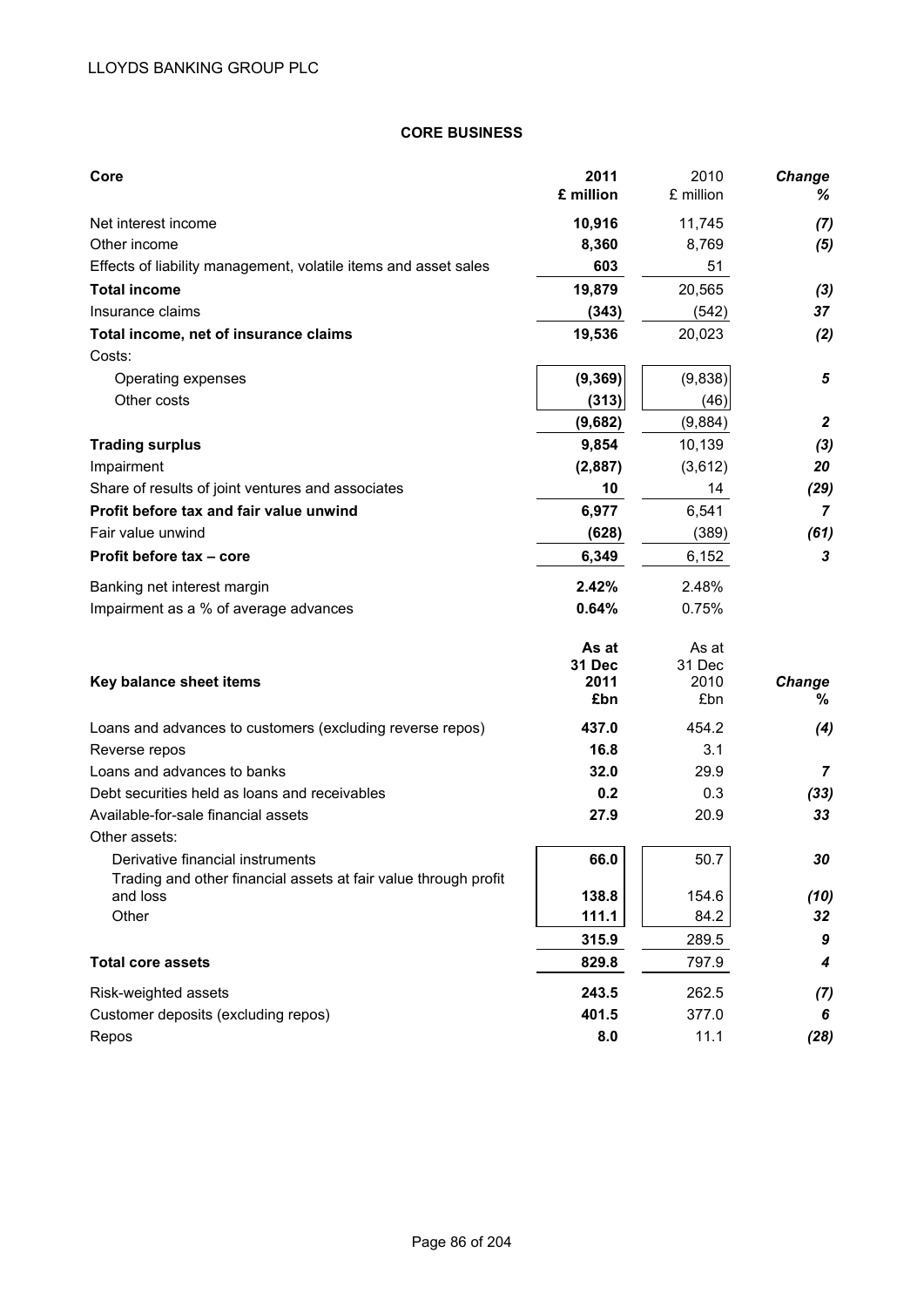LLOYDS BANKING GROUP PLC

## CORE BUSINESS

| Core | 2011 £ million | 2010 £ million | Change % |
|---|---|---|---|
| Net interest income | **10,916** | 11,745 | *(7)* |
| Other income | **8,360** | 8,769 | *(5)* |
| Effects of liability management, volatile items and asset sales | **603** | 51 | |
| **Total income** | **19,879** | 20,565 | *(3)* |
| Insurance claims | **(343)** | (542) | *37* |
| **Total income, net of insurance claims** | **19,536** | 20,023 | *(2)* |
| Costs: | | | |
| Operating expenses | **(9,369)** | (9,838) | *5* |
| Other costs | **(313)** | (46) | |
| | **(9,682)** | (9,884) | *2* |
| **Trading surplus** | **9,854** | 10,139 | *(3)* |
| Impairment | **(2,887)** | (3,612) | *20* |
| Share of results of joint ventures and associates | **10** | 14 | *(29)* |
| **Profit before tax and fair value unwind** | **6,977** | 6,541 | *7* |
| Fair value unwind | **(628)** | (389) | *(61)* |
| **Profit before tax – core** | **6,349** | 6,152 | *3* |
| Banking net interest margin | **2.42%** | 2.48% | |
| Impairment as a % of average advances | **0.64%** | 0.75% | |

| Key balance sheet items | As at 31 Dec 2011 £bn | As at 31 Dec 2010 £bn | Change % |
|---|---|---|---|
| Loans and advances to customers (excluding reverse repos) | **437.0** | 454.2 | *(4)* |
| Reverse repos | **16.8** | 3.1 | |
| Loans and advances to banks | **32.0** | 29.9 | *7* |
| Debt securities held as loans and receivables | **0.2** | 0.3 | *(33)* |
| Available-for-sale financial assets | **27.9** | 20.9 | *33* |
| Other assets: | | | |
| Derivative financial instruments | **66.0** | 50.7 | *30* |
| Trading and other financial assets at fair value through profit and loss | **138.8** | 154.6 | *(10)* |
| Other | **111.1** | 84.2 | *32* |
| | **315.9** | 289.5 | *9* |
| **Total core assets** | **829.8** | 797.9 | *4* |
| Risk-weighted assets | **243.5** | 262.5 | *(7)* |
| Customer deposits (excluding repos) | **401.5** | 377.0 | *6* |
| Repos | **8.0** | 11.1 | *(28)* |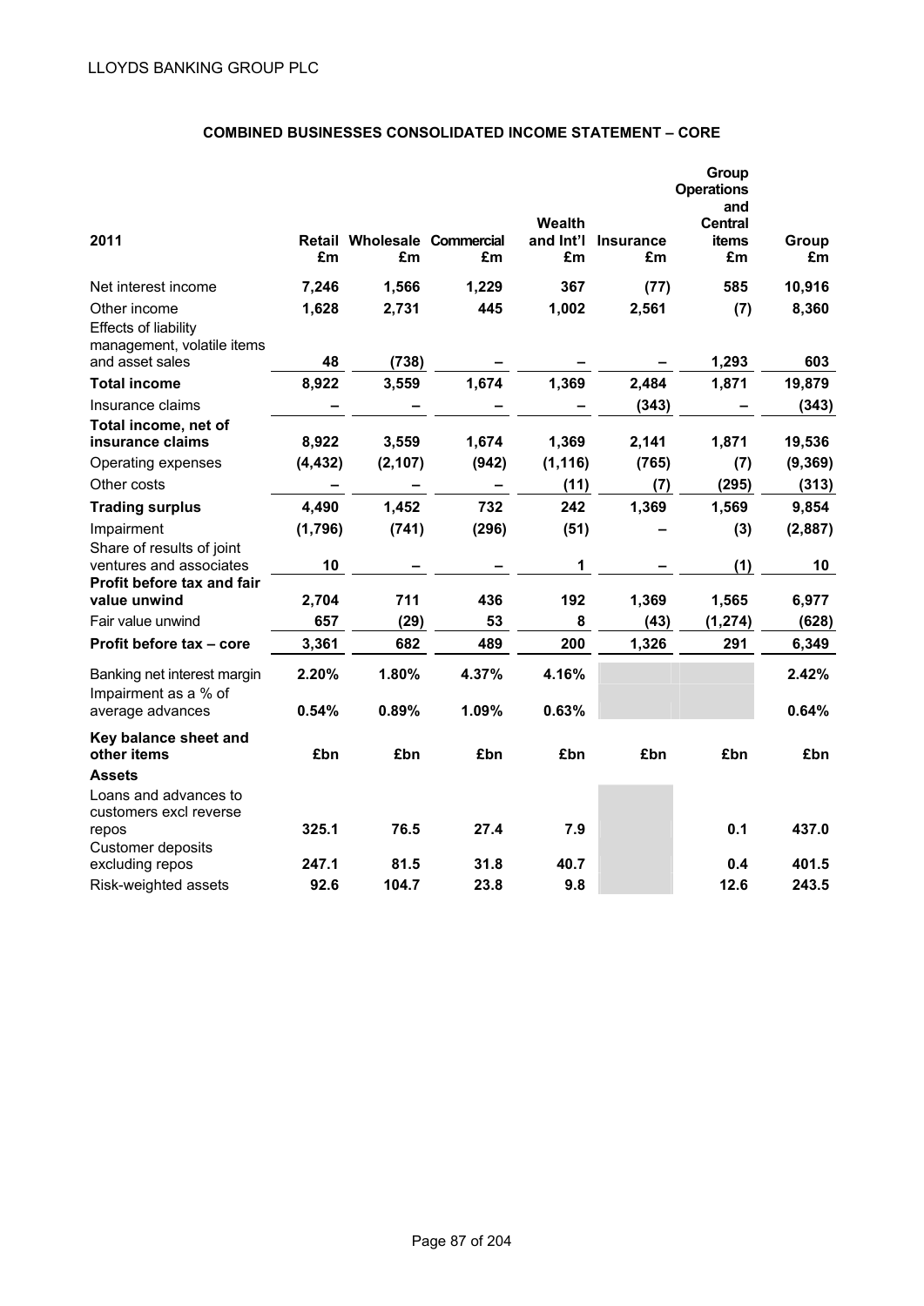## COMBINED BUSINESSES CONSOLIDATED INCOME STATEMENT – CORE

| 2011 | Retail £m | Wholesale £m | Commercial £m | Wealth and Int'l £m | Insurance £m | Group Operations and Central items £m | Group £m |
|---|---|---|---|---|---|---|---|
| Net interest income | 7,246 | 1,566 | 1,229 | 367 | (77) | 585 | 10,916 |
| Other income | 1,628 | 2,731 | 445 | 1,002 | 2,561 | (7) | 8,360 |
| Effects of liability management, volatile items and asset sales | 48 | (738) | – | – | – | 1,293 | 603 |
| **Total income** | 8,922 | 3,559 | 1,674 | 1,369 | 2,484 | 1,871 | 19,879 |
| Insurance claims | – | – | – | – | (343) | – | (343) |
| **Total income, net of insurance claims** | 8,922 | 3,559 | 1,674 | 1,369 | 2,141 | 1,871 | 19,536 |
| Operating expenses | (4,432) | (2,107) | (942) | (1,116) | (765) | (7) | (9,369) |
| Other costs | – | – | – | (11) | (7) | (295) | (313) |
| **Trading surplus** | 4,490 | 1,452 | 732 | 242 | 1,369 | 1,569 | 9,854 |
| Impairment | (1,796) | (741) | (296) | (51) | – | (3) | (2,887) |
| Share of results of joint ventures and associates | 10 | – | – | 1 | – | (1) | 10 |
| **Profit before tax and fair value unwind** | 2,704 | 711 | 436 | 192 | 1,369 | 1,565 | 6,977 |
| Fair value unwind | 657 | (29) | 53 | 8 | (43) | (1,274) | (628) |
| **Profit before tax – core** | 3,361 | 682 | 489 | 200 | 1,326 | 291 | 6,349 |
| Banking net interest margin | 2.20% | 1.80% | 4.37% | 4.16% | | | 2.42% |
| Impairment as a % of average advances | 0.54% | 0.89% | 1.09% | 0.63% | | | 0.64% |
| **Key balance sheet and other items** | £bn | £bn | £bn | £bn | £bn | £bn | £bn |
| **Assets** | | | | | | | |
| Loans and advances to customers excl reverse repos | 325.1 | 76.5 | 27.4 | 7.9 | | 0.1 | 437.0 |
| Customer deposits excluding repos | 247.1 | 81.5 | 31.8 | 40.7 | | 0.4 | 401.5 |
| Risk-weighted assets | 92.6 | 104.7 | 23.8 | 9.8 | | 12.6 | 243.5 |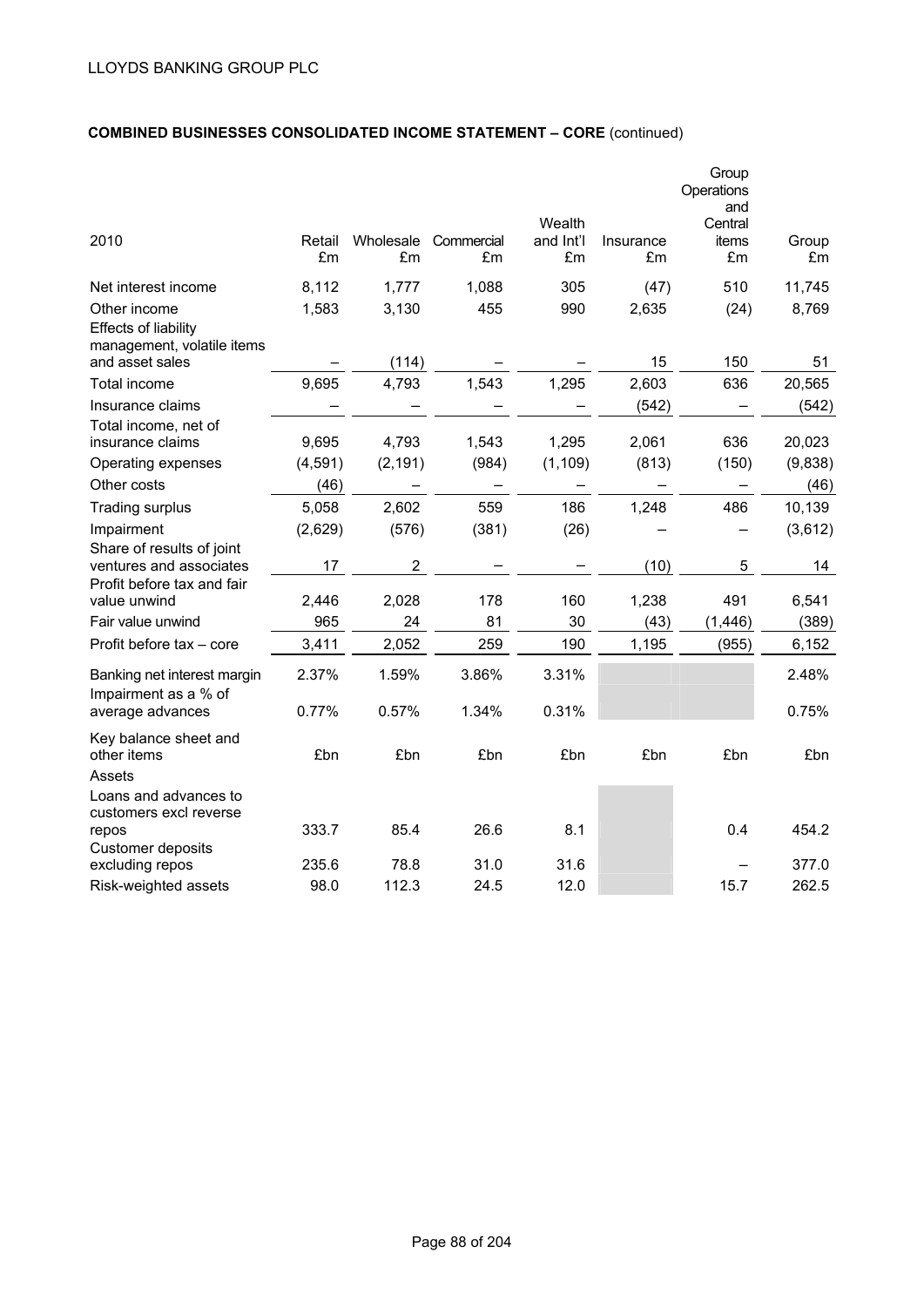**COMBINED BUSINESSES CONSOLIDATED INCOME STATEMENT – CORE** (continued)

| 2010 | Retail £m | Wholesale £m | Commercial £m | Wealth and Int'l £m | Insurance £m | Group Operations and Central items £m | Group £m |
|---|---|---|---|---|---|---|---|
| Net interest income | 8,112 | 1,777 | 1,088 | 305 | (47) | 510 | 11,745 |
| Other income | 1,583 | 3,130 | 455 | 990 | 2,635 | (24) | 8,769 |
| Effects of liability management, volatile items and asset sales | – | (114) | – | – | 15 | 150 | 51 |
| Total income | 9,695 | 4,793 | 1,543 | 1,295 | 2,603 | 636 | 20,565 |
| Insurance claims | – | – | – | – | (542) | – | (542) |
| Total income, net of insurance claims | 9,695 | 4,793 | 1,543 | 1,295 | 2,061 | 636 | 20,023 |
| Operating expenses | (4,591) | (2,191) | (984) | (1,109) | (813) | (150) | (9,838) |
| Other costs | (46) | – | – | – | – | – | (46) |
| Trading surplus | 5,058 | 2,602 | 559 | 186 | 1,248 | 486 | 10,139 |
| Impairment | (2,629) | (576) | (381) | (26) | – | – | (3,612) |
| Share of results of joint ventures and associates | 17 | 2 | – | – | (10) | 5 | 14 |
| Profit before tax and fair value unwind | 2,446 | 2,028 | 178 | 160 | 1,238 | 491 | 6,541 |
| Fair value unwind | 965 | 24 | 81 | 30 | (43) | (1,446) | (389) |
| Profit before tax – core | 3,411 | 2,052 | 259 | 190 | 1,195 | (955) | 6,152 |
| Banking net interest margin | 2.37% | 1.59% | 3.86% | 3.31% | | | 2.48% |
| Impairment as a % of average advances | 0.77% | 0.57% | 1.34% | 0.31% | | | 0.75% |
| Key balance sheet and other items | £bn | £bn | £bn | £bn | £bn | £bn | £bn |
| Assets | | | | | | | |
| Loans and advances to customers excl reverse repos | 333.7 | 85.4 | 26.6 | 8.1 | | 0.4 | 454.2 |
| Customer deposits excluding repos | 235.6 | 78.8 | 31.0 | 31.6 | | – | 377.0 |
| Risk-weighted assets | 98.0 | 112.3 | 24.5 | 12.0 | | 15.7 | 262.5 |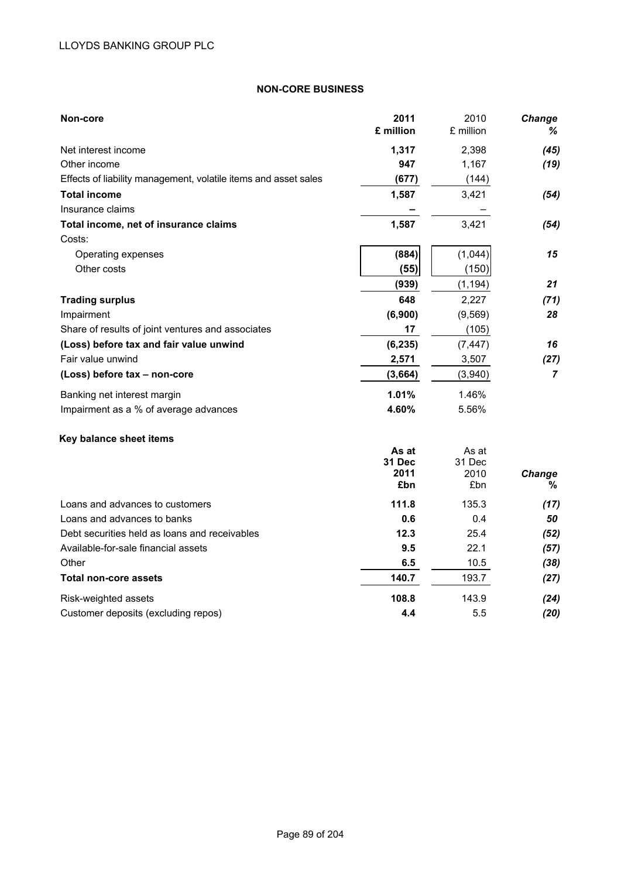## NON-CORE BUSINESS

| Non-core | 2011 £ million | 2010 £ million | Change % |
|---|---|---|---|
| Net interest income | **1,317** | 2,398 | *(45)* |
| Other income | **947** | 1,167 | *(19)* |
| Effects of liability management, volatile items and asset sales | **(677)** | (144) | |
| **Total income** | **1,587** | 3,421 | *(54)* |
| Insurance claims | **–** | – | |
| **Total income, net of insurance claims** | **1,587** | 3,421 | *(54)* |
| Costs: | | | |
| Operating expenses | **(884)** | (1,044) | *15* |
| Other costs | **(55)** | (150) | |
| | **(939)** | (1,194) | *21* |
| **Trading surplus** | **648** | 2,227 | *(71)* |
| Impairment | **(6,900)** | (9,569) | *28* |
| Share of results of joint ventures and associates | **17** | (105) | |
| **(Loss) before tax and fair value unwind** | **(6,235)** | (7,447) | *16* |
| Fair value unwind | **2,571** | 3,507 | *(27)* |
| **(Loss) before tax – non-core** | **(3,664)** | (3,940) | *7* |
| Banking net interest margin | **1.01%** | 1.46% | |
| Impairment as a % of average advances | **4.60%** | 5.56% | |

**Key balance sheet items**

| | As at 31 Dec 2011 £bn | As at 31 Dec 2010 £bn | Change % |
|---|---|---|---|
| Loans and advances to customers | **111.8** | 135.3 | *(17)* |
| Loans and advances to banks | **0.6** | 0.4 | *50* |
| Debt securities held as loans and receivables | **12.3** | 25.4 | *(52)* |
| Available-for-sale financial assets | **9.5** | 22.1 | *(57)* |
| Other | **6.5** | 10.5 | *(38)* |
| **Total non-core assets** | **140.7** | 193.7 | *(27)* |
| Risk-weighted assets | **108.8** | 143.9 | *(24)* |
| Customer deposits (excluding repos) | **4.4** | 5.5 | *(20)* |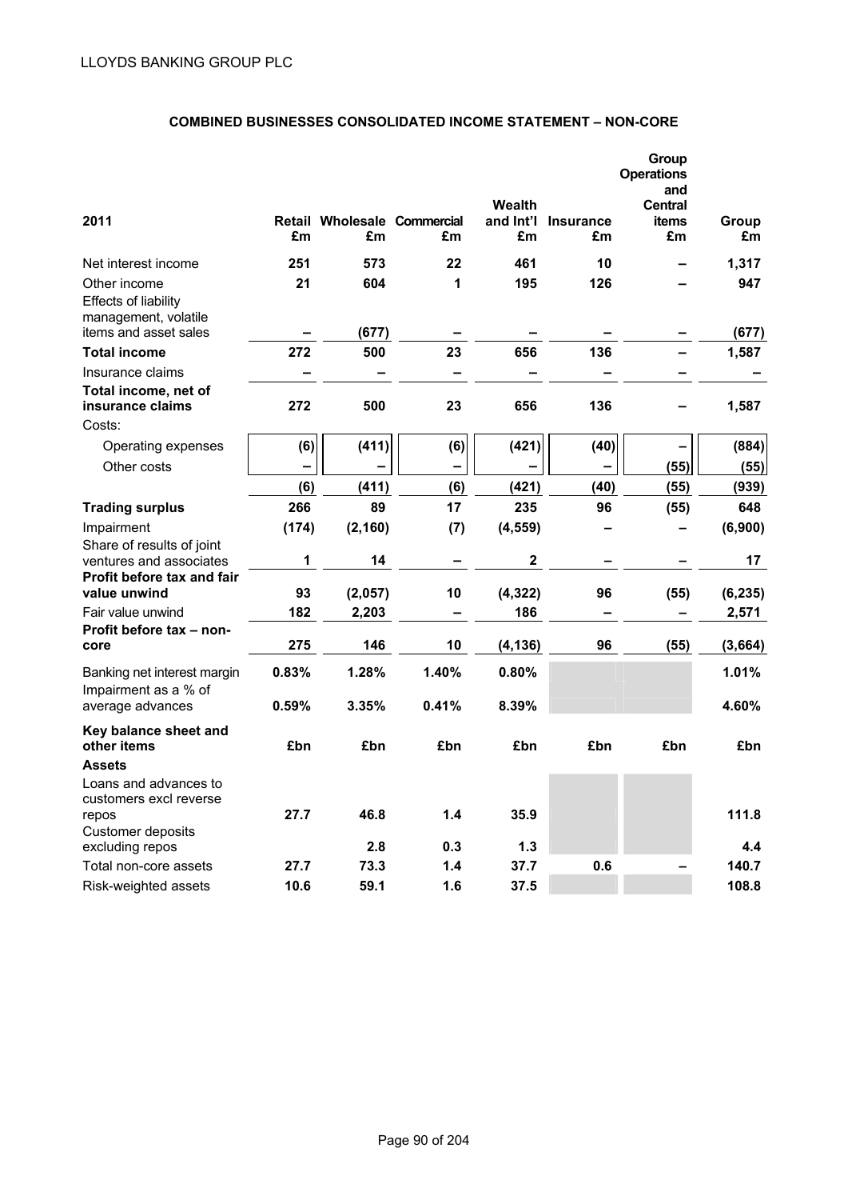# COMBINED BUSINESSES CONSOLIDATED INCOME STATEMENT – NON-CORE

| 2011 | Retail £m | Wholesale £m | Commercial £m | Wealth and Int'l £m | Insurance £m | Group Operations and Central items £m | Group £m |
|---|---|---|---|---|---|---|---|
| Net interest income | 251 | 573 | 22 | 461 | 10 | – | 1,317 |
| Other income | 21 | 604 | 1 | 195 | 126 | – | 947 |
| Effects of liability management, volatile items and asset sales | – | (677) | – | – | – | – | (677) |
| **Total income** | **272** | **500** | **23** | **656** | **136** | **–** | **1,587** |
| Insurance claims | – | – | – | – | – | – | – |
| **Total income, net of insurance claims** | **272** | **500** | **23** | **656** | **136** | **–** | **1,587** |
| Costs: | | | | | | | |
| Operating expenses | (6) | (411) | (6) | (421) | (40) | – | (884) |
| Other costs | – | – | – | – | – | (55) | (55) |
| | (6) | (411) | (6) | (421) | (40) | (55) | (939) |
| **Trading surplus** | **266** | **89** | **17** | **235** | **96** | **(55)** | **648** |
| Impairment | (174) | (2,160) | (7) | (4,559) | – | – | (6,900) |
| Share of results of joint ventures and associates | 1 | 14 | – | 2 | – | – | 17 |
| **Profit before tax and fair value unwind** | **93** | **(2,057)** | **10** | **(4,322)** | **96** | **(55)** | **(6,235)** |
| Fair value unwind | 182 | 2,203 | – | 186 | – | – | 2,571 |
| **Profit before tax – non-core** | **275** | **146** | **10** | **(4,136)** | **96** | **(55)** | **(3,664)** |
| Banking net interest margin | 0.83% | 1.28% | 1.40% | 0.80% | | | 1.01% |
| Impairment as a % of average advances | 0.59% | 3.35% | 0.41% | 8.39% | | | 4.60% |
| **Key balance sheet and other items** | **£bn** | **£bn** | **£bn** | **£bn** | **£bn** | **£bn** | **£bn** |
| **Assets** | | | | | | | |
| Loans and advances to customers excl reverse repos | 27.7 | 46.8 | 1.4 | 35.9 | | | 111.8 |
| Customer deposits excluding repos | | 2.8 | 0.3 | 1.3 | | | 4.4 |
| Total non-core assets | 27.7 | 73.3 | 1.4 | 37.7 | 0.6 | – | 140.7 |
| Risk-weighted assets | 10.6 | 59.1 | 1.6 | 37.5 | | | 108.8 |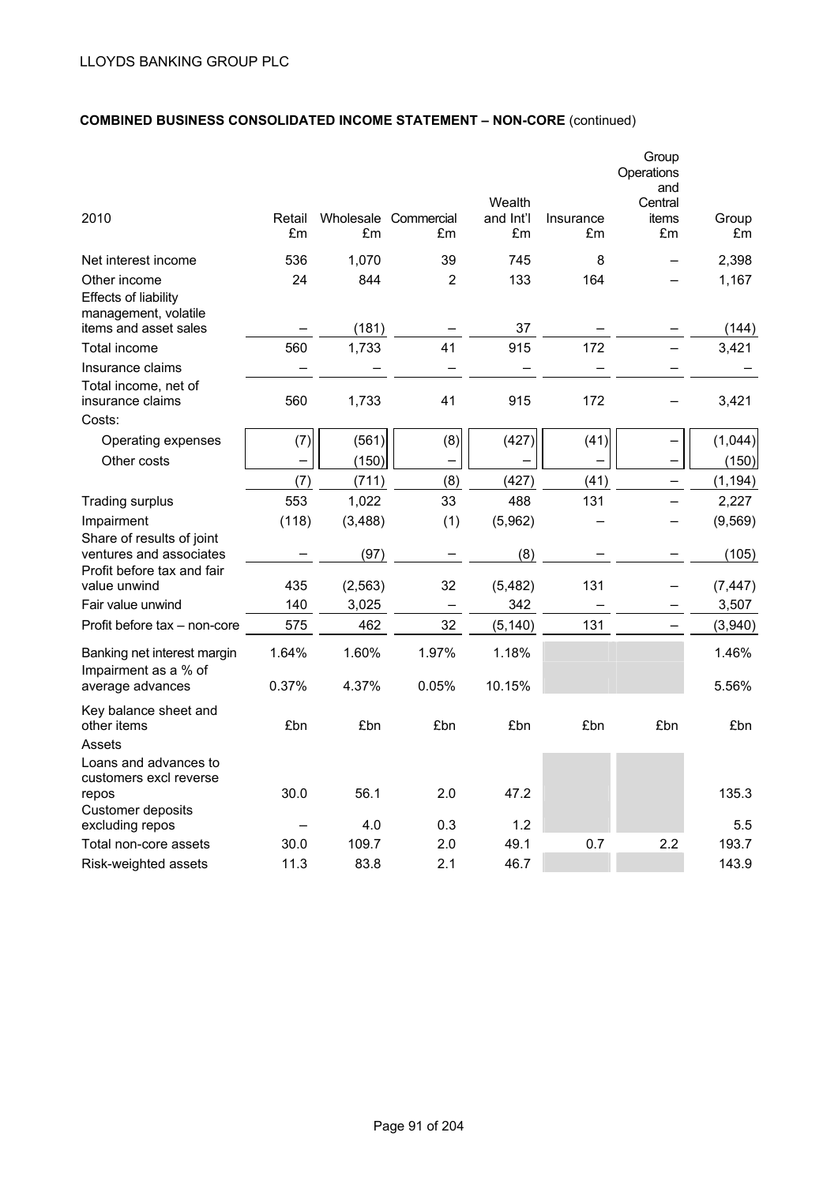## COMBINED BUSINESS CONSOLIDATED INCOME STATEMENT – NON-CORE (continued)

| 2010 | Retail £m | Wholesale £m | Commercial £m | Wealth and Int'l £m | Insurance £m | Group Operations and Central items £m | Group £m |
|---|---|---|---|---|---|---|---|
| Net interest income | 536 | 1,070 | 39 | 745 | 8 | – | 2,398 |
| Other income | 24 | 844 | 2 | 133 | 164 | – | 1,167 |
| Effects of liability management, volatile items and asset sales | – | (181) | – | 37 | – | – | (144) |
| Total income | 560 | 1,733 | 41 | 915 | 172 | – | 3,421 |
| Insurance claims | – | – | – | – | – | – | – |
| Total income, net of insurance claims | 560 | 1,733 | 41 | 915 | 172 | – | 3,421 |
| Costs: | | | | | | | |
| Operating expenses | (7) | (561) | (8) | (427) | (41) | – | (1,044) |
| Other costs | – | (150) | – | – | – | – | (150) |
| | (7) | (711) | (8) | (427) | (41) | – | (1,194) |
| Trading surplus | 553 | 1,022 | 33 | 488 | 131 | – | 2,227 |
| Impairment | (118) | (3,488) | (1) | (5,962) | – | – | (9,569) |
| Share of results of joint ventures and associates | – | (97) | – | (8) | – | – | (105) |
| Profit before tax and fair value unwind | 435 | (2,563) | 32 | (5,482) | 131 | – | (7,447) |
| Fair value unwind | 140 | 3,025 | – | 342 | – | – | 3,507 |
| Profit before tax – non-core | 575 | 462 | 32 | (5,140) | 131 | – | (3,940) |
| Banking net interest margin | 1.64% | 1.60% | 1.97% | 1.18% | | | 1.46% |
| Impairment as a % of average advances | 0.37% | 4.37% | 0.05% | 10.15% | | | 5.56% |
| **Key balance sheet and other items** | £bn | £bn | £bn | £bn | £bn | £bn | £bn |
| Assets | | | | | | | |
| Loans and advances to customers excl reverse repos | 30.0 | 56.1 | 2.0 | 47.2 | | | 135.3 |
| Customer deposits excluding repos | – | 4.0 | 0.3 | 1.2 | | | 5.5 |
| Total non-core assets | 30.0 | 109.7 | 2.0 | 49.1 | 0.7 | 2.2 | 193.7 |
| Risk-weighted assets | 11.3 | 83.8 | 2.1 | 46.7 | | | 143.9 |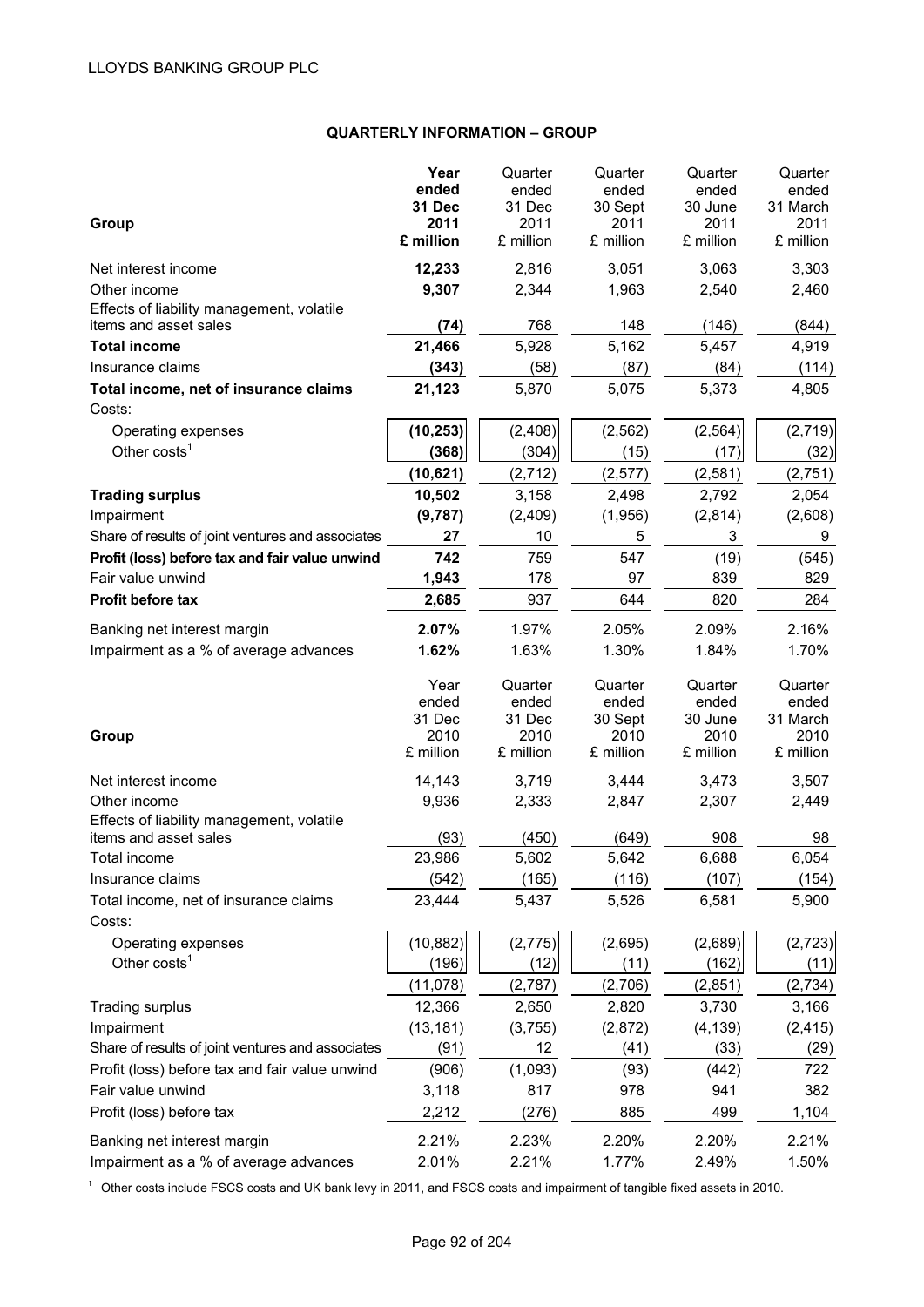## QUARTERLY INFORMATION – GROUP

| Group | **Year ended 31 Dec 2011 £ million** | Quarter ended 31 Dec 2011 £ million | Quarter ended 30 Sept 2011 £ million | Quarter ended 30 June 2011 £ million | Quarter ended 31 March 2011 £ million |
|---|---|---|---|---|---|
| Net interest income | **12,233** | 2,816 | 3,051 | 3,063 | 3,303 |
| Other income | **9,307** | 2,344 | 1,963 | 2,540 | 2,460 |
| Effects of liability management, volatile items and asset sales | **(74)** | 768 | 148 | (146) | (844) |
| **Total income** | **21,466** | 5,928 | 5,162 | 5,457 | 4,919 |
| Insurance claims | **(343)** | (58) | (87) | (84) | (114) |
| **Total income, net of insurance claims** | **21,123** | 5,870 | 5,075 | 5,373 | 4,805 |
| Costs: | | | | | |
| Operating expenses | **(10,253)** | (2,408) | (2,562) | (2,564) | (2,719) |
| Other costs[1] | **(368)** | (304) | (15) | (17) | (32) |
| | **(10,621)** | (2,712) | (2,577) | (2,581) | (2,751) |
| **Trading surplus** | **10,502** | 3,158 | 2,498 | 2,792 | 2,054 |
| Impairment | **(9,787)** | (2,409) | (1,956) | (2,814) | (2,608) |
| Share of results of joint ventures and associates | **27** | 10 | 5 | 3 | 9 |
| **Profit (loss) before tax and fair value unwind** | **742** | 759 | 547 | (19) | (545) |
| Fair value unwind | **1,943** | 178 | 97 | 839 | 829 |
| **Profit before tax** | **2,685** | 937 | 644 | 820 | 284 |
| Banking net interest margin | **2.07%** | 1.97% | 2.05% | 2.09% | 2.16% |
| Impairment as a % of average advances | **1.62%** | 1.63% | 1.30% | 1.84% | 1.70% |

| Group | Year ended 31 Dec 2010 £ million | Quarter ended 31 Dec 2010 £ million | Quarter ended 30 Sept 2010 £ million | Quarter ended 30 June 2010 £ million | Quarter ended 31 March 2010 £ million |
|---|---|---|---|---|---|
| Net interest income | 14,143 | 3,719 | 3,444 | 3,473 | 3,507 |
| Other income | 9,936 | 2,333 | 2,847 | 2,307 | 2,449 |
| Effects of liability management, volatile items and asset sales | (93) | (450) | (649) | 908 | 98 |
| Total income | 23,986 | 5,602 | 5,642 | 6,688 | 6,054 |
| Insurance claims | (542) | (165) | (116) | (107) | (154) |
| Total income, net of insurance claims | 23,444 | 5,437 | 5,526 | 6,581 | 5,900 |
| Costs: | | | | | |
| Operating expenses | (10,882) | (2,775) | (2,695) | (2,689) | (2,723) |
| Other costs[1] | (196) | (12) | (11) | (162) | (11) |
| | (11,078) | (2,787) | (2,706) | (2,851) | (2,734) |
| Trading surplus | 12,366 | 2,650 | 2,820 | 3,730 | 3,166 |
| Impairment | (13,181) | (3,755) | (2,872) | (4,139) | (2,415) |
| Share of results of joint ventures and associates | (91) | 12 | (41) | (33) | (29) |
| Profit (loss) before tax and fair value unwind | (906) | (1,093) | (93) | (442) | 722 |
| Fair value unwind | 3,118 | 817 | 978 | 941 | 382 |
| Profit (loss) before tax | 2,212 | (276) | 885 | 499 | 1,104 |
| Banking net interest margin | 2.21% | 2.23% | 2.20% | 2.20% | 2.21% |
| Impairment as a % of average advances | 2.01% | 2.21% | 1.77% | 2.49% | 1.50% |

[1] Other costs include FSCS costs and UK bank levy in 2011, and FSCS costs and impairment of tangible fixed assets in 2010.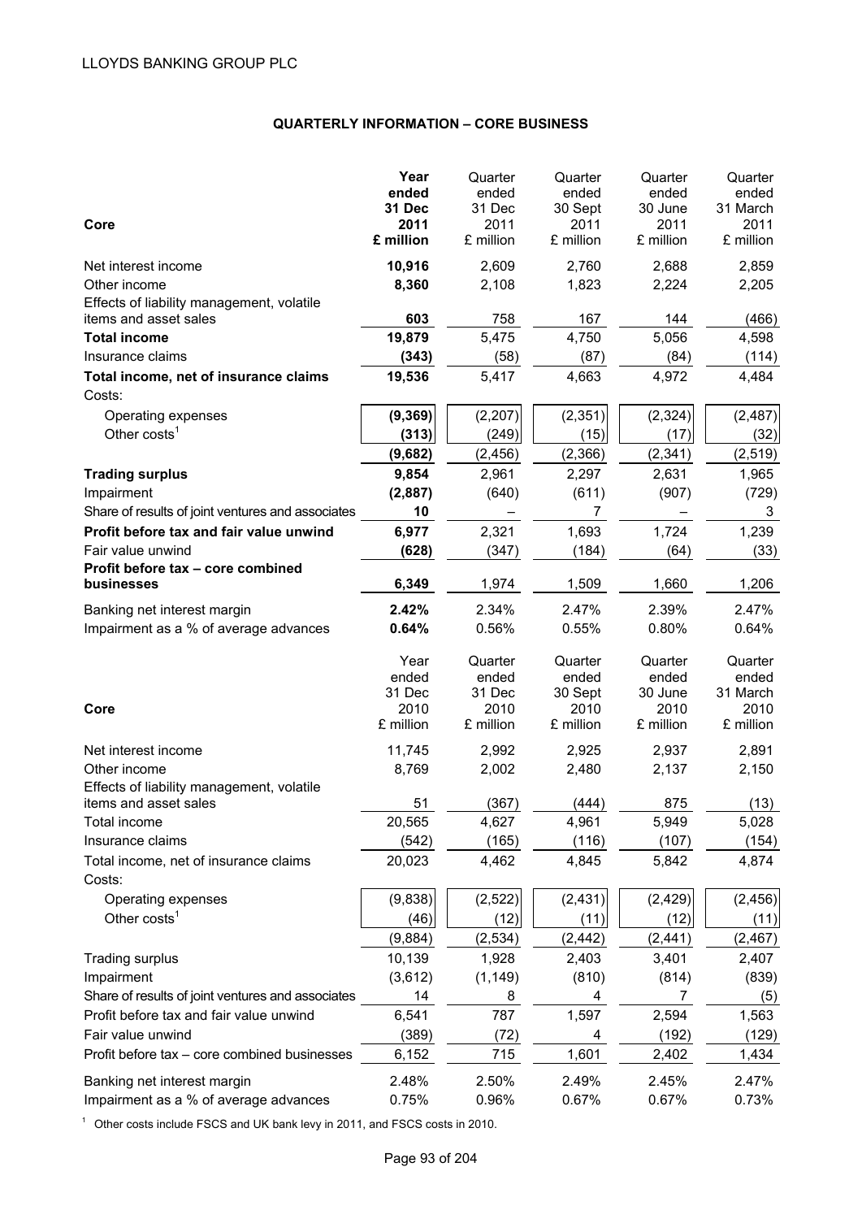## QUARTERLY INFORMATION – CORE BUSINESS

| Core | **Year ended 31 Dec 2011 £ million** | Quarter ended 31 Dec 2011 £ million | Quarter ended 30 Sept 2011 £ million | Quarter ended 30 June 2011 £ million | Quarter ended 31 March 2011 £ million |
|---|---|---|---|---|---|
| Net interest income | **10,916** | 2,609 | 2,760 | 2,688 | 2,859 |
| Other income | **8,360** | 2,108 | 1,823 | 2,224 | 2,205 |
| Effects of liability management, volatile items and asset sales | **603** | 758 | 167 | 144 | (466) |
| **Total income** | **19,879** | 5,475 | 4,750 | 5,056 | 4,598 |
| Insurance claims | **(343)** | (58) | (87) | (84) | (114) |
| **Total income, net of insurance claims** | **19,536** | 5,417 | 4,663 | 4,972 | 4,484 |
| Costs: | | | | | |
| Operating expenses | **(9,369)** | (2,207) | (2,351) | (2,324) | (2,487) |
| Other costs[1] | **(313)** | (249) | (15) | (17) | (32) |
| | **(9,682)** | (2,456) | (2,366) | (2,341) | (2,519) |
| **Trading surplus** | **9,854** | 2,961 | 2,297 | 2,631 | 1,965 |
| Impairment | **(2,887)** | (640) | (611) | (907) | (729) |
| Share of results of joint ventures and associates | **10** | – | 7 | – | 3 |
| **Profit before tax and fair value unwind** | **6,977** | 2,321 | 1,693 | 1,724 | 1,239 |
| Fair value unwind | **(628)** | (347) | (184) | (64) | (33) |
| **Profit before tax – core combined businesses** | **6,349** | 1,974 | 1,509 | 1,660 | 1,206 |
| Banking net interest margin | **2.42%** | 2.34% | 2.47% | 2.39% | 2.47% |
| Impairment as a % of average advances | **0.64%** | 0.56% | 0.55% | 0.80% | 0.64% |

| Core | Year ended 31 Dec 2010 £ million | Quarter ended 31 Dec 2010 £ million | Quarter ended 30 Sept 2010 £ million | Quarter ended 30 June 2010 £ million | Quarter ended 31 March 2010 £ million |
|---|---|---|---|---|---|
| Net interest income | 11,745 | 2,992 | 2,925 | 2,937 | 2,891 |
| Other income | 8,769 | 2,002 | 2,480 | 2,137 | 2,150 |
| Effects of liability management, volatile items and asset sales | 51 | (367) | (444) | 875 | (13) |
| Total income | 20,565 | 4,627 | 4,961 | 5,949 | 5,028 |
| Insurance claims | (542) | (165) | (116) | (107) | (154) |
| Total income, net of insurance claims | 20,023 | 4,462 | 4,845 | 5,842 | 4,874 |
| Costs: | | | | | |
| Operating expenses | (9,838) | (2,522) | (2,431) | (2,429) | (2,456) |
| Other costs[1] | (46) | (12) | (11) | (12) | (11) |
| | (9,884) | (2,534) | (2,442) | (2,441) | (2,467) |
| Trading surplus | 10,139 | 1,928 | 2,403 | 3,401 | 2,407 |
| Impairment | (3,612) | (1,149) | (810) | (814) | (839) |
| Share of results of joint ventures and associates | 14 | 8 | 4 | 7 | (5) |
| Profit before tax and fair value unwind | 6,541 | 787 | 1,597 | 2,594 | 1,563 |
| Fair value unwind | (389) | (72) | 4 | (192) | (129) |
| Profit before tax – core combined businesses | 6,152 | 715 | 1,601 | 2,402 | 1,434 |
| Banking net interest margin | 2.48% | 2.50% | 2.49% | 2.45% | 2.47% |
| Impairment as a % of average advances | 0.75% | 0.96% | 0.67% | 0.67% | 0.73% |

[1] Other costs include FSCS and UK bank levy in 2011, and FSCS costs in 2010.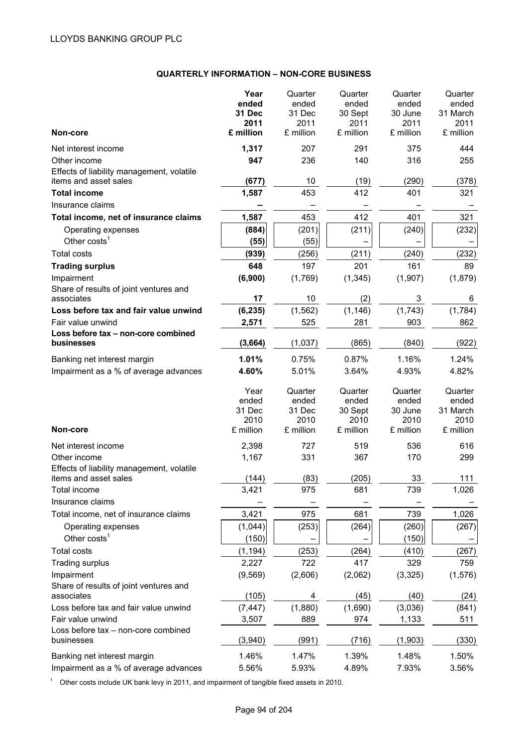## QUARTERLY INFORMATION – NON-CORE BUSINESS

| Non-core | Year ended 31 Dec 2011 £ million | Quarter ended 31 Dec 2011 £ million | Quarter ended 30 Sept 2011 £ million | Quarter ended 30 June 2011 £ million | Quarter ended 31 March 2011 £ million |
|---|---|---|---|---|---|
| Net interest income | **1,317** | 207 | 291 | 375 | 444 |
| Other income | **947** | 236 | 140 | 316 | 255 |
| Effects of liability management, volatile items and asset sales | **(677)** | 10 | (19) | (290) | (378) |
| **Total income** | **1,587** | 453 | 412 | 401 | 321 |
| Insurance claims | **–** | – | – | – | – |
| **Total income, net of insurance claims** | **1,587** | 453 | 412 | 401 | 321 |
| Operating expenses | **(884)** | (201) | (211) | (240) | (232) |
| Other costs[1] | **(55)** | (55) | – | – | – |
| Total costs | **(939)** | (256) | (211) | (240) | (232) |
| **Trading surplus** | **648** | 197 | 201 | 161 | 89 |
| Impairment | **(6,900)** | (1,769) | (1,345) | (1,907) | (1,879) |
| Share of results of joint ventures and associates | **17** | 10 | (2) | 3 | 6 |
| **Loss before tax and fair value unwind** | **(6,235)** | (1,562) | (1,146) | (1,743) | (1,784) |
| Fair value unwind | **2,571** | 525 | 281 | 903 | 862 |
| **Loss before tax – non-core combined businesses** | **(3,664)** | (1,037) | (865) | (840) | (922) |
| Banking net interest margin | **1.01%** | 0.75% | 0.87% | 1.16% | 1.24% |
| Impairment as a % of average advances | **4.60%** | 5.01% | 3.64% | 4.93% | 4.82% |

| Non-core | Year ended 31 Dec 2010 £ million | Quarter ended 31 Dec 2010 £ million | Quarter ended 30 Sept 2010 £ million | Quarter ended 30 June 2010 £ million | Quarter ended 31 March 2010 £ million |
|---|---|---|---|---|---|
| Net interest income | 2,398 | 727 | 519 | 536 | 616 |
| Other income | 1,167 | 331 | 367 | 170 | 299 |
| Effects of liability management, volatile items and asset sales | (144) | (83) | (205) | 33 | 111 |
| Total income | 3,421 | 975 | 681 | 739 | 1,026 |
| Insurance claims | – | – | – | – | – |
| Total income, net of insurance claims | 3,421 | 975 | 681 | 739 | 1,026 |
| Operating expenses | (1,044) | (253) | (264) | (260) | (267) |
| Other costs[1] | (150) | – | – | (150) | – |
| Total costs | (1,194) | (253) | (264) | (410) | (267) |
| Trading surplus | 2,227 | 722 | 417 | 329 | 759 |
| Impairment | (9,569) | (2,606) | (2,062) | (3,325) | (1,576) |
| Share of results of joint ventures and associates | (105) | 4 | (45) | (40) | (24) |
| Loss before tax and fair value unwind | (7,447) | (1,880) | (1,690) | (3,036) | (841) |
| Fair value unwind | 3,507 | 889 | 974 | 1,133 | 511 |
| Loss before tax – non-core combined businesses | (3,940) | (991) | (716) | (1,903) | (330) |
| Banking net interest margin | 1.46% | 1.47% | 1.39% | 1.48% | 1.50% |
| Impairment as a % of average advances | 5.56% | 5.93% | 4.89% | 7.93% | 3.56% |

[1] Other costs include UK bank levy in 2011, and impairment of tangible fixed assets in 2010.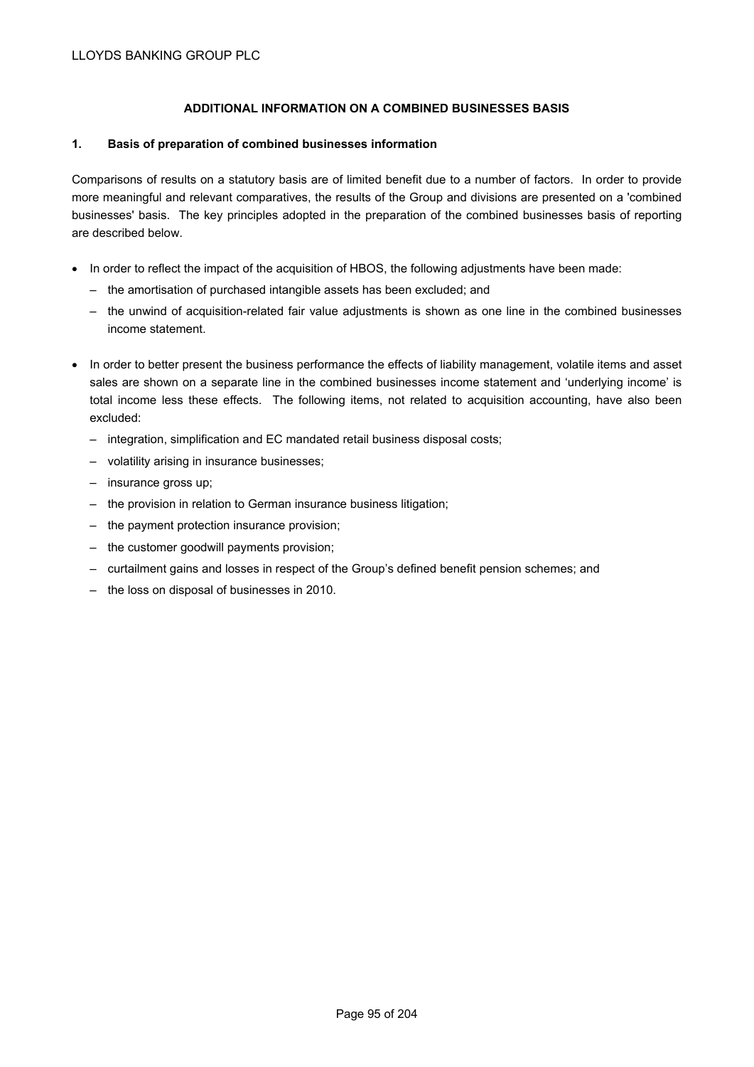## ADDITIONAL INFORMATION ON A COMBINED BUSINESSES BASIS

### 1. Basis of preparation of combined businesses information

Comparisons of results on a statutory basis are of limited benefit due to a number of factors. In order to provide more meaningful and relevant comparatives, the results of the Group and divisions are presented on a 'combined businesses' basis. The key principles adopted in the preparation of the combined businesses basis of reporting are described below.

- In order to reflect the impact of the acquisition of HBOS, the following adjustments have been made:
  - the amortisation of purchased intangible assets has been excluded; and
  - the unwind of acquisition-related fair value adjustments is shown as one line in the combined businesses income statement.

- In order to better present the business performance the effects of liability management, volatile items and asset sales are shown on a separate line in the combined businesses income statement and 'underlying income' is total income less these effects. The following items, not related to acquisition accounting, have also been excluded:
  - integration, simplification and EC mandated retail business disposal costs;
  - volatility arising in insurance businesses;
  - insurance gross up;
  - the provision in relation to German insurance business litigation;
  - the payment protection insurance provision;
  - the customer goodwill payments provision;
  - curtailment gains and losses in respect of the Group's defined benefit pension schemes; and
  - the loss on disposal of businesses in 2010.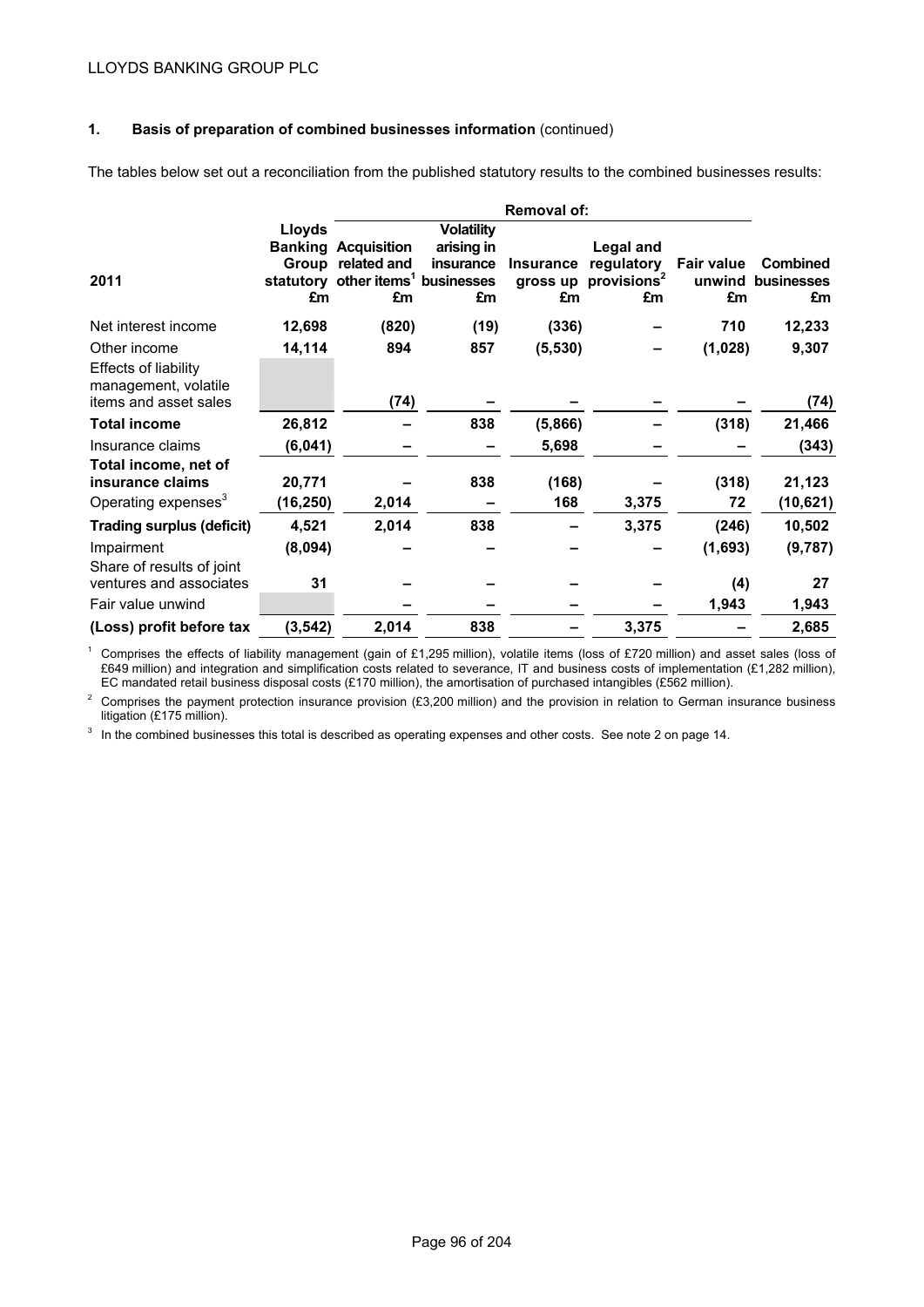## 1. Basis of preparation of combined businesses information (continued)

The tables below set out a reconciliation from the published statutory results to the combined businesses results:

| 2011 | Lloyds Banking Group statutory £m | Removal of: Acquisition related and other items[1] £m | Volatility arising in insurance businesses £m | Insurance gross up £m | Legal and regulatory provisions[2] £m | Fair value unwind £m | Combined businesses £m |
|---|---|---|---|---|---|---|---|
| Net interest income | 12,698 | (820) | (19) | (336) | – | 710 | 12,233 |
| Other income | 14,114 | 894 | 857 | (5,530) | – | (1,028) | 9,307 |
| Effects of liability management, volatile items and asset sales | | (74) | – | – | – | – | (74) |
| **Total income** | 26,812 | – | 838 | (5,866) | – | (318) | 21,466 |
| Insurance claims | (6,041) | – | – | 5,698 | – | – | (343) |
| **Total income, net of insurance claims** | 20,771 | – | 838 | (168) | – | (318) | 21,123 |
| Operating expenses[3] | (16,250) | 2,014 | – | 168 | 3,375 | 72 | (10,621) |
| **Trading surplus (deficit)** | 4,521 | 2,014 | 838 | – | 3,375 | (246) | 10,502 |
| Impairment | (8,094) | – | – | – | – | (1,693) | (9,787) |
| Share of results of joint ventures and associates | 31 | – | – | – | – | (4) | 27 |
| Fair value unwind | | – | – | – | – | 1,943 | 1,943 |
| **(Loss) profit before tax** | (3,542) | 2,014 | 838 | – | 3,375 | – | 2,685 |

[1] Comprises the effects of liability management (gain of £1,295 million), volatile items (loss of £720 million) and asset sales (loss of £649 million) and integration and simplification costs related to severance, IT and business costs of implementation (£1,282 million), EC mandated retail business disposal costs (£170 million), the amortisation of purchased intangibles (£562 million).

[2] Comprises the payment protection insurance provision (£3,200 million) and the provision in relation to German insurance business litigation (£175 million).

[3] In the combined businesses this total is described as operating expenses and other costs. See note 2 on page 14.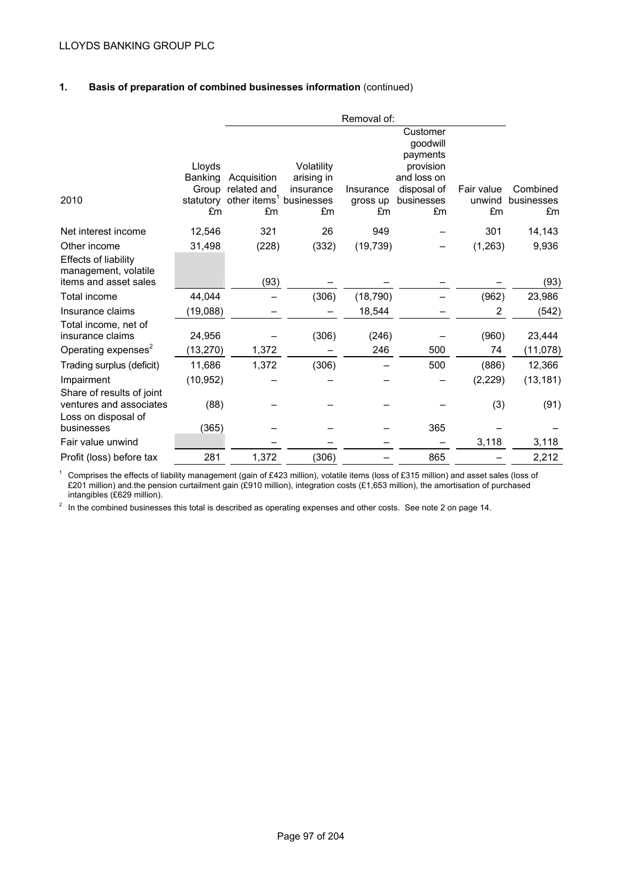LLOYDS BANKING GROUP PLC

## 1. Basis of preparation of combined businesses information (continued)

| 2010 | Lloyds Banking Group statutory £m | Removal of: Acquisition related and other items[1] £m | Volatility arising in insurance businesses £m | Insurance gross up £m | Customer goodwill payments provision and loss on disposal of businesses £m | Fair value unwind £m | Combined businesses £m |
|---|---|---|---|---|---|---|---|
| Net interest income | 12,546 | 321 | 26 | 949 | – | 301 | 14,143 |
| Other income | 31,498 | (228) | (332) | (19,739) | – | (1,263) | 9,936 |
| Effects of liability management, volatile items and asset sales | | (93) | – | – | – | – | (93) |
| Total income | 44,044 | – | (306) | (18,790) | – | (962) | 23,986 |
| Insurance claims | (19,088) | – | – | 18,544 | – | 2 | (542) |
| Total income, net of insurance claims | 24,956 | – | (306) | (246) | – | (960) | 23,444 |
| Operating expenses[2] | (13,270) | 1,372 | – | 246 | 500 | 74 | (11,078) |
| Trading surplus (deficit) | 11,686 | 1,372 | (306) | – | 500 | (886) | 12,366 |
| Impairment | (10,952) | – | – | – | – | (2,229) | (13,181) |
| Share of results of joint ventures and associates | (88) | – | – | – | – | (3) | (91) |
| Loss on disposal of businesses | (365) | – | – | – | 365 | – | – |
| Fair value unwind | | – | – | – | – | 3,118 | 3,118 |
| Profit (loss) before tax | 281 | 1,372 | (306) | – | 865 | – | 2,212 |

[1] Comprises the effects of liability management (gain of £423 million), volatile items (loss of £315 million) and asset sales (loss of £201 million) and.the pension curtailment gain (£910 million), integration costs (£1,653 million), the amortisation of purchased intangibles (£629 million).

[2] In the combined businesses this total is described as operating expenses and other costs. See note 2 on page 14.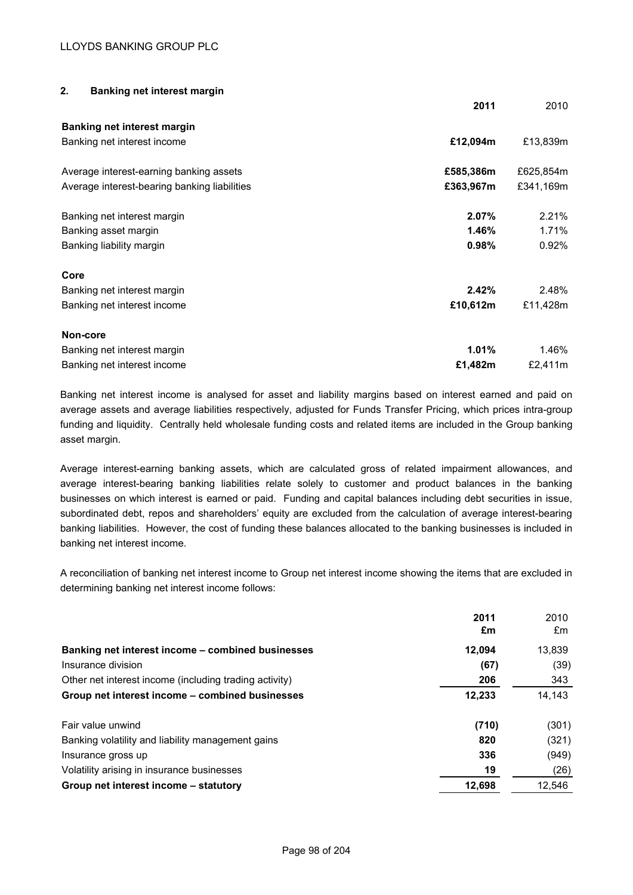## 2. Banking net interest margin

| | 2011 | 2010 |
|---|---|---|
| **Banking net interest margin** | | |
| Banking net interest income | **£12,094m** | £13,839m |
| | | |
| Average interest-earning banking assets | **£585,386m** | £625,854m |
| Average interest-bearing banking liabilities | **£363,967m** | £341,169m |
| | | |
| Banking net interest margin | **2.07%** | 2.21% |
| Banking asset margin | **1.46%** | 1.71% |
| Banking liability margin | **0.98%** | 0.92% |
| | | |
| **Core** | | |
| Banking net interest margin | **2.42%** | 2.48% |
| Banking net interest income | **£10,612m** | £11,428m |
| | | |
| **Non-core** | | |
| Banking net interest margin | **1.01%** | 1.46% |
| Banking net interest income | **£1,482m** | £2,411m |

Banking net interest income is analysed for asset and liability margins based on interest earned and paid on average assets and average liabilities respectively, adjusted for Funds Transfer Pricing, which prices intra-group funding and liquidity. Centrally held wholesale funding costs and related items are included in the Group banking asset margin.

Average interest-earning banking assets, which are calculated gross of related impairment allowances, and average interest-bearing banking liabilities relate solely to customer and product balances in the banking businesses on which interest is earned or paid. Funding and capital balances including debt securities in issue, subordinated debt, repos and shareholders' equity are excluded from the calculation of average interest-bearing banking liabilities. However, the cost of funding these balances allocated to the banking businesses is included in banking net interest income.

A reconciliation of banking net interest income to Group net interest income showing the items that are excluded in determining banking net interest income follows:

| | 2011 £m | 2010 £m |
|---|---|---|
| **Banking net interest income – combined businesses** | **12,094** | 13,839 |
| Insurance division | **(67)** | (39) |
| Other net interest income (including trading activity) | **206** | 343 |
| **Group net interest income – combined businesses** | **12,233** | 14,143 |
| | | |
| Fair value unwind | **(710)** | (301) |
| Banking volatility and liability management gains | **820** | (321) |
| Insurance gross up | **336** | (949) |
| Volatility arising in insurance businesses | **19** | (26) |
| **Group net interest income – statutory** | **12,698** | 12,546 |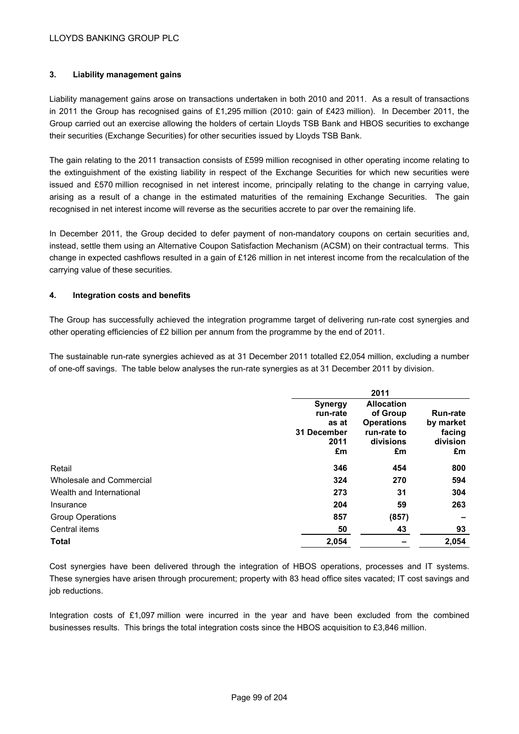## 3. Liability management gains

Liability management gains arose on transactions undertaken in both 2010 and 2011. As a result of transactions in 2011 the Group has recognised gains of £1,295 million (2010: gain of £423 million). In December 2011, the Group carried out an exercise allowing the holders of certain Lloyds TSB Bank and HBOS securities to exchange their securities (Exchange Securities) for other securities issued by Lloyds TSB Bank.

The gain relating to the 2011 transaction consists of £599 million recognised in other operating income relating to the extinguishment of the existing liability in respect of the Exchange Securities for which new securities were issued and £570 million recognised in net interest income, principally relating to the change in carrying value, arising as a result of a change in the estimated maturities of the remaining Exchange Securities. The gain recognised in net interest income will reverse as the securities accrete to par over the remaining life.

In December 2011, the Group decided to defer payment of non-mandatory coupons on certain securities and, instead, settle them using an Alternative Coupon Satisfaction Mechanism (ACSM) on their contractual terms. This change in expected cashflows resulted in a gain of £126 million in net interest income from the recalculation of the carrying value of these securities.

## 4. Integration costs and benefits

The Group has successfully achieved the integration programme target of delivering run-rate cost synergies and other operating efficiencies of £2 billion per annum from the programme by the end of 2011.

The sustainable run-rate synergies achieved as at 31 December 2011 totalled £2,054 million, excluding a number of one-off savings. The table below analyses the run-rate synergies as at 31 December 2011 by division.

| | 2011 | | |
|---|---|---|---|
| | **Synergy run-rate as at 31 December 2011 £m** | **Allocation of Group Operations run-rate to divisions £m** | **Run-rate by market facing division £m** |
| Retail | **346** | **454** | **800** |
| Wholesale and Commercial | **324** | **270** | **594** |
| Wealth and International | **273** | **31** | **304** |
| Insurance | **204** | **59** | **263** |
| Group Operations | **857** | **(857)** | **–** |
| Central items | **50** | **43** | **93** |
| **Total** | **2,054** | **–** | **2,054** |

Cost synergies have been delivered through the integration of HBOS operations, processes and IT systems. These synergies have arisen through procurement; property with 83 head office sites vacated; IT cost savings and job reductions.

Integration costs of £1,097 million were incurred in the year and have been excluded from the combined businesses results. This brings the total integration costs since the HBOS acquisition to £3,846 million.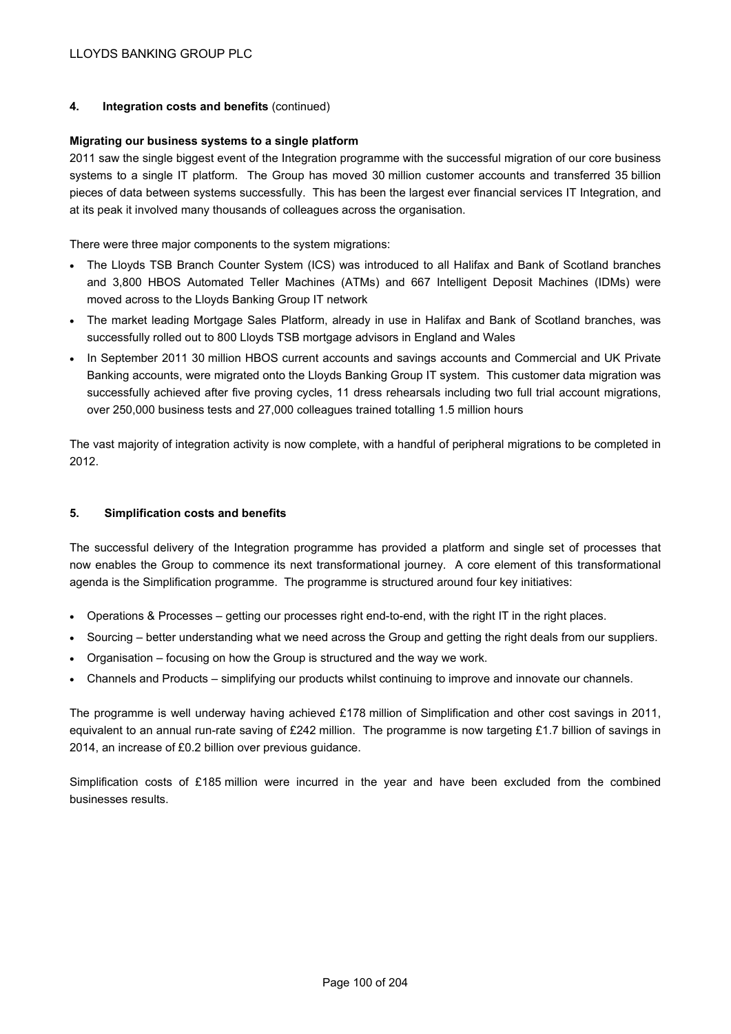## 4. Integration costs and benefits (continued)

**Migrating our business systems to a single platform**

2011 saw the single biggest event of the Integration programme with the successful migration of our core business systems to a single IT platform. The Group has moved 30 million customer accounts and transferred 35 billion pieces of data between systems successfully. This has been the largest ever financial services IT Integration, and at its peak it involved many thousands of colleagues across the organisation.

There were three major components to the system migrations:

- The Lloyds TSB Branch Counter System (ICS) was introduced to all Halifax and Bank of Scotland branches and 3,800 HBOS Automated Teller Machines (ATMs) and 667 Intelligent Deposit Machines (IDMs) were moved across to the Lloyds Banking Group IT network
- The market leading Mortgage Sales Platform, already in use in Halifax and Bank of Scotland branches, was successfully rolled out to 800 Lloyds TSB mortgage advisors in England and Wales
- In September 2011 30 million HBOS current accounts and savings accounts and Commercial and UK Private Banking accounts, were migrated onto the Lloyds Banking Group IT system. This customer data migration was successfully achieved after five proving cycles, 11 dress rehearsals including two full trial account migrations, over 250,000 business tests and 27,000 colleagues trained totalling 1.5 million hours

The vast majority of integration activity is now complete, with a handful of peripheral migrations to be completed in 2012.

## 5. Simplification costs and benefits

The successful delivery of the Integration programme has provided a platform and single set of processes that now enables the Group to commence its next transformational journey. A core element of this transformational agenda is the Simplification programme. The programme is structured around four key initiatives:

- Operations & Processes – getting our processes right end-to-end, with the right IT in the right places.
- Sourcing – better understanding what we need across the Group and getting the right deals from our suppliers.
- Organisation – focusing on how the Group is structured and the way we work.
- Channels and Products – simplifying our products whilst continuing to improve and innovate our channels.

The programme is well underway having achieved £178 million of Simplification and other cost savings in 2011, equivalent to an annual run-rate saving of £242 million. The programme is now targeting £1.7 billion of savings in 2014, an increase of £0.2 billion over previous guidance.

Simplification costs of £185 million were incurred in the year and have been excluded from the combined businesses results.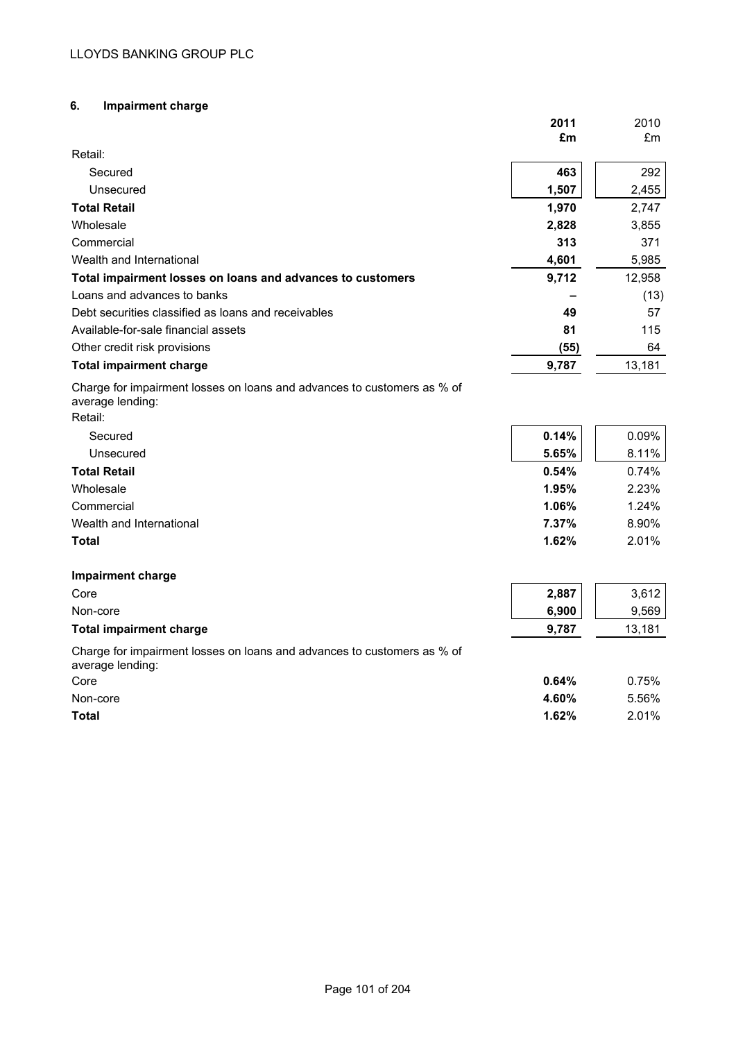## 6. Impairment charge

| | 2011 £m | 2010 £m |
|---|---|---|
| Retail: | | |
| Secured | **463** | 292 |
| Unsecured | **1,507** | 2,455 |
| **Total Retail** | **1,970** | 2,747 |
| Wholesale | **2,828** | 3,855 |
| Commercial | **313** | 371 |
| Wealth and International | **4,601** | 5,985 |
| **Total impairment losses on loans and advances to customers** | **9,712** | 12,958 |
| Loans and advances to banks | **–** | (13) |
| Debt securities classified as loans and receivables | **49** | 57 |
| Available-for-sale financial assets | **81** | 115 |
| Other credit risk provisions | **(55)** | 64 |
| **Total impairment charge** | **9,787** | 13,181 |
| Charge for impairment losses on loans and advances to customers as % of average lending: | | |
| Retail: | | |
| Secured | **0.14%** | 0.09% |
| Unsecured | **5.65%** | 8.11% |
| **Total Retail** | **0.54%** | 0.74% |
| Wholesale | **1.95%** | 2.23% |
| Commercial | **1.06%** | 1.24% |
| Wealth and International | **7.37%** | 8.90% |
| **Total** | **1.62%** | 2.01% |
| | | |
| **Impairment charge** | | |
| Core | **2,887** | 3,612 |
| Non-core | **6,900** | 9,569 |
| **Total impairment charge** | **9,787** | 13,181 |
| Charge for impairment losses on loans and advances to customers as % of average lending: | | |
| Core | **0.64%** | 0.75% |
| Non-core | **4.60%** | 5.56% |
| **Total** | **1.62%** | 2.01% |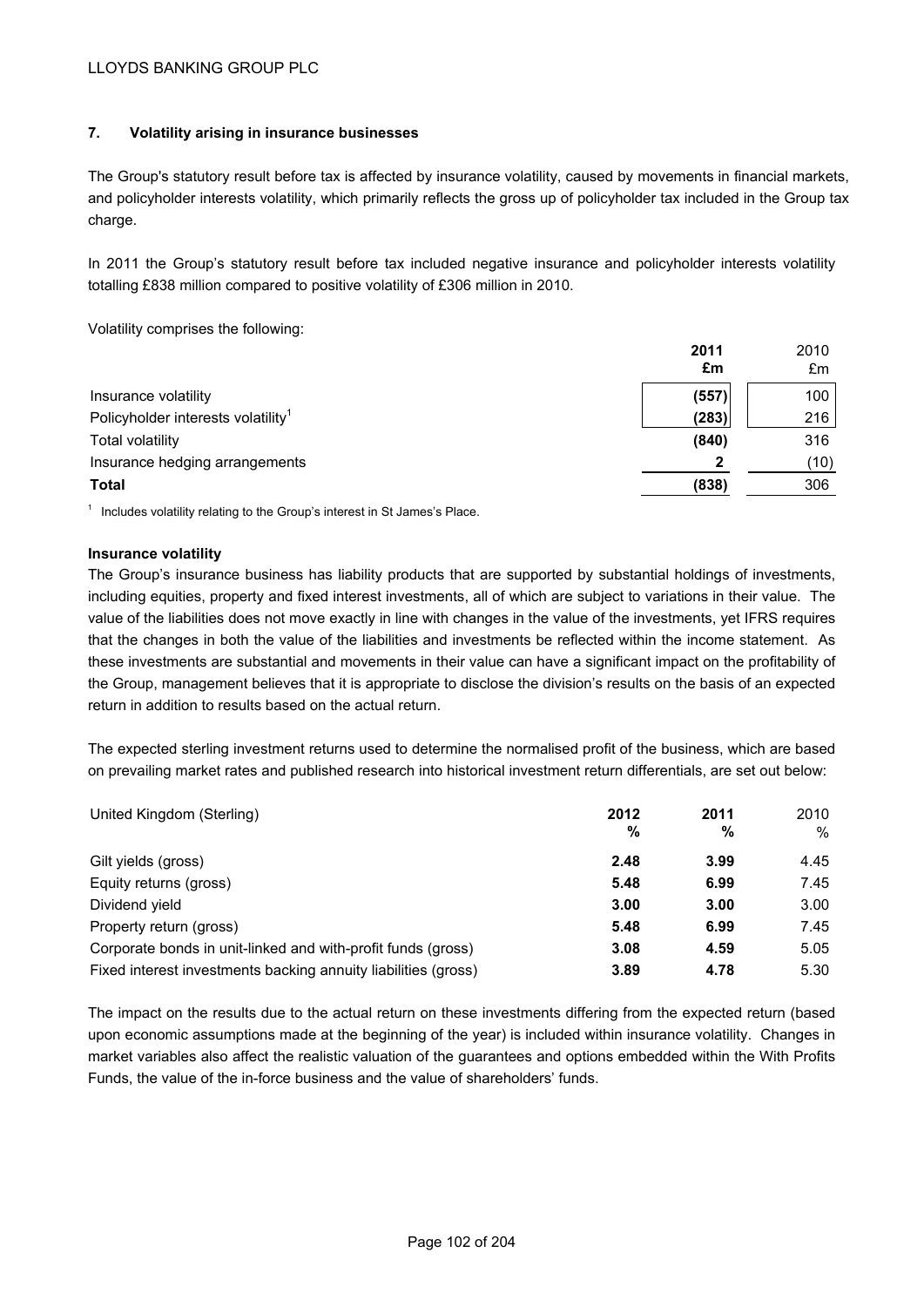LLOYDS BANKING GROUP PLC

## 7. Volatility arising in insurance businesses

The Group's statutory result before tax is affected by insurance volatility, caused by movements in financial markets, and policyholder interests volatility, which primarily reflects the gross up of policyholder tax included in the Group tax charge.

In 2011 the Group's statutory result before tax included negative insurance and policyholder interests volatility totalling £838 million compared to positive volatility of £306 million in 2010.

Volatility comprises the following:

| | 2011 £m | 2010 £m |
|---|---|---|
| Insurance volatility | (557) | 100 |
| Policyholder interests volatility[1] | (283) | 216 |
| Total volatility | (840) | 316 |
| Insurance hedging arrangements | 2 | (10) |
| **Total** | **(838)** | 306 |

[1] Includes volatility relating to the Group's interest in St James's Place.

**Insurance volatility**

The Group's insurance business has liability products that are supported by substantial holdings of investments, including equities, property and fixed interest investments, all of which are subject to variations in their value. The value of the liabilities does not move exactly in line with changes in the value of the investments, yet IFRS requires that the changes in both the value of the liabilities and investments be reflected within the income statement. As these investments are substantial and movements in their value can have a significant impact on the profitability of the Group, management believes that it is appropriate to disclose the division's results on the basis of an expected return in addition to results based on the actual return.

The expected sterling investment returns used to determine the normalised profit of the business, which are based on prevailing market rates and published research into historical investment return differentials, are set out below:

| United Kingdom (Sterling) | 2012 % | 2011 % | 2010 % |
|---|---|---|---|
| Gilt yields (gross) | 2.48 | 3.99 | 4.45 |
| Equity returns (gross) | 5.48 | 6.99 | 7.45 |
| Dividend yield | 3.00 | 3.00 | 3.00 |
| Property return (gross) | 5.48 | 6.99 | 7.45 |
| Corporate bonds in unit-linked and with-profit funds (gross) | 3.08 | 4.59 | 5.05 |
| Fixed interest investments backing annuity liabilities (gross) | 3.89 | 4.78 | 5.30 |

The impact on the results due to the actual return on these investments differing from the expected return (based upon economic assumptions made at the beginning of the year) is included within insurance volatility. Changes in market variables also affect the realistic valuation of the guarantees and options embedded within the With Profits Funds, the value of the in-force business and the value of shareholders' funds.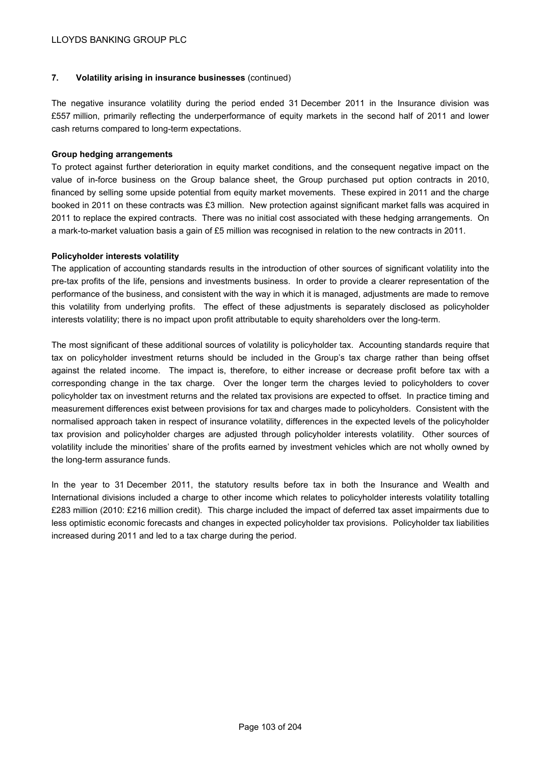## 7. Volatility arising in insurance businesses (continued)

The negative insurance volatility during the period ended 31 December 2011 in the Insurance division was £557 million, primarily reflecting the underperformance of equity markets in the second half of 2011 and lower cash returns compared to long-term expectations.

**Group hedging arrangements**

To protect against further deterioration in equity market conditions, and the consequent negative impact on the value of in-force business on the Group balance sheet, the Group purchased put option contracts in 2010, financed by selling some upside potential from equity market movements. These expired in 2011 and the charge booked in 2011 on these contracts was £3 million. New protection against significant market falls was acquired in 2011 to replace the expired contracts. There was no initial cost associated with these hedging arrangements. On a mark-to-market valuation basis a gain of £5 million was recognised in relation to the new contracts in 2011.

**Policyholder interests volatility**

The application of accounting standards results in the introduction of other sources of significant volatility into the pre-tax profits of the life, pensions and investments business. In order to provide a clearer representation of the performance of the business, and consistent with the way in which it is managed, adjustments are made to remove this volatility from underlying profits. The effect of these adjustments is separately disclosed as policyholder interests volatility; there is no impact upon profit attributable to equity shareholders over the long-term.

The most significant of these additional sources of volatility is policyholder tax. Accounting standards require that tax on policyholder investment returns should be included in the Group's tax charge rather than being offset against the related income. The impact is, therefore, to either increase or decrease profit before tax with a corresponding change in the tax charge. Over the longer term the charges levied to policyholders to cover policyholder tax on investment returns and the related tax provisions are expected to offset. In practice timing and measurement differences exist between provisions for tax and charges made to policyholders. Consistent with the normalised approach taken in respect of insurance volatility, differences in the expected levels of the policyholder tax provision and policyholder charges are adjusted through policyholder interests volatility. Other sources of volatility include the minorities' share of the profits earned by investment vehicles which are not wholly owned by the long-term assurance funds.

In the year to 31 December 2011, the statutory results before tax in both the Insurance and Wealth and International divisions included a charge to other income which relates to policyholder interests volatility totalling £283 million (2010: £216 million credit). This charge included the impact of deferred tax asset impairments due to less optimistic economic forecasts and changes in expected policyholder tax provisions. Policyholder tax liabilities increased during 2011 and led to a tax charge during the period.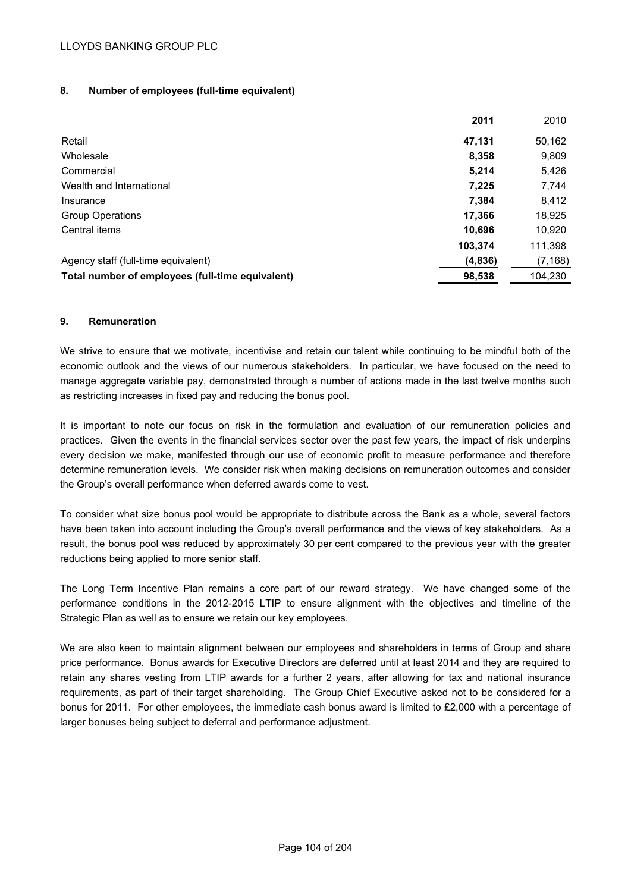## 8. Number of employees (full-time equivalent)

| | **2011** | 2010 |
|---|---|---|
| Retail | **47,131** | 50,162 |
| Wholesale | **8,358** | 9,809 |
| Commercial | **5,214** | 5,426 |
| Wealth and International | **7,225** | 7,744 |
| Insurance | **7,384** | 8,412 |
| Group Operations | **17,366** | 18,925 |
| Central items | **10,696** | 10,920 |
| | **103,374** | 111,398 |
| Agency staff (full-time equivalent) | **(4,836)** | (7,168) |
| **Total number of employees (full-time equivalent)** | **98,538** | 104,230 |

## 9. Remuneration

We strive to ensure that we motivate, incentivise and retain our talent while continuing to be mindful both of the economic outlook and the views of our numerous stakeholders. In particular, we have focused on the need to manage aggregate variable pay, demonstrated through a number of actions made in the last twelve months such as restricting increases in fixed pay and reducing the bonus pool.

It is important to note our focus on risk in the formulation and evaluation of our remuneration policies and practices. Given the events in the financial services sector over the past few years, the impact of risk underpins every decision we make, manifested through our use of economic profit to measure performance and therefore determine remuneration levels. We consider risk when making decisions on remuneration outcomes and consider the Group's overall performance when deferred awards come to vest.

To consider what size bonus pool would be appropriate to distribute across the Bank as a whole, several factors have been taken into account including the Group's overall performance and the views of key stakeholders. As a result, the bonus pool was reduced by approximately 30 per cent compared to the previous year with the greater reductions being applied to more senior staff.

The Long Term Incentive Plan remains a core part of our reward strategy. We have changed some of the performance conditions in the 2012-2015 LTIP to ensure alignment with the objectives and timeline of the Strategic Plan as well as to ensure we retain our key employees.

We are also keen to maintain alignment between our employees and shareholders in terms of Group and share price performance. Bonus awards for Executive Directors are deferred until at least 2014 and they are required to retain any shares vesting from LTIP awards for a further 2 years, after allowing for tax and national insurance requirements, as part of their target shareholding. The Group Chief Executive asked not to be considered for a bonus for 2011. For other employees, the immediate cash bonus award is limited to £2,000 with a percentage of larger bonuses being subject to deferral and performance adjustment.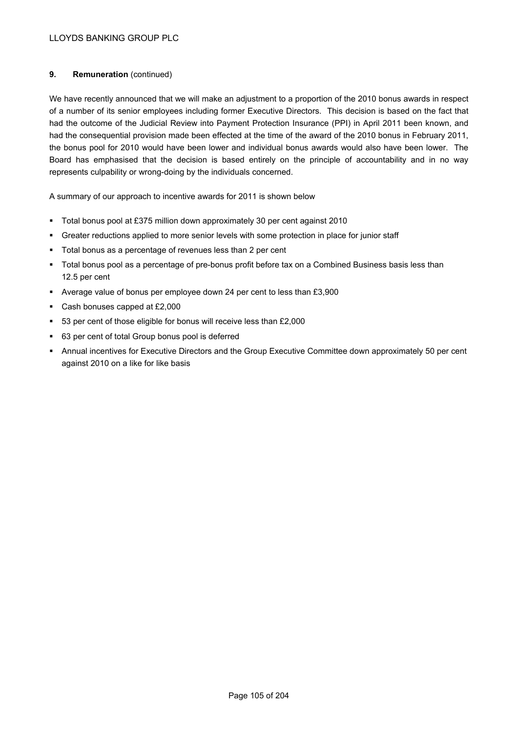## 9. **Remuneration** (continued)

We have recently announced that we will make an adjustment to a proportion of the 2010 bonus awards in respect of a number of its senior employees including former Executive Directors. This decision is based on the fact that had the outcome of the Judicial Review into Payment Protection Insurance (PPI) in April 2011 been known, and had the consequential provision made been effected at the time of the award of the 2010 bonus in February 2011, the bonus pool for 2010 would have been lower and individual bonus awards would also have been lower. The Board has emphasised that the decision is based entirely on the principle of accountability and in no way represents culpability or wrong-doing by the individuals concerned.

A summary of our approach to incentive awards for 2011 is shown below

- Total bonus pool at £375 million down approximately 30 per cent against 2010
- Greater reductions applied to more senior levels with some protection in place for junior staff
- Total bonus as a percentage of revenues less than 2 per cent
- Total bonus pool as a percentage of pre-bonus profit before tax on a Combined Business basis less than 12.5 per cent
- Average value of bonus per employee down 24 per cent to less than £3,900
- Cash bonuses capped at £2,000
- 53 per cent of those eligible for bonus will receive less than £2,000
- 63 per cent of total Group bonus pool is deferred
- Annual incentives for Executive Directors and the Group Executive Committee down approximately 50 per cent against 2010 on a like for like basis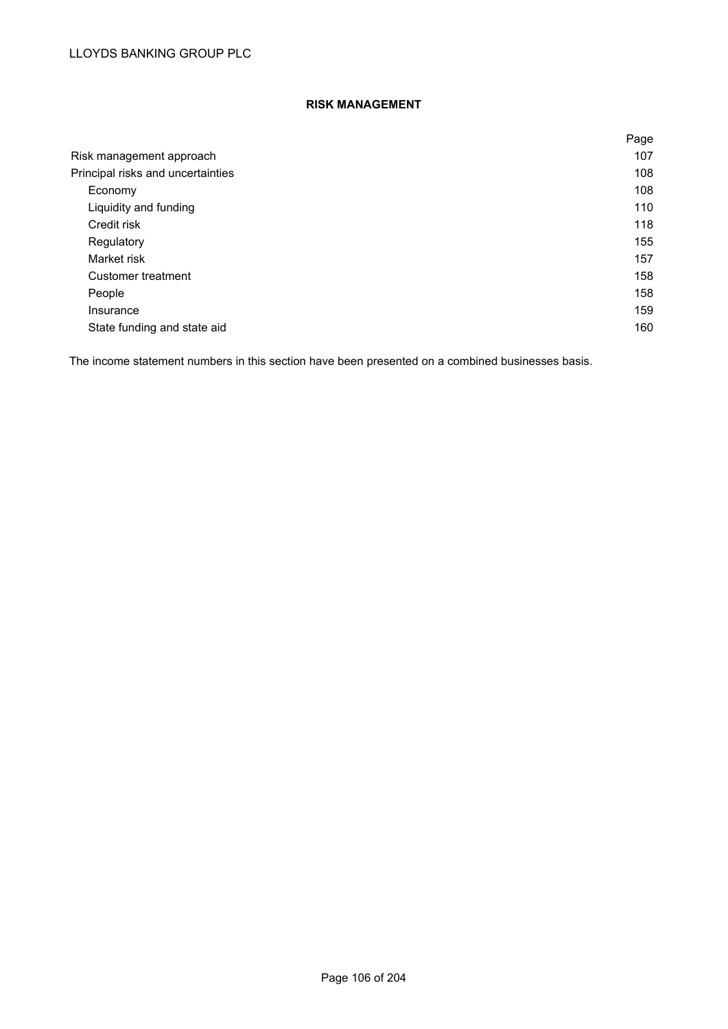## RISK MANAGEMENT

| | Page |
|---|---|
| Risk management approach | 107 |
| Principal risks and uncertainties | 108 |
| Economy | 108 |
| Liquidity and funding | 110 |
| Credit risk | 118 |
| Regulatory | 155 |
| Market risk | 157 |
| Customer treatment | 158 |
| People | 158 |
| Insurance | 159 |
| State funding and state aid | 160 |

The income statement numbers in this section have been presented on a combined businesses basis.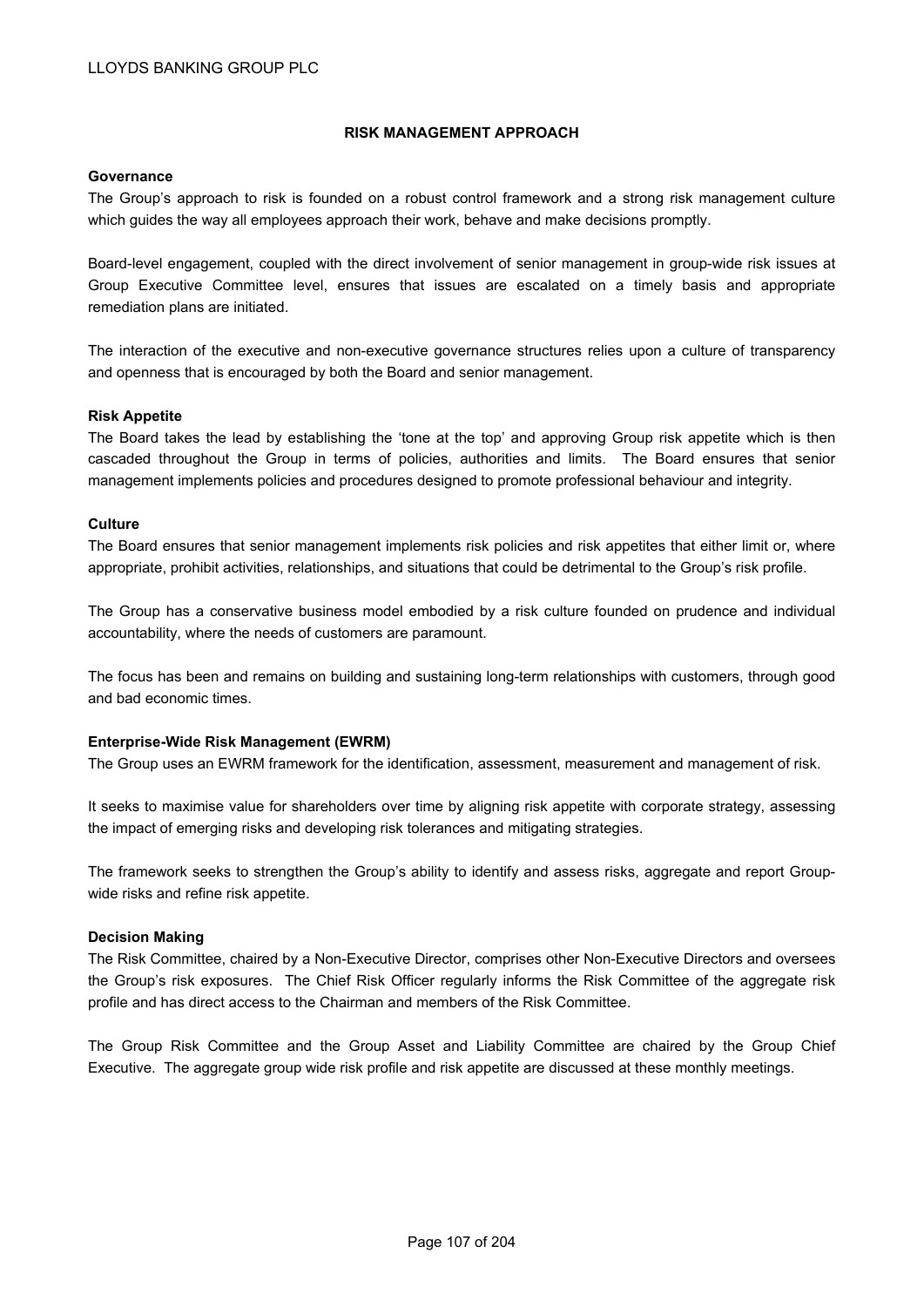## RISK MANAGEMENT APPROACH

**Governance**

The Group's approach to risk is founded on a robust control framework and a strong risk management culture which guides the way all employees approach their work, behave and make decisions promptly.

Board-level engagement, coupled with the direct involvement of senior management in group-wide risk issues at Group Executive Committee level, ensures that issues are escalated on a timely basis and appropriate remediation plans are initiated.

The interaction of the executive and non-executive governance structures relies upon a culture of transparency and openness that is encouraged by both the Board and senior management.

**Risk Appetite**

The Board takes the lead by establishing the 'tone at the top' and approving Group risk appetite which is then cascaded throughout the Group in terms of policies, authorities and limits. The Board ensures that senior management implements policies and procedures designed to promote professional behaviour and integrity.

**Culture**

The Board ensures that senior management implements risk policies and risk appetites that either limit or, where appropriate, prohibit activities, relationships, and situations that could be detrimental to the Group's risk profile.

The Group has a conservative business model embodied by a risk culture founded on prudence and individual accountability, where the needs of customers are paramount.

The focus has been and remains on building and sustaining long-term relationships with customers, through good and bad economic times.

**Enterprise-Wide Risk Management (EWRM)**

The Group uses an EWRM framework for the identification, assessment, measurement and management of risk.

It seeks to maximise value for shareholders over time by aligning risk appetite with corporate strategy, assessing the impact of emerging risks and developing risk tolerances and mitigating strategies.

The framework seeks to strengthen the Group's ability to identify and assess risks, aggregate and report Group-wide risks and refine risk appetite.

**Decision Making**

The Risk Committee, chaired by a Non-Executive Director, comprises other Non-Executive Directors and oversees the Group's risk exposures. The Chief Risk Officer regularly informs the Risk Committee of the aggregate risk profile and has direct access to the Chairman and members of the Risk Committee.

The Group Risk Committee and the Group Asset and Liability Committee are chaired by the Group Chief Executive. The aggregate group wide risk profile and risk appetite are discussed at these monthly meetings.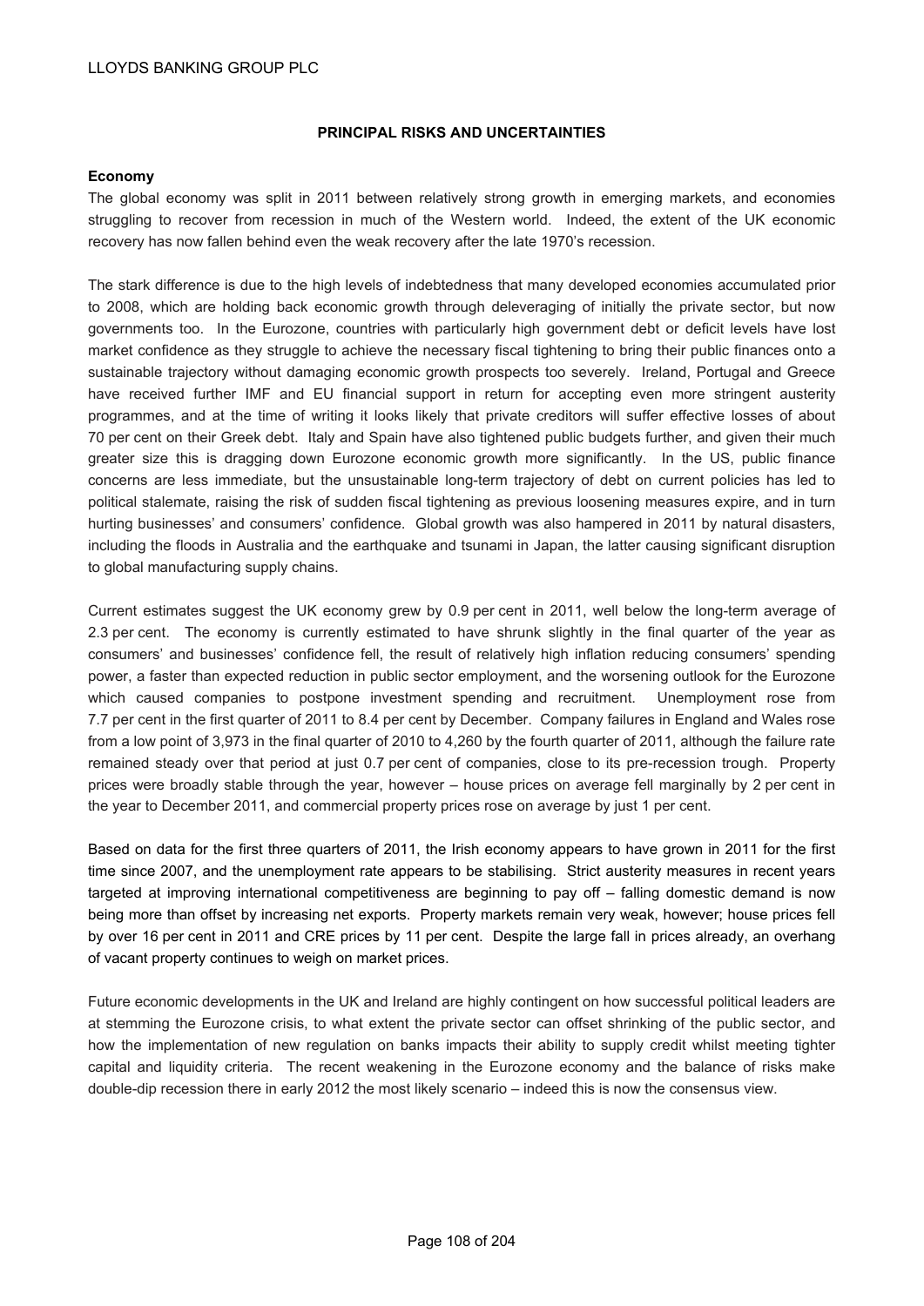## PRINCIPAL RISKS AND UNCERTAINTIES

**Economy**

The global economy was split in 2011 between relatively strong growth in emerging markets, and economies struggling to recover from recession in much of the Western world. Indeed, the extent of the UK economic recovery has now fallen behind even the weak recovery after the late 1970's recession.

The stark difference is due to the high levels of indebtedness that many developed economies accumulated prior to 2008, which are holding back economic growth through deleveraging of initially the private sector, but now governments too. In the Eurozone, countries with particularly high government debt or deficit levels have lost market confidence as they struggle to achieve the necessary fiscal tightening to bring their public finances onto a sustainable trajectory without damaging economic growth prospects too severely. Ireland, Portugal and Greece have received further IMF and EU financial support in return for accepting even more stringent austerity programmes, and at the time of writing it looks likely that private creditors will suffer effective losses of about 70 per cent on their Greek debt. Italy and Spain have also tightened public budgets further, and given their much greater size this is dragging down Eurozone economic growth more significantly. In the US, public finance concerns are less immediate, but the unsustainable long-term trajectory of debt on current policies has led to political stalemate, raising the risk of sudden fiscal tightening as previous loosening measures expire, and in turn hurting businesses' and consumers' confidence. Global growth was also hampered in 2011 by natural disasters, including the floods in Australia and the earthquake and tsunami in Japan, the latter causing significant disruption to global manufacturing supply chains.

Current estimates suggest the UK economy grew by 0.9 per cent in 2011, well below the long-term average of 2.3 per cent. The economy is currently estimated to have shrunk slightly in the final quarter of the year as consumers' and businesses' confidence fell, the result of relatively high inflation reducing consumers' spending power, a faster than expected reduction in public sector employment, and the worsening outlook for the Eurozone which caused companies to postpone investment spending and recruitment. Unemployment rose from 7.7 per cent in the first quarter of 2011 to 8.4 per cent by December. Company failures in England and Wales rose from a low point of 3,973 in the final quarter of 2010 to 4,260 by the fourth quarter of 2011, although the failure rate remained steady over that period at just 0.7 per cent of companies, close to its pre-recession trough. Property prices were broadly stable through the year, however – house prices on average fell marginally by 2 per cent in the year to December 2011, and commercial property prices rose on average by just 1 per cent.

Based on data for the first three quarters of 2011, the Irish economy appears to have grown in 2011 for the first time since 2007, and the unemployment rate appears to be stabilising. Strict austerity measures in recent years targeted at improving international competitiveness are beginning to pay off – falling domestic demand is now being more than offset by increasing net exports. Property markets remain very weak, however; house prices fell by over 16 per cent in 2011 and CRE prices by 11 per cent. Despite the large fall in prices already, an overhang of vacant property continues to weigh on market prices.

Future economic developments in the UK and Ireland are highly contingent on how successful political leaders are at stemming the Eurozone crisis, to what extent the private sector can offset shrinking of the public sector, and how the implementation of new regulation on banks impacts their ability to supply credit whilst meeting tighter capital and liquidity criteria. The recent weakening in the Eurozone economy and the balance of risks make double-dip recession there in early 2012 the most likely scenario – indeed this is now the consensus view.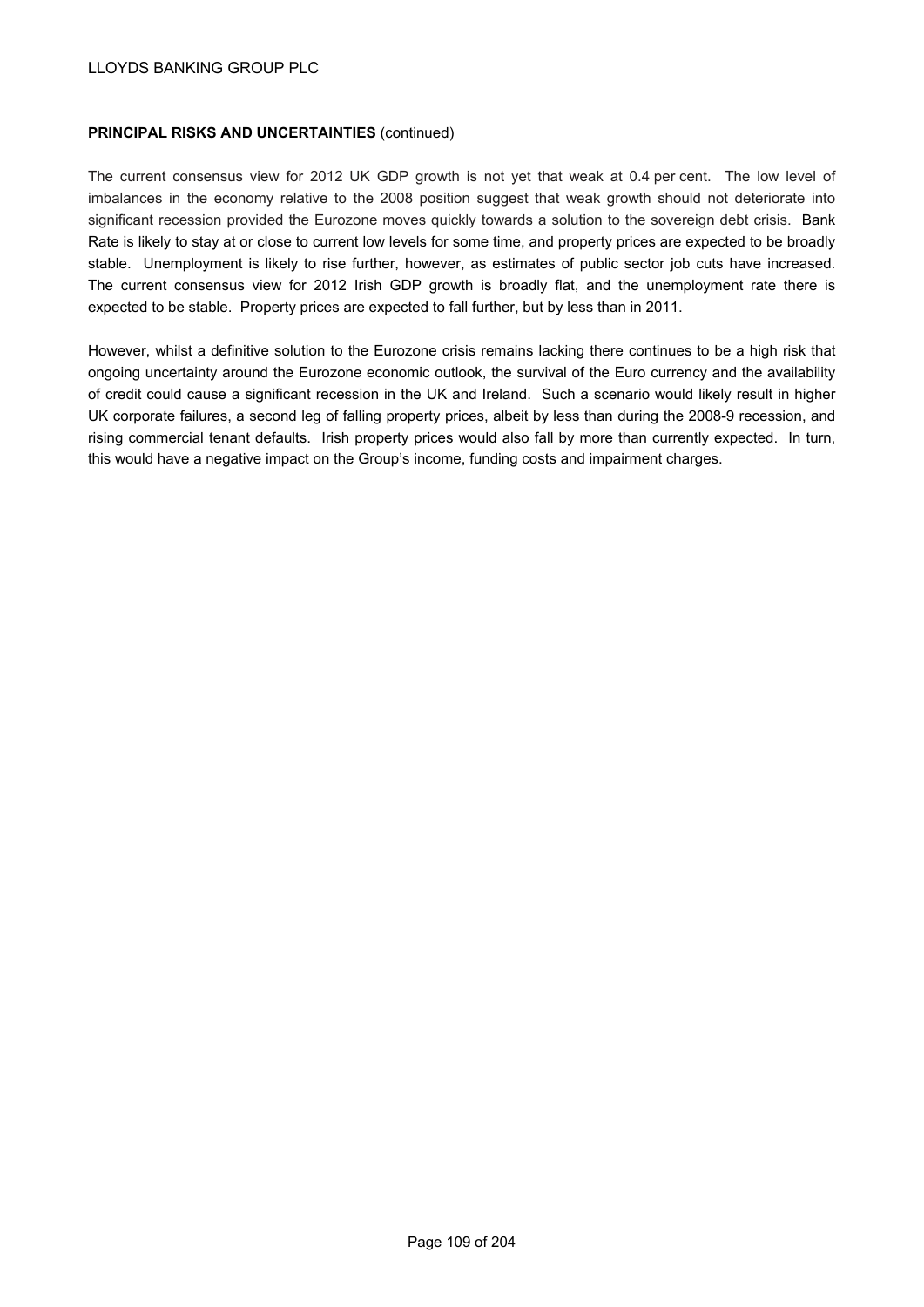**PRINCIPAL RISKS AND UNCERTAINTIES** (continued)

The current consensus view for 2012 UK GDP growth is not yet that weak at 0.4 per cent. The low level of imbalances in the economy relative to the 2008 position suggest that weak growth should not deteriorate into significant recession provided the Eurozone moves quickly towards a solution to the sovereign debt crisis. Bank Rate is likely to stay at or close to current low levels for some time, and property prices are expected to be broadly stable. Unemployment is likely to rise further, however, as estimates of public sector job cuts have increased. The current consensus view for 2012 Irish GDP growth is broadly flat, and the unemployment rate there is expected to be stable. Property prices are expected to fall further, but by less than in 2011.

However, whilst a definitive solution to the Eurozone crisis remains lacking there continues to be a high risk that ongoing uncertainty around the Eurozone economic outlook, the survival of the Euro currency and the availability of credit could cause a significant recession in the UK and Ireland. Such a scenario would likely result in higher UK corporate failures, a second leg of falling property prices, albeit by less than during the 2008-9 recession, and rising commercial tenant defaults. Irish property prices would also fall by more than currently expected. In turn, this would have a negative impact on the Group's income, funding costs and impairment charges.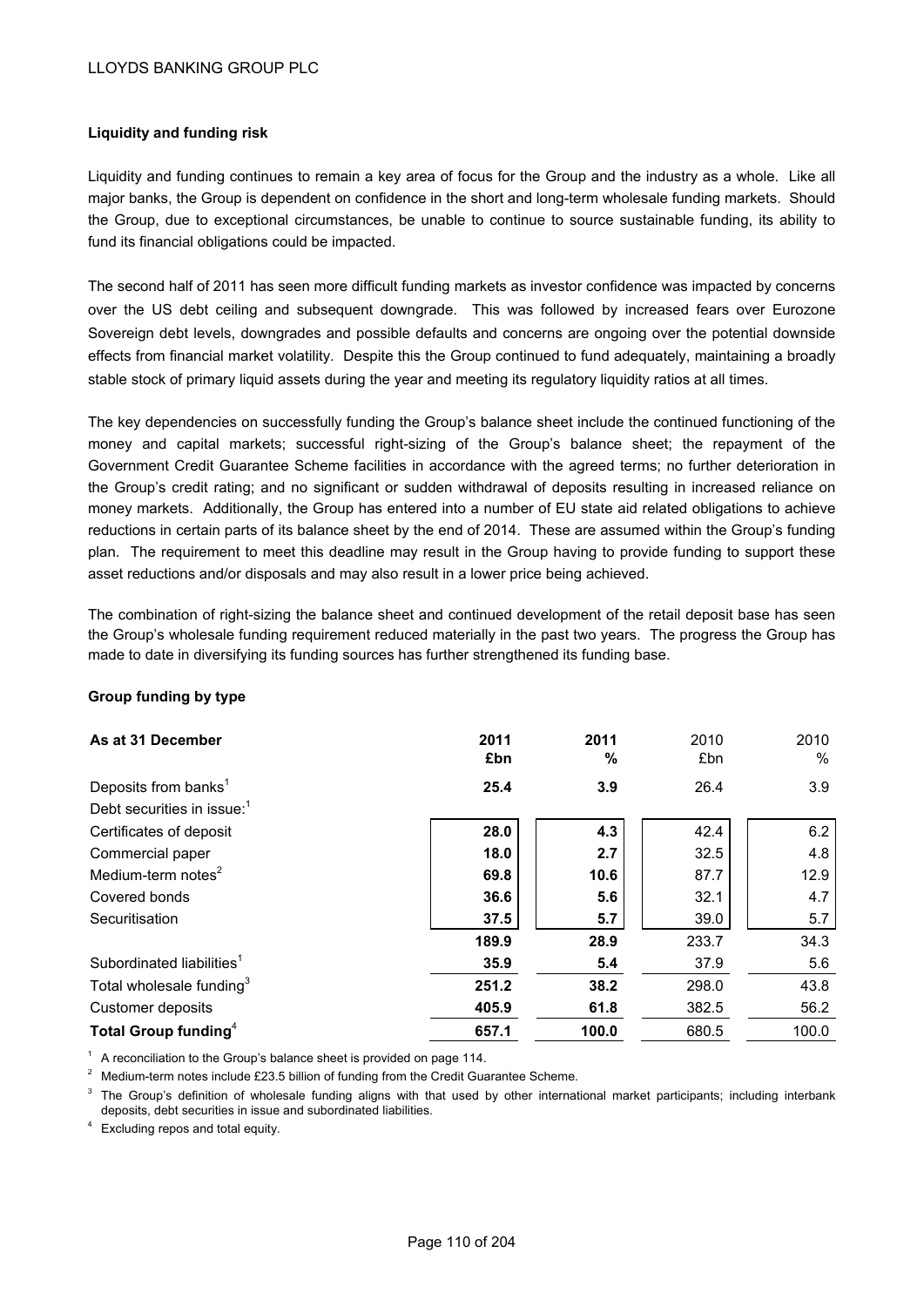### Liquidity and funding risk

Liquidity and funding continues to remain a key area of focus for the Group and the industry as a whole. Like all major banks, the Group is dependent on confidence in the short and long-term wholesale funding markets. Should the Group, due to exceptional circumstances, be unable to continue to source sustainable funding, its ability to fund its financial obligations could be impacted.

The second half of 2011 has seen more difficult funding markets as investor confidence was impacted by concerns over the US debt ceiling and subsequent downgrade. This was followed by increased fears over Eurozone Sovereign debt levels, downgrades and possible defaults and concerns are ongoing over the potential downside effects from financial market volatility. Despite this the Group continued to fund adequately, maintaining a broadly stable stock of primary liquid assets during the year and meeting its regulatory liquidity ratios at all times.

The key dependencies on successfully funding the Group's balance sheet include the continued functioning of the money and capital markets; successful right-sizing of the Group's balance sheet; the repayment of the Government Credit Guarantee Scheme facilities in accordance with the agreed terms; no further deterioration in the Group's credit rating; and no significant or sudden withdrawal of deposits resulting in increased reliance on money markets. Additionally, the Group has entered into a number of EU state aid related obligations to achieve reductions in certain parts of its balance sheet by the end of 2014. These are assumed within the Group's funding plan. The requirement to meet this deadline may result in the Group having to provide funding to support these asset reductions and/or disposals and may also result in a lower price being achieved.

The combination of right-sizing the balance sheet and continued development of the retail deposit base has seen the Group's wholesale funding requirement reduced materially in the past two years. The progress the Group has made to date in diversifying its funding sources has further strengthened its funding base.

#### Group funding by type

| As at 31 December | 2011 £bn | 2011 % | 2010 £bn | 2010 % |
|---|---|---|---|---|
| Deposits from banks[1] | **25.4** | **3.9** | 26.4 | 3.9 |
| Debt securities in issue:[1] | | | | |
| Certificates of deposit | **28.0** | **4.3** | 42.4 | 6.2 |
| Commercial paper | **18.0** | **2.7** | 32.5 | 4.8 |
| Medium-term notes[2] | **69.8** | **10.6** | 87.7 | 12.9 |
| Covered bonds | **36.6** | **5.6** | 32.1 | 4.7 |
| Securitisation | **37.5** | **5.7** | 39.0 | 5.7 |
| | **189.9** | **28.9** | 233.7 | 34.3 |
| Subordinated liabilities[1] | **35.9** | **5.4** | 37.9 | 5.6 |
| Total wholesale funding[3] | **251.2** | **38.2** | 298.0 | 43.8 |
| Customer deposits | **405.9** | **61.8** | 382.5 | 56.2 |
| **Total Group funding**[4] | **657.1** | **100.0** | 680.5 | 100.0 |

[1] A reconciliation to the Group's balance sheet is provided on page 114.

[2] Medium-term notes include £23.5 billion of funding from the Credit Guarantee Scheme.

[3] The Group's definition of wholesale funding aligns with that used by other international market participants; including interbank deposits, debt securities in issue and subordinated liabilities.

[4] Excluding repos and total equity.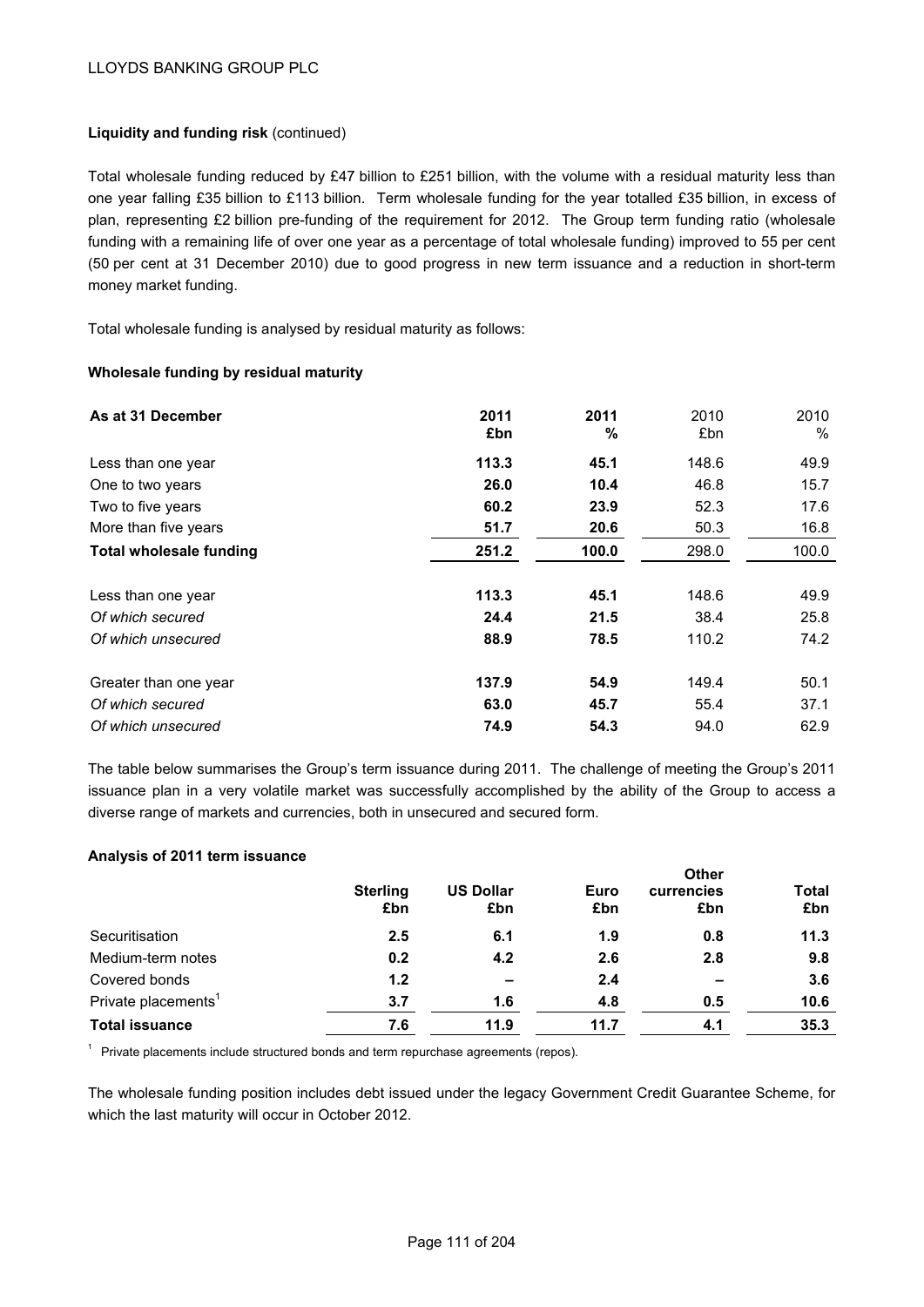**Liquidity and funding risk** (continued)

Total wholesale funding reduced by £47 billion to £251 billion, with the volume with a residual maturity less than one year falling £35 billion to £113 billion. Term wholesale funding for the year totalled £35 billion, in excess of plan, representing £2 billion pre-funding of the requirement for 2012. The Group term funding ratio (wholesale funding with a remaining life of over one year as a percentage of total wholesale funding) improved to 55 per cent (50 per cent at 31 December 2010) due to good progress in new term issuance and a reduction in short-term money market funding.

Total wholesale funding is analysed by residual maturity as follows:

**Wholesale funding by residual maturity**

| As at 31 December | 2011 £bn | 2011 % | 2010 £bn | 2010 % |
|---|---|---|---|---|
| Less than one year | **113.3** | **45.1** | 148.6 | 49.9 |
| One to two years | **26.0** | **10.4** | 46.8 | 15.7 |
| Two to five years | **60.2** | **23.9** | 52.3 | 17.6 |
| More than five years | **51.7** | **20.6** | 50.3 | 16.8 |
| **Total wholesale funding** | **251.2** | **100.0** | 298.0 | 100.0 |
| | | | | |
| Less than one year | **113.3** | **45.1** | 148.6 | 49.9 |
| *Of which secured* | **24.4** | **21.5** | 38.4 | 25.8 |
| *Of which unsecured* | **88.9** | **78.5** | 110.2 | 74.2 |
| | | | | |
| Greater than one year | **137.9** | **54.9** | 149.4 | 50.1 |
| *Of which secured* | **63.0** | **45.7** | 55.4 | 37.1 |
| *Of which unsecured* | **74.9** | **54.3** | 94.0 | 62.9 |

The table below summarises the Group's term issuance during 2011. The challenge of meeting the Group's 2011 issuance plan in a very volatile market was successfully accomplished by the ability of the Group to access a diverse range of markets and currencies, both in unsecured and secured form.

**Analysis of 2011 term issuance**

| | Sterling £bn | US Dollar £bn | Euro £bn | Other currencies £bn | Total £bn |
|---|---|---|---|---|---|
| Securitisation | **2.5** | **6.1** | **1.9** | **0.8** | **11.3** |
| Medium-term notes | **0.2** | **4.2** | **2.6** | **2.8** | **9.8** |
| Covered bonds | **1.2** | **–** | **2.4** | **–** | **3.6** |
| Private placements[1] | **3.7** | **1.6** | **4.8** | **0.5** | **10.6** |
| **Total issuance** | **7.6** | **11.9** | **11.7** | **4.1** | **35.3** |

[1] Private placements include structured bonds and term repurchase agreements (repos).

The wholesale funding position includes debt issued under the legacy Government Credit Guarantee Scheme, for which the last maturity will occur in October 2012.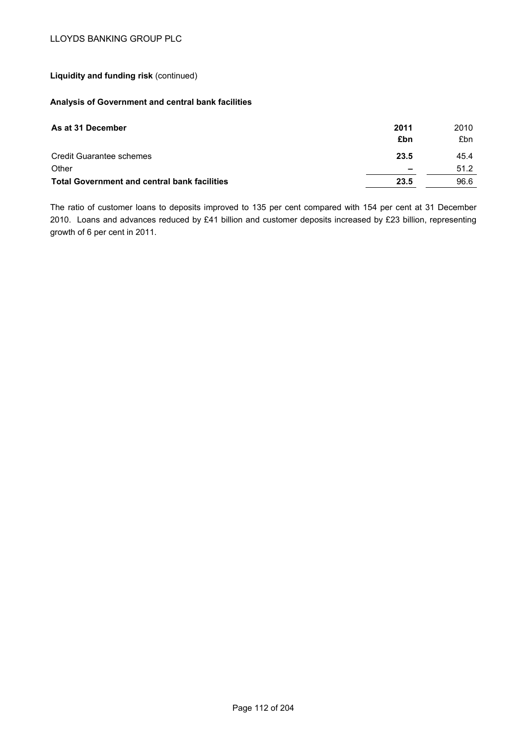**Liquidity and funding risk** (continued)

**Analysis of Government and central bank facilities**

| As at 31 December | 2011<br>£bn | 2010<br>£bn |
|---|---|---|
| Credit Guarantee schemes | **23.5** | 45.4 |
| Other | **–** | 51.2 |
| **Total Government and central bank facilities** | **23.5** | 96.6 |

The ratio of customer loans to deposits improved to 135 per cent compared with 154 per cent at 31 December 2010. Loans and advances reduced by £41 billion and customer deposits increased by £23 billion, representing growth of 6 per cent in 2011.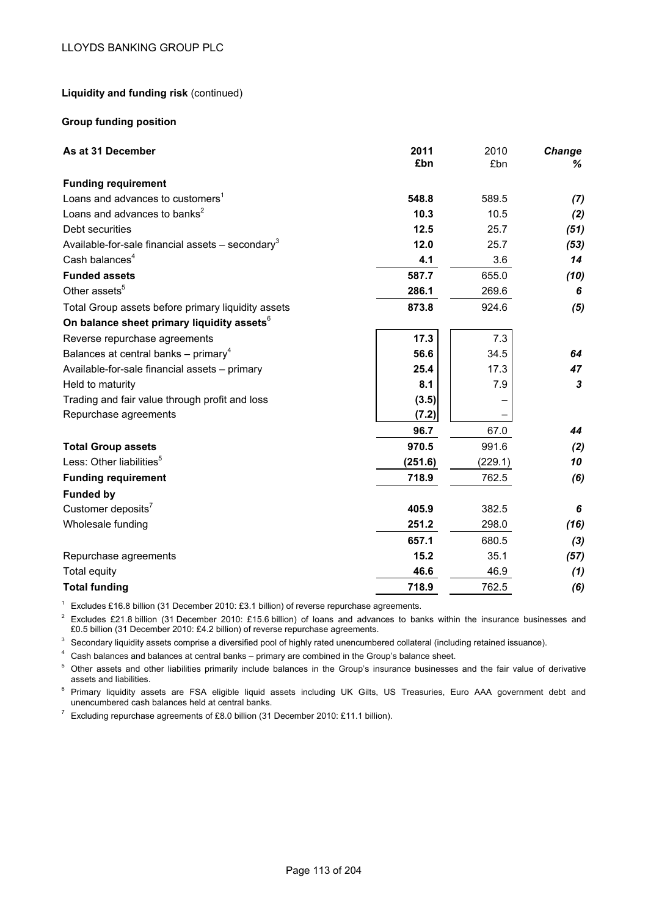**Liquidity and funding risk** (continued)

**Group funding position**

| As at 31 December | 2011 £bn | 2010 £bn | Change % |
|---|---|---|---|
| **Funding requirement** | | | |
| Loans and advances to customers[1] | **548.8** | 589.5 | *(7)* |
| Loans and advances to banks[2] | **10.3** | 10.5 | *(2)* |
| Debt securities | **12.5** | 25.7 | *(51)* |
| Available-for-sale financial assets – secondary[3] | **12.0** | 25.7 | *(53)* |
| Cash balances[4] | **4.1** | 3.6 | *14* |
| **Funded assets** | **587.7** | 655.0 | *(10)* |
| Other assets[5] | **286.1** | 269.6 | *6* |
| Total Group assets before primary liquidity assets | **873.8** | 924.6 | *(5)* |
| **On balance sheet primary liquidity assets**[6] | | | |
| Reverse repurchase agreements | **17.3** | 7.3 | |
| Balances at central banks – primary[4] | **56.6** | 34.5 | *64* |
| Available-for-sale financial assets – primary | **25.4** | 17.3 | *47* |
| Held to maturity | **8.1** | 7.9 | *3* |
| Trading and fair value through profit and loss | **(3.5)** | – | |
| Repurchase agreements | **(7.2)** | – | |
| | **96.7** | 67.0 | *44* |
| **Total Group assets** | **970.5** | 991.6 | *(2)* |
| Less: Other liabilities[5] | **(251.6)** | (229.1) | *10* |
| **Funding requirement** | **718.9** | 762.5 | *(6)* |
| **Funded by** | | | |
| Customer deposits[7] | **405.9** | 382.5 | *6* |
| Wholesale funding | **251.2** | 298.0 | *(16)* |
| | **657.1** | 680.5 | *(3)* |
| Repurchase agreements | **15.2** | 35.1 | *(57)* |
| Total equity | **46.6** | 46.9 | *(1)* |
| **Total funding** | **718.9** | 762.5 | *(6)* |

[1] Excludes £16.8 billion (31 December 2010: £3.1 billion) of reverse repurchase agreements.

[2] Excludes £21.8 billion (31 December 2010: £15.6 billion) of loans and advances to banks within the insurance businesses and £0.5 billion (31 December 2010: £4.2 billion) of reverse repurchase agreements.

[3] Secondary liquidity assets comprise a diversified pool of highly rated unencumbered collateral (including retained issuance).

[4] Cash balances and balances at central banks – primary are combined in the Group's balance sheet.

[5] Other assets and other liabilities primarily include balances in the Group's insurance businesses and the fair value of derivative assets and liabilities.

[6] Primary liquidity assets are FSA eligible liquid assets including UK Gilts, US Treasuries, Euro AAA government debt and unencumbered cash balances held at central banks.

[7] Excluding repurchase agreements of £8.0 billion (31 December 2010: £11.1 billion).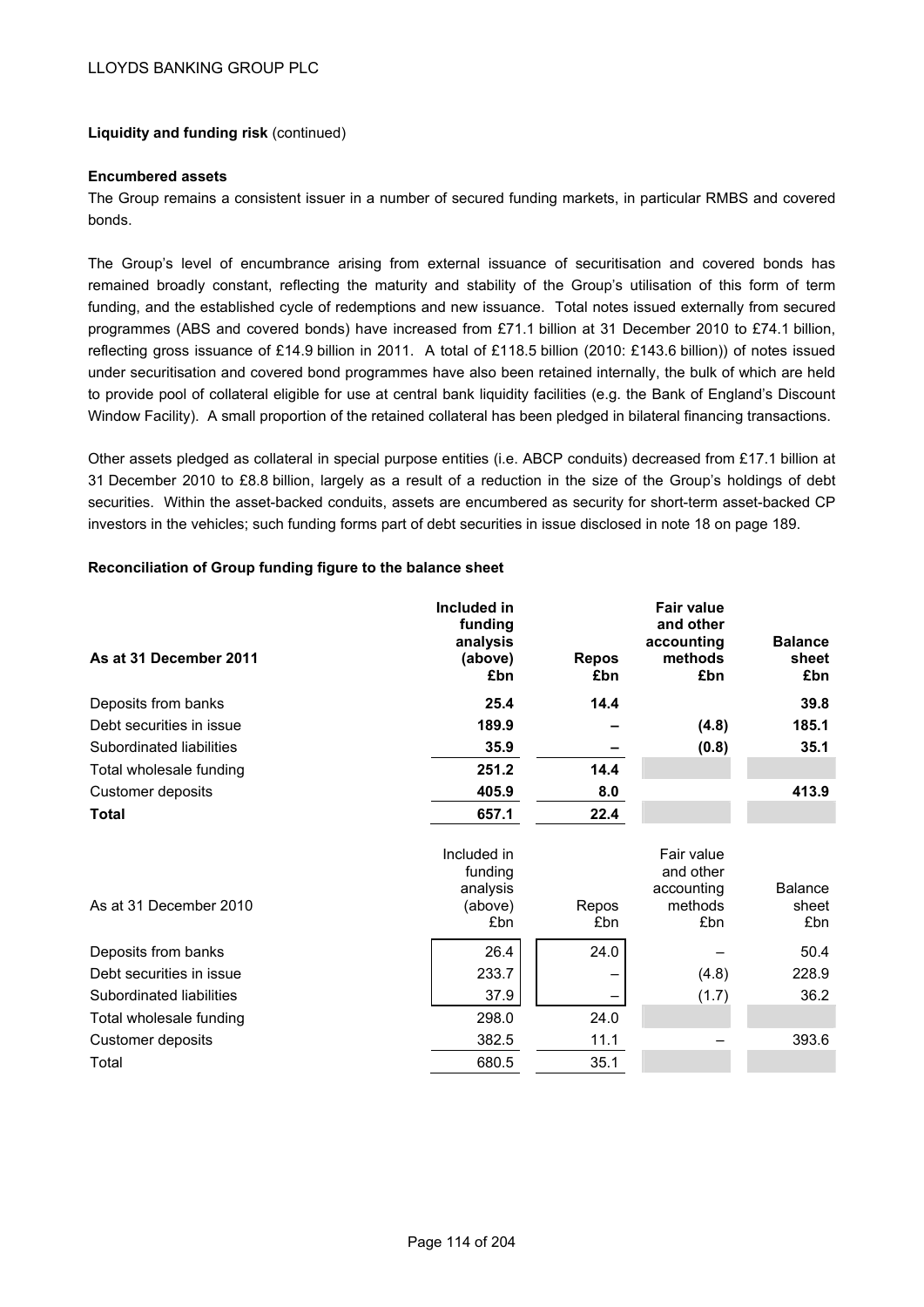**Liquidity and funding risk** (continued)

**Encumbered assets**

The Group remains a consistent issuer in a number of secured funding markets, in particular RMBS and covered bonds.

The Group's level of encumbrance arising from external issuance of securitisation and covered bonds has remained broadly constant, reflecting the maturity and stability of the Group's utilisation of this form of term funding, and the established cycle of redemptions and new issuance. Total notes issued externally from secured programmes (ABS and covered bonds) have increased from £71.1 billion at 31 December 2010 to £74.1 billion, reflecting gross issuance of £14.9 billion in 2011. A total of £118.5 billion (2010: £143.6 billion)) of notes issued under securitisation and covered bond programmes have also been retained internally, the bulk of which are held to provide pool of collateral eligible for use at central bank liquidity facilities (e.g. the Bank of England's Discount Window Facility). A small proportion of the retained collateral has been pledged in bilateral financing transactions.

Other assets pledged as collateral in special purpose entities (i.e. ABCP conduits) decreased from £17.1 billion at 31 December 2010 to £8.8 billion, largely as a result of a reduction in the size of the Group's holdings of debt securities. Within the asset-backed conduits, assets are encumbered as security for short-term asset-backed CP investors in the vehicles; such funding forms part of debt securities in issue disclosed in note 18 on page 189.

**Reconciliation of Group funding figure to the balance sheet**

| **As at 31 December 2011** | **Included in funding analysis (above) £bn** | **Repos £bn** | **Fair value and other accounting methods £bn** | **Balance sheet £bn** |
|---|---|---|---|---|
| Deposits from banks | **25.4** | **14.4** | | **39.8** |
| Debt securities in issue | **189.9** | **–** | **(4.8)** | **185.1** |
| Subordinated liabilities | **35.9** | **–** | **(0.8)** | **35.1** |
| Total wholesale funding | **251.2** | **14.4** | | |
| Customer deposits | **405.9** | **8.0** | | **413.9** |
| **Total** | **657.1** | **22.4** | | |

| As at 31 December 2010 | Included in funding analysis (above) £bn | Repos £bn | Fair value and other accounting methods £bn | Balance sheet £bn |
|---|---|---|---|---|
| Deposits from banks | 26.4 | 24.0 | – | 50.4 |
| Debt securities in issue | 233.7 | – | (4.8) | 228.9 |
| Subordinated liabilities | 37.9 | – | (1.7) | 36.2 |
| Total wholesale funding | 298.0 | 24.0 | | |
| Customer deposits | 382.5 | 11.1 | – | 393.6 |
| Total | 680.5 | 35.1 | | |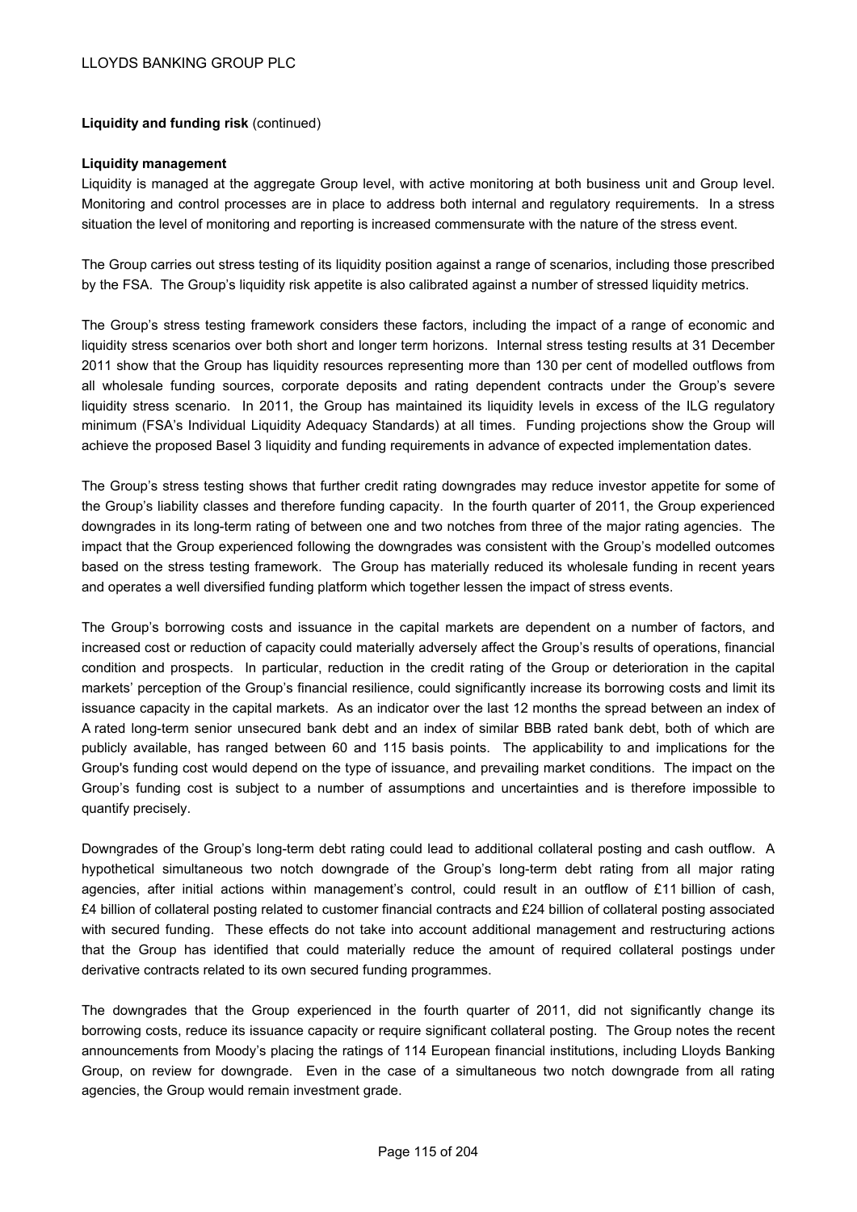**Liquidity and funding risk** (continued)

**Liquidity management**

Liquidity is managed at the aggregate Group level, with active monitoring at both business unit and Group level. Monitoring and control processes are in place to address both internal and regulatory requirements. In a stress situation the level of monitoring and reporting is increased commensurate with the nature of the stress event.

The Group carries out stress testing of its liquidity position against a range of scenarios, including those prescribed by the FSA. The Group's liquidity risk appetite is also calibrated against a number of stressed liquidity metrics.

The Group's stress testing framework considers these factors, including the impact of a range of economic and liquidity stress scenarios over both short and longer term horizons. Internal stress testing results at 31 December 2011 show that the Group has liquidity resources representing more than 130 per cent of modelled outflows from all wholesale funding sources, corporate deposits and rating dependent contracts under the Group's severe liquidity stress scenario. In 2011, the Group has maintained its liquidity levels in excess of the ILG regulatory minimum (FSA's Individual Liquidity Adequacy Standards) at all times. Funding projections show the Group will achieve the proposed Basel 3 liquidity and funding requirements in advance of expected implementation dates.

The Group's stress testing shows that further credit rating downgrades may reduce investor appetite for some of the Group's liability classes and therefore funding capacity. In the fourth quarter of 2011, the Group experienced downgrades in its long-term rating of between one and two notches from three of the major rating agencies. The impact that the Group experienced following the downgrades was consistent with the Group's modelled outcomes based on the stress testing framework. The Group has materially reduced its wholesale funding in recent years and operates a well diversified funding platform which together lessen the impact of stress events.

The Group's borrowing costs and issuance in the capital markets are dependent on a number of factors, and increased cost or reduction of capacity could materially adversely affect the Group's results of operations, financial condition and prospects. In particular, reduction in the credit rating of the Group or deterioration in the capital markets' perception of the Group's financial resilience, could significantly increase its borrowing costs and limit its issuance capacity in the capital markets. As an indicator over the last 12 months the spread between an index of A rated long-term senior unsecured bank debt and an index of similar BBB rated bank debt, both of which are publicly available, has ranged between 60 and 115 basis points. The applicability to and implications for the Group's funding cost would depend on the type of issuance, and prevailing market conditions. The impact on the Group's funding cost is subject to a number of assumptions and uncertainties and is therefore impossible to quantify precisely.

Downgrades of the Group's long-term debt rating could lead to additional collateral posting and cash outflow. A hypothetical simultaneous two notch downgrade of the Group's long-term debt rating from all major rating agencies, after initial actions within management's control, could result in an outflow of £11 billion of cash, £4 billion of collateral posting related to customer financial contracts and £24 billion of collateral posting associated with secured funding. These effects do not take into account additional management and restructuring actions that the Group has identified that could materially reduce the amount of required collateral postings under derivative contracts related to its own secured funding programmes.

The downgrades that the Group experienced in the fourth quarter of 2011, did not significantly change its borrowing costs, reduce its issuance capacity or require significant collateral posting. The Group notes the recent announcements from Moody's placing the ratings of 114 European financial institutions, including Lloyds Banking Group, on review for downgrade. Even in the case of a simultaneous two notch downgrade from all rating agencies, the Group would remain investment grade.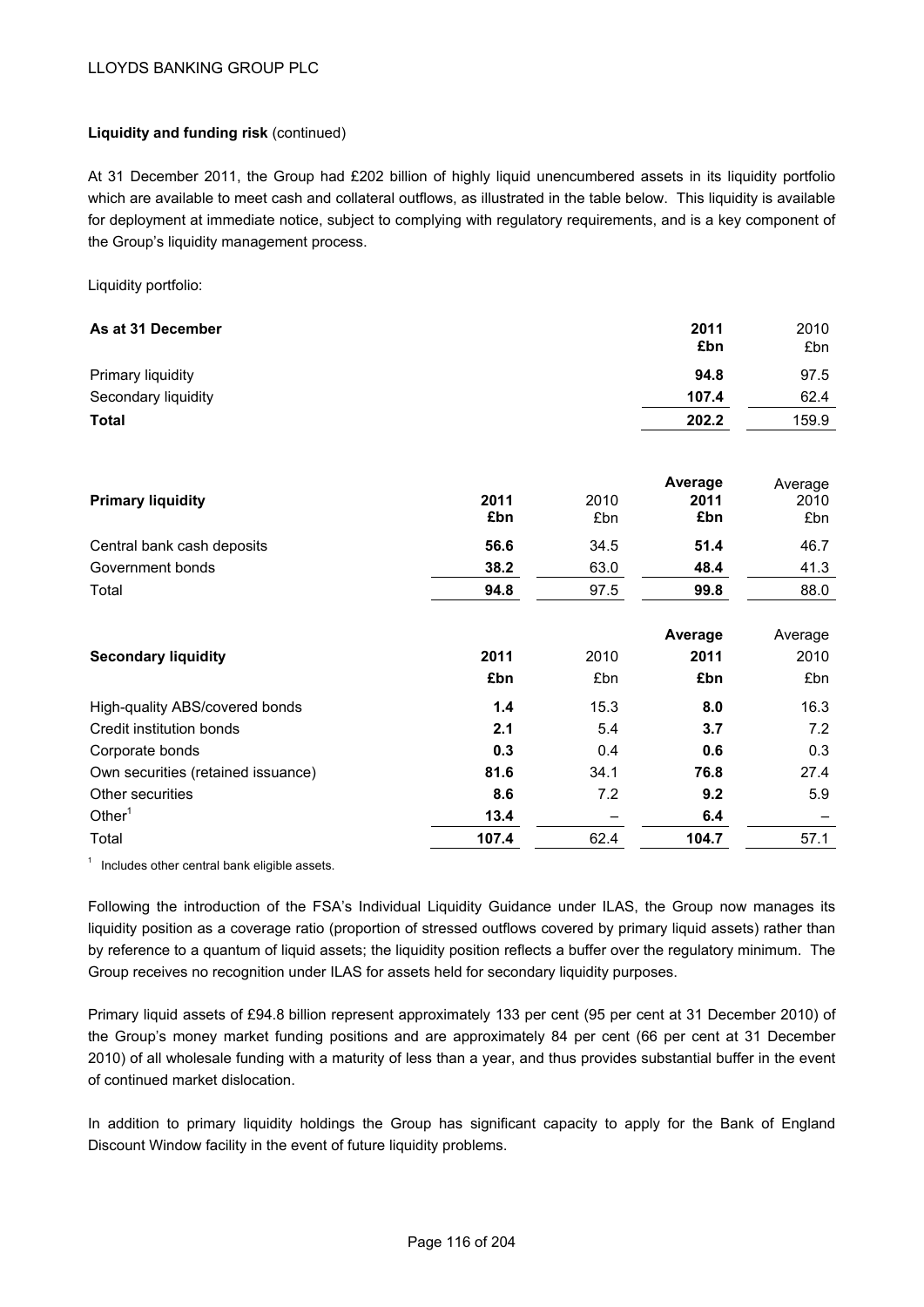**Liquidity and funding risk** (continued)

At 31 December 2011, the Group had £202 billion of highly liquid unencumbered assets in its liquidity portfolio which are available to meet cash and collateral outflows, as illustrated in the table below. This liquidity is available for deployment at immediate notice, subject to complying with regulatory requirements, and is a key component of the Group's liquidity management process.

Liquidity portfolio:

| As at 31 December | 2011 £bn | 2010 £bn |
|---|---|---|
| Primary liquidity | **94.8** | 97.5 |
| Secondary liquidity | **107.4** | 62.4 |
| **Total** | **202.2** | 159.9 |

| **Primary liquidity** | 2011 £bn | 2010 £bn | Average 2011 £bn | Average 2010 £bn |
|---|---|---|---|---|
| Central bank cash deposits | **56.6** | 34.5 | **51.4** | 46.7 |
| Government bonds | **38.2** | 63.0 | **48.4** | 41.3 |
| Total | **94.8** | 97.5 | **99.8** | 88.0 |

| **Secondary liquidity** | 2011 £bn | 2010 £bn | Average 2011 £bn | Average 2010 £bn |
|---|---|---|---|---|
| High-quality ABS/covered bonds | **1.4** | 15.3 | **8.0** | 16.3 |
| Credit institution bonds | **2.1** | 5.4 | **3.7** | 7.2 |
| Corporate bonds | **0.3** | 0.4 | **0.6** | 0.3 |
| Own securities (retained issuance) | **81.6** | 34.1 | **76.8** | 27.4 |
| Other securities | **8.6** | 7.2 | **9.2** | 5.9 |
| Other[1] | **13.4** | – | **6.4** | – |
| Total | **107.4** | 62.4 | **104.7** | 57.1 |

[1] Includes other central bank eligible assets.

Following the introduction of the FSA's Individual Liquidity Guidance under ILAS, the Group now manages its liquidity position as a coverage ratio (proportion of stressed outflows covered by primary liquid assets) rather than by reference to a quantum of liquid assets; the liquidity position reflects a buffer over the regulatory minimum. The Group receives no recognition under ILAS for assets held for secondary liquidity purposes.

Primary liquid assets of £94.8 billion represent approximately 133 per cent (95 per cent at 31 December 2010) of the Group's money market funding positions and are approximately 84 per cent (66 per cent at 31 December 2010) of all wholesale funding with a maturity of less than a year, and thus provides substantial buffer in the event of continued market dislocation.

In addition to primary liquidity holdings the Group has significant capacity to apply for the Bank of England Discount Window facility in the event of future liquidity problems.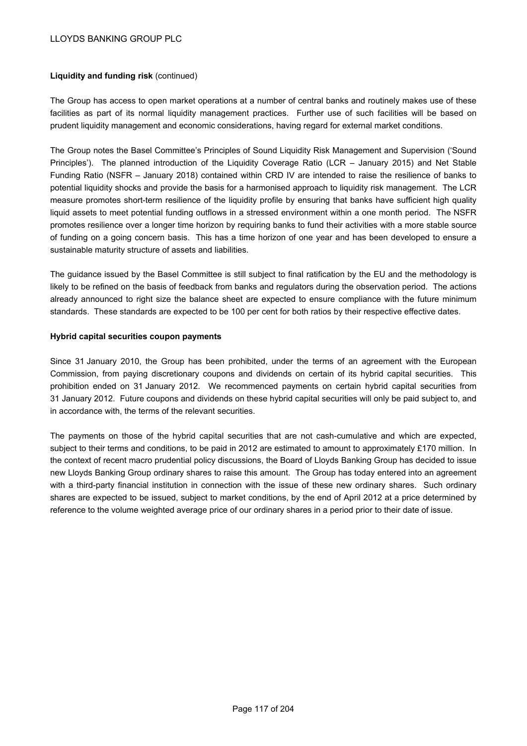**Liquidity and funding risk** (continued)

The Group has access to open market operations at a number of central banks and routinely makes use of these facilities as part of its normal liquidity management practices. Further use of such facilities will be based on prudent liquidity management and economic considerations, having regard for external market conditions.

The Group notes the Basel Committee's Principles of Sound Liquidity Risk Management and Supervision ('Sound Principles'). The planned introduction of the Liquidity Coverage Ratio (LCR – January 2015) and Net Stable Funding Ratio (NSFR – January 2018) contained within CRD IV are intended to raise the resilience of banks to potential liquidity shocks and provide the basis for a harmonised approach to liquidity risk management. The LCR measure promotes short-term resilience of the liquidity profile by ensuring that banks have sufficient high quality liquid assets to meet potential funding outflows in a stressed environment within a one month period. The NSFR promotes resilience over a longer time horizon by requiring banks to fund their activities with a more stable source of funding on a going concern basis. This has a time horizon of one year and has been developed to ensure a sustainable maturity structure of assets and liabilities.

The guidance issued by the Basel Committee is still subject to final ratification by the EU and the methodology is likely to be refined on the basis of feedback from banks and regulators during the observation period. The actions already announced to right size the balance sheet are expected to ensure compliance with the future minimum standards. These standards are expected to be 100 per cent for both ratios by their respective effective dates.

**Hybrid capital securities coupon payments**

Since 31 January 2010, the Group has been prohibited, under the terms of an agreement with the European Commission, from paying discretionary coupons and dividends on certain of its hybrid capital securities. This prohibition ended on 31 January 2012. We recommenced payments on certain hybrid capital securities from 31 January 2012. Future coupons and dividends on these hybrid capital securities will only be paid subject to, and in accordance with, the terms of the relevant securities.

The payments on those of the hybrid capital securities that are not cash-cumulative and which are expected, subject to their terms and conditions, to be paid in 2012 are estimated to amount to approximately £170 million. In the context of recent macro prudential policy discussions, the Board of Lloyds Banking Group has decided to issue new Lloyds Banking Group ordinary shares to raise this amount. The Group has today entered into an agreement with a third-party financial institution in connection with the issue of these new ordinary shares. Such ordinary shares are expected to be issued, subject to market conditions, by the end of April 2012 at a price determined by reference to the volume weighted average price of our ordinary shares in a period prior to their date of issue.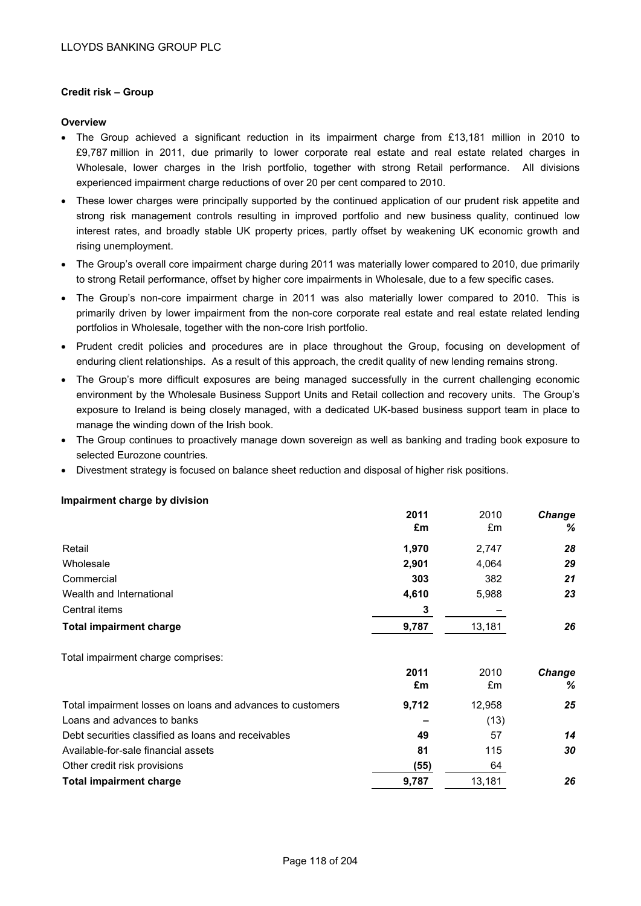## Credit risk – Group

### Overview

- The Group achieved a significant reduction in its impairment charge from £13,181 million in 2010 to £9,787 million in 2011, due primarily to lower corporate real estate and real estate related charges in Wholesale, lower charges in the Irish portfolio, together with strong Retail performance. All divisions experienced impairment charge reductions of over 20 per cent compared to 2010.
- These lower charges were principally supported by the continued application of our prudent risk appetite and strong risk management controls resulting in improved portfolio and new business quality, continued low interest rates, and broadly stable UK property prices, partly offset by weakening UK economic growth and rising unemployment.
- The Group's overall core impairment charge during 2011 was materially lower compared to 2010, due primarily to strong Retail performance, offset by higher core impairments in Wholesale, due to a few specific cases.
- The Group's non-core impairment charge in 2011 was also materially lower compared to 2010. This is primarily driven by lower impairment from the non-core corporate real estate and real estate related lending portfolios in Wholesale, together with the non-core Irish portfolio.
- Prudent credit policies and procedures are in place throughout the Group, focusing on development of enduring client relationships. As a result of this approach, the credit quality of new lending remains strong.
- The Group's more difficult exposures are being managed successfully in the current challenging economic environment by the Wholesale Business Support Units and Retail collection and recovery units. The Group's exposure to Ireland is being closely managed, with a dedicated UK-based business support team in place to manage the winding down of the Irish book.
- The Group continues to proactively manage down sovereign as well as banking and trading book exposure to selected Eurozone countries.
- Divestment strategy is focused on balance sheet reduction and disposal of higher risk positions.

### Impairment charge by division

| | **2011 £m** | 2010 £m | ***Change %*** |
|---|---|---|---|
| Retail | **1,970** | 2,747 | ***28*** |
| Wholesale | **2,901** | 4,064 | ***29*** |
| Commercial | **303** | 382 | ***21*** |
| Wealth and International | **4,610** | 5,988 | ***23*** |
| Central items | **3** | – | |
| **Total impairment charge** | **9,787** | 13,181 | ***26*** |

Total impairment charge comprises:

| | **2011 £m** | 2010 £m | ***Change %*** |
|---|---|---|---|
| Total impairment losses on loans and advances to customers | **9,712** | 12,958 | ***25*** |
| Loans and advances to banks | **–** | (13) | |
| Debt securities classified as loans and receivables | **49** | 57 | ***14*** |
| Available-for-sale financial assets | **81** | 115 | ***30*** |
| Other credit risk provisions | **(55)** | 64 | |
| **Total impairment charge** | **9,787** | 13,181 | ***26*** |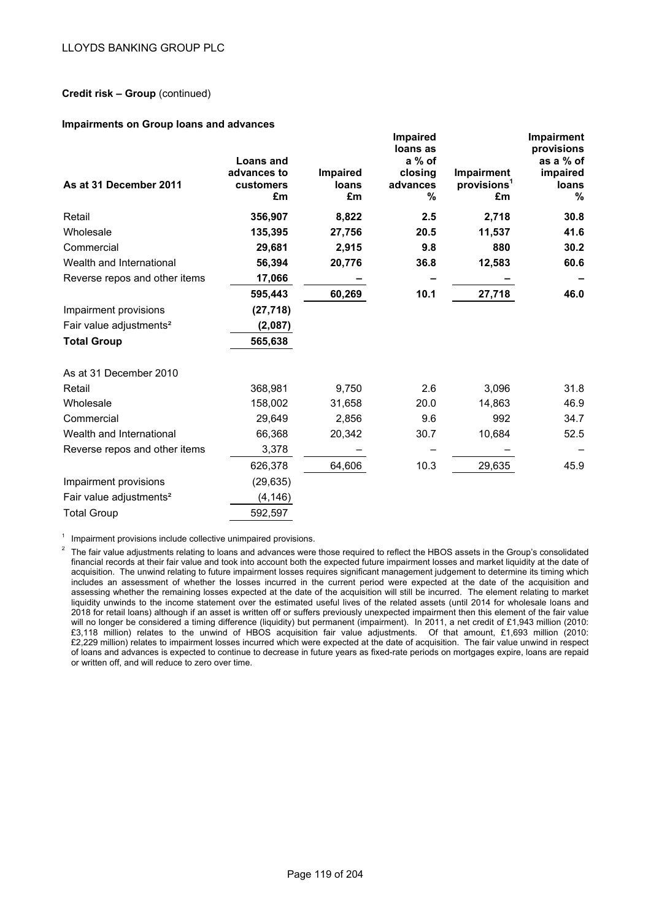**Credit risk – Group** (continued)

**Impairments on Group loans and advances**

| As at 31 December 2011 | Loans and advances to customers £m | Impaired loans £m | Impaired loans as a % of closing advances % | Impairment provisions[1] £m | Impairment provisions as a % of impaired loans % |
|---|---|---|---|---|---|
| Retail | **356,907** | **8,822** | **2.5** | **2,718** | **30.8** |
| Wholesale | **135,395** | **27,756** | **20.5** | **11,537** | **41.6** |
| Commercial | **29,681** | **2,915** | **9.8** | **880** | **30.2** |
| Wealth and International | **56,394** | **20,776** | **36.8** | **12,583** | **60.6** |
| Reverse repos and other items | **17,066** | **–** | **–** | **–** | **–** |
| | **595,443** | **60,269** | **10.1** | **27,718** | **46.0** |
| Impairment provisions | **(27,718)** | | | | |
| Fair value adjustments[2] | **(2,087)** | | | | |
| **Total Group** | **565,638** | | | | |
| As at 31 December 2010 | | | | | |
| Retail | 368,981 | 9,750 | 2.6 | 3,096 | 31.8 |
| Wholesale | 158,002 | 31,658 | 20.0 | 14,863 | 46.9 |
| Commercial | 29,649 | 2,856 | 9.6 | 992 | 34.7 |
| Wealth and International | 66,368 | 20,342 | 30.7 | 10,684 | 52.5 |
| Reverse repos and other items | 3,378 | – | – | – | – |
| | 626,378 | 64,606 | 10.3 | 29,635 | 45.9 |
| Impairment provisions | (29,635) | | | | |
| Fair value adjustments[2] | (4,146) | | | | |
| Total Group | 592,597 | | | | |

[1] Impairment provisions include collective unimpaired provisions.

[2] The fair value adjustments relating to loans and advances were those required to reflect the HBOS assets in the Group's consolidated financial records at their fair value and took into account both the expected future impairment losses and market liquidity at the date of acquisition. The unwind relating to future impairment losses requires significant management judgement to determine its timing which includes an assessment of whether the losses incurred in the current period were expected at the date of the acquisition and assessing whether the remaining losses expected at the date of the acquisition will still be incurred. The element relating to market liquidity unwinds to the income statement over the estimated useful lives of the related assets (until 2014 for wholesale loans and 2018 for retail loans) although if an asset is written off or suffers previously unexpected impairment then this element of the fair value will no longer be considered a timing difference (liquidity) but permanent (impairment). In 2011, a net credit of £1,943 million (2010: £3,118 million) relates to the unwind of HBOS acquisition fair value adjustments. Of that amount, £1,693 million (2010: £2,229 million) relates to impairment losses incurred which were expected at the date of acquisition. The fair value unwind in respect of loans and advances is expected to continue to decrease in future years as fixed-rate periods on mortgages expire, loans are repaid or written off, and will reduce to zero over time.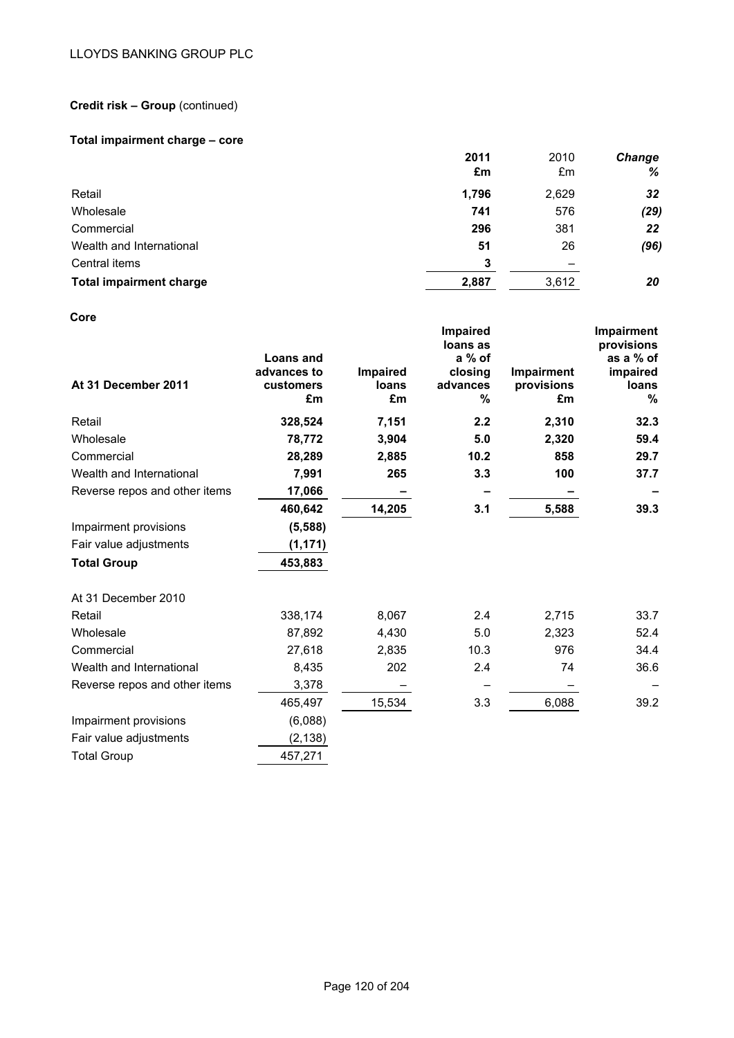**Credit risk – Group** (continued)

**Total impairment charge – core**

| | **2011 £m** | 2010 £m | ***Change %*** |
|---|---|---|---|
| Retail | **1,796** | 2,629 | ***32*** |
| Wholesale | **741** | 576 | ***(29)*** |
| Commercial | **296** | 381 | ***22*** |
| Wealth and International | **51** | 26 | ***(96)*** |
| Central items | **3** | – | |
| **Total impairment charge** | **2,887** | 3,612 | ***20*** |

**Core**

| **At 31 December 2011** | **Loans and advances to customers £m** | **Impaired loans £m** | **Impaired loans as a % of closing advances %** | **Impairment provisions £m** | **Impairment provisions as a % of impaired loans %** |
|---|---|---|---|---|---|
| Retail | **328,524** | **7,151** | **2.2** | **2,310** | **32.3** |
| Wholesale | **78,772** | **3,904** | **5.0** | **2,320** | **59.4** |
| Commercial | **28,289** | **2,885** | **10.2** | **858** | **29.7** |
| Wealth and International | **7,991** | **265** | **3.3** | **100** | **37.7** |
| Reverse repos and other items | **17,066** | **–** | **–** | **–** | **–** |
| | **460,642** | **14,205** | **3.1** | **5,588** | **39.3** |
| Impairment provisions | **(5,588)** | | | | |
| Fair value adjustments | **(1,171)** | | | | |
| **Total Group** | **453,883** | | | | |
| | | | | | |
| At 31 December 2010 | | | | | |
| Retail | 338,174 | 8,067 | 2.4 | 2,715 | 33.7 |
| Wholesale | 87,892 | 4,430 | 5.0 | 2,323 | 52.4 |
| Commercial | 27,618 | 2,835 | 10.3 | 976 | 34.4 |
| Wealth and International | 8,435 | 202 | 2.4 | 74 | 36.6 |
| Reverse repos and other items | 3,378 | – | – | – | – |
| | 465,497 | 15,534 | 3.3 | 6,088 | 39.2 |
| Impairment provisions | (6,088) | | | | |
| Fair value adjustments | (2,138) | | | | |
| Total Group | 457,271 | | | | |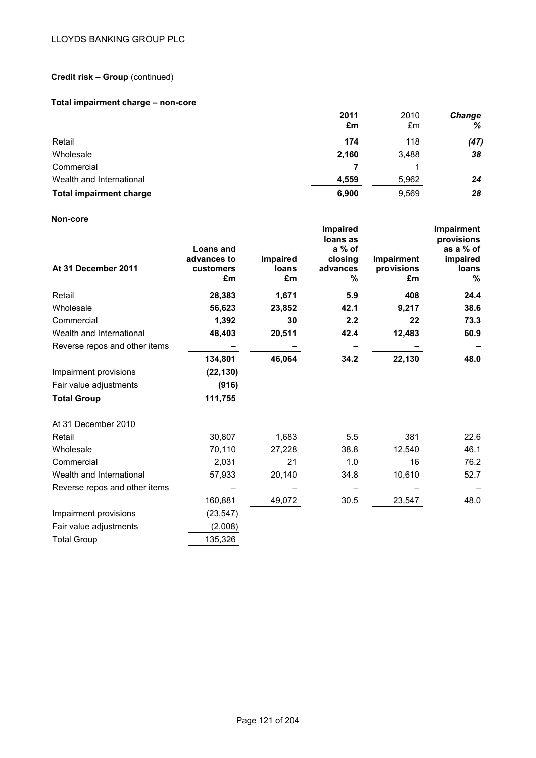LLOYDS BANKING GROUP PLC

**Credit risk – Group** (continued)

**Total impairment charge – non-core**

| | **2011 £m** | 2010 £m | ***Change %*** |
|---|---|---|---|
| Retail | **174** | 118 | ***(47)*** |
| Wholesale | **2,160** | 3,488 | ***38*** |
| Commercial | **7** | 1 | |
| Wealth and International | **4,559** | 5,962 | ***24*** |
| **Total impairment charge** | **6,900** | 9,569 | ***28*** |

**Non-core**

| **At 31 December 2011** | **Loans and advances to customers £m** | **Impaired loans £m** | **Impaired loans as a % of closing advances %** | **Impairment provisions £m** | **Impairment provisions as a % of impaired loans %** |
|---|---|---|---|---|---|
| Retail | **28,383** | **1,671** | **5.9** | **408** | **24.4** |
| Wholesale | **56,623** | **23,852** | **42.1** | **9,217** | **38.6** |
| Commercial | **1,392** | **30** | **2.2** | **22** | **73.3** |
| Wealth and International | **48,403** | **20,511** | **42.4** | **12,483** | **60.9** |
| Reverse repos and other items | **–** | **–** | **–** | **–** | **–** |
| | **134,801** | **46,064** | **34.2** | **22,130** | **48.0** |
| Impairment provisions | **(22,130)** | | | | |
| Fair value adjustments | **(916)** | | | | |
| **Total Group** | **111,755** | | | | |
| | | | | | |
| At 31 December 2010 | | | | | |
| Retail | 30,807 | 1,683 | 5.5 | 381 | 22.6 |
| Wholesale | 70,110 | 27,228 | 38.8 | 12,540 | 46.1 |
| Commercial | 2,031 | 21 | 1.0 | 16 | 76.2 |
| Wealth and International | 57,933 | 20,140 | 34.8 | 10,610 | 52.7 |
| Reverse repos and other items | – | – | – | – | – |
| | 160,881 | 49,072 | 30.5 | 23,547 | 48.0 |
| Impairment provisions | (23,547) | | | | |
| Fair value adjustments | (2,008) | | | | |
| Total Group | 135,326 | | | | |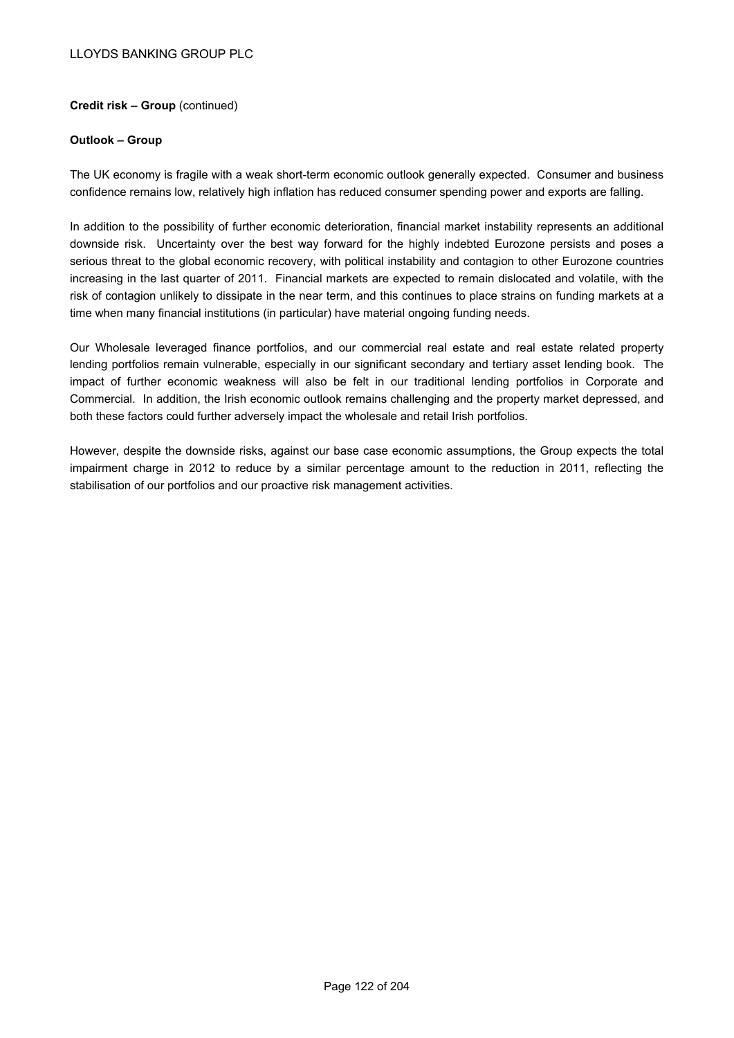**Credit risk – Group** (continued)

**Outlook – Group**

The UK economy is fragile with a weak short-term economic outlook generally expected. Consumer and business confidence remains low, relatively high inflation has reduced consumer spending power and exports are falling.

In addition to the possibility of further economic deterioration, financial market instability represents an additional downside risk. Uncertainty over the best way forward for the highly indebted Eurozone persists and poses a serious threat to the global economic recovery, with political instability and contagion to other Eurozone countries increasing in the last quarter of 2011. Financial markets are expected to remain dislocated and volatile, with the risk of contagion unlikely to dissipate in the near term, and this continues to place strains on funding markets at a time when many financial institutions (in particular) have material ongoing funding needs.

Our Wholesale leveraged finance portfolios, and our commercial real estate and real estate related property lending portfolios remain vulnerable, especially in our significant secondary and tertiary asset lending book. The impact of further economic weakness will also be felt in our traditional lending portfolios in Corporate and Commercial. In addition, the Irish economic outlook remains challenging and the property market depressed, and both these factors could further adversely impact the wholesale and retail Irish portfolios.

However, despite the downside risks, against our base case economic assumptions, the Group expects the total impairment charge in 2012 to reduce by a similar percentage amount to the reduction in 2011, reflecting the stabilisation of our portfolios and our proactive risk management activities.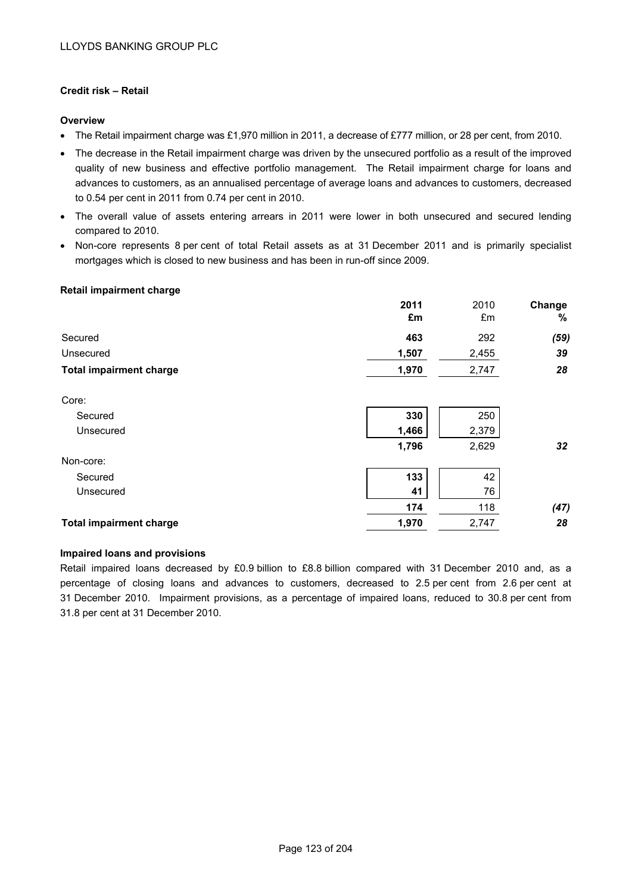## Credit risk – Retail

### Overview

- The Retail impairment charge was £1,970 million in 2011, a decrease of £777 million, or 28 per cent, from 2010.
- The decrease in the Retail impairment charge was driven by the unsecured portfolio as a result of the improved quality of new business and effective portfolio management. The Retail impairment charge for loans and advances to customers, as an annualised percentage of average loans and advances to customers, decreased to 0.54 per cent in 2011 from 0.74 per cent in 2010.
- The overall value of assets entering arrears in 2011 were lower in both unsecured and secured lending compared to 2010.
- Non-core represents 8 per cent of total Retail assets as at 31 December 2011 and is primarily specialist mortgages which is closed to new business and has been in run-off since 2009.

### Retail impairment charge

| | **2011 £m** | 2010 £m | **Change %** |
|---|---|---|---|
| Secured | **463** | 292 | ***(59)*** |
| Unsecured | **1,507** | 2,455 | ***39*** |
| **Total impairment charge** | **1,970** | 2,747 | ***28*** |
| Core: | | | |
| Secured | **330** | 250 | |
| Unsecured | **1,466** | 2,379 | |
| | **1,796** | 2,629 | ***32*** |
| Non-core: | | | |
| Secured | **133** | 42 | |
| Unsecured | **41** | 76 | |
| | **174** | 118 | ***(47)*** |
| **Total impairment charge** | **1,970** | 2,747 | ***28*** |

### Impaired loans and provisions

Retail impaired loans decreased by £0.9 billion to £8.8 billion compared with 31 December 2010 and, as a percentage of closing loans and advances to customers, decreased to 2.5 per cent from 2.6 per cent at 31 December 2010. Impairment provisions, as a percentage of impaired loans, reduced to 30.8 per cent from 31.8 per cent at 31 December 2010.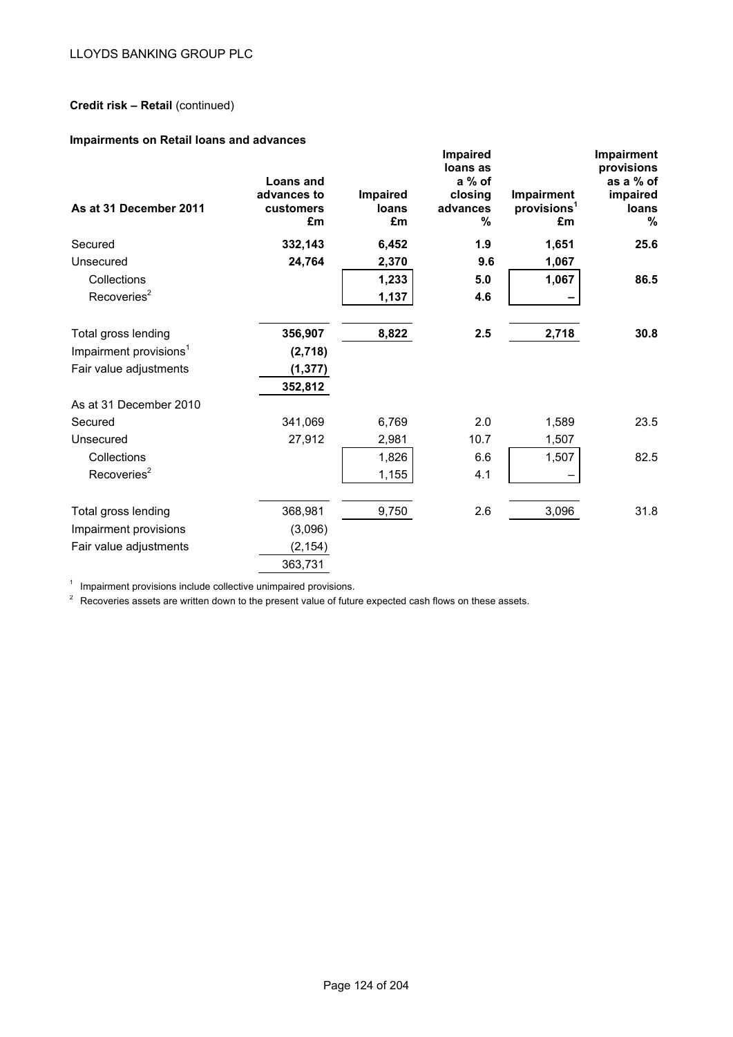**Credit risk – Retail** (continued)

**Impairments on Retail loans and advances**

| As at 31 December 2011 | Loans and advances to customers £m | Impaired loans £m | Impaired loans as a % of closing advances % | Impairment provisions[1] £m | Impairment provisions as a % of impaired loans % |
|---|---|---|---|---|---|
| Secured | **332,143** | **6,452** | **1.9** | **1,651** | **25.6** |
| Unsecured | **24,764** | **2,370** | **9.6** | **1,067** | |
| Collections | | **1,233** | **5.0** | **1,067** | **86.5** |
| Recoveries[2] | | **1,137** | **4.6** | **–** | |
| Total gross lending | **356,907** | **8,822** | **2.5** | **2,718** | **30.8** |
| Impairment provisions[1] | **(2,718)** | | | | |
| Fair value adjustments | **(1,377)** | | | | |
| | **352,812** | | | | |
| As at 31 December 2010 | | | | | |
| Secured | 341,069 | 6,769 | 2.0 | 1,589 | 23.5 |
| Unsecured | 27,912 | 2,981 | 10.7 | 1,507 | |
| Collections | | 1,826 | 6.6 | 1,507 | 82.5 |
| Recoveries[2] | | 1,155 | 4.1 | – | |
| Total gross lending | 368,981 | 9,750 | 2.6 | 3,096 | 31.8 |
| Impairment provisions | (3,096) | | | | |
| Fair value adjustments | (2,154) | | | | |
| | 363,731 | | | | |

[1] Impairment provisions include collective unimpaired provisions.

[2] Recoveries assets are written down to the present value of future expected cash flows on these assets.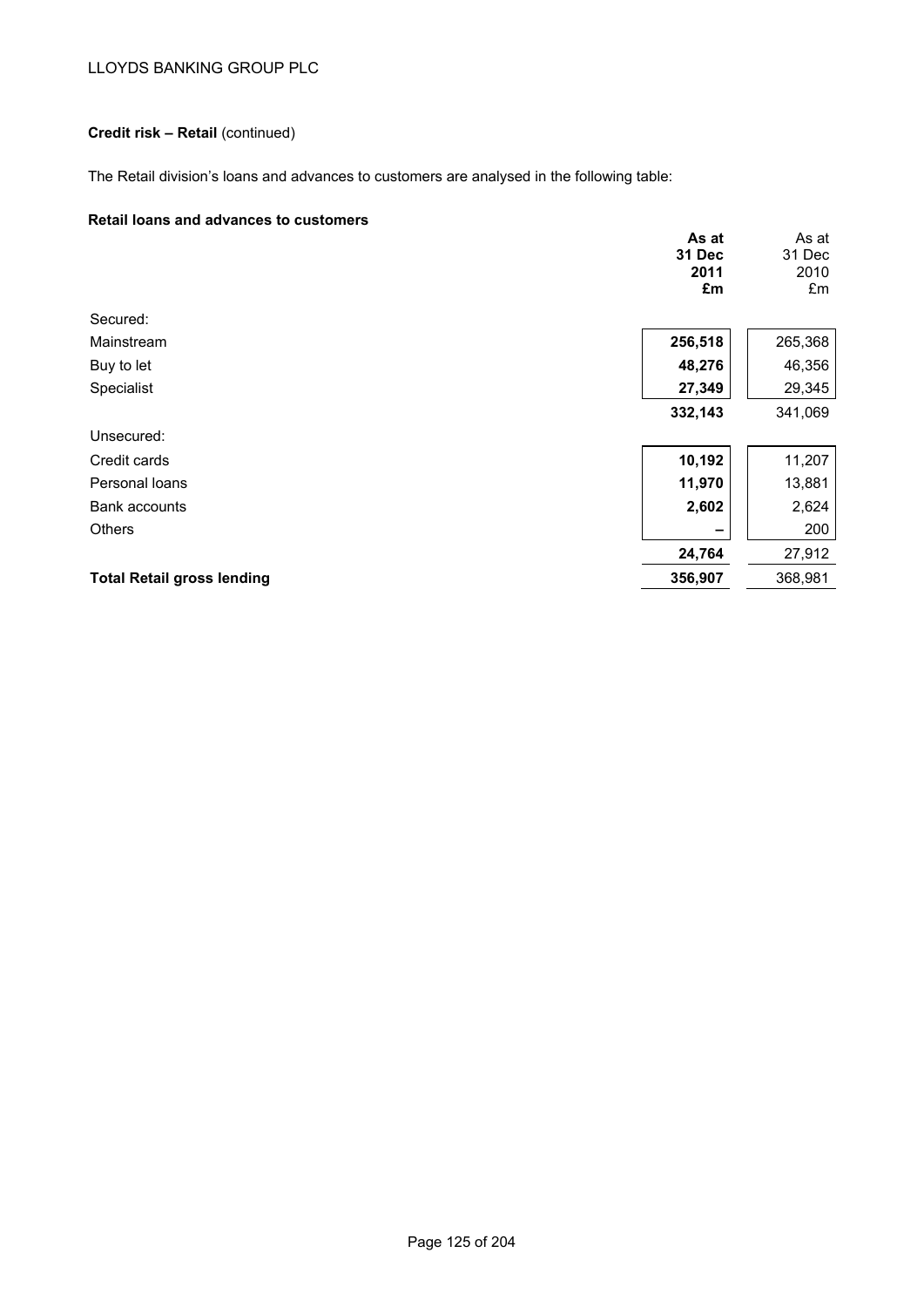**Credit risk – Retail** (continued)

The Retail division's loans and advances to customers are analysed in the following table:

**Retail loans and advances to customers**

| | **As at 31 Dec 2011 £m** | As at 31 Dec 2010 £m |
|---|---|---|
| Secured: | | |
| Mainstream | **256,518** | 265,368 |
| Buy to let | **48,276** | 46,356 |
| Specialist | **27,349** | 29,345 |
| | **332,143** | 341,069 |
| Unsecured: | | |
| Credit cards | **10,192** | 11,207 |
| Personal loans | **11,970** | 13,881 |
| Bank accounts | **2,602** | 2,624 |
| Others | **–** | 200 |
| | **24,764** | 27,912 |
| **Total Retail gross lending** | **356,907** | 368,981 |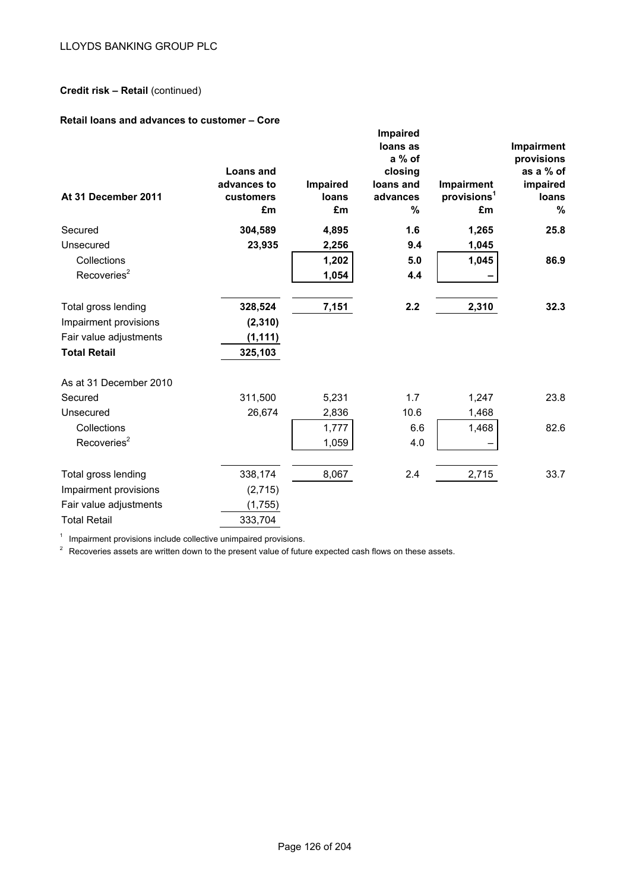**Credit risk – Retail** (continued)

**Retail loans and advances to customer – Core**

| At 31 December 2011 | Loans and advances to customers £m | Impaired loans £m | Impaired loans as a % of closing loans and advances % | Impairment provisions[1] £m | Impairment provisions as a % of impaired loans % |
|---|---|---|---|---|---|
| Secured | **304,589** | **4,895** | **1.6** | **1,265** | **25.8** |
| Unsecured | **23,935** | **2,256** | **9.4** | **1,045** | |
| Collections | | **1,202** | **5.0** | **1,045** | **86.9** |
| Recoveries[2] | | **1,054** | **4.4** | **–** | |
| Total gross lending | **328,524** | **7,151** | **2.2** | **2,310** | **32.3** |
| Impairment provisions | **(2,310)** | | | | |
| Fair value adjustments | **(1,111)** | | | | |
| **Total Retail** | **325,103** | | | | |
| As at 31 December 2010 | | | | | |
| Secured | 311,500 | 5,231 | 1.7 | 1,247 | 23.8 |
| Unsecured | 26,674 | 2,836 | 10.6 | 1,468 | |
| Collections | | 1,777 | 6.6 | 1,468 | 82.6 |
| Recoveries[2] | | 1,059 | 4.0 | – | |
| Total gross lending | 338,174 | 8,067 | 2.4 | 2,715 | 33.7 |
| Impairment provisions | (2,715) | | | | |
| Fair value adjustments | (1,755) | | | | |
| Total Retail | 333,704 | | | | |

[1] Impairment provisions include collective unimpaired provisions.

[2] Recoveries assets are written down to the present value of future expected cash flows on these assets.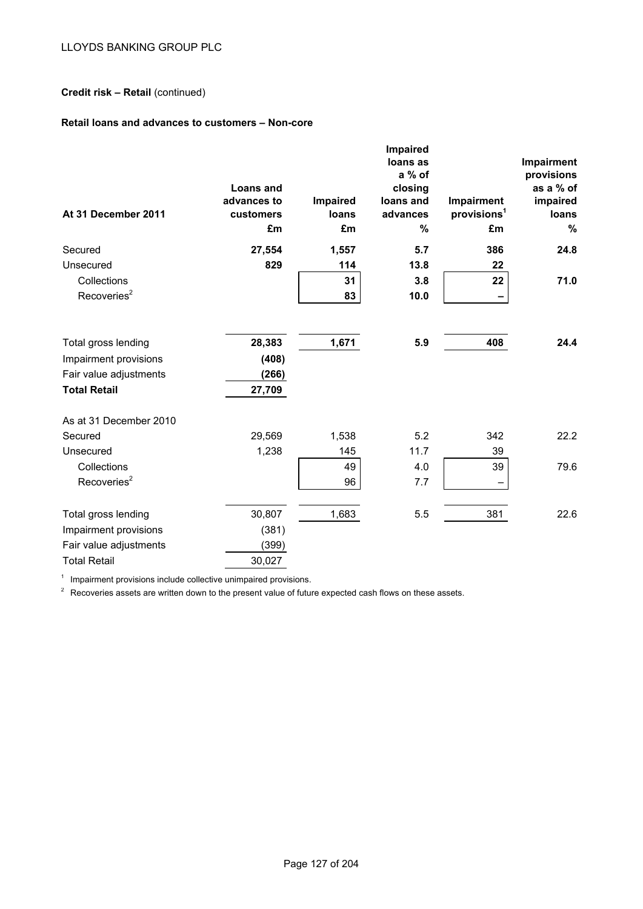LLOYDS BANKING GROUP PLC

**Credit risk – Retail** (continued)

**Retail loans and advances to customers – Non-core**

| At 31 December 2011 | Loans and advances to customers £m | Impaired loans £m | Impaired loans as a % of closing loans and advances % | Impairment provisions[1] £m | Impairment provisions as a % of impaired loans % |
|---|---|---|---|---|---|
| Secured | **27,554** | **1,557** | **5.7** | **386** | **24.8** |
| Unsecured | **829** | **114** | **13.8** | **22** | |
| Collections | | **31** | **3.8** | **22** | **71.0** |
| Recoveries[2] | | **83** | **10.0** | **–** | |
| Total gross lending | **28,383** | **1,671** | **5.9** | **408** | **24.4** |
| Impairment provisions | **(408)** | | | | |
| Fair value adjustments | **(266)** | | | | |
| **Total Retail** | **27,709** | | | | |
| As at 31 December 2010 | | | | | |
| Secured | 29,569 | 1,538 | 5.2 | 342 | 22.2 |
| Unsecured | 1,238 | 145 | 11.7 | 39 | |
| Collections | | 49 | 4.0 | 39 | 79.6 |
| Recoveries[2] | | 96 | 7.7 | – | |
| Total gross lending | 30,807 | 1,683 | 5.5 | 381 | 22.6 |
| Impairment provisions | (381) | | | | |
| Fair value adjustments | (399) | | | | |
| Total Retail | 30,027 | | | | |

[1] Impairment provisions include collective unimpaired provisions.

[2] Recoveries assets are written down to the present value of future expected cash flows on these assets.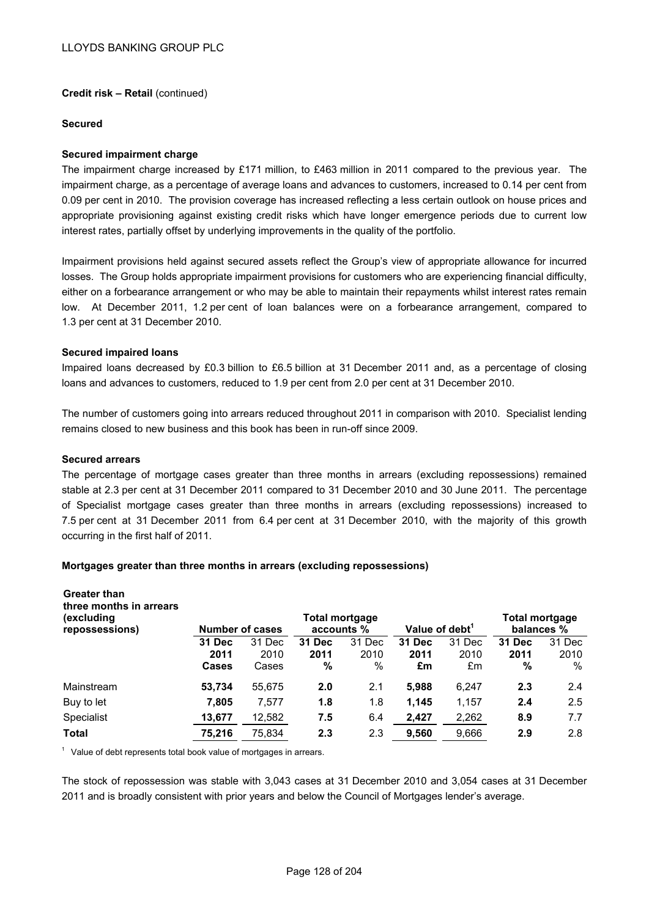**Credit risk – Retail** (continued)

**Secured**

**Secured impairment charge**

The impairment charge increased by £171 million, to £463 million in 2011 compared to the previous year. The impairment charge, as a percentage of average loans and advances to customers, increased to 0.14 per cent from 0.09 per cent in 2010. The provision coverage has increased reflecting a less certain outlook on house prices and appropriate provisioning against existing credit risks which have longer emergence periods due to current low interest rates, partially offset by underlying improvements in the quality of the portfolio.

Impairment provisions held against secured assets reflect the Group's view of appropriate allowance for incurred losses. The Group holds appropriate impairment provisions for customers who are experiencing financial difficulty, either on a forbearance arrangement or who may be able to maintain their repayments whilst interest rates remain low. At December 2011, 1.2 per cent of loan balances were on a forbearance arrangement, compared to 1.3 per cent at 31 December 2010.

**Secured impaired loans**

Impaired loans decreased by £0.3 billion to £6.5 billion at 31 December 2011 and, as a percentage of closing loans and advances to customers, reduced to 1.9 per cent from 2.0 per cent at 31 December 2010.

The number of customers going into arrears reduced throughout 2011 in comparison with 2010. Specialist lending remains closed to new business and this book has been in run-off since 2009.

**Secured arrears**

The percentage of mortgage cases greater than three months in arrears (excluding repossessions) remained stable at 2.3 per cent at 31 December 2011 compared to 31 December 2010 and 30 June 2011. The percentage of Specialist mortgage cases greater than three months in arrears (excluding repossessions) increased to 7.5 per cent at 31 December 2011 from 6.4 per cent at 31 December 2010, with the majority of this growth occurring in the first half of 2011.

**Mortgages greater than three months in arrears (excluding repossessions)**

| Greater than three months in arrears (excluding repossessions) | Number of cases | | Total mortgage accounts % | | Value of debt[1] | | Total mortgage balances % | |
|---|---|---|---|---|---|---|---|---|
| | **31 Dec 2011 Cases** | 31 Dec 2010 Cases | **31 Dec 2011 %** | 31 Dec 2010 % | **31 Dec 2011 £m** | 31 Dec 2010 £m | **31 Dec 2011 %** | 31 Dec 2010 % |
| Mainstream | **53,734** | 55,675 | **2.0** | 2.1 | **5,988** | 6,247 | **2.3** | 2.4 |
| Buy to let | **7,805** | 7,577 | **1.8** | 1.8 | **1,145** | 1,157 | **2.4** | 2.5 |
| Specialist | **13,677** | 12,582 | **7.5** | 6.4 | **2,427** | 2,262 | **8.9** | 7.7 |
| **Total** | **75,216** | 75,834 | **2.3** | 2.3 | **9,560** | 9,666 | **2.9** | 2.8 |

[1] Value of debt represents total book value of mortgages in arrears.

The stock of repossession was stable with 3,043 cases at 31 December 2010 and 3,054 cases at 31 December 2011 and is broadly consistent with prior years and below the Council of Mortgages lender's average.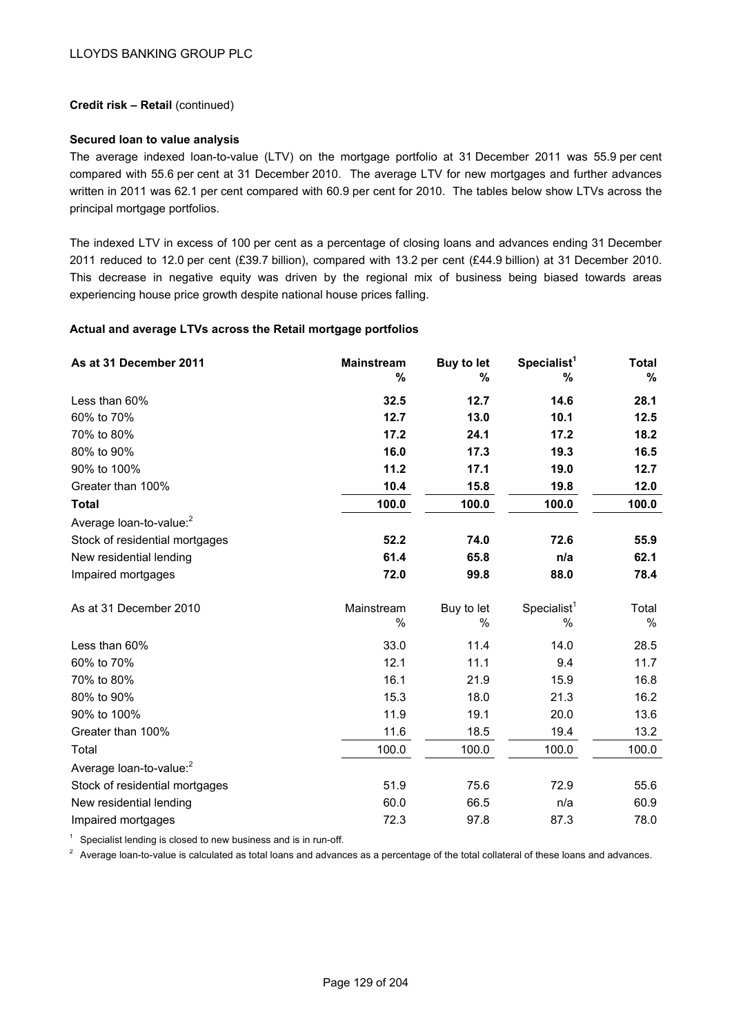**Credit risk – Retail** (continued)

**Secured loan to value analysis**

The average indexed loan-to-value (LTV) on the mortgage portfolio at 31 December 2011 was 55.9 per cent compared with 55.6 per cent at 31 December 2010. The average LTV for new mortgages and further advances written in 2011 was 62.1 per cent compared with 60.9 per cent for 2010. The tables below show LTVs across the principal mortgage portfolios.

The indexed LTV in excess of 100 per cent as a percentage of closing loans and advances ending 31 December 2011 reduced to 12.0 per cent (£39.7 billion), compared with 13.2 per cent (£44.9 billion) at 31 December 2010. This decrease in negative equity was driven by the regional mix of business being biased towards areas experiencing house price growth despite national house prices falling.

**Actual and average LTVs across the Retail mortgage portfolios**

| **As at 31 December 2011** | **Mainstream %** | **Buy to let %** | **Specialist[1] %** | **Total %** |
|---|---|---|---|---|
| Less than 60% | **32.5** | **12.7** | **14.6** | **28.1** |
| 60% to 70% | **12.7** | **13.0** | **10.1** | **12.5** |
| 70% to 80% | **17.2** | **24.1** | **17.2** | **18.2** |
| 80% to 90% | **16.0** | **17.3** | **19.3** | **16.5** |
| 90% to 100% | **11.2** | **17.1** | **19.0** | **12.7** |
| Greater than 100% | **10.4** | **15.8** | **19.8** | **12.0** |
| **Total** | **100.0** | **100.0** | **100.0** | **100.0** |
| Average loan-to-value:[2] | | | | |
| Stock of residential mortgages | **52.2** | **74.0** | **72.6** | **55.9** |
| New residential lending | **61.4** | **65.8** | **n/a** | **62.1** |
| Impaired mortgages | **72.0** | **99.8** | **88.0** | **78.4** |

| As at 31 December 2010 | Mainstream % | Buy to let % | Specialist[1] % | Total % |
|---|---|---|---|---|
| Less than 60% | 33.0 | 11.4 | 14.0 | 28.5 |
| 60% to 70% | 12.1 | 11.1 | 9.4 | 11.7 |
| 70% to 80% | 16.1 | 21.9 | 15.9 | 16.8 |
| 80% to 90% | 15.3 | 18.0 | 21.3 | 16.2 |
| 90% to 100% | 11.9 | 19.1 | 20.0 | 13.6 |
| Greater than 100% | 11.6 | 18.5 | 19.4 | 13.2 |
| Total | 100.0 | 100.0 | 100.0 | 100.0 |
| Average loan-to-value:[2] | | | | |
| Stock of residential mortgages | 51.9 | 75.6 | 72.9 | 55.6 |
| New residential lending | 60.0 | 66.5 | n/a | 60.9 |
| Impaired mortgages | 72.3 | 97.8 | 87.3 | 78.0 |

[1] Specialist lending is closed to new business and is in run-off.

[2] Average loan-to-value is calculated as total loans and advances as a percentage of the total collateral of these loans and advances.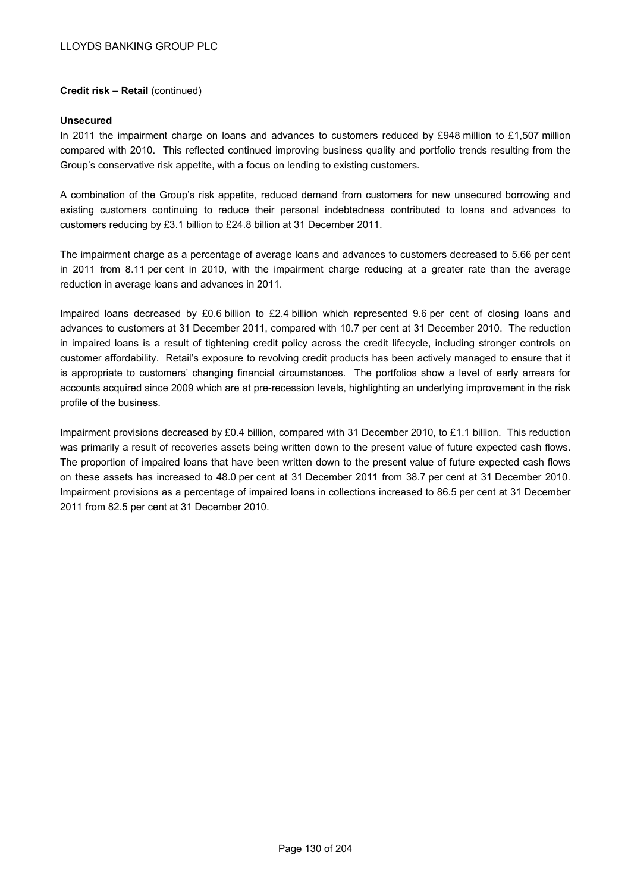**Credit risk – Retail** (continued)

**Unsecured**

In 2011 the impairment charge on loans and advances to customers reduced by £948 million to £1,507 million compared with 2010. This reflected continued improving business quality and portfolio trends resulting from the Group's conservative risk appetite, with a focus on lending to existing customers.

A combination of the Group's risk appetite, reduced demand from customers for new unsecured borrowing and existing customers continuing to reduce their personal indebtedness contributed to loans and advances to customers reducing by £3.1 billion to £24.8 billion at 31 December 2011.

The impairment charge as a percentage of average loans and advances to customers decreased to 5.66 per cent in 2011 from 8.11 per cent in 2010, with the impairment charge reducing at a greater rate than the average reduction in average loans and advances in 2011.

Impaired loans decreased by £0.6 billion to £2.4 billion which represented 9.6 per cent of closing loans and advances to customers at 31 December 2011, compared with 10.7 per cent at 31 December 2010. The reduction in impaired loans is a result of tightening credit policy across the credit lifecycle, including stronger controls on customer affordability. Retail's exposure to revolving credit products has been actively managed to ensure that it is appropriate to customers' changing financial circumstances. The portfolios show a level of early arrears for accounts acquired since 2009 which are at pre-recession levels, highlighting an underlying improvement in the risk profile of the business.

Impairment provisions decreased by £0.4 billion, compared with 31 December 2010, to £1.1 billion. This reduction was primarily a result of recoveries assets being written down to the present value of future expected cash flows. The proportion of impaired loans that have been written down to the present value of future expected cash flows on these assets has increased to 48.0 per cent at 31 December 2011 from 38.7 per cent at 31 December 2010. Impairment provisions as a percentage of impaired loans in collections increased to 86.5 per cent at 31 December 2011 from 82.5 per cent at 31 December 2010.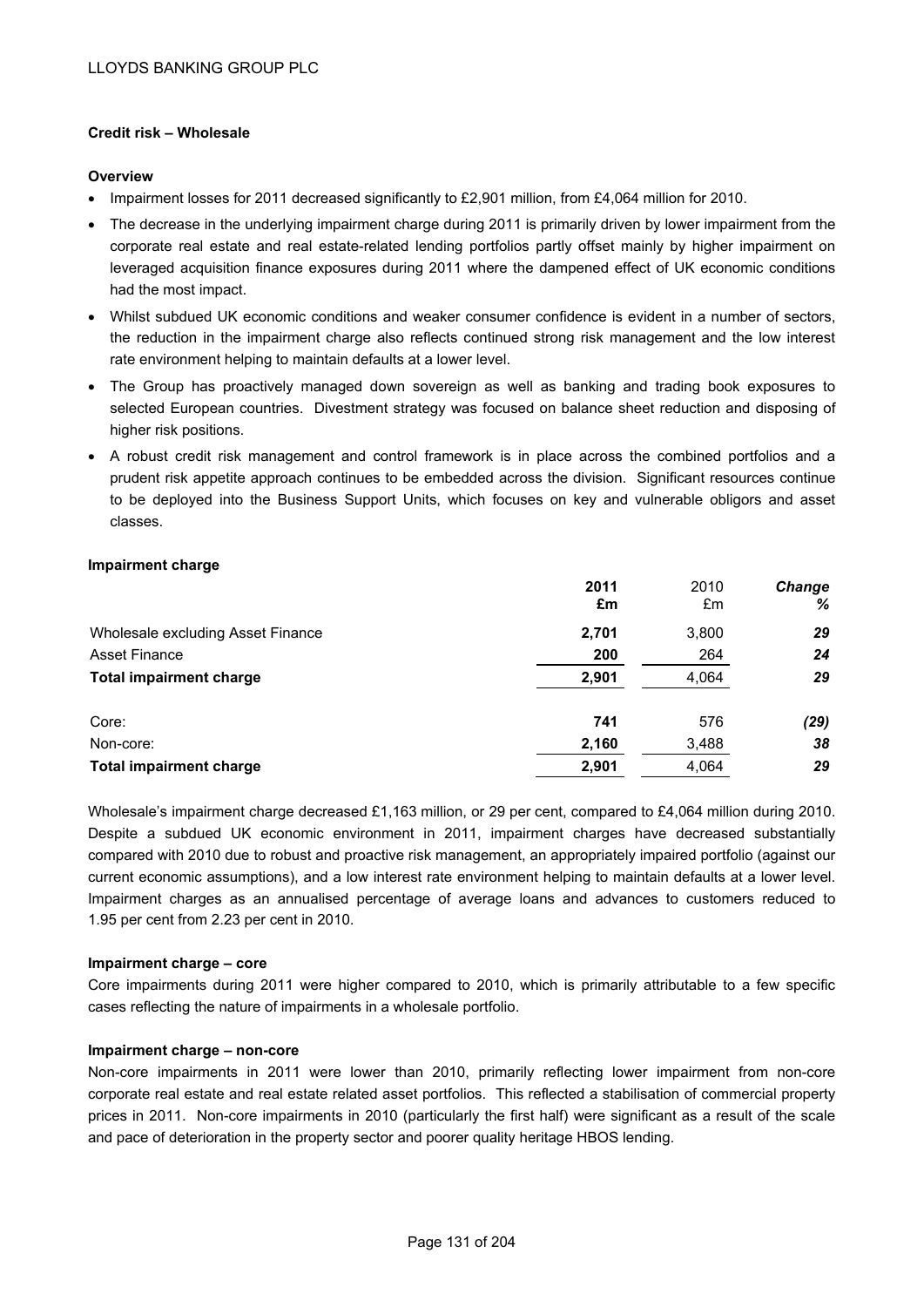**Credit risk – Wholesale**

**Overview**

- Impairment losses for 2011 decreased significantly to £2,901 million, from £4,064 million for 2010.
- The decrease in the underlying impairment charge during 2011 is primarily driven by lower impairment from the corporate real estate and real estate-related lending portfolios partly offset mainly by higher impairment on leveraged acquisition finance exposures during 2011 where the dampened effect of UK economic conditions had the most impact.
- Whilst subdued UK economic conditions and weaker consumer confidence is evident in a number of sectors, the reduction in the impairment charge also reflects continued strong risk management and the low interest rate environment helping to maintain defaults at a lower level.
- The Group has proactively managed down sovereign as well as banking and trading book exposures to selected European countries. Divestment strategy was focused on balance sheet reduction and disposing of higher risk positions.
- A robust credit risk management and control framework is in place across the combined portfolios and a prudent risk appetite approach continues to be embedded across the division. Significant resources continue to be deployed into the Business Support Units, which focuses on key and vulnerable obligors and asset classes.

**Impairment charge**

| | **2011 £m** | 2010 £m | ***Change %*** |
|---|---|---|---|
| Wholesale excluding Asset Finance | **2,701** | 3,800 | ***29*** |
| Asset Finance | **200** | 264 | ***24*** |
| **Total impairment charge** | **2,901** | 4,064 | ***29*** |
| | | | |
| Core: | **741** | 576 | ***(29)*** |
| Non-core: | **2,160** | 3,488 | ***38*** |
| **Total impairment charge** | **2,901** | 4,064 | ***29*** |

Wholesale's impairment charge decreased £1,163 million, or 29 per cent, compared to £4,064 million during 2010. Despite a subdued UK economic environment in 2011, impairment charges have decreased substantially compared with 2010 due to robust and proactive risk management, an appropriately impaired portfolio (against our current economic assumptions), and a low interest rate environment helping to maintain defaults at a lower level. Impairment charges as an annualised percentage of average loans and advances to customers reduced to 1.95 per cent from 2.23 per cent in 2010.

**Impairment charge – core**

Core impairments during 2011 were higher compared to 2010, which is primarily attributable to a few specific cases reflecting the nature of impairments in a wholesale portfolio.

**Impairment charge – non-core**

Non-core impairments in 2011 were lower than 2010, primarily reflecting lower impairment from non-core corporate real estate and real estate related asset portfolios. This reflected a stabilisation of commercial property prices in 2011. Non-core impairments in 2010 (particularly the first half) were significant as a result of the scale and pace of deterioration in the property sector and poorer quality heritage HBOS lending.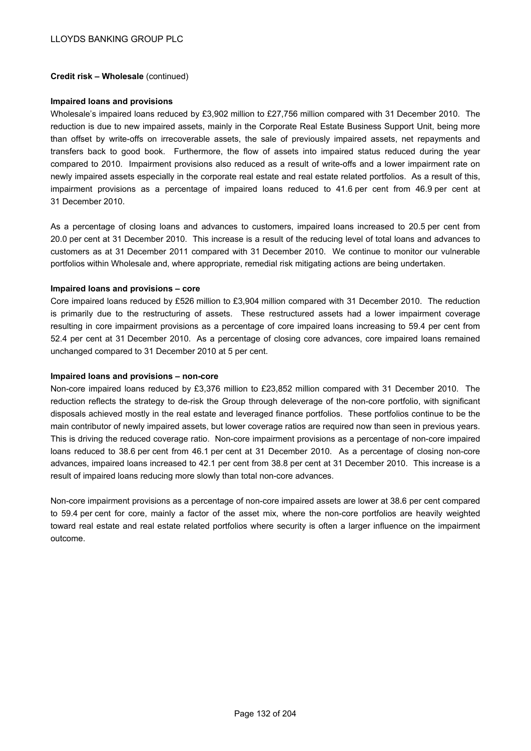**Credit risk – Wholesale** (continued)

**Impaired loans and provisions**

Wholesale's impaired loans reduced by £3,902 million to £27,756 million compared with 31 December 2010. The reduction is due to new impaired assets, mainly in the Corporate Real Estate Business Support Unit, being more than offset by write-offs on irrecoverable assets, the sale of previously impaired assets, net repayments and transfers back to good book. Furthermore, the flow of assets into impaired status reduced during the year compared to 2010. Impairment provisions also reduced as a result of write-offs and a lower impairment rate on newly impaired assets especially in the corporate real estate and real estate related portfolios. As a result of this, impairment provisions as a percentage of impaired loans reduced to 41.6 per cent from 46.9 per cent at 31 December 2010.

As a percentage of closing loans and advances to customers, impaired loans increased to 20.5 per cent from 20.0 per cent at 31 December 2010. This increase is a result of the reducing level of total loans and advances to customers as at 31 December 2011 compared with 31 December 2010. We continue to monitor our vulnerable portfolios within Wholesale and, where appropriate, remedial risk mitigating actions are being undertaken.

**Impaired loans and provisions – core**

Core impaired loans reduced by £526 million to £3,904 million compared with 31 December 2010. The reduction is primarily due to the restructuring of assets. These restructured assets had a lower impairment coverage resulting in core impairment provisions as a percentage of core impaired loans increasing to 59.4 per cent from 52.4 per cent at 31 December 2010. As a percentage of closing core advances, core impaired loans remained unchanged compared to 31 December 2010 at 5 per cent.

**Impaired loans and provisions – non-core**

Non-core impaired loans reduced by £3,376 million to £23,852 million compared with 31 December 2010. The reduction reflects the strategy to de-risk the Group through deleverage of the non-core portfolio, with significant disposals achieved mostly in the real estate and leveraged finance portfolios. These portfolios continue to be the main contributor of newly impaired assets, but lower coverage ratios are required now than seen in previous years. This is driving the reduced coverage ratio. Non-core impairment provisions as a percentage of non-core impaired loans reduced to 38.6 per cent from 46.1 per cent at 31 December 2010. As a percentage of closing non-core advances, impaired loans increased to 42.1 per cent from 38.8 per cent at 31 December 2010. This increase is a result of impaired loans reducing more slowly than total non-core advances.

Non-core impairment provisions as a percentage of non-core impaired assets are lower at 38.6 per cent compared to 59.4 per cent for core, mainly a factor of the asset mix, where the non-core portfolios are heavily weighted toward real estate and real estate related portfolios where security is often a larger influence on the impairment outcome.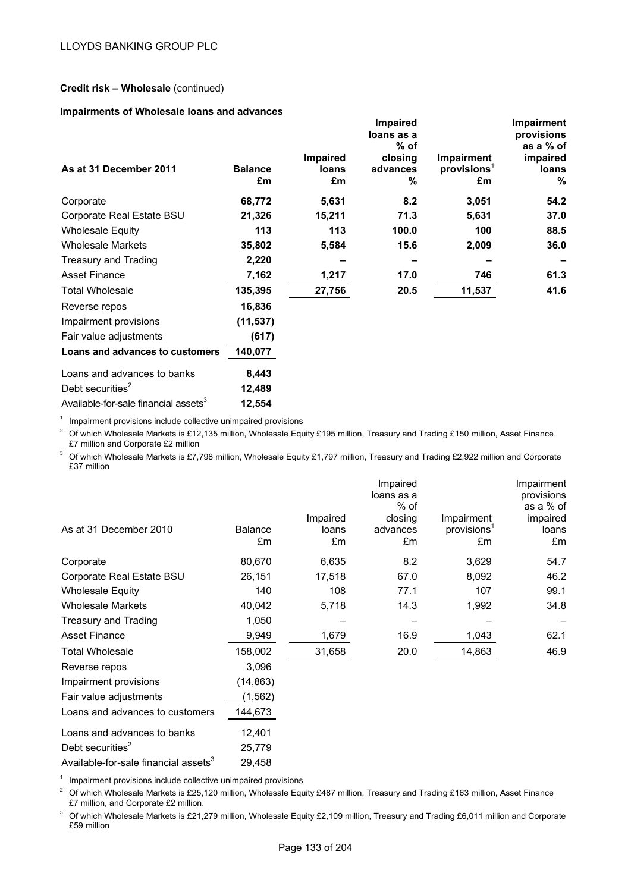LLOYDS BANKING GROUP PLC

**Credit risk – Wholesale** (continued)

**Impairments of Wholesale loans and advances**

| **As at 31 December 2011** | **Balance £m** | **Impaired loans £m** | **Impaired loans as a % of closing advances %** | **Impairment provisions[1] £m** | **Impairment provisions as a % of impaired loans %** |
|---|---|---|---|---|---|
| Corporate | **68,772** | **5,631** | **8.2** | **3,051** | **54.2** |
| Corporate Real Estate BSU | **21,326** | **15,211** | **71.3** | **5,631** | **37.0** |
| Wholesale Equity | **113** | **113** | **100.0** | **100** | **88.5** |
| Wholesale Markets | **35,802** | **5,584** | **15.6** | **2,009** | **36.0** |
| Treasury and Trading | **2,220** | **–** | **–** | **–** | **–** |
| Asset Finance | **7,162** | **1,217** | **17.0** | **746** | **61.3** |
| Total Wholesale | **135,395** | **27,756** | **20.5** | **11,537** | **41.6** |
| Reverse repos | **16,836** | | | | |
| Impairment provisions | **(11,537)** | | | | |
| Fair value adjustments | **(617)** | | | | |
| **Loans and advances to customers** | **140,077** | | | | |
| Loans and advances to banks | **8,443** | | | | |
| Debt securities[2] | **12,489** | | | | |
| Available-for-sale financial assets[3] | **12,554** | | | | |

[1] Impairment provisions include collective unimpaired provisions

[2] Of which Wholesale Markets is £12,135 million, Wholesale Equity £195 million, Treasury and Trading £150 million, Asset Finance £7 million and Corporate £2 million

[3] Of which Wholesale Markets is £7,798 million, Wholesale Equity £1,797 million, Treasury and Trading £2,922 million and Corporate £37 million

| As at 31 December 2010 | Balance £m | Impaired loans £m | Impaired loans as a % of closing advances £m | Impairment provisions[1] £m | Impairment provisions as a % of impaired loans £m |
|---|---|---|---|---|---|
| Corporate | 80,670 | 6,635 | 8.2 | 3,629 | 54.7 |
| Corporate Real Estate BSU | 26,151 | 17,518 | 67.0 | 8,092 | 46.2 |
| Wholesale Equity | 140 | 108 | 77.1 | 107 | 99.1 |
| Wholesale Markets | 40,042 | 5,718 | 14.3 | 1,992 | 34.8 |
| Treasury and Trading | 1,050 | – | – | – | – |
| Asset Finance | 9,949 | 1,679 | 16.9 | 1,043 | 62.1 |
| Total Wholesale | 158,002 | 31,658 | 20.0 | 14,863 | 46.9 |
| Reverse repos | 3,096 | | | | |
| Impairment provisions | (14,863) | | | | |
| Fair value adjustments | (1,562) | | | | |
| Loans and advances to customers | 144,673 | | | | |
| Loans and advances to banks | 12,401 | | | | |
| Debt securities[2] | 25,779 | | | | |
| Available-for-sale financial assets[3] | 29,458 | | | | |

[1] Impairment provisions include collective unimpaired provisions

[2] Of which Wholesale Markets is £25,120 million, Wholesale Equity £487 million, Treasury and Trading £163 million, Asset Finance £7 million, and Corporate £2 million.

[3] Of which Wholesale Markets is £21,279 million, Wholesale Equity £2,109 million, Treasury and Trading £6,011 million and Corporate £59 million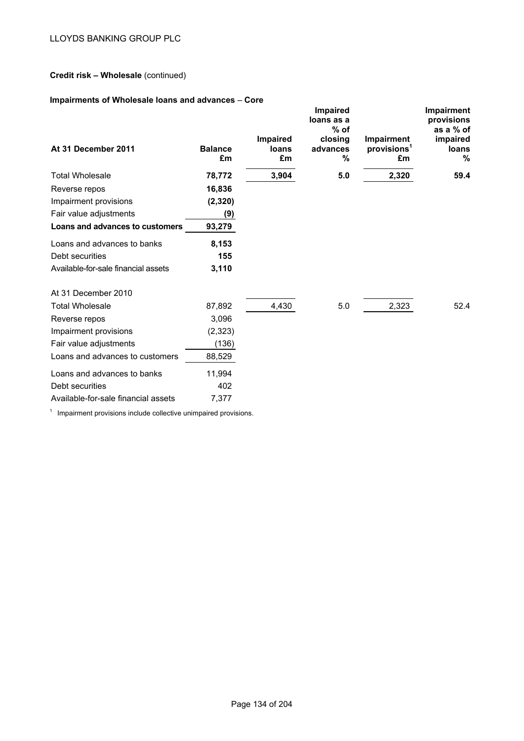**Credit risk – Wholesale** (continued)

**Impairments of Wholesale loans and advances** – **Core**

| At 31 December 2011 | Balance £m | Impaired loans £m | Impaired loans as a % of closing advances % | Impairment provisions[1] £m | Impairment provisions as a % of impaired loans % |
|---|---|---|---|---|---|
| Total Wholesale | **78,772** | **3,904** | **5.0** | **2,320** | **59.4** |
| Reverse repos | **16,836** | | | | |
| Impairment provisions | **(2,320)** | | | | |
| Fair value adjustments | **(9)** | | | | |
| **Loans and advances to customers** | **93,279** | | | | |
| Loans and advances to banks | **8,153** | | | | |
| Debt securities | **155** | | | | |
| Available-for-sale financial assets | **3,110** | | | | |
| At 31 December 2010 | | | | | |
| Total Wholesale | 87,892 | 4,430 | 5.0 | 2,323 | 52.4 |
| Reverse repos | 3,096 | | | | |
| Impairment provisions | (2,323) | | | | |
| Fair value adjustments | (136) | | | | |
| Loans and advances to customers | 88,529 | | | | |
| Loans and advances to banks | 11,994 | | | | |
| Debt securities | 402 | | | | |
| Available-for-sale financial assets | 7,377 | | | | |

[1] Impairment provisions include collective unimpaired provisions.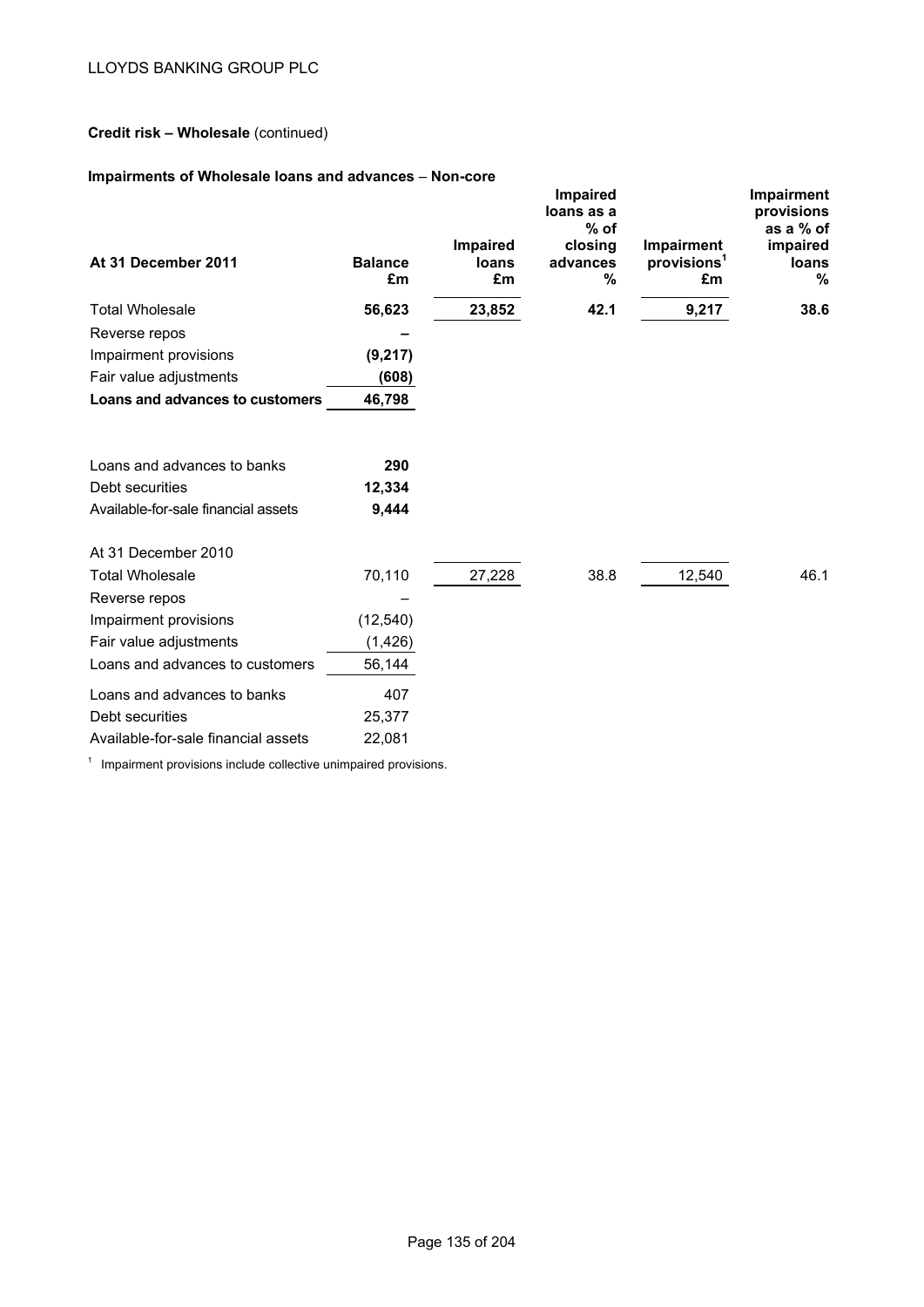**Credit risk – Wholesale** (continued)

**Impairments of Wholesale loans and advances – Non-core**

| At 31 December 2011 | Balance £m | Impaired loans £m | Impaired loans as a % of closing advances % | Impairment provisions[1] £m | Impairment provisions as a % of impaired loans % |
|---|---|---|---|---|---|
| Total Wholesale | **56,623** | **23,852** | **42.1** | **9,217** | **38.6** |
| Reverse repos | **–** | | | | |
| Impairment provisions | **(9,217)** | | | | |
| Fair value adjustments | **(608)** | | | | |
| **Loans and advances to customers** | **46,798** | | | | |
| | | | | | |
| Loans and advances to banks | **290** | | | | |
| Debt securities | **12,334** | | | | |
| Available-for-sale financial assets | **9,444** | | | | |
| | | | | | |
| At 31 December 2010 | | | | | |
| Total Wholesale | 70,110 | 27,228 | 38.8 | 12,540 | 46.1 |
| Reverse repos | – | | | | |
| Impairment provisions | (12,540) | | | | |
| Fair value adjustments | (1,426) | | | | |
| Loans and advances to customers | 56,144 | | | | |
| Loans and advances to banks | 407 | | | | |
| Debt securities | 25,377 | | | | |
| Available-for-sale financial assets | 22,081 | | | | |

[1] Impairment provisions include collective unimpaired provisions.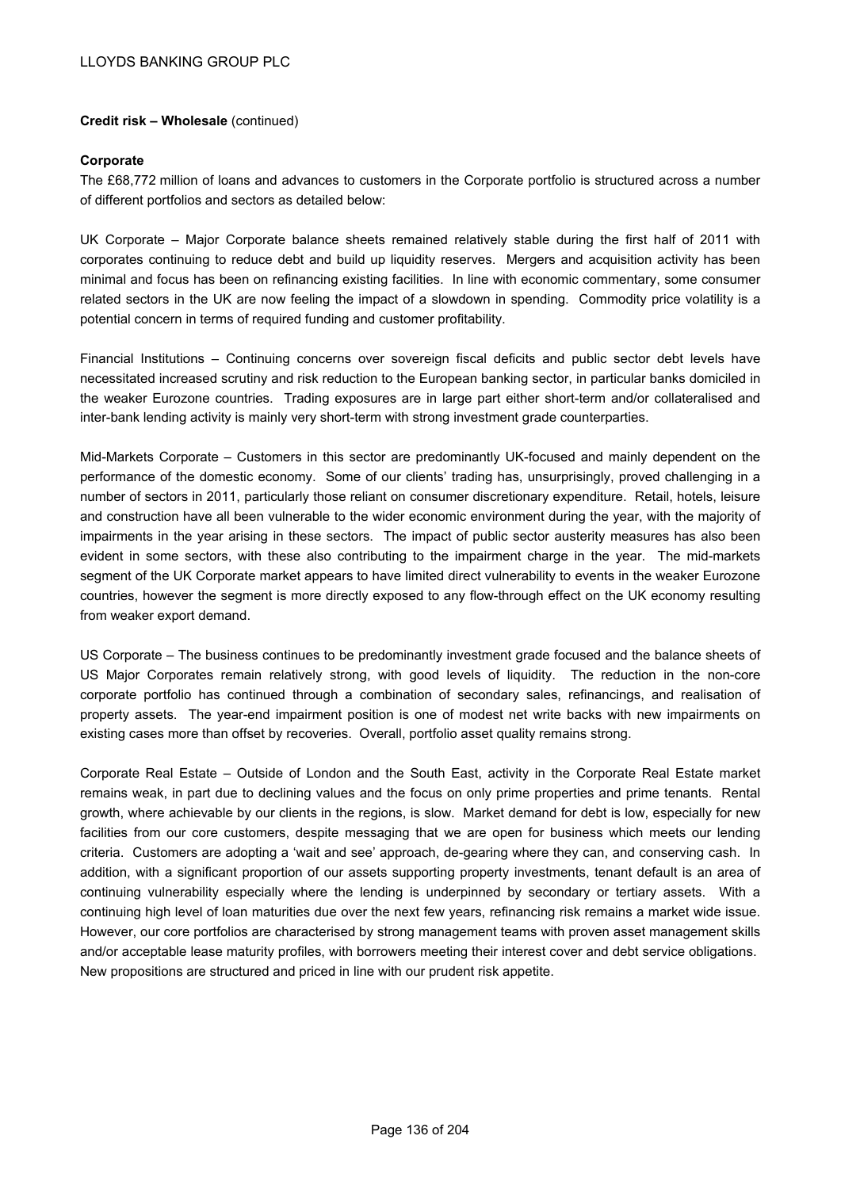**Credit risk – Wholesale** (continued)

**Corporate**

The £68,772 million of loans and advances to customers in the Corporate portfolio is structured across a number of different portfolios and sectors as detailed below:

UK Corporate – Major Corporate balance sheets remained relatively stable during the first half of 2011 with corporates continuing to reduce debt and build up liquidity reserves. Mergers and acquisition activity has been minimal and focus has been on refinancing existing facilities. In line with economic commentary, some consumer related sectors in the UK are now feeling the impact of a slowdown in spending. Commodity price volatility is a potential concern in terms of required funding and customer profitability.

Financial Institutions – Continuing concerns over sovereign fiscal deficits and public sector debt levels have necessitated increased scrutiny and risk reduction to the European banking sector, in particular banks domiciled in the weaker Eurozone countries. Trading exposures are in large part either short-term and/or collateralised and inter-bank lending activity is mainly very short-term with strong investment grade counterparties.

Mid-Markets Corporate – Customers in this sector are predominantly UK-focused and mainly dependent on the performance of the domestic economy. Some of our clients' trading has, unsurprisingly, proved challenging in a number of sectors in 2011, particularly those reliant on consumer discretionary expenditure. Retail, hotels, leisure and construction have all been vulnerable to the wider economic environment during the year, with the majority of impairments in the year arising in these sectors. The impact of public sector austerity measures has also been evident in some sectors, with these also contributing to the impairment charge in the year. The mid-markets segment of the UK Corporate market appears to have limited direct vulnerability to events in the weaker Eurozone countries, however the segment is more directly exposed to any flow-through effect on the UK economy resulting from weaker export demand.

US Corporate – The business continues to be predominantly investment grade focused and the balance sheets of US Major Corporates remain relatively strong, with good levels of liquidity. The reduction in the non-core corporate portfolio has continued through a combination of secondary sales, refinancings, and realisation of property assets. The year-end impairment position is one of modest net write backs with new impairments on existing cases more than offset by recoveries. Overall, portfolio asset quality remains strong.

Corporate Real Estate – Outside of London and the South East, activity in the Corporate Real Estate market remains weak, in part due to declining values and the focus on only prime properties and prime tenants. Rental growth, where achievable by our clients in the regions, is slow. Market demand for debt is low, especially for new facilities from our core customers, despite messaging that we are open for business which meets our lending criteria. Customers are adopting a 'wait and see' approach, de-gearing where they can, and conserving cash. In addition, with a significant proportion of our assets supporting property investments, tenant default is an area of continuing vulnerability especially where the lending is underpinned by secondary or tertiary assets. With a continuing high level of loan maturities due over the next few years, refinancing risk remains a market wide issue. However, our core portfolios are characterised by strong management teams with proven asset management skills and/or acceptable lease maturity profiles, with borrowers meeting their interest cover and debt service obligations. New propositions are structured and priced in line with our prudent risk appetite.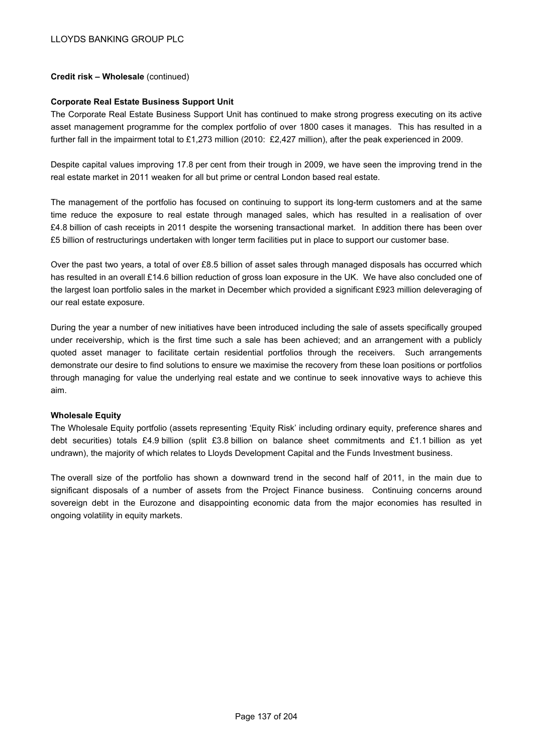**Credit risk – Wholesale** (continued)

**Corporate Real Estate Business Support Unit**

The Corporate Real Estate Business Support Unit has continued to make strong progress executing on its active asset management programme for the complex portfolio of over 1800 cases it manages. This has resulted in a further fall in the impairment total to £1,273 million (2010: £2,427 million), after the peak experienced in 2009.

Despite capital values improving 17.8 per cent from their trough in 2009, we have seen the improving trend in the real estate market in 2011 weaken for all but prime or central London based real estate.

The management of the portfolio has focused on continuing to support its long-term customers and at the same time reduce the exposure to real estate through managed sales, which has resulted in a realisation of over £4.8 billion of cash receipts in 2011 despite the worsening transactional market. In addition there has been over £5 billion of restructurings undertaken with longer term facilities put in place to support our customer base.

Over the past two years, a total of over £8.5 billion of asset sales through managed disposals has occurred which has resulted in an overall £14.6 billion reduction of gross loan exposure in the UK. We have also concluded one of the largest loan portfolio sales in the market in December which provided a significant £923 million deleveraging of our real estate exposure.

During the year a number of new initiatives have been introduced including the sale of assets specifically grouped under receivership, which is the first time such a sale has been achieved; and an arrangement with a publicly quoted asset manager to facilitate certain residential portfolios through the receivers. Such arrangements demonstrate our desire to find solutions to ensure we maximise the recovery from these loan positions or portfolios through managing for value the underlying real estate and we continue to seek innovative ways to achieve this aim.

**Wholesale Equity**

The Wholesale Equity portfolio (assets representing 'Equity Risk' including ordinary equity, preference shares and debt securities) totals £4.9 billion (split £3.8 billion on balance sheet commitments and £1.1 billion as yet undrawn), the majority of which relates to Lloyds Development Capital and the Funds Investment business.

The overall size of the portfolio has shown a downward trend in the second half of 2011, in the main due to significant disposals of a number of assets from the Project Finance business. Continuing concerns around sovereign debt in the Eurozone and disappointing economic data from the major economies has resulted in ongoing volatility in equity markets.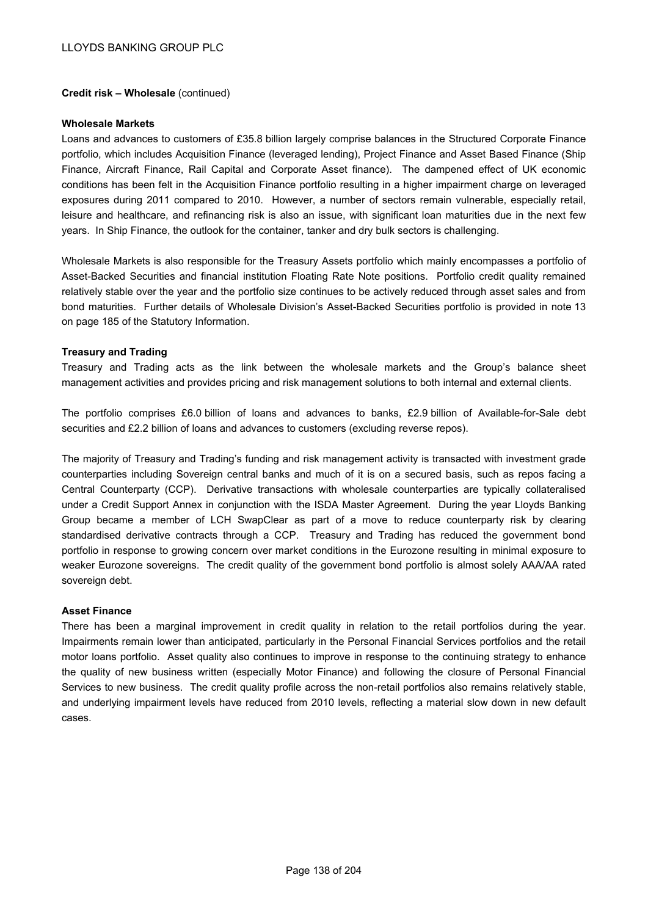**Credit risk – Wholesale** (continued)

**Wholesale Markets**

Loans and advances to customers of £35.8 billion largely comprise balances in the Structured Corporate Finance portfolio, which includes Acquisition Finance (leveraged lending), Project Finance and Asset Based Finance (Ship Finance, Aircraft Finance, Rail Capital and Corporate Asset finance). The dampened effect of UK economic conditions has been felt in the Acquisition Finance portfolio resulting in a higher impairment charge on leveraged exposures during 2011 compared to 2010. However, a number of sectors remain vulnerable, especially retail, leisure and healthcare, and refinancing risk is also an issue, with significant loan maturities due in the next few years. In Ship Finance, the outlook for the container, tanker and dry bulk sectors is challenging.

Wholesale Markets is also responsible for the Treasury Assets portfolio which mainly encompasses a portfolio of Asset-Backed Securities and financial institution Floating Rate Note positions. Portfolio credit quality remained relatively stable over the year and the portfolio size continues to be actively reduced through asset sales and from bond maturities. Further details of Wholesale Division's Asset-Backed Securities portfolio is provided in note 13 on page 185 of the Statutory Information.

**Treasury and Trading**

Treasury and Trading acts as the link between the wholesale markets and the Group's balance sheet management activities and provides pricing and risk management solutions to both internal and external clients.

The portfolio comprises £6.0 billion of loans and advances to banks, £2.9 billion of Available-for-Sale debt securities and £2.2 billion of loans and advances to customers (excluding reverse repos).

The majority of Treasury and Trading's funding and risk management activity is transacted with investment grade counterparties including Sovereign central banks and much of it is on a secured basis, such as repos facing a Central Counterparty (CCP). Derivative transactions with wholesale counterparties are typically collateralised under a Credit Support Annex in conjunction with the ISDA Master Agreement. During the year Lloyds Banking Group became a member of LCH SwapClear as part of a move to reduce counterparty risk by clearing standardised derivative contracts through a CCP. Treasury and Trading has reduced the government bond portfolio in response to growing concern over market conditions in the Eurozone resulting in minimal exposure to weaker Eurozone sovereigns. The credit quality of the government bond portfolio is almost solely AAA/AA rated sovereign debt.

**Asset Finance**

There has been a marginal improvement in credit quality in relation to the retail portfolios during the year. Impairments remain lower than anticipated, particularly in the Personal Financial Services portfolios and the retail motor loans portfolio. Asset quality also continues to improve in response to the continuing strategy to enhance the quality of new business written (especially Motor Finance) and following the closure of Personal Financial Services to new business. The credit quality profile across the non-retail portfolios also remains relatively stable, and underlying impairment levels have reduced from 2010 levels, reflecting a material slow down in new default cases.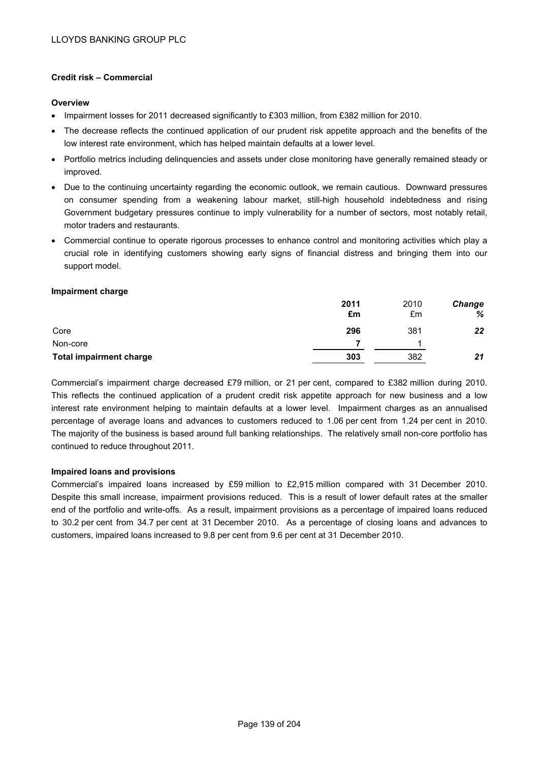## Credit risk – Commercial

### Overview

- Impairment losses for 2011 decreased significantly to £303 million, from £382 million for 2010.
- The decrease reflects the continued application of our prudent risk appetite approach and the benefits of the low interest rate environment, which has helped maintain defaults at a lower level.
- Portfolio metrics including delinquencies and assets under close monitoring have generally remained steady or improved.
- Due to the continuing uncertainty regarding the economic outlook, we remain cautious. Downward pressures on consumer spending from a weakening labour market, still-high household indebtedness and rising Government budgetary pressures continue to imply vulnerability for a number of sectors, most notably retail, motor traders and restaurants.
- Commercial continue to operate rigorous processes to enhance control and monitoring activities which play a crucial role in identifying customers showing early signs of financial distress and bringing them into our support model.

### Impairment charge

| | **2011 £m** | 2010 £m | ***Change %*** |
|---|---|---|---|
| Core | **296** | 381 | ***22*** |
| Non-core | **7** | 1 | |
| **Total impairment charge** | **303** | 382 | ***21*** |

Commercial's impairment charge decreased £79 million, or 21 per cent, compared to £382 million during 2010. This reflects the continued application of a prudent credit risk appetite approach for new business and a low interest rate environment helping to maintain defaults at a lower level. Impairment charges as an annualised percentage of average loans and advances to customers reduced to 1.06 per cent from 1.24 per cent in 2010. The majority of the business is based around full banking relationships. The relatively small non-core portfolio has continued to reduce throughout 2011.

### Impaired loans and provisions

Commercial's impaired loans increased by £59 million to £2,915 million compared with 31 December 2010. Despite this small increase, impairment provisions reduced. This is a result of lower default rates at the smaller end of the portfolio and write-offs. As a result, impairment provisions as a percentage of impaired loans reduced to 30.2 per cent from 34.7 per cent at 31 December 2010. As a percentage of closing loans and advances to customers, impaired loans increased to 9.8 per cent from 9.6 per cent at 31 December 2010.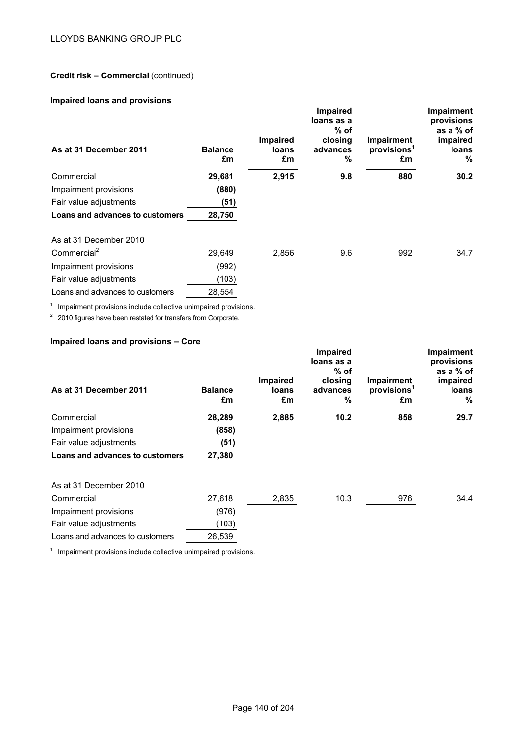**Credit risk – Commercial** (continued)

**Impaired loans and provisions**

| As at 31 December 2011 | Balance £m | Impaired loans £m | Impaired loans as a % of closing advances % | Impairment provisions[1] £m | Impairment provisions as a % of impaired loans % |
|---|---|---|---|---|---|
| Commercial | **29,681** | **2,915** | **9.8** | **880** | **30.2** |
| Impairment provisions | **(880)** | | | | |
| Fair value adjustments | **(51)** | | | | |
| **Loans and advances to customers** | **28,750** | | | | |
| | | | | | |
| As at 31 December 2010 | | | | | |
| Commercial[2] | 29,649 | 2,856 | 9.6 | 992 | 34.7 |
| Impairment provisions | (992) | | | | |
| Fair value adjustments | (103) | | | | |
| Loans and advances to customers | 28,554 | | | | |

[1] Impairment provisions include collective unimpaired provisions.

[2] 2010 figures have been restated for transfers from Corporate.

**Impaired loans and provisions – Core**

| As at 31 December 2011 | Balance £m | Impaired loans £m | Impaired loans as a % of closing advances % | Impairment provisions[1] £m | Impairment provisions as a % of impaired loans % |
|---|---|---|---|---|---|
| Commercial | **28,289** | **2,885** | **10.2** | **858** | **29.7** |
| Impairment provisions | **(858)** | | | | |
| Fair value adjustments | **(51)** | | | | |
| **Loans and advances to customers** | **27,380** | | | | |
| | | | | | |
| As at 31 December 2010 | | | | | |
| Commercial | 27,618 | 2,835 | 10.3 | 976 | 34.4 |
| Impairment provisions | (976) | | | | |
| Fair value adjustments | (103) | | | | |
| Loans and advances to customers | 26,539 | | | | |

[1] Impairment provisions include collective unimpaired provisions.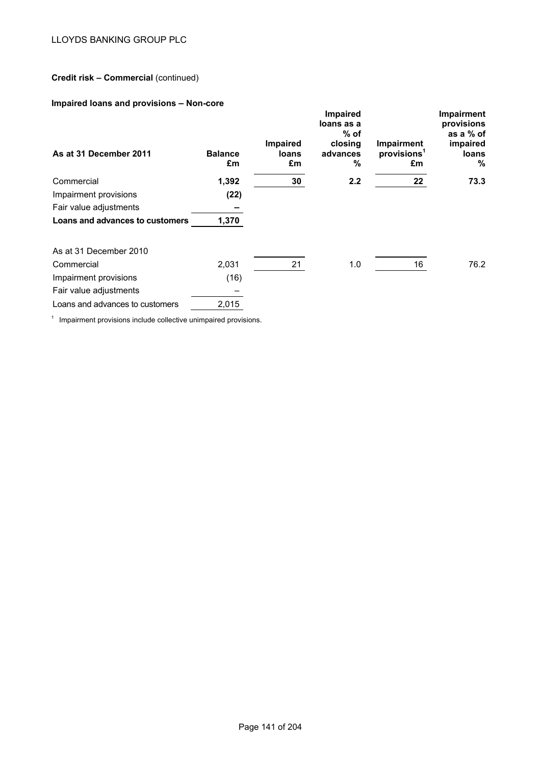**Credit risk – Commercial** (continued)

**Impaired loans and provisions – Non-core**

| As at 31 December 2011 | Balance £m | Impaired loans £m | Impaired loans as a % of closing advances % | Impairment provisions[1] £m | Impairment provisions as a % of impaired loans % |
|---|---|---|---|---|---|
| Commercial | **1,392** | **30** | **2.2** | **22** | **73.3** |
| Impairment provisions | **(22)** | | | | |
| Fair value adjustments | **–** | | | | |
| **Loans and advances to customers** | **1,370** | | | | |
| | | | | | |
| As at 31 December 2010 | | | | | |
| Commercial | 2,031 | 21 | 1.0 | 16 | 76.2 |
| Impairment provisions | (16) | | | | |
| Fair value adjustments | – | | | | |
| Loans and advances to customers | 2,015 | | | | |

[1] Impairment provisions include collective unimpaired provisions.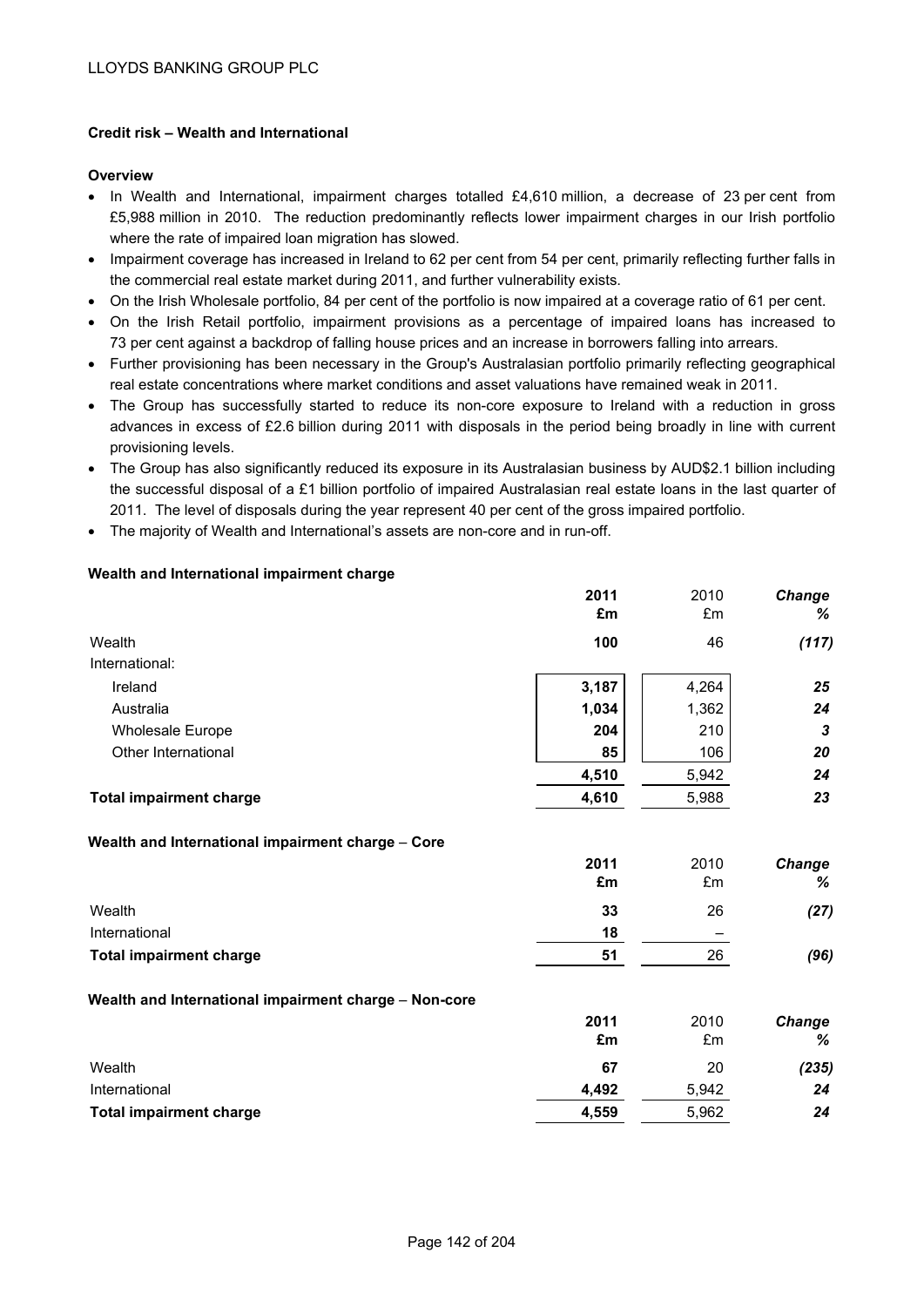### Credit risk – Wealth and International

#### Overview

- In Wealth and International, impairment charges totalled £4,610 million, a decrease of 23 per cent from £5,988 million in 2010. The reduction predominantly reflects lower impairment charges in our Irish portfolio where the rate of impaired loan migration has slowed.
- Impairment coverage has increased in Ireland to 62 per cent from 54 per cent, primarily reflecting further falls in the commercial real estate market during 2011, and further vulnerability exists.
- On the Irish Wholesale portfolio, 84 per cent of the portfolio is now impaired at a coverage ratio of 61 per cent.
- On the Irish Retail portfolio, impairment provisions as a percentage of impaired loans has increased to 73 per cent against a backdrop of falling house prices and an increase in borrowers falling into arrears.
- Further provisioning has been necessary in the Group's Australasian portfolio primarily reflecting geographical real estate concentrations where market conditions and asset valuations have remained weak in 2011.
- The Group has successfully started to reduce its non-core exposure to Ireland with a reduction in gross advances in excess of £2.6 billion during 2011 with disposals in the period being broadly in line with current provisioning levels.
- The Group has also significantly reduced its exposure in its Australasian business by AUD$2.1 billion including the successful disposal of a £1 billion portfolio of impaired Australasian real estate loans in the last quarter of 2011. The level of disposals during the year represent 40 per cent of the gross impaired portfolio.
- The majority of Wealth and International's assets are non-core and in run-off.

#### Wealth and International impairment charge

| | 2011 £m | 2010 £m | Change % |
|---|---|---|---|
| Wealth | **100** | 46 | ***(117)*** |
| International: | | | |
| Ireland | **3,187** | 4,264 | ***25*** |
| Australia | **1,034** | 1,362 | ***24*** |
| Wholesale Europe | **204** | 210 | ***3*** |
| Other International | **85** | 106 | ***20*** |
| | **4,510** | 5,942 | ***24*** |
| **Total impairment charge** | **4,610** | 5,988 | ***23*** |

#### Wealth and International impairment charge – Core

| | 2011 £m | 2010 £m | Change % |
|---|---|---|---|
| Wealth | **33** | 26 | ***(27)*** |
| International | **18** | – | |
| **Total impairment charge** | **51** | 26 | ***(96)*** |

#### Wealth and International impairment charge – Non-core

| | 2011 £m | 2010 £m | Change % |
|---|---|---|---|
| Wealth | **67** | 20 | ***(235)*** |
| International | **4,492** | 5,942 | ***24*** |
| **Total impairment charge** | **4,559** | 5,962 | ***24*** |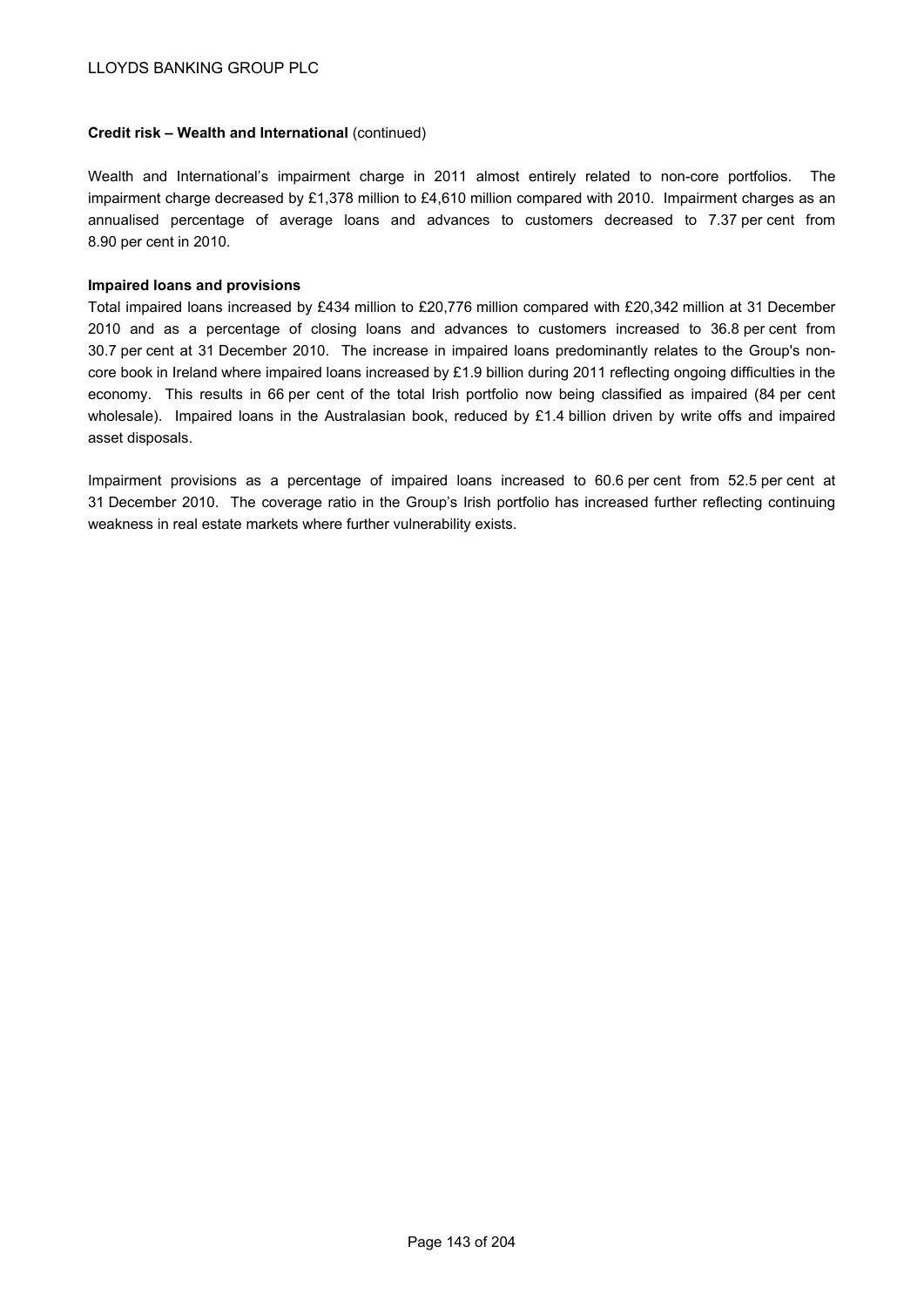**Credit risk – Wealth and International** (continued)

Wealth and International's impairment charge in 2011 almost entirely related to non-core portfolios. The impairment charge decreased by £1,378 million to £4,610 million compared with 2010. Impairment charges as an annualised percentage of average loans and advances to customers decreased to 7.37 per cent from 8.90 per cent in 2010.

**Impaired loans and provisions**

Total impaired loans increased by £434 million to £20,776 million compared with £20,342 million at 31 December 2010 and as a percentage of closing loans and advances to customers increased to 36.8 per cent from 30.7 per cent at 31 December 2010. The increase in impaired loans predominantly relates to the Group's non-core book in Ireland where impaired loans increased by £1.9 billion during 2011 reflecting ongoing difficulties in the economy. This results in 66 per cent of the total Irish portfolio now being classified as impaired (84 per cent wholesale). Impaired loans in the Australasian book, reduced by £1.4 billion driven by write offs and impaired asset disposals.

Impairment provisions as a percentage of impaired loans increased to 60.6 per cent from 52.5 per cent at 31 December 2010. The coverage ratio in the Group's Irish portfolio has increased further reflecting continuing weakness in real estate markets where further vulnerability exists.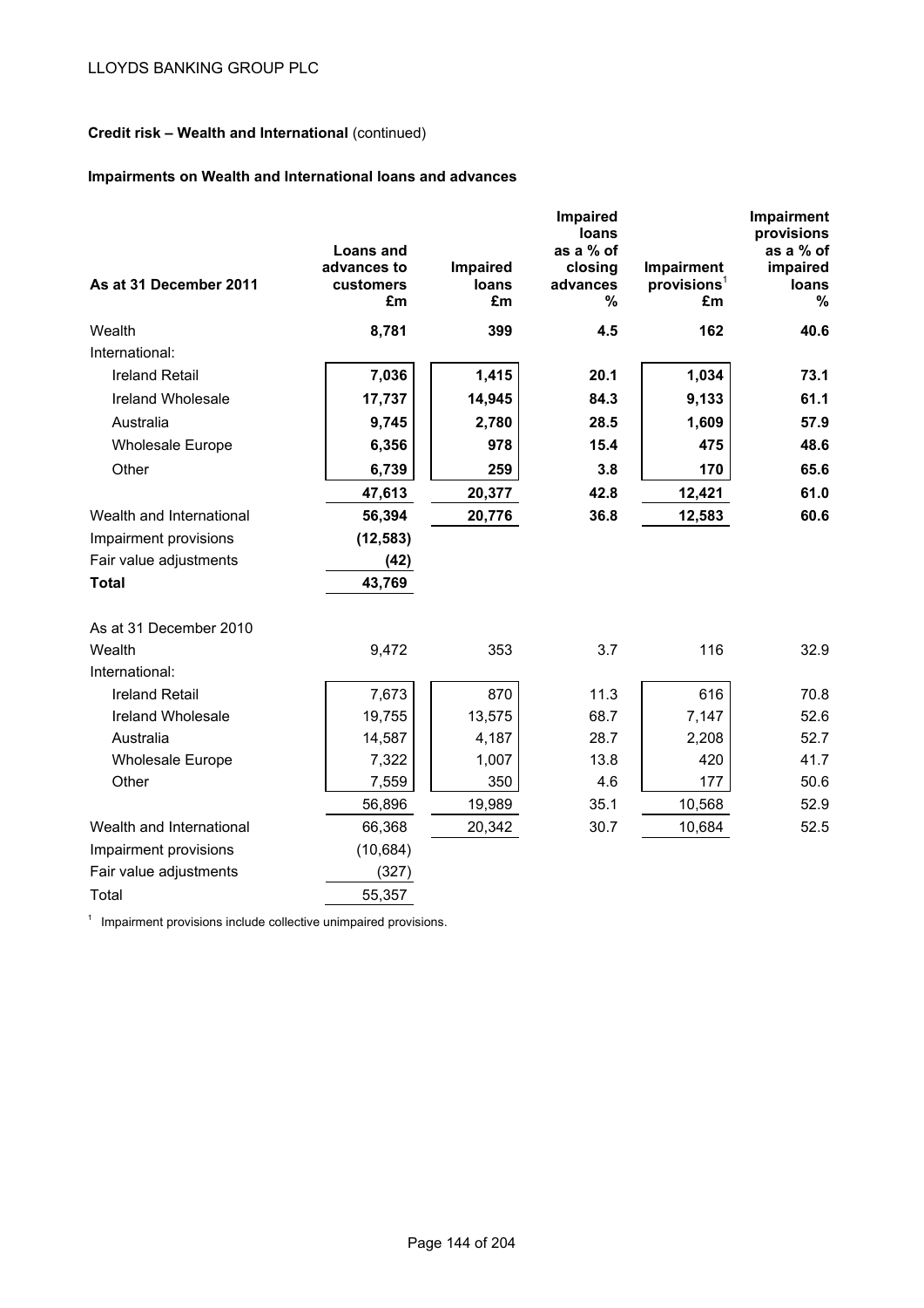LLOYDS BANKING GROUP PLC

**Credit risk – Wealth and International** (continued)

**Impairments on Wealth and International loans and advances**

| As at 31 December 2011 | Loans and advances to customers £m | Impaired loans £m | Impaired loans as a % of closing advances % | Impairment provisions[1] £m | Impairment provisions as a % of impaired loans % |
|---|---|---|---|---|---|
| Wealth | **8,781** | **399** | **4.5** | **162** | **40.6** |
| International: | | | | | |
| Ireland Retail | **7,036** | **1,415** | **20.1** | **1,034** | **73.1** |
| Ireland Wholesale | **17,737** | **14,945** | **84.3** | **9,133** | **61.1** |
| Australia | **9,745** | **2,780** | **28.5** | **1,609** | **57.9** |
| Wholesale Europe | **6,356** | **978** | **15.4** | **475** | **48.6** |
| Other | **6,739** | **259** | **3.8** | **170** | **65.6** |
| | **47,613** | **20,377** | **42.8** | **12,421** | **61.0** |
| Wealth and International | **56,394** | **20,776** | **36.8** | **12,583** | **60.6** |
| Impairment provisions | **(12,583)** | | | | |
| Fair value adjustments | **(42)** | | | | |
| **Total** | **43,769** | | | | |
| | | | | | |
| As at 31 December 2010 | | | | | |
| Wealth | 9,472 | 353 | 3.7 | 116 | 32.9 |
| International: | | | | | |
| Ireland Retail | 7,673 | 870 | 11.3 | 616 | 70.8 |
| Ireland Wholesale | 19,755 | 13,575 | 68.7 | 7,147 | 52.6 |
| Australia | 14,587 | 4,187 | 28.7 | 2,208 | 52.7 |
| Wholesale Europe | 7,322 | 1,007 | 13.8 | 420 | 41.7 |
| Other | 7,559 | 350 | 4.6 | 177 | 50.6 |
| | 56,896 | 19,989 | 35.1 | 10,568 | 52.9 |
| Wealth and International | 66,368 | 20,342 | 30.7 | 10,684 | 52.5 |
| Impairment provisions | (10,684) | | | | |
| Fair value adjustments | (327) | | | | |
| Total | 55,357 | | | | |

[1] Impairment provisions include collective unimpaired provisions.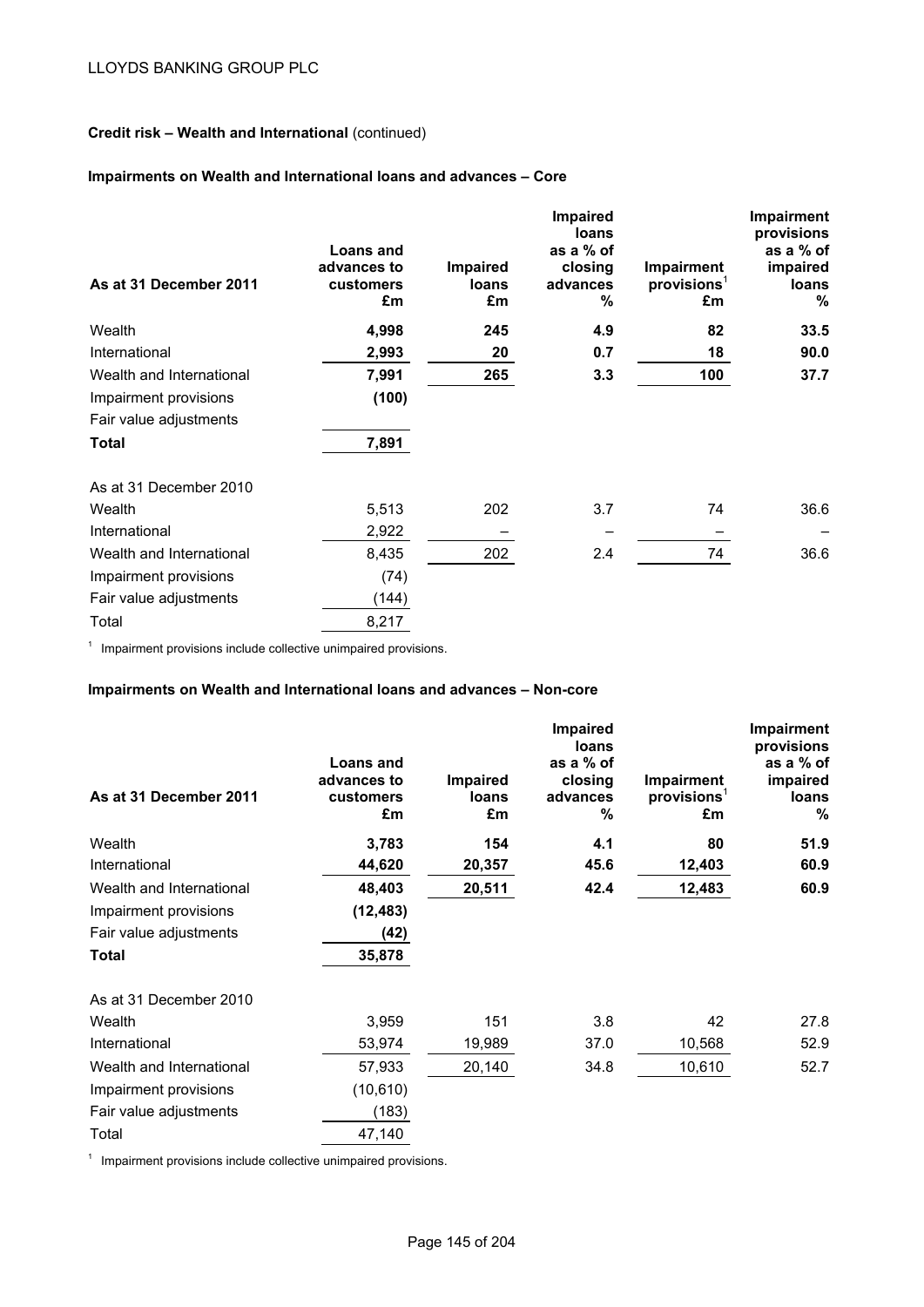**Credit risk – Wealth and International** (continued)

**Impairments on Wealth and International loans and advances – Core**

| As at 31 December 2011 | Loans and advances to customers £m | Impaired loans £m | Impaired loans as a % of closing advances % | Impairment provisions[1] £m | Impairment provisions as a % of impaired loans % |
|---|---|---|---|---|---|
| Wealth | **4,998** | **245** | **4.9** | **82** | **33.5** |
| International | **2,993** | **20** | **0.7** | **18** | **90.0** |
| Wealth and International | **7,991** | **265** | **3.3** | **100** | **37.7** |
| Impairment provisions | **(100)** | | | | |
| Fair value adjustments | | | | | |
| **Total** | **7,891** | | | | |
| As at 31 December 2010 | | | | | |
| Wealth | 5,513 | 202 | 3.7 | 74 | 36.6 |
| International | 2,922 | – | – | – | – |
| Wealth and International | 8,435 | 202 | 2.4 | 74 | 36.6 |
| Impairment provisions | (74) | | | | |
| Fair value adjustments | (144) | | | | |
| Total | 8,217 | | | | |

[1] Impairment provisions include collective unimpaired provisions.

**Impairments on Wealth and International loans and advances – Non-core**

| As at 31 December 2011 | Loans and advances to customers £m | Impaired loans £m | Impaired loans as a % of closing advances % | Impairment provisions[1] £m | Impairment provisions as a % of impaired loans % |
|---|---|---|---|---|---|
| Wealth | **3,783** | **154** | **4.1** | **80** | **51.9** |
| International | **44,620** | **20,357** | **45.6** | **12,403** | **60.9** |
| Wealth and International | **48,403** | **20,511** | **42.4** | **12,483** | **60.9** |
| Impairment provisions | **(12,483)** | | | | |
| Fair value adjustments | **(42)** | | | | |
| **Total** | **35,878** | | | | |
| As at 31 December 2010 | | | | | |
| Wealth | 3,959 | 151 | 3.8 | 42 | 27.8 |
| International | 53,974 | 19,989 | 37.0 | 10,568 | 52.9 |
| Wealth and International | 57,933 | 20,140 | 34.8 | 10,610 | 52.7 |
| Impairment provisions | (10,610) | | | | |
| Fair value adjustments | (183) | | | | |
| Total | 47,140 | | | | |

[1] Impairment provisions include collective unimpaired provisions.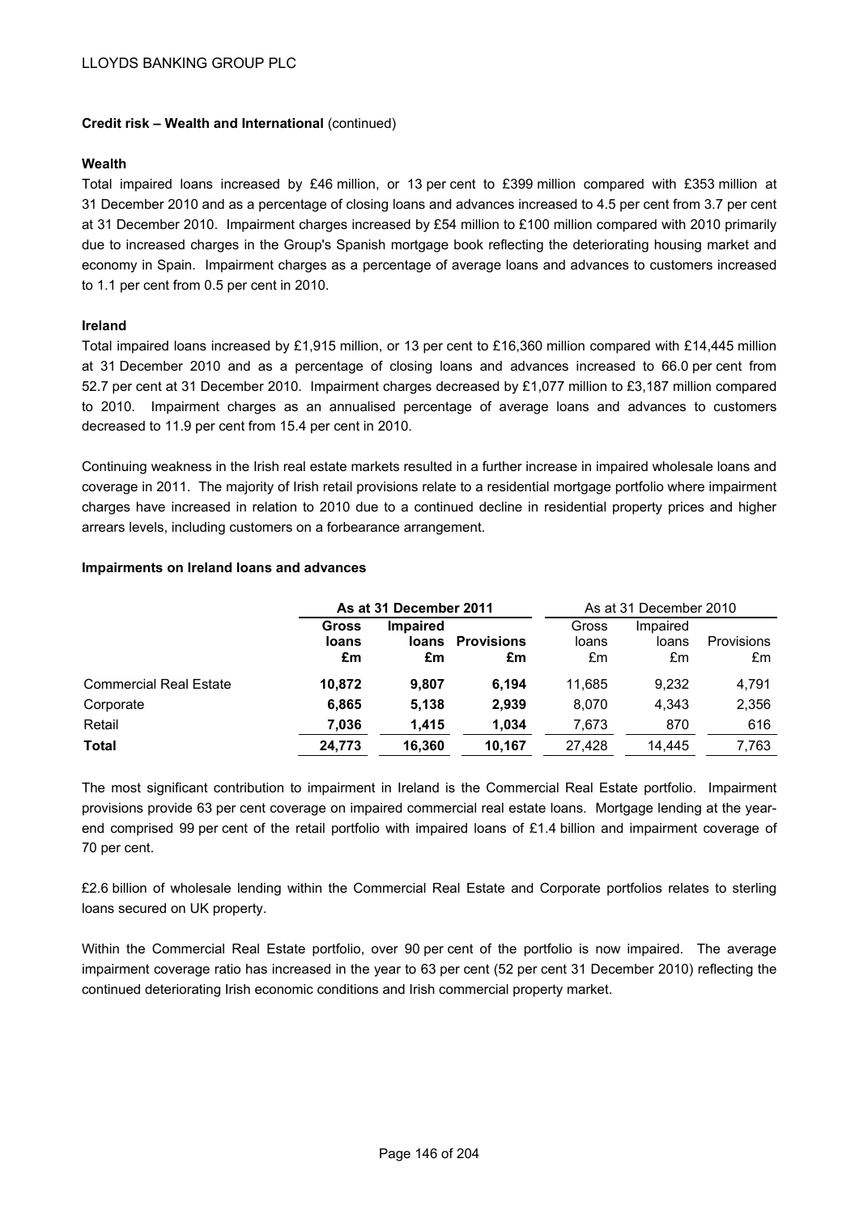**Credit risk – Wealth and International** (continued)

**Wealth**

Total impaired loans increased by £46 million, or 13 per cent to £399 million compared with £353 million at 31 December 2010 and as a percentage of closing loans and advances increased to 4.5 per cent from 3.7 per cent at 31 December 2010. Impairment charges increased by £54 million to £100 million compared with 2010 primarily due to increased charges in the Group's Spanish mortgage book reflecting the deteriorating housing market and economy in Spain. Impairment charges as a percentage of average loans and advances to customers increased to 1.1 per cent from 0.5 per cent in 2010.

**Ireland**

Total impaired loans increased by £1,915 million, or 13 per cent to £16,360 million compared with £14,445 million at 31 December 2010 and as a percentage of closing loans and advances increased to 66.0 per cent from 52.7 per cent at 31 December 2010. Impairment charges decreased by £1,077 million to £3,187 million compared to 2010. Impairment charges as an annualised percentage of average loans and advances to customers decreased to 11.9 per cent from 15.4 per cent in 2010.

Continuing weakness in the Irish real estate markets resulted in a further increase in impaired wholesale loans and coverage in 2011. The majority of Irish retail provisions relate to a residential mortgage portfolio where impairment charges have increased in relation to 2010 due to a continued decline in residential property prices and higher arrears levels, including customers on a forbearance arrangement.

**Impairments on Ireland loans and advances**

| | **As at 31 December 2011** | | | As at 31 December 2010 | | |
|---|---|---|---|---|---|---|
| | **Gross loans £m** | **Impaired loans £m** | **Provisions £m** | Gross loans £m | Impaired loans £m | Provisions £m |
| Commercial Real Estate | **10,872** | **9,807** | **6,194** | 11,685 | 9,232 | 4,791 |
| Corporate | **6,865** | **5,138** | **2,939** | 8,070 | 4,343 | 2,356 |
| Retail | **7,036** | **1,415** | **1,034** | 7,673 | 870 | 616 |
| **Total** | **24,773** | **16,360** | **10,167** | 27,428 | 14,445 | 7,763 |

The most significant contribution to impairment in Ireland is the Commercial Real Estate portfolio. Impairment provisions provide 63 per cent coverage on impaired commercial real estate loans. Mortgage lending at the year-end comprised 99 per cent of the retail portfolio with impaired loans of £1.4 billion and impairment coverage of 70 per cent.

£2.6 billion of wholesale lending within the Commercial Real Estate and Corporate portfolios relates to sterling loans secured on UK property.

Within the Commercial Real Estate portfolio, over 90 per cent of the portfolio is now impaired. The average impairment coverage ratio has increased in the year to 63 per cent (52 per cent 31 December 2010) reflecting the continued deteriorating Irish economic conditions and Irish commercial property market.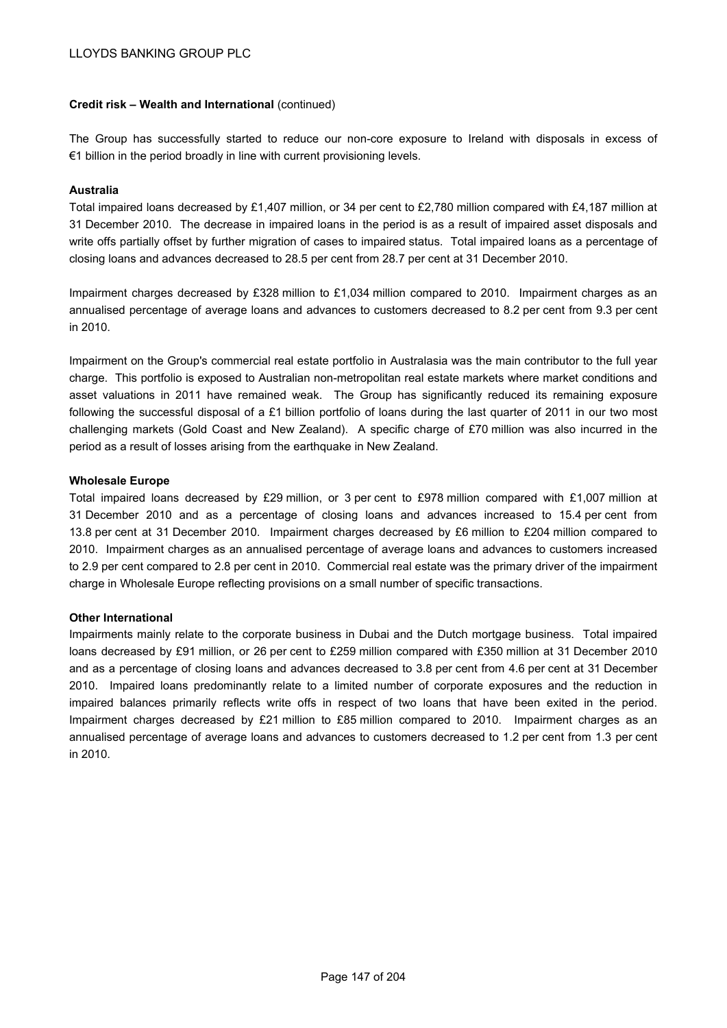**Credit risk – Wealth and International** (continued)

The Group has successfully started to reduce our non-core exposure to Ireland with disposals in excess of €1 billion in the period broadly in line with current provisioning levels.

**Australia**

Total impaired loans decreased by £1,407 million, or 34 per cent to £2,780 million compared with £4,187 million at 31 December 2010. The decrease in impaired loans in the period is as a result of impaired asset disposals and write offs partially offset by further migration of cases to impaired status. Total impaired loans as a percentage of closing loans and advances decreased to 28.5 per cent from 28.7 per cent at 31 December 2010.

Impairment charges decreased by £328 million to £1,034 million compared to 2010. Impairment charges as an annualised percentage of average loans and advances to customers decreased to 8.2 per cent from 9.3 per cent in 2010.

Impairment on the Group's commercial real estate portfolio in Australasia was the main contributor to the full year charge. This portfolio is exposed to Australian non-metropolitan real estate markets where market conditions and asset valuations in 2011 have remained weak. The Group has significantly reduced its remaining exposure following the successful disposal of a £1 billion portfolio of loans during the last quarter of 2011 in our two most challenging markets (Gold Coast and New Zealand). A specific charge of £70 million was also incurred in the period as a result of losses arising from the earthquake in New Zealand.

**Wholesale Europe**

Total impaired loans decreased by £29 million, or 3 per cent to £978 million compared with £1,007 million at 31 December 2010 and as a percentage of closing loans and advances increased to 15.4 per cent from 13.8 per cent at 31 December 2010. Impairment charges decreased by £6 million to £204 million compared to 2010. Impairment charges as an annualised percentage of average loans and advances to customers increased to 2.9 per cent compared to 2.8 per cent in 2010. Commercial real estate was the primary driver of the impairment charge in Wholesale Europe reflecting provisions on a small number of specific transactions.

**Other International**

Impairments mainly relate to the corporate business in Dubai and the Dutch mortgage business. Total impaired loans decreased by £91 million, or 26 per cent to £259 million compared with £350 million at 31 December 2010 and as a percentage of closing loans and advances decreased to 3.8 per cent from 4.6 per cent at 31 December 2010. Impaired loans predominantly relate to a limited number of corporate exposures and the reduction in impaired balances primarily reflects write offs in respect of two loans that have been exited in the period. Impairment charges decreased by £21 million to £85 million compared to 2010. Impairment charges as an annualised percentage of average loans and advances to customers decreased to 1.2 per cent from 1.3 per cent in 2010.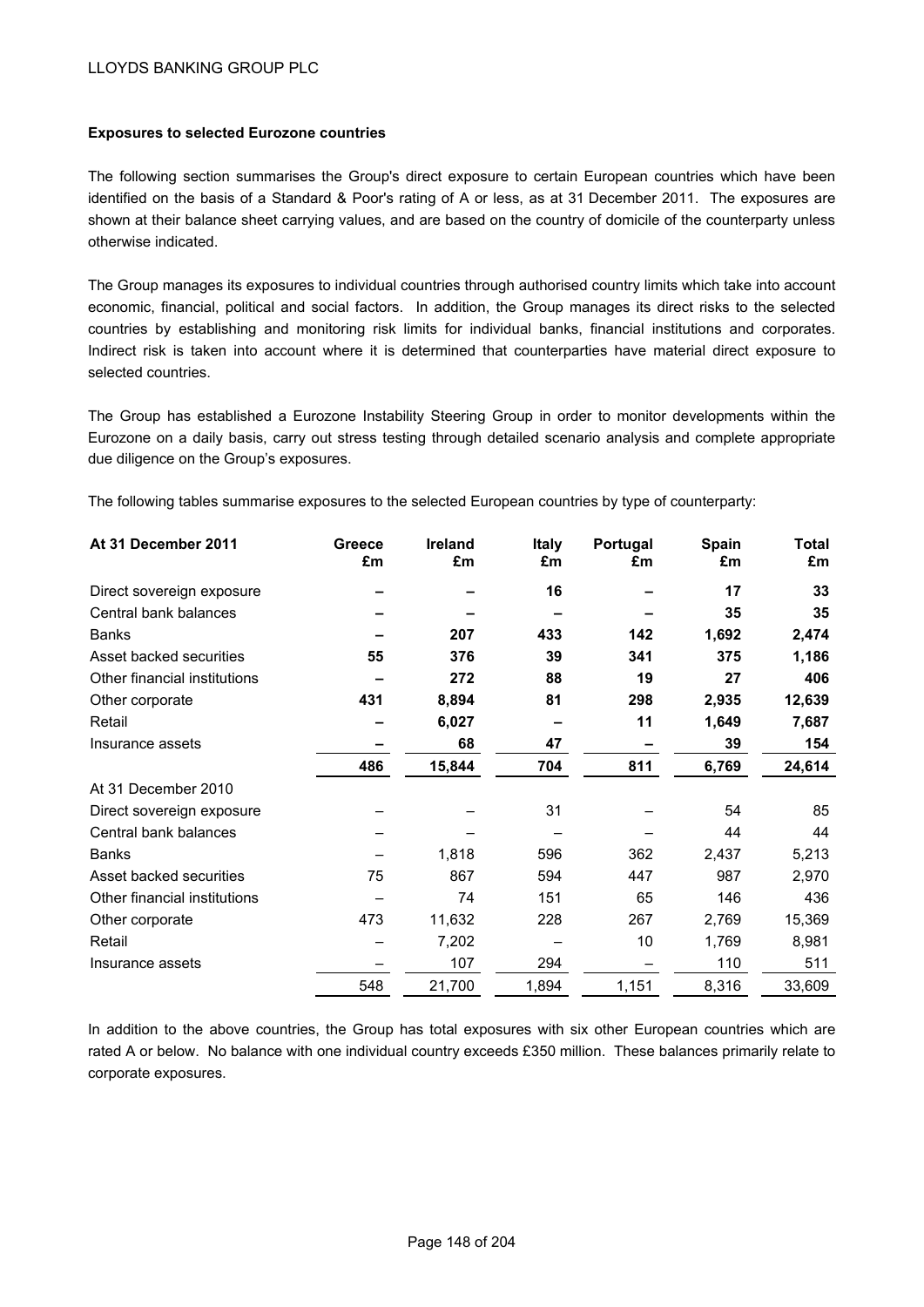**Exposures to selected Eurozone countries**

The following section summarises the Group's direct exposure to certain European countries which have been identified on the basis of a Standard & Poor's rating of A or less, as at 31 December 2011. The exposures are shown at their balance sheet carrying values, and are based on the country of domicile of the counterparty unless otherwise indicated.

The Group manages its exposures to individual countries through authorised country limits which take into account economic, financial, political and social factors. In addition, the Group manages its direct risks to the selected countries by establishing and monitoring risk limits for individual banks, financial institutions and corporates. Indirect risk is taken into account where it is determined that counterparties have material direct exposure to selected countries.

The Group has established a Eurozone Instability Steering Group in order to monitor developments within the Eurozone on a daily basis, carry out stress testing through detailed scenario analysis and complete appropriate due diligence on the Group's exposures.

The following tables summarise exposures to the selected European countries by type of counterparty:

| **At 31 December 2011** | **Greece £m** | **Ireland £m** | **Italy £m** | **Portugal £m** | **Spain £m** | **Total £m** |
|---|---|---|---|---|---|---|
| Direct sovereign exposure | **–** | **–** | **16** | **–** | **17** | **33** |
| Central bank balances | **–** | **–** | **–** | **–** | **35** | **35** |
| Banks | **–** | **207** | **433** | **142** | **1,692** | **2,474** |
| Asset backed securities | **55** | **376** | **39** | **341** | **375** | **1,186** |
| Other financial institutions | **–** | **272** | **88** | **19** | **27** | **406** |
| Other corporate | **431** | **8,894** | **81** | **298** | **2,935** | **12,639** |
| Retail | **–** | **6,027** | **–** | **11** | **1,649** | **7,687** |
| Insurance assets | **–** | **68** | **47** | **–** | **39** | **154** |
| | **486** | **15,844** | **704** | **811** | **6,769** | **24,614** |
| At 31 December 2010 | | | | | | |
| Direct sovereign exposure | – | – | 31 | – | 54 | 85 |
| Central bank balances | – | – | – | – | 44 | 44 |
| Banks | – | 1,818 | 596 | 362 | 2,437 | 5,213 |
| Asset backed securities | 75 | 867 | 594 | 447 | 987 | 2,970 |
| Other financial institutions | – | 74 | 151 | 65 | 146 | 436 |
| Other corporate | 473 | 11,632 | 228 | 267 | 2,769 | 15,369 |
| Retail | – | 7,202 | – | 10 | 1,769 | 8,981 |
| Insurance assets | – | 107 | 294 | – | 110 | 511 |
| | 548 | 21,700 | 1,894 | 1,151 | 8,316 | 33,609 |

In addition to the above countries, the Group has total exposures with six other European countries which are rated A or below. No balance with one individual country exceeds £350 million. These balances primarily relate to corporate exposures.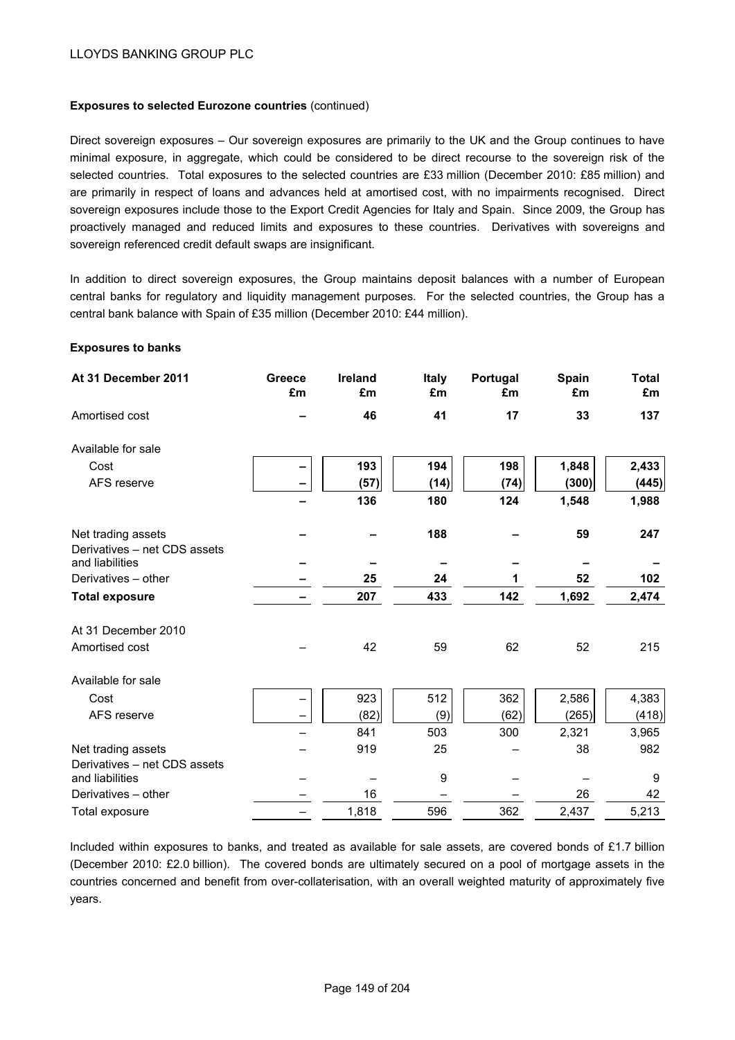**Exposures to selected Eurozone countries** (continued)

Direct sovereign exposures – Our sovereign exposures are primarily to the UK and the Group continues to have minimal exposure, in aggregate, which could be considered to be direct recourse to the sovereign risk of the selected countries. Total exposures to the selected countries are £33 million (December 2010: £85 million) and are primarily in respect of loans and advances held at amortised cost, with no impairments recognised. Direct sovereign exposures include those to the Export Credit Agencies for Italy and Spain. Since 2009, the Group has proactively managed and reduced limits and exposures to these countries. Derivatives with sovereigns and sovereign referenced credit default swaps are insignificant.

In addition to direct sovereign exposures, the Group maintains deposit balances with a number of European central banks for regulatory and liquidity management purposes. For the selected countries, the Group has a central bank balance with Spain of £35 million (December 2010: £44 million).

**Exposures to banks**

| **At 31 December 2011** | **Greece £m** | **Ireland £m** | **Italy £m** | **Portugal £m** | **Spain £m** | **Total £m** |
|---|---|---|---|---|---|---|
| Amortised cost | **–** | **46** | **41** | **17** | **33** | **137** |
| Available for sale | | | | | | |
| Cost | **–** | **193** | **194** | **198** | **1,848** | **2,433** |
| AFS reserve | **–** | **(57)** | **(14)** | **(74)** | **(300)** | **(445)** |
| | **–** | **136** | **180** | **124** | **1,548** | **1,988** |
| Net trading assets | **–** | **–** | **188** | **–** | **59** | **247** |
| Derivatives – net CDS assets and liabilities | **–** | **–** | **–** | **–** | **–** | **–** |
| Derivatives – other | **–** | **25** | **24** | **1** | **52** | **102** |
| **Total exposure** | **–** | **207** | **433** | **142** | **1,692** | **2,474** |
| At 31 December 2010 | | | | | | |
| Amortised cost | – | 42 | 59 | 62 | 52 | 215 |
| Available for sale | | | | | | |
| Cost | – | 923 | 512 | 362 | 2,586 | 4,383 |
| AFS reserve | – | (82) | (9) | (62) | (265) | (418) |
| | – | 841 | 503 | 300 | 2,321 | 3,965 |
| Net trading assets | – | 919 | 25 | – | 38 | 982 |
| Derivatives – net CDS assets and liabilities | – | – | 9 | – | – | 9 |
| Derivatives – other | – | 16 | – | – | 26 | 42 |
| Total exposure | – | 1,818 | 596 | 362 | 2,437 | 5,213 |

Included within exposures to banks, and treated as available for sale assets, are covered bonds of £1.7 billion (December 2010: £2.0 billion). The covered bonds are ultimately secured on a pool of mortgage assets in the countries concerned and benefit from over-collaterisation, with an overall weighted maturity of approximately five years.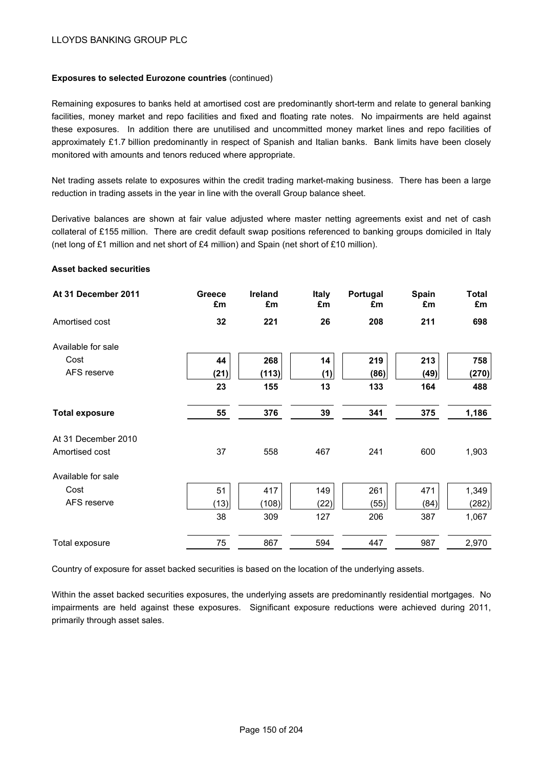**Exposures to selected Eurozone countries** (continued)

Remaining exposures to banks held at amortised cost are predominantly short-term and relate to general banking facilities, money market and repo facilities and fixed and floating rate notes. No impairments are held against these exposures. In addition there are unutilised and uncommitted money market lines and repo facilities of approximately £1.7 billion predominantly in respect of Spanish and Italian banks. Bank limits have been closely monitored with amounts and tenors reduced where appropriate.

Net trading assets relate to exposures within the credit trading market-making business. There has been a large reduction in trading assets in the year in line with the overall Group balance sheet.

Derivative balances are shown at fair value adjusted where master netting agreements exist and net of cash collateral of £155 million. There are credit default swap positions referenced to banking groups domiciled in Italy (net long of £1 million and net short of £4 million) and Spain (net short of £10 million).

**Asset backed securities**

| At 31 December 2011 | Greece £m | Ireland £m | Italy £m | Portugal £m | Spain £m | Total £m |
|---|---|---|---|---|---|---|
| Amortised cost | **32** | **221** | **26** | **208** | **211** | **698** |
| Available for sale | | | | | | |
| Cost | **44** | **268** | **14** | **219** | **213** | **758** |
| AFS reserve | **(21)** | **(113)** | **(1)** | **(86)** | **(49)** | **(270)** |
| | **23** | **155** | **13** | **133** | **164** | **488** |
| **Total exposure** | **55** | **376** | **39** | **341** | **375** | **1,186** |
| At 31 December 2010 | | | | | | |
| Amortised cost | 37 | 558 | 467 | 241 | 600 | 1,903 |
| Available for sale | | | | | | |
| Cost | 51 | 417 | 149 | 261 | 471 | 1,349 |
| AFS reserve | (13) | (108) | (22) | (55) | (84) | (282) |
| | 38 | 309 | 127 | 206 | 387 | 1,067 |
| Total exposure | 75 | 867 | 594 | 447 | 987 | 2,970 |

Country of exposure for asset backed securities is based on the location of the underlying assets.

Within the asset backed securities exposures, the underlying assets are predominantly residential mortgages. No impairments are held against these exposures. Significant exposure reductions were achieved during 2011, primarily through asset sales.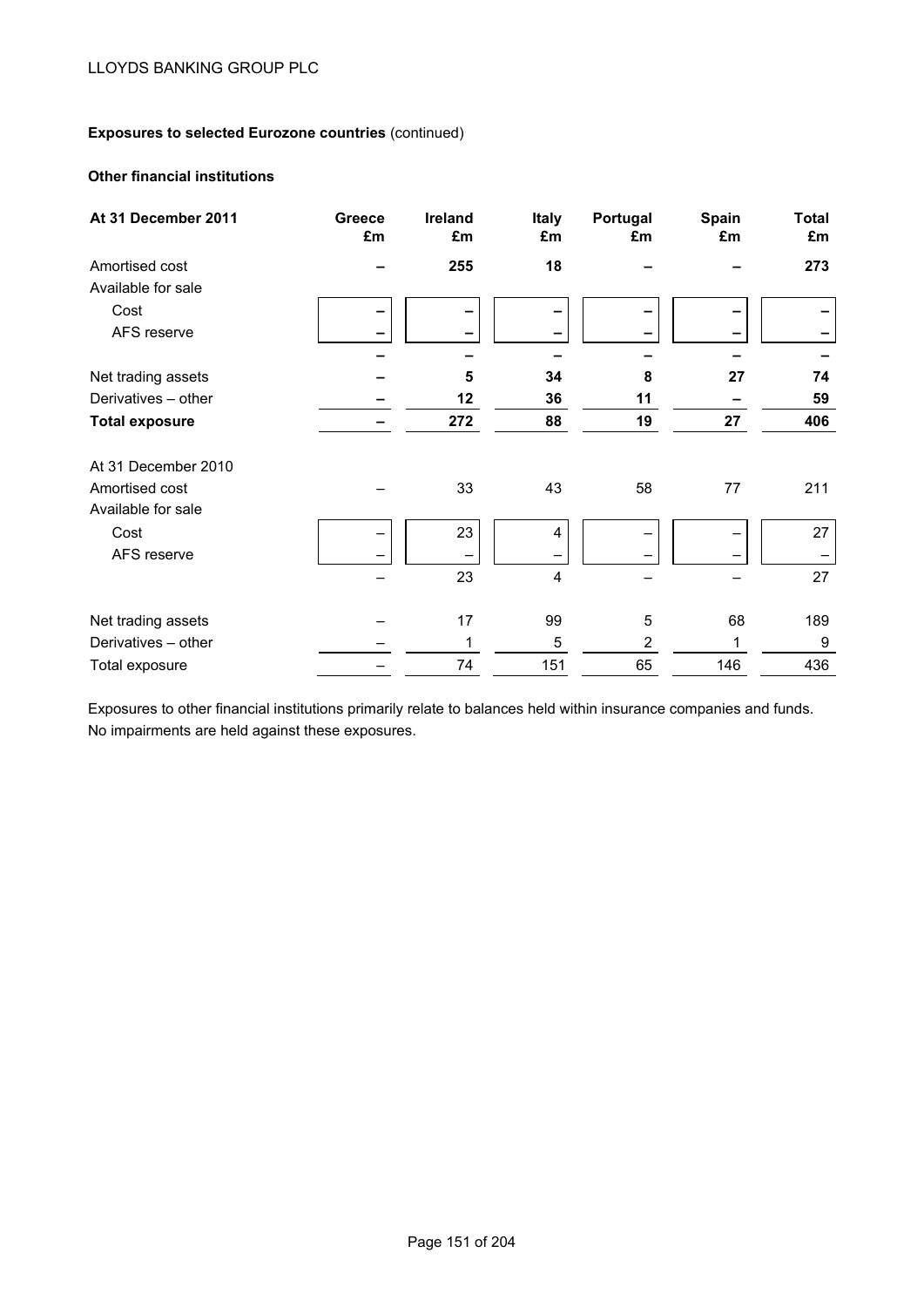**Exposures to selected Eurozone countries** (continued)

**Other financial institutions**

| **At 31 December 2011** | **Greece £m** | **Ireland £m** | **Italy £m** | **Portugal £m** | **Spain £m** | **Total £m** |
|---|---|---|---|---|---|---|
| Amortised cost | **–** | **255** | **18** | **–** | **–** | **273** |
| Available for sale | | | | | | |
| Cost | **–** | **–** | **–** | **–** | **–** | **–** |
| AFS reserve | **–** | **–** | **–** | **–** | **–** | **–** |
| | **–** | **–** | **–** | **–** | **–** | **–** |
| Net trading assets | **–** | **5** | **34** | **8** | **27** | **74** |
| Derivatives – other | **–** | **12** | **36** | **11** | **–** | **59** |
| **Total exposure** | **–** | **272** | **88** | **19** | **27** | **406** |
| At 31 December 2010 | | | | | | |
| Amortised cost | – | 33 | 43 | 58 | 77 | 211 |
| Available for sale | | | | | | |
| Cost | – | 23 | 4 | – | – | 27 |
| AFS reserve | – | – | – | – | – | – |
| | – | 23 | 4 | – | – | 27 |
| Net trading assets | – | 17 | 99 | 5 | 68 | 189 |
| Derivatives – other | – | 1 | 5 | 2 | 1 | 9 |
| Total exposure | – | 74 | 151 | 65 | 146 | 436 |

Exposures to other financial institutions primarily relate to balances held within insurance companies and funds. No impairments are held against these exposures.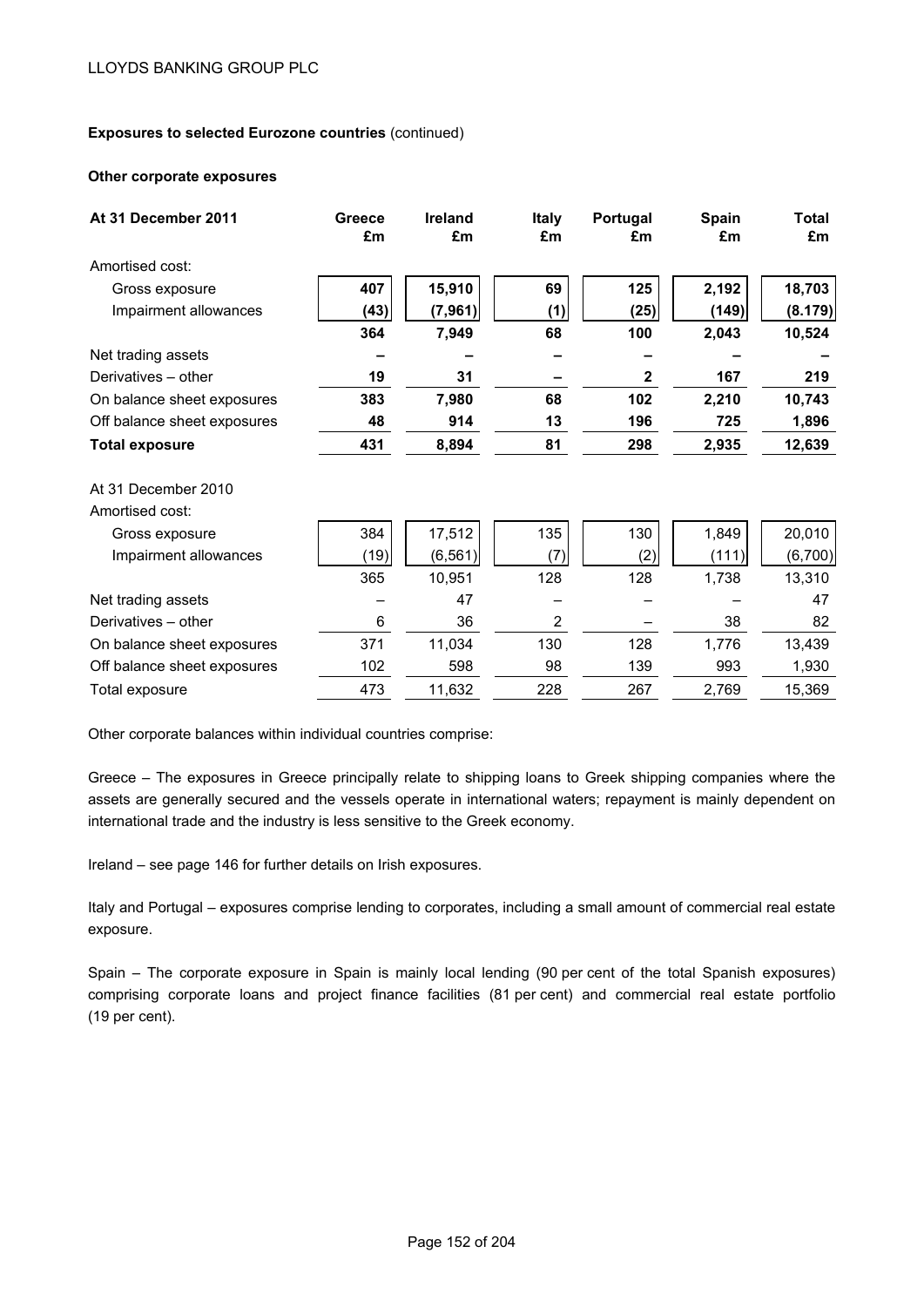**Exposures to selected Eurozone countries** (continued)

**Other corporate exposures**

| **At 31 December 2011** | **Greece £m** | **Ireland £m** | **Italy £m** | **Portugal £m** | **Spain £m** | **Total £m** |
|---|---|---|---|---|---|---|
| Amortised cost: | | | | | | |
| Gross exposure | **407** | **15,910** | **69** | **125** | **2,192** | **18,703** |
| Impairment allowances | **(43)** | **(7,961)** | **(1)** | **(25)** | **(149)** | **(8.179)** |
| | **364** | **7,949** | **68** | **100** | **2,043** | **10,524** |
| Net trading assets | **–** | **–** | **–** | **–** | **–** | **–** |
| Derivatives – other | **19** | **31** | **–** | **2** | **167** | **219** |
| On balance sheet exposures | **383** | **7,980** | **68** | **102** | **2,210** | **10,743** |
| Off balance sheet exposures | **48** | **914** | **13** | **196** | **725** | **1,896** |
| **Total exposure** | **431** | **8,894** | **81** | **298** | **2,935** | **12,639** |
| At 31 December 2010 | | | | | | |
| Amortised cost: | | | | | | |
| Gross exposure | 384 | 17,512 | 135 | 130 | 1,849 | 20,010 |
| Impairment allowances | (19) | (6,561) | (7) | (2) | (111) | (6,700) |
| | 365 | 10,951 | 128 | 128 | 1,738 | 13,310 |
| Net trading assets | – | 47 | – | – | – | 47 |
| Derivatives – other | 6 | 36 | 2 | – | 38 | 82 |
| On balance sheet exposures | 371 | 11,034 | 130 | 128 | 1,776 | 13,439 |
| Off balance sheet exposures | 102 | 598 | 98 | 139 | 993 | 1,930 |
| Total exposure | 473 | 11,632 | 228 | 267 | 2,769 | 15,369 |

Other corporate balances within individual countries comprise:

Greece – The exposures in Greece principally relate to shipping loans to Greek shipping companies where the assets are generally secured and the vessels operate in international waters; repayment is mainly dependent on international trade and the industry is less sensitive to the Greek economy.

Ireland – see page 146 for further details on Irish exposures.

Italy and Portugal – exposures comprise lending to corporates, including a small amount of commercial real estate exposure.

Spain – The corporate exposure in Spain is mainly local lending (90 per cent of the total Spanish exposures) comprising corporate loans and project finance facilities (81 per cent) and commercial real estate portfolio (19 per cent).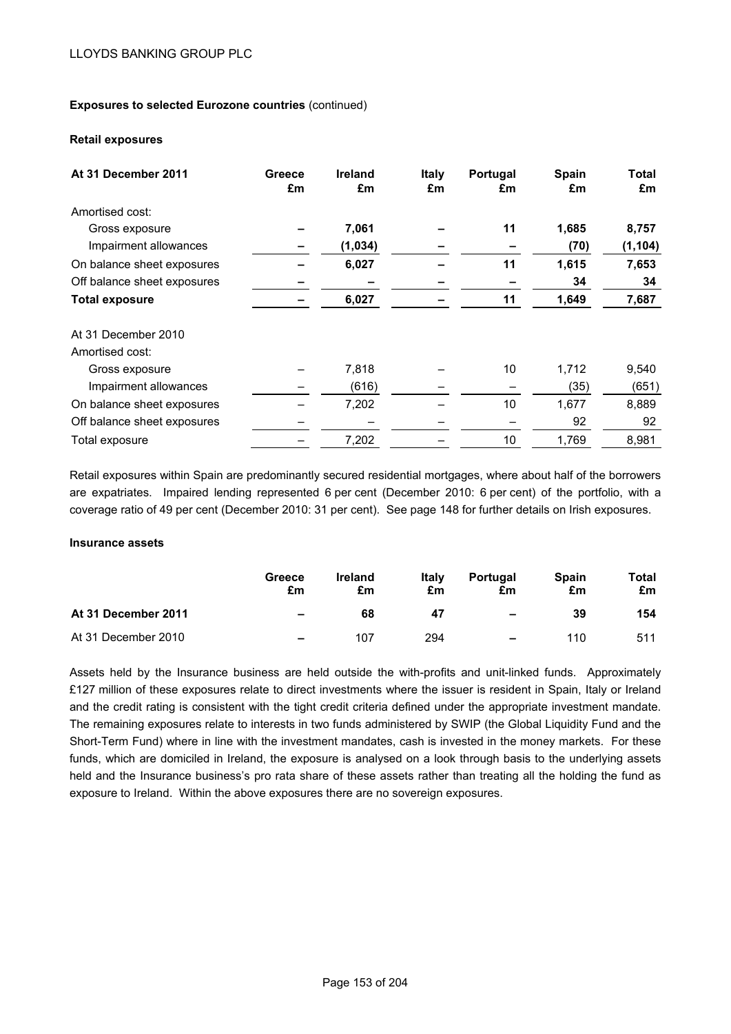**Exposures to selected Eurozone countries** (continued)

**Retail exposures**

| **At 31 December 2011** | **Greece £m** | **Ireland £m** | **Italy £m** | **Portugal £m** | **Spain £m** | **Total £m** |
|---|---|---|---|---|---|---|
| Amortised cost: | | | | | | |
| Gross exposure | **–** | **7,061** | **–** | **11** | **1,685** | **8,757** |
| Impairment allowances | **–** | **(1,034)** | **–** | **–** | **(70)** | **(1,104)** |
| On balance sheet exposures | **–** | **6,027** | **–** | **11** | **1,615** | **7,653** |
| Off balance sheet exposures | **–** | **–** | **–** | **–** | **34** | **34** |
| **Total exposure** | **–** | **6,027** | **–** | **11** | **1,649** | **7,687** |
| At 31 December 2010 | | | | | | |
| Amortised cost: | | | | | | |
| Gross exposure | – | 7,818 | – | 10 | 1,712 | 9,540 |
| Impairment allowances | – | (616) | – | – | (35) | (651) |
| On balance sheet exposures | – | 7,202 | – | 10 | 1,677 | 8,889 |
| Off balance sheet exposures | – | – | – | – | 92 | 92 |
| Total exposure | – | 7,202 | – | 10 | 1,769 | 8,981 |

Retail exposures within Spain are predominantly secured residential mortgages, where about half of the borrowers are expatriates. Impaired lending represented 6 per cent (December 2010: 6 per cent) of the portfolio, with a coverage ratio of 49 per cent (December 2010: 31 per cent). See page 148 for further details on Irish exposures.

**Insurance assets**

| | **Greece £m** | **Ireland £m** | **Italy £m** | **Portugal £m** | **Spain £m** | **Total £m** |
|---|---|---|---|---|---|---|
| **At 31 December 2011** | **–** | **68** | **47** | **–** | **39** | **154** |
| At 31 December 2010 | – | 107 | 294 | – | 110 | 511 |

Assets held by the Insurance business are held outside the with-profits and unit-linked funds. Approximately £127 million of these exposures relate to direct investments where the issuer is resident in Spain, Italy or Ireland and the credit rating is consistent with the tight credit criteria defined under the appropriate investment mandate. The remaining exposures relate to interests in two funds administered by SWIP (the Global Liquidity Fund and the Short-Term Fund) where in line with the investment mandates, cash is invested in the money markets. For these funds, which are domiciled in Ireland, the exposure is analysed on a look through basis to the underlying assets held and the Insurance business's pro rata share of these assets rather than treating all the holding the fund as exposure to Ireland. Within the above exposures there are no sovereign exposures.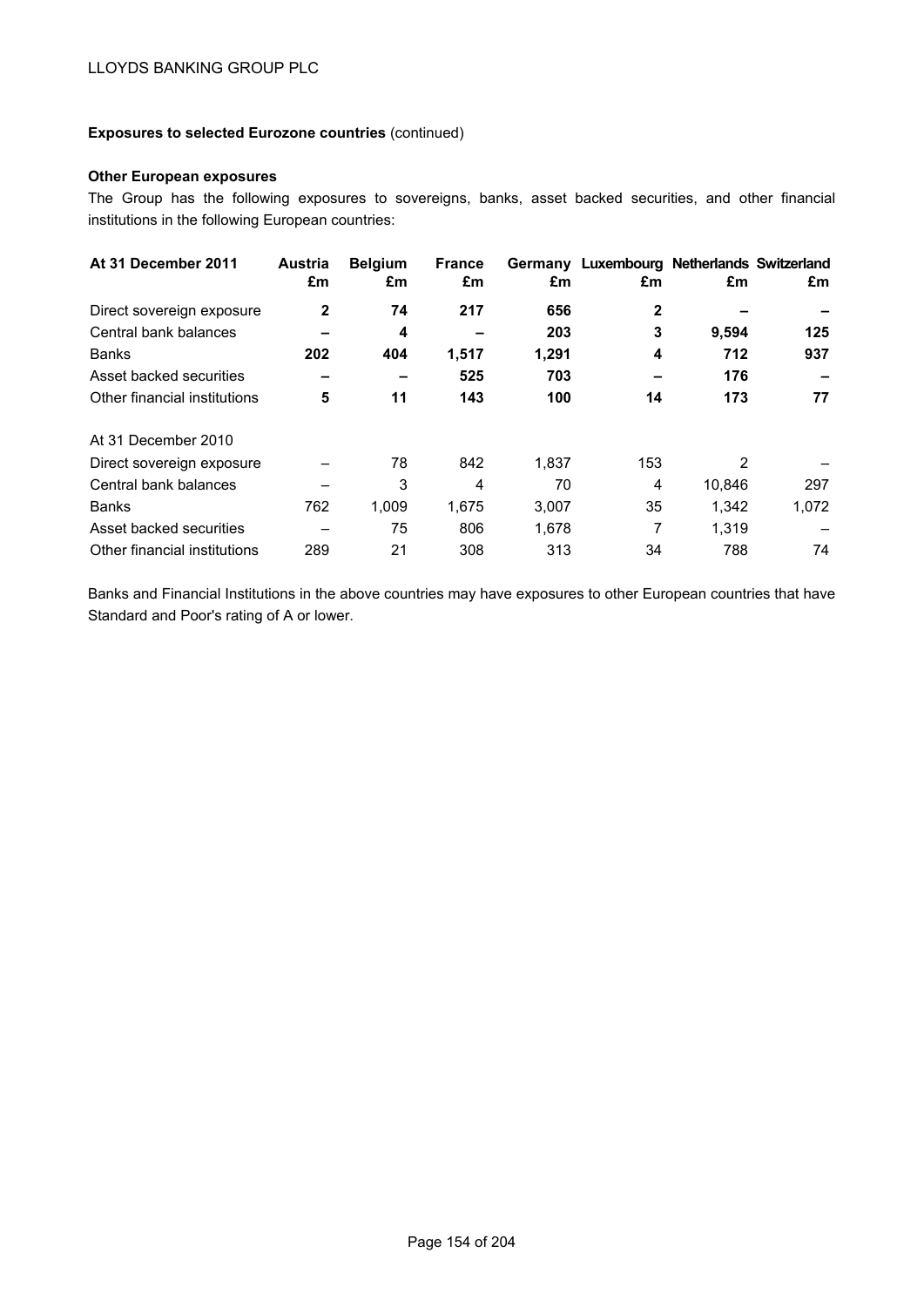LLOYDS BANKING GROUP PLC

**Exposures to selected Eurozone countries** (continued)

**Other European exposures**

The Group has the following exposures to sovereigns, banks, asset backed securities, and other financial institutions in the following European countries:

| **At 31 December 2011** | **Austria £m** | **Belgium £m** | **France £m** | **Germany £m** | **Luxembourg £m** | **Netherlands £m** | **Switzerland £m** |
|---|---|---|---|---|---|---|---|
| Direct sovereign exposure | **2** | **74** | **217** | **656** | **2** | **–** | **–** |
| Central bank balances | **–** | **4** | **–** | **203** | **3** | **9,594** | **125** |
| Banks | **202** | **404** | **1,517** | **1,291** | **4** | **712** | **937** |
| Asset backed securities | **–** | **–** | **525** | **703** | **–** | **176** | **–** |
| Other financial institutions | **5** | **11** | **143** | **100** | **14** | **173** | **77** |
| At 31 December 2010 | | | | | | | |
| Direct sovereign exposure | – | 78 | 842 | 1,837 | 153 | 2 | – |
| Central bank balances | – | 3 | 4 | 70 | 4 | 10,846 | 297 |
| Banks | 762 | 1,009 | 1,675 | 3,007 | 35 | 1,342 | 1,072 |
| Asset backed securities | – | 75 | 806 | 1,678 | 7 | 1,319 | – |
| Other financial institutions | 289 | 21 | 308 | 313 | 34 | 788 | 74 |

Banks and Financial Institutions in the above countries may have exposures to other European countries that have Standard and Poor's rating of A or lower.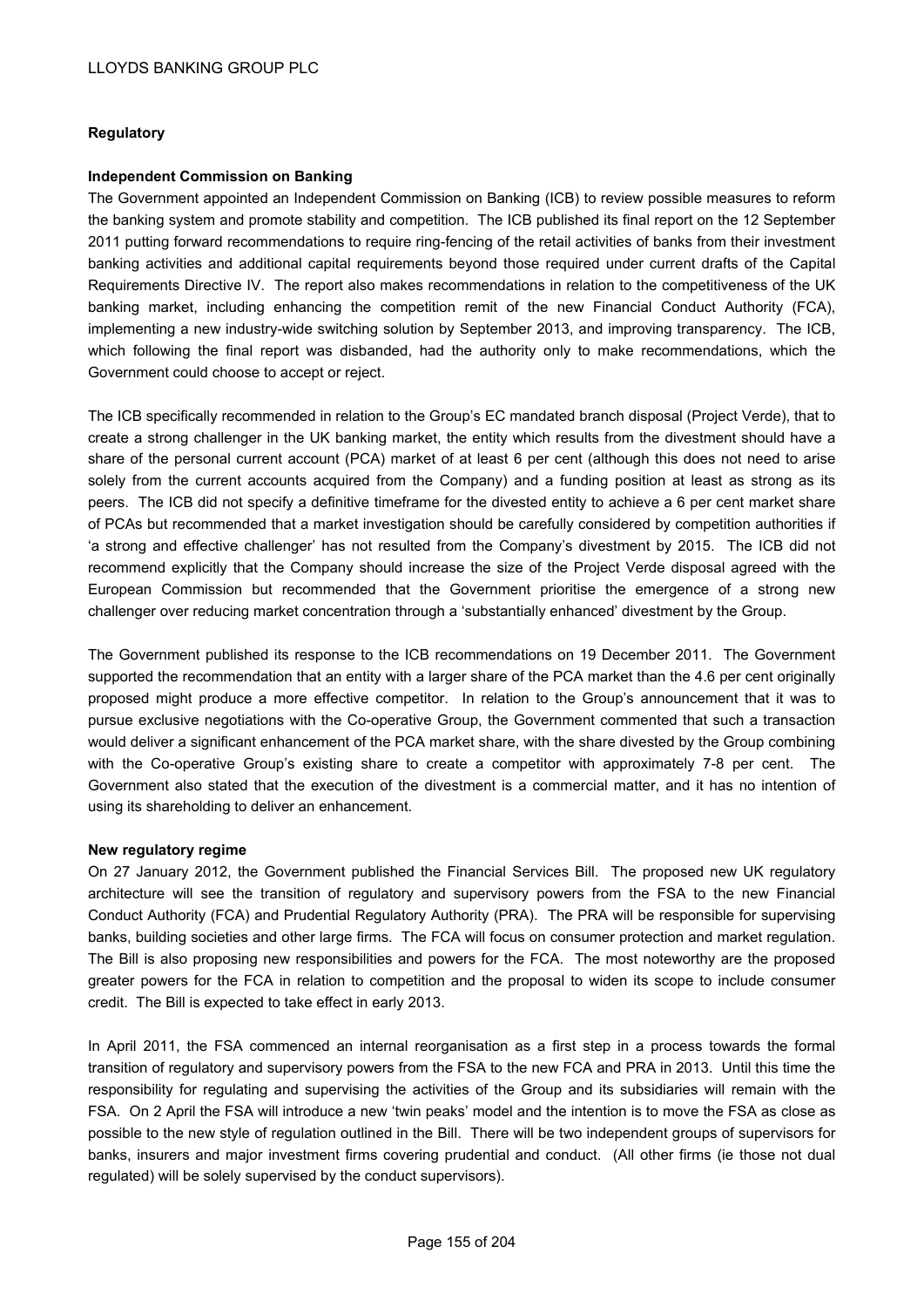## Regulatory

### Independent Commission on Banking

The Government appointed an Independent Commission on Banking (ICB) to review possible measures to reform the banking system and promote stability and competition. The ICB published its final report on the 12 September 2011 putting forward recommendations to require ring-fencing of the retail activities of banks from their investment banking activities and additional capital requirements beyond those required under current drafts of the Capital Requirements Directive IV. The report also makes recommendations in relation to the competitiveness of the UK banking market, including enhancing the competition remit of the new Financial Conduct Authority (FCA), implementing a new industry-wide switching solution by September 2013, and improving transparency. The ICB, which following the final report was disbanded, had the authority only to make recommendations, which the Government could choose to accept or reject.

The ICB specifically recommended in relation to the Group's EC mandated branch disposal (Project Verde), that to create a strong challenger in the UK banking market, the entity which results from the divestment should have a share of the personal current account (PCA) market of at least 6 per cent (although this does not need to arise solely from the current accounts acquired from the Company) and a funding position at least as strong as its peers. The ICB did not specify a definitive timeframe for the divested entity to achieve a 6 per cent market share of PCAs but recommended that a market investigation should be carefully considered by competition authorities if 'a strong and effective challenger' has not resulted from the Company's divestment by 2015. The ICB did not recommend explicitly that the Company should increase the size of the Project Verde disposal agreed with the European Commission but recommended that the Government prioritise the emergence of a strong new challenger over reducing market concentration through a 'substantially enhanced' divestment by the Group.

The Government published its response to the ICB recommendations on 19 December 2011. The Government supported the recommendation that an entity with a larger share of the PCA market than the 4.6 per cent originally proposed might produce a more effective competitor. In relation to the Group's announcement that it was to pursue exclusive negotiations with the Co-operative Group, the Government commented that such a transaction would deliver a significant enhancement of the PCA market share, with the share divested by the Group combining with the Co-operative Group's existing share to create a competitor with approximately 7-8 per cent. The Government also stated that the execution of the divestment is a commercial matter, and it has no intention of using its shareholding to deliver an enhancement.

### New regulatory regime

On 27 January 2012, the Government published the Financial Services Bill. The proposed new UK regulatory architecture will see the transition of regulatory and supervisory powers from the FSA to the new Financial Conduct Authority (FCA) and Prudential Regulatory Authority (PRA). The PRA will be responsible for supervising banks, building societies and other large firms. The FCA will focus on consumer protection and market regulation. The Bill is also proposing new responsibilities and powers for the FCA. The most noteworthy are the proposed greater powers for the FCA in relation to competition and the proposal to widen its scope to include consumer credit. The Bill is expected to take effect in early 2013.

In April 2011, the FSA commenced an internal reorganisation as a first step in a process towards the formal transition of regulatory and supervisory powers from the FSA to the new FCA and PRA in 2013. Until this time the responsibility for regulating and supervising the activities of the Group and its subsidiaries will remain with the FSA. On 2 April the FSA will introduce a new 'twin peaks' model and the intention is to move the FSA as close as possible to the new style of regulation outlined in the Bill. There will be two independent groups of supervisors for banks, insurers and major investment firms covering prudential and conduct. (All other firms (ie those not dual regulated) will be solely supervised by the conduct supervisors).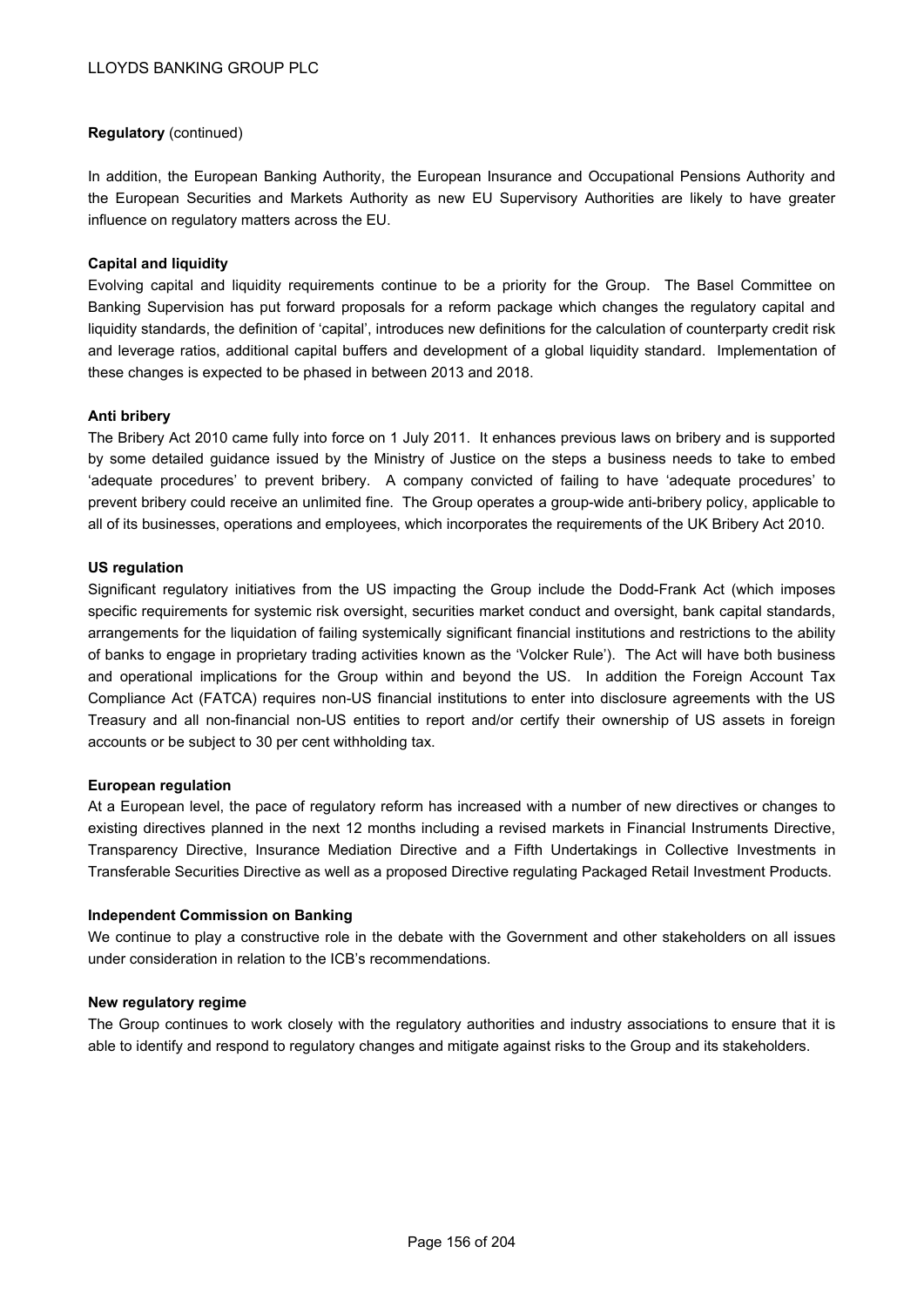**Regulatory** (continued)

In addition, the European Banking Authority, the European Insurance and Occupational Pensions Authority and the European Securities and Markets Authority as new EU Supervisory Authorities are likely to have greater influence on regulatory matters across the EU.

**Capital and liquidity**

Evolving capital and liquidity requirements continue to be a priority for the Group. The Basel Committee on Banking Supervision has put forward proposals for a reform package which changes the regulatory capital and liquidity standards, the definition of 'capital', introduces new definitions for the calculation of counterparty credit risk and leverage ratios, additional capital buffers and development of a global liquidity standard. Implementation of these changes is expected to be phased in between 2013 and 2018.

**Anti bribery**

The Bribery Act 2010 came fully into force on 1 July 2011. It enhances previous laws on bribery and is supported by some detailed guidance issued by the Ministry of Justice on the steps a business needs to take to embed 'adequate procedures' to prevent bribery. A company convicted of failing to have 'adequate procedures' to prevent bribery could receive an unlimited fine. The Group operates a group-wide anti-bribery policy, applicable to all of its businesses, operations and employees, which incorporates the requirements of the UK Bribery Act 2010.

**US regulation**

Significant regulatory initiatives from the US impacting the Group include the Dodd-Frank Act (which imposes specific requirements for systemic risk oversight, securities market conduct and oversight, bank capital standards, arrangements for the liquidation of failing systemically significant financial institutions and restrictions to the ability of banks to engage in proprietary trading activities known as the 'Volcker Rule'). The Act will have both business and operational implications for the Group within and beyond the US. In addition the Foreign Account Tax Compliance Act (FATCA) requires non-US financial institutions to enter into disclosure agreements with the US Treasury and all non-financial non-US entities to report and/or certify their ownership of US assets in foreign accounts or be subject to 30 per cent withholding tax.

**European regulation**

At a European level, the pace of regulatory reform has increased with a number of new directives or changes to existing directives planned in the next 12 months including a revised markets in Financial Instruments Directive, Transparency Directive, Insurance Mediation Directive and a Fifth Undertakings in Collective Investments in Transferable Securities Directive as well as a proposed Directive regulating Packaged Retail Investment Products.

**Independent Commission on Banking**

We continue to play a constructive role in the debate with the Government and other stakeholders on all issues under consideration in relation to the ICB's recommendations.

**New regulatory regime**

The Group continues to work closely with the regulatory authorities and industry associations to ensure that it is able to identify and respond to regulatory changes and mitigate against risks to the Group and its stakeholders.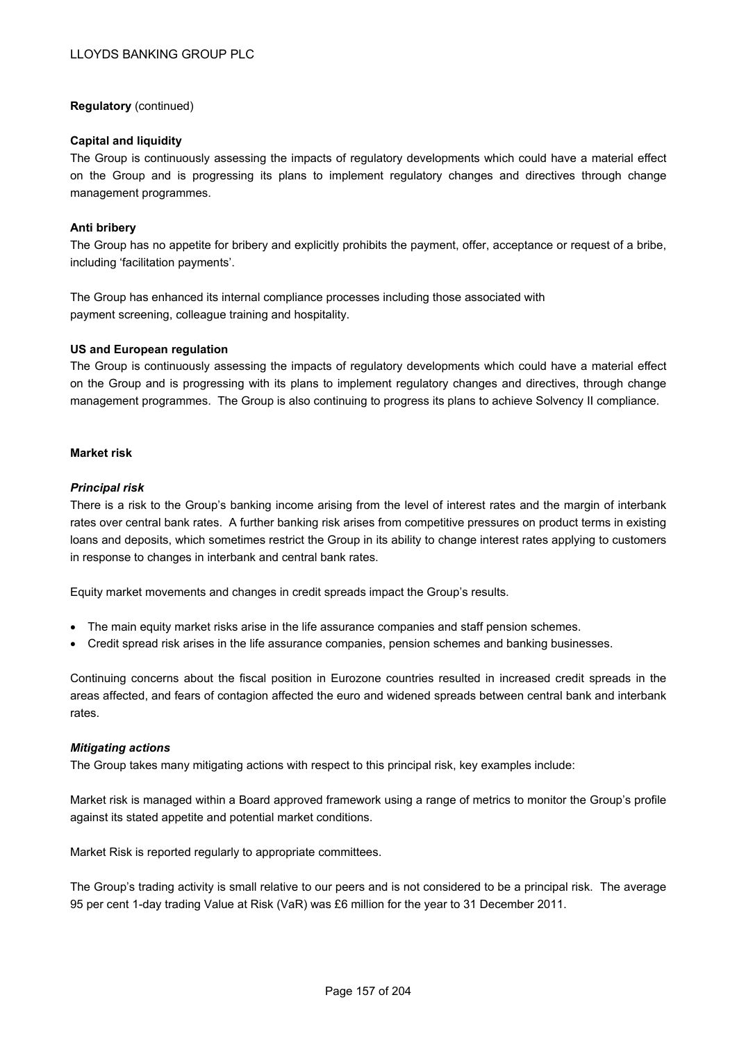**Regulatory** (continued)

**Capital and liquidity**

The Group is continuously assessing the impacts of regulatory developments which could have a material effect on the Group and is progressing its plans to implement regulatory changes and directives through change management programmes.

**Anti bribery**

The Group has no appetite for bribery and explicitly prohibits the payment, offer, acceptance or request of a bribe, including 'facilitation payments'.

The Group has enhanced its internal compliance processes including those associated with payment screening, colleague training and hospitality.

**US and European regulation**

The Group is continuously assessing the impacts of regulatory developments which could have a material effect on the Group and is progressing with its plans to implement regulatory changes and directives, through change management programmes. The Group is also continuing to progress its plans to achieve Solvency II compliance.

**Market risk**

***Principal risk***

There is a risk to the Group's banking income arising from the level of interest rates and the margin of interbank rates over central bank rates. A further banking risk arises from competitive pressures on product terms in existing loans and deposits, which sometimes restrict the Group in its ability to change interest rates applying to customers in response to changes in interbank and central bank rates.

Equity market movements and changes in credit spreads impact the Group's results.

- The main equity market risks arise in the life assurance companies and staff pension schemes.
- Credit spread risk arises in the life assurance companies, pension schemes and banking businesses.

Continuing concerns about the fiscal position in Eurozone countries resulted in increased credit spreads in the areas affected, and fears of contagion affected the euro and widened spreads between central bank and interbank rates.

***Mitigating actions***

The Group takes many mitigating actions with respect to this principal risk, key examples include:

Market risk is managed within a Board approved framework using a range of metrics to monitor the Group's profile against its stated appetite and potential market conditions.

Market Risk is reported regularly to appropriate committees.

The Group's trading activity is small relative to our peers and is not considered to be a principal risk. The average 95 per cent 1-day trading Value at Risk (VaR) was £6 million for the year to 31 December 2011.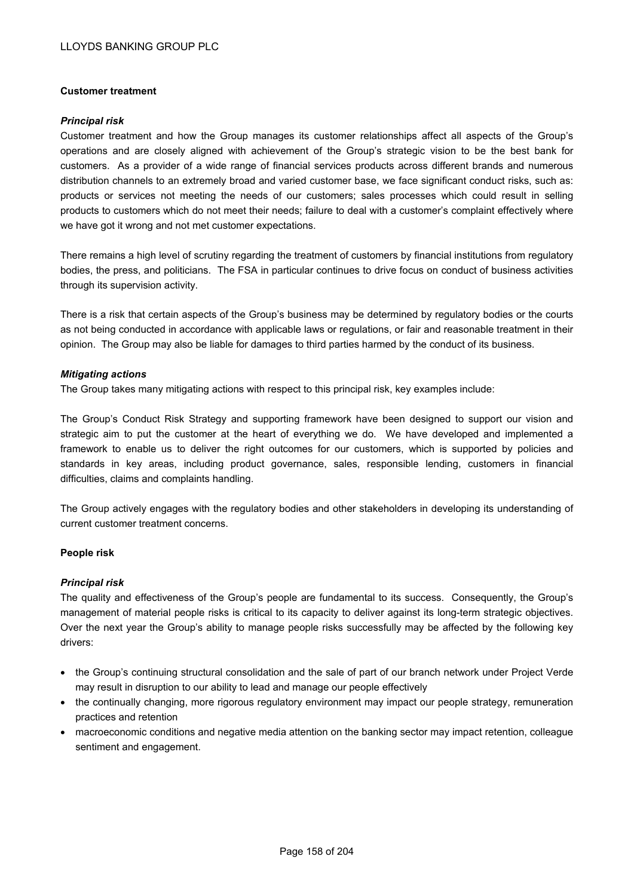**Customer treatment**

***Principal risk***

Customer treatment and how the Group manages its customer relationships affect all aspects of the Group's operations and are closely aligned with achievement of the Group's strategic vision to be the best bank for customers. As a provider of a wide range of financial services products across different brands and numerous distribution channels to an extremely broad and varied customer base, we face significant conduct risks, such as: products or services not meeting the needs of our customers; sales processes which could result in selling products to customers which do not meet their needs; failure to deal with a customer's complaint effectively where we have got it wrong and not met customer expectations.

There remains a high level of scrutiny regarding the treatment of customers by financial institutions from regulatory bodies, the press, and politicians. The FSA in particular continues to drive focus on conduct of business activities through its supervision activity.

There is a risk that certain aspects of the Group's business may be determined by regulatory bodies or the courts as not being conducted in accordance with applicable laws or regulations, or fair and reasonable treatment in their opinion. The Group may also be liable for damages to third parties harmed by the conduct of its business.

***Mitigating actions***

The Group takes many mitigating actions with respect to this principal risk, key examples include:

The Group's Conduct Risk Strategy and supporting framework have been designed to support our vision and strategic aim to put the customer at the heart of everything we do. We have developed and implemented a framework to enable us to deliver the right outcomes for our customers, which is supported by policies and standards in key areas, including product governance, sales, responsible lending, customers in financial difficulties, claims and complaints handling.

The Group actively engages with the regulatory bodies and other stakeholders in developing its understanding of current customer treatment concerns.

**People risk**

***Principal risk***

The quality and effectiveness of the Group's people are fundamental to its success. Consequently, the Group's management of material people risks is critical to its capacity to deliver against its long-term strategic objectives. Over the next year the Group's ability to manage people risks successfully may be affected by the following key drivers:

- the Group's continuing structural consolidation and the sale of part of our branch network under Project Verde may result in disruption to our ability to lead and manage our people effectively
- the continually changing, more rigorous regulatory environment may impact our people strategy, remuneration practices and retention
- macroeconomic conditions and negative media attention on the banking sector may impact retention, colleague sentiment and engagement.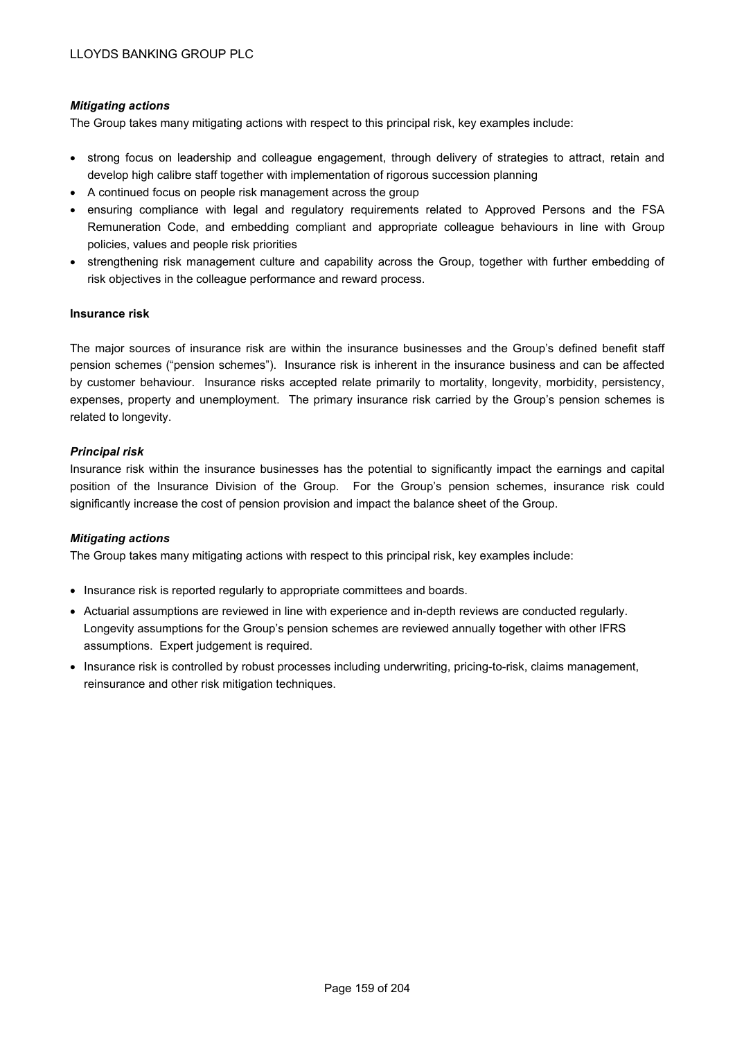***Mitigating actions***

The Group takes many mitigating actions with respect to this principal risk, key examples include:

- strong focus on leadership and colleague engagement, through delivery of strategies to attract, retain and develop high calibre staff together with implementation of rigorous succession planning
- A continued focus on people risk management across the group
- ensuring compliance with legal and regulatory requirements related to Approved Persons and the FSA Remuneration Code, and embedding compliant and appropriate colleague behaviours in line with Group policies, values and people risk priorities
- strengthening risk management culture and capability across the Group, together with further embedding of risk objectives in the colleague performance and reward process.

**Insurance risk**

The major sources of insurance risk are within the insurance businesses and the Group's defined benefit staff pension schemes ("pension schemes"). Insurance risk is inherent in the insurance business and can be affected by customer behaviour. Insurance risks accepted relate primarily to mortality, longevity, morbidity, persistency, expenses, property and unemployment. The primary insurance risk carried by the Group's pension schemes is related to longevity.

***Principal risk***

Insurance risk within the insurance businesses has the potential to significantly impact the earnings and capital position of the Insurance Division of the Group. For the Group's pension schemes, insurance risk could significantly increase the cost of pension provision and impact the balance sheet of the Group.

***Mitigating actions***

The Group takes many mitigating actions with respect to this principal risk, key examples include:

- Insurance risk is reported regularly to appropriate committees and boards.
- Actuarial assumptions are reviewed in line with experience and in-depth reviews are conducted regularly. Longevity assumptions for the Group's pension schemes are reviewed annually together with other IFRS assumptions. Expert judgement is required.
- Insurance risk is controlled by robust processes including underwriting, pricing-to-risk, claims management, reinsurance and other risk mitigation techniques.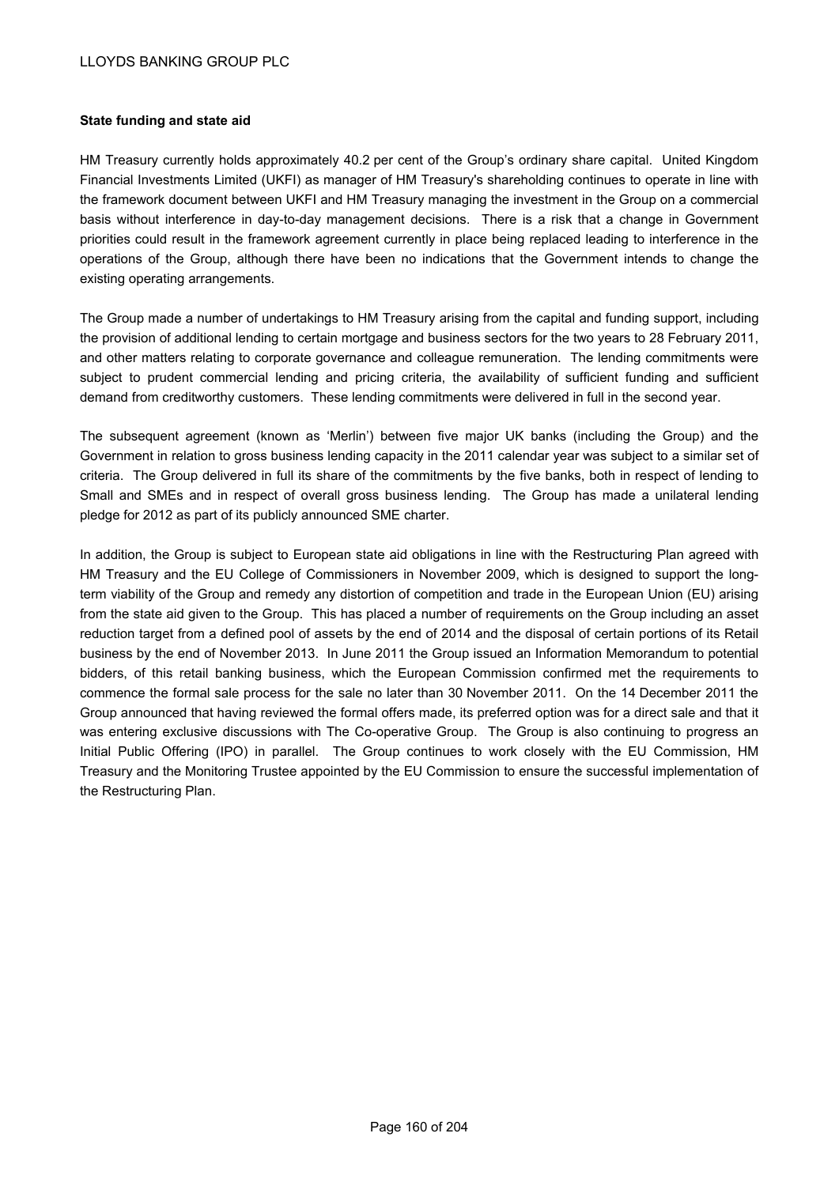**State funding and state aid**

HM Treasury currently holds approximately 40.2 per cent of the Group's ordinary share capital. United Kingdom Financial Investments Limited (UKFI) as manager of HM Treasury's shareholding continues to operate in line with the framework document between UKFI and HM Treasury managing the investment in the Group on a commercial basis without interference in day-to-day management decisions. There is a risk that a change in Government priorities could result in the framework agreement currently in place being replaced leading to interference in the operations of the Group, although there have been no indications that the Government intends to change the existing operating arrangements.

The Group made a number of undertakings to HM Treasury arising from the capital and funding support, including the provision of additional lending to certain mortgage and business sectors for the two years to 28 February 2011, and other matters relating to corporate governance and colleague remuneration. The lending commitments were subject to prudent commercial lending and pricing criteria, the availability of sufficient funding and sufficient demand from creditworthy customers. These lending commitments were delivered in full in the second year.

The subsequent agreement (known as 'Merlin') between five major UK banks (including the Group) and the Government in relation to gross business lending capacity in the 2011 calendar year was subject to a similar set of criteria. The Group delivered in full its share of the commitments by the five banks, both in respect of lending to Small and SMEs and in respect of overall gross business lending. The Group has made a unilateral lending pledge for 2012 as part of its publicly announced SME charter.

In addition, the Group is subject to European state aid obligations in line with the Restructuring Plan agreed with HM Treasury and the EU College of Commissioners in November 2009, which is designed to support the long-term viability of the Group and remedy any distortion of competition and trade in the European Union (EU) arising from the state aid given to the Group. This has placed a number of requirements on the Group including an asset reduction target from a defined pool of assets by the end of 2014 and the disposal of certain portions of its Retail business by the end of November 2013. In June 2011 the Group issued an Information Memorandum to potential bidders, of this retail banking business, which the European Commission confirmed met the requirements to commence the formal sale process for the sale no later than 30 November 2011. On the 14 December 2011 the Group announced that having reviewed the formal offers made, its preferred option was for a direct sale and that it was entering exclusive discussions with The Co-operative Group. The Group is also continuing to progress an Initial Public Offering (IPO) in parallel. The Group continues to work closely with the EU Commission, HM Treasury and the Monitoring Trustee appointed by the EU Commission to ensure the successful implementation of the Restructuring Plan.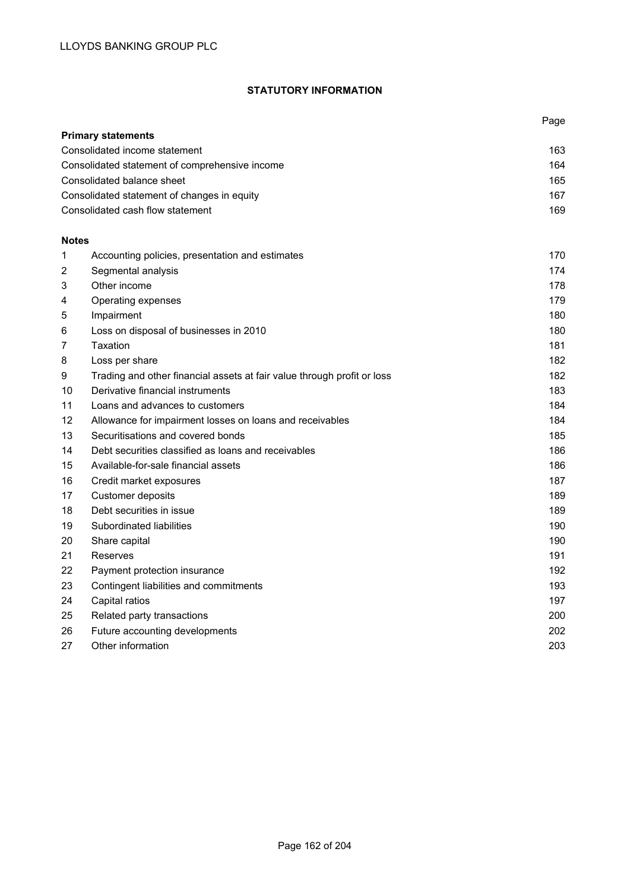# STATUTORY INFORMATION

| | | Page |
|---|---|---|
| **Primary statements** | | |
| Consolidated income statement | | 163 |
| Consolidated statement of comprehensive income | | 164 |
| Consolidated balance sheet | | 165 |
| Consolidated statement of changes in equity | | 167 |
| Consolidated cash flow statement | | 169 |
| | | |
| **Notes** | | |
| 1 | Accounting policies, presentation and estimates | 170 |
| 2 | Segmental analysis | 174 |
| 3 | Other income | 178 |
| 4 | Operating expenses | 179 |
| 5 | Impairment | 180 |
| 6 | Loss on disposal of businesses in 2010 | 180 |
| 7 | Taxation | 181 |
| 8 | Loss per share | 182 |
| 9 | Trading and other financial assets at fair value through profit or loss | 182 |
| 10 | Derivative financial instruments | 183 |
| 11 | Loans and advances to customers | 184 |
| 12 | Allowance for impairment losses on loans and receivables | 184 |
| 13 | Securitisations and covered bonds | 185 |
| 14 | Debt securities classified as loans and receivables | 186 |
| 15 | Available-for-sale financial assets | 186 |
| 16 | Credit market exposures | 187 |
| 17 | Customer deposits | 189 |
| 18 | Debt securities in issue | 189 |
| 19 | Subordinated liabilities | 190 |
| 20 | Share capital | 190 |
| 21 | Reserves | 191 |
| 22 | Payment protection insurance | 192 |
| 23 | Contingent liabilities and commitments | 193 |
| 24 | Capital ratios | 197 |
| 25 | Related party transactions | 200 |
| 26 | Future accounting developments | 202 |
| 27 | Other information | 203 |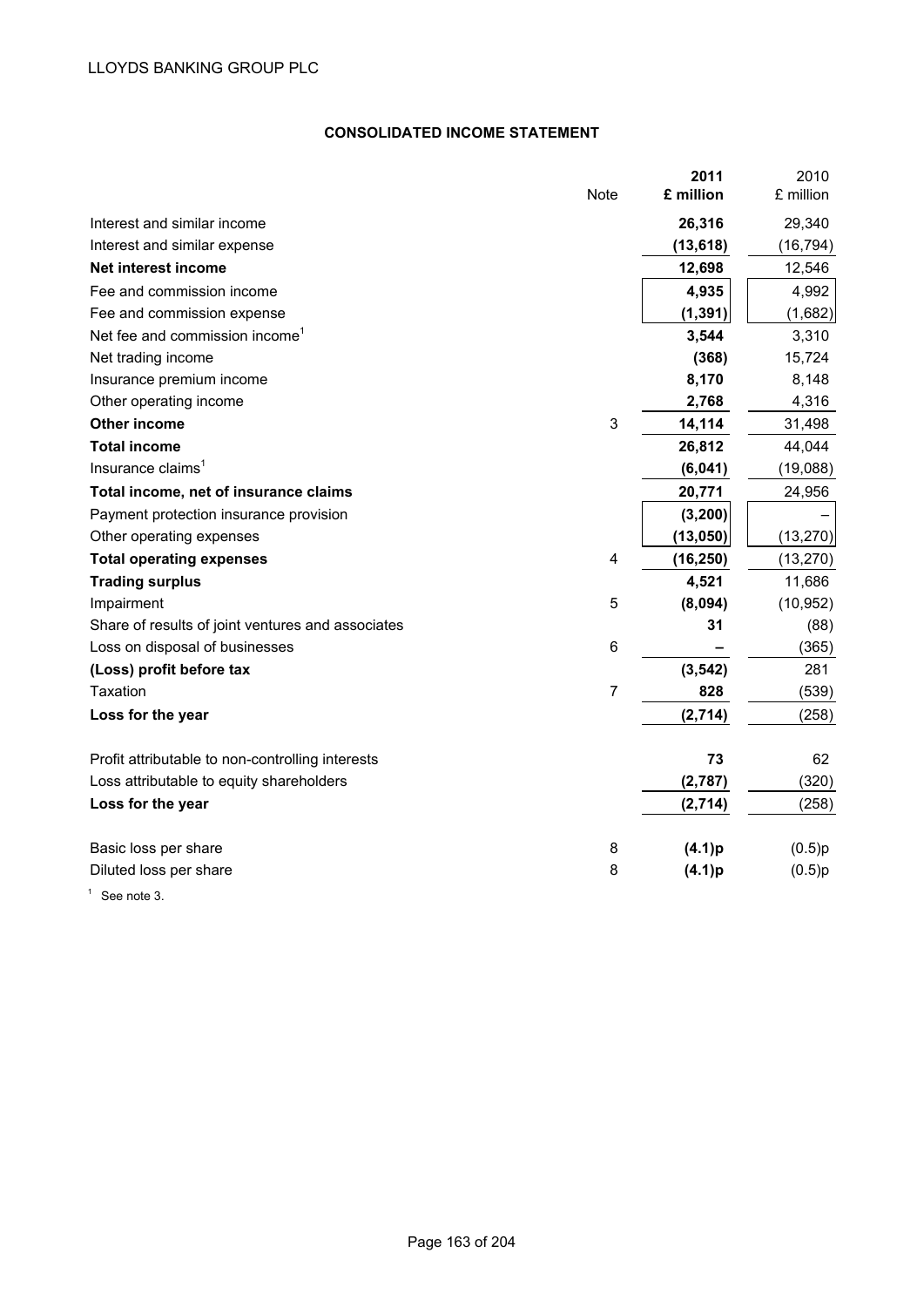LLOYDS BANKING GROUP PLC

## CONSOLIDATED INCOME STATEMENT

| | Note | **2011 £ million** | 2010 £ million |
|---|---|---|---|
| Interest and similar income | | **26,316** | 29,340 |
| Interest and similar expense | | **(13,618)** | (16,794) |
| **Net interest income** | | **12,698** | 12,546 |
| Fee and commission income | | **4,935** | 4,992 |
| Fee and commission expense | | **(1,391)** | (1,682) |
| Net fee and commission income[1] | | **3,544** | 3,310 |
| Net trading income | | **(368)** | 15,724 |
| Insurance premium income | | **8,170** | 8,148 |
| Other operating income | | **2,768** | 4,316 |
| **Other income** | 3 | **14,114** | 31,498 |
| **Total income** | | **26,812** | 44,044 |
| Insurance claims[1] | | **(6,041)** | (19,088) |
| **Total income, net of insurance claims** | | **20,771** | 24,956 |
| Payment protection insurance provision | | **(3,200)** | – |
| Other operating expenses | | **(13,050)** | (13,270) |
| **Total operating expenses** | 4 | **(16,250)** | (13,270) |
| **Trading surplus** | | **4,521** | 11,686 |
| Impairment | 5 | **(8,094)** | (10,952) |
| Share of results of joint ventures and associates | | **31** | (88) |
| Loss on disposal of businesses | 6 | **–** | (365) |
| **(Loss) profit before tax** | | **(3,542)** | 281 |
| Taxation | 7 | **828** | (539) |
| **Loss for the year** | | **(2,714)** | (258) |
| | | | |
| Profit attributable to non-controlling interests | | **73** | 62 |
| Loss attributable to equity shareholders | | **(2,787)** | (320) |
| **Loss for the year** | | **(2,714)** | (258) |
| | | | |
| Basic loss per share | 8 | **(4.1)p** | (0.5)p |
| Diluted loss per share | 8 | **(4.1)p** | (0.5)p |

[1] See note 3.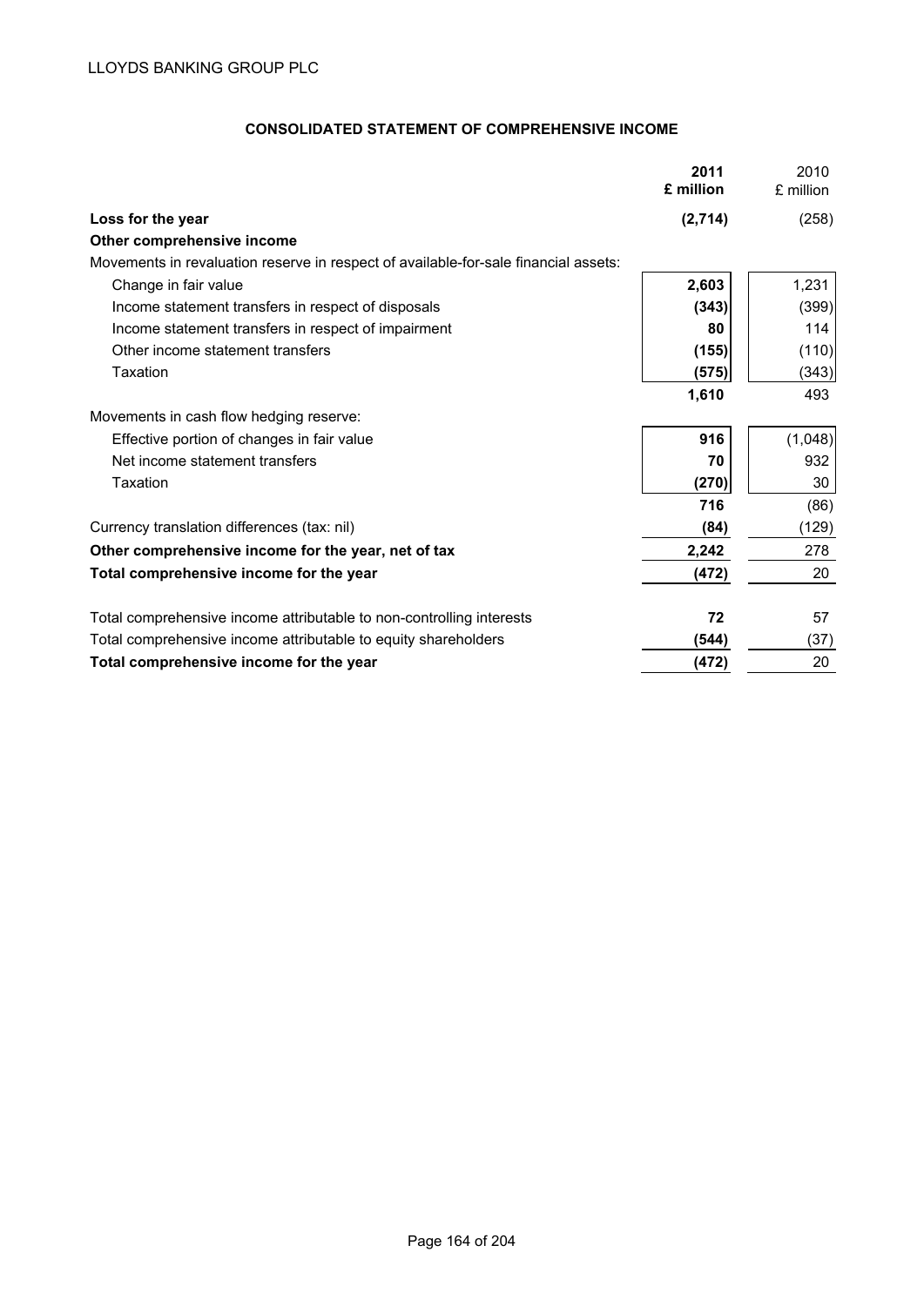LLOYDS BANKING GROUP PLC

## CONSOLIDATED STATEMENT OF COMPREHENSIVE INCOME

| | **2011 £ million** | 2010 £ million |
|---|---|---|
| **Loss for the year** | **(2,714)** | (258) |
| **Other comprehensive income** | | |
| Movements in revaluation reserve in respect of available-for-sale financial assets: | | |
| Change in fair value | **2,603** | 1,231 |
| Income statement transfers in respect of disposals | **(343)** | (399) |
| Income statement transfers in respect of impairment | **80** | 114 |
| Other income statement transfers | **(155)** | (110) |
| Taxation | **(575)** | (343) |
| | **1,610** | 493 |
| Movements in cash flow hedging reserve: | | |
| Effective portion of changes in fair value | **916** | (1,048) |
| Net income statement transfers | **70** | 932 |
| Taxation | **(270)** | 30 |
| | **716** | (86) |
| Currency translation differences (tax: nil) | **(84)** | (129) |
| **Other comprehensive income for the year, net of tax** | **2,242** | 278 |
| **Total comprehensive income for the year** | **(472)** | 20 |
| | | |
| Total comprehensive income attributable to non-controlling interests | **72** | 57 |
| Total comprehensive income attributable to equity shareholders | **(544)** | (37) |
| **Total comprehensive income for the year** | **(472)** | 20 |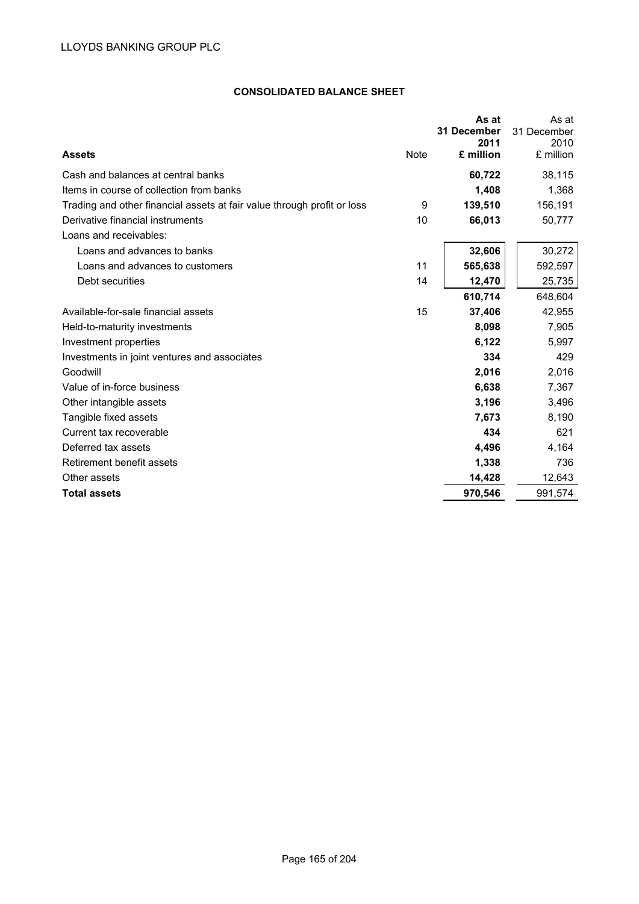## CONSOLIDATED BALANCE SHEET

| Assets | Note | As at 31 December 2011 £ million | As at 31 December 2010 £ million |
|---|---|---|---|
| Cash and balances at central banks | | **60,722** | 38,115 |
| Items in course of collection from banks | | **1,408** | 1,368 |
| Trading and other financial assets at fair value through profit or loss | 9 | **139,510** | 156,191 |
| Derivative financial instruments | 10 | **66,013** | 50,777 |
| Loans and receivables: | | | |
| Loans and advances to banks | | **32,606** | 30,272 |
| Loans and advances to customers | 11 | **565,638** | 592,597 |
| Debt securities | 14 | **12,470** | 25,735 |
| | | **610,714** | 648,604 |
| Available-for-sale financial assets | 15 | **37,406** | 42,955 |
| Held-to-maturity investments | | **8,098** | 7,905 |
| Investment properties | | **6,122** | 5,997 |
| Investments in joint ventures and associates | | **334** | 429 |
| Goodwill | | **2,016** | 2,016 |
| Value of in-force business | | **6,638** | 7,367 |
| Other intangible assets | | **3,196** | 3,496 |
| Tangible fixed assets | | **7,673** | 8,190 |
| Current tax recoverable | | **434** | 621 |
| Deferred tax assets | | **4,496** | 4,164 |
| Retirement benefit assets | | **1,338** | 736 |
| Other assets | | **14,428** | 12,643 |
| **Total assets** | | **970,546** | 991,574 |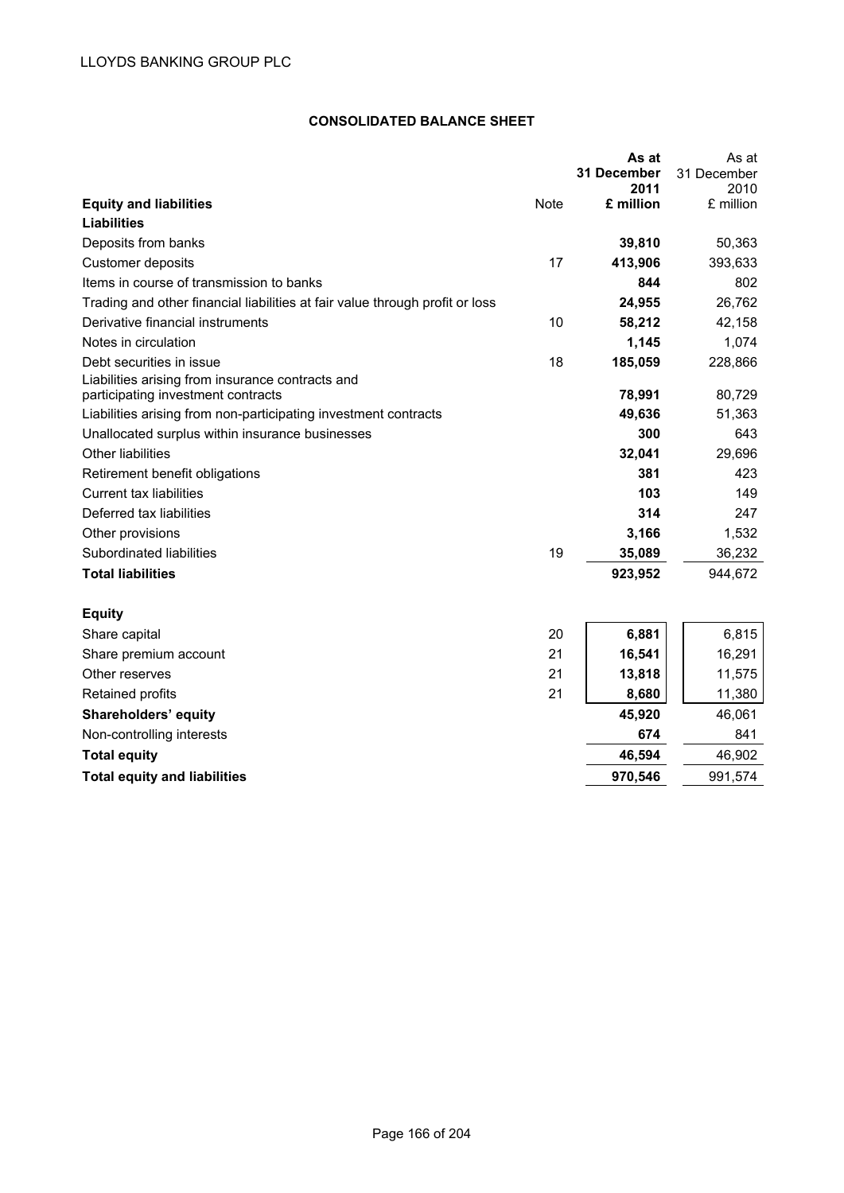LLOYDS BANKING GROUP PLC

## CONSOLIDATED BALANCE SHEET

| Equity and liabilities | Note | As at 31 December 2011 £ million | As at 31 December 2010 £ million |
|---|---|---|---|
| **Liabilities** | | | |
| Deposits from banks | | **39,810** | 50,363 |
| Customer deposits | 17 | **413,906** | 393,633 |
| Items in course of transmission to banks | | **844** | 802 |
| Trading and other financial liabilities at fair value through profit or loss | | **24,955** | 26,762 |
| Derivative financial instruments | 10 | **58,212** | 42,158 |
| Notes in circulation | | **1,145** | 1,074 |
| Debt securities in issue | 18 | **185,059** | 228,866 |
| Liabilities arising from insurance contracts and participating investment contracts | | **78,991** | 80,729 |
| Liabilities arising from non-participating investment contracts | | **49,636** | 51,363 |
| Unallocated surplus within insurance businesses | | **300** | 643 |
| Other liabilities | | **32,041** | 29,696 |
| Retirement benefit obligations | | **381** | 423 |
| Current tax liabilities | | **103** | 149 |
| Deferred tax liabilities | | **314** | 247 |
| Other provisions | | **3,166** | 1,532 |
| Subordinated liabilities | 19 | **35,089** | 36,232 |
| **Total liabilities** | | **923,952** | 944,672 |
| | | | |
| **Equity** | | | |
| Share capital | 20 | **6,881** | 6,815 |
| Share premium account | 21 | **16,541** | 16,291 |
| Other reserves | 21 | **13,818** | 11,575 |
| Retained profits | 21 | **8,680** | 11,380 |
| **Shareholders' equity** | | **45,920** | 46,061 |
| Non-controlling interests | | **674** | 841 |
| **Total equity** | | **46,594** | 46,902 |
| **Total equity and liabilities** | | **970,546** | 991,574 |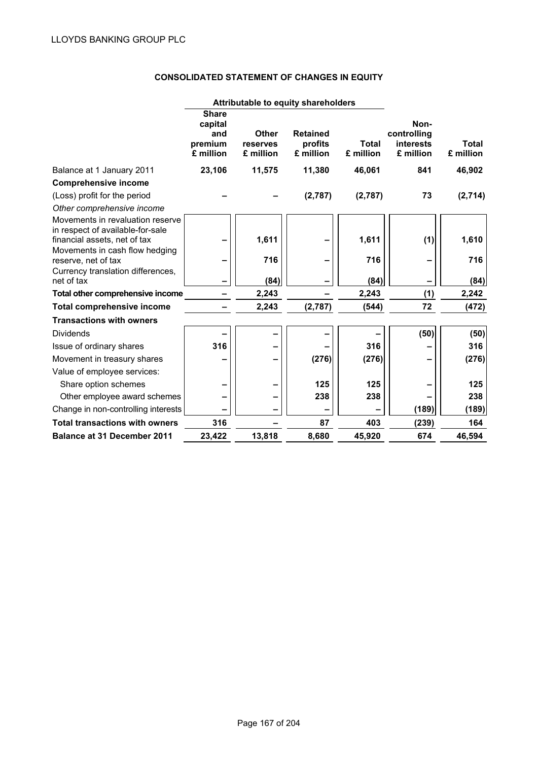## CONSOLIDATED STATEMENT OF CHANGES IN EQUITY

| | Attributable to equity shareholders | | | | | |
|---|---|---|---|---|---|---|
| | Share capital and premium £ million | Other reserves £ million | Retained profits £ million | Total £ million | Non-controlling interests £ million | Total £ million |
| Balance at 1 January 2011 | **23,106** | **11,575** | **11,380** | **46,061** | **841** | **46,902** |
| **Comprehensive income** | | | | | | |
| (Loss) profit for the period | – | – | (2,787) | (2,787) | 73 | (2,714) |
| *Other comprehensive income* | | | | | | |
| Movements in revaluation reserve in respect of available-for-sale financial assets, net of tax | – | 1,611 | – | 1,611 | (1) | 1,610 |
| Movements in cash flow hedging reserve, net of tax | – | 716 | – | 716 | – | 716 |
| Currency translation differences, net of tax | – | (84) | – | (84) | – | (84) |
| **Total other comprehensive income** | – | 2,243 | – | 2,243 | (1) | 2,242 |
| **Total comprehensive income** | – | 2,243 | (2,787) | (544) | 72 | (472) |
| **Transactions with owners** | | | | | | |
| Dividends | – | – | – | – | (50) | (50) |
| Issue of ordinary shares | 316 | – | – | 316 | – | 316 |
| Movement in treasury shares | – | – | (276) | (276) | – | (276) |
| Value of employee services: | | | | | | |
| Share option schemes | – | – | 125 | 125 | – | 125 |
| Other employee award schemes | – | – | 238 | 238 | – | 238 |
| Change in non-controlling interests | – | – | – | – | (189) | (189) |
| **Total transactions with owners** | 316 | – | 87 | 403 | (239) | 164 |
| **Balance at 31 December 2011** | **23,422** | **13,818** | **8,680** | **45,920** | **674** | **46,594** |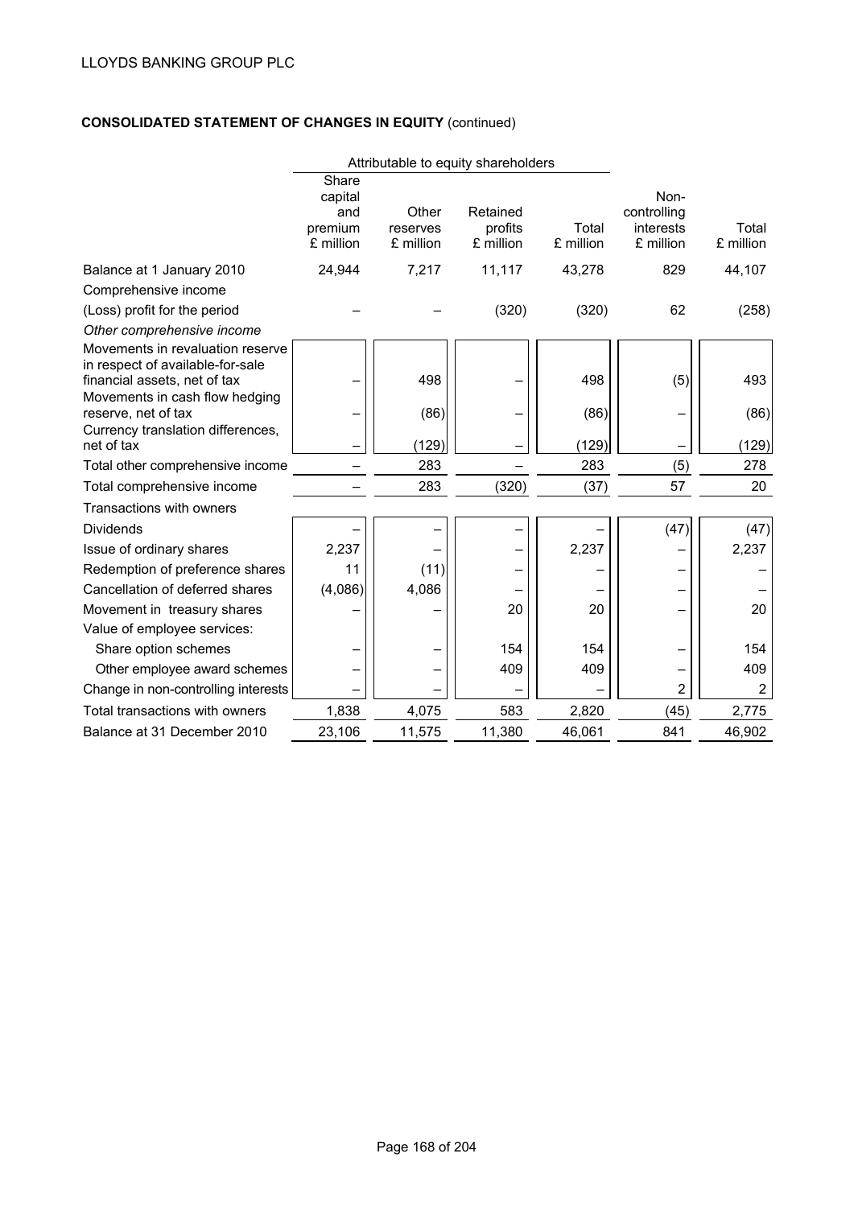LLOYDS BANKING GROUP PLC

**CONSOLIDATED STATEMENT OF CHANGES IN EQUITY** (continued)

| | Attributable to equity shareholders | | | | | |
|---|---|---|---|---|---|---|
| | Share capital and premium £ million | Other reserves £ million | Retained profits £ million | Total £ million | Non-controlling interests £ million | Total £ million |
| Balance at 1 January 2010 | 24,944 | 7,217 | 11,117 | 43,278 | 829 | 44,107 |
| Comprehensive income | | | | | | |
| (Loss) profit for the period | – | – | (320) | (320) | 62 | (258) |
| *Other comprehensive income* | | | | | | |
| Movements in revaluation reserve in respect of available-for-sale financial assets, net of tax | – | 498 | – | 498 | (5) | 493 |
| Movements in cash flow hedging reserve, net of tax | – | (86) | – | (86) | – | (86) |
| Currency translation differences, net of tax | – | (129) | – | (129) | – | (129) |
| Total other comprehensive income | – | 283 | – | 283 | (5) | 278 |
| Total comprehensive income | – | 283 | (320) | (37) | 57 | 20 |
| Transactions with owners | | | | | | |
| Dividends | – | – | – | – | (47) | (47) |
| Issue of ordinary shares | 2,237 | – | – | 2,237 | – | 2,237 |
| Redemption of preference shares | 11 | (11) | – | – | – | – |
| Cancellation of deferred shares | (4,086) | 4,086 | – | – | – | – |
| Movement in treasury shares | – | – | 20 | 20 | – | 20 |
| Value of employee services: | | | | | | |
| Share option schemes | – | – | 154 | 154 | – | 154 |
| Other employee award schemes | – | – | 409 | 409 | – | 409 |
| Change in non-controlling interests | – | – | – | – | 2 | 2 |
| Total transactions with owners | 1,838 | 4,075 | 583 | 2,820 | (45) | 2,775 |
| Balance at 31 December 2010 | 23,106 | 11,575 | 11,380 | 46,061 | 841 | 46,902 |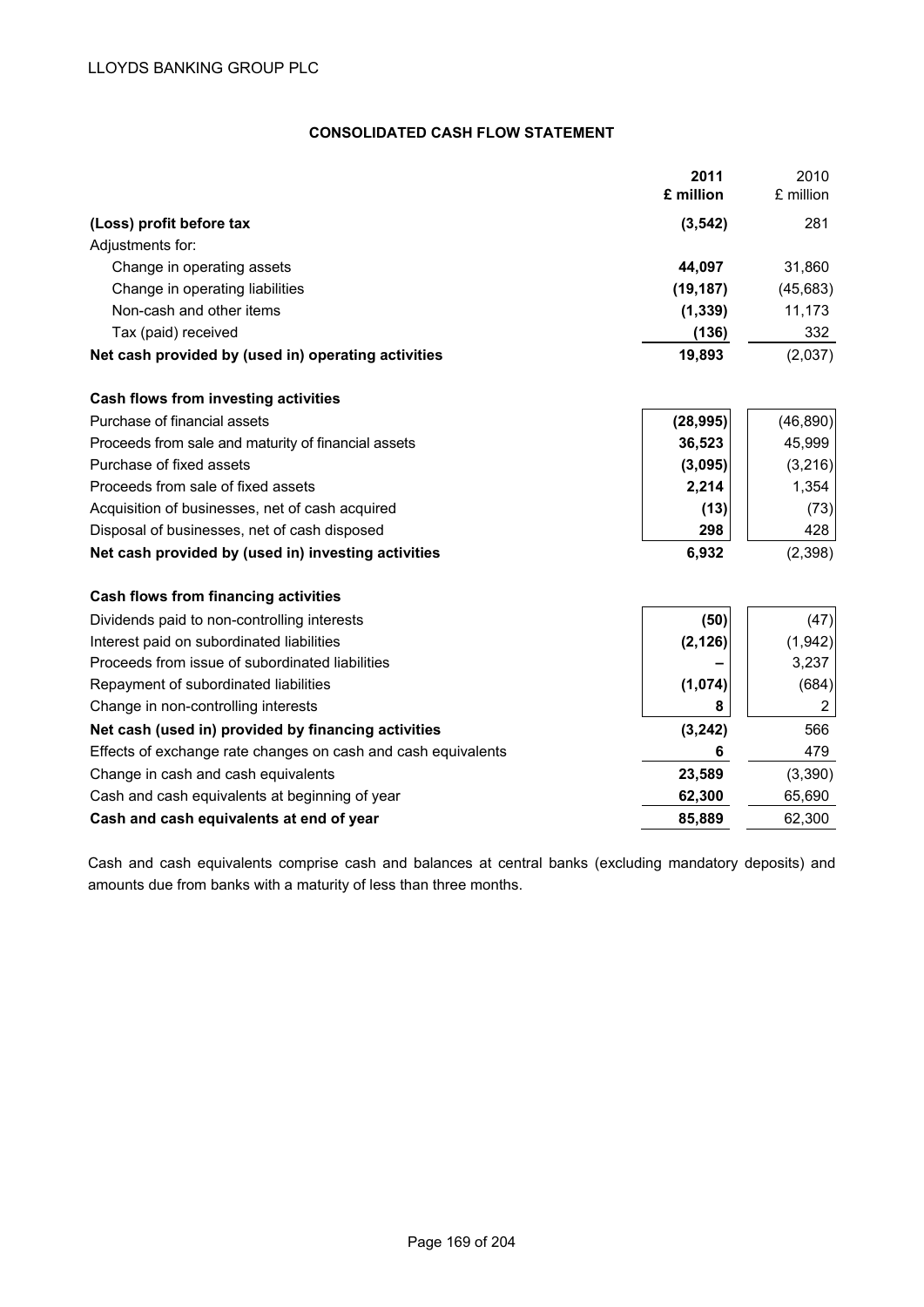LLOYDS BANKING GROUP PLC

## CONSOLIDATED CASH FLOW STATEMENT

| | **2011 £ million** | 2010 £ million |
|---|---|---|
| **(Loss) profit before tax** | **(3,542)** | 281 |
| Adjustments for: | | |
| Change in operating assets | **44,097** | 31,860 |
| Change in operating liabilities | **(19,187)** | (45,683) |
| Non-cash and other items | **(1,339)** | 11,173 |
| Tax (paid) received | **(136)** | 332 |
| **Net cash provided by (used in) operating activities** | **19,893** | (2,037) |
| | | |
| **Cash flows from investing activities** | | |
| Purchase of financial assets | **(28,995)** | (46,890) |
| Proceeds from sale and maturity of financial assets | **36,523** | 45,999 |
| Purchase of fixed assets | **(3,095)** | (3,216) |
| Proceeds from sale of fixed assets | **2,214** | 1,354 |
| Acquisition of businesses, net of cash acquired | **(13)** | (73) |
| Disposal of businesses, net of cash disposed | **298** | 428 |
| **Net cash provided by (used in) investing activities** | **6,932** | (2,398) |
| | | |
| **Cash flows from financing activities** | | |
| Dividends paid to non-controlling interests | **(50)** | (47) |
| Interest paid on subordinated liabilities | **(2,126)** | (1,942) |
| Proceeds from issue of subordinated liabilities | **–** | 3,237 |
| Repayment of subordinated liabilities | **(1,074)** | (684) |
| Change in non-controlling interests | **8** | 2 |
| **Net cash (used in) provided by financing activities** | **(3,242)** | 566 |
| Effects of exchange rate changes on cash and cash equivalents | **6** | 479 |
| Change in cash and cash equivalents | **23,589** | (3,390) |
| Cash and cash equivalents at beginning of year | **62,300** | 65,690 |
| **Cash and cash equivalents at end of year** | **85,889** | 62,300 |

Cash and cash equivalents comprise cash and balances at central banks (excluding mandatory deposits) and amounts due from banks with a maturity of less than three months.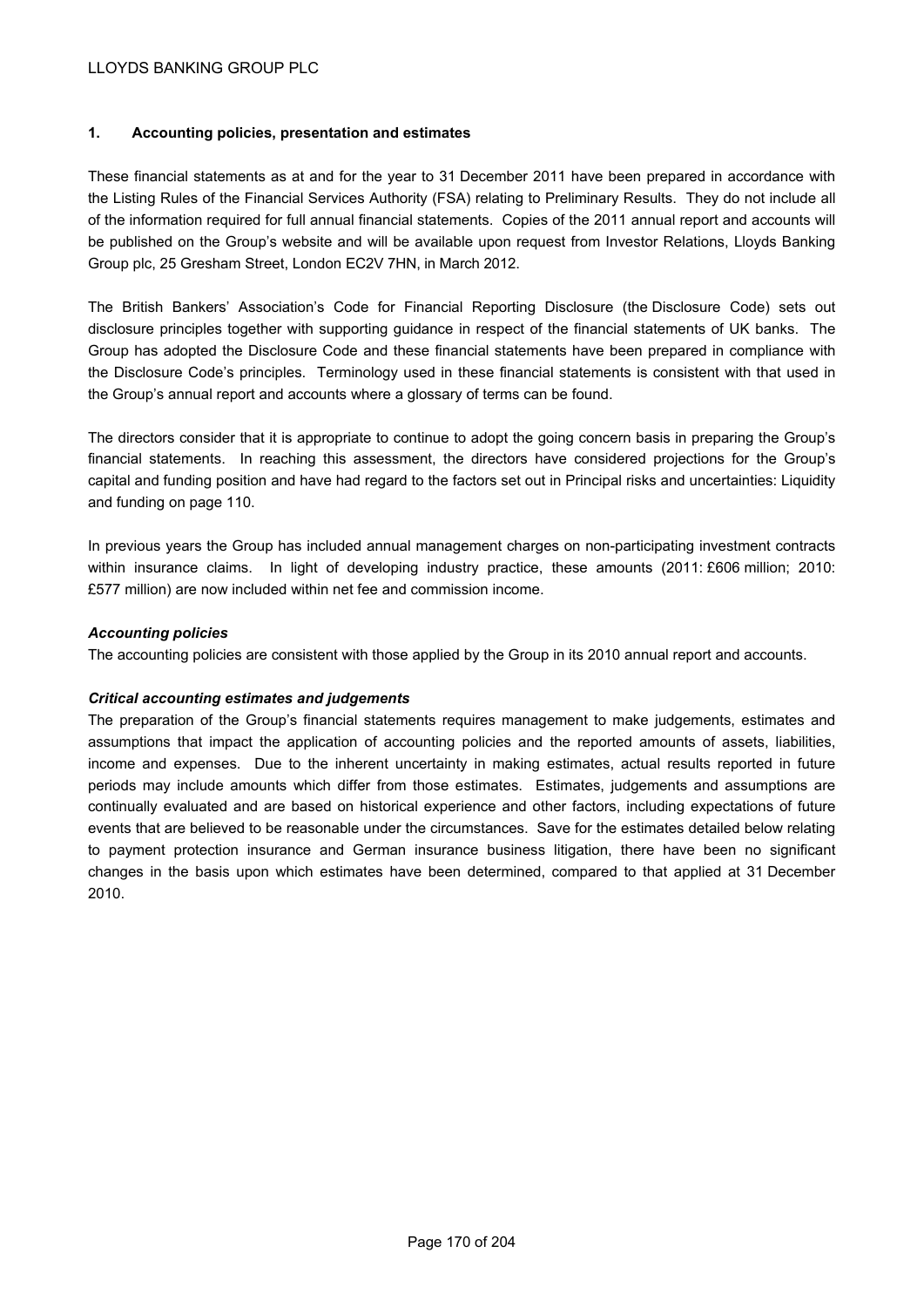## 1. Accounting policies, presentation and estimates

These financial statements as at and for the year to 31 December 2011 have been prepared in accordance with the Listing Rules of the Financial Services Authority (FSA) relating to Preliminary Results. They do not include all of the information required for full annual financial statements. Copies of the 2011 annual report and accounts will be published on the Group's website and will be available upon request from Investor Relations, Lloyds Banking Group plc, 25 Gresham Street, London EC2V 7HN, in March 2012.

The British Bankers' Association's Code for Financial Reporting Disclosure (the Disclosure Code) sets out disclosure principles together with supporting guidance in respect of the financial statements of UK banks. The Group has adopted the Disclosure Code and these financial statements have been prepared in compliance with the Disclosure Code's principles. Terminology used in these financial statements is consistent with that used in the Group's annual report and accounts where a glossary of terms can be found.

The directors consider that it is appropriate to continue to adopt the going concern basis in preparing the Group's financial statements. In reaching this assessment, the directors have considered projections for the Group's capital and funding position and have had regard to the factors set out in Principal risks and uncertainties: Liquidity and funding on page 110.

In previous years the Group has included annual management charges on non-participating investment contracts within insurance claims. In light of developing industry practice, these amounts (2011: £606 million; 2010: £577 million) are now included within net fee and commission income.

### *Accounting policies*

The accounting policies are consistent with those applied by the Group in its 2010 annual report and accounts.

### *Critical accounting estimates and judgements*

The preparation of the Group's financial statements requires management to make judgements, estimates and assumptions that impact the application of accounting policies and the reported amounts of assets, liabilities, income and expenses. Due to the inherent uncertainty in making estimates, actual results reported in future periods may include amounts which differ from those estimates. Estimates, judgements and assumptions are continually evaluated and are based on historical experience and other factors, including expectations of future events that are believed to be reasonable under the circumstances. Save for the estimates detailed below relating to payment protection insurance and German insurance business litigation, there have been no significant changes in the basis upon which estimates have been determined, compared to that applied at 31 December 2010.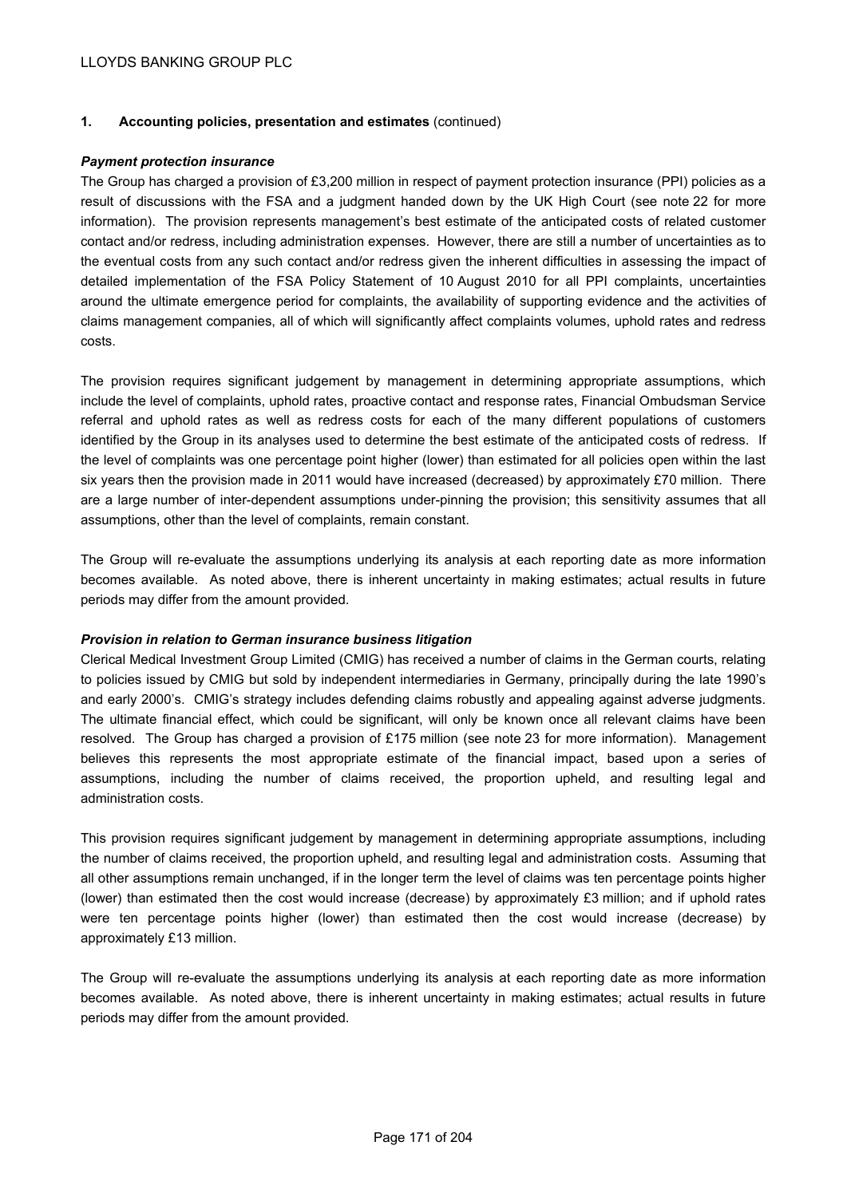## 1. Accounting policies, presentation and estimates (continued)

***Payment protection insurance***

The Group has charged a provision of £3,200 million in respect of payment protection insurance (PPI) policies as a result of discussions with the FSA and a judgment handed down by the UK High Court (see note 22 for more information). The provision represents management's best estimate of the anticipated costs of related customer contact and/or redress, including administration expenses. However, there are still a number of uncertainties as to the eventual costs from any such contact and/or redress given the inherent difficulties in assessing the impact of detailed implementation of the FSA Policy Statement of 10 August 2010 for all PPI complaints, uncertainties around the ultimate emergence period for complaints, the availability of supporting evidence and the activities of claims management companies, all of which will significantly affect complaints volumes, uphold rates and redress costs.

The provision requires significant judgement by management in determining appropriate assumptions, which include the level of complaints, uphold rates, proactive contact and response rates, Financial Ombudsman Service referral and uphold rates as well as redress costs for each of the many different populations of customers identified by the Group in its analyses used to determine the best estimate of the anticipated costs of redress. If the level of complaints was one percentage point higher (lower) than estimated for all policies open within the last six years then the provision made in 2011 would have increased (decreased) by approximately £70 million. There are a large number of inter-dependent assumptions under-pinning the provision; this sensitivity assumes that all assumptions, other than the level of complaints, remain constant.

The Group will re-evaluate the assumptions underlying its analysis at each reporting date as more information becomes available. As noted above, there is inherent uncertainty in making estimates; actual results in future periods may differ from the amount provided.

***Provision in relation to German insurance business litigation***

Clerical Medical Investment Group Limited (CMIG) has received a number of claims in the German courts, relating to policies issued by CMIG but sold by independent intermediaries in Germany, principally during the late 1990's and early 2000's. CMIG's strategy includes defending claims robustly and appealing against adverse judgments. The ultimate financial effect, which could be significant, will only be known once all relevant claims have been resolved. The Group has charged a provision of £175 million (see note 23 for more information). Management believes this represents the most appropriate estimate of the financial impact, based upon a series of assumptions, including the number of claims received, the proportion upheld, and resulting legal and administration costs.

This provision requires significant judgement by management in determining appropriate assumptions, including the number of claims received, the proportion upheld, and resulting legal and administration costs. Assuming that all other assumptions remain unchanged, if in the longer term the level of claims was ten percentage points higher (lower) than estimated then the cost would increase (decrease) by approximately £3 million; and if uphold rates were ten percentage points higher (lower) than estimated then the cost would increase (decrease) by approximately £13 million.

The Group will re-evaluate the assumptions underlying its analysis at each reporting date as more information becomes available. As noted above, there is inherent uncertainty in making estimates; actual results in future periods may differ from the amount provided.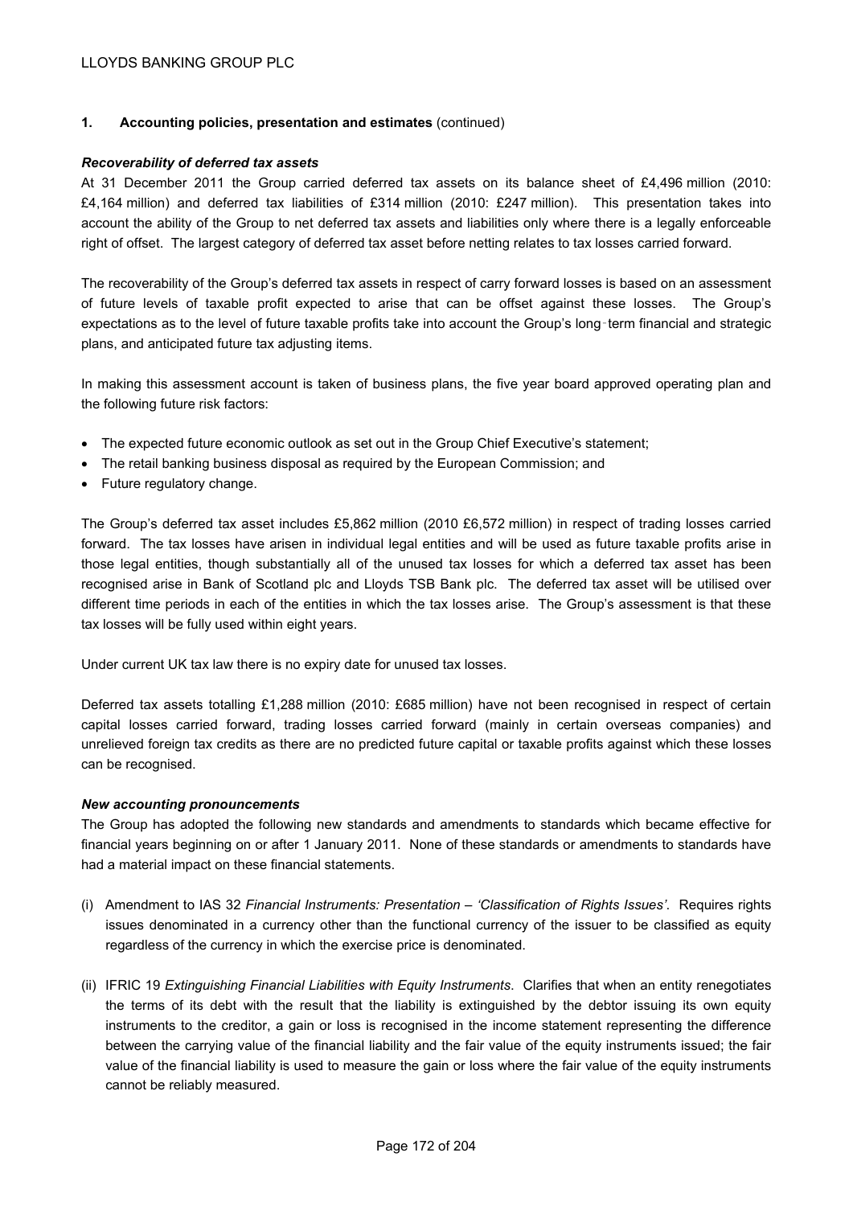## 1. Accounting policies, presentation and estimates (continued)

***Recoverability of deferred tax assets***

At 31 December 2011 the Group carried deferred tax assets on its balance sheet of £4,496 million (2010: £4,164 million) and deferred tax liabilities of £314 million (2010: £247 million). This presentation takes into account the ability of the Group to net deferred tax assets and liabilities only where there is a legally enforceable right of offset. The largest category of deferred tax asset before netting relates to tax losses carried forward.

The recoverability of the Group's deferred tax assets in respect of carry forward losses is based on an assessment of future levels of taxable profit expected to arise that can be offset against these losses. The Group's expectations as to the level of future taxable profits take into account the Group's long‑term financial and strategic plans, and anticipated future tax adjusting items.

In making this assessment account is taken of business plans, the five year board approved operating plan and the following future risk factors:

- The expected future economic outlook as set out in the Group Chief Executive's statement;
- The retail banking business disposal as required by the European Commission; and
- Future regulatory change.

The Group's deferred tax asset includes £5,862 million (2010 £6,572 million) in respect of trading losses carried forward. The tax losses have arisen in individual legal entities and will be used as future taxable profits arise in those legal entities, though substantially all of the unused tax losses for which a deferred tax asset has been recognised arise in Bank of Scotland plc and Lloyds TSB Bank plc. The deferred tax asset will be utilised over different time periods in each of the entities in which the tax losses arise. The Group's assessment is that these tax losses will be fully used within eight years.

Under current UK tax law there is no expiry date for unused tax losses.

Deferred tax assets totalling £1,288 million (2010: £685 million) have not been recognised in respect of certain capital losses carried forward, trading losses carried forward (mainly in certain overseas companies) and unrelieved foreign tax credits as there are no predicted future capital or taxable profits against which these losses can be recognised.

***New accounting pronouncements***

The Group has adopted the following new standards and amendments to standards which became effective for financial years beginning on or after 1 January 2011. None of these standards or amendments to standards have had a material impact on these financial statements.

(i) Amendment to IAS 32 *Financial Instruments: Presentation – 'Classification of Rights Issues'*. Requires rights issues denominated in a currency other than the functional currency of the issuer to be classified as equity regardless of the currency in which the exercise price is denominated.

(ii) IFRIC 19 *Extinguishing Financial Liabilities with Equity Instruments*. Clarifies that when an entity renegotiates the terms of its debt with the result that the liability is extinguished by the debtor issuing its own equity instruments to the creditor, a gain or loss is recognised in the income statement representing the difference between the carrying value of the financial liability and the fair value of the equity instruments issued; the fair value of the financial liability is used to measure the gain or loss where the fair value of the equity instruments cannot be reliably measured.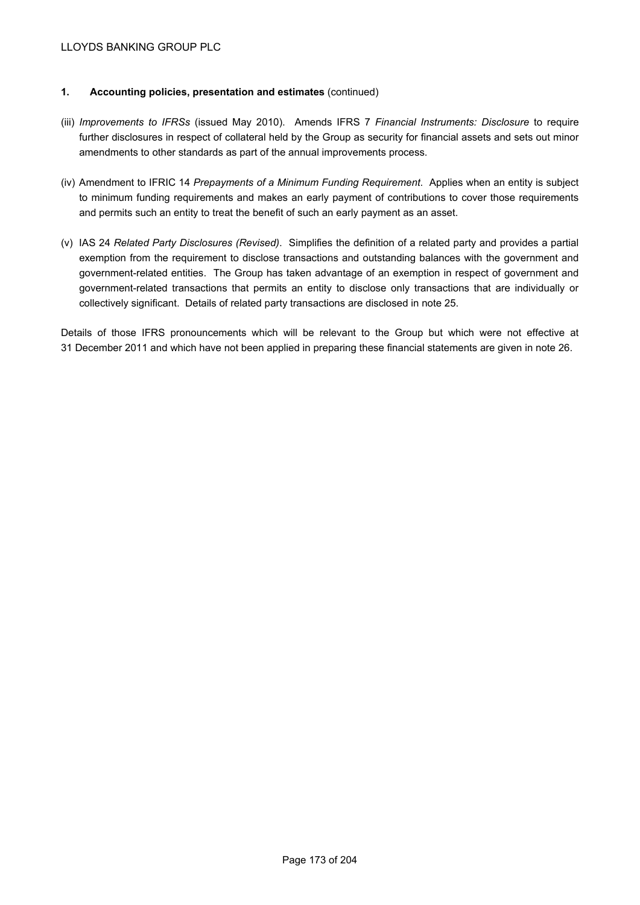## 1. Accounting policies, presentation and estimates (continued)

(iii) *Improvements to IFRSs* (issued May 2010). Amends IFRS 7 *Financial Instruments: Disclosure* to require further disclosures in respect of collateral held by the Group as security for financial assets and sets out minor amendments to other standards as part of the annual improvements process.

(iv) Amendment to IFRIC 14 *Prepayments of a Minimum Funding Requirement*. Applies when an entity is subject to minimum funding requirements and makes an early payment of contributions to cover those requirements and permits such an entity to treat the benefit of such an early payment as an asset.

(v) IAS 24 *Related Party Disclosures (Revised)*. Simplifies the definition of a related party and provides a partial exemption from the requirement to disclose transactions and outstanding balances with the government and government-related entities. The Group has taken advantage of an exemption in respect of government and government-related transactions that permits an entity to disclose only transactions that are individually or collectively significant. Details of related party transactions are disclosed in note 25.

Details of those IFRS pronouncements which will be relevant to the Group but which were not effective at 31 December 2011 and which have not been applied in preparing these financial statements are given in note 26.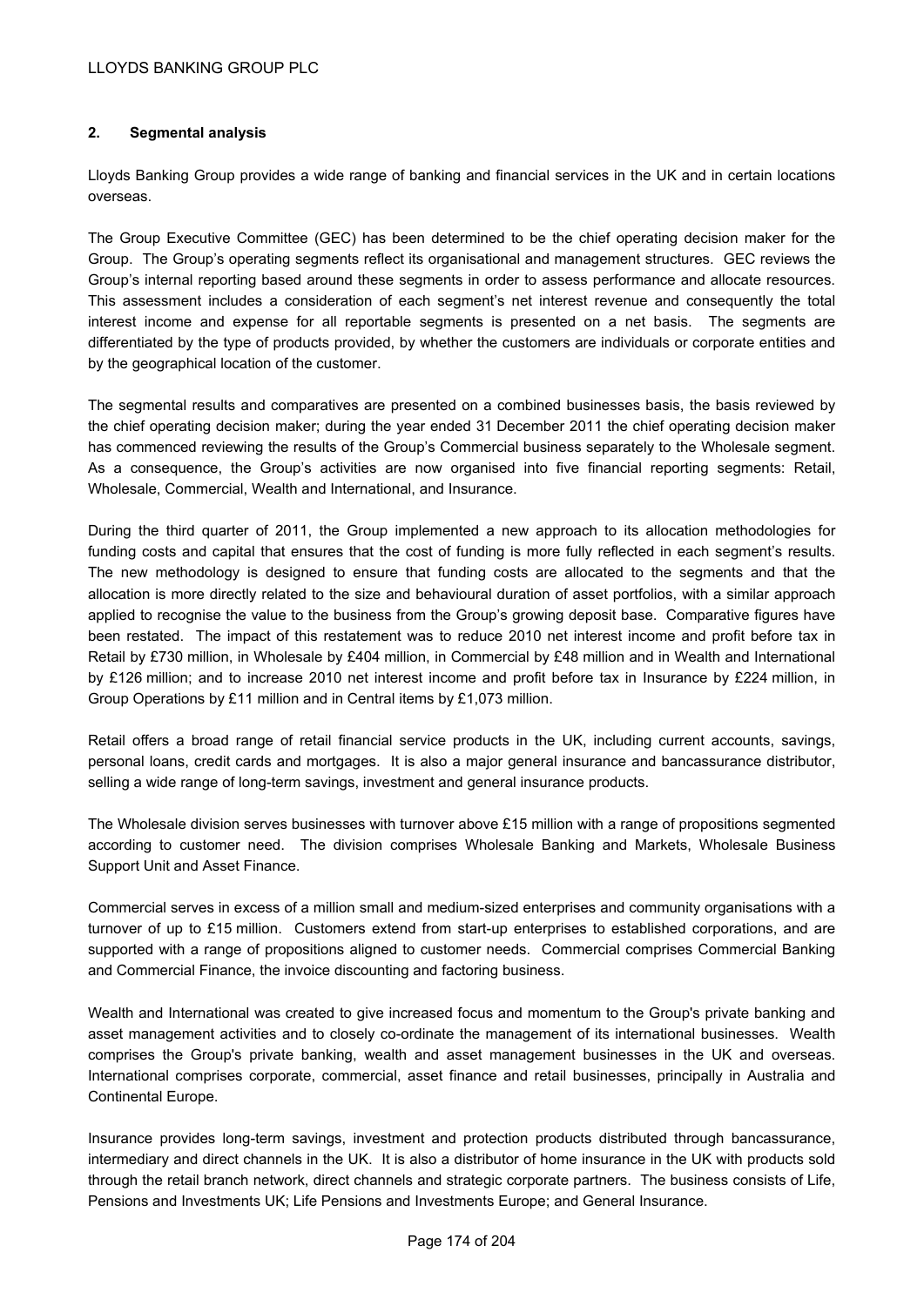## 2. Segmental analysis

Lloyds Banking Group provides a wide range of banking and financial services in the UK and in certain locations overseas.

The Group Executive Committee (GEC) has been determined to be the chief operating decision maker for the Group. The Group's operating segments reflect its organisational and management structures. GEC reviews the Group's internal reporting based around these segments in order to assess performance and allocate resources. This assessment includes a consideration of each segment's net interest revenue and consequently the total interest income and expense for all reportable segments is presented on a net basis. The segments are differentiated by the type of products provided, by whether the customers are individuals or corporate entities and by the geographical location of the customer.

The segmental results and comparatives are presented on a combined businesses basis, the basis reviewed by the chief operating decision maker; during the year ended 31 December 2011 the chief operating decision maker has commenced reviewing the results of the Group's Commercial business separately to the Wholesale segment. As a consequence, the Group's activities are now organised into five financial reporting segments: Retail, Wholesale, Commercial, Wealth and International, and Insurance.

During the third quarter of 2011, the Group implemented a new approach to its allocation methodologies for funding costs and capital that ensures that the cost of funding is more fully reflected in each segment's results. The new methodology is designed to ensure that funding costs are allocated to the segments and that the allocation is more directly related to the size and behavioural duration of asset portfolios, with a similar approach applied to recognise the value to the business from the Group's growing deposit base. Comparative figures have been restated. The impact of this restatement was to reduce 2010 net interest income and profit before tax in Retail by £730 million, in Wholesale by £404 million, in Commercial by £48 million and in Wealth and International by £126 million; and to increase 2010 net interest income and profit before tax in Insurance by £224 million, in Group Operations by £11 million and in Central items by £1,073 million.

Retail offers a broad range of retail financial service products in the UK, including current accounts, savings, personal loans, credit cards and mortgages. It is also a major general insurance and bancassurance distributor, selling a wide range of long-term savings, investment and general insurance products.

The Wholesale division serves businesses with turnover above £15 million with a range of propositions segmented according to customer need. The division comprises Wholesale Banking and Markets, Wholesale Business Support Unit and Asset Finance.

Commercial serves in excess of a million small and medium-sized enterprises and community organisations with a turnover of up to £15 million. Customers extend from start-up enterprises to established corporations, and are supported with a range of propositions aligned to customer needs. Commercial comprises Commercial Banking and Commercial Finance, the invoice discounting and factoring business.

Wealth and International was created to give increased focus and momentum to the Group's private banking and asset management activities and to closely co-ordinate the management of its international businesses. Wealth comprises the Group's private banking, wealth and asset management businesses in the UK and overseas. International comprises corporate, commercial, asset finance and retail businesses, principally in Australia and Continental Europe.

Insurance provides long-term savings, investment and protection products distributed through bancassurance, intermediary and direct channels in the UK. It is also a distributor of home insurance in the UK with products sold through the retail branch network, direct channels and strategic corporate partners. The business consists of Life, Pensions and Investments UK; Life Pensions and Investments Europe; and General Insurance.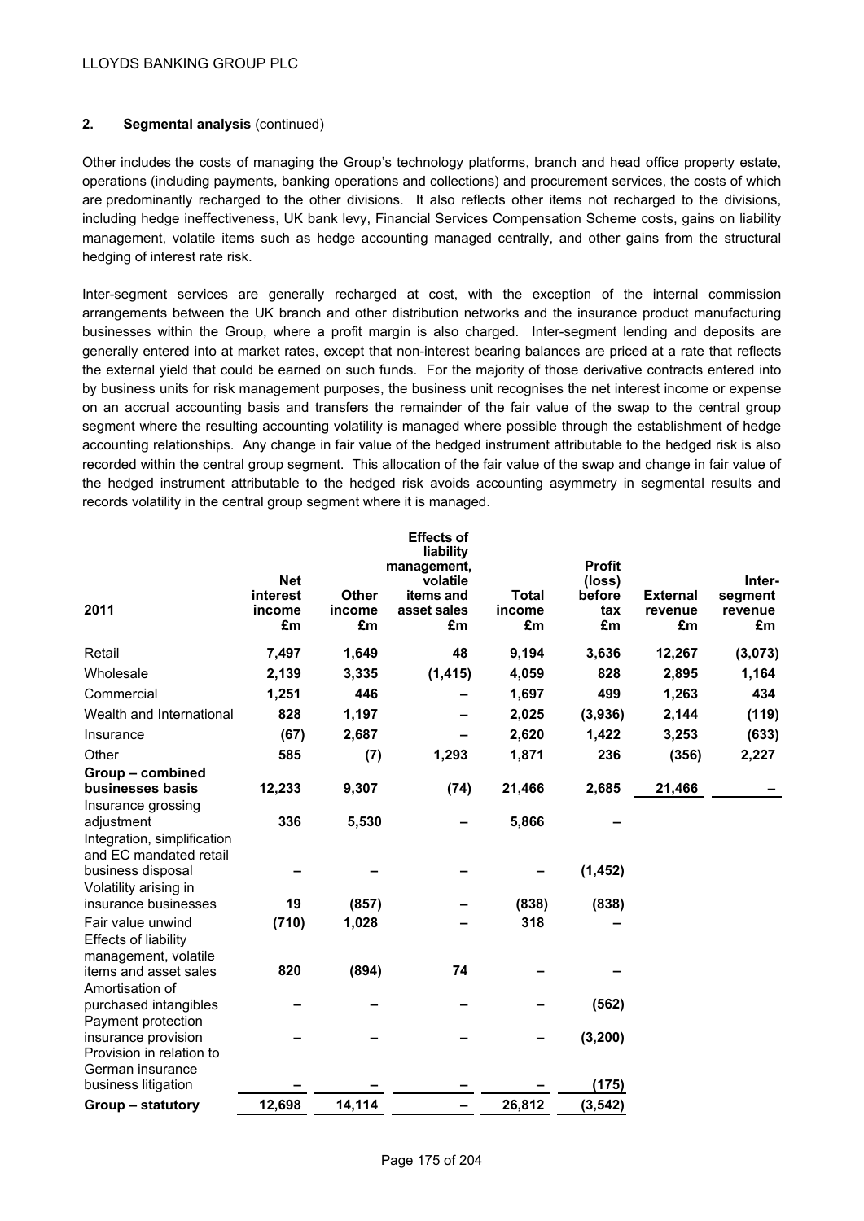## 2. Segmental analysis (continued)

Other includes the costs of managing the Group's technology platforms, branch and head office property estate, operations (including payments, banking operations and collections) and procurement services, the costs of which are predominantly recharged to the other divisions. It also reflects other items not recharged to the divisions, including hedge ineffectiveness, UK bank levy, Financial Services Compensation Scheme costs, gains on liability management, volatile items such as hedge accounting managed centrally, and other gains from the structural hedging of interest rate risk.

Inter-segment services are generally recharged at cost, with the exception of the internal commission arrangements between the UK branch and other distribution networks and the insurance product manufacturing businesses within the Group, where a profit margin is also charged. Inter-segment lending and deposits are generally entered into at market rates, except that non-interest bearing balances are priced at a rate that reflects the external yield that could be earned on such funds. For the majority of those derivative contracts entered into by business units for risk management purposes, the business unit recognises the net interest income or expense on an accrual accounting basis and transfers the remainder of the fair value of the swap to the central group segment where the resulting accounting volatility is managed where possible through the establishment of hedge accounting relationships. Any change in fair value of the hedged instrument attributable to the hedged risk is also recorded within the central group segment. This allocation of the fair value of the swap and change in fair value of the hedged instrument attributable to the hedged risk avoids accounting asymmetry in segmental results and records volatility in the central group segment where it is managed.

| 2011 | Net interest income £m | Other income £m | Effects of liability management, volatile items and asset sales £m | Total income £m | Profit (loss) before tax £m | External revenue £m | Inter-segment revenue £m |
|---|---|---|---|---|---|---|---|
| Retail | **7,497** | **1,649** | **48** | **9,194** | **3,636** | **12,267** | **(3,073)** |
| Wholesale | **2,139** | **3,335** | **(1,415)** | **4,059** | **828** | **2,895** | **1,164** |
| Commercial | **1,251** | **446** | **–** | **1,697** | **499** | **1,263** | **434** |
| Wealth and International | **828** | **1,197** | **–** | **2,025** | **(3,936)** | **2,144** | **(119)** |
| Insurance | **(67)** | **2,687** | **–** | **2,620** | **1,422** | **3,253** | **(633)** |
| Other | **585** | **(7)** | **1,293** | **1,871** | **236** | **(356)** | **2,227** |
| **Group – combined businesses basis** | **12,233** | **9,307** | **(74)** | **21,466** | **2,685** | **21,466** | **–** |
| Insurance grossing adjustment | **336** | **5,530** | **–** | **5,866** | **–** | | |
| Integration, simplification and EC mandated retail business disposal | **–** | **–** | **–** | **–** | **(1,452)** | | |
| Volatility arising in insurance businesses | **19** | **(857)** | **–** | **(838)** | **(838)** | | |
| Fair value unwind | **(710)** | **1,028** | **–** | **318** | **–** | | |
| Effects of liability management, volatile items and asset sales | **820** | **(894)** | **74** | **–** | **–** | | |
| Amortisation of purchased intangibles | **–** | **–** | **–** | **–** | **(562)** | | |
| Payment protection insurance provision | **–** | **–** | **–** | **–** | **(3,200)** | | |
| Provision in relation to German insurance business litigation | **–** | **–** | **–** | **–** | **(175)** | | |
| **Group – statutory** | **12,698** | **14,114** | **–** | **26,812** | **(3,542)** | | |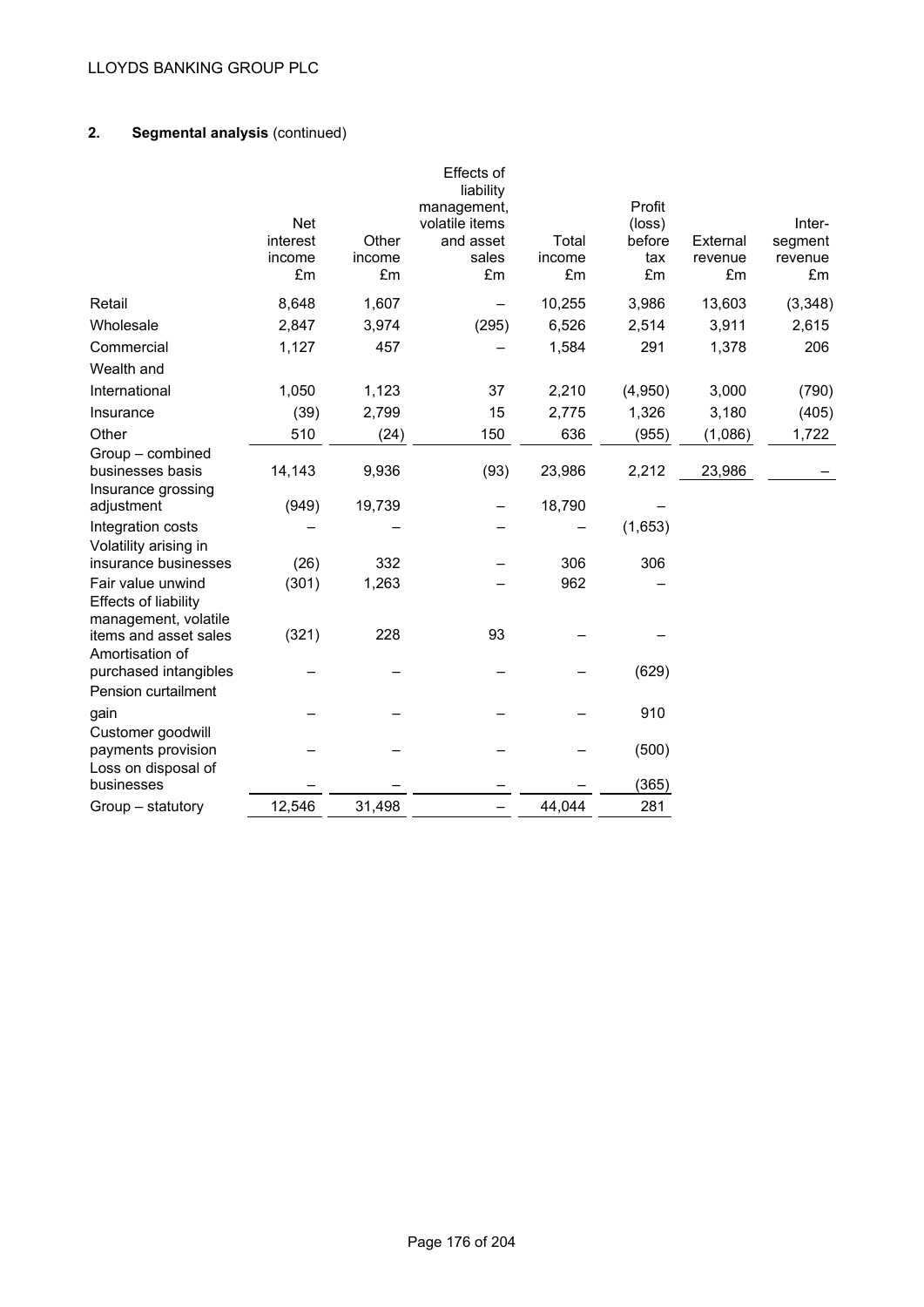## 2. Segmental analysis (continued)

| | Net interest income £m | Other income £m | Effects of liability management, volatile items and asset sales £m | Total income £m | Profit (loss) before tax £m | External revenue £m | Inter-segment revenue £m |
|---|---|---|---|---|---|---|---|
| Retail | 8,648 | 1,607 | – | 10,255 | 3,986 | 13,603 | (3,348) |
| Wholesale | 2,847 | 3,974 | (295) | 6,526 | 2,514 | 3,911 | 2,615 |
| Commercial | 1,127 | 457 | – | 1,584 | 291 | 1,378 | 206 |
| Wealth and International | 1,050 | 1,123 | 37 | 2,210 | (4,950) | 3,000 | (790) |
| Insurance | (39) | 2,799 | 15 | 2,775 | 1,326 | 3,180 | (405) |
| Other | 510 | (24) | 150 | 636 | (955) | (1,086) | 1,722 |
| Group – combined businesses basis | 14,143 | 9,936 | (93) | 23,986 | 2,212 | 23,986 | – |
| Insurance grossing adjustment | (949) | 19,739 | – | 18,790 | – | | |
| Integration costs | – | – | – | – | (1,653) | | |
| Volatility arising in insurance businesses | (26) | 332 | – | 306 | 306 | | |
| Fair value unwind | (301) | 1,263 | – | 962 | – | | |
| Effects of liability management, volatile items and asset sales | (321) | 228 | 93 | – | – | | |
| Amortisation of purchased intangibles | – | – | – | – | (629) | | |
| Pension curtailment gain | – | – | – | – | 910 | | |
| Customer goodwill payments provision | – | – | – | – | (500) | | |
| Loss on disposal of businesses | – | – | – | – | (365) | | |
| Group – statutory | 12,546 | 31,498 | – | 44,044 | 281 | | |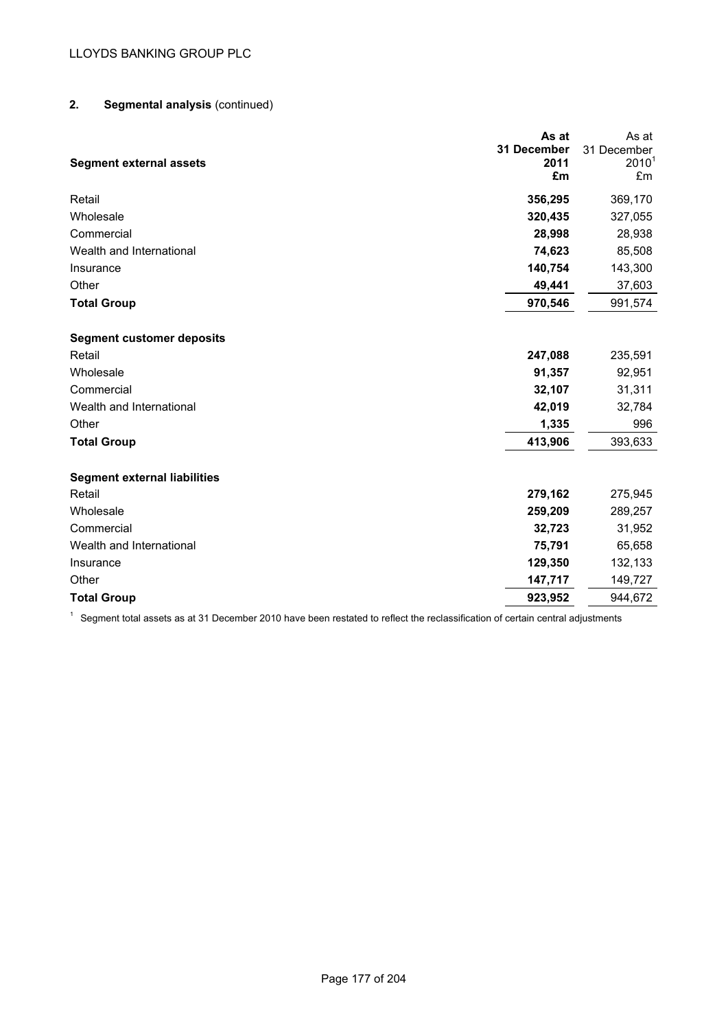## 2. Segmental analysis (continued)

| Segment external assets | As at 31 December 2011 £m | As at 31 December 2010[1] £m |
|---|---|---|
| Retail | **356,295** | 369,170 |
| Wholesale | **320,435** | 327,055 |
| Commercial | **28,998** | 28,938 |
| Wealth and International | **74,623** | 85,508 |
| Insurance | **140,754** | 143,300 |
| Other | **49,441** | 37,603 |
| **Total Group** | **970,546** | 991,574 |
| **Segment customer deposits** | | |
| Retail | **247,088** | 235,591 |
| Wholesale | **91,357** | 92,951 |
| Commercial | **32,107** | 31,311 |
| Wealth and International | **42,019** | 32,784 |
| Other | **1,335** | 996 |
| **Total Group** | **413,906** | 393,633 |
| **Segment external liabilities** | | |
| Retail | **279,162** | 275,945 |
| Wholesale | **259,209** | 289,257 |
| Commercial | **32,723** | 31,952 |
| Wealth and International | **75,791** | 65,658 |
| Insurance | **129,350** | 132,133 |
| Other | **147,717** | 149,727 |
| **Total Group** | **923,952** | 944,672 |

[1] Segment total assets as at 31 December 2010 have been restated to reflect the reclassification of certain central adjustments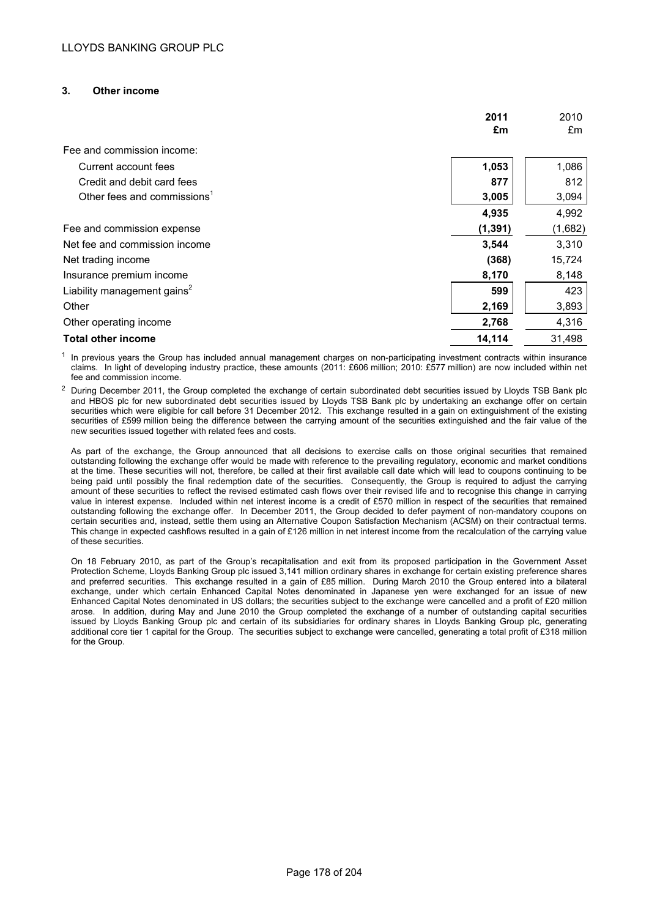## 3. Other income

| | 2011 £m | 2010 £m |
|---|---|---|
| Fee and commission income: | | |
| Current account fees | 1,053 | 1,086 |
| Credit and debit card fees | 877 | 812 |
| Other fees and commissions[1] | 3,005 | 3,094 |
| | 4,935 | 4,992 |
| Fee and commission expense | (1,391) | (1,682) |
| Net fee and commission income | 3,544 | 3,310 |
| Net trading income | (368) | 15,724 |
| Insurance premium income | 8,170 | 8,148 |
| Liability management gains[2] | 599 | 423 |
| Other | 2,169 | 3,893 |
| Other operating income | 2,768 | 4,316 |
| **Total other income** | 14,114 | 31,498 |

[1] In previous years the Group has included annual management charges on non-participating investment contracts within insurance claims. In light of developing industry practice, these amounts (2011: £606 million; 2010: £577 million) are now included within net fee and commission income.

[2] During December 2011, the Group completed the exchange of certain subordinated debt securities issued by Lloyds TSB Bank plc and HBOS plc for new subordinated debt securities issued by Lloyds TSB Bank plc by undertaking an exchange offer on certain securities which were eligible for call before 31 December 2012. This exchange resulted in a gain on extinguishment of the existing securities of £599 million being the difference between the carrying amount of the securities extinguished and the fair value of the new securities issued together with related fees and costs.

As part of the exchange, the Group announced that all decisions to exercise calls on those original securities that remained outstanding following the exchange offer would be made with reference to the prevailing regulatory, economic and market conditions at the time. These securities will not, therefore, be called at their first available call date which will lead to coupons continuing to be being paid until possibly the final redemption date of the securities. Consequently, the Group is required to adjust the carrying amount of these securities to reflect the revised estimated cash flows over their revised life and to recognise this change in carrying value in interest expense. Included within net interest income is a credit of £570 million in respect of the securities that remained outstanding following the exchange offer. In December 2011, the Group decided to defer payment of non-mandatory coupons on certain securities and, instead, settle them using an Alternative Coupon Satisfaction Mechanism (ACSM) on their contractual terms. This change in expected cashflows resulted in a gain of £126 million in net interest income from the recalculation of the carrying value of these securities.

On 18 February 2010, as part of the Group's recapitalisation and exit from its proposed participation in the Government Asset Protection Scheme, Lloyds Banking Group plc issued 3,141 million ordinary shares in exchange for certain existing preference shares and preferred securities. This exchange resulted in a gain of £85 million. During March 2010 the Group entered into a bilateral exchange, under which certain Enhanced Capital Notes denominated in Japanese yen were exchanged for an issue of new Enhanced Capital Notes denominated in US dollars; the securities subject to the exchange were cancelled and a profit of £20 million arose. In addition, during May and June 2010 the Group completed the exchange of a number of outstanding capital securities issued by Lloyds Banking Group plc and certain of its subsidiaries for ordinary shares in Lloyds Banking Group plc, generating additional core tier 1 capital for the Group. The securities subject to exchange were cancelled, generating a total profit of £318 million for the Group.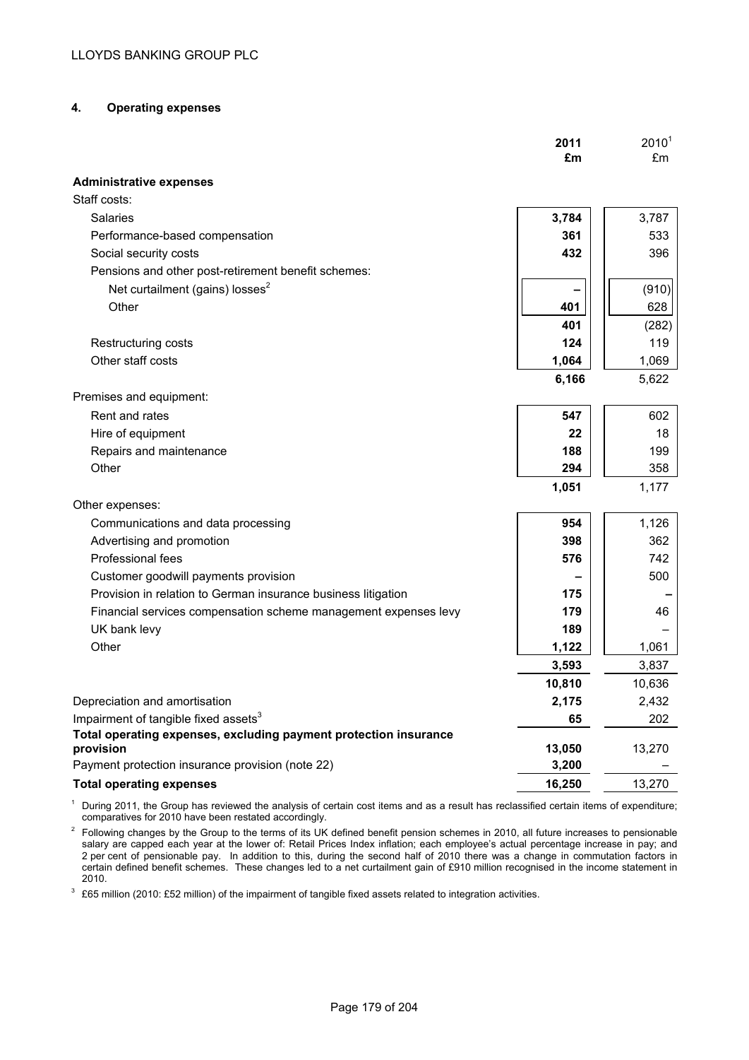## 4. Operating expenses

| | 2011 £m | 2010[1] £m |
|---|---|---|
| **Administrative expenses** | | |
| Staff costs: | | |
| Salaries | **3,784** | 3,787 |
| Performance-based compensation | **361** | 533 |
| Social security costs | **432** | 396 |
| Pensions and other post-retirement benefit schemes: | | |
| Net curtailment (gains) losses[2] | **–** | (910) |
| Other | **401** | 628 |
| | **401** | (282) |
| Restructuring costs | **124** | 119 |
| Other staff costs | **1,064** | 1,069 |
| | **6,166** | 5,622 |
| Premises and equipment: | | |
| Rent and rates | **547** | 602 |
| Hire of equipment | **22** | 18 |
| Repairs and maintenance | **188** | 199 |
| Other | **294** | 358 |
| | **1,051** | 1,177 |
| Other expenses: | | |
| Communications and data processing | **954** | 1,126 |
| Advertising and promotion | **398** | 362 |
| Professional fees | **576** | 742 |
| Customer goodwill payments provision | **–** | 500 |
| Provision in relation to German insurance business litigation | **175** | – |
| Financial services compensation scheme management expenses levy | **179** | 46 |
| UK bank levy | **189** | – |
| Other | **1,122** | 1,061 |
| | **3,593** | 3,837 |
| | **10,810** | 10,636 |
| Depreciation and amortisation | **2,175** | 2,432 |
| Impairment of tangible fixed assets[3] | **65** | 202 |
| **Total operating expenses, excluding payment protection insurance provision** | **13,050** | 13,270 |
| Payment protection insurance provision (note 22) | **3,200** | – |
| **Total operating expenses** | **16,250** | 13,270 |

[1] During 2011, the Group has reviewed the analysis of certain cost items and as a result has reclassified certain items of expenditure; comparatives for 2010 have been restated accordingly.

[2] Following changes by the Group to the terms of its UK defined benefit pension schemes in 2010, all future increases to pensionable salary are capped each year at the lower of: Retail Prices Index inflation; each employee's actual percentage increase in pay; and 2 per cent of pensionable pay. In addition to this, during the second half of 2010 there was a change in commutation factors in certain defined benefit schemes. These changes led to a net curtailment gain of £910 million recognised in the income statement in 2010.

[3] £65 million (2010: £52 million) of the impairment of tangible fixed assets related to integration activities.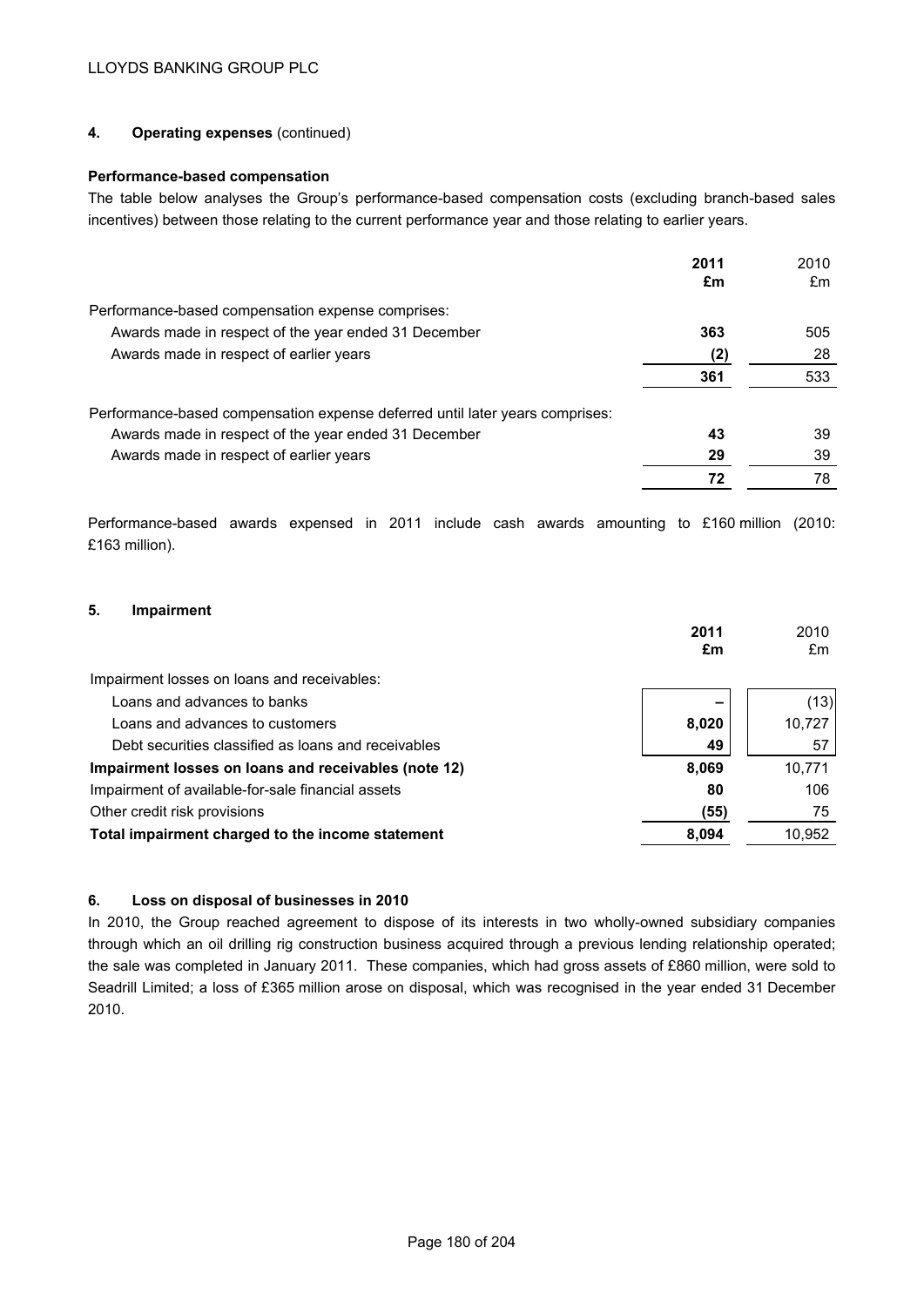## 4. Operating expenses (continued)

### Performance-based compensation

The table below analyses the Group's performance-based compensation costs (excluding branch-based sales incentives) between those relating to the current performance year and those relating to earlier years.

| | 2011 £m | 2010 £m |
|---|---|---|
| Performance-based compensation expense comprises: | | |
| Awards made in respect of the year ended 31 December | 363 | 505 |
| Awards made in respect of earlier years | (2) | 28 |
| | 361 | 533 |
| Performance-based compensation expense deferred until later years comprises: | | |
| Awards made in respect of the year ended 31 December | 43 | 39 |
| Awards made in respect of earlier years | 29 | 39 |
| | 72 | 78 |

Performance-based awards expensed in 2011 include cash awards amounting to £160 million (2010: £163 million).

## 5. Impairment

| | 2011 £m | 2010 £m |
|---|---|---|
| Impairment losses on loans and receivables: | | |
| Loans and advances to banks | – | (13) |
| Loans and advances to customers | 8,020 | 10,727 |
| Debt securities classified as loans and receivables | 49 | 57 |
| **Impairment losses on loans and receivables (note 12)** | 8,069 | 10,771 |
| Impairment of available-for-sale financial assets | 80 | 106 |
| Other credit risk provisions | (55) | 75 |
| **Total impairment charged to the income statement** | 8,094 | 10,952 |

## 6. Loss on disposal of businesses in 2010

In 2010, the Group reached agreement to dispose of its interests in two wholly-owned subsidiary companies through which an oil drilling rig construction business acquired through a previous lending relationship operated; the sale was completed in January 2011. These companies, which had gross assets of £860 million, were sold to Seadrill Limited; a loss of £365 million arose on disposal, which was recognised in the year ended 31 December 2010.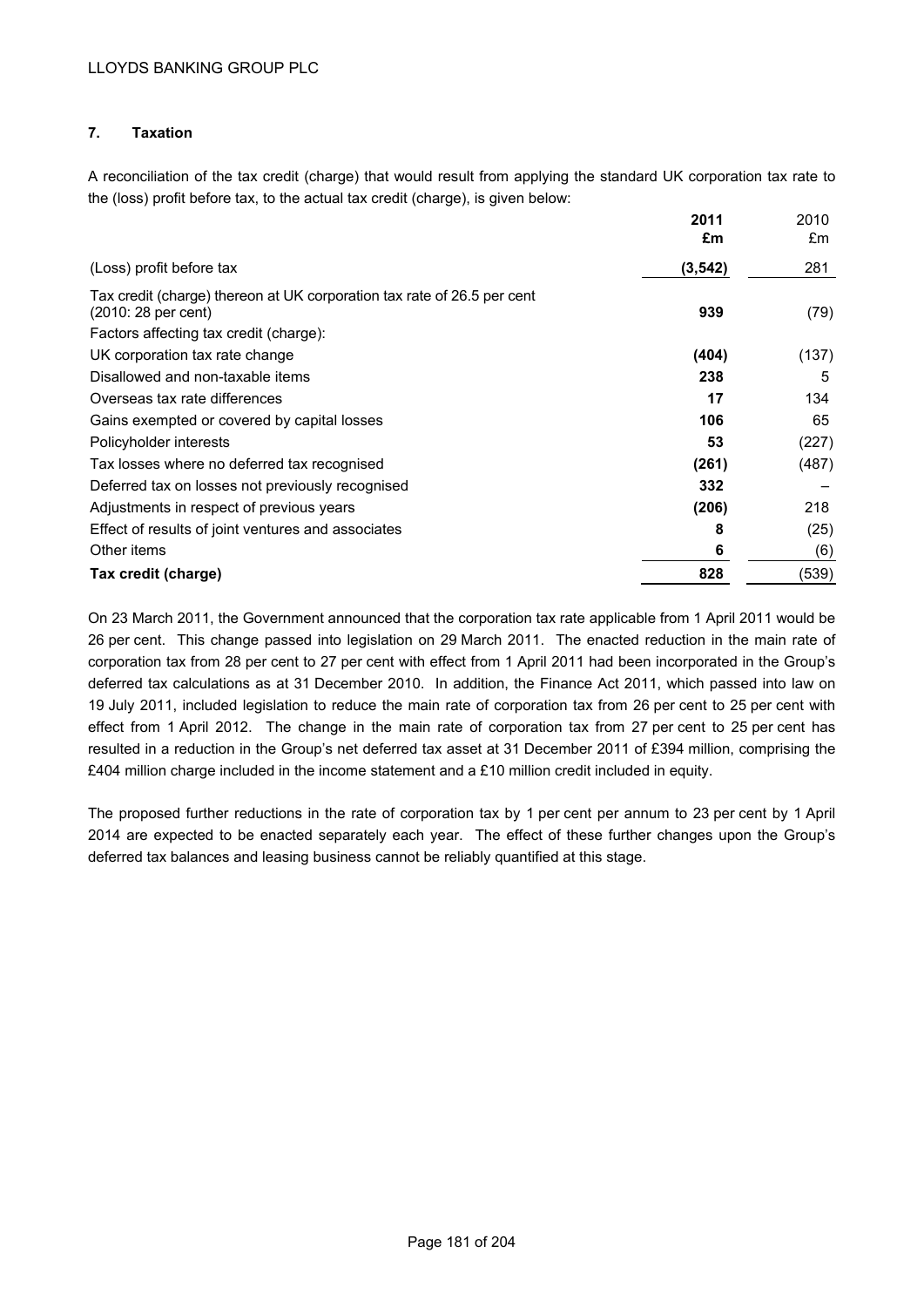## 7. Taxation

A reconciliation of the tax credit (charge) that would result from applying the standard UK corporation tax rate to the (loss) profit before tax, to the actual tax credit (charge), is given below:

| | **2011 £m** | 2010 £m |
|---|---|---|
| (Loss) profit before tax | **(3,542)** | 281 |
| Tax credit (charge) thereon at UK corporation tax rate of 26.5 per cent (2010: 28 per cent) | **939** | (79) |
| Factors affecting tax credit (charge): | | |
| UK corporation tax rate change | **(404)** | (137) |
| Disallowed and non-taxable items | **238** | 5 |
| Overseas tax rate differences | **17** | 134 |
| Gains exempted or covered by capital losses | **106** | 65 |
| Policyholder interests | **53** | (227) |
| Tax losses where no deferred tax recognised | **(261)** | (487) |
| Deferred tax on losses not previously recognised | **332** | – |
| Adjustments in respect of previous years | **(206)** | 218 |
| Effect of results of joint ventures and associates | **8** | (25) |
| Other items | **6** | (6) |
| **Tax credit (charge)** | **828** | (539) |

On 23 March 2011, the Government announced that the corporation tax rate applicable from 1 April 2011 would be 26 per cent. This change passed into legislation on 29 March 2011. The enacted reduction in the main rate of corporation tax from 28 per cent to 27 per cent with effect from 1 April 2011 had been incorporated in the Group's deferred tax calculations as at 31 December 2010. In addition, the Finance Act 2011, which passed into law on 19 July 2011, included legislation to reduce the main rate of corporation tax from 26 per cent to 25 per cent with effect from 1 April 2012. The change in the main rate of corporation tax from 27 per cent to 25 per cent has resulted in a reduction in the Group's net deferred tax asset at 31 December 2011 of £394 million, comprising the £404 million charge included in the income statement and a £10 million credit included in equity.

The proposed further reductions in the rate of corporation tax by 1 per cent per annum to 23 per cent by 1 April 2014 are expected to be enacted separately each year. The effect of these further changes upon the Group's deferred tax balances and leasing business cannot be reliably quantified at this stage.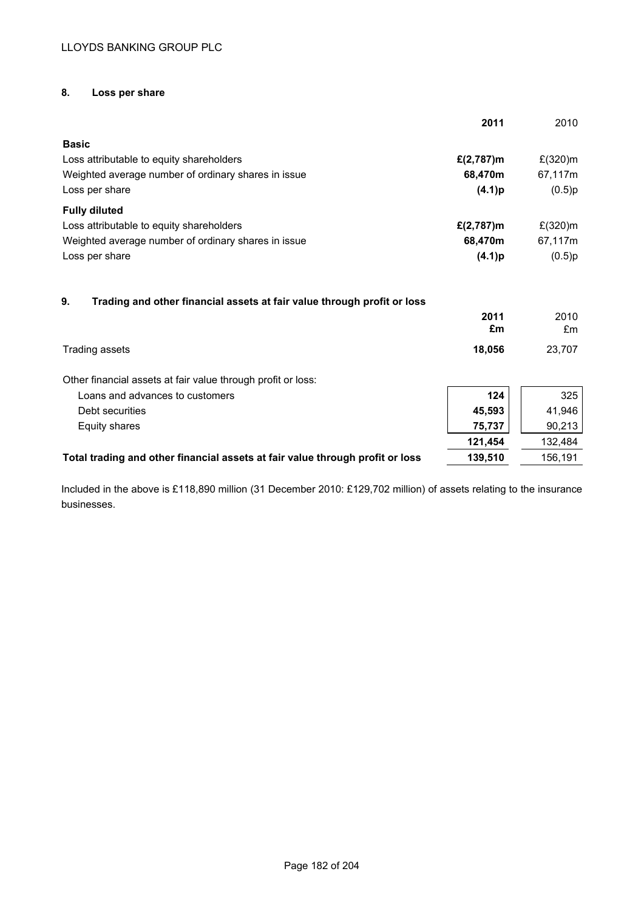## 8. Loss per share

| | **2011** | 2010 |
|---|---|---|
| **Basic** | | |
| Loss attributable to equity shareholders | **£(2,787)m** | £(320)m |
| Weighted average number of ordinary shares in issue | **68,470m** | 67,117m |
| Loss per share | **(4.1)p** | (0.5)p |
| **Fully diluted** | | |
| Loss attributable to equity shareholders | **£(2,787)m** | £(320)m |
| Weighted average number of ordinary shares in issue | **68,470m** | 67,117m |
| Loss per share | **(4.1)p** | (0.5)p |

## 9. Trading and other financial assets at fair value through profit or loss

| | **2011 £m** | 2010 £m |
|---|---|---|
| Trading assets | **18,056** | 23,707 |
| Other financial assets at fair value through profit or loss: | | |
| Loans and advances to customers | **124** | 325 |
| Debt securities | **45,593** | 41,946 |
| Equity shares | **75,737** | 90,213 |
| | **121,454** | 132,484 |
| **Total trading and other financial assets at fair value through profit or loss** | **139,510** | 156,191 |

Included in the above is £118,890 million (31 December 2010: £129,702 million) of assets relating to the insurance businesses.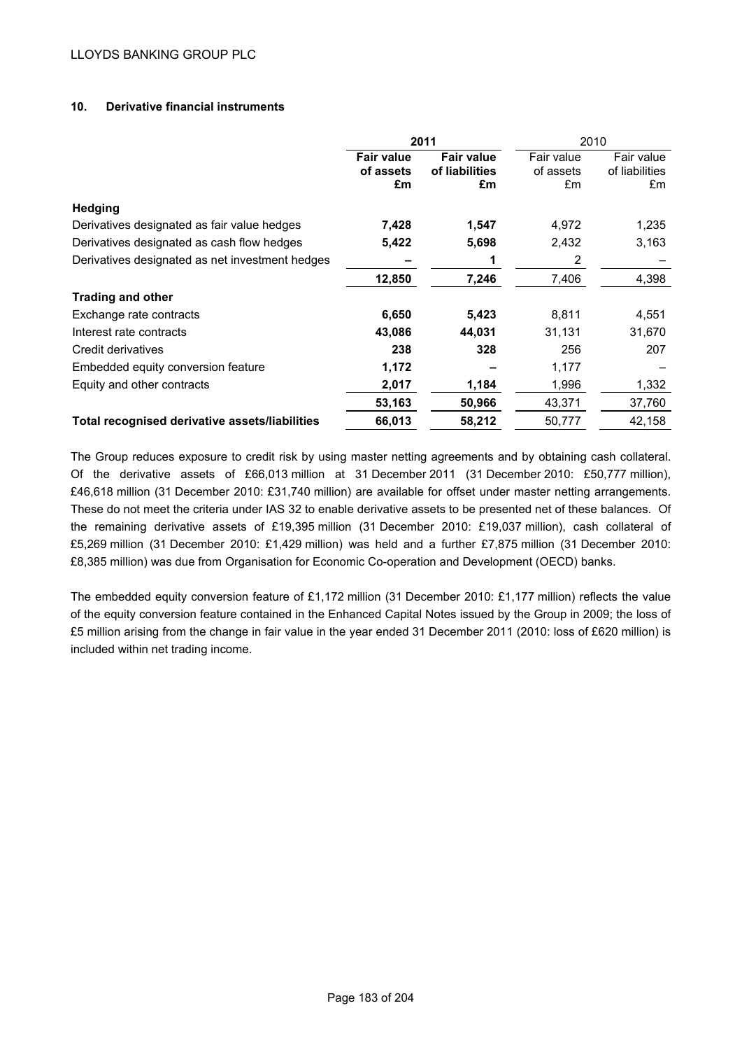## 10. Derivative financial instruments

| | **2011** | | 2010 | |
|---|---|---|---|---|
| | **Fair value of assets £m** | **Fair value of liabilities £m** | Fair value of assets £m | Fair value of liabilities £m |
| **Hedging** | | | | |
| Derivatives designated as fair value hedges | **7,428** | **1,547** | 4,972 | 1,235 |
| Derivatives designated as cash flow hedges | **5,422** | **5,698** | 2,432 | 3,163 |
| Derivatives designated as net investment hedges | **–** | **1** | 2 | – |
| | **12,850** | **7,246** | 7,406 | 4,398 |
| **Trading and other** | | | | |
| Exchange rate contracts | **6,650** | **5,423** | 8,811 | 4,551 |
| Interest rate contracts | **43,086** | **44,031** | 31,131 | 31,670 |
| Credit derivatives | **238** | **328** | 256 | 207 |
| Embedded equity conversion feature | **1,172** | **–** | 1,177 | – |
| Equity and other contracts | **2,017** | **1,184** | 1,996 | 1,332 |
| | **53,163** | **50,966** | 43,371 | 37,760 |
| **Total recognised derivative assets/liabilities** | **66,013** | **58,212** | 50,777 | 42,158 |

The Group reduces exposure to credit risk by using master netting agreements and by obtaining cash collateral. Of the derivative assets of £66,013 million at 31 December 2011 (31 December 2010: £50,777 million), £46,618 million (31 December 2010: £31,740 million) are available for offset under master netting arrangements. These do not meet the criteria under IAS 32 to enable derivative assets to be presented net of these balances. Of the remaining derivative assets of £19,395 million (31 December 2010: £19,037 million), cash collateral of £5,269 million (31 December 2010: £1,429 million) was held and a further £7,875 million (31 December 2010: £8,385 million) was due from Organisation for Economic Co-operation and Development (OECD) banks.

The embedded equity conversion feature of £1,172 million (31 December 2010: £1,177 million) reflects the value of the equity conversion feature contained in the Enhanced Capital Notes issued by the Group in 2009; the loss of £5 million arising from the change in fair value in the year ended 31 December 2011 (2010: loss of £620 million) is included within net trading income.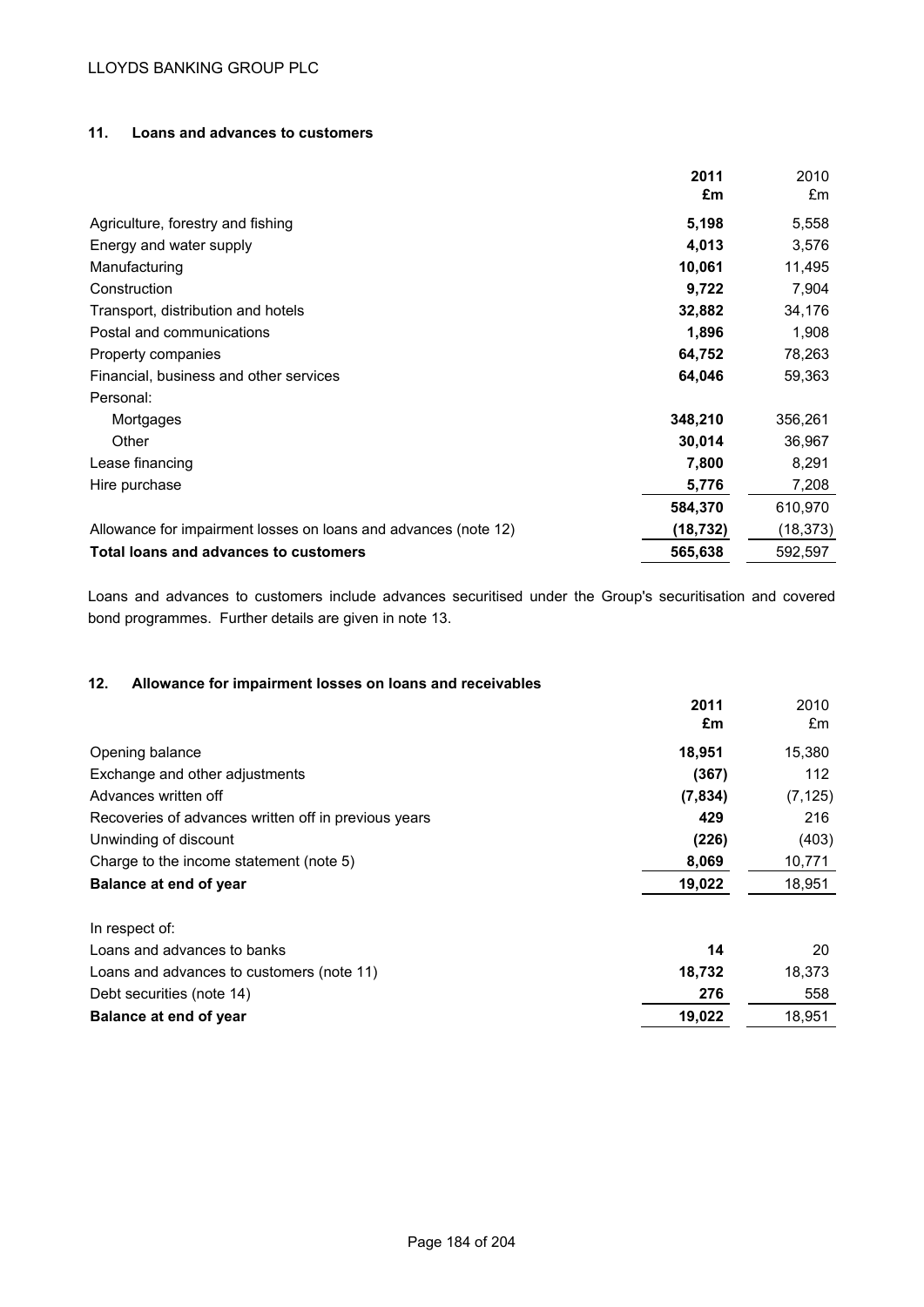## 11. Loans and advances to customers

| | 2011 £m | 2010 £m |
|---|---|---|
| Agriculture, forestry and fishing | **5,198** | 5,558 |
| Energy and water supply | **4,013** | 3,576 |
| Manufacturing | **10,061** | 11,495 |
| Construction | **9,722** | 7,904 |
| Transport, distribution and hotels | **32,882** | 34,176 |
| Postal and communications | **1,896** | 1,908 |
| Property companies | **64,752** | 78,263 |
| Financial, business and other services | **64,046** | 59,363 |
| Personal: | | |
| Mortgages | **348,210** | 356,261 |
| Other | **30,014** | 36,967 |
| Lease financing | **7,800** | 8,291 |
| Hire purchase | **5,776** | 7,208 |
| | **584,370** | 610,970 |
| Allowance for impairment losses on loans and advances (note 12) | **(18,732)** | (18,373) |
| **Total loans and advances to customers** | **565,638** | 592,597 |

Loans and advances to customers include advances securitised under the Group's securitisation and covered bond programmes. Further details are given in note 13.

## 12. Allowance for impairment losses on loans and receivables

| | 2011 £m | 2010 £m |
|---|---|---|
| Opening balance | **18,951** | 15,380 |
| Exchange and other adjustments | **(367)** | 112 |
| Advances written off | **(7,834)** | (7,125) |
| Recoveries of advances written off in previous years | **429** | 216 |
| Unwinding of discount | **(226)** | (403) |
| Charge to the income statement (note 5) | **8,069** | 10,771 |
| **Balance at end of year** | **19,022** | 18,951 |
| | | |
| In respect of: | | |
| Loans and advances to banks | **14** | 20 |
| Loans and advances to customers (note 11) | **18,732** | 18,373 |
| Debt securities (note 14) | **276** | 558 |
| **Balance at end of year** | **19,022** | 18,951 |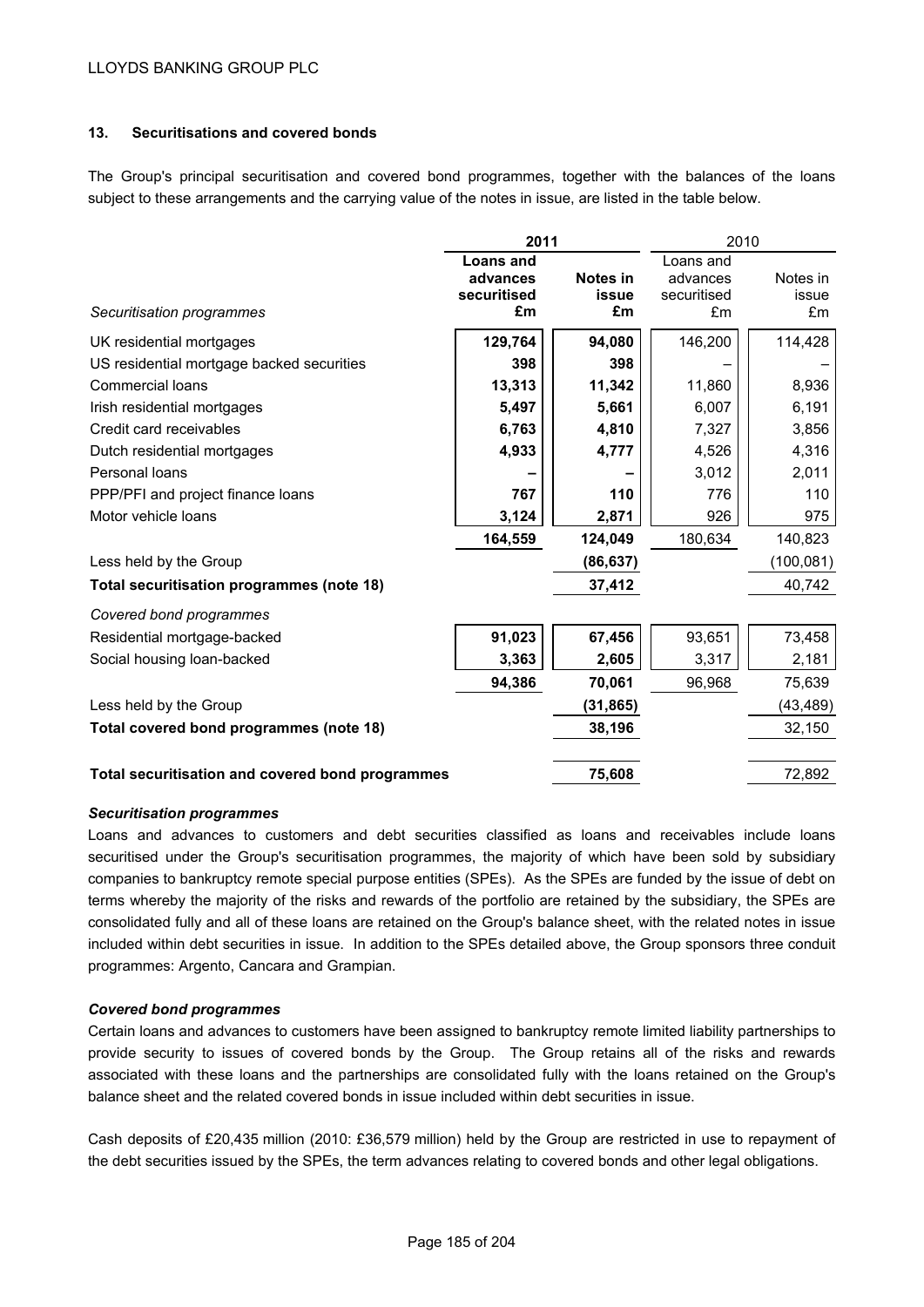## 13. Securitisations and covered bonds

The Group's principal securitisation and covered bond programmes, together with the balances of the loans subject to these arrangements and the carrying value of the notes in issue, are listed in the table below.

| | **2011** | | 2010 | |
|---|---|---|---|---|
| *Securitisation programmes* | **Loans and advances securitised £m** | **Notes in issue £m** | Loans and advances securitised £m | Notes in issue £m |
| UK residential mortgages | **129,764** | **94,080** | 146,200 | 114,428 |
| US residential mortgage backed securities | **398** | **398** | – | – |
| Commercial loans | **13,313** | **11,342** | 11,860 | 8,936 |
| Irish residential mortgages | **5,497** | **5,661** | 6,007 | 6,191 |
| Credit card receivables | **6,763** | **4,810** | 7,327 | 3,856 |
| Dutch residential mortgages | **4,933** | **4,777** | 4,526 | 4,316 |
| Personal loans | **–** | **–** | 3,012 | 2,011 |
| PPP/PFI and project finance loans | **767** | **110** | 776 | 110 |
| Motor vehicle loans | **3,124** | **2,871** | 926 | 975 |
| | **164,559** | **124,049** | 180,634 | 140,823 |
| Less held by the Group | | **(86,637)** | | (100,081) |
| **Total securitisation programmes (note 18)** | | **37,412** | | 40,742 |
| *Covered bond programmes* | | | | |
| Residential mortgage-backed | **91,023** | **67,456** | 93,651 | 73,458 |
| Social housing loan-backed | **3,363** | **2,605** | 3,317 | 2,181 |
| | **94,386** | **70,061** | 96,968 | 75,639 |
| Less held by the Group | | **(31,865)** | | (43,489) |
| **Total covered bond programmes (note 18)** | | **38,196** | | 32,150 |
| **Total securitisation and covered bond programmes** | | **75,608** | | 72,892 |

### *Securitisation programmes*

Loans and advances to customers and debt securities classified as loans and receivables include loans securitised under the Group's securitisation programmes, the majority of which have been sold by subsidiary companies to bankruptcy remote special purpose entities (SPEs). As the SPEs are funded by the issue of debt on terms whereby the majority of the risks and rewards of the portfolio are retained by the subsidiary, the SPEs are consolidated fully and all of these loans are retained on the Group's balance sheet, with the related notes in issue included within debt securities in issue. In addition to the SPEs detailed above, the Group sponsors three conduit programmes: Argento, Cancara and Grampian.

### *Covered bond programmes*

Certain loans and advances to customers have been assigned to bankruptcy remote limited liability partnerships to provide security to issues of covered bonds by the Group. The Group retains all of the risks and rewards associated with these loans and the partnerships are consolidated fully with the loans retained on the Group's balance sheet and the related covered bonds in issue included within debt securities in issue.

Cash deposits of £20,435 million (2010: £36,579 million) held by the Group are restricted in use to repayment of the debt securities issued by the SPEs, the term advances relating to covered bonds and other legal obligations.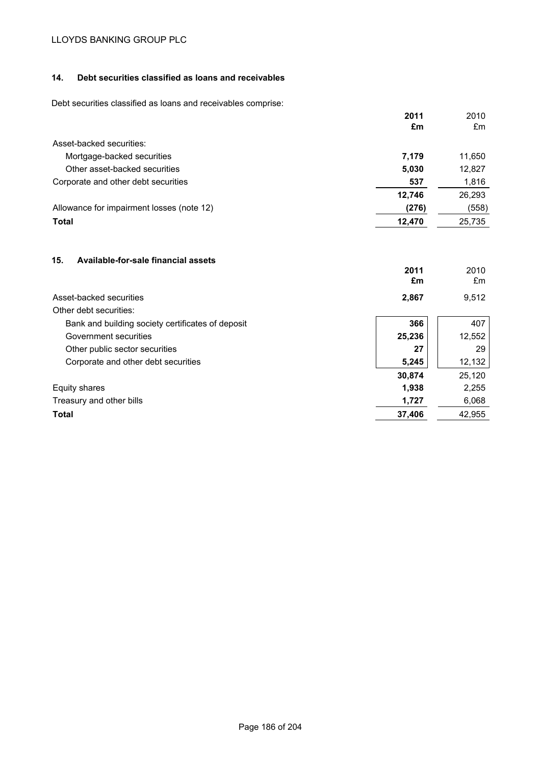## 14. Debt securities classified as loans and receivables

Debt securities classified as loans and receivables comprise:

| | 2011 £m | 2010 £m |
|---|---|---|
| Asset-backed securities: | | |
| Mortgage-backed securities | **7,179** | 11,650 |
| Other asset-backed securities | **5,030** | 12,827 |
| Corporate and other debt securities | **537** | 1,816 |
| | **12,746** | 26,293 |
| Allowance for impairment losses (note 12) | **(276)** | (558) |
| **Total** | **12,470** | 25,735 |

## 15. Available-for-sale financial assets

| | 2011 £m | 2010 £m |
|---|---|---|
| Asset-backed securities | **2,867** | 9,512 |
| Other debt securities: | | |
| Bank and building society certificates of deposit | **366** | 407 |
| Government securities | **25,236** | 12,552 |
| Other public sector securities | **27** | 29 |
| Corporate and other debt securities | **5,245** | 12,132 |
| | **30,874** | 25,120 |
| Equity shares | **1,938** | 2,255 |
| Treasury and other bills | **1,727** | 6,068 |
| **Total** | **37,406** | 42,955 |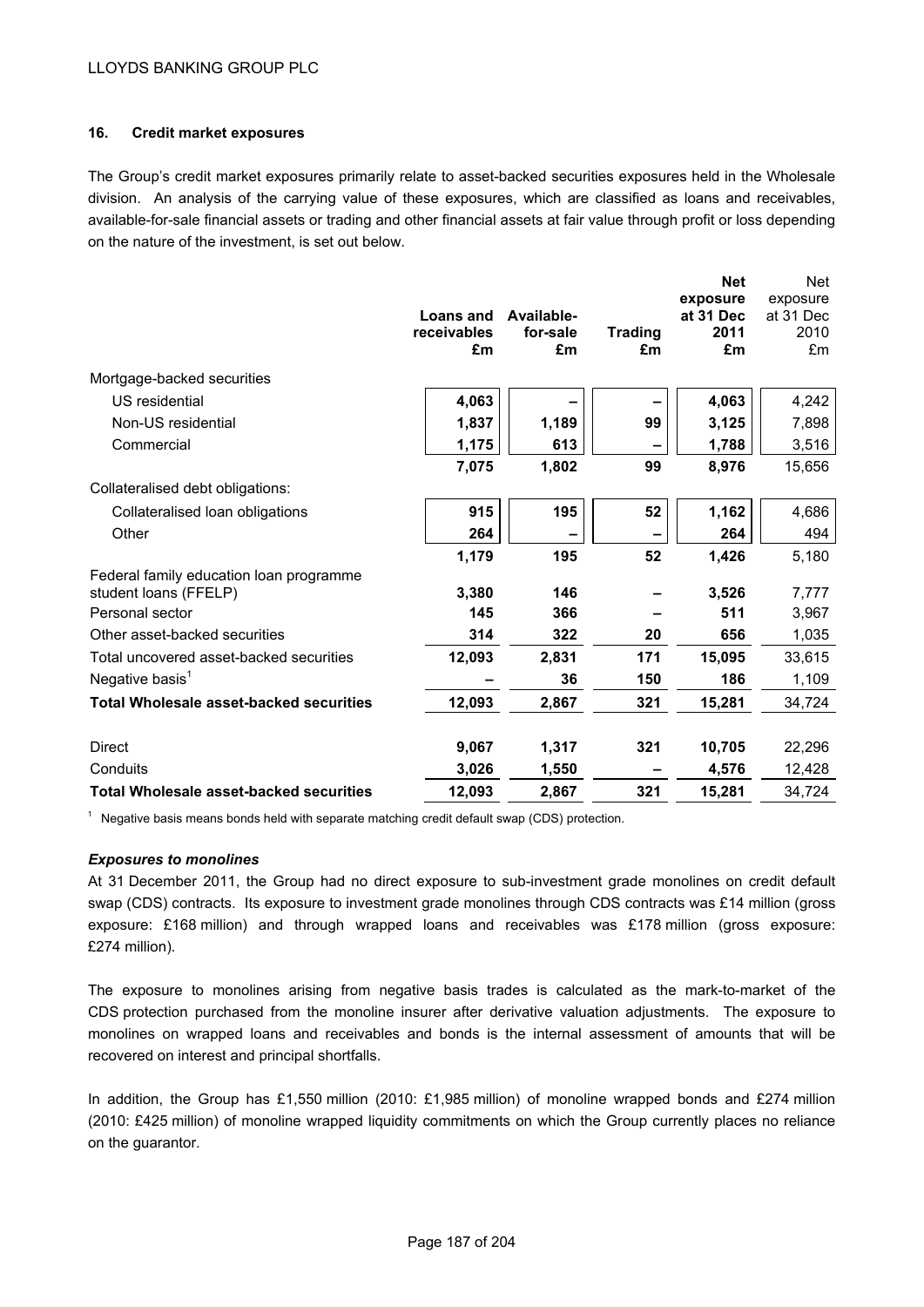## 16. Credit market exposures

The Group's credit market exposures primarily relate to asset-backed securities exposures held in the Wholesale division. An analysis of the carrying value of these exposures, which are classified as loans and receivables, available-for-sale financial assets or trading and other financial assets at fair value through profit or loss depending on the nature of the investment, is set out below.

| | **Loans and receivables £m** | **Available-for-sale £m** | **Trading £m** | **Net exposure at 31 Dec 2011 £m** | Net exposure at 31 Dec 2010 £m |
|---|---|---|---|---|---|
| Mortgage-backed securities | | | | | |
| US residential | **4,063** | **–** | **–** | **4,063** | 4,242 |
| Non-US residential | **1,837** | **1,189** | **99** | **3,125** | 7,898 |
| Commercial | **1,175** | **613** | **–** | **1,788** | 3,516 |
| | **7,075** | **1,802** | **99** | **8,976** | 15,656 |
| Collateralised debt obligations: | | | | | |
| Collateralised loan obligations | **915** | **195** | **52** | **1,162** | 4,686 |
| Other | **264** | **–** | **–** | **264** | 494 |
| | **1,179** | **195** | **52** | **1,426** | 5,180 |
| Federal family education loan programme student loans (FFELP) | **3,380** | **146** | **–** | **3,526** | 7,777 |
| Personal sector | **145** | **366** | **–** | **511** | 3,967 |
| Other asset-backed securities | **314** | **322** | **20** | **656** | 1,035 |
| Total uncovered asset-backed securities | **12,093** | **2,831** | **171** | **15,095** | 33,615 |
| Negative basis[1] | **–** | **36** | **150** | **186** | 1,109 |
| **Total Wholesale asset-backed securities** | **12,093** | **2,867** | **321** | **15,281** | 34,724 |
| | | | | | |
| Direct | **9,067** | **1,317** | **321** | **10,705** | 22,296 |
| Conduits | **3,026** | **1,550** | **–** | **4,576** | 12,428 |
| **Total Wholesale asset-backed securities** | **12,093** | **2,867** | **321** | **15,281** | 34,724 |

[1] Negative basis means bonds held with separate matching credit default swap (CDS) protection.

### *Exposures to monolines*

At 31 December 2011, the Group had no direct exposure to sub-investment grade monolines on credit default swap (CDS) contracts. Its exposure to investment grade monolines through CDS contracts was £14 million (gross exposure: £168 million) and through wrapped loans and receivables was £178 million (gross exposure: £274 million).

The exposure to monolines arising from negative basis trades is calculated as the mark-to-market of the CDS protection purchased from the monoline insurer after derivative valuation adjustments. The exposure to monolines on wrapped loans and receivables and bonds is the internal assessment of amounts that will be recovered on interest and principal shortfalls.

In addition, the Group has £1,550 million (2010: £1,985 million) of monoline wrapped bonds and £274 million (2010: £425 million) of monoline wrapped liquidity commitments on which the Group currently places no reliance on the guarantor.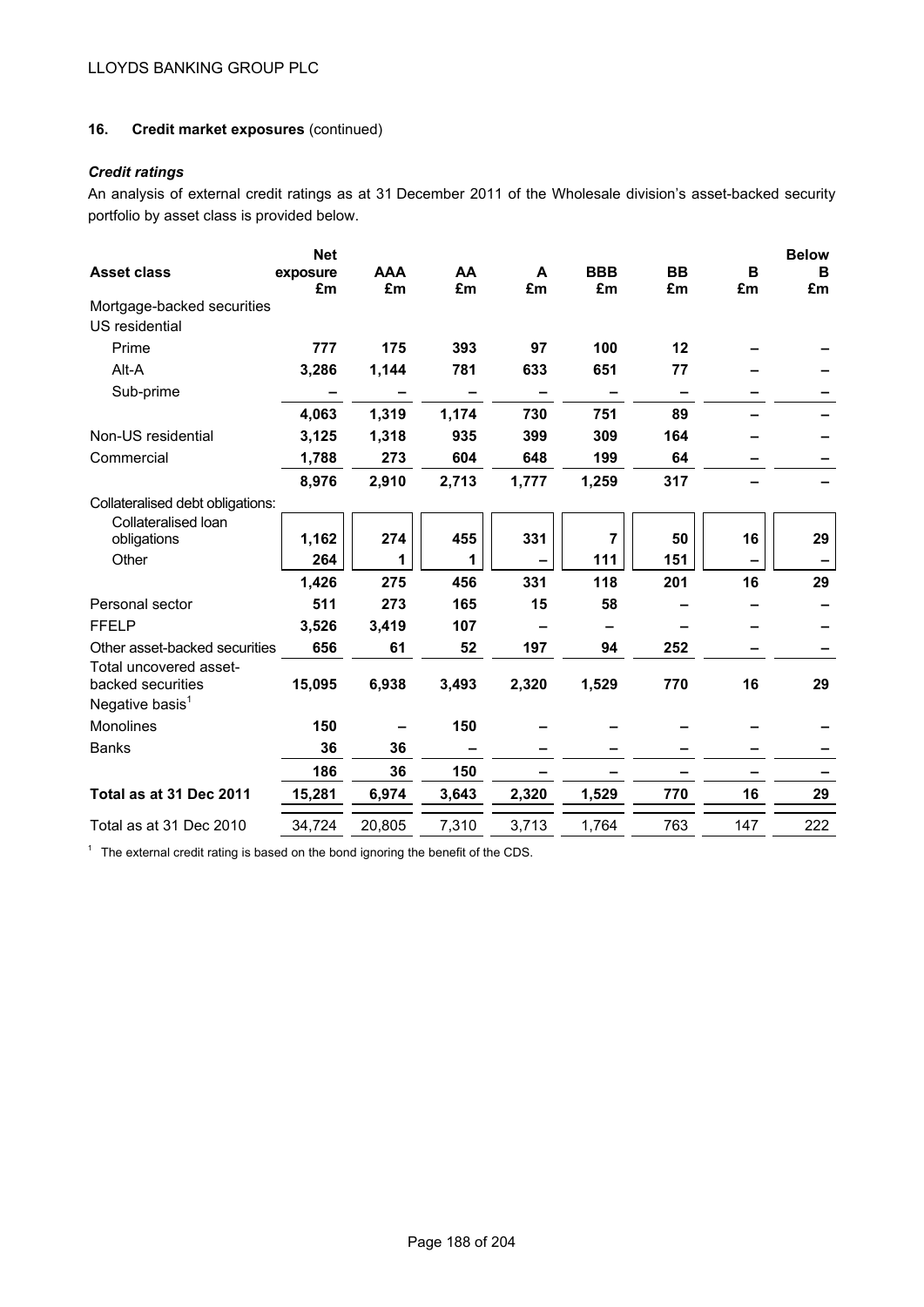## 16. Credit market exposures (continued)

### *Credit ratings*

An analysis of external credit ratings as at 31 December 2011 of the Wholesale division's asset-backed security portfolio by asset class is provided below.

| Asset class | Net exposure £m | AAA £m | AA £m | A £m | BBB £m | BB £m | B £m | Below B £m |
|---|---|---|---|---|---|---|---|---|
| Mortgage-backed securities | | | | | | | | |
| US residential | | | | | | | | |
| Prime | **777** | **175** | **393** | **97** | **100** | **12** | **–** | **–** |
| Alt-A | **3,286** | **1,144** | **781** | **633** | **651** | **77** | **–** | **–** |
| Sub-prime | **–** | **–** | **–** | **–** | **–** | **–** | **–** | **–** |
| | **4,063** | **1,319** | **1,174** | **730** | **751** | **89** | **–** | **–** |
| Non-US residential | **3,125** | **1,318** | **935** | **399** | **309** | **164** | **–** | **–** |
| Commercial | **1,788** | **273** | **604** | **648** | **199** | **64** | **–** | **–** |
| | **8,976** | **2,910** | **2,713** | **1,777** | **1,259** | **317** | **–** | **–** |
| Collateralised debt obligations: | | | | | | | | |
| Collateralised loan obligations | **1,162** | **274** | **455** | **331** | **7** | **50** | **16** | **29** |
| Other | **264** | **1** | **1** | **–** | **111** | **151** | **–** | **–** |
| | **1,426** | **275** | **456** | **331** | **118** | **201** | **16** | **29** |
| Personal sector | **511** | **273** | **165** | **15** | **58** | **–** | **–** | **–** |
| FFELP | **3,526** | **3,419** | **107** | **–** | **–** | **–** | **–** | **–** |
| Other asset-backed securities | **656** | **61** | **52** | **197** | **94** | **252** | **–** | **–** |
| Total uncovered asset-backed securities | **15,095** | **6,938** | **3,493** | **2,320** | **1,529** | **770** | **16** | **29** |
| Negative basis[1] | | | | | | | | |
| Monolines | **150** | **–** | **150** | **–** | **–** | **–** | **–** | **–** |
| Banks | **36** | **36** | **–** | **–** | **–** | **–** | **–** | **–** |
| | **186** | **36** | **150** | **–** | **–** | **–** | **–** | **–** |
| **Total as at 31 Dec 2011** | **15,281** | **6,974** | **3,643** | **2,320** | **1,529** | **770** | **16** | **29** |
| Total as at 31 Dec 2010 | 34,724 | 20,805 | 7,310 | 3,713 | 1,764 | 763 | 147 | 222 |

[1] The external credit rating is based on the bond ignoring the benefit of the CDS.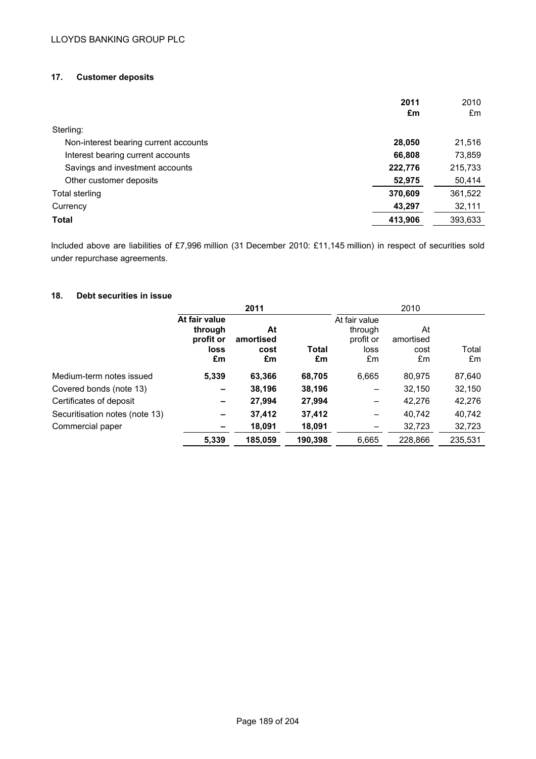## 17. Customer deposits

| | **2011 £m** | 2010 £m |
|---|---|---|
| Sterling: | | |
| Non-interest bearing current accounts | **28,050** | 21,516 |
| Interest bearing current accounts | **66,808** | 73,859 |
| Savings and investment accounts | **222,776** | 215,733 |
| Other customer deposits | **52,975** | 50,414 |
| Total sterling | **370,609** | 361,522 |
| Currency | **43,297** | 32,111 |
| **Total** | **413,906** | 393,633 |

Included above are liabilities of £7,996 million (31 December 2010: £11,145 million) in respect of securities sold under repurchase agreements.

## 18. Debt securities in issue

| | **2011** | | | 2010 | | |
|---|---|---|---|---|---|---|
| | **At fair value through profit or loss £m** | **At amortised cost £m** | **Total £m** | At fair value through profit or loss £m | At amortised cost £m | Total £m |
| Medium-term notes issued | **5,339** | **63,366** | **68,705** | 6,665 | 80,975 | 87,640 |
| Covered bonds (note 13) | **–** | **38,196** | **38,196** | – | 32,150 | 32,150 |
| Certificates of deposit | **–** | **27,994** | **27,994** | – | 42,276 | 42,276 |
| Securitisation notes (note 13) | **–** | **37,412** | **37,412** | – | 40,742 | 40,742 |
| Commercial paper | **–** | **18,091** | **18,091** | – | 32,723 | 32,723 |
| | **5,339** | **185,059** | **190,398** | 6,665 | 228,866 | 235,531 |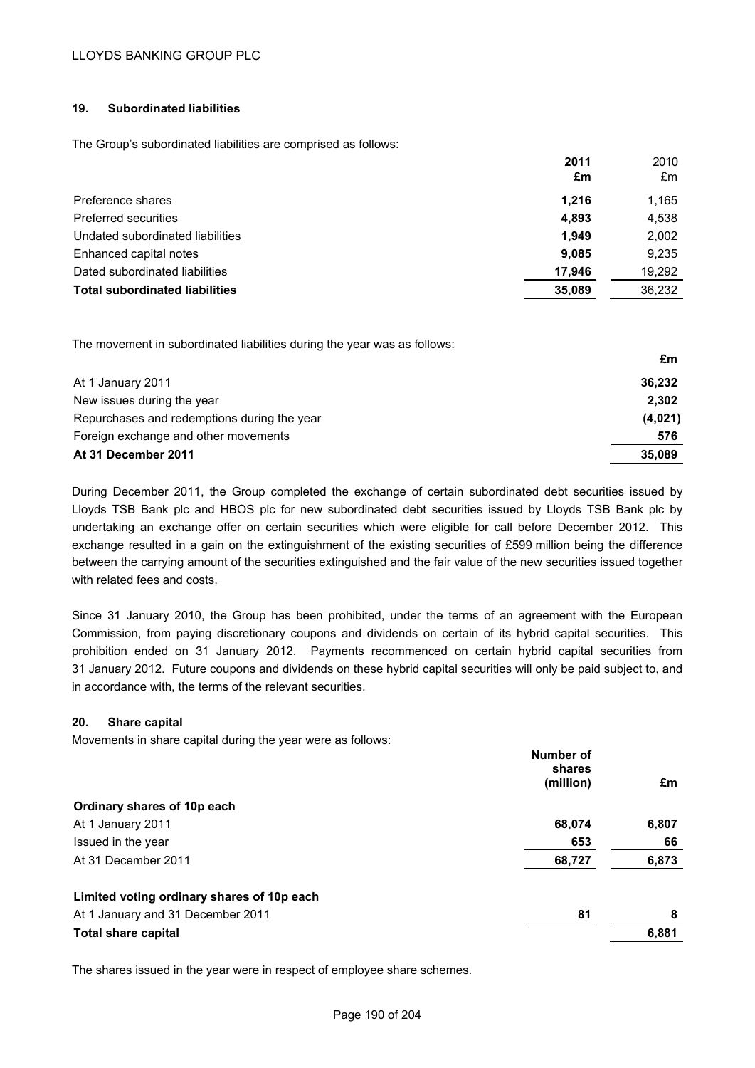## 19. Subordinated liabilities

The Group's subordinated liabilities are comprised as follows:

| | 2011 £m | 2010 £m |
|---|---|---|
| Preference shares | **1,216** | 1,165 |
| Preferred securities | **4,893** | 4,538 |
| Undated subordinated liabilities | **1,949** | 2,002 |
| Enhanced capital notes | **9,085** | 9,235 |
| Dated subordinated liabilities | **17,946** | 19,292 |
| **Total subordinated liabilities** | **35,089** | 36,232 |

The movement in subordinated liabilities during the year was as follows:

| | £m |
|---|---|
| At 1 January 2011 | **36,232** |
| New issues during the year | **2,302** |
| Repurchases and redemptions during the year | **(4,021)** |
| Foreign exchange and other movements | **576** |
| **At 31 December 2011** | **35,089** |

During December 2011, the Group completed the exchange of certain subordinated debt securities issued by Lloyds TSB Bank plc and HBOS plc for new subordinated debt securities issued by Lloyds TSB Bank plc by undertaking an exchange offer on certain securities which were eligible for call before December 2012. This exchange resulted in a gain on the extinguishment of the existing securities of £599 million being the difference between the carrying amount of the securities extinguished and the fair value of the new securities issued together with related fees and costs.

Since 31 January 2010, the Group has been prohibited, under the terms of an agreement with the European Commission, from paying discretionary coupons and dividends on certain of its hybrid capital securities. This prohibition ended on 31 January 2012. Payments recommenced on certain hybrid capital securities from 31 January 2012. Future coupons and dividends on these hybrid capital securities will only be paid subject to, and in accordance with, the terms of the relevant securities.

## 20. Share capital

Movements in share capital during the year were as follows:

| | Number of shares (million) | £m |
|---|---|---|
| **Ordinary shares of 10p each** | | |
| At 1 January 2011 | **68,074** | **6,807** |
| Issued in the year | **653** | **66** |
| At 31 December 2011 | **68,727** | **6,873** |
| **Limited voting ordinary shares of 10p each** | | |
| At 1 January and 31 December 2011 | **81** | **8** |
| **Total share capital** | | **6,881** |

The shares issued in the year were in respect of employee share schemes.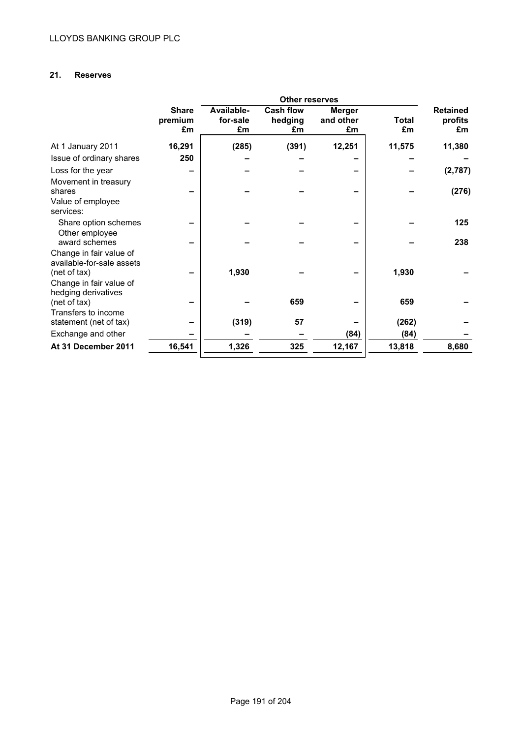## 21. Reserves

| | Share premium £m | Other reserves | | | | | Retained profits £m |
|---|---|---|---|---|---|---|---|
| | | Available-for-sale £m | Cash flow hedging £m | Merger and other £m | Total £m | | |
| At 1 January 2011 | 16,291 | (285) | (391) | 12,251 | 11,575 | | 11,380 |
| Issue of ordinary shares | 250 | – | – | – | – | | – |
| Loss for the year | – | – | – | – | – | | (2,787) |
| Movement in treasury shares | – | – | – | – | – | | (276) |
| Value of employee services: | | | | | | | |
| Share option schemes | – | – | – | – | – | | 125 |
| Other employee award schemes | – | – | – | – | – | | 238 |
| Change in fair value of available-for-sale assets (net of tax) | – | 1,930 | – | – | 1,930 | | – |
| Change in fair value of hedging derivatives (net of tax) | – | – | 659 | – | 659 | | – |
| Transfers to income statement (net of tax) | – | (319) | 57 | – | (262) | | – |
| Exchange and other | – | – | – | (84) | (84) | | – |
| **At 31 December 2011** | **16,541** | **1,326** | **325** | **12,167** | **13,818** | | **8,680** |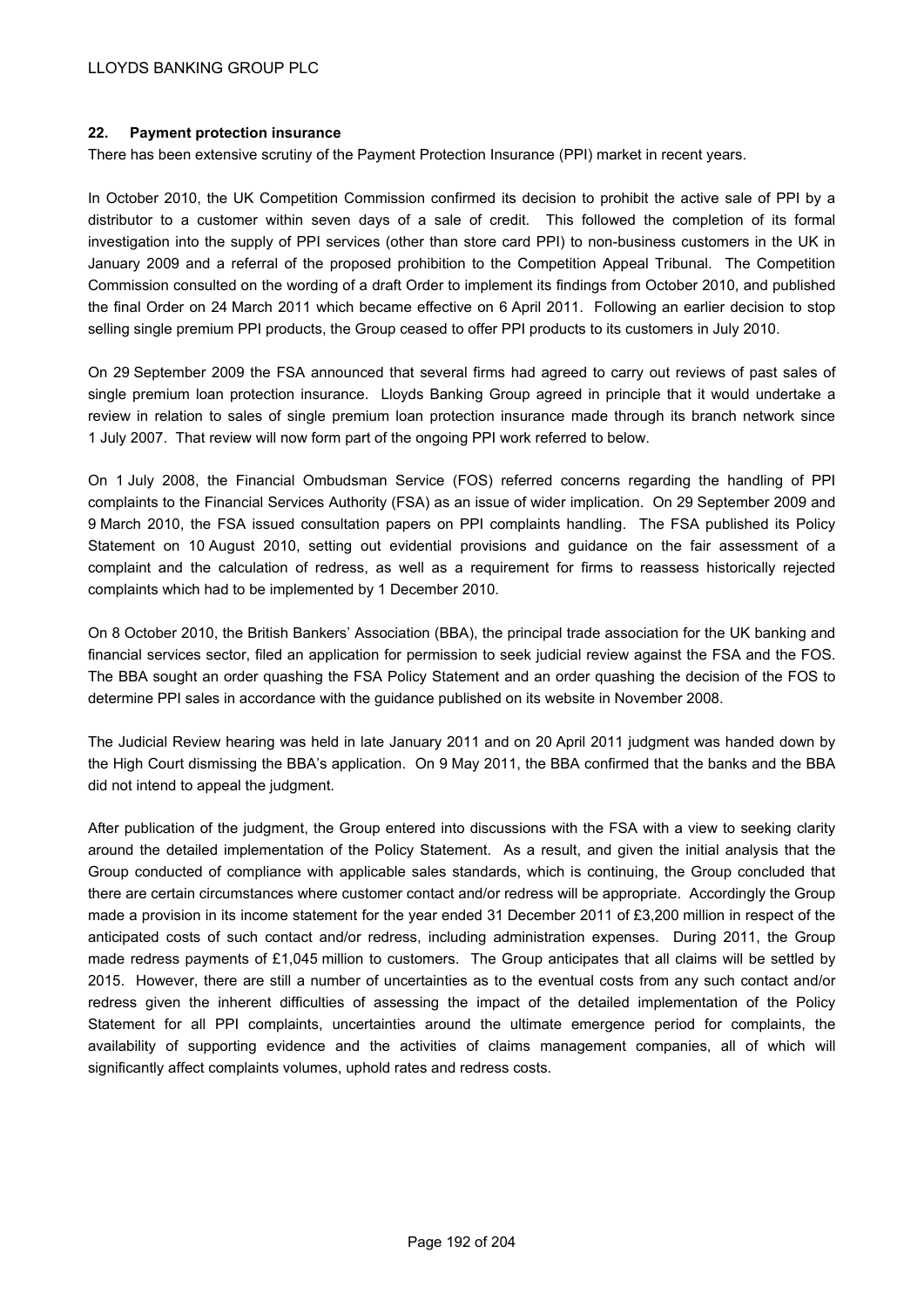## 22. Payment protection insurance

There has been extensive scrutiny of the Payment Protection Insurance (PPI) market in recent years.

In October 2010, the UK Competition Commission confirmed its decision to prohibit the active sale of PPI by a distributor to a customer within seven days of a sale of credit. This followed the completion of its formal investigation into the supply of PPI services (other than store card PPI) to non-business customers in the UK in January 2009 and a referral of the proposed prohibition to the Competition Appeal Tribunal. The Competition Commission consulted on the wording of a draft Order to implement its findings from October 2010, and published the final Order on 24 March 2011 which became effective on 6 April 2011. Following an earlier decision to stop selling single premium PPI products, the Group ceased to offer PPI products to its customers in July 2010.

On 29 September 2009 the FSA announced that several firms had agreed to carry out reviews of past sales of single premium loan protection insurance. Lloyds Banking Group agreed in principle that it would undertake a review in relation to sales of single premium loan protection insurance made through its branch network since 1 July 2007. That review will now form part of the ongoing PPI work referred to below.

On 1 July 2008, the Financial Ombudsman Service (FOS) referred concerns regarding the handling of PPI complaints to the Financial Services Authority (FSA) as an issue of wider implication. On 29 September 2009 and 9 March 2010, the FSA issued consultation papers on PPI complaints handling. The FSA published its Policy Statement on 10 August 2010, setting out evidential provisions and guidance on the fair assessment of a complaint and the calculation of redress, as well as a requirement for firms to reassess historically rejected complaints which had to be implemented by 1 December 2010.

On 8 October 2010, the British Bankers' Association (BBA), the principal trade association for the UK banking and financial services sector, filed an application for permission to seek judicial review against the FSA and the FOS. The BBA sought an order quashing the FSA Policy Statement and an order quashing the decision of the FOS to determine PPI sales in accordance with the guidance published on its website in November 2008.

The Judicial Review hearing was held in late January 2011 and on 20 April 2011 judgment was handed down by the High Court dismissing the BBA's application. On 9 May 2011, the BBA confirmed that the banks and the BBA did not intend to appeal the judgment.

After publication of the judgment, the Group entered into discussions with the FSA with a view to seeking clarity around the detailed implementation of the Policy Statement. As a result, and given the initial analysis that the Group conducted of compliance with applicable sales standards, which is continuing, the Group concluded that there are certain circumstances where customer contact and/or redress will be appropriate. Accordingly the Group made a provision in its income statement for the year ended 31 December 2011 of £3,200 million in respect of the anticipated costs of such contact and/or redress, including administration expenses. During 2011, the Group made redress payments of £1,045 million to customers. The Group anticipates that all claims will be settled by 2015. However, there are still a number of uncertainties as to the eventual costs from any such contact and/or redress given the inherent difficulties of assessing the impact of the detailed implementation of the Policy Statement for all PPI complaints, uncertainties around the ultimate emergence period for complaints, the availability of supporting evidence and the activities of claims management companies, all of which will significantly affect complaints volumes, uphold rates and redress costs.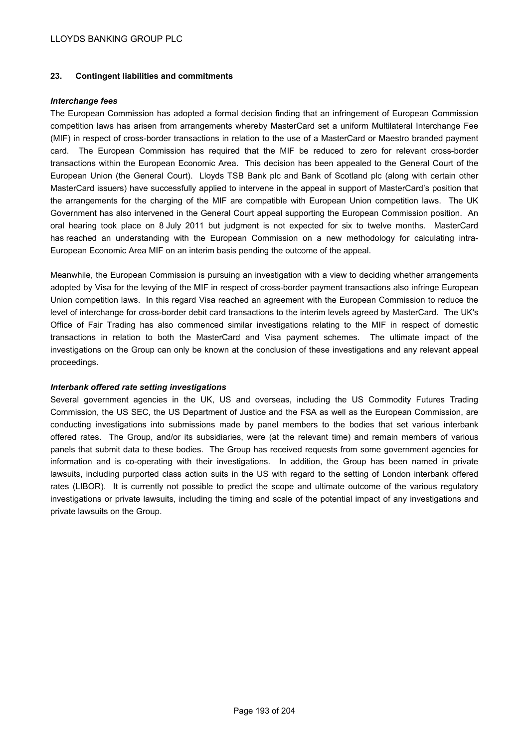## 23. Contingent liabilities and commitments

***Interchange fees***

The European Commission has adopted a formal decision finding that an infringement of European Commission competition laws has arisen from arrangements whereby MasterCard set a uniform Multilateral Interchange Fee (MIF) in respect of cross-border transactions in relation to the use of a MasterCard or Maestro branded payment card. The European Commission has required that the MIF be reduced to zero for relevant cross-border transactions within the European Economic Area. This decision has been appealed to the General Court of the European Union (the General Court). Lloyds TSB Bank plc and Bank of Scotland plc (along with certain other MasterCard issuers) have successfully applied to intervene in the appeal in support of MasterCard's position that the arrangements for the charging of the MIF are compatible with European Union competition laws. The UK Government has also intervened in the General Court appeal supporting the European Commission position. An oral hearing took place on 8 July 2011 but judgment is not expected for six to twelve months. MasterCard has reached an understanding with the European Commission on a new methodology for calculating intra-European Economic Area MIF on an interim basis pending the outcome of the appeal.

Meanwhile, the European Commission is pursuing an investigation with a view to deciding whether arrangements adopted by Visa for the levying of the MIF in respect of cross-border payment transactions also infringe European Union competition laws. In this regard Visa reached an agreement with the European Commission to reduce the level of interchange for cross-border debit card transactions to the interim levels agreed by MasterCard. The UK's Office of Fair Trading has also commenced similar investigations relating to the MIF in respect of domestic transactions in relation to both the MasterCard and Visa payment schemes. The ultimate impact of the investigations on the Group can only be known at the conclusion of these investigations and any relevant appeal proceedings.

***Interbank offered rate setting investigations***

Several government agencies in the UK, US and overseas, including the US Commodity Futures Trading Commission, the US SEC, the US Department of Justice and the FSA as well as the European Commission, are conducting investigations into submissions made by panel members to the bodies that set various interbank offered rates. The Group, and/or its subsidiaries, were (at the relevant time) and remain members of various panels that submit data to these bodies. The Group has received requests from some government agencies for information and is co-operating with their investigations. In addition, the Group has been named in private lawsuits, including purported class action suits in the US with regard to the setting of London interbank offered rates (LIBOR). It is currently not possible to predict the scope and ultimate outcome of the various regulatory investigations or private lawsuits, including the timing and scale of the potential impact of any investigations and private lawsuits on the Group.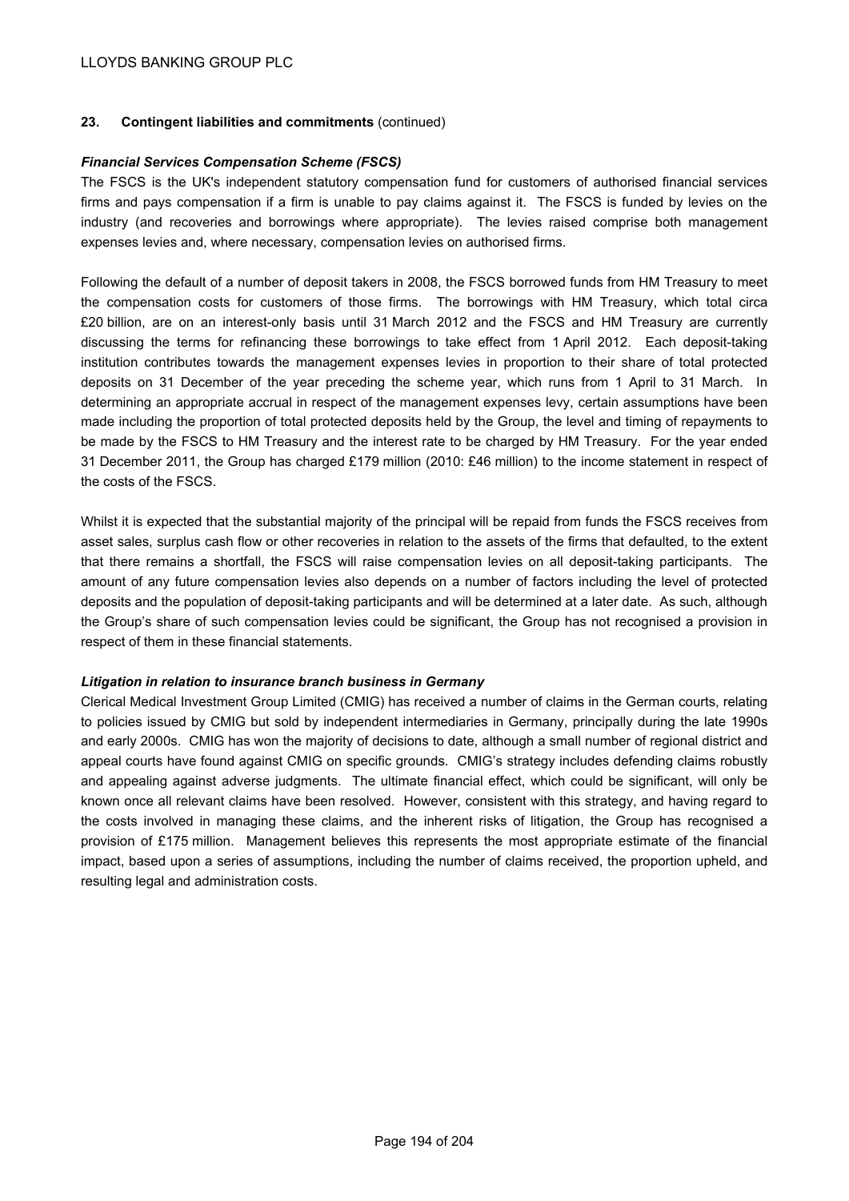## 23. Contingent liabilities and commitments (continued)

### *Financial Services Compensation Scheme (FSCS)*

The FSCS is the UK's independent statutory compensation fund for customers of authorised financial services firms and pays compensation if a firm is unable to pay claims against it. The FSCS is funded by levies on the industry (and recoveries and borrowings where appropriate). The levies raised comprise both management expenses levies and, where necessary, compensation levies on authorised firms.

Following the default of a number of deposit takers in 2008, the FSCS borrowed funds from HM Treasury to meet the compensation costs for customers of those firms. The borrowings with HM Treasury, which total circa £20 billion, are on an interest-only basis until 31 March 2012 and the FSCS and HM Treasury are currently discussing the terms for refinancing these borrowings to take effect from 1 April 2012. Each deposit-taking institution contributes towards the management expenses levies in proportion to their share of total protected deposits on 31 December of the year preceding the scheme year, which runs from 1 April to 31 March. In determining an appropriate accrual in respect of the management expenses levy, certain assumptions have been made including the proportion of total protected deposits held by the Group, the level and timing of repayments to be made by the FSCS to HM Treasury and the interest rate to be charged by HM Treasury. For the year ended 31 December 2011, the Group has charged £179 million (2010: £46 million) to the income statement in respect of the costs of the FSCS.

Whilst it is expected that the substantial majority of the principal will be repaid from funds the FSCS receives from asset sales, surplus cash flow or other recoveries in relation to the assets of the firms that defaulted, to the extent that there remains a shortfall, the FSCS will raise compensation levies on all deposit-taking participants. The amount of any future compensation levies also depends on a number of factors including the level of protected deposits and the population of deposit-taking participants and will be determined at a later date. As such, although the Group's share of such compensation levies could be significant, the Group has not recognised a provision in respect of them in these financial statements.

### *Litigation in relation to insurance branch business in Germany*

Clerical Medical Investment Group Limited (CMIG) has received a number of claims in the German courts, relating to policies issued by CMIG but sold by independent intermediaries in Germany, principally during the late 1990s and early 2000s. CMIG has won the majority of decisions to date, although a small number of regional district and appeal courts have found against CMIG on specific grounds. CMIG's strategy includes defending claims robustly and appealing against adverse judgments. The ultimate financial effect, which could be significant, will only be known once all relevant claims have been resolved. However, consistent with this strategy, and having regard to the costs involved in managing these claims, and the inherent risks of litigation, the Group has recognised a provision of £175 million. Management believes this represents the most appropriate estimate of the financial impact, based upon a series of assumptions, including the number of claims received, the proportion upheld, and resulting legal and administration costs.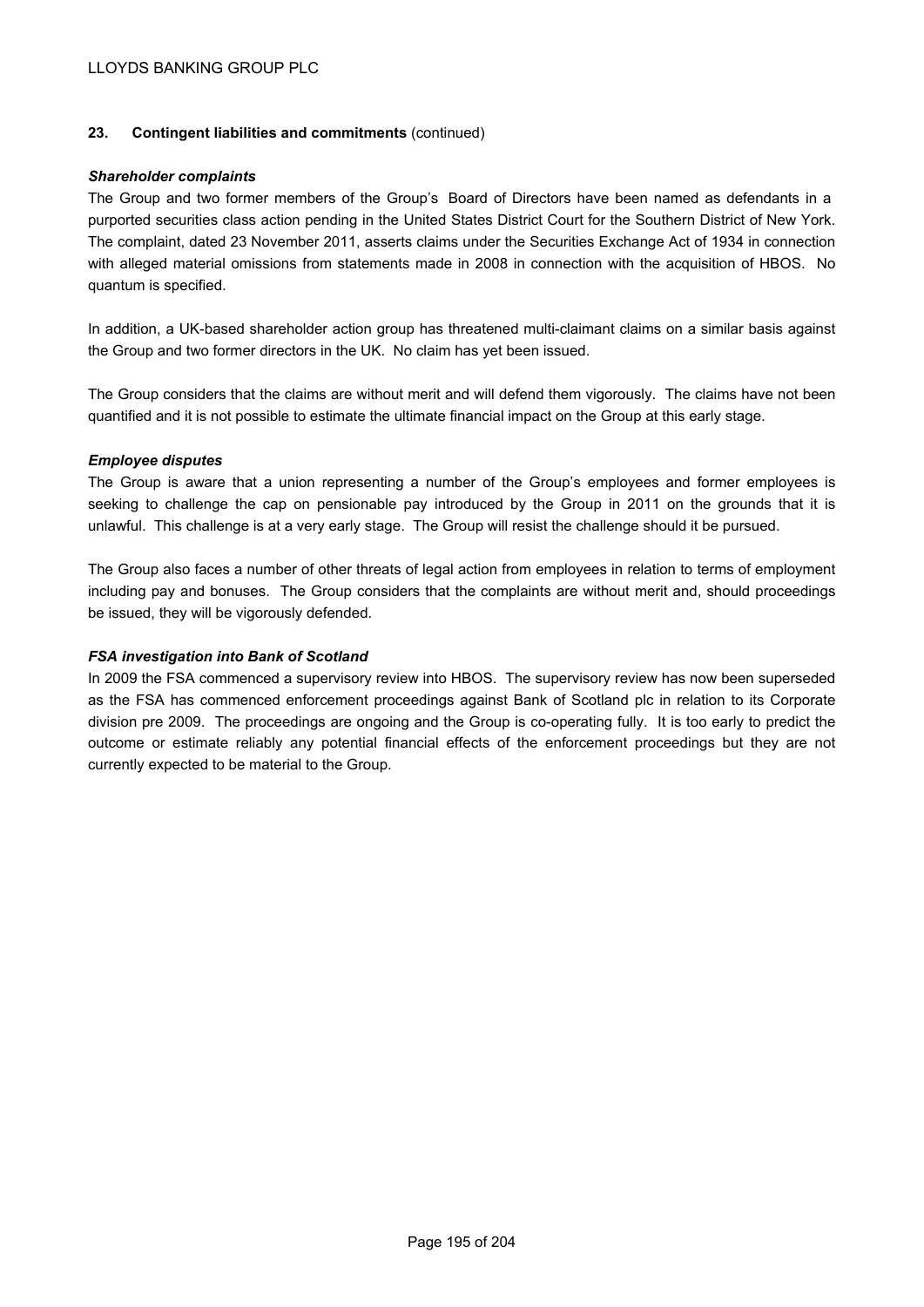## 23. Contingent liabilities and commitments (continued)

***Shareholder complaints***

The Group and two former members of the Group's Board of Directors have been named as defendants in a purported securities class action pending in the United States District Court for the Southern District of New York. The complaint, dated 23 November 2011, asserts claims under the Securities Exchange Act of 1934 in connection with alleged material omissions from statements made in 2008 in connection with the acquisition of HBOS. No quantum is specified.

In addition, a UK-based shareholder action group has threatened multi-claimant claims on a similar basis against the Group and two former directors in the UK. No claim has yet been issued.

The Group considers that the claims are without merit and will defend them vigorously. The claims have not been quantified and it is not possible to estimate the ultimate financial impact on the Group at this early stage.

***Employee disputes***

The Group is aware that a union representing a number of the Group's employees and former employees is seeking to challenge the cap on pensionable pay introduced by the Group in 2011 on the grounds that it is unlawful. This challenge is at a very early stage. The Group will resist the challenge should it be pursued.

The Group also faces a number of other threats of legal action from employees in relation to terms of employment including pay and bonuses. The Group considers that the complaints are without merit and, should proceedings be issued, they will be vigorously defended.

***FSA investigation into Bank of Scotland***

In 2009 the FSA commenced a supervisory review into HBOS. The supervisory review has now been superseded as the FSA has commenced enforcement proceedings against Bank of Scotland plc in relation to its Corporate division pre 2009. The proceedings are ongoing and the Group is co-operating fully. It is too early to predict the outcome or estimate reliably any potential financial effects of the enforcement proceedings but they are not currently expected to be material to the Group.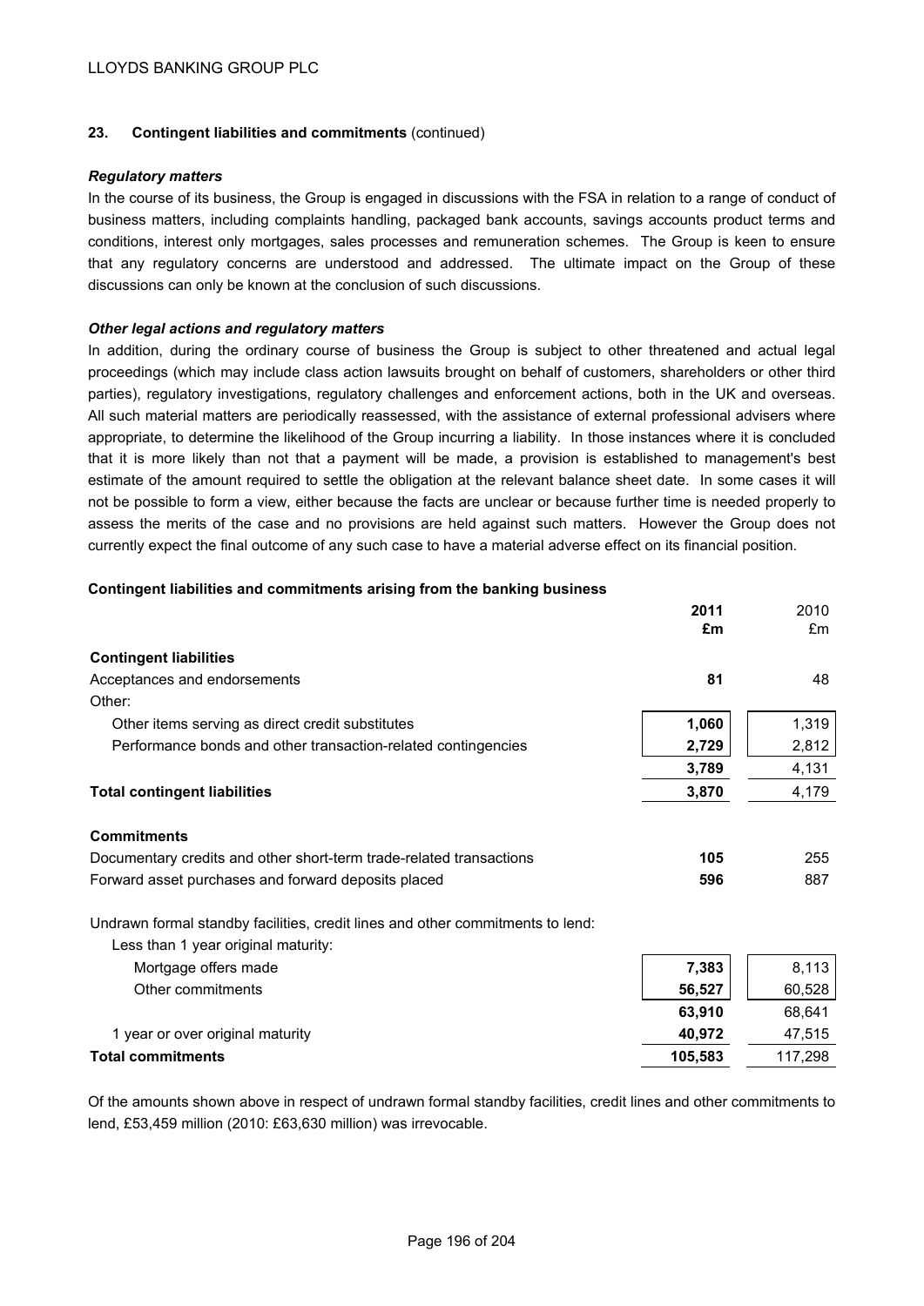## 23. Contingent liabilities and commitments (continued)

### *Regulatory matters*

In the course of its business, the Group is engaged in discussions with the FSA in relation to a range of conduct of business matters, including complaints handling, packaged bank accounts, savings accounts product terms and conditions, interest only mortgages, sales processes and remuneration schemes. The Group is keen to ensure that any regulatory concerns are understood and addressed. The ultimate impact on the Group of these discussions can only be known at the conclusion of such discussions.

### *Other legal actions and regulatory matters*

In addition, during the ordinary course of business the Group is subject to other threatened and actual legal proceedings (which may include class action lawsuits brought on behalf of customers, shareholders or other third parties), regulatory investigations, regulatory challenges and enforcement actions, both in the UK and overseas. All such material matters are periodically reassessed, with the assistance of external professional advisers where appropriate, to determine the likelihood of the Group incurring a liability. In those instances where it is concluded that it is more likely than not that a payment will be made, a provision is established to management's best estimate of the amount required to settle the obligation at the relevant balance sheet date. In some cases it will not be possible to form a view, either because the facts are unclear or because further time is needed properly to assess the merits of the case and no provisions are held against such matters. However the Group does not currently expect the final outcome of any such case to have a material adverse effect on its financial position.

### Contingent liabilities and commitments arising from the banking business

| | **2011 £m** | 2010 £m |
|---|---|---|
| **Contingent liabilities** | | |
| Acceptances and endorsements | **81** | 48 |
| Other: | | |
| Other items serving as direct credit substitutes | **1,060** | 1,319 |
| Performance bonds and other transaction-related contingencies | **2,729** | 2,812 |
| | **3,789** | 4,131 |
| **Total contingent liabilities** | **3,870** | 4,179 |
| | | |
| **Commitments** | | |
| Documentary credits and other short-term trade-related transactions | **105** | 255 |
| Forward asset purchases and forward deposits placed | **596** | 887 |
| | | |
| Undrawn formal standby facilities, credit lines and other commitments to lend: | | |
| Less than 1 year original maturity: | | |
| Mortgage offers made | **7,383** | 8,113 |
| Other commitments | **56,527** | 60,528 |
| | **63,910** | 68,641 |
| 1 year or over original maturity | **40,972** | 47,515 |
| **Total commitments** | **105,583** | 117,298 |

Of the amounts shown above in respect of undrawn formal standby facilities, credit lines and other commitments to lend, £53,459 million (2010: £63,630 million) was irrevocable.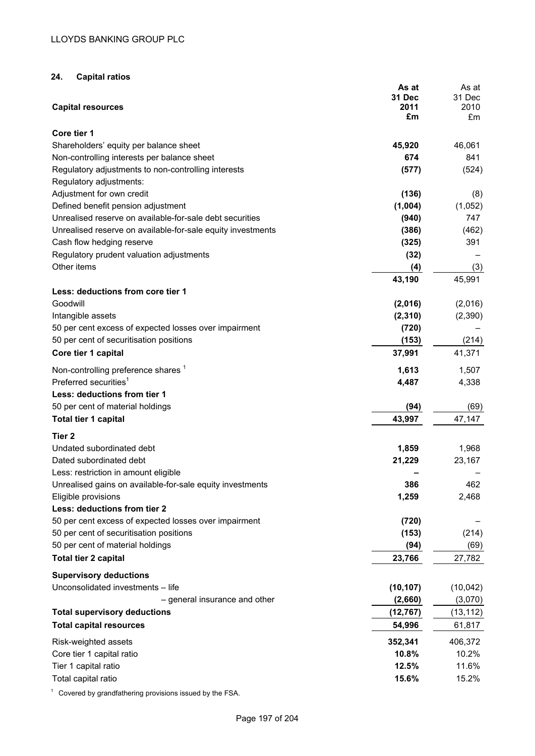## 24. Capital ratios

| Capital resources | As at 31 Dec 2011 £m | As at 31 Dec 2010 £m |
|---|---|---|
| **Core tier 1** | | |
| Shareholders' equity per balance sheet | **45,920** | 46,061 |
| Non-controlling interests per balance sheet | **674** | 841 |
| Regulatory adjustments to non-controlling interests | **(577)** | (524) |
| Regulatory adjustments: | | |
| Adjustment for own credit | **(136)** | (8) |
| Defined benefit pension adjustment | **(1,004)** | (1,052) |
| Unrealised reserve on available-for-sale debt securities | **(940)** | 747 |
| Unrealised reserve on available-for-sale equity investments | **(386)** | (462) |
| Cash flow hedging reserve | **(325)** | 391 |
| Regulatory prudent valuation adjustments | **(32)** | – |
| Other items | **(4)** | (3) |
| | **43,190** | 45,991 |
| **Less: deductions from core tier 1** | | |
| Goodwill | **(2,016)** | (2,016) |
| Intangible assets | **(2,310)** | (2,390) |
| 50 per cent excess of expected losses over impairment | **(720)** | – |
| 50 per cent of securitisation positions | **(153)** | (214) |
| **Core tier 1 capital** | **37,991** | 41,371 |
| Non-controlling preference shares [1] | **1,613** | 1,507 |
| Preferred securities[1] | **4,487** | 4,338 |
| **Less: deductions from tier 1** | | |
| 50 per cent of material holdings | **(94)** | (69) |
| **Total tier 1 capital** | **43,997** | 47,147 |
| **Tier 2** | | |
| Undated subordinated debt | **1,859** | 1,968 |
| Dated subordinated debt | **21,229** | 23,167 |
| Less: restriction in amount eligible | **–** | – |
| Unrealised gains on available-for-sale equity investments | **386** | 462 |
| Eligible provisions | **1,259** | 2,468 |
| **Less: deductions from tier 2** | | |
| 50 per cent excess of expected losses over impairment | **(720)** | – |
| 50 per cent of securitisation positions | **(153)** | (214) |
| 50 per cent of material holdings | **(94)** | (69) |
| **Total tier 2 capital** | **23,766** | 27,782 |
| **Supervisory deductions** | | |
| Unconsolidated investments – life | **(10,107)** | (10,042) |
| – general insurance and other | **(2,660)** | (3,070) |
| **Total supervisory deductions** | **(12,767)** | (13,112) |
| **Total capital resources** | **54,996** | 61,817 |
| Risk-weighted assets | **352,341** | 406,372 |
| Core tier 1 capital ratio | **10.8%** | 10.2% |
| Tier 1 capital ratio | **12.5%** | 11.6% |
| Total capital ratio | **15.6%** | 15.2% |

[1] Covered by grandfathering provisions issued by the FSA.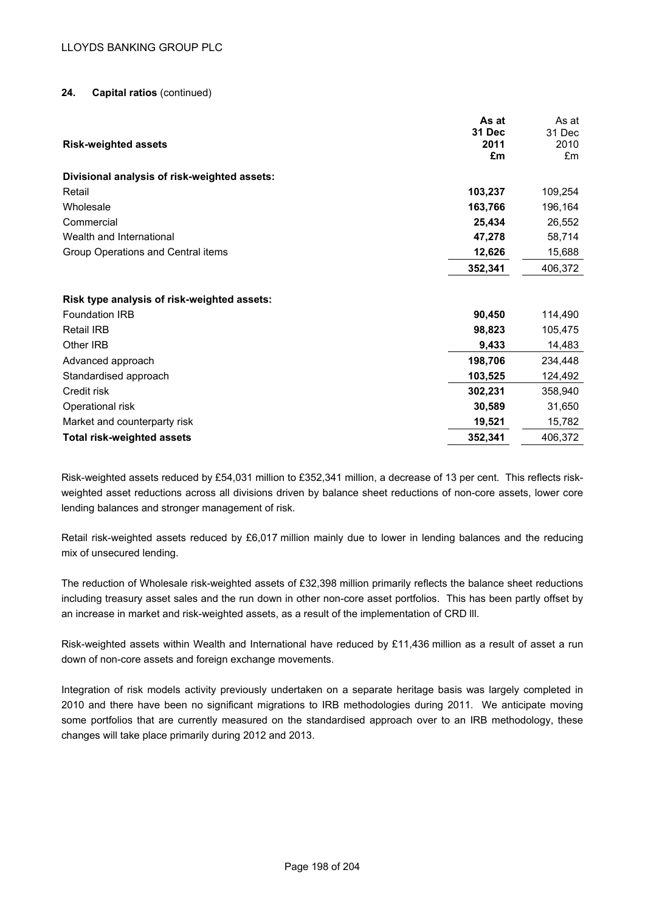## 24. Capital ratios (continued)

| Risk-weighted assets | As at 31 Dec 2011 £m | As at 31 Dec 2010 £m |
|---|---|---|
| **Divisional analysis of risk-weighted assets:** | | |
| Retail | **103,237** | 109,254 |
| Wholesale | **163,766** | 196,164 |
| Commercial | **25,434** | 26,552 |
| Wealth and International | **47,278** | 58,714 |
| Group Operations and Central items | **12,626** | 15,688 |
| | **352,341** | 406,372 |
| **Risk type analysis of risk-weighted assets:** | | |
| Foundation IRB | **90,450** | 114,490 |
| Retail IRB | **98,823** | 105,475 |
| Other IRB | **9,433** | 14,483 |
| Advanced approach | **198,706** | 234,448 |
| Standardised approach | **103,525** | 124,492 |
| Credit risk | **302,231** | 358,940 |
| Operational risk | **30,589** | 31,650 |
| Market and counterparty risk | **19,521** | 15,782 |
| **Total risk-weighted assets** | **352,341** | 406,372 |

Risk-weighted assets reduced by £54,031 million to £352,341 million, a decrease of 13 per cent. This reflects risk-weighted asset reductions across all divisions driven by balance sheet reductions of non-core assets, lower core lending balances and stronger management of risk.

Retail risk-weighted assets reduced by £6,017 million mainly due to lower in lending balances and the reducing mix of unsecured lending.

The reduction of Wholesale risk-weighted assets of £32,398 million primarily reflects the balance sheet reductions including treasury asset sales and the run down in other non-core asset portfolios. This has been partly offset by an increase in market and risk-weighted assets, as a result of the implementation of CRD lll.

Risk-weighted assets within Wealth and International have reduced by £11,436 million as a result of asset a run down of non-core assets and foreign exchange movements.

Integration of risk models activity previously undertaken on a separate heritage basis was largely completed in 2010 and there have been no significant migrations to IRB methodologies during 2011. We anticipate moving some portfolios that are currently measured on the standardised approach over to an IRB methodology, these changes will take place primarily during 2012 and 2013.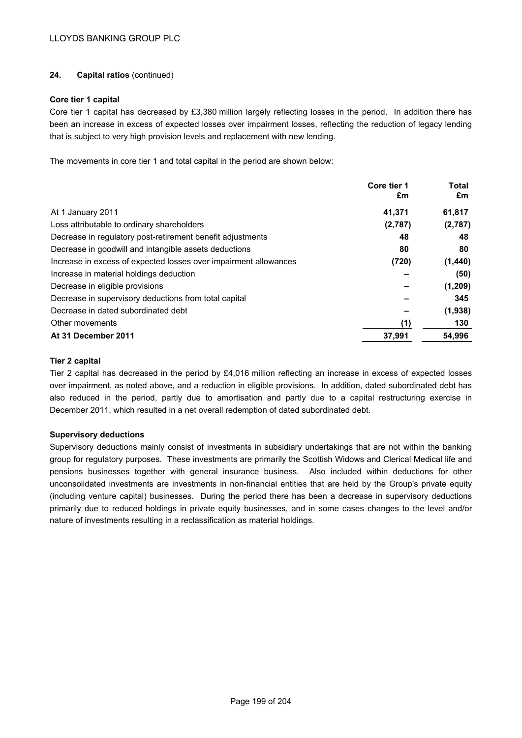## 24. Capital ratios (continued)

### Core tier 1 capital

Core tier 1 capital has decreased by £3,380 million largely reflecting losses in the period. In addition there has been an increase in excess of expected losses over impairment losses, reflecting the reduction of legacy lending that is subject to very high provision levels and replacement with new lending.

The movements in core tier 1 and total capital in the period are shown below:

| | Core tier 1 £m | Total £m |
|---|---|---|
| At 1 January 2011 | **41,371** | **61,817** |
| Loss attributable to ordinary shareholders | **(2,787)** | **(2,787)** |
| Decrease in regulatory post-retirement benefit adjustments | **48** | **48** |
| Decrease in goodwill and intangible assets deductions | **80** | **80** |
| Increase in excess of expected losses over impairment allowances | **(720)** | **(1,440)** |
| Increase in material holdings deduction | **–** | **(50)** |
| Decrease in eligible provisions | **–** | **(1,209)** |
| Decrease in supervisory deductions from total capital | **–** | **345** |
| Decrease in dated subordinated debt | **–** | **(1,938)** |
| Other movements | **(1)** | **130** |
| **At 31 December 2011** | **37,991** | **54,996** |

### Tier 2 capital

Tier 2 capital has decreased in the period by £4,016 million reflecting an increase in excess of expected losses over impairment, as noted above, and a reduction in eligible provisions. In addition, dated subordinated debt has also reduced in the period, partly due to amortisation and partly due to a capital restructuring exercise in December 2011, which resulted in a net overall redemption of dated subordinated debt.

### Supervisory deductions

Supervisory deductions mainly consist of investments in subsidiary undertakings that are not within the banking group for regulatory purposes. These investments are primarily the Scottish Widows and Clerical Medical life and pensions businesses together with general insurance business. Also included within deductions for other unconsolidated investments are investments in non-financial entities that are held by the Group's private equity (including venture capital) businesses. During the period there has been a decrease in supervisory deductions primarily due to reduced holdings in private equity businesses, and in some cases changes to the level and/or nature of investments resulting in a reclassification as material holdings.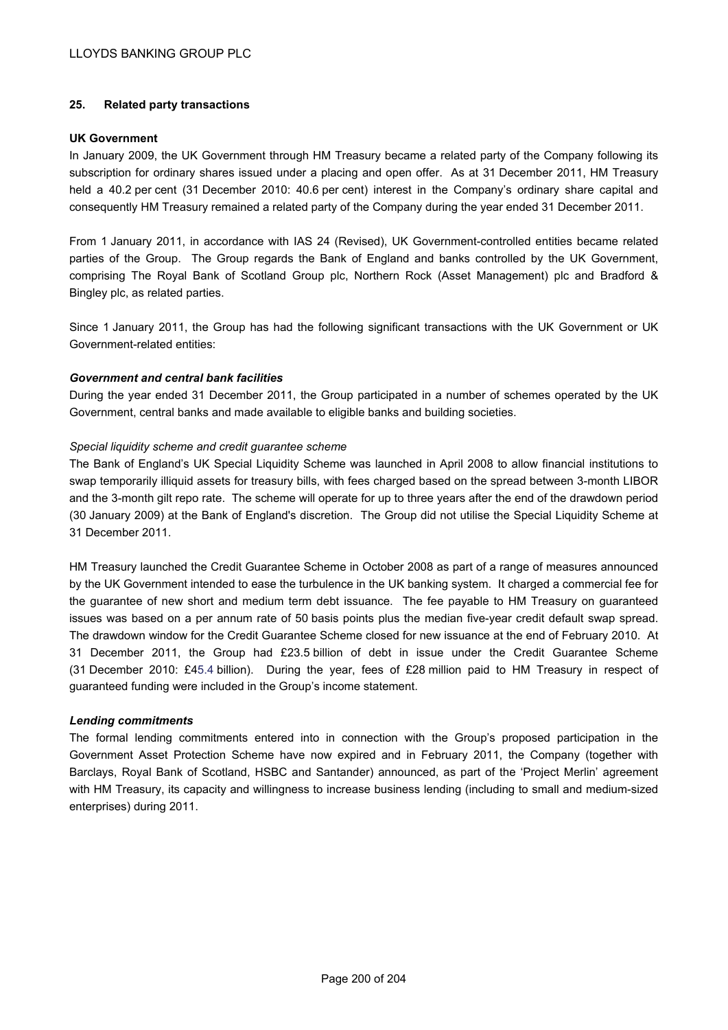## 25. Related party transactions

**UK Government**

In January 2009, the UK Government through HM Treasury became a related party of the Company following its subscription for ordinary shares issued under a placing and open offer. As at 31 December 2011, HM Treasury held a 40.2 per cent (31 December 2010: 40.6 per cent) interest in the Company's ordinary share capital and consequently HM Treasury remained a related party of the Company during the year ended 31 December 2011.

From 1 January 2011, in accordance with IAS 24 (Revised), UK Government-controlled entities became related parties of the Group. The Group regards the Bank of England and banks controlled by the UK Government, comprising The Royal Bank of Scotland Group plc, Northern Rock (Asset Management) plc and Bradford & Bingley plc, as related parties.

Since 1 January 2011, the Group has had the following significant transactions with the UK Government or UK Government-related entities:

***Government and central bank facilities***

During the year ended 31 December 2011, the Group participated in a number of schemes operated by the UK Government, central banks and made available to eligible banks and building societies.

*Special liquidity scheme and credit guarantee scheme*

The Bank of England's UK Special Liquidity Scheme was launched in April 2008 to allow financial institutions to swap temporarily illiquid assets for treasury bills, with fees charged based on the spread between 3-month LIBOR and the 3-month gilt repo rate. The scheme will operate for up to three years after the end of the drawdown period (30 January 2009) at the Bank of England's discretion. The Group did not utilise the Special Liquidity Scheme at 31 December 2011.

HM Treasury launched the Credit Guarantee Scheme in October 2008 as part of a range of measures announced by the UK Government intended to ease the turbulence in the UK banking system. It charged a commercial fee for the guarantee of new short and medium term debt issuance. The fee payable to HM Treasury on guaranteed issues was based on a per annum rate of 50 basis points plus the median five-year credit default swap spread. The drawdown window for the Credit Guarantee Scheme closed for new issuance at the end of February 2010. At 31 December 2011, the Group had £23.5 billion of debt in issue under the Credit Guarantee Scheme (31 December 2010: £45.4 billion). During the year, fees of £28 million paid to HM Treasury in respect of guaranteed funding were included in the Group's income statement.

***Lending commitments***

The formal lending commitments entered into in connection with the Group's proposed participation in the Government Asset Protection Scheme have now expired and in February 2011, the Company (together with Barclays, Royal Bank of Scotland, HSBC and Santander) announced, as part of the 'Project Merlin' agreement with HM Treasury, its capacity and willingness to increase business lending (including to small and medium-sized enterprises) during 2011.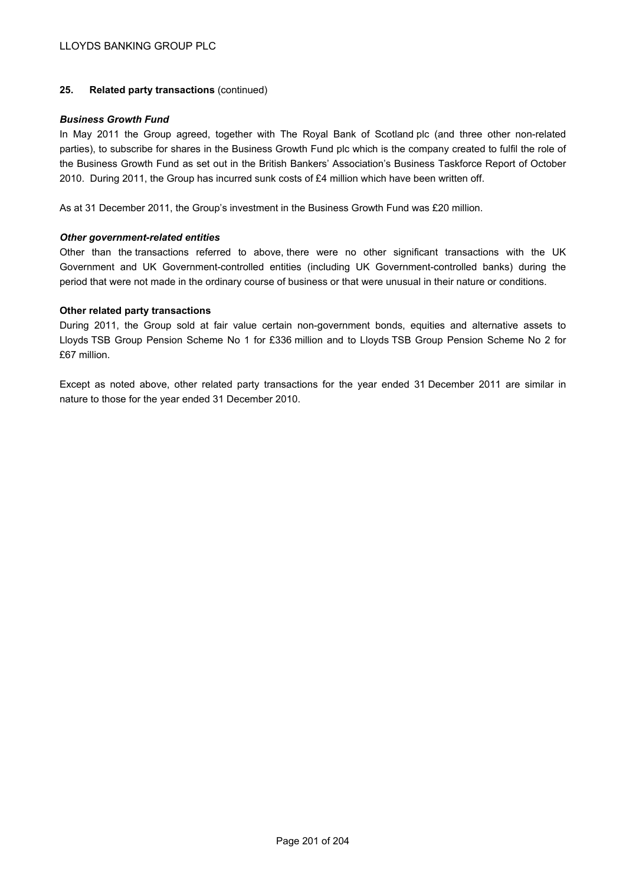## 25. Related party transactions (continued)

### *Business Growth Fund*

In May 2011 the Group agreed, together with The Royal Bank of Scotland plc (and three other non-related parties), to subscribe for shares in the Business Growth Fund plc which is the company created to fulfil the role of the Business Growth Fund as set out in the British Bankers' Association's Business Taskforce Report of October 2010. During 2011, the Group has incurred sunk costs of £4 million which have been written off.

As at 31 December 2011, the Group's investment in the Business Growth Fund was £20 million.

### *Other government-related entities*

Other than the transactions referred to above, there were no other significant transactions with the UK Government and UK Government-controlled entities (including UK Government-controlled banks) during the period that were not made in the ordinary course of business or that were unusual in their nature or conditions.

### Other related party transactions

During 2011, the Group sold at fair value certain non-government bonds, equities and alternative assets to Lloyds TSB Group Pension Scheme No 1 for £336 million and to Lloyds TSB Group Pension Scheme No 2 for £67 million.

Except as noted above, other related party transactions for the year ended 31 December 2011 are similar in nature to those for the year ended 31 December 2010.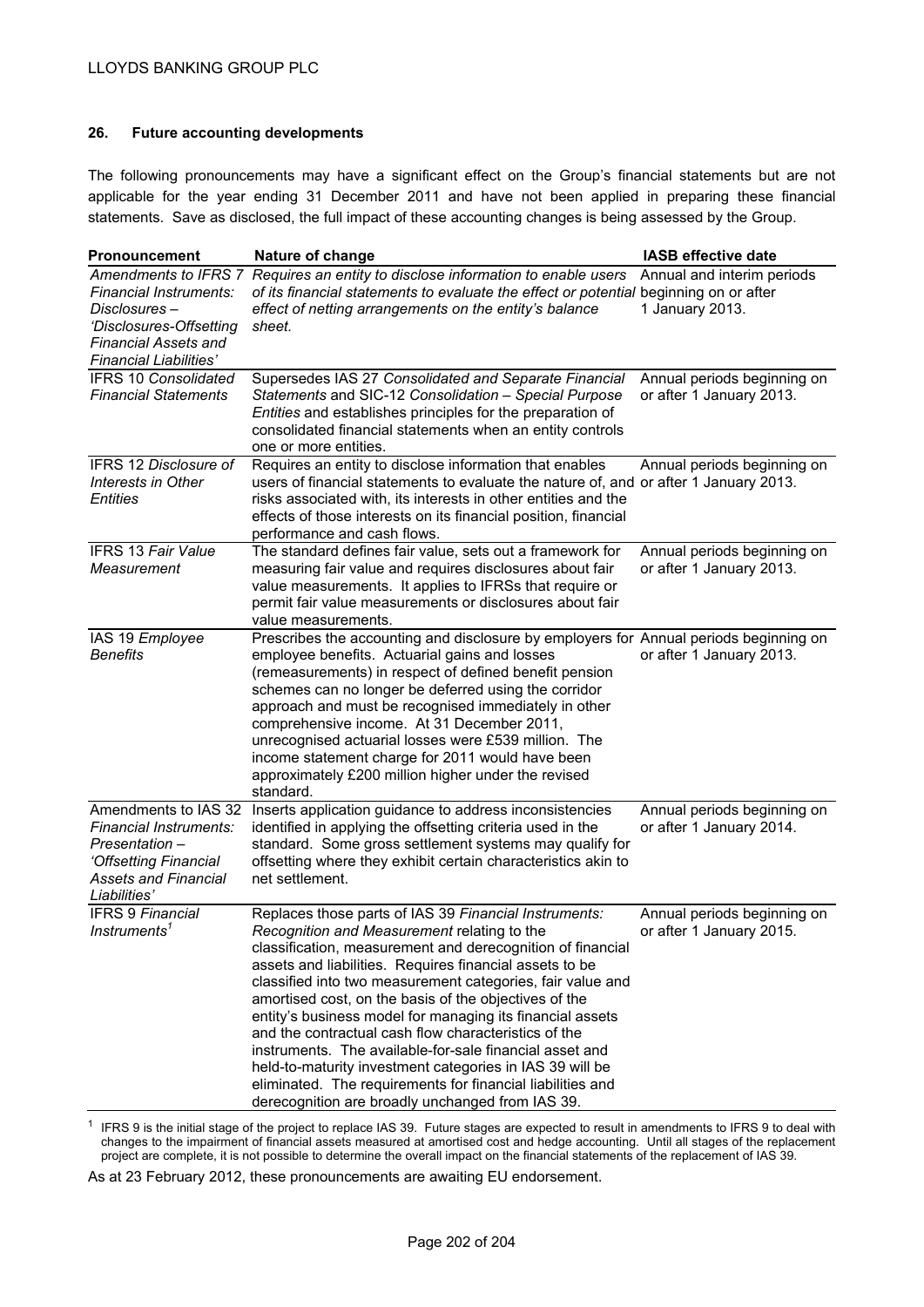## 26. Future accounting developments

The following pronouncements may have a significant effect on the Group's financial statements but are not applicable for the year ending 31 December 2011 and have not been applied in preparing these financial statements. Save as disclosed, the full impact of these accounting changes is being assessed by the Group.

| Pronouncement | Nature of change | IASB effective date |
|---|---|---|
| *Amendments to IFRS 7 Financial Instruments: Disclosures – 'Disclosures-Offsetting Financial Assets and Financial Liabilities'* | *Requires an entity to disclose information to enable users of its financial statements to evaluate the effect or potential effect of netting arrangements on the entity's balance sheet.* | Annual and interim periods beginning on or after 1 January 2013. |
| IFRS 10 *Consolidated Financial Statements* | Supersedes IAS 27 *Consolidated and Separate Financial Statements* and SIC-12 *Consolidation – Special Purpose Entities* and establishes principles for the preparation of consolidated financial statements when an entity controls one or more entities. | Annual periods beginning on or after 1 January 2013. |
| IFRS 12 *Disclosure of Interests in Other Entities* | Requires an entity to disclose information that enables users of financial statements to evaluate the nature of, and risks associated with, its interests in other entities and the effects of those interests on its financial position, financial performance and cash flows. | Annual periods beginning on or after 1 January 2013. |
| IFRS 13 *Fair Value Measurement* | The standard defines fair value, sets out a framework for measuring fair value and requires disclosures about fair value measurements. It applies to IFRSs that require or permit fair value measurements or disclosures about fair value measurements. | Annual periods beginning on or after 1 January 2013. |
| IAS 19 *Employee Benefits* | Prescribes the accounting and disclosure by employers for employee benefits. Actuarial gains and losses (remeasurements) in respect of defined benefit pension schemes can no longer be deferred using the corridor approach and must be recognised immediately in other comprehensive income. At 31 December 2011, unrecognised actuarial losses were £539 million. The income statement charge for 2011 would have been approximately £200 million higher under the revised standard. | Annual periods beginning on or after 1 January 2013. |
| Amendments to IAS 32 *Financial Instruments: Presentation – 'Offsetting Financial Assets and Financial Liabilities'* | Inserts application guidance to address inconsistencies identified in applying the offsetting criteria used in the standard. Some gross settlement systems may qualify for offsetting where they exhibit certain characteristics akin to net settlement. | Annual periods beginning on or after 1 January 2014. |
| IFRS 9 *Financial Instruments*[1] | Replaces those parts of IAS 39 *Financial Instruments: Recognition and Measurement* relating to the classification, measurement and derecognition of financial assets and liabilities. Requires financial assets to be classified into two measurement categories, fair value and amortised cost, on the basis of the objectives of the entity's business model for managing its financial assets and the contractual cash flow characteristics of the instruments. The available-for-sale financial asset and held-to-maturity investment categories in IAS 39 will be eliminated. The requirements for financial liabilities and derecognition are broadly unchanged from IAS 39. | Annual periods beginning on or after 1 January 2015. |

[1] IFRS 9 is the initial stage of the project to replace IAS 39. Future stages are expected to result in amendments to IFRS 9 to deal with changes to the impairment of financial assets measured at amortised cost and hedge accounting. Until all stages of the replacement project are complete, it is not possible to determine the overall impact on the financial statements of the replacement of IAS 39.

As at 23 February 2012, these pronouncements are awaiting EU endorsement.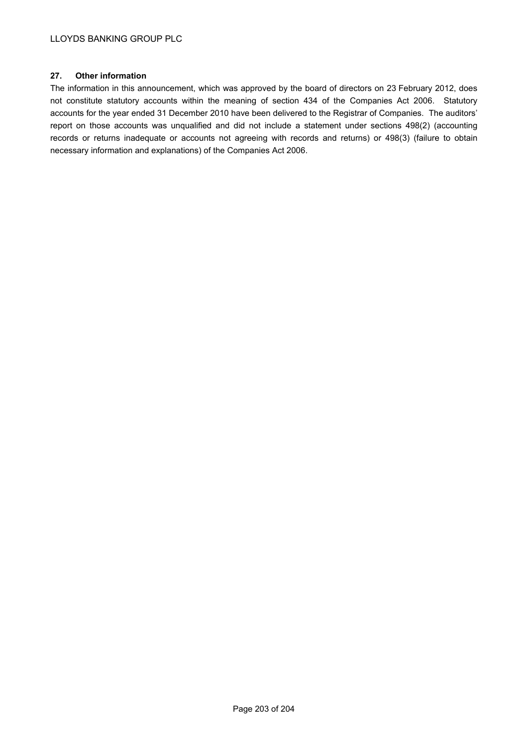## 27. Other information

The information in this announcement, which was approved by the board of directors on 23 February 2012, does not constitute statutory accounts within the meaning of section 434 of the Companies Act 2006. Statutory accounts for the year ended 31 December 2010 have been delivered to the Registrar of Companies. The auditors' report on those accounts was unqualified and did not include a statement under sections 498(2) (accounting records or returns inadequate or accounts not agreeing with records and returns) or 498(3) (failure to obtain necessary information and explanations) of the Companies Act 2006.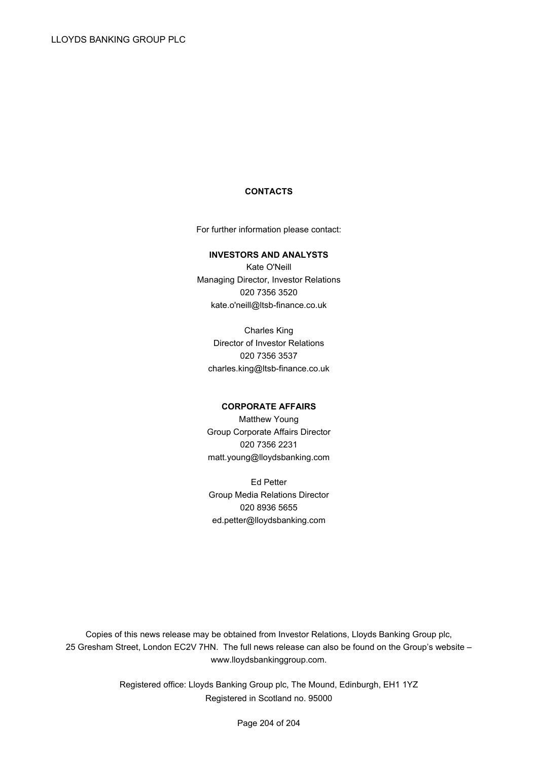## CONTACTS

For further information please contact:

**INVESTORS AND ANALYSTS**

Kate O'Neill
Managing Director, Investor Relations
020 7356 3520
kate.o'neill@ltsb-finance.co.uk

Charles King
Director of Investor Relations
020 7356 3537
charles.king@ltsb-finance.co.uk

**CORPORATE AFFAIRS**

Matthew Young
Group Corporate Affairs Director
020 7356 2231
matt.young@lloydsbanking.com

Ed Petter
Group Media Relations Director
020 8936 5655
ed.petter@lloydsbanking.com

Copies of this news release may be obtained from Investor Relations, Lloyds Banking Group plc, 25 Gresham Street, London EC2V 7HN. The full news release can also be found on the Group's website – www.lloydsbankinggroup.com.

Registered office: Lloyds Banking Group plc, The Mound, Edinburgh, EH1 1YZ
Registered in Scotland no. 95000